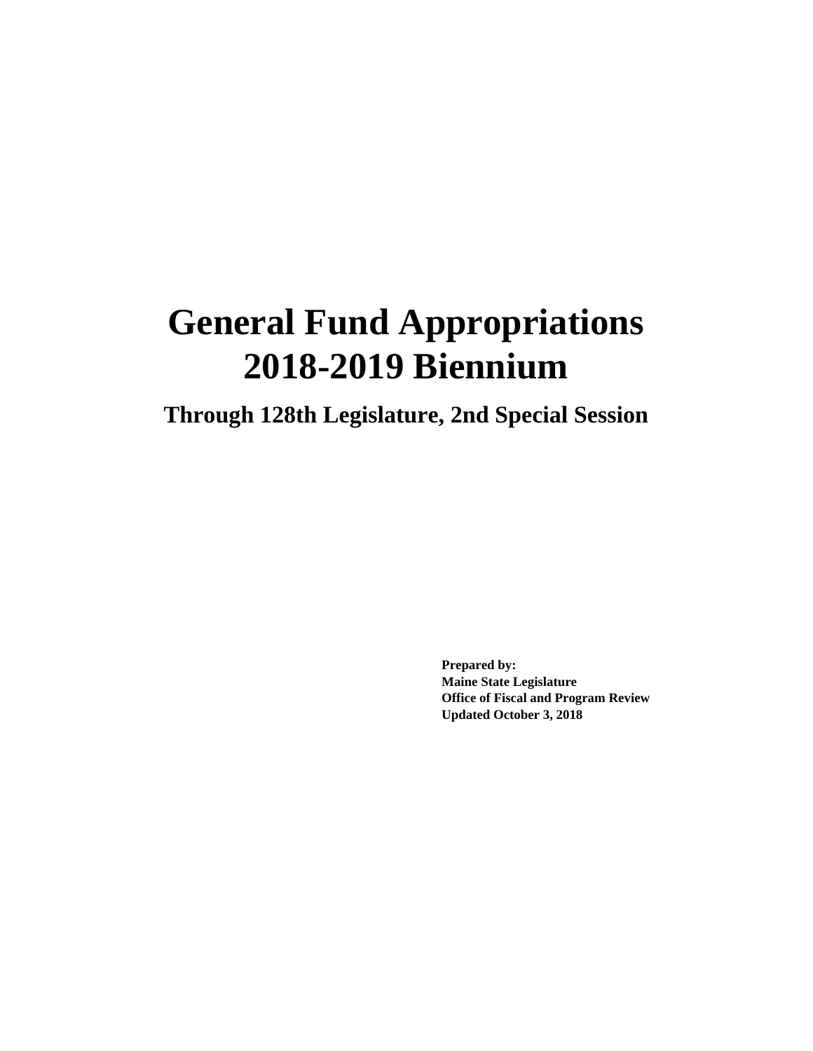# General Fund Appropriations 2018-2019 Biennium

## Through 128th Legislature, 2nd Special Session

**Prepared by:**
**Maine State Legislature**
**Office of Fiscal and Program Review**
**Updated October 3, 2018**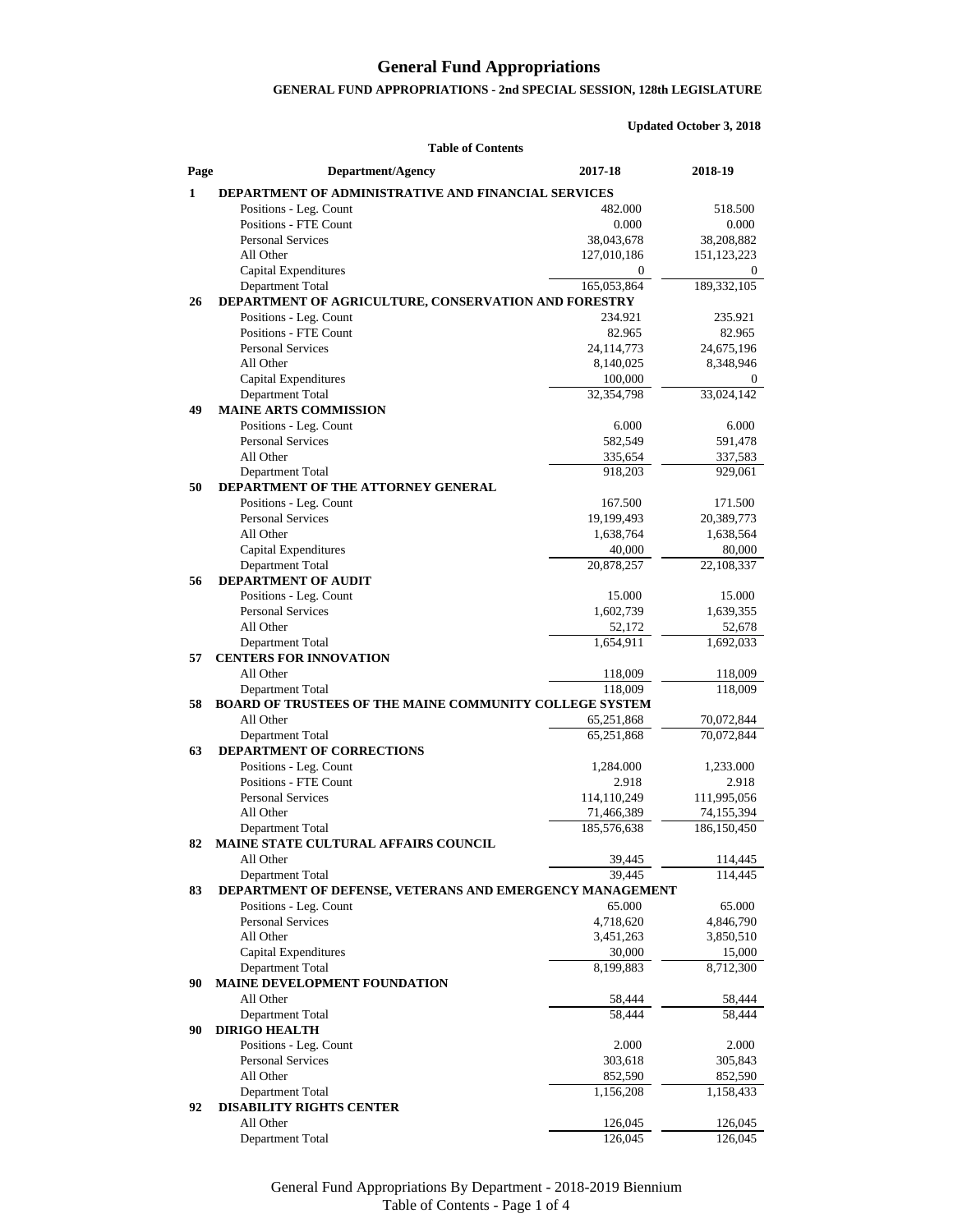# General Fund Appropriations

## GENERAL FUND APPROPRIATIONS - 2nd SPECIAL SESSION, 128th LEGISLATURE

**Updated October 3, 2018**

**Table of Contents**

| Page | Department/Agency | 2017-18 | 2018-19 |
|---|---|---|---|
| **1** | **DEPARTMENT OF ADMINISTRATIVE AND FINANCIAL SERVICES** | | |
| | Positions - Leg. Count | 482.000 | 518.500 |
| | Positions - FTE Count | 0.000 | 0.000 |
| | Personal Services | 38,043,678 | 38,208,882 |
| | All Other | 127,010,186 | 151,123,223 |
| | Capital Expenditures | 0 | 0 |
| | Department Total | 165,053,864 | 189,332,105 |
| **26** | **DEPARTMENT OF AGRICULTURE, CONSERVATION AND FORESTRY** | | |
| | Positions - Leg. Count | 234.921 | 235.921 |
| | Positions - FTE Count | 82.965 | 82.965 |
| | Personal Services | 24,114,773 | 24,675,196 |
| | All Other | 8,140,025 | 8,348,946 |
| | Capital Expenditures | 100,000 | 0 |
| | Department Total | 32,354,798 | 33,024,142 |
| **49** | **MAINE ARTS COMMISSION** | | |
| | Positions - Leg. Count | 6.000 | 6.000 |
| | Personal Services | 582,549 | 591,478 |
| | All Other | 335,654 | 337,583 |
| | Department Total | 918,203 | 929,061 |
| **50** | **DEPARTMENT OF THE ATTORNEY GENERAL** | | |
| | Positions - Leg. Count | 167.500 | 171.500 |
| | Personal Services | 19,199,493 | 20,389,773 |
| | All Other | 1,638,764 | 1,638,564 |
| | Capital Expenditures | 40,000 | 80,000 |
| | Department Total | 20,878,257 | 22,108,337 |
| **56** | **DEPARTMENT OF AUDIT** | | |
| | Positions - Leg. Count | 15.000 | 15.000 |
| | Personal Services | 1,602,739 | 1,639,355 |
| | All Other | 52,172 | 52,678 |
| | Department Total | 1,654,911 | 1,692,033 |
| **57** | **CENTERS FOR INNOVATION** | | |
| | All Other | 118,009 | 118,009 |
| | Department Total | 118,009 | 118,009 |
| **58** | **BOARD OF TRUSTEES OF THE MAINE COMMUNITY COLLEGE SYSTEM** | | |
| | All Other | 65,251,868 | 70,072,844 |
| | Department Total | 65,251,868 | 70,072,844 |
| **63** | **DEPARTMENT OF CORRECTIONS** | | |
| | Positions - Leg. Count | 1,284.000 | 1,233.000 |
| | Positions - FTE Count | 2.918 | 2.918 |
| | Personal Services | 114,110,249 | 111,995,056 |
| | All Other | 71,466,389 | 74,155,394 |
| | Department Total | 185,576,638 | 186,150,450 |
| **82** | **MAINE STATE CULTURAL AFFAIRS COUNCIL** | | |
| | All Other | 39,445 | 114,445 |
| | Department Total | 39,445 | 114,445 |
| **83** | **DEPARTMENT OF DEFENSE, VETERANS AND EMERGENCY MANAGEMENT** | | |
| | Positions - Leg. Count | 65.000 | 65.000 |
| | Personal Services | 4,718,620 | 4,846,790 |
| | All Other | 3,451,263 | 3,850,510 |
| | Capital Expenditures | 30,000 | 15,000 |
| | Department Total | 8,199,883 | 8,712,300 |
| **90** | **MAINE DEVELOPMENT FOUNDATION** | | |
| | All Other | 58,444 | 58,444 |
| | Department Total | 58,444 | 58,444 |
| **90** | **DIRIGO HEALTH** | | |
| | Positions - Leg. Count | 2.000 | 2.000 |
| | Personal Services | 303,618 | 305,843 |
| | All Other | 852,590 | 852,590 |
| | Department Total | 1,156,208 | 1,158,433 |
| **92** | **DISABILITY RIGHTS CENTER** | | |
| | All Other | 126,045 | 126,045 |
| | Department Total | 126,045 | 126,045 |

General Fund Appropriations By Department - 2018-2019 Biennium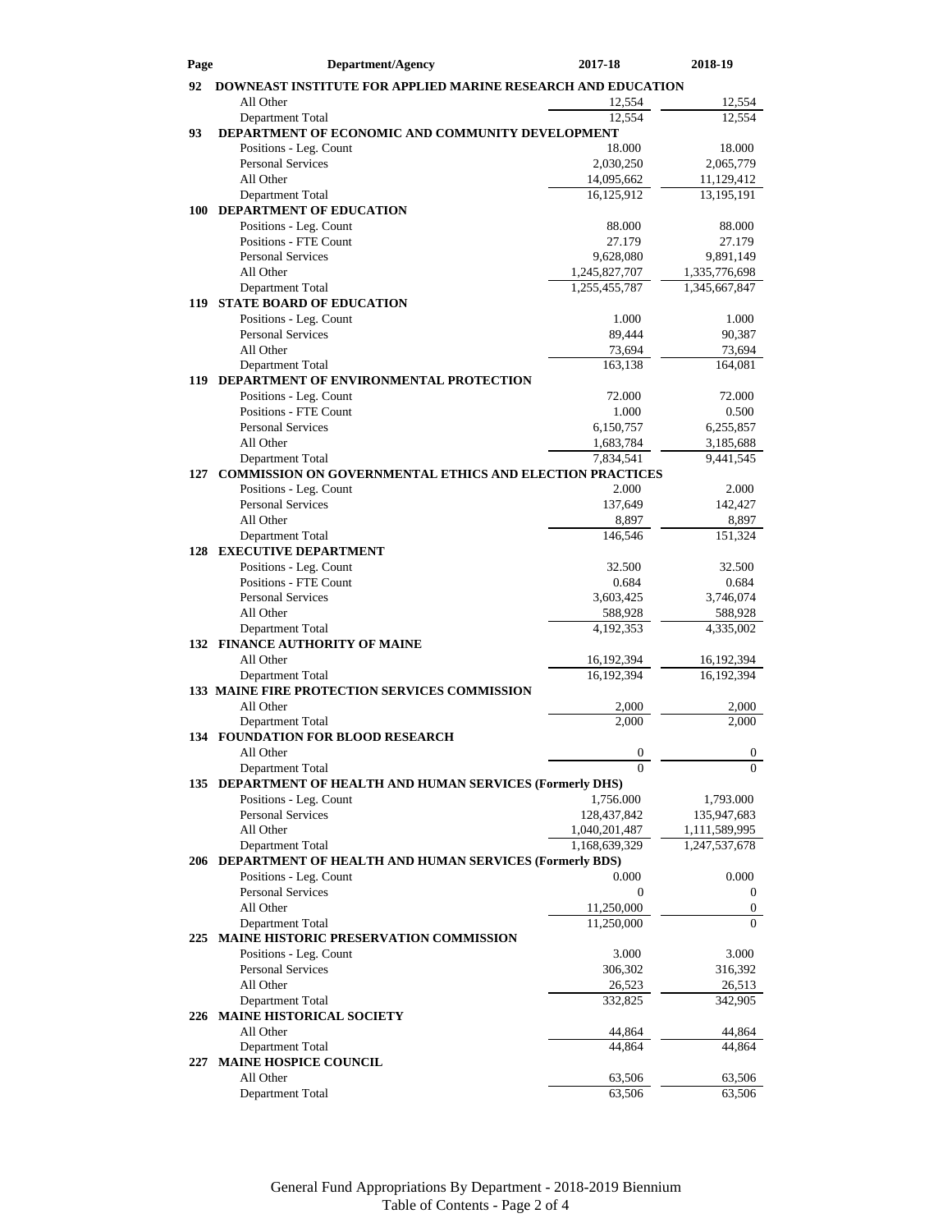| Page | Department/Agency | 2017-18 | 2018-19 |
|---|---|---|---|
| 92 | **DOWNEAST INSTITUTE FOR APPLIED MARINE RESEARCH AND EDUCATION** | | |
| | All Other | 12,554 | 12,554 |
| | Department Total | 12,554 | 12,554 |
| 93 | **DEPARTMENT OF ECONOMIC AND COMMUNITY DEVELOPMENT** | | |
| | Positions - Leg. Count | 18.000 | 18.000 |
| | Personal Services | 2,030,250 | 2,065,779 |
| | All Other | 14,095,662 | 11,129,412 |
| | Department Total | 16,125,912 | 13,195,191 |
| 100 | **DEPARTMENT OF EDUCATION** | | |
| | Positions - Leg. Count | 88.000 | 88.000 |
| | Positions - FTE Count | 27.179 | 27.179 |
| | Personal Services | 9,628,080 | 9,891,149 |
| | All Other | 1,245,827,707 | 1,335,776,698 |
| | Department Total | 1,255,455,787 | 1,345,667,847 |
| 119 | **STATE BOARD OF EDUCATION** | | |
| | Positions - Leg. Count | 1.000 | 1.000 |
| | Personal Services | 89,444 | 90,387 |
| | All Other | 73,694 | 73,694 |
| | Department Total | 163,138 | 164,081 |
| 119 | **DEPARTMENT OF ENVIRONMENTAL PROTECTION** | | |
| | Positions - Leg. Count | 72.000 | 72.000 |
| | Positions - FTE Count | 1.000 | 0.500 |
| | Personal Services | 6,150,757 | 6,255,857 |
| | All Other | 1,683,784 | 3,185,688 |
| | Department Total | 7,834,541 | 9,441,545 |
| 127 | **COMMISSION ON GOVERNMENTAL ETHICS AND ELECTION PRACTICES** | | |
| | Positions - Leg. Count | 2.000 | 2.000 |
| | Personal Services | 137,649 | 142,427 |
| | All Other | 8,897 | 8,897 |
| | Department Total | 146,546 | 151,324 |
| 128 | **EXECUTIVE DEPARTMENT** | | |
| | Positions - Leg. Count | 32.500 | 32.500 |
| | Positions - FTE Count | 0.684 | 0.684 |
| | Personal Services | 3,603,425 | 3,746,074 |
| | All Other | 588,928 | 588,928 |
| | Department Total | 4,192,353 | 4,335,002 |
| 132 | **FINANCE AUTHORITY OF MAINE** | | |
| | All Other | 16,192,394 | 16,192,394 |
| | Department Total | 16,192,394 | 16,192,394 |
| 133 | **MAINE FIRE PROTECTION SERVICES COMMISSION** | | |
| | All Other | 2,000 | 2,000 |
| | Department Total | 2,000 | 2,000 |
| 134 | **FOUNDATION FOR BLOOD RESEARCH** | | |
| | All Other | 0 | 0 |
| | Department Total | 0 | 0 |
| 135 | **DEPARTMENT OF HEALTH AND HUMAN SERVICES (Formerly DHS)** | | |
| | Positions - Leg. Count | 1,756.000 | 1,793.000 |
| | Personal Services | 128,437,842 | 135,947,683 |
| | All Other | 1,040,201,487 | 1,111,589,995 |
| | Department Total | 1,168,639,329 | 1,247,537,678 |
| 206 | **DEPARTMENT OF HEALTH AND HUMAN SERVICES (Formerly BDS)** | | |
| | Positions - Leg. Count | 0.000 | 0.000 |
| | Personal Services | 0 | 0 |
| | All Other | 11,250,000 | 0 |
| | Department Total | 11,250,000 | 0 |
| 225 | **MAINE HISTORIC PRESERVATION COMMISSION** | | |
| | Positions - Leg. Count | 3.000 | 3.000 |
| | Personal Services | 306,302 | 316,392 |
| | All Other | 26,523 | 26,513 |
| | Department Total | 332,825 | 342,905 |
| 226 | **MAINE HISTORICAL SOCIETY** | | |
| | All Other | 44,864 | 44,864 |
| | Department Total | 44,864 | 44,864 |
| 227 | **MAINE HOSPICE COUNCIL** | | |
| | All Other | 63,506 | 63,506 |
| | Department Total | 63,506 | 63,506 |

General Fund Appropriations By Department - 2018-2019 Biennium
Table of Contents - Page 2 of 4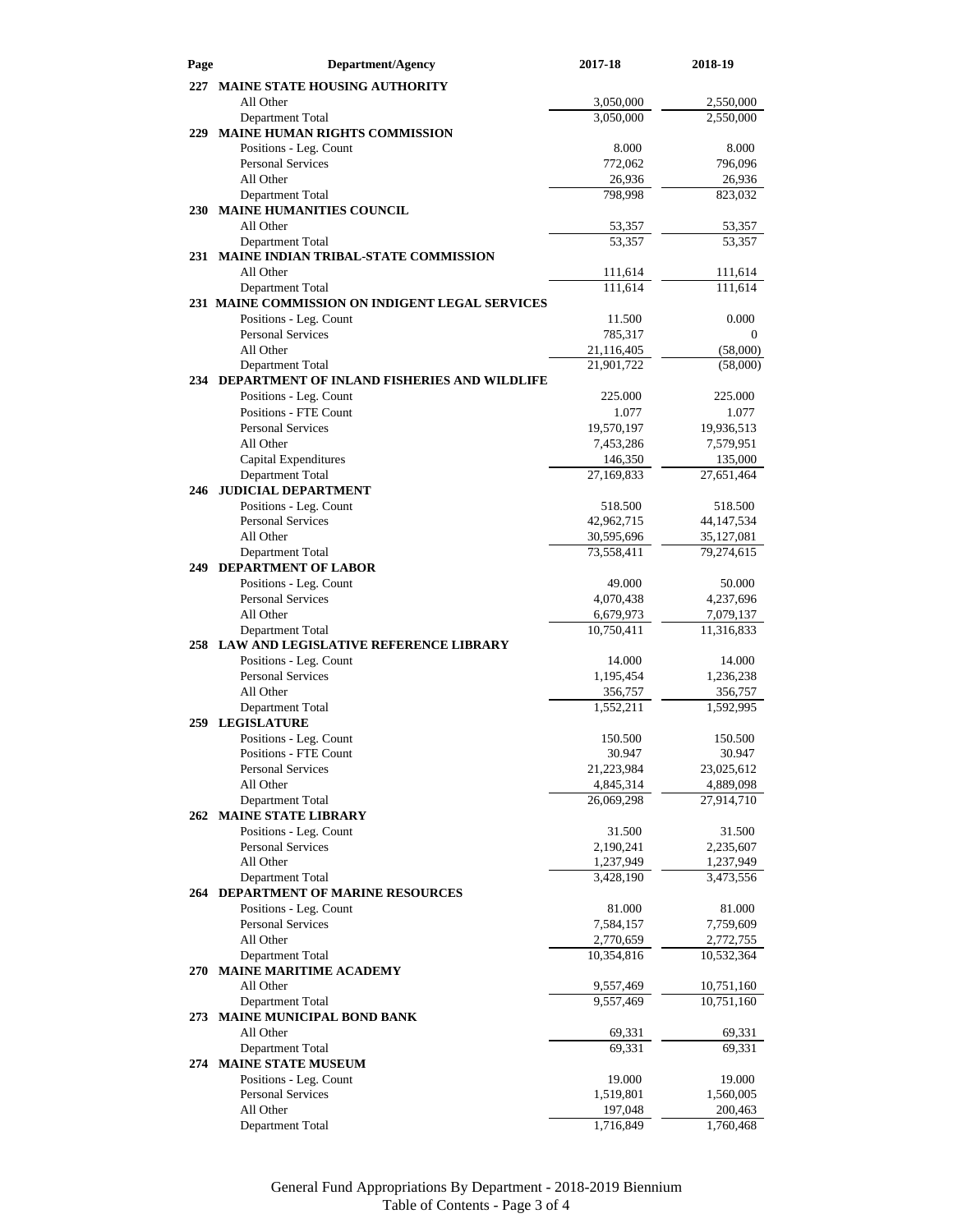| Page | Department/Agency | 2017-18 | 2018-19 |
|---|---|---|---|
| 227 | **MAINE STATE HOUSING AUTHORITY** | | |
| | All Other | 3,050,000 | 2,550,000 |
| | Department Total | 3,050,000 | 2,550,000 |
| 229 | **MAINE HUMAN RIGHTS COMMISSION** | | |
| | Positions - Leg. Count | 8.000 | 8.000 |
| | Personal Services | 772,062 | 796,096 |
| | All Other | 26,936 | 26,936 |
| | Department Total | 798,998 | 823,032 |
| 230 | **MAINE HUMANITIES COUNCIL** | | |
| | All Other | 53,357 | 53,357 |
| | Department Total | 53,357 | 53,357 |
| 231 | **MAINE INDIAN TRIBAL-STATE COMMISSION** | | |
| | All Other | 111,614 | 111,614 |
| | Department Total | 111,614 | 111,614 |
| 231 | **MAINE COMMISSION ON INDIGENT LEGAL SERVICES** | | |
| | Positions - Leg. Count | 11.500 | 0.000 |
| | Personal Services | 785,317 | 0 |
| | All Other | 21,116,405 | (58,000) |
| | Department Total | 21,901,722 | (58,000) |
| 234 | **DEPARTMENT OF INLAND FISHERIES AND WILDLIFE** | | |
| | Positions - Leg. Count | 225.000 | 225.000 |
| | Positions - FTE Count | 1.077 | 1.077 |
| | Personal Services | 19,570,197 | 19,936,513 |
| | All Other | 7,453,286 | 7,579,951 |
| | Capital Expenditures | 146,350 | 135,000 |
| | Department Total | 27,169,833 | 27,651,464 |
| 246 | **JUDICIAL DEPARTMENT** | | |
| | Positions - Leg. Count | 518.500 | 518.500 |
| | Personal Services | 42,962,715 | 44,147,534 |
| | All Other | 30,595,696 | 35,127,081 |
| | Department Total | 73,558,411 | 79,274,615 |
| 249 | **DEPARTMENT OF LABOR** | | |
| | Positions - Leg. Count | 49.000 | 50.000 |
| | Personal Services | 4,070,438 | 4,237,696 |
| | All Other | 6,679,973 | 7,079,137 |
| | Department Total | 10,750,411 | 11,316,833 |
| 258 | **LAW AND LEGISLATIVE REFERENCE LIBRARY** | | |
| | Positions - Leg. Count | 14.000 | 14.000 |
| | Personal Services | 1,195,454 | 1,236,238 |
| | All Other | 356,757 | 356,757 |
| | Department Total | 1,552,211 | 1,592,995 |
| 259 | **LEGISLATURE** | | |
| | Positions - Leg. Count | 150.500 | 150.500 |
| | Positions - FTE Count | 30.947 | 30.947 |
| | Personal Services | 21,223,984 | 23,025,612 |
| | All Other | 4,845,314 | 4,889,098 |
| | Department Total | 26,069,298 | 27,914,710 |
| 262 | **MAINE STATE LIBRARY** | | |
| | Positions - Leg. Count | 31.500 | 31.500 |
| | Personal Services | 2,190,241 | 2,235,607 |
| | All Other | 1,237,949 | 1,237,949 |
| | Department Total | 3,428,190 | 3,473,556 |
| 264 | **DEPARTMENT OF MARINE RESOURCES** | | |
| | Positions - Leg. Count | 81.000 | 81.000 |
| | Personal Services | 7,584,157 | 7,759,609 |
| | All Other | 2,770,659 | 2,772,755 |
| | Department Total | 10,354,816 | 10,532,364 |
| 270 | **MAINE MARITIME ACADEMY** | | |
| | All Other | 9,557,469 | 10,751,160 |
| | Department Total | 9,557,469 | 10,751,160 |
| 273 | **MAINE MUNICIPAL BOND BANK** | | |
| | All Other | 69,331 | 69,331 |
| | Department Total | 69,331 | 69,331 |
| 274 | **MAINE STATE MUSEUM** | | |
| | Positions - Leg. Count | 19.000 | 19.000 |
| | Personal Services | 1,519,801 | 1,560,005 |
| | All Other | 197,048 | 200,463 |
| | Department Total | 1,716,849 | 1,760,468 |

General Fund Appropriations By Department - 2018-2019 Biennium
Table of Contents - Page 3 of 4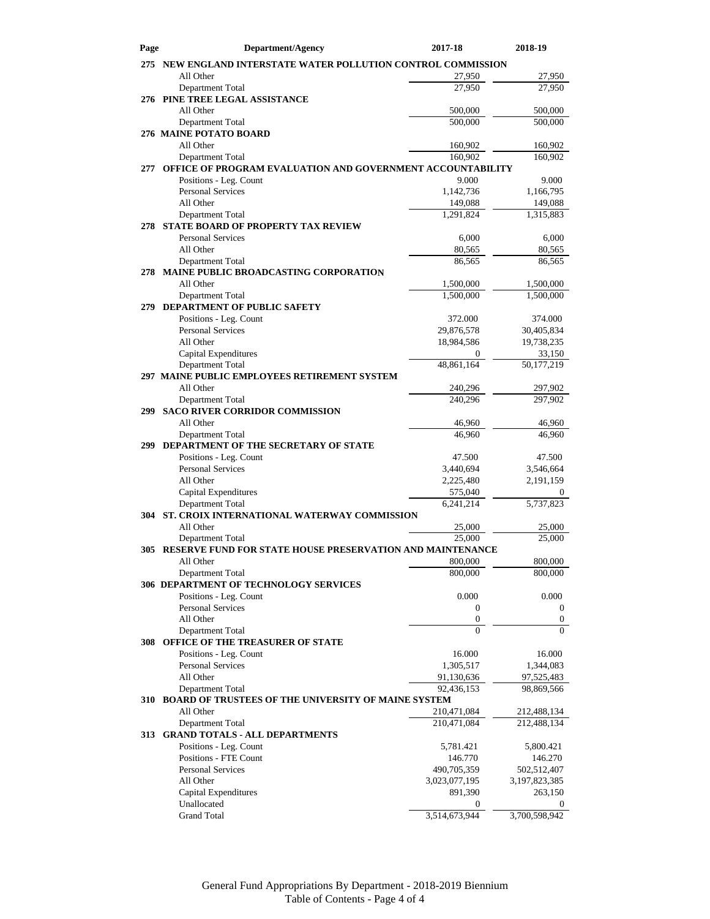| Page | Department/Agency | 2017-18 | 2018-19 |
|---|---|---|---|
| 275 | **NEW ENGLAND INTERSTATE WATER POLLUTION CONTROL COMMISSION** | | |
| | All Other | 27,950 | 27,950 |
| | Department Total | 27,950 | 27,950 |
| 276 | **PINE TREE LEGAL ASSISTANCE** | | |
| | All Other | 500,000 | 500,000 |
| | Department Total | 500,000 | 500,000 |
| 276 | **MAINE POTATO BOARD** | | |
| | All Other | 160,902 | 160,902 |
| | Department Total | 160,902 | 160,902 |
| 277 | **OFFICE OF PROGRAM EVALUATION AND GOVERNMENT ACCOUNTABILITY** | | |
| | Positions - Leg. Count | 9.000 | 9.000 |
| | Personal Services | 1,142,736 | 1,166,795 |
| | All Other | 149,088 | 149,088 |
| | Department Total | 1,291,824 | 1,315,883 |
| 278 | **STATE BOARD OF PROPERTY TAX REVIEW** | | |
| | Personal Services | 6,000 | 6,000 |
| | All Other | 80,565 | 80,565 |
| | Department Total | 86,565 | 86,565 |
| 278 | **MAINE PUBLIC BROADCASTING CORPORATION** | | |
| | All Other | 1,500,000 | 1,500,000 |
| | Department Total | 1,500,000 | 1,500,000 |
| 279 | **DEPARTMENT OF PUBLIC SAFETY** | | |
| | Positions - Leg. Count | 372.000 | 374.000 |
| | Personal Services | 29,876,578 | 30,405,834 |
| | All Other | 18,984,586 | 19,738,235 |
| | Capital Expenditures | 0 | 33,150 |
| | Department Total | 48,861,164 | 50,177,219 |
| 297 | **MAINE PUBLIC EMPLOYEES RETIREMENT SYSTEM** | | |
| | All Other | 240,296 | 297,902 |
| | Department Total | 240,296 | 297,902 |
| 299 | **SACO RIVER CORRIDOR COMMISSION** | | |
| | All Other | 46,960 | 46,960 |
| | Department Total | 46,960 | 46,960 |
| 299 | **DEPARTMENT OF THE SECRETARY OF STATE** | | |
| | Positions - Leg. Count | 47.500 | 47.500 |
| | Personal Services | 3,440,694 | 3,546,664 |
| | All Other | 2,225,480 | 2,191,159 |
| | Capital Expenditures | 575,040 | 0 |
| | Department Total | 6,241,214 | 5,737,823 |
| 304 | **ST. CROIX INTERNATIONAL WATERWAY COMMISSION** | | |
| | All Other | 25,000 | 25,000 |
| | Department Total | 25,000 | 25,000 |
| 305 | **RESERVE FUND FOR STATE HOUSE PRESERVATION AND MAINTENANCE** | | |
| | All Other | 800,000 | 800,000 |
| | Department Total | 800,000 | 800,000 |
| 306 | **DEPARTMENT OF TECHNOLOGY SERVICES** | | |
| | Positions - Leg. Count | 0.000 | 0.000 |
| | Personal Services | 0 | 0 |
| | All Other | 0 | 0 |
| | Department Total | 0 | 0 |
| 308 | **OFFICE OF THE TREASURER OF STATE** | | |
| | Positions - Leg. Count | 16.000 | 16.000 |
| | Personal Services | 1,305,517 | 1,344,083 |
| | All Other | 91,130,636 | 97,525,483 |
| | Department Total | 92,436,153 | 98,869,566 |
| 310 | **BOARD OF TRUSTEES OF THE UNIVERSITY OF MAINE SYSTEM** | | |
| | All Other | 210,471,084 | 212,488,134 |
| | Department Total | 210,471,084 | 212,488,134 |
| 313 | **GRAND TOTALS - ALL DEPARTMENTS** | | |
| | Positions - Leg. Count | 5,781.421 | 5,800.421 |
| | Positions - FTE Count | 146.770 | 146.270 |
| | Personal Services | 490,705,359 | 502,512,407 |
| | All Other | 3,023,077,195 | 3,197,823,385 |
| | Capital Expenditures | 891,390 | 263,150 |
| | Unallocated | 0 | 0 |
| | Grand Total | 3,514,673,944 | 3,700,598,942 |

General Fund Appropriations By Department - 2018-2019 Biennium
Table of Contents - Page 4 of 4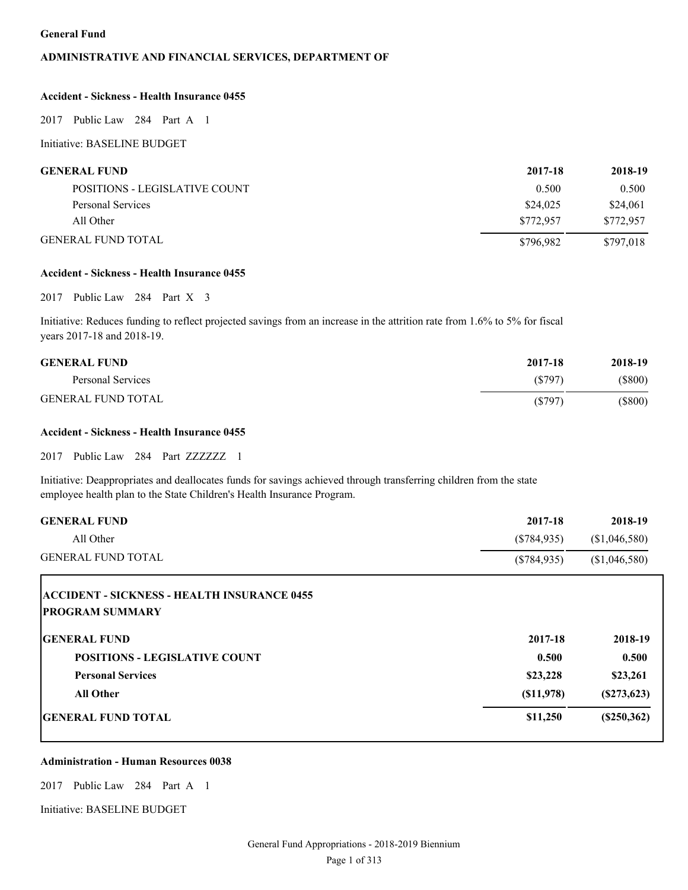**General Fund**

**ADMINISTRATIVE AND FINANCIAL SERVICES, DEPARTMENT OF**

**Accident - Sickness - Health Insurance 0455**

2017 Public Law 284 Part A 1

Initiative: BASELINE BUDGET

| GENERAL FUND | 2017-18 | 2018-19 |
|---|---|---|
| POSITIONS - LEGISLATIVE COUNT | 0.500 | 0.500 |
| Personal Services | $24,025 | $24,061 |
| All Other | $772,957 | $772,957 |
| GENERAL FUND TOTAL | $796,982 | $797,018 |

**Accident - Sickness - Health Insurance 0455**

2017 Public Law 284 Part X 3

Initiative: Reduces funding to reflect projected savings from an increase in the attrition rate from 1.6% to 5% for fiscal years 2017-18 and 2018-19.

| GENERAL FUND | 2017-18 | 2018-19 |
|---|---|---|
| Personal Services | ($797) | ($800) |
| GENERAL FUND TOTAL | ($797) | ($800) |

**Accident - Sickness - Health Insurance 0455**

2017 Public Law 284 Part ZZZZZZ 1

Initiative: Deappropriates and deallocates funds for savings achieved through transferring children from the state employee health plan to the State Children's Health Insurance Program.

| GENERAL FUND | 2017-18 | 2018-19 |
|---|---|---|
| All Other | ($784,935) | ($1,046,580) |
| GENERAL FUND TOTAL | ($784,935) | ($1,046,580) |

**ACCIDENT - SICKNESS - HEALTH INSURANCE 0455**
**PROGRAM SUMMARY**

| GENERAL FUND | 2017-18 | 2018-19 |
|---|---|---|
| **POSITIONS - LEGISLATIVE COUNT** | **0.500** | **0.500** |
| **Personal Services** | **$23,228** | **$23,261** |
| **All Other** | **($11,978)** | **($273,623)** |
| **GENERAL FUND TOTAL** | **$11,250** | **($250,362)** |

**Administration - Human Resources 0038**

2017 Public Law 284 Part A 1

Initiative: BASELINE BUDGET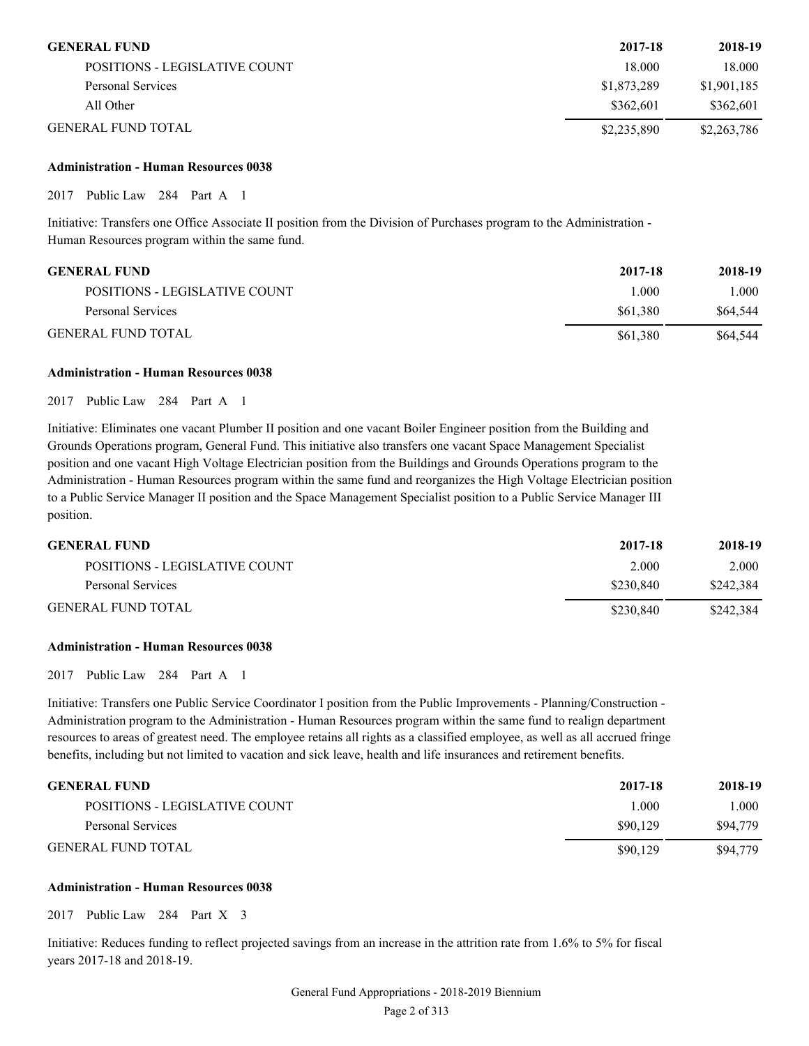| GENERAL FUND | 2017-18 | 2018-19 |
| --- | --- | --- |
| POSITIONS - LEGISLATIVE COUNT | 18.000 | 18.000 |
| Personal Services | $1,873,289 | $1,901,185 |
| All Other | $362,601 | $362,601 |
| GENERAL FUND TOTAL | $2,235,890 | $2,263,786 |

**Administration - Human Resources 0038**

2017 Public Law 284 Part A 1

Initiative: Transfers one Office Associate II position from the Division of Purchases program to the Administration - Human Resources program within the same fund.

| GENERAL FUND | 2017-18 | 2018-19 |
| --- | --- | --- |
| POSITIONS - LEGISLATIVE COUNT | 1.000 | 1.000 |
| Personal Services | $61,380 | $64,544 |
| GENERAL FUND TOTAL | $61,380 | $64,544 |

**Administration - Human Resources 0038**

2017 Public Law 284 Part A 1

Initiative: Eliminates one vacant Plumber II position and one vacant Boiler Engineer position from the Building and Grounds Operations program, General Fund. This initiative also transfers one vacant Space Management Specialist position and one vacant High Voltage Electrician position from the Buildings and Grounds Operations program to the Administration - Human Resources program within the same fund and reorganizes the High Voltage Electrician position to a Public Service Manager II position and the Space Management Specialist position to a Public Service Manager III position.

| GENERAL FUND | 2017-18 | 2018-19 |
| --- | --- | --- |
| POSITIONS - LEGISLATIVE COUNT | 2.000 | 2.000 |
| Personal Services | $230,840 | $242,384 |
| GENERAL FUND TOTAL | $230,840 | $242,384 |

**Administration - Human Resources 0038**

2017 Public Law 284 Part A 1

Initiative: Transfers one Public Service Coordinator I position from the Public Improvements - Planning/Construction - Administration program to the Administration - Human Resources program within the same fund to realign department resources to areas of greatest need. The employee retains all rights as a classified employee, as well as all accrued fringe benefits, including but not limited to vacation and sick leave, health and life insurances and retirement benefits.

| GENERAL FUND | 2017-18 | 2018-19 |
| --- | --- | --- |
| POSITIONS - LEGISLATIVE COUNT | 1.000 | 1.000 |
| Personal Services | $90,129 | $94,779 |
| GENERAL FUND TOTAL | $90,129 | $94,779 |

**Administration - Human Resources 0038**

2017 Public Law 284 Part X 3

Initiative: Reduces funding to reflect projected savings from an increase in the attrition rate from 1.6% to 5% for fiscal years 2017-18 and 2018-19.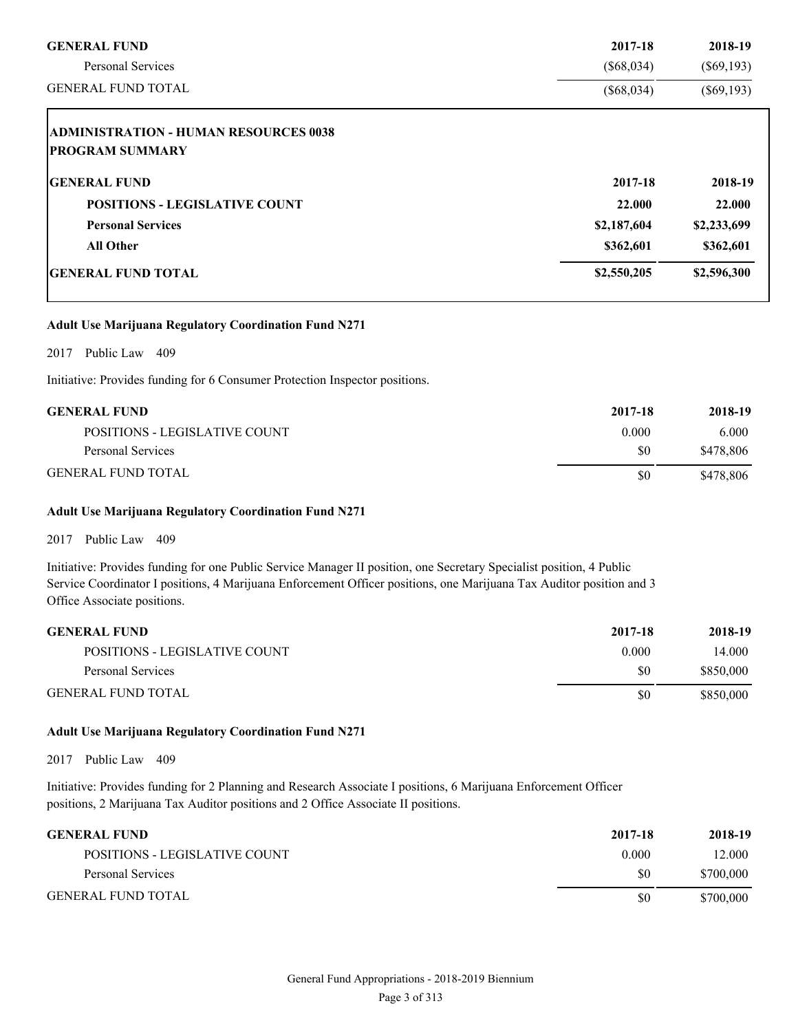| GENERAL FUND | 2017-18 | 2018-19 |
|---|---|---|
| Personal Services | ($68,034) | ($69,193) |
| GENERAL FUND TOTAL | ($68,034) | ($69,193) |

**ADMINISTRATION - HUMAN RESOURCES 0038**
**PROGRAM SUMMARY**

| GENERAL FUND | 2017-18 | 2018-19 |
|---|---|---|
| **POSITIONS - LEGISLATIVE COUNT** | **22.000** | **22.000** |
| **Personal Services** | **$2,187,604** | **$2,233,699** |
| **All Other** | **$362,601** | **$362,601** |
| **GENERAL FUND TOTAL** | **$2,550,205** | **$2,596,300** |

**Adult Use Marijuana Regulatory Coordination Fund N271**

2017 Public Law 409

Initiative: Provides funding for 6 Consumer Protection Inspector positions.

| GENERAL FUND | 2017-18 | 2018-19 |
|---|---|---|
| POSITIONS - LEGISLATIVE COUNT | 0.000 | 6.000 |
| Personal Services | $0 | $478,806 |
| GENERAL FUND TOTAL | $0 | $478,806 |

**Adult Use Marijuana Regulatory Coordination Fund N271**

2017 Public Law 409

Initiative: Provides funding for one Public Service Manager II position, one Secretary Specialist position, 4 Public Service Coordinator I positions, 4 Marijuana Enforcement Officer positions, one Marijuana Tax Auditor position and 3 Office Associate positions.

| GENERAL FUND | 2017-18 | 2018-19 |
|---|---|---|
| POSITIONS - LEGISLATIVE COUNT | 0.000 | 14.000 |
| Personal Services | $0 | $850,000 |
| GENERAL FUND TOTAL | $0 | $850,000 |

**Adult Use Marijuana Regulatory Coordination Fund N271**

2017 Public Law 409

Initiative: Provides funding for 2 Planning and Research Associate I positions, 6 Marijuana Enforcement Officer positions, 2 Marijuana Tax Auditor positions and 2 Office Associate II positions.

| GENERAL FUND | 2017-18 | 2018-19 |
|---|---|---|
| POSITIONS - LEGISLATIVE COUNT | 0.000 | 12.000 |
| Personal Services | $0 | $700,000 |
| GENERAL FUND TOTAL | $0 | $700,000 |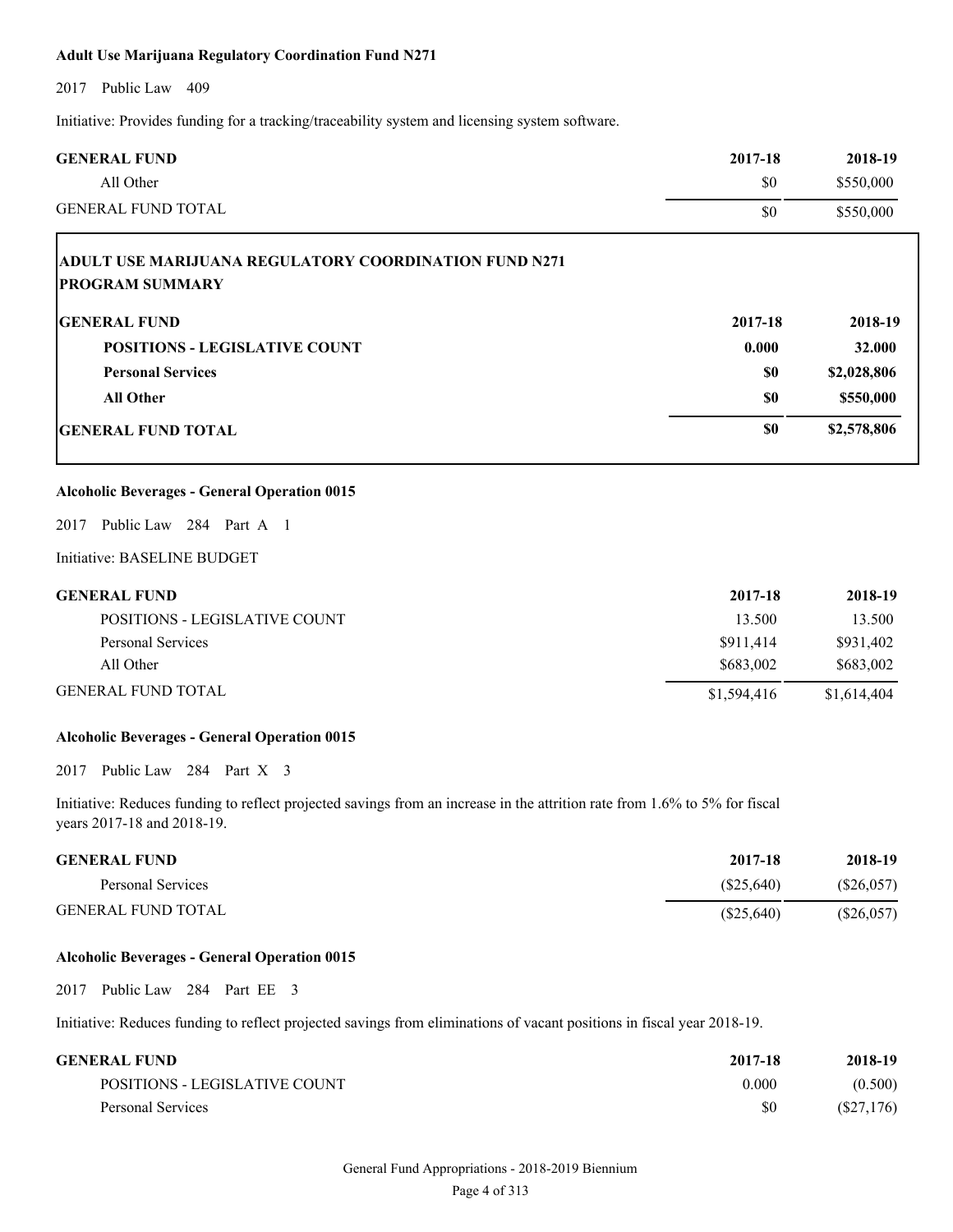**Adult Use Marijuana Regulatory Coordination Fund N271**

2017 Public Law 409

Initiative: Provides funding for a tracking/traceability system and licensing system software.

| GENERAL FUND | 2017-18 | 2018-19 |
|---|---|---|
| All Other | $0 | $550,000 |
| GENERAL FUND TOTAL | $0 | $550,000 |

**ADULT USE MARIJUANA REGULATORY COORDINATION FUND N271**
**PROGRAM SUMMARY**

| GENERAL FUND | 2017-18 | 2018-19 |
|---|---|---|
| **POSITIONS - LEGISLATIVE COUNT** | **0.000** | **32.000** |
| **Personal Services** | **$0** | **$2,028,806** |
| **All Other** | **$0** | **$550,000** |
| **GENERAL FUND TOTAL** | **$0** | **$2,578,806** |

**Alcoholic Beverages - General Operation 0015**

2017 Public Law 284 Part A 1

Initiative: BASELINE BUDGET

| GENERAL FUND | 2017-18 | 2018-19 |
|---|---|---|
| POSITIONS - LEGISLATIVE COUNT | 13.500 | 13.500 |
| Personal Services | $911,414 | $931,402 |
| All Other | $683,002 | $683,002 |
| GENERAL FUND TOTAL | $1,594,416 | $1,614,404 |

**Alcoholic Beverages - General Operation 0015**

2017 Public Law 284 Part X 3

Initiative: Reduces funding to reflect projected savings from an increase in the attrition rate from 1.6% to 5% for fiscal years 2017-18 and 2018-19.

| GENERAL FUND | 2017-18 | 2018-19 |
|---|---|---|
| Personal Services | ($25,640) | ($26,057) |
| GENERAL FUND TOTAL | ($25,640) | ($26,057) |

**Alcoholic Beverages - General Operation 0015**

2017 Public Law 284 Part EE 3

Initiative: Reduces funding to reflect projected savings from eliminations of vacant positions in fiscal year 2018-19.

| GENERAL FUND | 2017-18 | 2018-19 |
|---|---|---|
| POSITIONS - LEGISLATIVE COUNT | 0.000 | (0.500) |
| Personal Services | $0 | ($27,176) |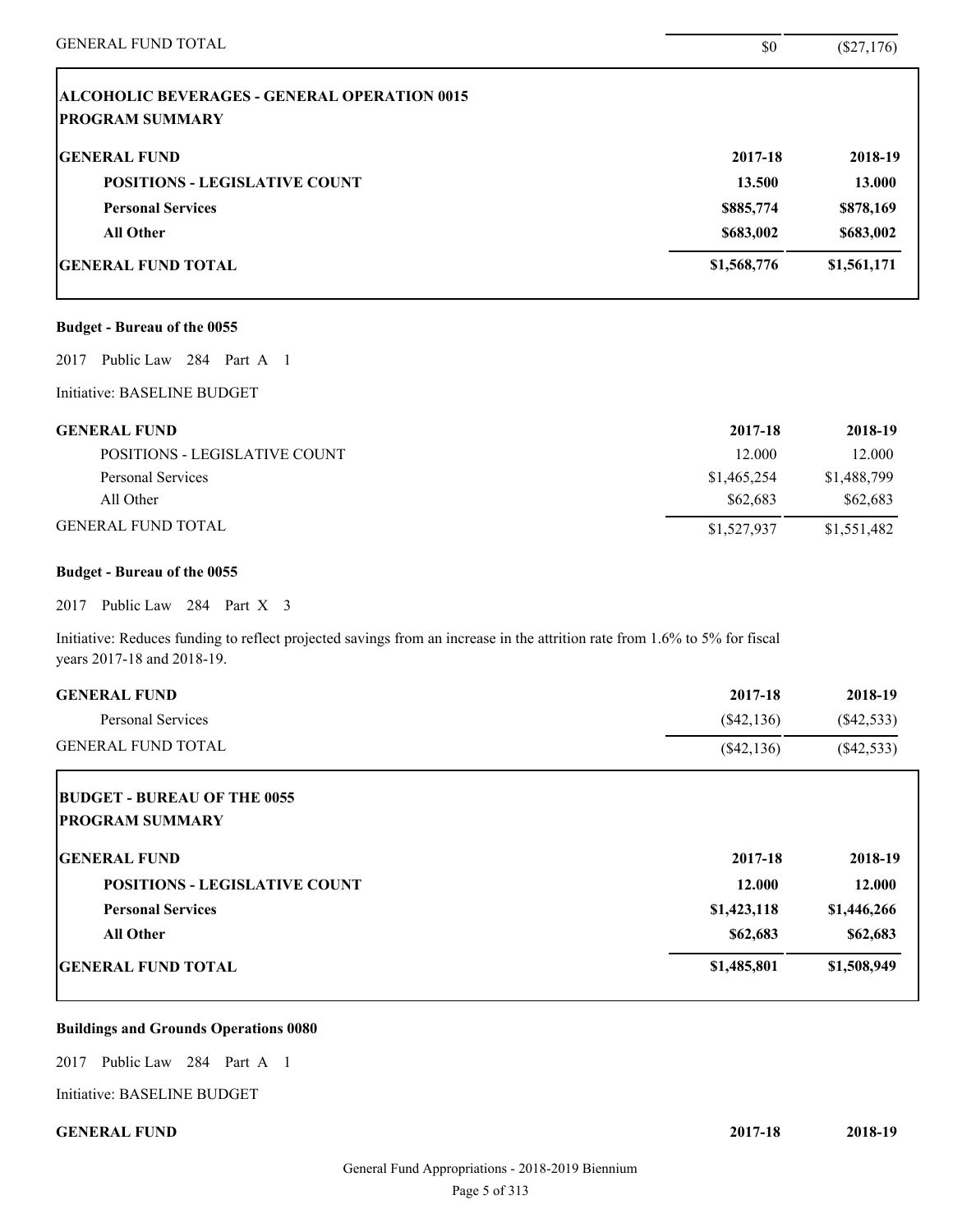| | | |
|---|---|---|
| GENERAL FUND TOTAL | $0 | ($27,176) |

| **ALCOHOLIC BEVERAGES - GENERAL OPERATION 0015** | | |
|---|---|---|
| **PROGRAM SUMMARY** | | |
| **GENERAL FUND** | **2017-18** | **2018-19** |
| **POSITIONS - LEGISLATIVE COUNT** | **13.500** | **13.000** |
| **Personal Services** | **$885,774** | **$878,169** |
| **All Other** | **$683,002** | **$683,002** |
| **GENERAL FUND TOTAL** | **$1,568,776** | **$1,561,171** |

**Budget - Bureau of the 0055**

2017 Public Law 284 Part A 1

Initiative: BASELINE BUDGET

| **GENERAL FUND** | **2017-18** | **2018-19** |
|---|---|---|
| POSITIONS - LEGISLATIVE COUNT | 12.000 | 12.000 |
| Personal Services | $1,465,254 | $1,488,799 |
| All Other | $62,683 | $62,683 |
| GENERAL FUND TOTAL | $1,527,937 | $1,551,482 |

**Budget - Bureau of the 0055**

2017 Public Law 284 Part X 3

Initiative: Reduces funding to reflect projected savings from an increase in the attrition rate from 1.6% to 5% for fiscal years 2017-18 and 2018-19.

| **GENERAL FUND** | **2017-18** | **2018-19** |
|---|---|---|
| Personal Services | ($42,136) | ($42,533) |
| GENERAL FUND TOTAL | ($42,136) | ($42,533) |

| **BUDGET - BUREAU OF THE 0055** | | |
|---|---|---|
| **PROGRAM SUMMARY** | | |
| **GENERAL FUND** | **2017-18** | **2018-19** |
| **POSITIONS - LEGISLATIVE COUNT** | **12.000** | **12.000** |
| **Personal Services** | **$1,423,118** | **$1,446,266** |
| **All Other** | **$62,683** | **$62,683** |
| **GENERAL FUND TOTAL** | **$1,485,801** | **$1,508,949** |

**Buildings and Grounds Operations 0080**

2017 Public Law 284 Part A 1

Initiative: BASELINE BUDGET

| **GENERAL FUND** | **2017-18** | **2018-19** |
|---|---|---|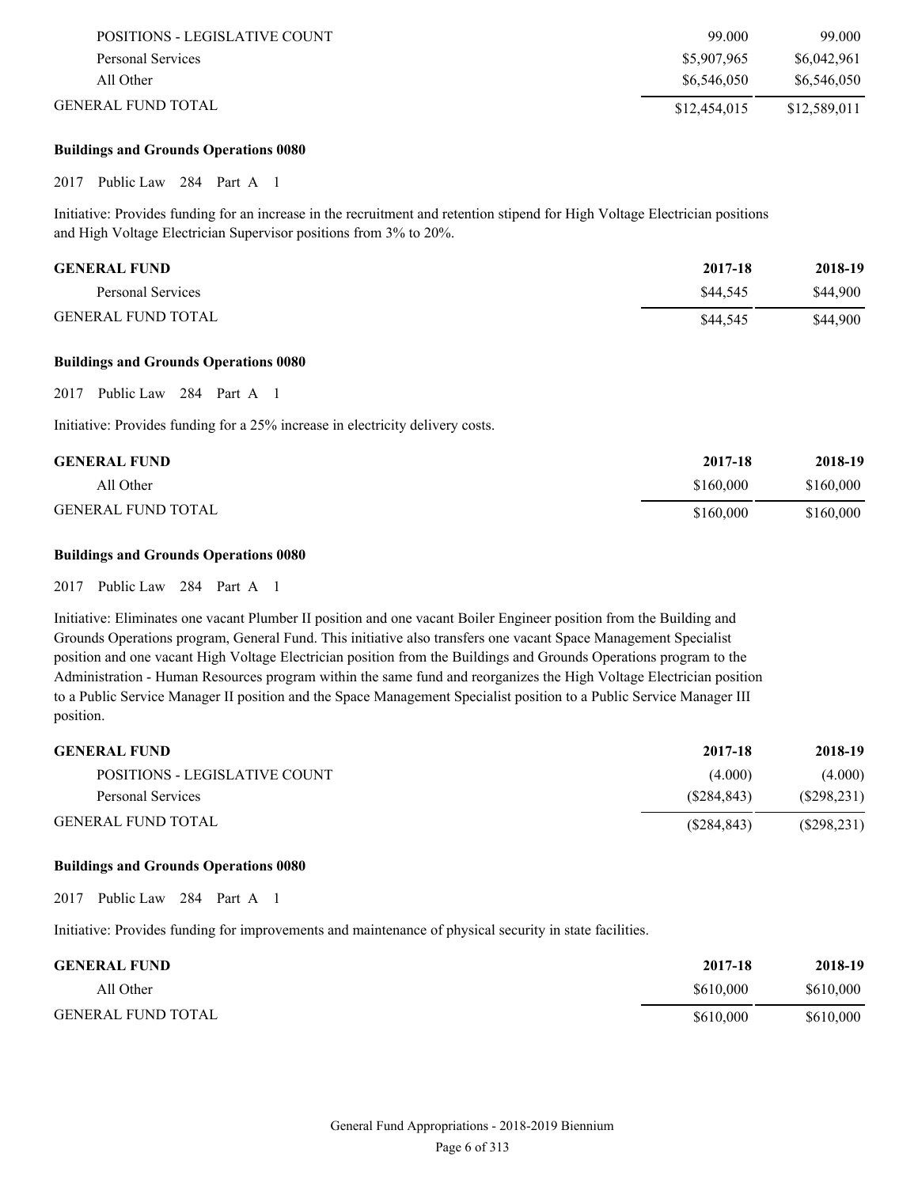| | | |
|---|---|---|
| POSITIONS - LEGISLATIVE COUNT | 99.000 | 99.000 |
| Personal Services | $5,907,965 | $6,042,961 |
| All Other | $6,546,050 | $6,546,050 |
| GENERAL FUND TOTAL | $12,454,015 | $12,589,011 |

**Buildings and Grounds Operations 0080**

2017 Public Law 284 Part A 1

Initiative: Provides funding for an increase in the recruitment and retention stipend for High Voltage Electrician positions and High Voltage Electrician Supervisor positions from 3% to 20%.

| GENERAL FUND | 2017-18 | 2018-19 |
|---|---|---|
| Personal Services | $44,545 | $44,900 |
| GENERAL FUND TOTAL | $44,545 | $44,900 |

**Buildings and Grounds Operations 0080**

2017 Public Law 284 Part A 1

Initiative: Provides funding for a 25% increase in electricity delivery costs.

| GENERAL FUND | 2017-18 | 2018-19 |
|---|---|---|
| All Other | $160,000 | $160,000 |
| GENERAL FUND TOTAL | $160,000 | $160,000 |

**Buildings and Grounds Operations 0080**

2017 Public Law 284 Part A 1

Initiative: Eliminates one vacant Plumber II position and one vacant Boiler Engineer position from the Building and Grounds Operations program, General Fund. This initiative also transfers one vacant Space Management Specialist position and one vacant High Voltage Electrician position from the Buildings and Grounds Operations program to the Administration - Human Resources program within the same fund and reorganizes the High Voltage Electrician position to a Public Service Manager II position and the Space Management Specialist position to a Public Service Manager III position.

| GENERAL FUND | 2017-18 | 2018-19 |
|---|---|---|
| POSITIONS - LEGISLATIVE COUNT | (4.000) | (4.000) |
| Personal Services | ($284,843) | ($298,231) |
| GENERAL FUND TOTAL | ($284,843) | ($298,231) |

**Buildings and Grounds Operations 0080**

2017 Public Law 284 Part A 1

Initiative: Provides funding for improvements and maintenance of physical security in state facilities.

| GENERAL FUND | 2017-18 | 2018-19 |
|---|---|---|
| All Other | $610,000 | $610,000 |
| GENERAL FUND TOTAL | $610,000 | $610,000 |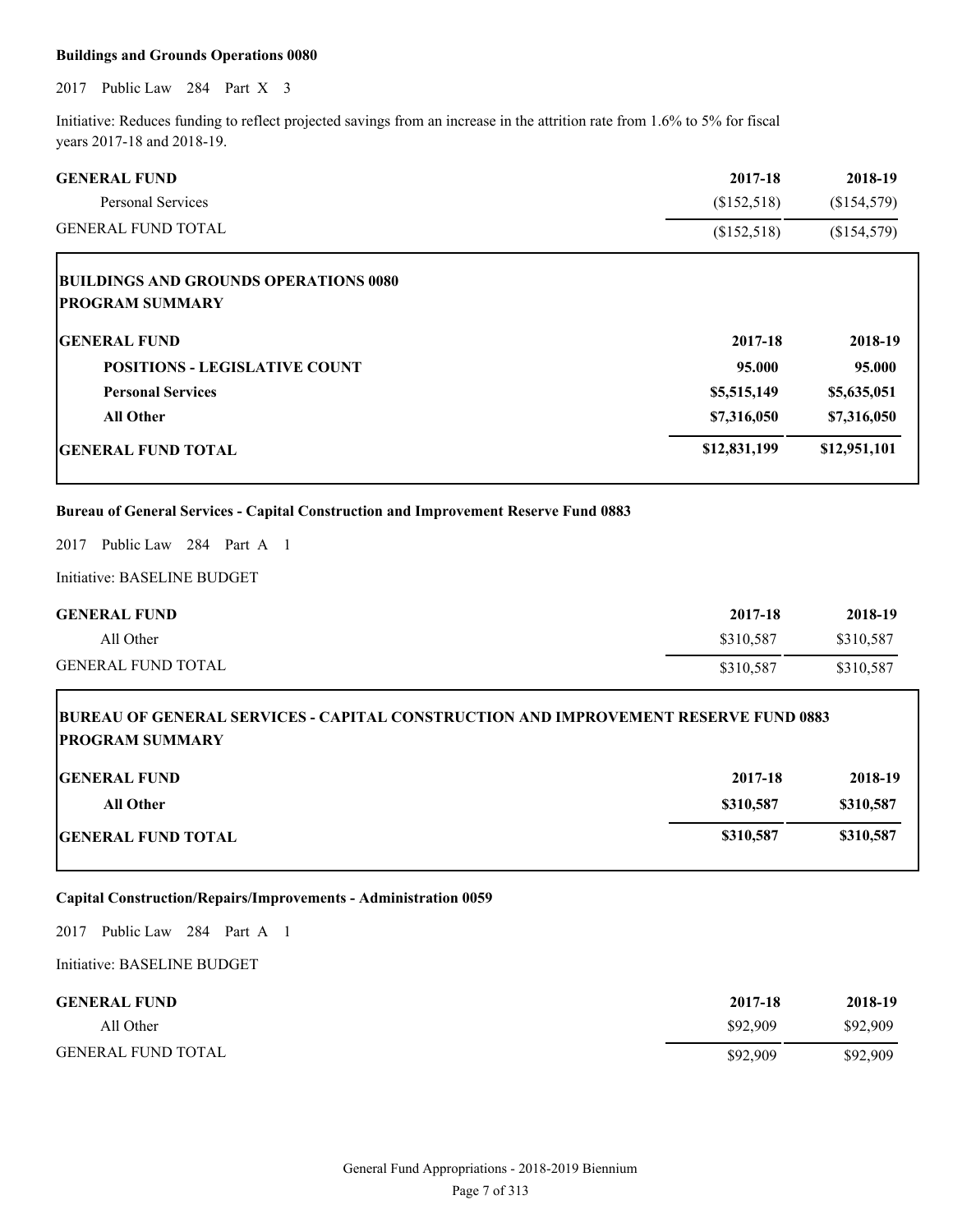**Buildings and Grounds Operations 0080**

2017 Public Law 284 Part X 3

Initiative: Reduces funding to reflect projected savings from an increase in the attrition rate from 1.6% to 5% for fiscal years 2017-18 and 2018-19.

| GENERAL FUND | 2017-18 | 2018-19 |
|---|---|---|
| Personal Services | ($152,518) | ($154,579) |
| GENERAL FUND TOTAL | ($152,518) | ($154,579) |

**BUILDINGS AND GROUNDS OPERATIONS 0080**
**PROGRAM SUMMARY**

| GENERAL FUND | 2017-18 | 2018-19 |
|---|---|---|
| **POSITIONS - LEGISLATIVE COUNT** | **95.000** | **95.000** |
| **Personal Services** | **$5,515,149** | **$5,635,051** |
| **All Other** | **$7,316,050** | **$7,316,050** |
| **GENERAL FUND TOTAL** | **$12,831,199** | **$12,951,101** |

**Bureau of General Services - Capital Construction and Improvement Reserve Fund 0883**

2017 Public Law 284 Part A 1

Initiative: BASELINE BUDGET

| GENERAL FUND | 2017-18 | 2018-19 |
|---|---|---|
| All Other | $310,587 | $310,587 |
| GENERAL FUND TOTAL | $310,587 | $310,587 |

**BUREAU OF GENERAL SERVICES - CAPITAL CONSTRUCTION AND IMPROVEMENT RESERVE FUND 0883**
**PROGRAM SUMMARY**

| GENERAL FUND | 2017-18 | 2018-19 |
|---|---|---|
| **All Other** | **$310,587** | **$310,587** |
| **GENERAL FUND TOTAL** | **$310,587** | **$310,587** |

**Capital Construction/Repairs/Improvements - Administration 0059**

2017 Public Law 284 Part A 1

Initiative: BASELINE BUDGET

| GENERAL FUND | 2017-18 | 2018-19 |
|---|---|---|
| All Other | $92,909 | $92,909 |
| GENERAL FUND TOTAL | $92,909 | $92,909 |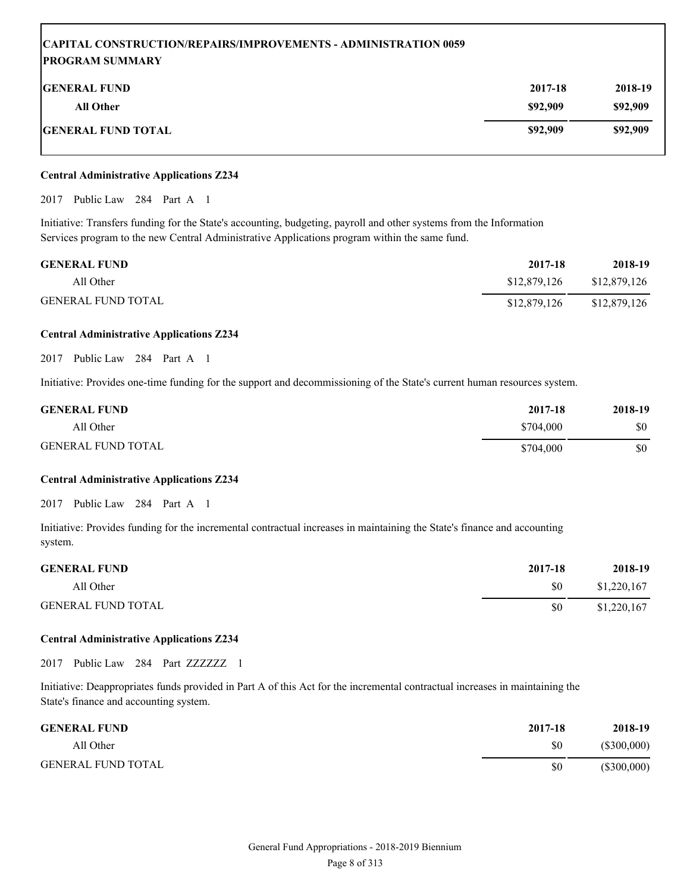**CAPITAL CONSTRUCTION/REPAIRS/IMPROVEMENTS - ADMINISTRATION 0059**
**PROGRAM SUMMARY**

| GENERAL FUND | 2017-18 | 2018-19 |
|---|---|---|
| All Other | $92,909 | $92,909 |
| GENERAL FUND TOTAL | $92,909 | $92,909 |

**Central Administrative Applications Z234**

2017 Public Law 284 Part A 1

Initiative: Transfers funding for the State's accounting, budgeting, payroll and other systems from the Information Services program to the new Central Administrative Applications program within the same fund.

| GENERAL FUND | 2017-18 | 2018-19 |
|---|---|---|
| All Other | $12,879,126 | $12,879,126 |
| GENERAL FUND TOTAL | $12,879,126 | $12,879,126 |

**Central Administrative Applications Z234**

2017 Public Law 284 Part A 1

Initiative: Provides one-time funding for the support and decommissioning of the State's current human resources system.

| GENERAL FUND | 2017-18 | 2018-19 |
|---|---|---|
| All Other | $704,000 | $0 |
| GENERAL FUND TOTAL | $704,000 | $0 |

**Central Administrative Applications Z234**

2017 Public Law 284 Part A 1

Initiative: Provides funding for the incremental contractual increases in maintaining the State's finance and accounting system.

| GENERAL FUND | 2017-18 | 2018-19 |
|---|---|---|
| All Other | $0 | $1,220,167 |
| GENERAL FUND TOTAL | $0 | $1,220,167 |

**Central Administrative Applications Z234**

2017 Public Law 284 Part ZZZZZZ 1

Initiative: Deappropriates funds provided in Part A of this Act for the incremental contractual increases in maintaining the State's finance and accounting system.

| GENERAL FUND | 2017-18 | 2018-19 |
|---|---|---|
| All Other | $0 | ($300,000) |
| GENERAL FUND TOTAL | $0 | ($300,000) |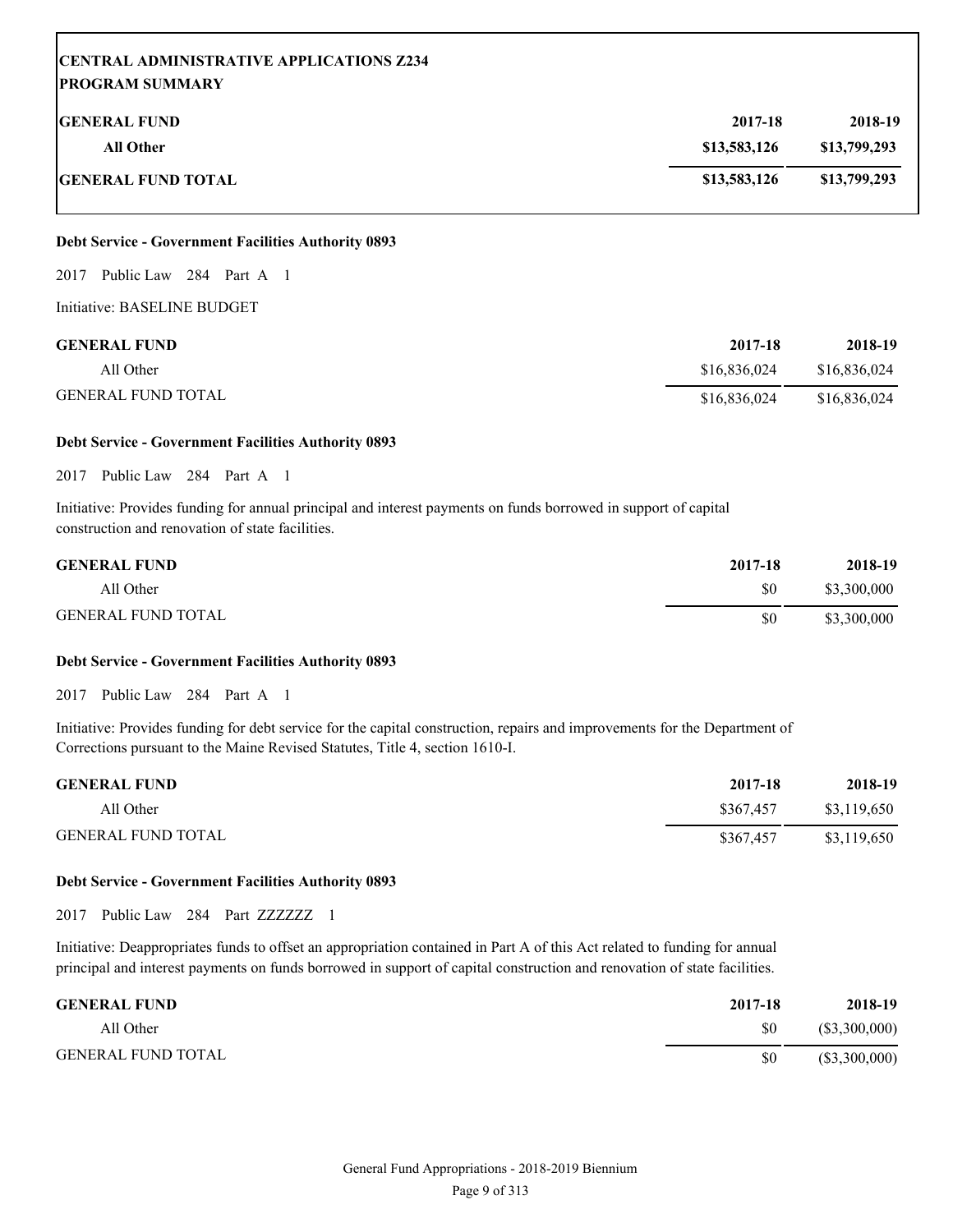**CENTRAL ADMINISTRATIVE APPLICATIONS Z234**
**PROGRAM SUMMARY**

| **GENERAL FUND** | **2017-18** | **2018-19** |
|---|---|---|
| **All Other** | **$13,583,126** | **$13,799,293** |
| **GENERAL FUND TOTAL** | **$13,583,126** | **$13,799,293** |

**Debt Service - Government Facilities Authority 0893**

2017 Public Law 284 Part A 1

Initiative: BASELINE BUDGET

| **GENERAL FUND** | **2017-18** | **2018-19** |
|---|---|---|
| All Other | $16,836,024 | $16,836,024 |
| GENERAL FUND TOTAL | $16,836,024 | $16,836,024 |

**Debt Service - Government Facilities Authority 0893**

2017 Public Law 284 Part A 1

Initiative: Provides funding for annual principal and interest payments on funds borrowed in support of capital construction and renovation of state facilities.

| **GENERAL FUND** | **2017-18** | **2018-19** |
|---|---|---|
| All Other | $0 | $3,300,000 |
| GENERAL FUND TOTAL | $0 | $3,300,000 |

**Debt Service - Government Facilities Authority 0893**

2017 Public Law 284 Part A 1

Initiative: Provides funding for debt service for the capital construction, repairs and improvements for the Department of Corrections pursuant to the Maine Revised Statutes, Title 4, section 1610-I.

| **GENERAL FUND** | **2017-18** | **2018-19** |
|---|---|---|
| All Other | $367,457 | $3,119,650 |
| GENERAL FUND TOTAL | $367,457 | $3,119,650 |

**Debt Service - Government Facilities Authority 0893**

2017 Public Law 284 Part ZZZZZZ 1

Initiative: Deappropriates funds to offset an appropriation contained in Part A of this Act related to funding for annual principal and interest payments on funds borrowed in support of capital construction and renovation of state facilities.

| **GENERAL FUND** | **2017-18** | **2018-19** |
|---|---|---|
| All Other | $0 | ($3,300,000) |
| GENERAL FUND TOTAL | $0 | ($3,300,000) |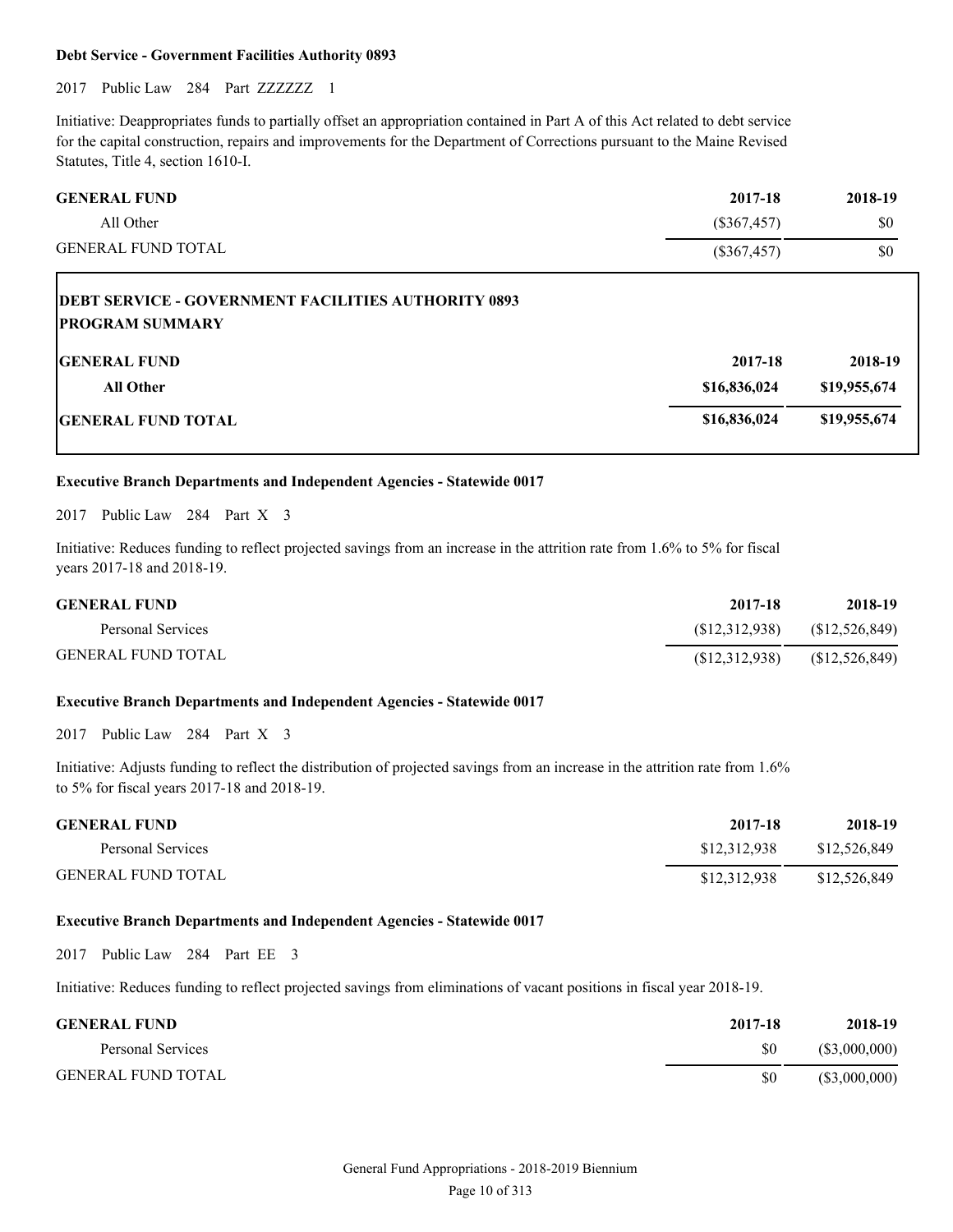**Debt Service - Government Facilities Authority 0893**

2017 Public Law 284 Part ZZZZZZ 1

Initiative: Deappropriates funds to partially offset an appropriation contained in Part A of this Act related to debt service for the capital construction, repairs and improvements for the Department of Corrections pursuant to the Maine Revised Statutes, Title 4, section 1610-I.

| GENERAL FUND | 2017-18 | 2018-19 |
| --- | --- | --- |
| All Other | ($367,457) | $0 |
| GENERAL FUND TOTAL | ($367,457) | $0 |

**DEBT SERVICE - GOVERNMENT FACILITIES AUTHORITY 0893**
**PROGRAM SUMMARY**

| GENERAL FUND | 2017-18 | 2018-19 |
| --- | --- | --- |
| **All Other** | **$16,836,024** | **$19,955,674** |
| **GENERAL FUND TOTAL** | **$16,836,024** | **$19,955,674** |

**Executive Branch Departments and Independent Agencies - Statewide 0017**

2017 Public Law 284 Part X 3

Initiative: Reduces funding to reflect projected savings from an increase in the attrition rate from 1.6% to 5% for fiscal years 2017-18 and 2018-19.

| GENERAL FUND | 2017-18 | 2018-19 |
| --- | --- | --- |
| Personal Services | ($12,312,938) | ($12,526,849) |
| GENERAL FUND TOTAL | ($12,312,938) | ($12,526,849) |

**Executive Branch Departments and Independent Agencies - Statewide 0017**

2017 Public Law 284 Part X 3

Initiative: Adjusts funding to reflect the distribution of projected savings from an increase in the attrition rate from 1.6% to 5% for fiscal years 2017-18 and 2018-19.

| GENERAL FUND | 2017-18 | 2018-19 |
| --- | --- | --- |
| Personal Services | $12,312,938 | $12,526,849 |
| GENERAL FUND TOTAL | $12,312,938 | $12,526,849 |

**Executive Branch Departments and Independent Agencies - Statewide 0017**

2017 Public Law 284 Part EE 3

Initiative: Reduces funding to reflect projected savings from eliminations of vacant positions in fiscal year 2018-19.

| GENERAL FUND | 2017-18 | 2018-19 |
| --- | --- | --- |
| Personal Services | $0 | ($3,000,000) |
| GENERAL FUND TOTAL | $0 | ($3,000,000) |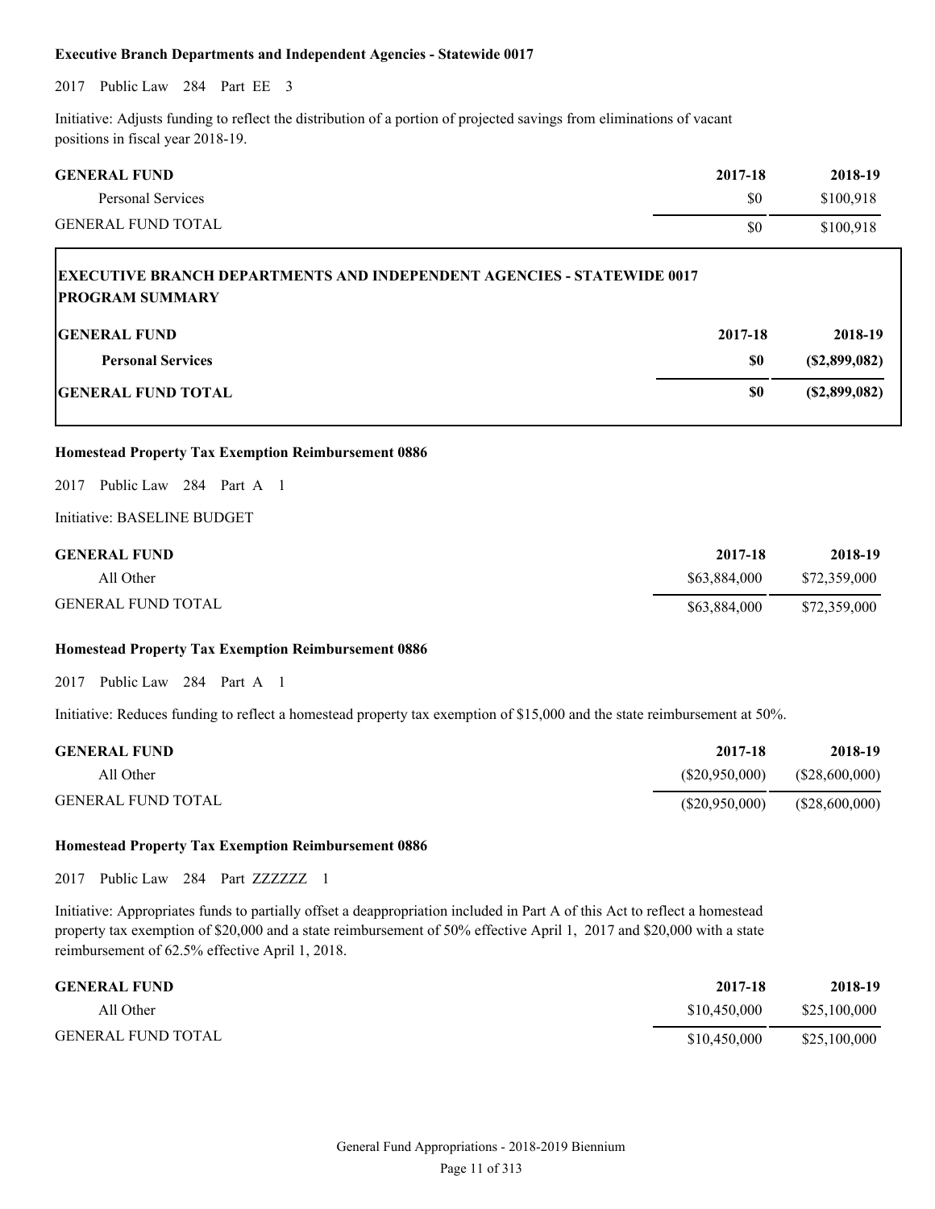**Executive Branch Departments and Independent Agencies - Statewide 0017**

2017 Public Law 284 Part EE 3

Initiative: Adjusts funding to reflect the distribution of a portion of projected savings from eliminations of vacant positions in fiscal year 2018-19.

| GENERAL FUND | 2017-18 | 2018-19 |
|---|---|---|
| Personal Services | $0 | $100,918 |
| GENERAL FUND TOTAL | $0 | $100,918 |

**EXECUTIVE BRANCH DEPARTMENTS AND INDEPENDENT AGENCIES - STATEWIDE 0017**
**PROGRAM SUMMARY**

| GENERAL FUND | 2017-18 | 2018-19 |
|---|---|---|
| **Personal Services** | **$0** | **($2,899,082)** |
| **GENERAL FUND TOTAL** | **$0** | **($2,899,082)** |

**Homestead Property Tax Exemption Reimbursement 0886**

2017 Public Law 284 Part A 1

Initiative: BASELINE BUDGET

| GENERAL FUND | 2017-18 | 2018-19 |
|---|---|---|
| All Other | $63,884,000 | $72,359,000 |
| GENERAL FUND TOTAL | $63,884,000 | $72,359,000 |

**Homestead Property Tax Exemption Reimbursement 0886**

2017 Public Law 284 Part A 1

Initiative: Reduces funding to reflect a homestead property tax exemption of $15,000 and the state reimbursement at 50%.

| GENERAL FUND | 2017-18 | 2018-19 |
|---|---|---|
| All Other | ($20,950,000) | ($28,600,000) |
| GENERAL FUND TOTAL | ($20,950,000) | ($28,600,000) |

**Homestead Property Tax Exemption Reimbursement 0886**

2017 Public Law 284 Part ZZZZZZ 1

Initiative: Appropriates funds to partially offset a deappropriation included in Part A of this Act to reflect a homestead property tax exemption of $20,000 and a state reimbursement of 50% effective April 1, 2017 and $20,000 with a state reimbursement of 62.5% effective April 1, 2018.

| GENERAL FUND | 2017-18 | 2018-19 |
|---|---|---|
| All Other | $10,450,000 | $25,100,000 |
| GENERAL FUND TOTAL | $10,450,000 | $25,100,000 |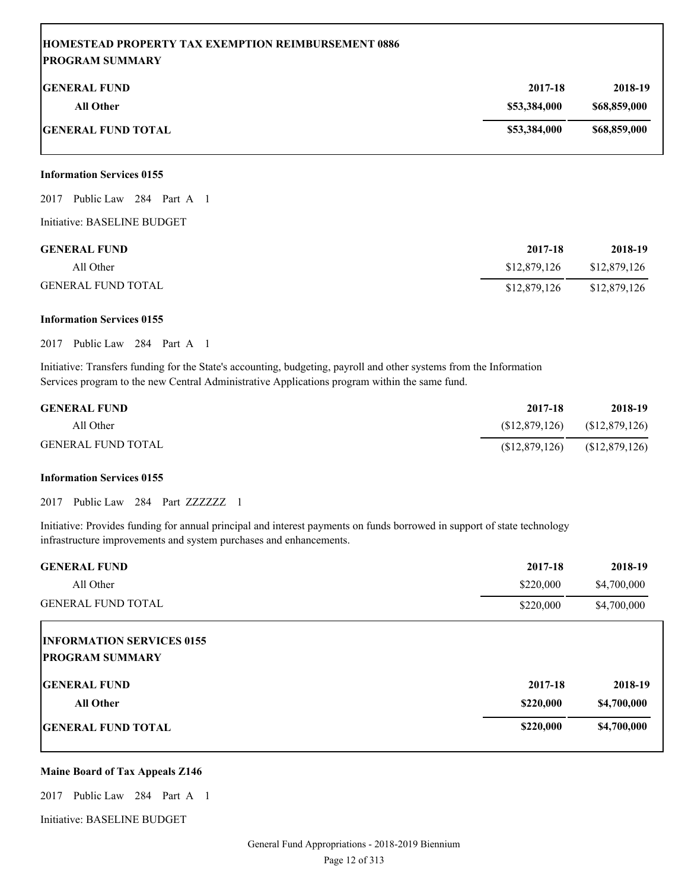| HOMESTEAD PROPERTY TAX EXEMPTION REIMBURSEMENT 0886 PROGRAM SUMMARY | | |
|---|---|---|
| **GENERAL FUND** | **2017-18** | **2018-19** |
| **All Other** | **$53,384,000** | **$68,859,000** |
| **GENERAL FUND TOTAL** | **$53,384,000** | **$68,859,000** |

**Information Services 0155**

2017 Public Law 284 Part A 1

Initiative: BASELINE BUDGET

| GENERAL FUND | 2017-18 | 2018-19 |
|---|---|---|
| All Other | $12,879,126 | $12,879,126 |
| GENERAL FUND TOTAL | $12,879,126 | $12,879,126 |

**Information Services 0155**

2017 Public Law 284 Part A 1

Initiative: Transfers funding for the State's accounting, budgeting, payroll and other systems from the Information Services program to the new Central Administrative Applications program within the same fund.

| GENERAL FUND | 2017-18 | 2018-19 |
|---|---|---|
| All Other | ($12,879,126) | ($12,879,126) |
| GENERAL FUND TOTAL | ($12,879,126) | ($12,879,126) |

**Information Services 0155**

2017 Public Law 284 Part ZZZZZZ 1

Initiative: Provides funding for annual principal and interest payments on funds borrowed in support of state technology infrastructure improvements and system purchases and enhancements.

| GENERAL FUND | 2017-18 | 2018-19 |
|---|---|---|
| All Other | $220,000 | $4,700,000 |
| GENERAL FUND TOTAL | $220,000 | $4,700,000 |

| INFORMATION SERVICES 0155 PROGRAM SUMMARY | | |
|---|---|---|
| **GENERAL FUND** | **2017-18** | **2018-19** |
| **All Other** | **$220,000** | **$4,700,000** |
| **GENERAL FUND TOTAL** | **$220,000** | **$4,700,000** |

**Maine Board of Tax Appeals Z146**

2017 Public Law 284 Part A 1

Initiative: BASELINE BUDGET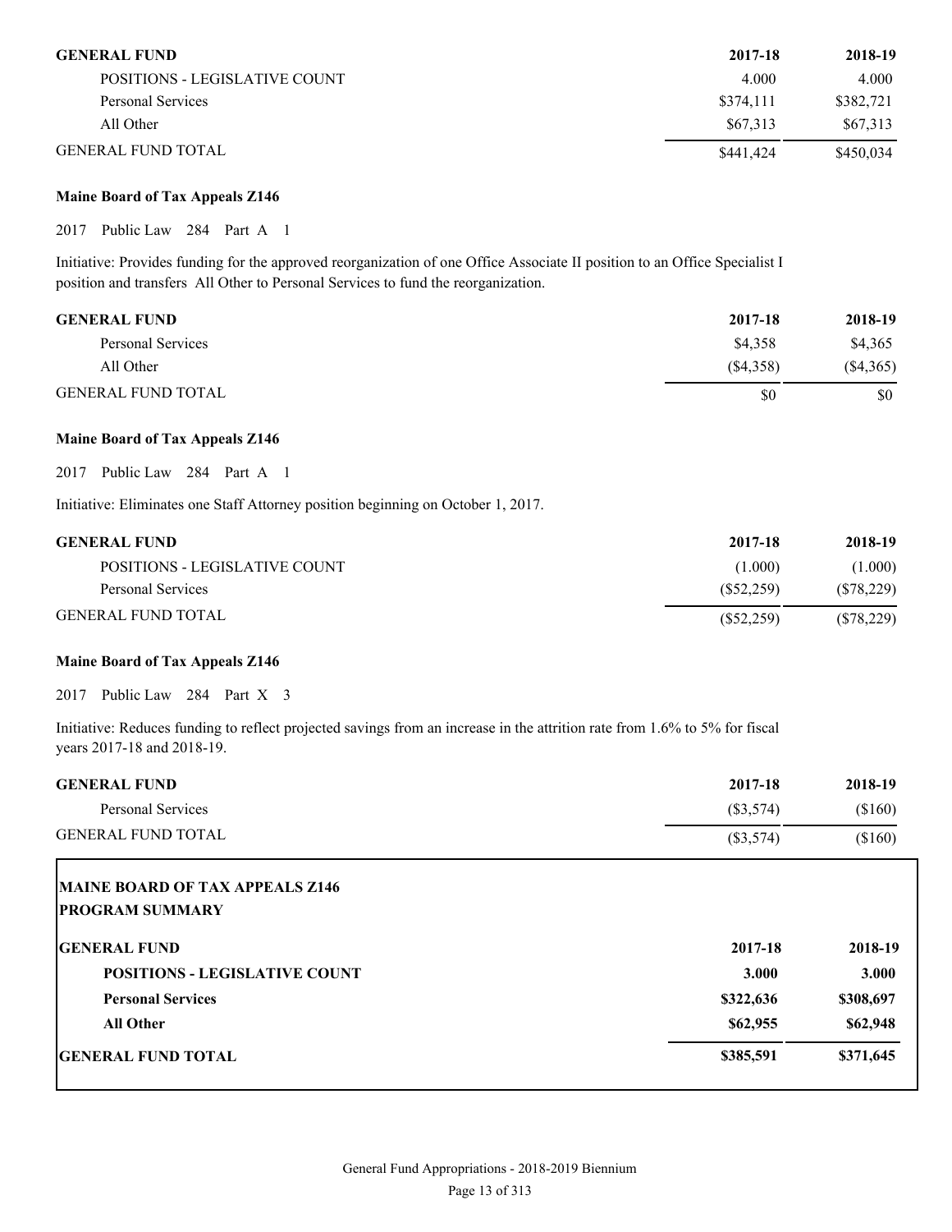| GENERAL FUND | 2017-18 | 2018-19 |
|---|---|---|
| POSITIONS - LEGISLATIVE COUNT | 4.000 | 4.000 |
| Personal Services | $374,111 | $382,721 |
| All Other | $67,313 | $67,313 |
| GENERAL FUND TOTAL | $441,424 | $450,034 |

**Maine Board of Tax Appeals Z146**

2017 Public Law 284 Part A 1

Initiative: Provides funding for the approved reorganization of one Office Associate II position to an Office Specialist I position and transfers All Other to Personal Services to fund the reorganization.

| GENERAL FUND | 2017-18 | 2018-19 |
|---|---|---|
| Personal Services | $4,358 | $4,365 |
| All Other | ($4,358) | ($4,365) |
| GENERAL FUND TOTAL | $0 | $0 |

**Maine Board of Tax Appeals Z146**

2017 Public Law 284 Part A 1

Initiative: Eliminates one Staff Attorney position beginning on October 1, 2017.

| GENERAL FUND | 2017-18 | 2018-19 |
|---|---|---|
| POSITIONS - LEGISLATIVE COUNT | (1.000) | (1.000) |
| Personal Services | ($52,259) | ($78,229) |
| GENERAL FUND TOTAL | ($52,259) | ($78,229) |

**Maine Board of Tax Appeals Z146**

2017 Public Law 284 Part X 3

Initiative: Reduces funding to reflect projected savings from an increase in the attrition rate from 1.6% to 5% for fiscal years 2017-18 and 2018-19.

| GENERAL FUND | 2017-18 | 2018-19 |
|---|---|---|
| Personal Services | ($3,574) | ($160) |
| GENERAL FUND TOTAL | ($3,574) | ($160) |

**MAINE BOARD OF TAX APPEALS Z146**
**PROGRAM SUMMARY**

| GENERAL FUND | 2017-18 | 2018-19 |
|---|---|---|
| **POSITIONS - LEGISLATIVE COUNT** | **3.000** | **3.000** |
| **Personal Services** | **$322,636** | **$308,697** |
| **All Other** | **$62,955** | **$62,948** |
| **GENERAL FUND TOTAL** | **$385,591** | **$371,645** |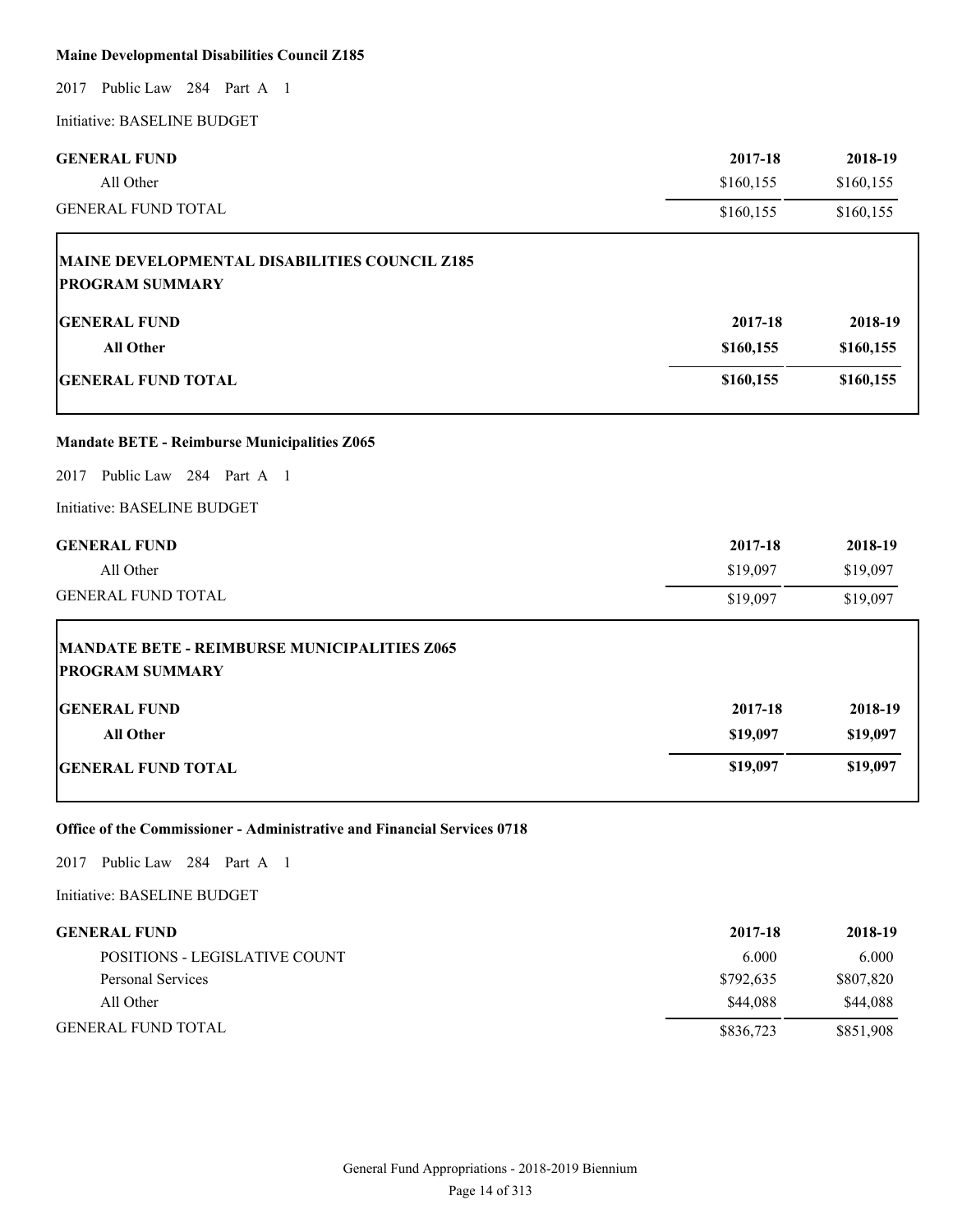**Maine Developmental Disabilities Council Z185**

2017 Public Law 284 Part A 1

Initiative: BASELINE BUDGET

| GENERAL FUND | 2017-18 | 2018-19 |
| --- | --- | --- |
| All Other | $160,155 | $160,155 |
| GENERAL FUND TOTAL | $160,155 | $160,155 |

**MAINE DEVELOPMENTAL DISABILITIES COUNCIL Z185**
**PROGRAM SUMMARY**

| GENERAL FUND | 2017-18 | 2018-19 |
| --- | --- | --- |
| **All Other** | **$160,155** | **$160,155** |
| **GENERAL FUND TOTAL** | **$160,155** | **$160,155** |

**Mandate BETE - Reimburse Municipalities Z065**

2017 Public Law 284 Part A 1

Initiative: BASELINE BUDGET

| GENERAL FUND | 2017-18 | 2018-19 |
| --- | --- | --- |
| All Other | $19,097 | $19,097 |
| GENERAL FUND TOTAL | $19,097 | $19,097 |

**MANDATE BETE - REIMBURSE MUNICIPALITIES Z065**
**PROGRAM SUMMARY**

| GENERAL FUND | 2017-18 | 2018-19 |
| --- | --- | --- |
| **All Other** | **$19,097** | **$19,097** |
| **GENERAL FUND TOTAL** | **$19,097** | **$19,097** |

**Office of the Commissioner - Administrative and Financial Services 0718**

2017 Public Law 284 Part A 1

Initiative: BASELINE BUDGET

| GENERAL FUND | 2017-18 | 2018-19 |
| --- | --- | --- |
| POSITIONS - LEGISLATIVE COUNT | 6.000 | 6.000 |
| Personal Services | $792,635 | $807,820 |
| All Other | $44,088 | $44,088 |
| GENERAL FUND TOTAL | $836,723 | $851,908 |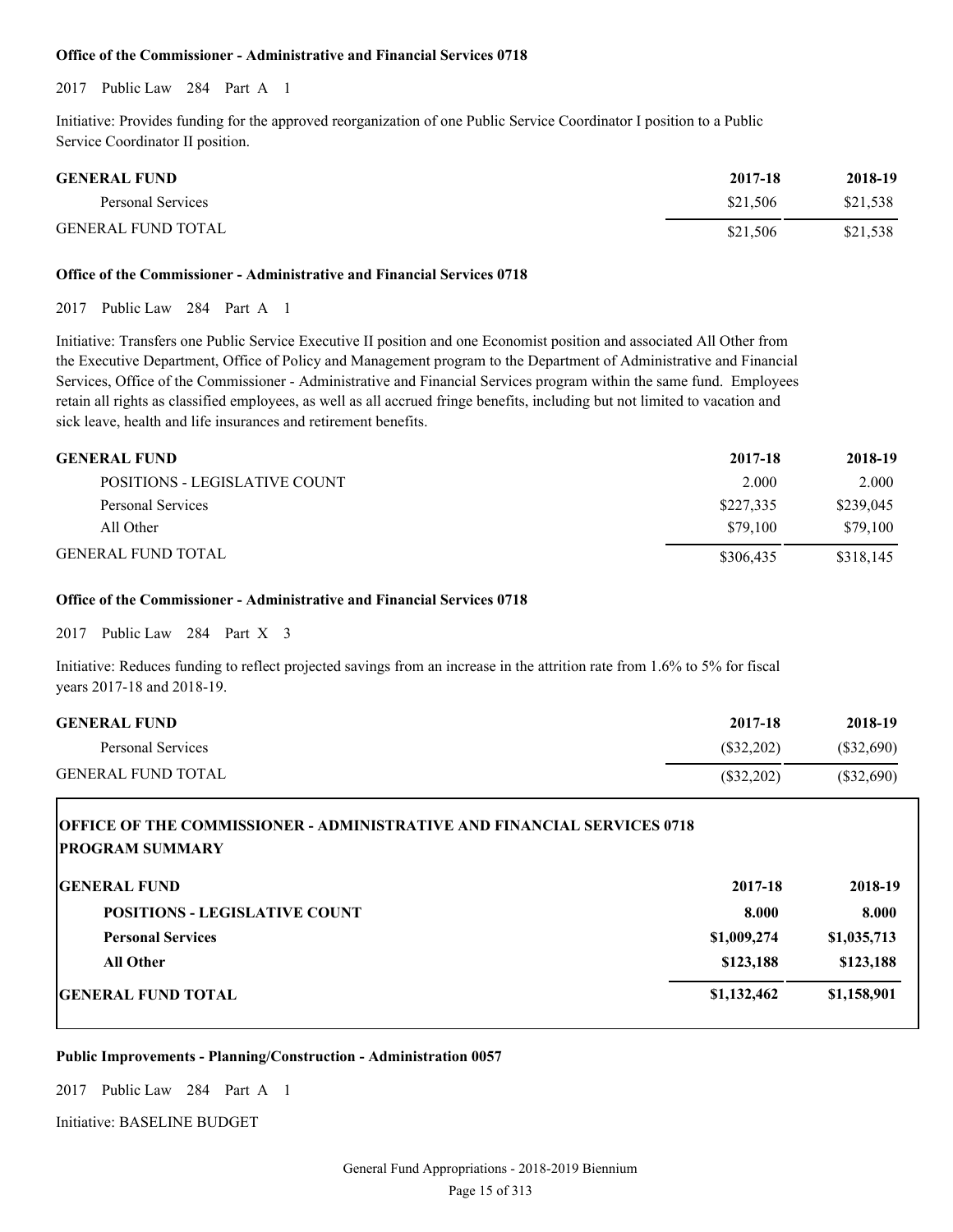**Office of the Commissioner - Administrative and Financial Services 0718**

2017 Public Law 284 Part A 1

Initiative: Provides funding for the approved reorganization of one Public Service Coordinator I position to a Public Service Coordinator II position.

| GENERAL FUND | 2017-18 | 2018-19 |
|---|---|---|
| Personal Services | $21,506 | $21,538 |
| GENERAL FUND TOTAL | $21,506 | $21,538 |

**Office of the Commissioner - Administrative and Financial Services 0718**

2017 Public Law 284 Part A 1

Initiative: Transfers one Public Service Executive II position and one Economist position and associated All Other from the Executive Department, Office of Policy and Management program to the Department of Administrative and Financial Services, Office of the Commissioner - Administrative and Financial Services program within the same fund. Employees retain all rights as classified employees, as well as all accrued fringe benefits, including but not limited to vacation and sick leave, health and life insurances and retirement benefits.

| GENERAL FUND | 2017-18 | 2018-19 |
|---|---|---|
| POSITIONS - LEGISLATIVE COUNT | 2.000 | 2.000 |
| Personal Services | $227,335 | $239,045 |
| All Other | $79,100 | $79,100 |
| GENERAL FUND TOTAL | $306,435 | $318,145 |

**Office of the Commissioner - Administrative and Financial Services 0718**

2017 Public Law 284 Part X 3

Initiative: Reduces funding to reflect projected savings from an increase in the attrition rate from 1.6% to 5% for fiscal years 2017-18 and 2018-19.

| GENERAL FUND | 2017-18 | 2018-19 |
|---|---|---|
| Personal Services | ($32,202) | ($32,690) |
| GENERAL FUND TOTAL | ($32,202) | ($32,690) |

**OFFICE OF THE COMMISSIONER - ADMINISTRATIVE AND FINANCIAL SERVICES 0718**
**PROGRAM SUMMARY**

| GENERAL FUND | 2017-18 | 2018-19 |
|---|---|---|
| **POSITIONS - LEGISLATIVE COUNT** | **8.000** | **8.000** |
| **Personal Services** | **$1,009,274** | **$1,035,713** |
| **All Other** | **$123,188** | **$123,188** |
| **GENERAL FUND TOTAL** | **$1,132,462** | **$1,158,901** |

**Public Improvements - Planning/Construction - Administration 0057**

2017 Public Law 284 Part A 1

Initiative: BASELINE BUDGET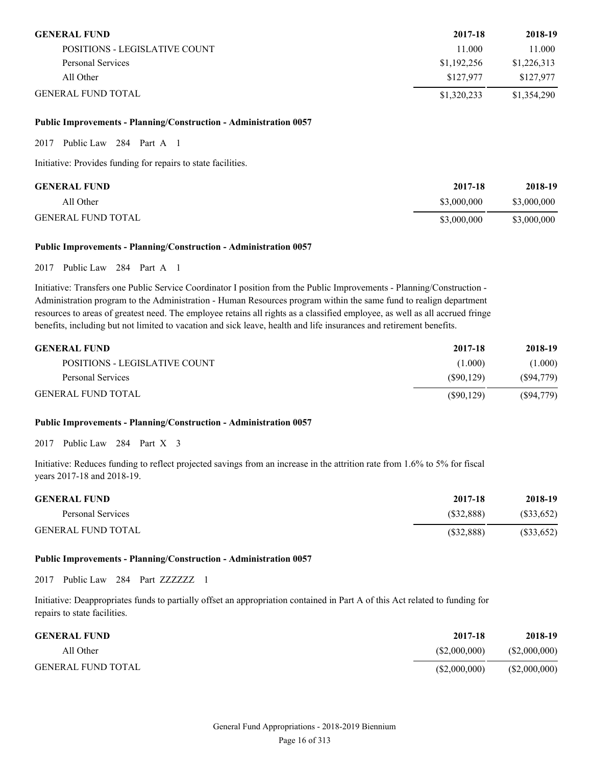| GENERAL FUND | 2017-18 | 2018-19 |
|---|---|---|
| POSITIONS - LEGISLATIVE COUNT | 11.000 | 11.000 |
| Personal Services | $1,192,256 | $1,226,313 |
| All Other | $127,977 | $127,977 |
| GENERAL FUND TOTAL | $1,320,233 | $1,354,290 |

**Public Improvements - Planning/Construction - Administration 0057**

2017 Public Law 284 Part A 1

Initiative: Provides funding for repairs to state facilities.

| GENERAL FUND | 2017-18 | 2018-19 |
|---|---|---|
| All Other | $3,000,000 | $3,000,000 |
| GENERAL FUND TOTAL | $3,000,000 | $3,000,000 |

**Public Improvements - Planning/Construction - Administration 0057**

2017 Public Law 284 Part A 1

Initiative: Transfers one Public Service Coordinator I position from the Public Improvements - Planning/Construction - Administration program to the Administration - Human Resources program within the same fund to realign department resources to areas of greatest need. The employee retains all rights as a classified employee, as well as all accrued fringe benefits, including but not limited to vacation and sick leave, health and life insurances and retirement benefits.

| GENERAL FUND | 2017-18 | 2018-19 |
|---|---|---|
| POSITIONS - LEGISLATIVE COUNT | (1.000) | (1.000) |
| Personal Services | ($90,129) | ($94,779) |
| GENERAL FUND TOTAL | ($90,129) | ($94,779) |

**Public Improvements - Planning/Construction - Administration 0057**

2017 Public Law 284 Part X 3

Initiative: Reduces funding to reflect projected savings from an increase in the attrition rate from 1.6% to 5% for fiscal years 2017-18 and 2018-19.

| GENERAL FUND | 2017-18 | 2018-19 |
|---|---|---|
| Personal Services | ($32,888) | ($33,652) |
| GENERAL FUND TOTAL | ($32,888) | ($33,652) |

**Public Improvements - Planning/Construction - Administration 0057**

2017 Public Law 284 Part ZZZZZZ 1

Initiative: Deappropriates funds to partially offset an appropriation contained in Part A of this Act related to funding for repairs to state facilities.

| GENERAL FUND | 2017-18 | 2018-19 |
|---|---|---|
| All Other | ($2,000,000) | ($2,000,000) |
| GENERAL FUND TOTAL | ($2,000,000) | ($2,000,000) |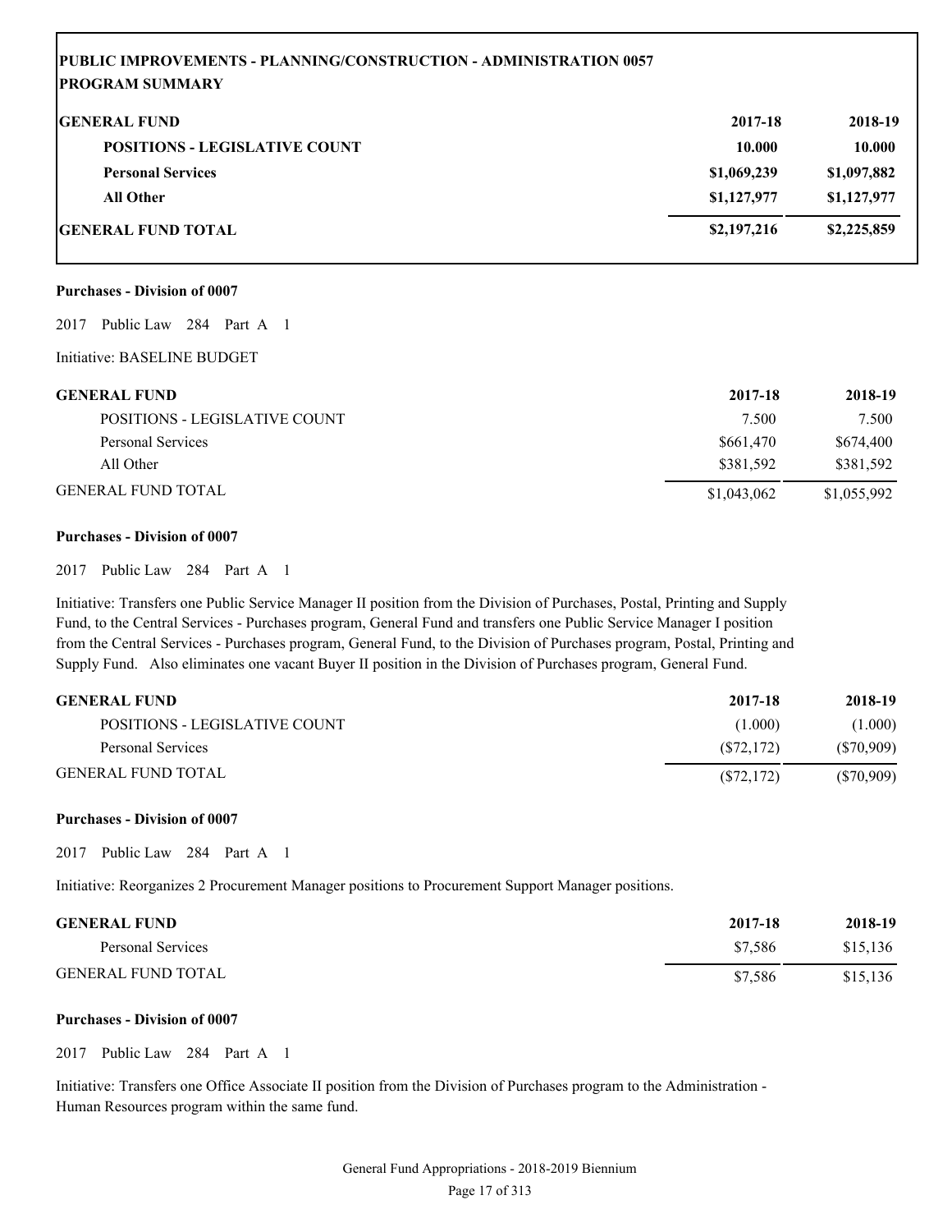**PUBLIC IMPROVEMENTS - PLANNING/CONSTRUCTION - ADMINISTRATION 0057**
**PROGRAM SUMMARY**

| GENERAL FUND | 2017-18 | 2018-19 |
|---|---|---|
| POSITIONS - LEGISLATIVE COUNT | 10.000 | 10.000 |
| Personal Services | \$1,069,239 | \$1,097,882 |
| All Other | \$1,127,977 | \$1,127,977 |
| GENERAL FUND TOTAL | \$2,197,216 | \$2,225,859 |

**Purchases - Division of 0007**

2017 Public Law 284 Part A 1

Initiative: BASELINE BUDGET

| GENERAL FUND | 2017-18 | 2018-19 |
|---|---|---|
| POSITIONS - LEGISLATIVE COUNT | 7.500 | 7.500 |
| Personal Services | \$661,470 | \$674,400 |
| All Other | \$381,592 | \$381,592 |
| GENERAL FUND TOTAL | \$1,043,062 | \$1,055,992 |

**Purchases - Division of 0007**

2017 Public Law 284 Part A 1

Initiative: Transfers one Public Service Manager II position from the Division of Purchases, Postal, Printing and Supply Fund, to the Central Services - Purchases program, General Fund and transfers one Public Service Manager I position from the Central Services - Purchases program, General Fund, to the Division of Purchases program, Postal, Printing and Supply Fund. Also eliminates one vacant Buyer II position in the Division of Purchases program, General Fund.

| GENERAL FUND | 2017-18 | 2018-19 |
|---|---|---|
| POSITIONS - LEGISLATIVE COUNT | (1.000) | (1.000) |
| Personal Services | (\$72,172) | (\$70,909) |
| GENERAL FUND TOTAL | (\$72,172) | (\$70,909) |

**Purchases - Division of 0007**

2017 Public Law 284 Part A 1

Initiative: Reorganizes 2 Procurement Manager positions to Procurement Support Manager positions.

| GENERAL FUND | 2017-18 | 2018-19 |
|---|---|---|
| Personal Services | \$7,586 | \$15,136 |
| GENERAL FUND TOTAL | \$7,586 | \$15,136 |

**Purchases - Division of 0007**

2017 Public Law 284 Part A 1

Initiative: Transfers one Office Associate II position from the Division of Purchases program to the Administration - Human Resources program within the same fund.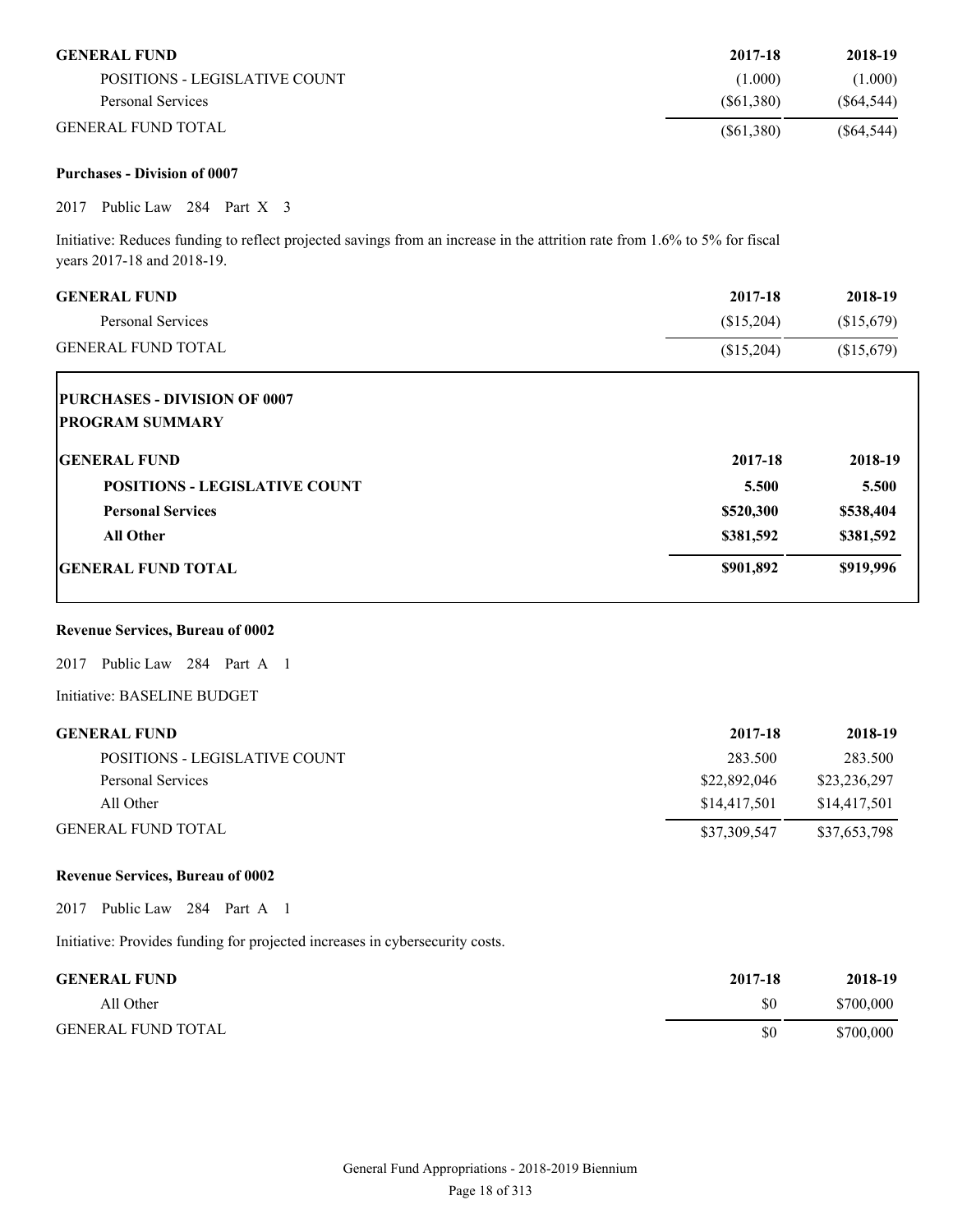| GENERAL FUND | 2017-18 | 2018-19 |
|---|---|---|
| POSITIONS - LEGISLATIVE COUNT | (1.000) | (1.000) |
| Personal Services | ($61,380) | ($64,544) |
| GENERAL FUND TOTAL | ($61,380) | ($64,544) |

**Purchases - Division of 0007**

2017 Public Law 284 Part X 3

Initiative: Reduces funding to reflect projected savings from an increase in the attrition rate from 1.6% to 5% for fiscal years 2017-18 and 2018-19.

| GENERAL FUND | 2017-18 | 2018-19 |
|---|---|---|
| Personal Services | ($15,204) | ($15,679) |
| GENERAL FUND TOTAL | ($15,204) | ($15,679) |

**PURCHASES - DIVISION OF 0007**
**PROGRAM SUMMARY**

| GENERAL FUND | 2017-18 | 2018-19 |
|---|---|---|
| **POSITIONS - LEGISLATIVE COUNT** | **5.500** | **5.500** |
| **Personal Services** | **$520,300** | **$538,404** |
| **All Other** | **$381,592** | **$381,592** |
| **GENERAL FUND TOTAL** | **$901,892** | **$919,996** |

**Revenue Services, Bureau of 0002**

2017 Public Law 284 Part A 1

Initiative: BASELINE BUDGET

| GENERAL FUND | 2017-18 | 2018-19 |
|---|---|---|
| POSITIONS - LEGISLATIVE COUNT | 283.500 | 283.500 |
| Personal Services | $22,892,046 | $23,236,297 |
| All Other | $14,417,501 | $14,417,501 |
| GENERAL FUND TOTAL | $37,309,547 | $37,653,798 |

**Revenue Services, Bureau of 0002**

2017 Public Law 284 Part A 1

Initiative: Provides funding for projected increases in cybersecurity costs.

| GENERAL FUND | 2017-18 | 2018-19 |
|---|---|---|
| All Other | $0 | $700,000 |
| GENERAL FUND TOTAL | $0 | $700,000 |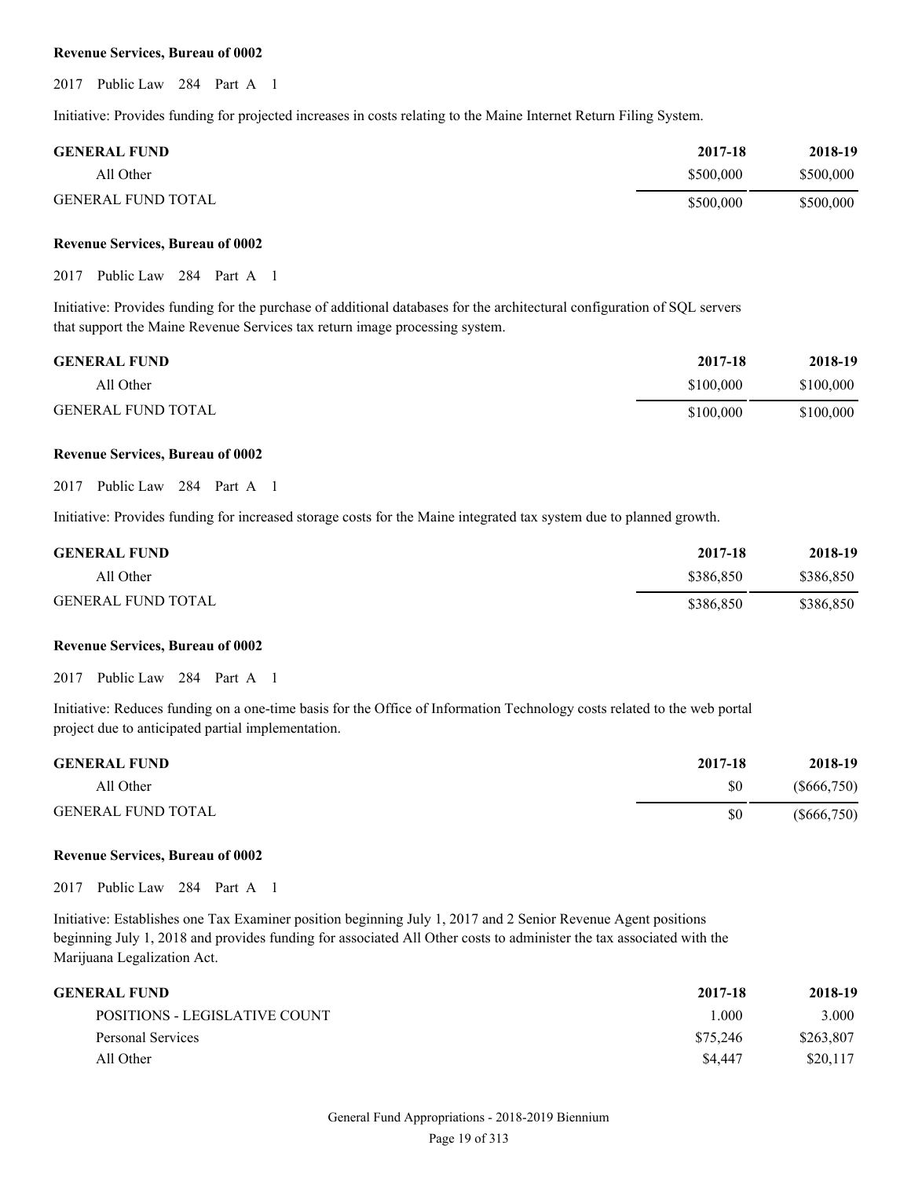**Revenue Services, Bureau of 0002**

2017 Public Law 284 Part A 1

Initiative: Provides funding for projected increases in costs relating to the Maine Internet Return Filing System.

| GENERAL FUND | 2017-18 | 2018-19 |
|---|---|---|
| All Other | $500,000 | $500,000 |
| GENERAL FUND TOTAL | $500,000 | $500,000 |

**Revenue Services, Bureau of 0002**

2017 Public Law 284 Part A 1

Initiative: Provides funding for the purchase of additional databases for the architectural configuration of SQL servers that support the Maine Revenue Services tax return image processing system.

| GENERAL FUND | 2017-18 | 2018-19 |
|---|---|---|
| All Other | $100,000 | $100,000 |
| GENERAL FUND TOTAL | $100,000 | $100,000 |

**Revenue Services, Bureau of 0002**

2017 Public Law 284 Part A 1

Initiative: Provides funding for increased storage costs for the Maine integrated tax system due to planned growth.

| GENERAL FUND | 2017-18 | 2018-19 |
|---|---|---|
| All Other | $386,850 | $386,850 |
| GENERAL FUND TOTAL | $386,850 | $386,850 |

**Revenue Services, Bureau of 0002**

2017 Public Law 284 Part A 1

Initiative: Reduces funding on a one-time basis for the Office of Information Technology costs related to the web portal project due to anticipated partial implementation.

| GENERAL FUND | 2017-18 | 2018-19 |
|---|---|---|
| All Other | $0 | ($666,750) |
| GENERAL FUND TOTAL | $0 | ($666,750) |

**Revenue Services, Bureau of 0002**

2017 Public Law 284 Part A 1

Initiative: Establishes one Tax Examiner position beginning July 1, 2017 and 2 Senior Revenue Agent positions beginning July 1, 2018 and provides funding for associated All Other costs to administer the tax associated with the Marijuana Legalization Act.

| GENERAL FUND | 2017-18 | 2018-19 |
|---|---|---|
| POSITIONS - LEGISLATIVE COUNT | 1.000 | 3.000 |
| Personal Services | $75,246 | $263,807 |
| All Other | $4,447 | $20,117 |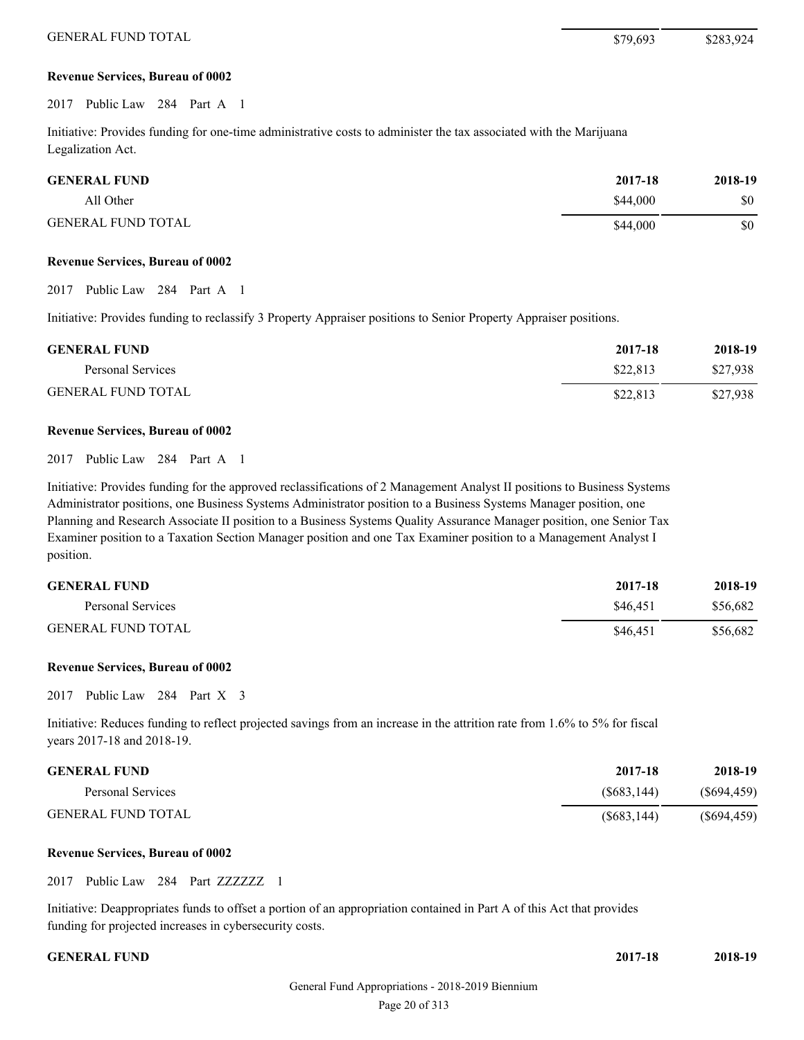| | | |
|---|---|---|
| GENERAL FUND TOTAL | $79,693 | $283,924 |

**Revenue Services, Bureau of 0002**

2017 Public Law 284 Part A 1

Initiative: Provides funding for one-time administrative costs to administer the tax associated with the Marijuana Legalization Act.

| GENERAL FUND | 2017-18 | 2018-19 |
|---|---|---|
| All Other | $44,000 | $0 |
| GENERAL FUND TOTAL | $44,000 | $0 |

**Revenue Services, Bureau of 0002**

2017 Public Law 284 Part A 1

Initiative: Provides funding to reclassify 3 Property Appraiser positions to Senior Property Appraiser positions.

| GENERAL FUND | 2017-18 | 2018-19 |
|---|---|---|
| Personal Services | $22,813 | $27,938 |
| GENERAL FUND TOTAL | $22,813 | $27,938 |

**Revenue Services, Bureau of 0002**

2017 Public Law 284 Part A 1

Initiative: Provides funding for the approved reclassifications of 2 Management Analyst II positions to Business Systems Administrator positions, one Business Systems Administrator position to a Business Systems Manager position, one Planning and Research Associate II position to a Business Systems Quality Assurance Manager position, one Senior Tax Examiner position to a Taxation Section Manager position and one Tax Examiner position to a Management Analyst I position.

| GENERAL FUND | 2017-18 | 2018-19 |
|---|---|---|
| Personal Services | $46,451 | $56,682 |
| GENERAL FUND TOTAL | $46,451 | $56,682 |

**Revenue Services, Bureau of 0002**

2017 Public Law 284 Part X 3

Initiative: Reduces funding to reflect projected savings from an increase in the attrition rate from 1.6% to 5% for fiscal years 2017-18 and 2018-19.

| GENERAL FUND | 2017-18 | 2018-19 |
|---|---|---|
| Personal Services | ($683,144) | ($694,459) |
| GENERAL FUND TOTAL | ($683,144) | ($694,459) |

**Revenue Services, Bureau of 0002**

2017 Public Law 284 Part ZZZZZZ 1

Initiative: Deappropriates funds to offset a portion of an appropriation contained in Part A of this Act that provides funding for projected increases in cybersecurity costs.

| GENERAL FUND | 2017-18 | 2018-19 |
|---|---|---|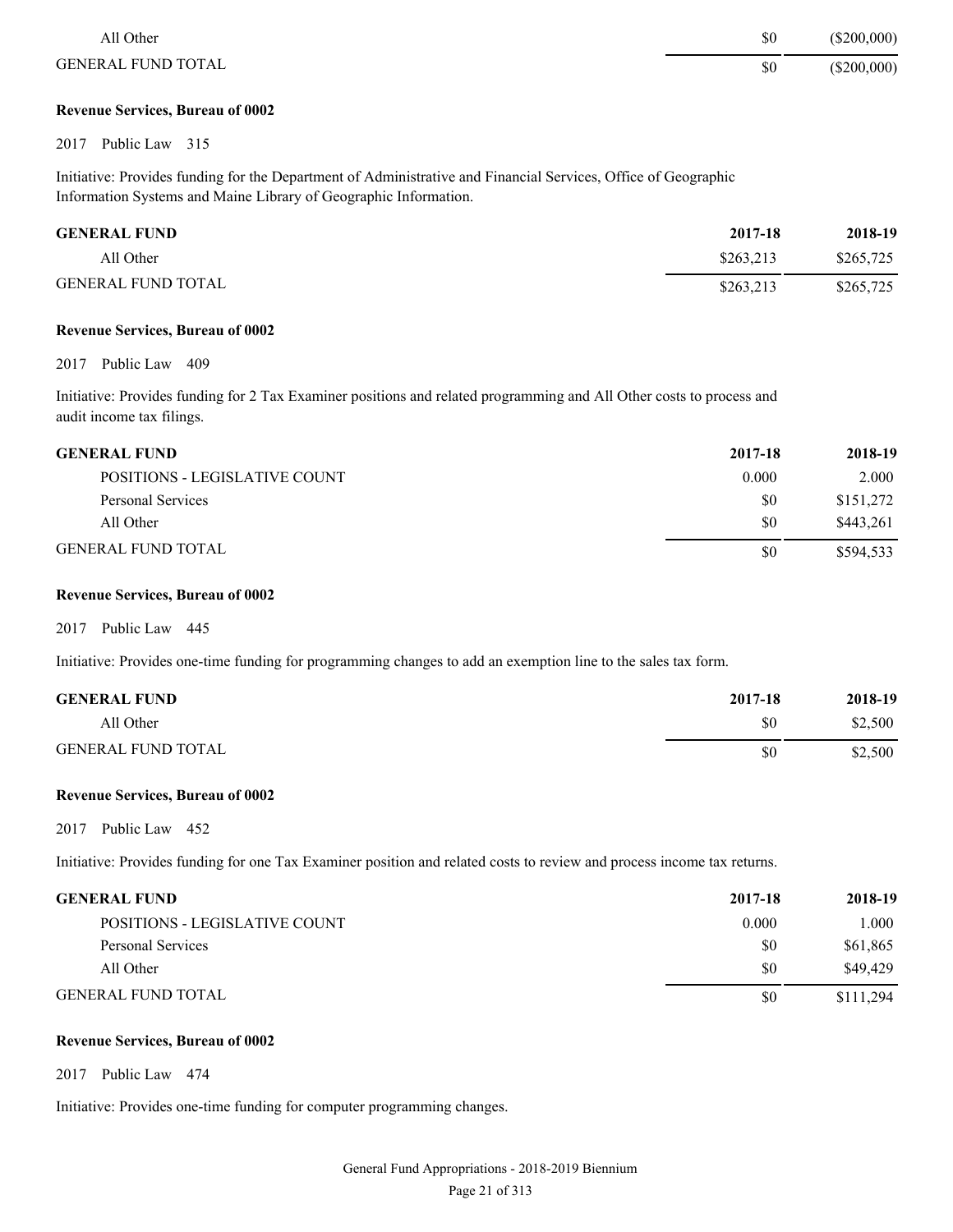| | | |
|---|---|---|
| All Other | $0 | ($200,000) |
| GENERAL FUND TOTAL | $0 | ($200,000) |

**Revenue Services, Bureau of 0002**

2017 Public Law 315

Initiative: Provides funding for the Department of Administrative and Financial Services, Office of Geographic Information Systems and Maine Library of Geographic Information.

| GENERAL FUND | 2017-18 | 2018-19 |
|---|---|---|
| All Other | $263,213 | $265,725 |
| GENERAL FUND TOTAL | $263,213 | $265,725 |

**Revenue Services, Bureau of 0002**

2017 Public Law 409

Initiative: Provides funding for 2 Tax Examiner positions and related programming and All Other costs to process and audit income tax filings.

| GENERAL FUND | 2017-18 | 2018-19 |
|---|---|---|
| POSITIONS - LEGISLATIVE COUNT | 0.000 | 2.000 |
| Personal Services | $0 | $151,272 |
| All Other | $0 | $443,261 |
| GENERAL FUND TOTAL | $0 | $594,533 |

**Revenue Services, Bureau of 0002**

2017 Public Law 445

Initiative: Provides one-time funding for programming changes to add an exemption line to the sales tax form.

| GENERAL FUND | 2017-18 | 2018-19 |
|---|---|---|
| All Other | $0 | $2,500 |
| GENERAL FUND TOTAL | $0 | $2,500 |

**Revenue Services, Bureau of 0002**

2017 Public Law 452

Initiative: Provides funding for one Tax Examiner position and related costs to review and process income tax returns.

| GENERAL FUND | 2017-18 | 2018-19 |
|---|---|---|
| POSITIONS - LEGISLATIVE COUNT | 0.000 | 1.000 |
| Personal Services | $0 | $61,865 |
| All Other | $0 | $49,429 |
| GENERAL FUND TOTAL | $0 | $111,294 |

**Revenue Services, Bureau of 0002**

2017 Public Law 474

Initiative: Provides one-time funding for computer programming changes.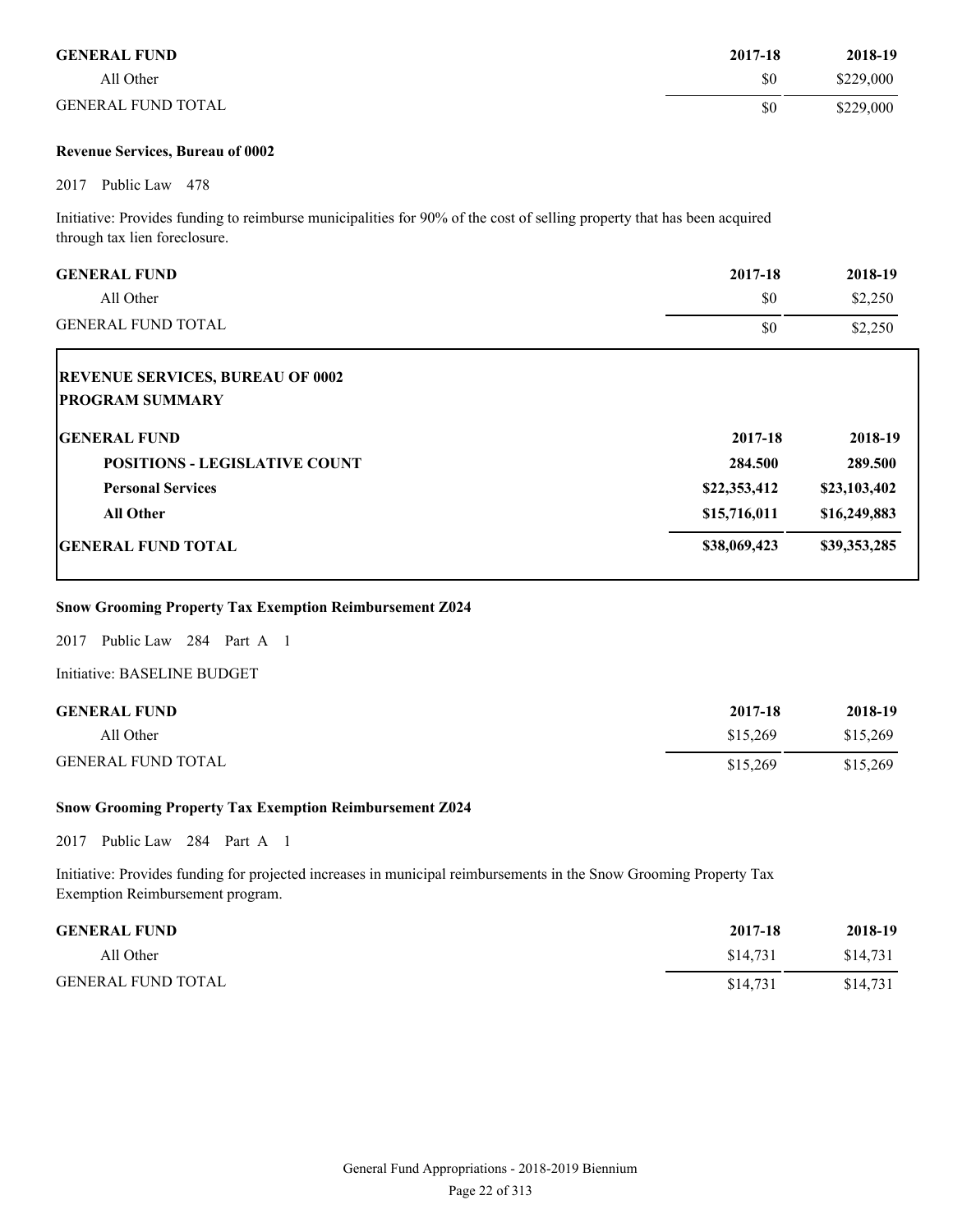| GENERAL FUND | 2017-18 | 2018-19 |
|---|---|---|
| All Other | $0 | $229,000 |
| GENERAL FUND TOTAL | $0 | $229,000 |

**Revenue Services, Bureau of 0002**

2017 Public Law 478

Initiative: Provides funding to reimburse municipalities for 90% of the cost of selling property that has been acquired through tax lien foreclosure.

| GENERAL FUND | 2017-18 | 2018-19 |
|---|---|---|
| All Other | $0 | $2,250 |
| GENERAL FUND TOTAL | $0 | $2,250 |

**REVENUE SERVICES, BUREAU OF 0002**
**PROGRAM SUMMARY**

| GENERAL FUND | 2017-18 | 2018-19 |
|---|---|---|
| **POSITIONS - LEGISLATIVE COUNT** | **284.500** | **289.500** |
| **Personal Services** | **$22,353,412** | **$23,103,402** |
| **All Other** | **$15,716,011** | **$16,249,883** |
| **GENERAL FUND TOTAL** | **$38,069,423** | **$39,353,285** |

**Snow Grooming Property Tax Exemption Reimbursement Z024**

2017 Public Law 284 Part A 1

Initiative: BASELINE BUDGET

| GENERAL FUND | 2017-18 | 2018-19 |
|---|---|---|
| All Other | $15,269 | $15,269 |
| GENERAL FUND TOTAL | $15,269 | $15,269 |

**Snow Grooming Property Tax Exemption Reimbursement Z024**

2017 Public Law 284 Part A 1

Initiative: Provides funding for projected increases in municipal reimbursements in the Snow Grooming Property Tax Exemption Reimbursement program.

| GENERAL FUND | 2017-18 | 2018-19 |
|---|---|---|
| All Other | $14,731 | $14,731 |
| GENERAL FUND TOTAL | $14,731 | $14,731 |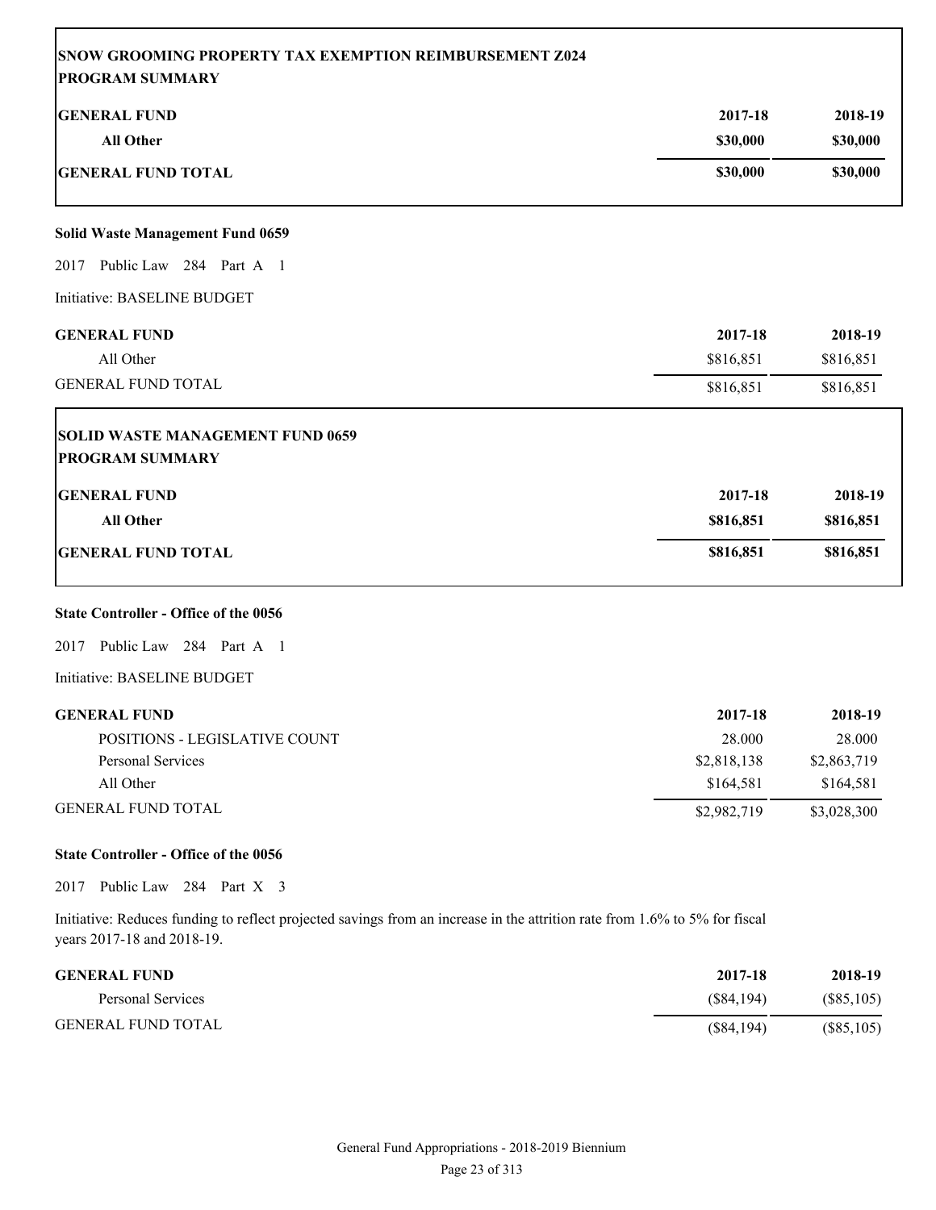**SNOW GROOMING PROPERTY TAX EXEMPTION REIMBURSEMENT Z024**
**PROGRAM SUMMARY**

| GENERAL FUND | 2017-18 | 2018-19 |
|---|---|---|
| All Other | $30,000 | $30,000 |
| GENERAL FUND TOTAL | $30,000 | $30,000 |

**Solid Waste Management Fund 0659**

2017 Public Law 284 Part A 1

Initiative: BASELINE BUDGET

| GENERAL FUND | 2017-18 | 2018-19 |
|---|---|---|
| All Other | $816,851 | $816,851 |
| GENERAL FUND TOTAL | $816,851 | $816,851 |

**SOLID WASTE MANAGEMENT FUND 0659**
**PROGRAM SUMMARY**

| GENERAL FUND | 2017-18 | 2018-19 |
|---|---|---|
| All Other | $816,851 | $816,851 |
| GENERAL FUND TOTAL | $816,851 | $816,851 |

**State Controller - Office of the 0056**

2017 Public Law 284 Part A 1

Initiative: BASELINE BUDGET

| GENERAL FUND | 2017-18 | 2018-19 |
|---|---|---|
| POSITIONS - LEGISLATIVE COUNT | 28.000 | 28.000 |
| Personal Services | $2,818,138 | $2,863,719 |
| All Other | $164,581 | $164,581 |
| GENERAL FUND TOTAL | $2,982,719 | $3,028,300 |

**State Controller - Office of the 0056**

2017 Public Law 284 Part X 3

Initiative: Reduces funding to reflect projected savings from an increase in the attrition rate from 1.6% to 5% for fiscal years 2017-18 and 2018-19.

| GENERAL FUND | 2017-18 | 2018-19 |
|---|---|---|
| Personal Services | ($84,194) | ($85,105) |
| GENERAL FUND TOTAL | ($84,194) | ($85,105) |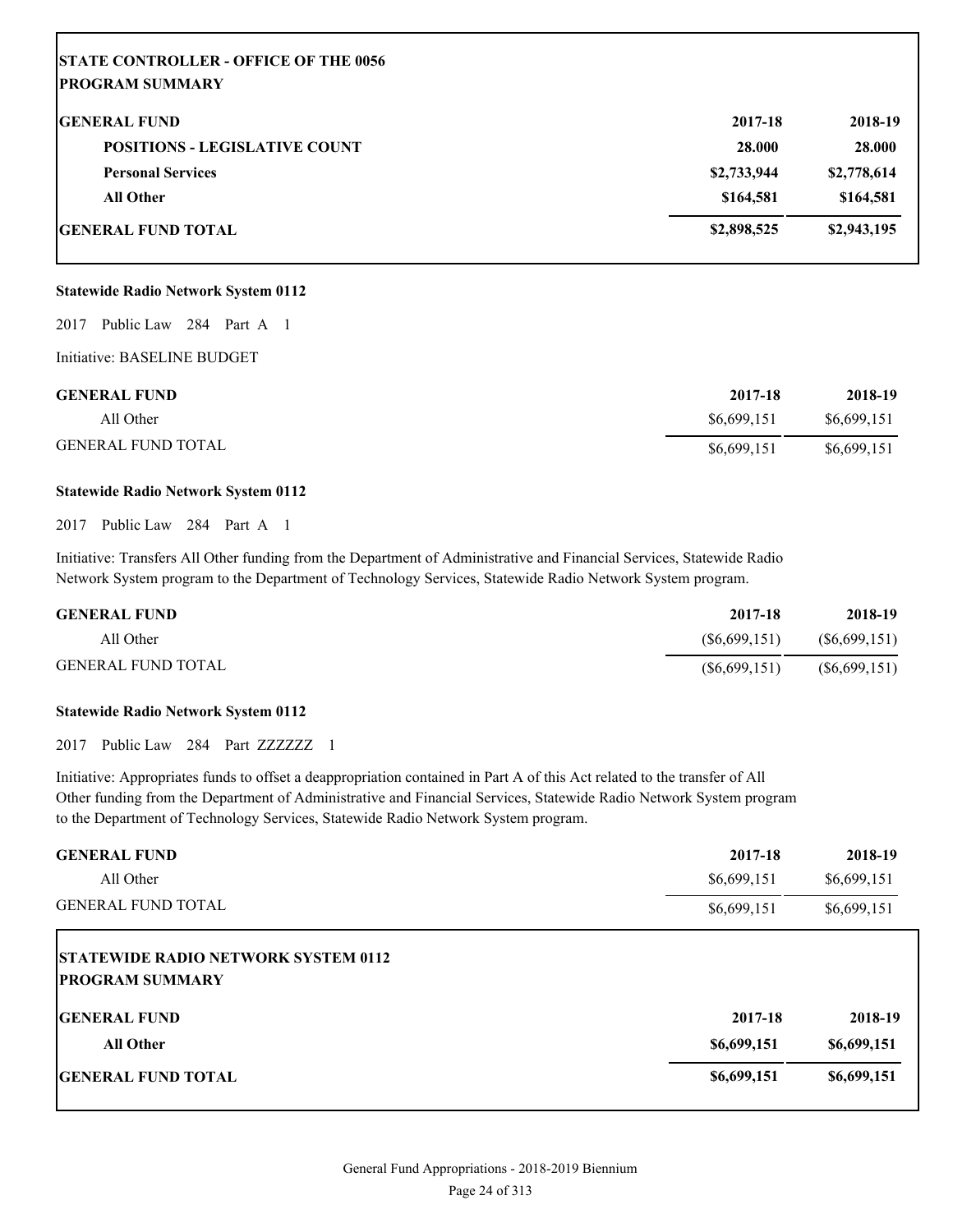| STATE CONTROLLER - OFFICE OF THE 0056 PROGRAM SUMMARY | | |
|---|---|---|
| **GENERAL FUND** | **2017-18** | **2018-19** |
| **POSITIONS - LEGISLATIVE COUNT** | **28.000** | **28.000** |
| **Personal Services** | **$2,733,944** | **$2,778,614** |
| **All Other** | **$164,581** | **$164,581** |
| **GENERAL FUND TOTAL** | **$2,898,525** | **$2,943,195** |

**Statewide Radio Network System 0112**

2017 Public Law 284 Part A 1

Initiative: BASELINE BUDGET

| GENERAL FUND | 2017-18 | 2018-19 |
|---|---|---|
| All Other | $6,699,151 | $6,699,151 |
| GENERAL FUND TOTAL | $6,699,151 | $6,699,151 |

**Statewide Radio Network System 0112**

2017 Public Law 284 Part A 1

Initiative: Transfers All Other funding from the Department of Administrative and Financial Services, Statewide Radio Network System program to the Department of Technology Services, Statewide Radio Network System program.

| GENERAL FUND | 2017-18 | 2018-19 |
|---|---|---|
| All Other | ($6,699,151) | ($6,699,151) |
| GENERAL FUND TOTAL | ($6,699,151) | ($6,699,151) |

**Statewide Radio Network System 0112**

2017 Public Law 284 Part ZZZZZZ 1

Initiative: Appropriates funds to offset a deappropriation contained in Part A of this Act related to the transfer of All Other funding from the Department of Administrative and Financial Services, Statewide Radio Network System program to the Department of Technology Services, Statewide Radio Network System program.

| GENERAL FUND | 2017-18 | 2018-19 |
|---|---|---|
| All Other | $6,699,151 | $6,699,151 |
| GENERAL FUND TOTAL | $6,699,151 | $6,699,151 |

| STATEWIDE RADIO NETWORK SYSTEM 0112 PROGRAM SUMMARY | | |
|---|---|---|
| **GENERAL FUND** | **2017-18** | **2018-19** |
| **All Other** | **$6,699,151** | **$6,699,151** |
| **GENERAL FUND TOTAL** | **$6,699,151** | **$6,699,151** |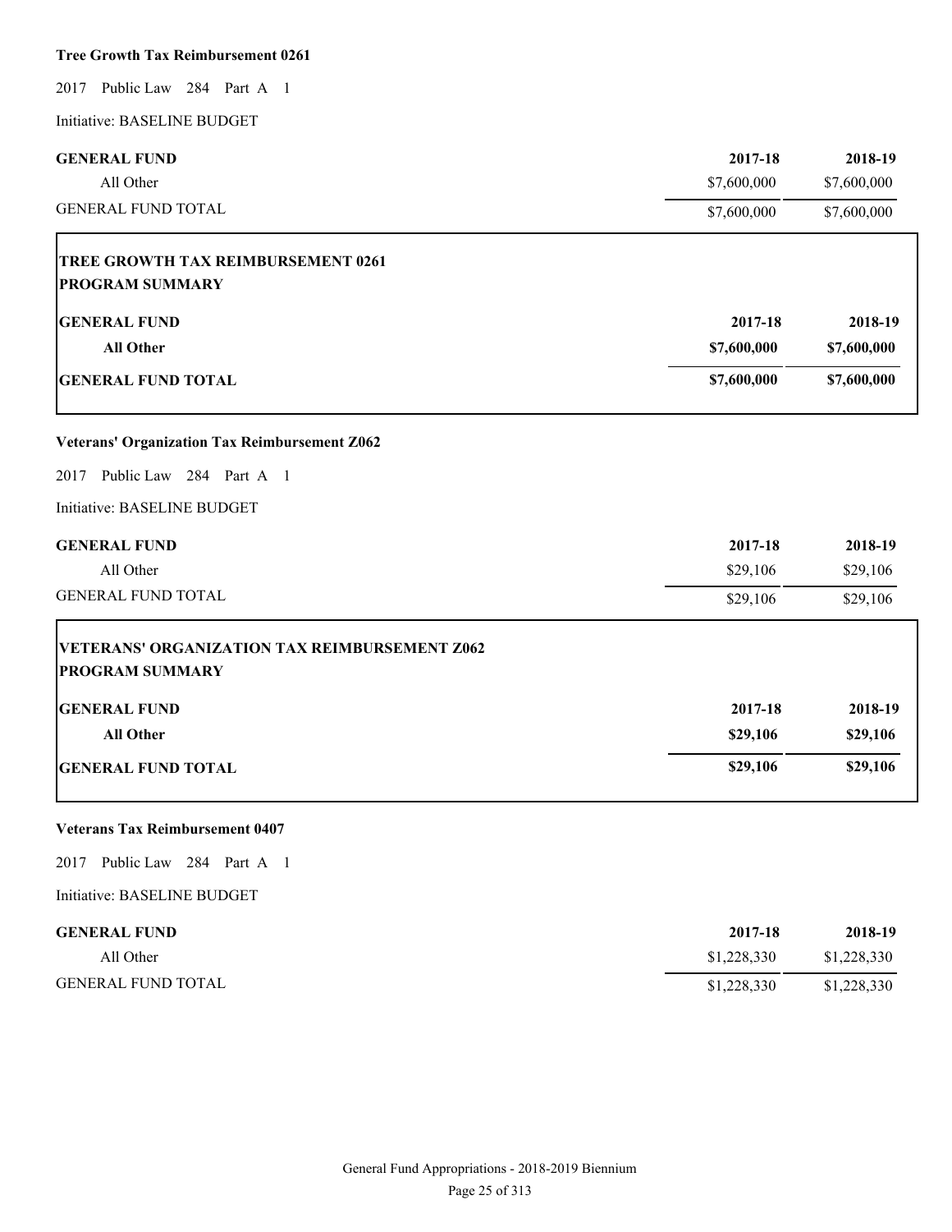**Tree Growth Tax Reimbursement 0261**

2017 Public Law 284 Part A 1

Initiative: BASELINE BUDGET

| GENERAL FUND | 2017-18 | 2018-19 |
|---|---|---|
| All Other | $7,600,000 | $7,600,000 |
| GENERAL FUND TOTAL | $7,600,000 | $7,600,000 |

**TREE GROWTH TAX REIMBURSEMENT 0261**
**PROGRAM SUMMARY**

| GENERAL FUND | 2017-18 | 2018-19 |
|---|---|---|
| **All Other** | **$7,600,000** | **$7,600,000** |
| **GENERAL FUND TOTAL** | **$7,600,000** | **$7,600,000** |

**Veterans' Organization Tax Reimbursement Z062**

2017 Public Law 284 Part A 1

Initiative: BASELINE BUDGET

| GENERAL FUND | 2017-18 | 2018-19 |
|---|---|---|
| All Other | $29,106 | $29,106 |
| GENERAL FUND TOTAL | $29,106 | $29,106 |

**VETERANS' ORGANIZATION TAX REIMBURSEMENT Z062**
**PROGRAM SUMMARY**

| GENERAL FUND | 2017-18 | 2018-19 |
|---|---|---|
| **All Other** | **$29,106** | **$29,106** |
| **GENERAL FUND TOTAL** | **$29,106** | **$29,106** |

**Veterans Tax Reimbursement 0407**

2017 Public Law 284 Part A 1

Initiative: BASELINE BUDGET

| GENERAL FUND | 2017-18 | 2018-19 |
|---|---|---|
| All Other | $1,228,330 | $1,228,330 |
| GENERAL FUND TOTAL | $1,228,330 | $1,228,330 |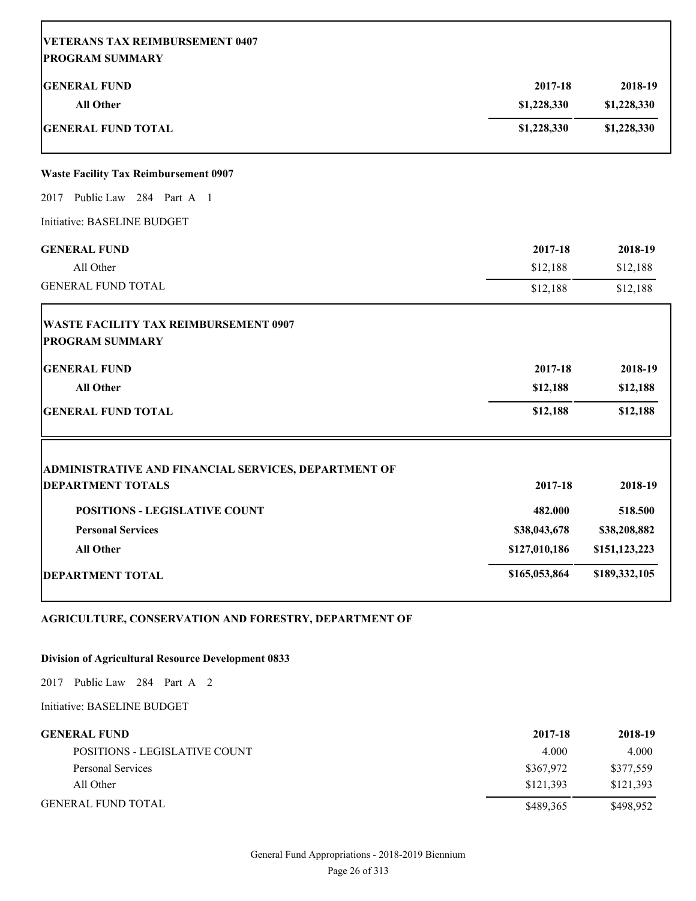| VETERANS TAX REIMBURSEMENT 0407 PROGRAM SUMMARY | | |
|---|---|---|
| **GENERAL FUND** | **2017-18** | **2018-19** |
| **All Other** | **$1,228,330** | **$1,228,330** |
| **GENERAL FUND TOTAL** | **$1,228,330** | **$1,228,330** |

**Waste Facility Tax Reimbursement 0907**

2017 Public Law 284 Part A 1

Initiative: BASELINE BUDGET

| GENERAL FUND | 2017-18 | 2018-19 |
|---|---|---|
| All Other | $12,188 | $12,188 |
| GENERAL FUND TOTAL | $12,188 | $12,188 |

| WASTE FACILITY TAX REIMBURSEMENT 0907 PROGRAM SUMMARY | | |
|---|---|---|
| **GENERAL FUND** | **2017-18** | **2018-19** |
| **All Other** | **$12,188** | **$12,188** |
| **GENERAL FUND TOTAL** | **$12,188** | **$12,188** |

| ADMINISTRATIVE AND FINANCIAL SERVICES, DEPARTMENT OF DEPARTMENT TOTALS | 2017-18 | 2018-19 |
|---|---|---|
| **POSITIONS - LEGISLATIVE COUNT** | **482.000** | **518.500** |
| **Personal Services** | **$38,043,678** | **$38,208,882** |
| **All Other** | **$127,010,186** | **$151,123,223** |
| **DEPARTMENT TOTAL** | **$165,053,864** | **$189,332,105** |

**AGRICULTURE, CONSERVATION AND FORESTRY, DEPARTMENT OF**

**Division of Agricultural Resource Development 0833**

2017 Public Law 284 Part A 2

Initiative: BASELINE BUDGET

| GENERAL FUND | 2017-18 | 2018-19 |
|---|---|---|
| POSITIONS - LEGISLATIVE COUNT | 4.000 | 4.000 |
| Personal Services | $367,972 | $377,559 |
| All Other | $121,393 | $121,393 |
| GENERAL FUND TOTAL | $489,365 | $498,952 |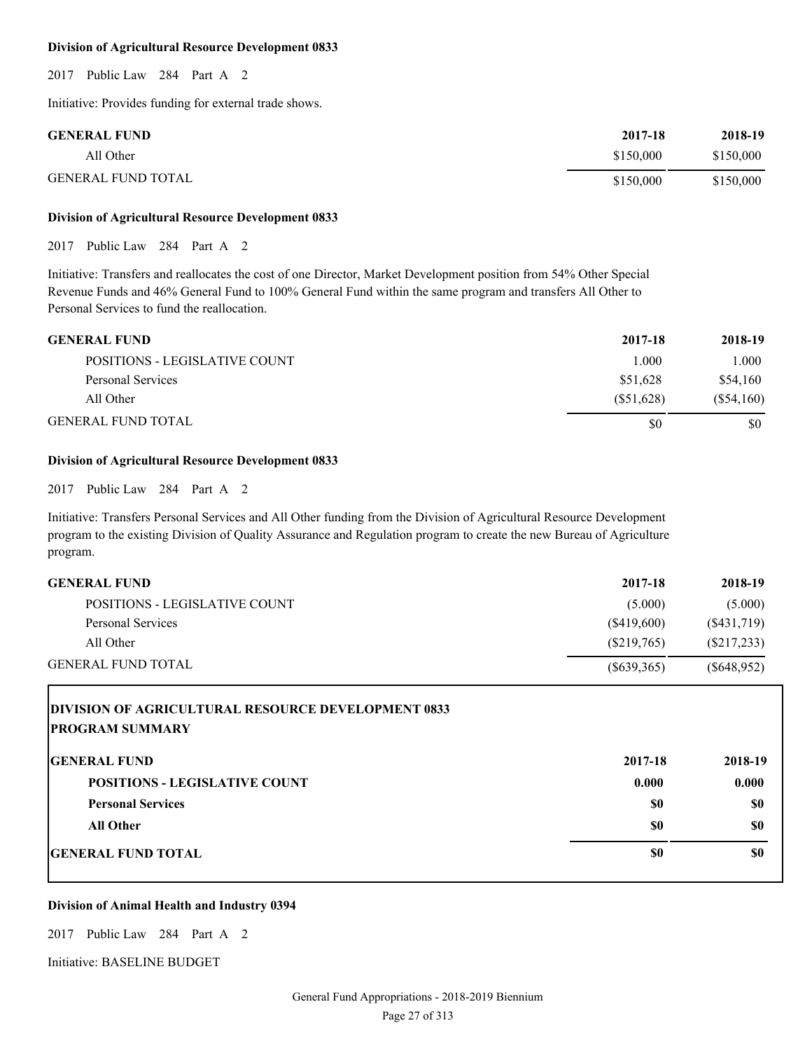**Division of Agricultural Resource Development 0833**

2017 Public Law 284 Part A 2

Initiative: Provides funding for external trade shows.

| GENERAL FUND | 2017-18 | 2018-19 |
|---|---|---|
| All Other | $150,000 | $150,000 |
| GENERAL FUND TOTAL | $150,000 | $150,000 |

**Division of Agricultural Resource Development 0833**

2017 Public Law 284 Part A 2

Initiative: Transfers and reallocates the cost of one Director, Market Development position from 54% Other Special Revenue Funds and 46% General Fund to 100% General Fund within the same program and transfers All Other to Personal Services to fund the reallocation.

| GENERAL FUND | 2017-18 | 2018-19 |
|---|---|---|
| POSITIONS - LEGISLATIVE COUNT | 1.000 | 1.000 |
| Personal Services | $51,628 | $54,160 |
| All Other | ($51,628) | ($54,160) |
| GENERAL FUND TOTAL | $0 | $0 |

**Division of Agricultural Resource Development 0833**

2017 Public Law 284 Part A 2

Initiative: Transfers Personal Services and All Other funding from the Division of Agricultural Resource Development program to the existing Division of Quality Assurance and Regulation program to create the new Bureau of Agriculture program.

| GENERAL FUND | 2017-18 | 2018-19 |
|---|---|---|
| POSITIONS - LEGISLATIVE COUNT | (5.000) | (5.000) |
| Personal Services | ($419,600) | ($431,719) |
| All Other | ($219,765) | ($217,233) |
| GENERAL FUND TOTAL | ($639,365) | ($648,952) |

**DIVISION OF AGRICULTURAL RESOURCE DEVELOPMENT 0833**
**PROGRAM SUMMARY**

| GENERAL FUND | 2017-18 | 2018-19 |
|---|---|---|
| **POSITIONS - LEGISLATIVE COUNT** | **0.000** | **0.000** |
| **Personal Services** | **$0** | **$0** |
| **All Other** | **$0** | **$0** |
| **GENERAL FUND TOTAL** | **$0** | **$0** |

**Division of Animal Health and Industry 0394**

2017 Public Law 284 Part A 2

Initiative: BASELINE BUDGET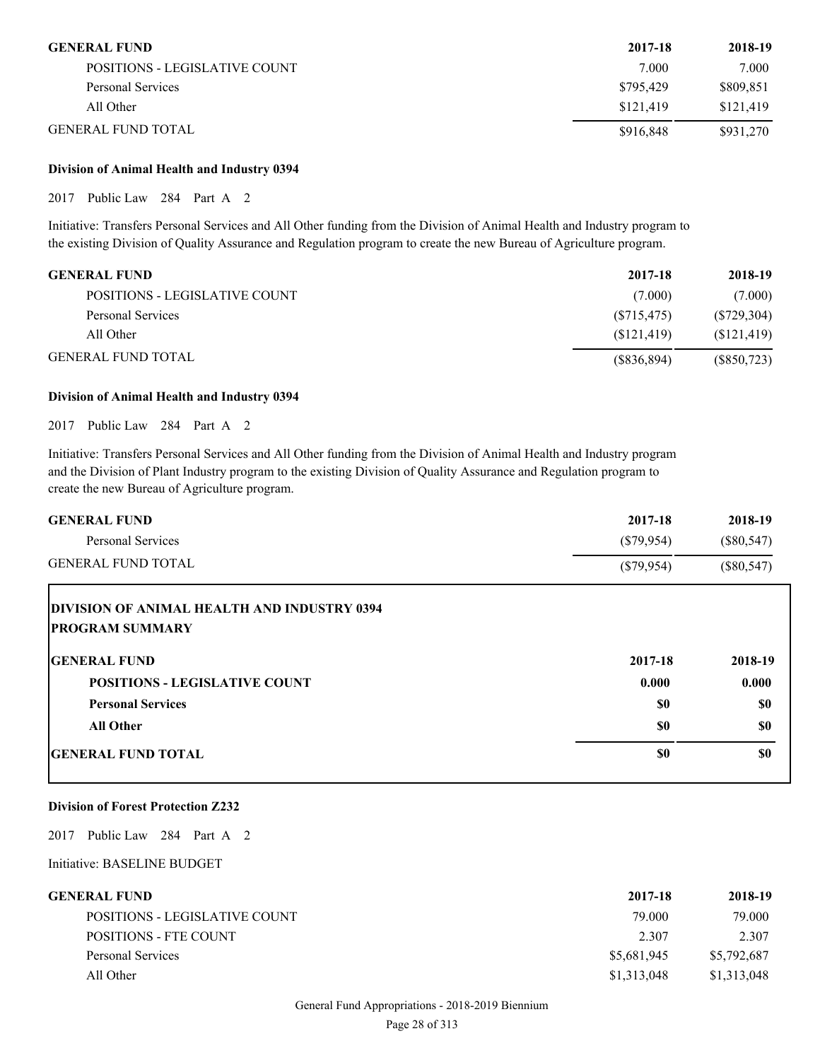| GENERAL FUND | 2017-18 | 2018-19 |
|---|---|---|
| POSITIONS - LEGISLATIVE COUNT | 7.000 | 7.000 |
| Personal Services | $795,429 | $809,851 |
| All Other | $121,419 | $121,419 |
| GENERAL FUND TOTAL | $916,848 | $931,270 |

**Division of Animal Health and Industry 0394**

2017 Public Law 284 Part A 2

Initiative: Transfers Personal Services and All Other funding from the Division of Animal Health and Industry program to the existing Division of Quality Assurance and Regulation program to create the new Bureau of Agriculture program.

| GENERAL FUND | 2017-18 | 2018-19 |
|---|---|---|
| POSITIONS - LEGISLATIVE COUNT | (7.000) | (7.000) |
| Personal Services | ($715,475) | ($729,304) |
| All Other | ($121,419) | ($121,419) |
| GENERAL FUND TOTAL | ($836,894) | ($850,723) |

**Division of Animal Health and Industry 0394**

2017 Public Law 284 Part A 2

Initiative: Transfers Personal Services and All Other funding from the Division of Animal Health and Industry program and the Division of Plant Industry program to the existing Division of Quality Assurance and Regulation program to create the new Bureau of Agriculture program.

| GENERAL FUND | 2017-18 | 2018-19 |
|---|---|---|
| Personal Services | ($79,954) | ($80,547) |
| GENERAL FUND TOTAL | ($79,954) | ($80,547) |

**DIVISION OF ANIMAL HEALTH AND INDUSTRY 0394**
**PROGRAM SUMMARY**

| GENERAL FUND | 2017-18 | 2018-19 |
|---|---|---|
| **POSITIONS - LEGISLATIVE COUNT** | **0.000** | **0.000** |
| **Personal Services** | **$0** | **$0** |
| **All Other** | **$0** | **$0** |
| **GENERAL FUND TOTAL** | **$0** | **$0** |

**Division of Forest Protection Z232**

2017 Public Law 284 Part A 2

Initiative: BASELINE BUDGET

| GENERAL FUND | 2017-18 | 2018-19 |
|---|---|---|
| POSITIONS - LEGISLATIVE COUNT | 79.000 | 79.000 |
| POSITIONS - FTE COUNT | 2.307 | 2.307 |
| Personal Services | $5,681,945 | $5,792,687 |
| All Other | $1,313,048 | $1,313,048 |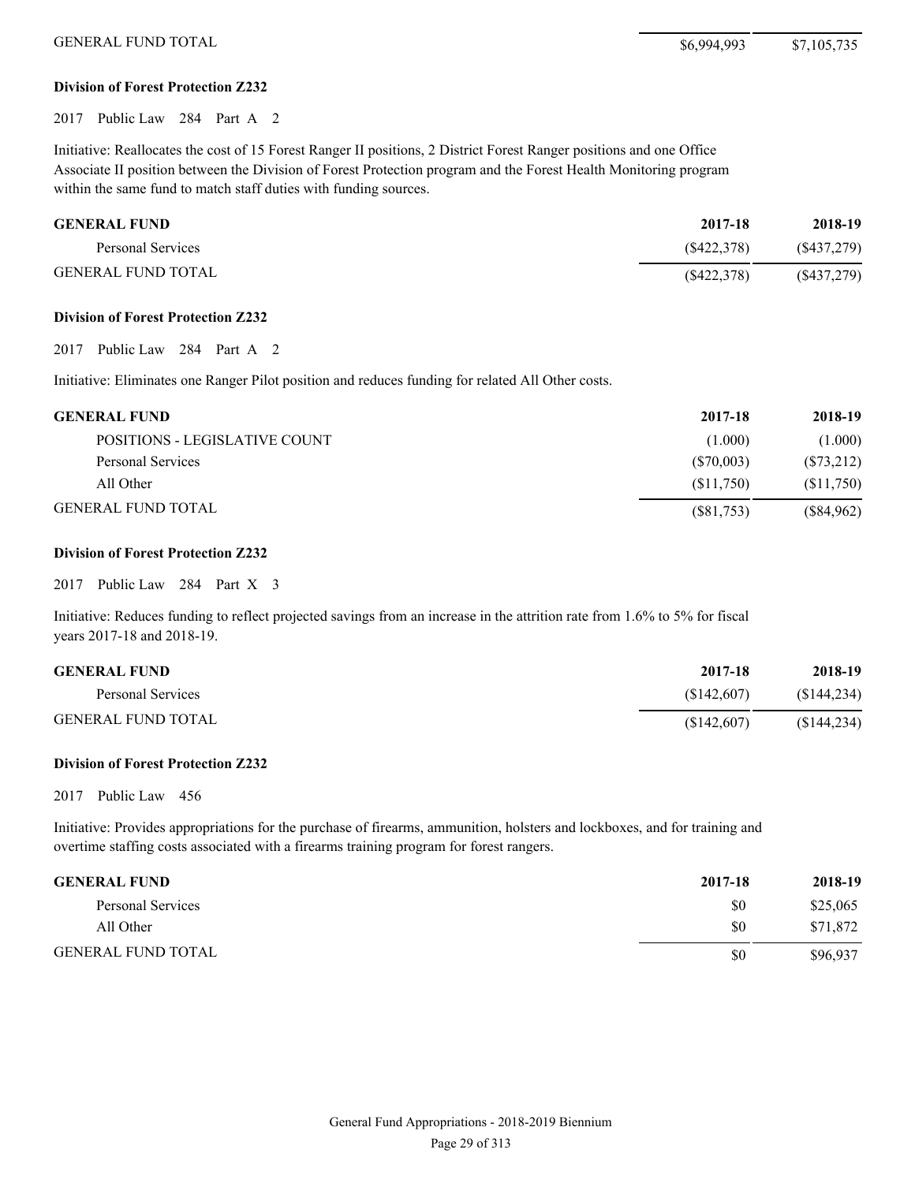| | | |
|---|---|---|
| GENERAL FUND TOTAL | $6,994,993 | $7,105,735 |

**Division of Forest Protection Z232**

2017 Public Law 284 Part A 2

Initiative: Reallocates the cost of 15 Forest Ranger II positions, 2 District Forest Ranger positions and one Office Associate II position between the Division of Forest Protection program and the Forest Health Monitoring program within the same fund to match staff duties with funding sources.

| GENERAL FUND | 2017-18 | 2018-19 |
|---|---|---|
| Personal Services | ($422,378) | ($437,279) |
| GENERAL FUND TOTAL | ($422,378) | ($437,279) |

**Division of Forest Protection Z232**

2017 Public Law 284 Part A 2

Initiative: Eliminates one Ranger Pilot position and reduces funding for related All Other costs.

| GENERAL FUND | 2017-18 | 2018-19 |
|---|---|---|
| POSITIONS - LEGISLATIVE COUNT | (1.000) | (1.000) |
| Personal Services | ($70,003) | ($73,212) |
| All Other | ($11,750) | ($11,750) |
| GENERAL FUND TOTAL | ($81,753) | ($84,962) |

**Division of Forest Protection Z232**

2017 Public Law 284 Part X 3

Initiative: Reduces funding to reflect projected savings from an increase in the attrition rate from 1.6% to 5% for fiscal years 2017-18 and 2018-19.

| GENERAL FUND | 2017-18 | 2018-19 |
|---|---|---|
| Personal Services | ($142,607) | ($144,234) |
| GENERAL FUND TOTAL | ($142,607) | ($144,234) |

**Division of Forest Protection Z232**

2017 Public Law 456

Initiative: Provides appropriations for the purchase of firearms, ammunition, holsters and lockboxes, and for training and overtime staffing costs associated with a firearms training program for forest rangers.

| GENERAL FUND | 2017-18 | 2018-19 |
|---|---|---|
| Personal Services | $0 | $25,065 |
| All Other | $0 | $71,872 |
| GENERAL FUND TOTAL | $0 | $96,937 |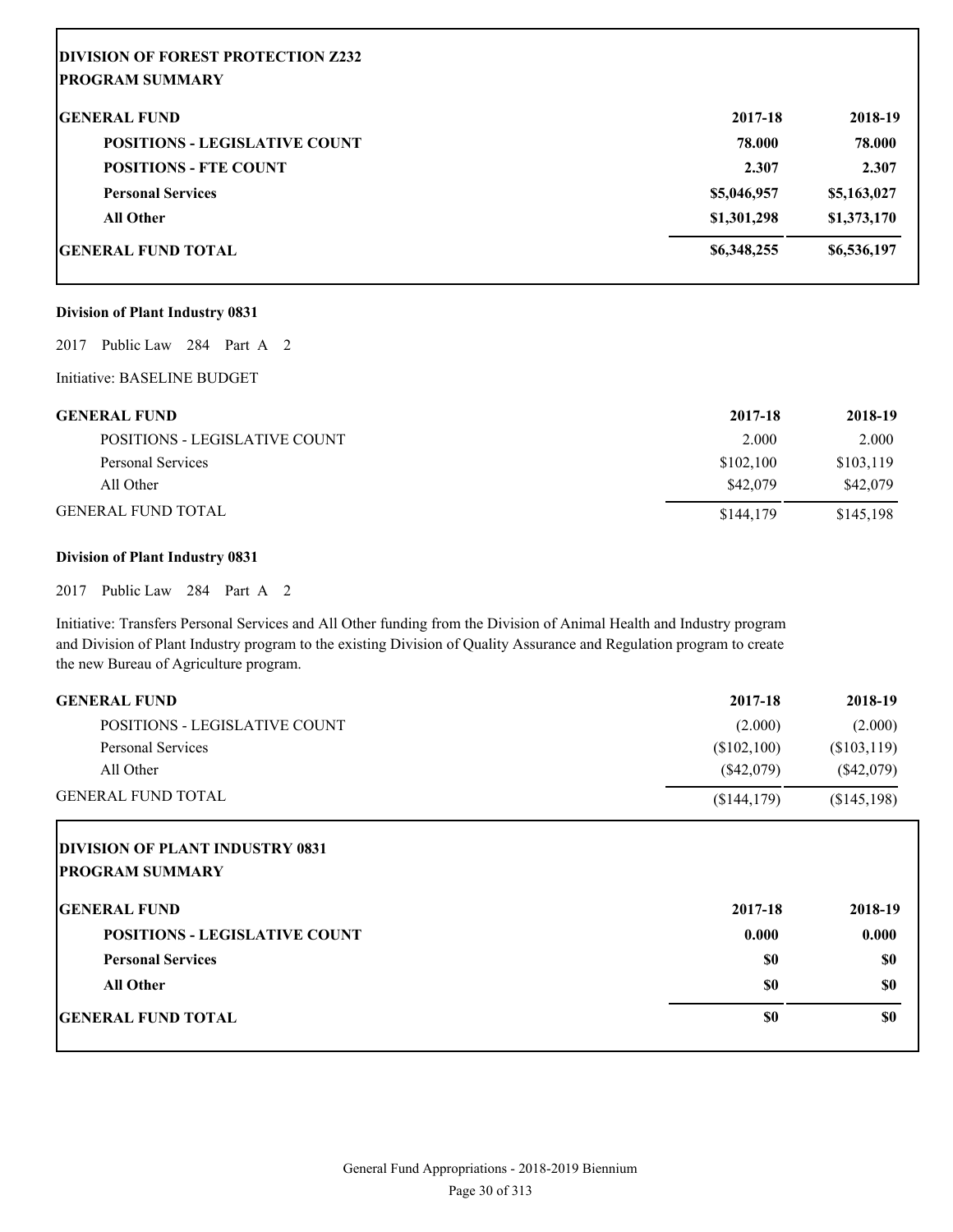**DIVISION OF FOREST PROTECTION Z232**
**PROGRAM SUMMARY**

| GENERAL FUND | 2017-18 | 2018-19 |
|---|---|---|
| POSITIONS - LEGISLATIVE COUNT | 78.000 | 78.000 |
| POSITIONS - FTE COUNT | 2.307 | 2.307 |
| Personal Services | $5,046,957 | $5,163,027 |
| All Other | $1,301,298 | $1,373,170 |
| GENERAL FUND TOTAL | $6,348,255 | $6,536,197 |

**Division of Plant Industry 0831**

2017 Public Law 284 Part A 2

Initiative: BASELINE BUDGET

| GENERAL FUND | 2017-18 | 2018-19 |
|---|---|---|
| POSITIONS - LEGISLATIVE COUNT | 2.000 | 2.000 |
| Personal Services | $102,100 | $103,119 |
| All Other | $42,079 | $42,079 |
| GENERAL FUND TOTAL | $144,179 | $145,198 |

**Division of Plant Industry 0831**

2017 Public Law 284 Part A 2

Initiative: Transfers Personal Services and All Other funding from the Division of Animal Health and Industry program and Division of Plant Industry program to the existing Division of Quality Assurance and Regulation program to create the new Bureau of Agriculture program.

| GENERAL FUND | 2017-18 | 2018-19 |
|---|---|---|
| POSITIONS - LEGISLATIVE COUNT | (2.000) | (2.000) |
| Personal Services | ($102,100) | ($103,119) |
| All Other | ($42,079) | ($42,079) |
| GENERAL FUND TOTAL | ($144,179) | ($145,198) |

**DIVISION OF PLANT INDUSTRY 0831**
**PROGRAM SUMMARY**

| GENERAL FUND | 2017-18 | 2018-19 |
|---|---|---|
| POSITIONS - LEGISLATIVE COUNT | 0.000 | 0.000 |
| Personal Services | $0 | $0 |
| All Other | $0 | $0 |
| GENERAL FUND TOTAL | $0 | $0 |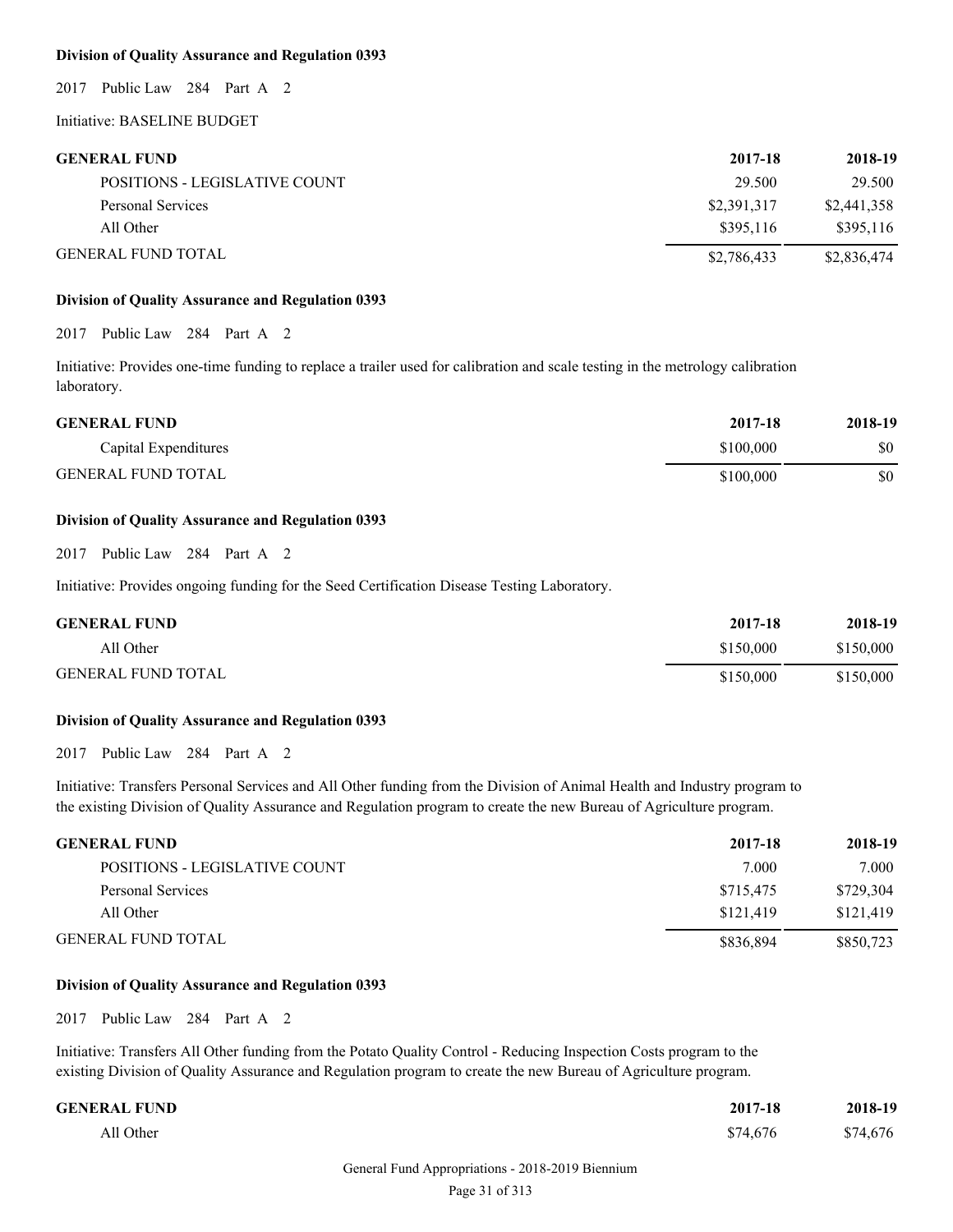**Division of Quality Assurance and Regulation 0393**

2017 Public Law 284 Part A 2

Initiative: BASELINE BUDGET

| GENERAL FUND | 2017-18 | 2018-19 |
|---|---|---|
| POSITIONS - LEGISLATIVE COUNT | 29.500 | 29.500 |
| Personal Services | $2,391,317 | $2,441,358 |
| All Other | $395,116 | $395,116 |
| GENERAL FUND TOTAL | $2,786,433 | $2,836,474 |

**Division of Quality Assurance and Regulation 0393**

2017 Public Law 284 Part A 2

Initiative: Provides one-time funding to replace a trailer used for calibration and scale testing in the metrology calibration laboratory.

| GENERAL FUND | 2017-18 | 2018-19 |
|---|---|---|
| Capital Expenditures | $100,000 | $0 |
| GENERAL FUND TOTAL | $100,000 | $0 |

**Division of Quality Assurance and Regulation 0393**

2017 Public Law 284 Part A 2

Initiative: Provides ongoing funding for the Seed Certification Disease Testing Laboratory.

| GENERAL FUND | 2017-18 | 2018-19 |
|---|---|---|
| All Other | $150,000 | $150,000 |
| GENERAL FUND TOTAL | $150,000 | $150,000 |

**Division of Quality Assurance and Regulation 0393**

2017 Public Law 284 Part A 2

Initiative: Transfers Personal Services and All Other funding from the Division of Animal Health and Industry program to the existing Division of Quality Assurance and Regulation program to create the new Bureau of Agriculture program.

| GENERAL FUND | 2017-18 | 2018-19 |
|---|---|---|
| POSITIONS - LEGISLATIVE COUNT | 7.000 | 7.000 |
| Personal Services | $715,475 | $729,304 |
| All Other | $121,419 | $121,419 |
| GENERAL FUND TOTAL | $836,894 | $850,723 |

**Division of Quality Assurance and Regulation 0393**

2017 Public Law 284 Part A 2

Initiative: Transfers All Other funding from the Potato Quality Control - Reducing Inspection Costs program to the existing Division of Quality Assurance and Regulation program to create the new Bureau of Agriculture program.

| GENERAL FUND | 2017-18 | 2018-19 |
|---|---|---|
| All Other | $74,676 | $74,676 |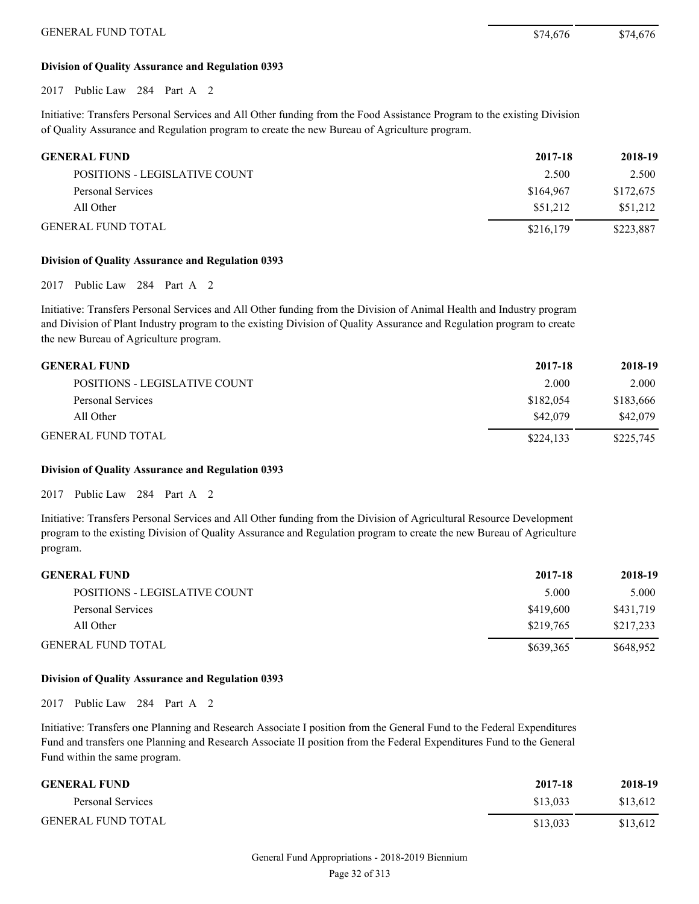| | | |
|---|---|---|
| GENERAL FUND TOTAL | $74,676 | $74,676 |

**Division of Quality Assurance and Regulation 0393**

2017 Public Law 284 Part A 2

Initiative: Transfers Personal Services and All Other funding from the Food Assistance Program to the existing Division of Quality Assurance and Regulation program to create the new Bureau of Agriculture program.

| GENERAL FUND | 2017-18 | 2018-19 |
|---|---|---|
| POSITIONS - LEGISLATIVE COUNT | 2.500 | 2.500 |
| Personal Services | $164,967 | $172,675 |
| All Other | $51,212 | $51,212 |
| GENERAL FUND TOTAL | $216,179 | $223,887 |

**Division of Quality Assurance and Regulation 0393**

2017 Public Law 284 Part A 2

Initiative: Transfers Personal Services and All Other funding from the Division of Animal Health and Industry program and Division of Plant Industry program to the existing Division of Quality Assurance and Regulation program to create the new Bureau of Agriculture program.

| GENERAL FUND | 2017-18 | 2018-19 |
|---|---|---|
| POSITIONS - LEGISLATIVE COUNT | 2.000 | 2.000 |
| Personal Services | $182,054 | $183,666 |
| All Other | $42,079 | $42,079 |
| GENERAL FUND TOTAL | $224,133 | $225,745 |

**Division of Quality Assurance and Regulation 0393**

2017 Public Law 284 Part A 2

Initiative: Transfers Personal Services and All Other funding from the Division of Agricultural Resource Development program to the existing Division of Quality Assurance and Regulation program to create the new Bureau of Agriculture program.

| GENERAL FUND | 2017-18 | 2018-19 |
|---|---|---|
| POSITIONS - LEGISLATIVE COUNT | 5.000 | 5.000 |
| Personal Services | $419,600 | $431,719 |
| All Other | $219,765 | $217,233 |
| GENERAL FUND TOTAL | $639,365 | $648,952 |

**Division of Quality Assurance and Regulation 0393**

2017 Public Law 284 Part A 2

Initiative: Transfers one Planning and Research Associate I position from the General Fund to the Federal Expenditures Fund and transfers one Planning and Research Associate II position from the Federal Expenditures Fund to the General Fund within the same program.

| GENERAL FUND | 2017-18 | 2018-19 |
|---|---|---|
| Personal Services | $13,033 | $13,612 |
| GENERAL FUND TOTAL | $13,033 | $13,612 |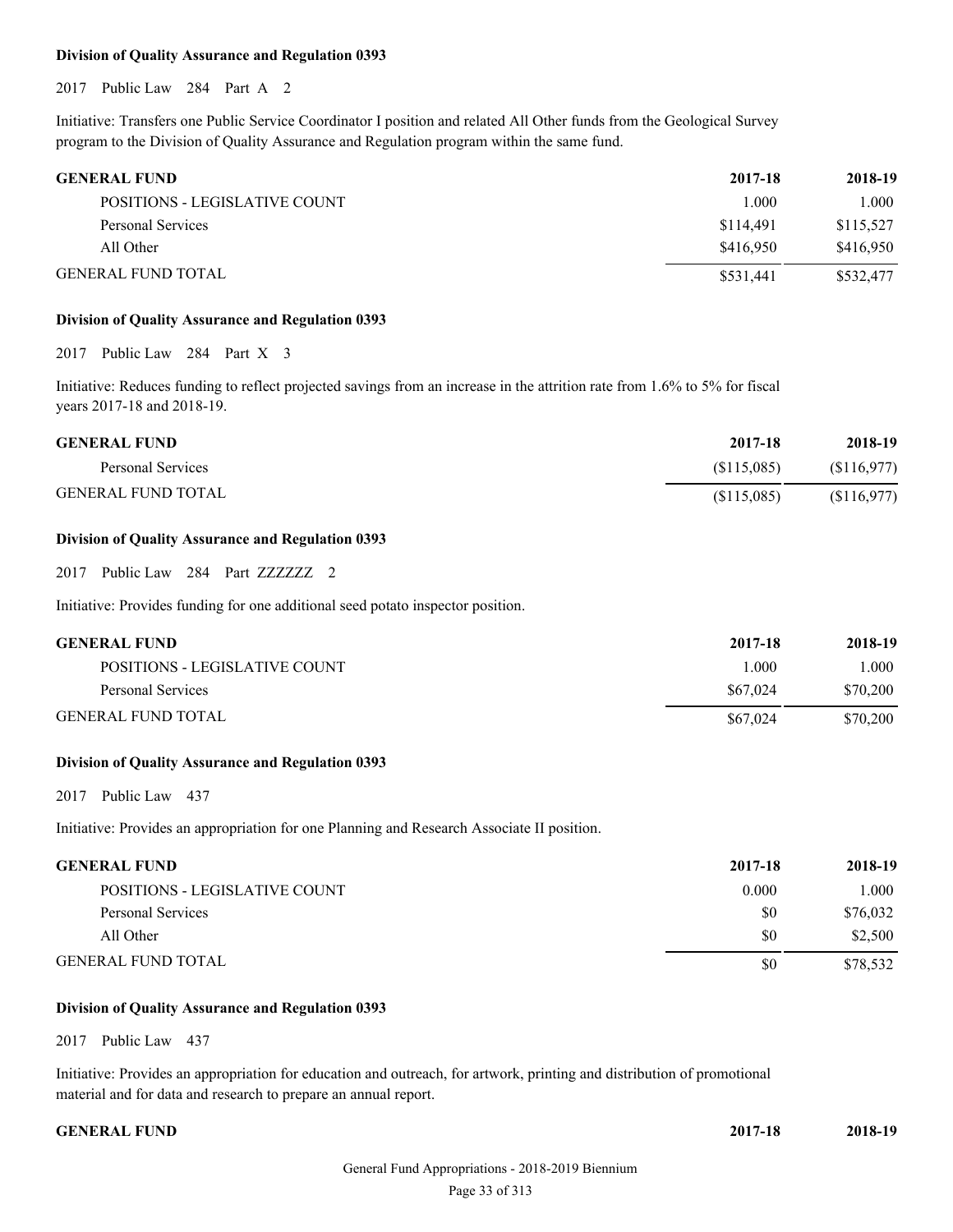### Division of Quality Assurance and Regulation 0393

2017 Public Law 284 Part A 2

Initiative: Transfers one Public Service Coordinator I position and related All Other funds from the Geological Survey program to the Division of Quality Assurance and Regulation program within the same fund.

| GENERAL FUND | 2017-18 | 2018-19 |
|---|---|---|
| POSITIONS - LEGISLATIVE COUNT | 1.000 | 1.000 |
| Personal Services | $114,491 | $115,527 |
| All Other | $416,950 | $416,950 |
| GENERAL FUND TOTAL | $531,441 | $532,477 |

### Division of Quality Assurance and Regulation 0393

2017 Public Law 284 Part X 3

Initiative: Reduces funding to reflect projected savings from an increase in the attrition rate from 1.6% to 5% for fiscal years 2017-18 and 2018-19.

| GENERAL FUND | 2017-18 | 2018-19 |
|---|---|---|
| Personal Services | ($115,085) | ($116,977) |
| GENERAL FUND TOTAL | ($115,085) | ($116,977) |

### Division of Quality Assurance and Regulation 0393

2017 Public Law 284 Part ZZZZZZ 2

Initiative: Provides funding for one additional seed potato inspector position.

| GENERAL FUND | 2017-18 | 2018-19 |
|---|---|---|
| POSITIONS - LEGISLATIVE COUNT | 1.000 | 1.000 |
| Personal Services | $67,024 | $70,200 |
| GENERAL FUND TOTAL | $67,024 | $70,200 |

### Division of Quality Assurance and Regulation 0393

2017 Public Law 437

Initiative: Provides an appropriation for one Planning and Research Associate II position.

| GENERAL FUND | 2017-18 | 2018-19 |
|---|---|---|
| POSITIONS - LEGISLATIVE COUNT | 0.000 | 1.000 |
| Personal Services | $0 | $76,032 |
| All Other | $0 | $2,500 |
| GENERAL FUND TOTAL | $0 | $78,532 |

### Division of Quality Assurance and Regulation 0393

2017 Public Law 437

Initiative: Provides an appropriation for education and outreach, for artwork, printing and distribution of promotional material and for data and research to prepare an annual report.

| GENERAL FUND | 2017-18 | 2018-19 |
|---|---|---|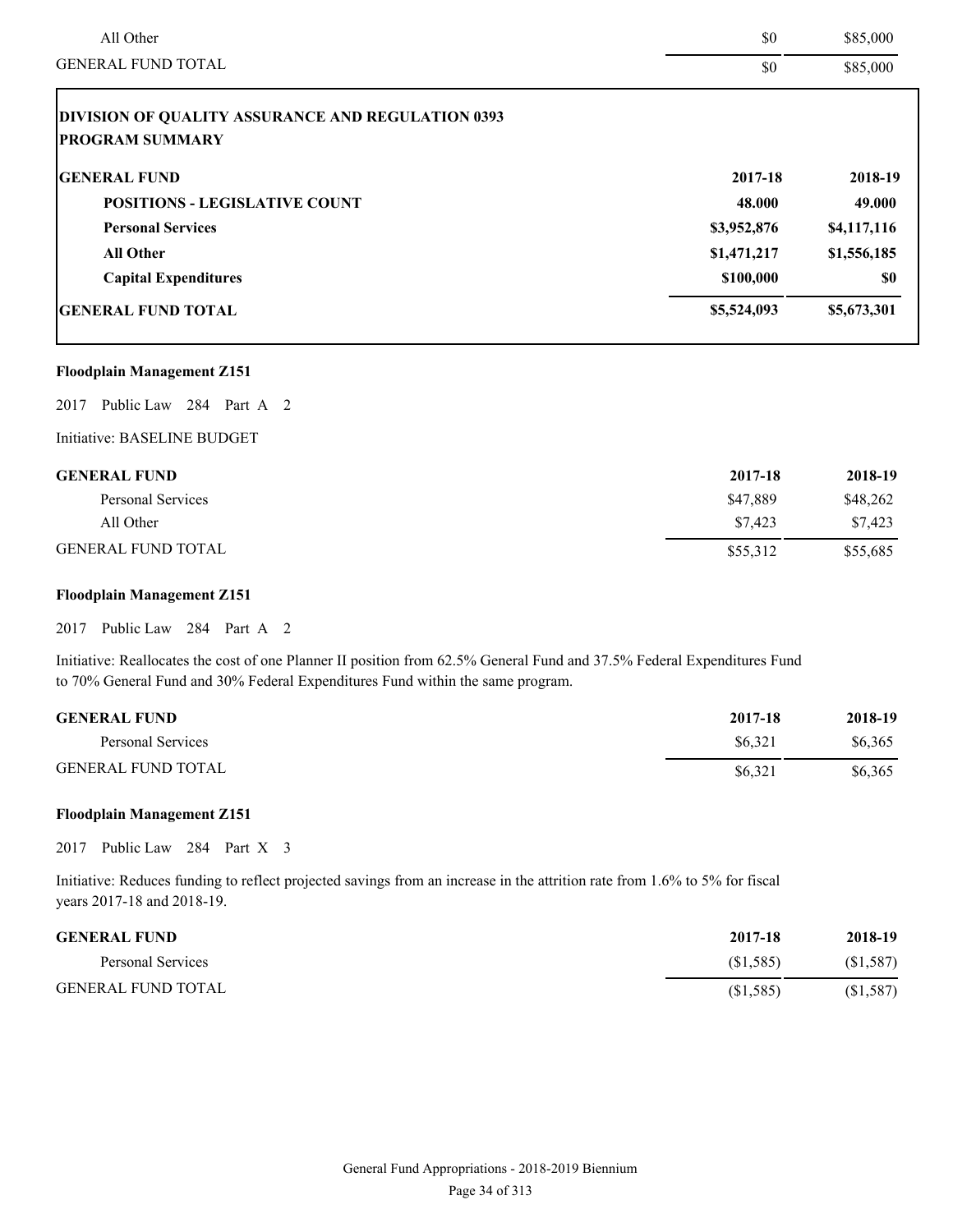| | | |
|---|---|---|
| All Other | $0 | $85,000 |
| GENERAL FUND TOTAL | $0 | $85,000 |

**DIVISION OF QUALITY ASSURANCE AND REGULATION 0393**
**PROGRAM SUMMARY**

| **GENERAL FUND** | **2017-18** | **2018-19** |
|---|---|---|
| **POSITIONS - LEGISLATIVE COUNT** | **48.000** | **49.000** |
| **Personal Services** | **$3,952,876** | **$4,117,116** |
| **All Other** | **$1,471,217** | **$1,556,185** |
| **Capital Expenditures** | **$100,000** | **$0** |
| **GENERAL FUND TOTAL** | **$5,524,093** | **$5,673,301** |

**Floodplain Management Z151**

2017 Public Law 284 Part A 2

Initiative: BASELINE BUDGET

| **GENERAL FUND** | **2017-18** | **2018-19** |
|---|---|---|
| Personal Services | $47,889 | $48,262 |
| All Other | $7,423 | $7,423 |
| GENERAL FUND TOTAL | $55,312 | $55,685 |

**Floodplain Management Z151**

2017 Public Law 284 Part A 2

Initiative: Reallocates the cost of one Planner II position from 62.5% General Fund and 37.5% Federal Expenditures Fund to 70% General Fund and 30% Federal Expenditures Fund within the same program.

| **GENERAL FUND** | **2017-18** | **2018-19** |
|---|---|---|
| Personal Services | $6,321 | $6,365 |
| GENERAL FUND TOTAL | $6,321 | $6,365 |

**Floodplain Management Z151**

2017 Public Law 284 Part X 3

Initiative: Reduces funding to reflect projected savings from an increase in the attrition rate from 1.6% to 5% for fiscal years 2017-18 and 2018-19.

| **GENERAL FUND** | **2017-18** | **2018-19** |
|---|---|---|
| Personal Services | ($1,585) | ($1,587) |
| GENERAL FUND TOTAL | ($1,585) | ($1,587) |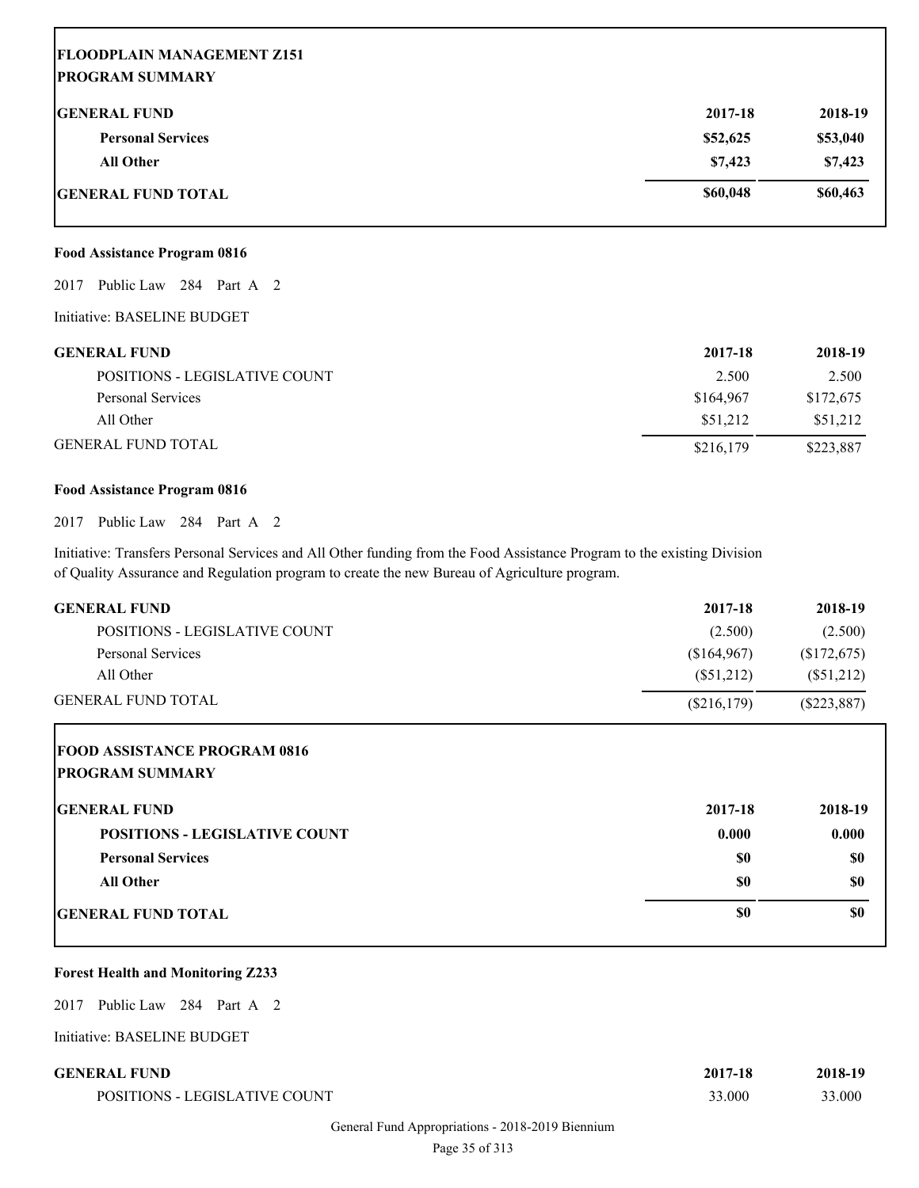**FLOODPLAIN MANAGEMENT Z151**
**PROGRAM SUMMARY**

| GENERAL FUND | 2017-18 | 2018-19 |
|---|---|---|
| Personal Services | $52,625 | $53,040 |
| All Other | $7,423 | $7,423 |
| GENERAL FUND TOTAL | $60,048 | $60,463 |

**Food Assistance Program 0816**

2017 Public Law 284 Part A 2

Initiative: BASELINE BUDGET

| GENERAL FUND | 2017-18 | 2018-19 |
|---|---|---|
| POSITIONS - LEGISLATIVE COUNT | 2.500 | 2.500 |
| Personal Services | $164,967 | $172,675 |
| All Other | $51,212 | $51,212 |
| GENERAL FUND TOTAL | $216,179 | $223,887 |

**Food Assistance Program 0816**

2017 Public Law 284 Part A 2

Initiative: Transfers Personal Services and All Other funding from the Food Assistance Program to the existing Division of Quality Assurance and Regulation program to create the new Bureau of Agriculture program.

| GENERAL FUND | 2017-18 | 2018-19 |
|---|---|---|
| POSITIONS - LEGISLATIVE COUNT | (2.500) | (2.500) |
| Personal Services | ($164,967) | ($172,675) |
| All Other | ($51,212) | ($51,212) |
| GENERAL FUND TOTAL | ($216,179) | ($223,887) |

**FOOD ASSISTANCE PROGRAM 0816**
**PROGRAM SUMMARY**

| GENERAL FUND | 2017-18 | 2018-19 |
|---|---|---|
| POSITIONS - LEGISLATIVE COUNT | 0.000 | 0.000 |
| Personal Services | $0 | $0 |
| All Other | $0 | $0 |
| GENERAL FUND TOTAL | $0 | $0 |

**Forest Health and Monitoring Z233**

2017 Public Law 284 Part A 2

Initiative: BASELINE BUDGET

| GENERAL FUND | 2017-18 | 2018-19 |
|---|---|---|
| POSITIONS - LEGISLATIVE COUNT | 33.000 | 33.000 |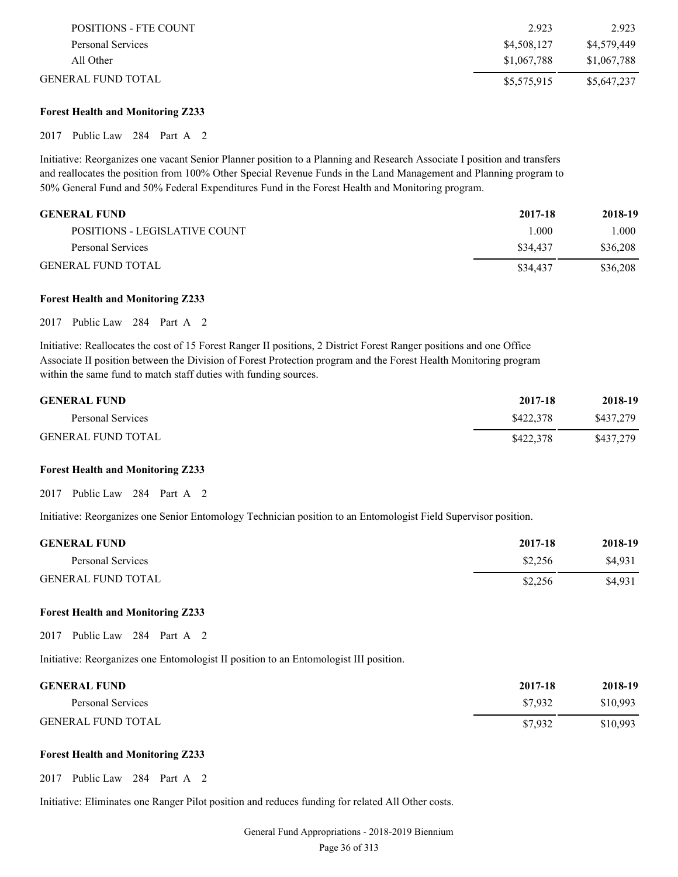| | | |
|---|---|---|
| POSITIONS - FTE COUNT | 2.923 | 2.923 |
| Personal Services | $4,508,127 | $4,579,449 |
| All Other | $1,067,788 | $1,067,788 |
| GENERAL FUND TOTAL | $5,575,915 | $5,647,237 |

**Forest Health and Monitoring Z233**

2017 Public Law 284 Part A 2

Initiative: Reorganizes one vacant Senior Planner position to a Planning and Research Associate I position and transfers and reallocates the position from 100% Other Special Revenue Funds in the Land Management and Planning program to 50% General Fund and 50% Federal Expenditures Fund in the Forest Health and Monitoring program.

| GENERAL FUND | 2017-18 | 2018-19 |
|---|---|---|
| POSITIONS - LEGISLATIVE COUNT | 1.000 | 1.000 |
| Personal Services | $34,437 | $36,208 |
| GENERAL FUND TOTAL | $34,437 | $36,208 |

**Forest Health and Monitoring Z233**

2017 Public Law 284 Part A 2

Initiative: Reallocates the cost of 15 Forest Ranger II positions, 2 District Forest Ranger positions and one Office Associate II position between the Division of Forest Protection program and the Forest Health Monitoring program within the same fund to match staff duties with funding sources.

| GENERAL FUND | 2017-18 | 2018-19 |
|---|---|---|
| Personal Services | $422,378 | $437,279 |
| GENERAL FUND TOTAL | $422,378 | $437,279 |

**Forest Health and Monitoring Z233**

2017 Public Law 284 Part A 2

Initiative: Reorganizes one Senior Entomology Technician position to an Entomologist Field Supervisor position.

| GENERAL FUND | 2017-18 | 2018-19 |
|---|---|---|
| Personal Services | $2,256 | $4,931 |
| GENERAL FUND TOTAL | $2,256 | $4,931 |

**Forest Health and Monitoring Z233**

2017 Public Law 284 Part A 2

Initiative: Reorganizes one Entomologist II position to an Entomologist III position.

| GENERAL FUND | 2017-18 | 2018-19 |
|---|---|---|
| Personal Services | $7,932 | $10,993 |
| GENERAL FUND TOTAL | $7,932 | $10,993 |

**Forest Health and Monitoring Z233**

2017 Public Law 284 Part A 2

Initiative: Eliminates one Ranger Pilot position and reduces funding for related All Other costs.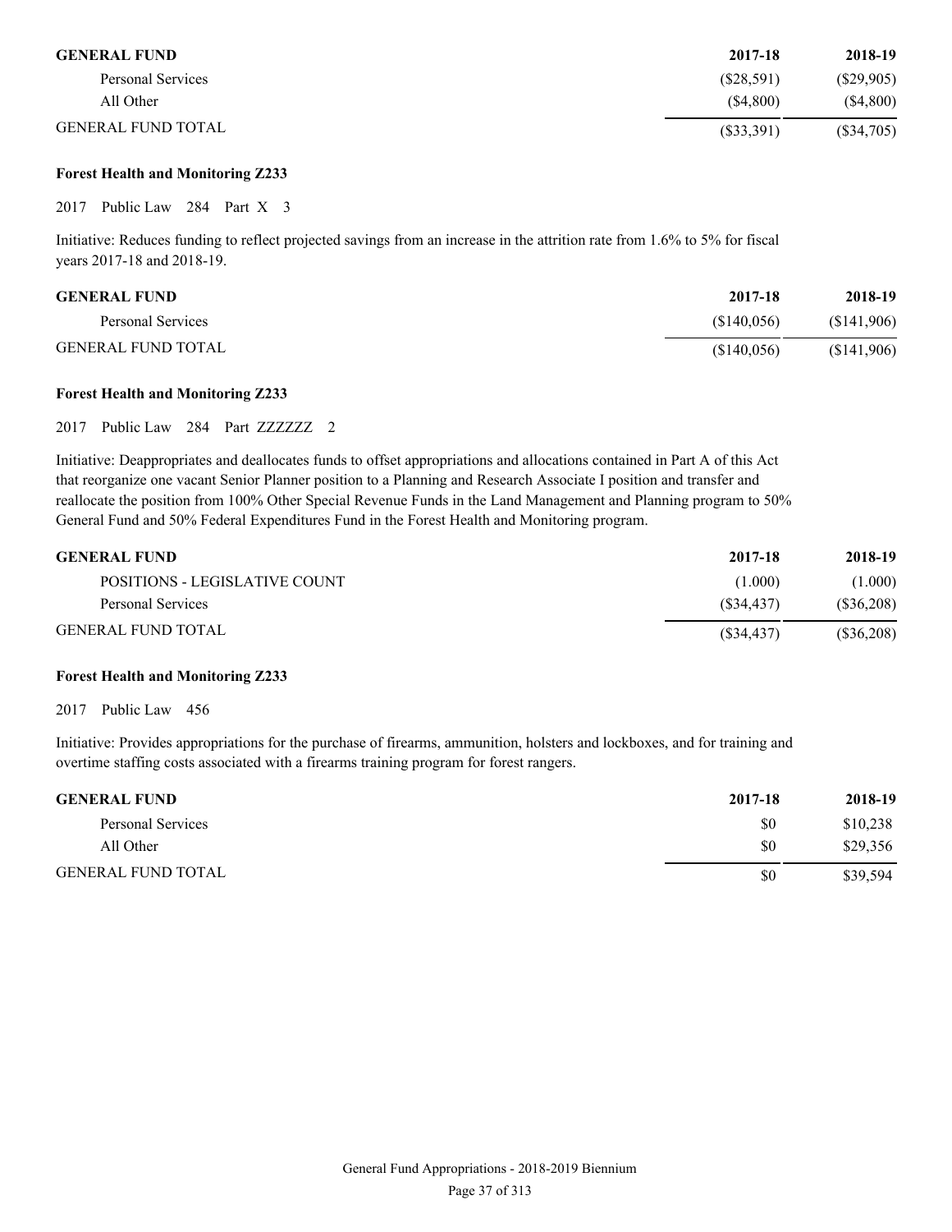| GENERAL FUND | 2017-18 | 2018-19 |
|---|---|---|
| Personal Services | ($28,591) | ($29,905) |
| All Other | ($4,800) | ($4,800) |
| GENERAL FUND TOTAL | ($33,391) | ($34,705) |

**Forest Health and Monitoring Z233**

2017 Public Law 284 Part X 3

Initiative: Reduces funding to reflect projected savings from an increase in the attrition rate from 1.6% to 5% for fiscal years 2017-18 and 2018-19.

| GENERAL FUND | 2017-18 | 2018-19 |
|---|---|---|
| Personal Services | ($140,056) | ($141,906) |
| GENERAL FUND TOTAL | ($140,056) | ($141,906) |

**Forest Health and Monitoring Z233**

2017 Public Law 284 Part ZZZZZZ 2

Initiative: Deappropriates and deallocates funds to offset appropriations and allocations contained in Part A of this Act that reorganize one vacant Senior Planner position to a Planning and Research Associate I position and transfer and reallocate the position from 100% Other Special Revenue Funds in the Land Management and Planning program to 50% General Fund and 50% Federal Expenditures Fund in the Forest Health and Monitoring program.

| GENERAL FUND | 2017-18 | 2018-19 |
|---|---|---|
| POSITIONS - LEGISLATIVE COUNT | (1.000) | (1.000) |
| Personal Services | ($34,437) | ($36,208) |
| GENERAL FUND TOTAL | ($34,437) | ($36,208) |

**Forest Health and Monitoring Z233**

2017 Public Law 456

Initiative: Provides appropriations for the purchase of firearms, ammunition, holsters and lockboxes, and for training and overtime staffing costs associated with a firearms training program for forest rangers.

| GENERAL FUND | 2017-18 | 2018-19 |
|---|---|---|
| Personal Services | $0 | $10,238 |
| All Other | $0 | $29,356 |
| GENERAL FUND TOTAL | $0 | $39,594 |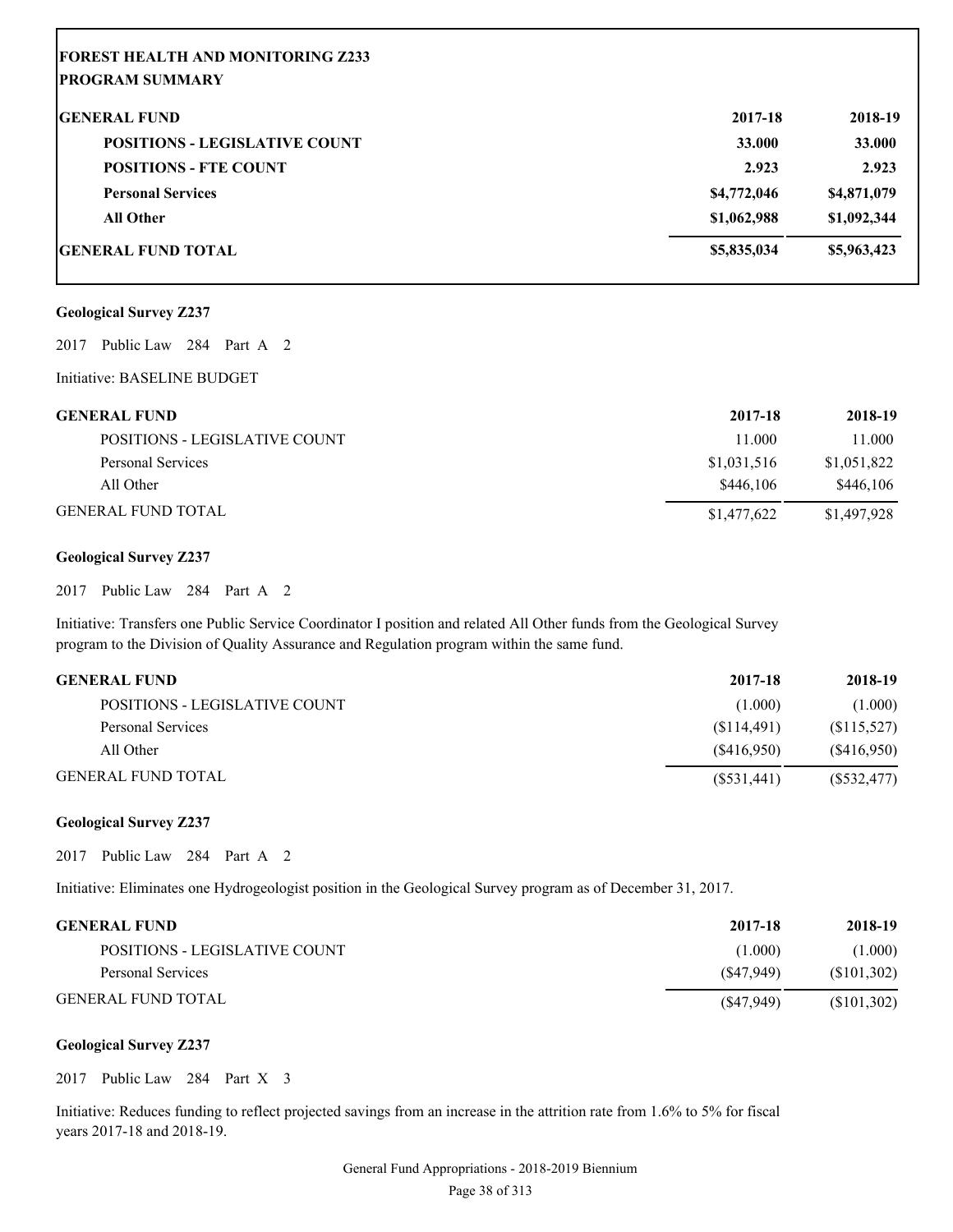**FOREST HEALTH AND MONITORING Z233**
**PROGRAM SUMMARY**

| GENERAL FUND | 2017-18 | 2018-19 |
|---|---|---|
| POSITIONS - LEGISLATIVE COUNT | 33.000 | 33.000 |
| POSITIONS - FTE COUNT | 2.923 | 2.923 |
| Personal Services | $4,772,046 | $4,871,079 |
| All Other | $1,062,988 | $1,092,344 |
| GENERAL FUND TOTAL | $5,835,034 | $5,963,423 |

**Geological Survey Z237**

2017 Public Law 284 Part A 2

Initiative: BASELINE BUDGET

| GENERAL FUND | 2017-18 | 2018-19 |
|---|---|---|
| POSITIONS - LEGISLATIVE COUNT | 11.000 | 11.000 |
| Personal Services | $1,031,516 | $1,051,822 |
| All Other | $446,106 | $446,106 |
| GENERAL FUND TOTAL | $1,477,622 | $1,497,928 |

**Geological Survey Z237**

2017 Public Law 284 Part A 2

Initiative: Transfers one Public Service Coordinator I position and related All Other funds from the Geological Survey program to the Division of Quality Assurance and Regulation program within the same fund.

| GENERAL FUND | 2017-18 | 2018-19 |
|---|---|---|
| POSITIONS - LEGISLATIVE COUNT | (1.000) | (1.000) |
| Personal Services | ($114,491) | ($115,527) |
| All Other | ($416,950) | ($416,950) |
| GENERAL FUND TOTAL | ($531,441) | ($532,477) |

**Geological Survey Z237**

2017 Public Law 284 Part A 2

Initiative: Eliminates one Hydrogeologist position in the Geological Survey program as of December 31, 2017.

| GENERAL FUND | 2017-18 | 2018-19 |
|---|---|---|
| POSITIONS - LEGISLATIVE COUNT | (1.000) | (1.000) |
| Personal Services | ($47,949) | ($101,302) |
| GENERAL FUND TOTAL | ($47,949) | ($101,302) |

**Geological Survey Z237**

2017 Public Law 284 Part X 3

Initiative: Reduces funding to reflect projected savings from an increase in the attrition rate from 1.6% to 5% for fiscal years 2017-18 and 2018-19.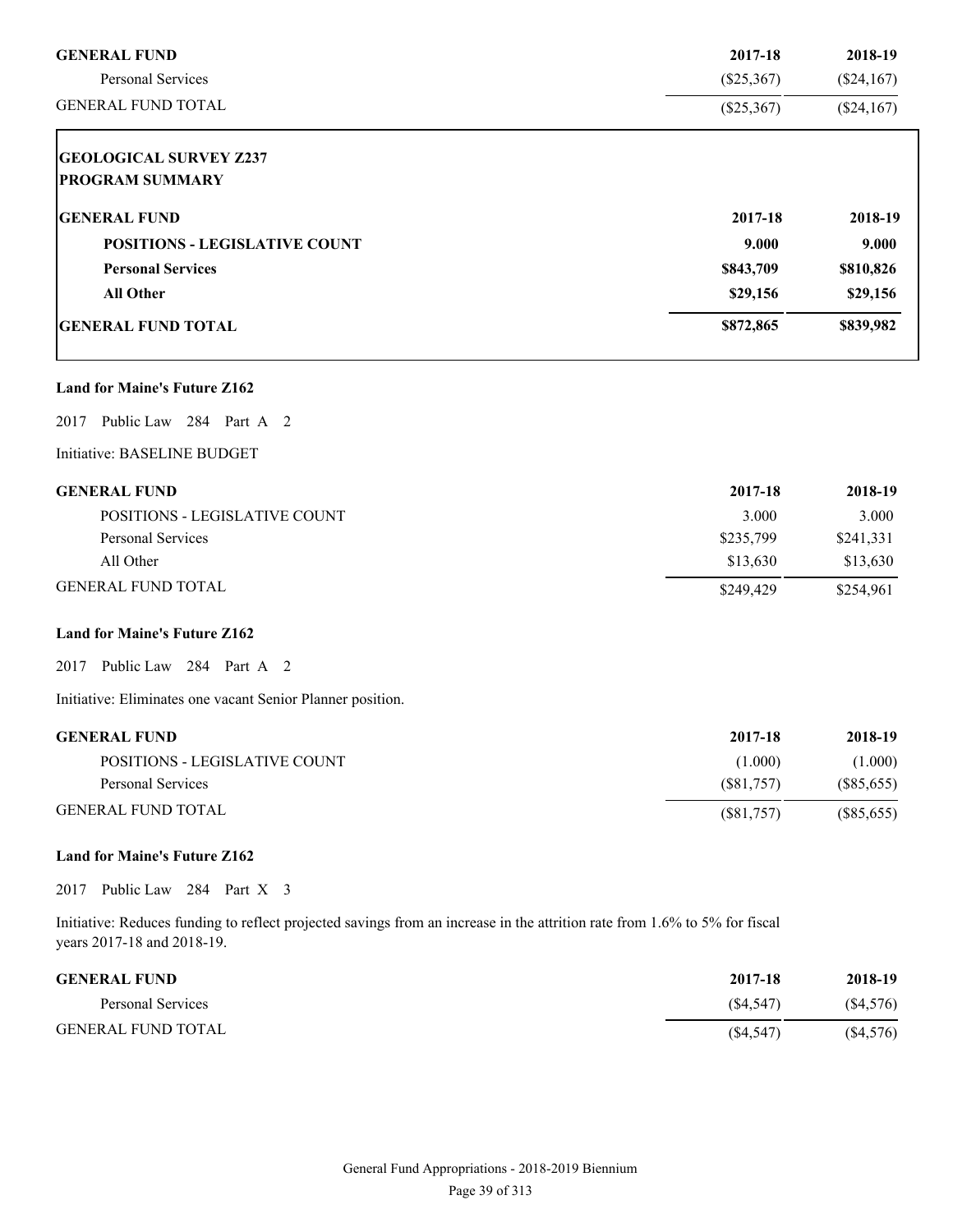| GENERAL FUND | 2017-18 | 2018-19 |
|---|---|---|
| Personal Services | ($25,367) | ($24,167) |
| GENERAL FUND TOTAL | ($25,367) | ($24,167) |

**GEOLOGICAL SURVEY Z237**
**PROGRAM SUMMARY**

| GENERAL FUND | 2017-18 | 2018-19 |
|---|---|---|
| **POSITIONS - LEGISLATIVE COUNT** | **9.000** | **9.000** |
| **Personal Services** | **$843,709** | **$810,826** |
| **All Other** | **$29,156** | **$29,156** |
| **GENERAL FUND TOTAL** | **$872,865** | **$839,982** |

**Land for Maine's Future Z162**

2017 Public Law 284 Part A 2

Initiative: BASELINE BUDGET

| GENERAL FUND | 2017-18 | 2018-19 |
|---|---|---|
| POSITIONS - LEGISLATIVE COUNT | 3.000 | 3.000 |
| Personal Services | $235,799 | $241,331 |
| All Other | $13,630 | $13,630 |
| GENERAL FUND TOTAL | $249,429 | $254,961 |

**Land for Maine's Future Z162**

2017 Public Law 284 Part A 2

Initiative: Eliminates one vacant Senior Planner position.

| GENERAL FUND | 2017-18 | 2018-19 |
|---|---|---|
| POSITIONS - LEGISLATIVE COUNT | (1.000) | (1.000) |
| Personal Services | ($81,757) | ($85,655) |
| GENERAL FUND TOTAL | ($81,757) | ($85,655) |

**Land for Maine's Future Z162**

2017 Public Law 284 Part X 3

Initiative: Reduces funding to reflect projected savings from an increase in the attrition rate from 1.6% to 5% for fiscal years 2017-18 and 2018-19.

| GENERAL FUND | 2017-18 | 2018-19 |
|---|---|---|
| Personal Services | ($4,547) | ($4,576) |
| GENERAL FUND TOTAL | ($4,547) | ($4,576) |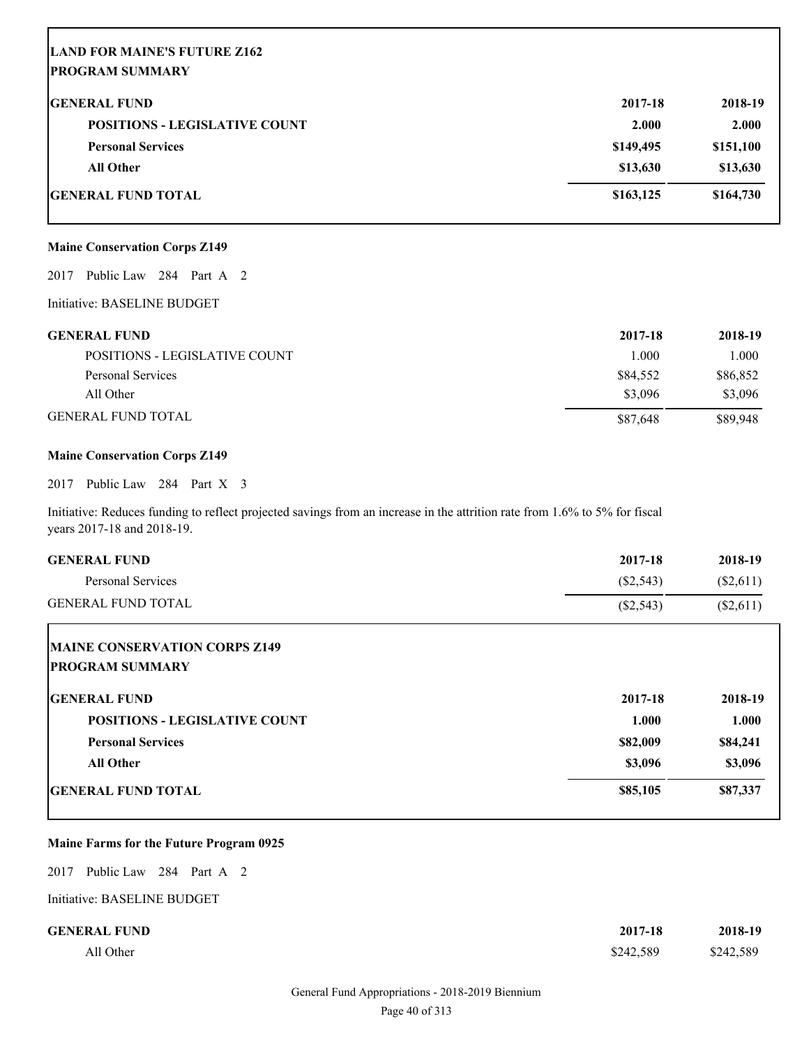**LAND FOR MAINE'S FUTURE Z162**
**PROGRAM SUMMARY**

| **GENERAL FUND** | **2017-18** | **2018-19** |
|---|---|---|
| **POSITIONS - LEGISLATIVE COUNT** | **2.000** | **2.000** |
| **Personal Services** | **$149,495** | **$151,100** |
| **All Other** | **$13,630** | **$13,630** |
| **GENERAL FUND TOTAL** | **$163,125** | **$164,730** |

**Maine Conservation Corps Z149**

2017 Public Law 284 Part A 2

Initiative: BASELINE BUDGET

| **GENERAL FUND** | **2017-18** | **2018-19** |
|---|---|---|
| POSITIONS - LEGISLATIVE COUNT | 1.000 | 1.000 |
| Personal Services | $84,552 | $86,852 |
| All Other | $3,096 | $3,096 |
| GENERAL FUND TOTAL | $87,648 | $89,948 |

**Maine Conservation Corps Z149**

2017 Public Law 284 Part X 3

Initiative: Reduces funding to reflect projected savings from an increase in the attrition rate from 1.6% to 5% for fiscal years 2017-18 and 2018-19.

| **GENERAL FUND** | **2017-18** | **2018-19** |
|---|---|---|
| Personal Services | ($2,543) | ($2,611) |
| GENERAL FUND TOTAL | ($2,543) | ($2,611) |

**MAINE CONSERVATION CORPS Z149**
**PROGRAM SUMMARY**

| **GENERAL FUND** | **2017-18** | **2018-19** |
|---|---|---|
| **POSITIONS - LEGISLATIVE COUNT** | **1.000** | **1.000** |
| **Personal Services** | **$82,009** | **$84,241** |
| **All Other** | **$3,096** | **$3,096** |
| **GENERAL FUND TOTAL** | **$85,105** | **$87,337** |

**Maine Farms for the Future Program 0925**

2017 Public Law 284 Part A 2

Initiative: BASELINE BUDGET

| **GENERAL FUND** | **2017-18** | **2018-19** |
|---|---|---|
| All Other | $242,589 | $242,589 |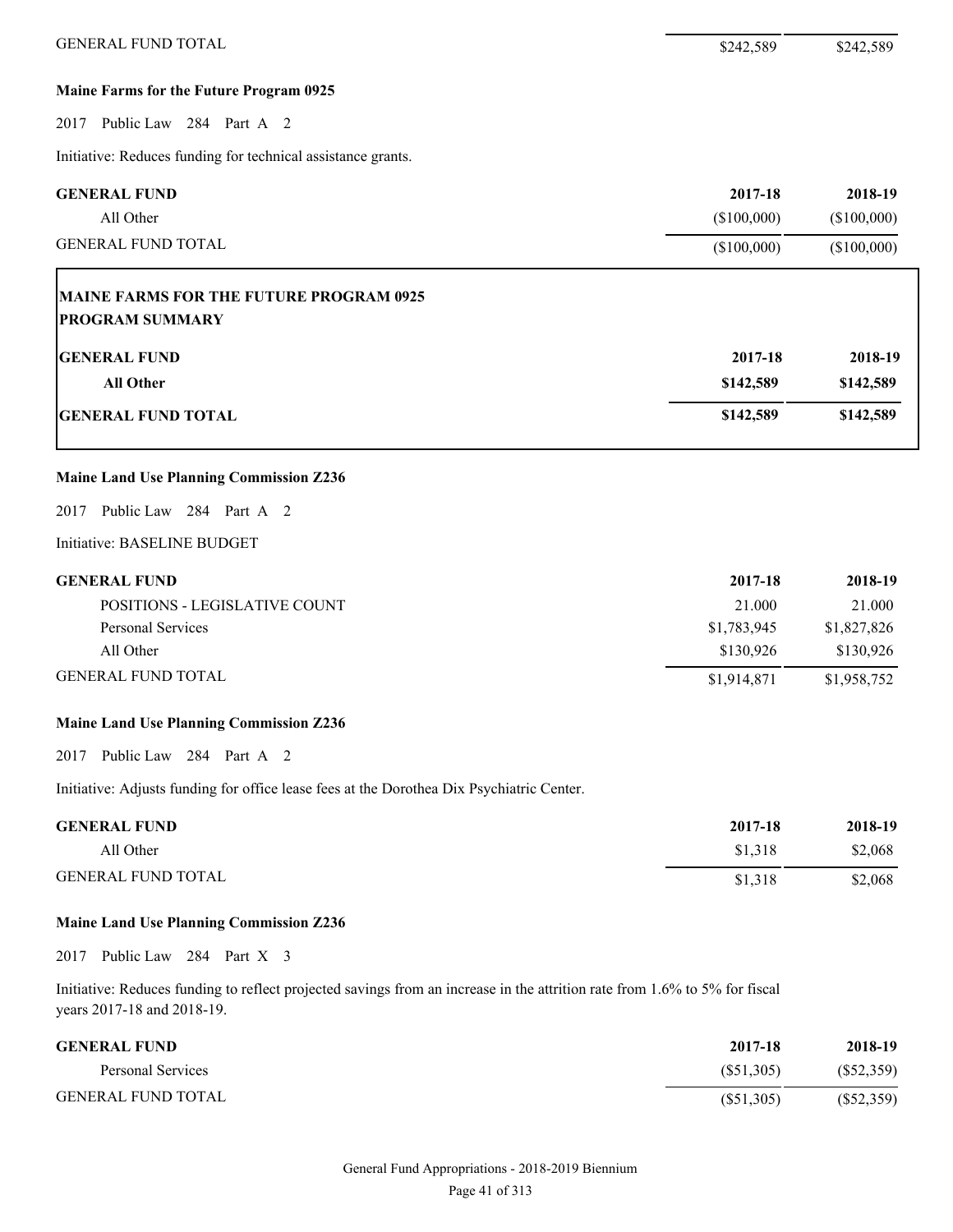| | | |
|---|---|---|
| GENERAL FUND TOTAL | $242,589 | $242,589 |

**Maine Farms for the Future Program 0925**

2017 Public Law 284 Part A 2

Initiative: Reduces funding for technical assistance grants.

| GENERAL FUND | 2017-18 | 2018-19 |
|---|---|---|
| All Other | ($100,000) | ($100,000) |
| GENERAL FUND TOTAL | ($100,000) | ($100,000) |

**MAINE FARMS FOR THE FUTURE PROGRAM 0925**
**PROGRAM SUMMARY**

| GENERAL FUND | 2017-18 | 2018-19 |
|---|---|---|
| **All Other** | **$142,589** | **$142,589** |
| **GENERAL FUND TOTAL** | **$142,589** | **$142,589** |

**Maine Land Use Planning Commission Z236**

2017 Public Law 284 Part A 2

Initiative: BASELINE BUDGET

| GENERAL FUND | 2017-18 | 2018-19 |
|---|---|---|
| POSITIONS - LEGISLATIVE COUNT | 21.000 | 21.000 |
| Personal Services | $1,783,945 | $1,827,826 |
| All Other | $130,926 | $130,926 |
| GENERAL FUND TOTAL | $1,914,871 | $1,958,752 |

**Maine Land Use Planning Commission Z236**

2017 Public Law 284 Part A 2

Initiative: Adjusts funding for office lease fees at the Dorothea Dix Psychiatric Center.

| GENERAL FUND | 2017-18 | 2018-19 |
|---|---|---|
| All Other | $1,318 | $2,068 |
| GENERAL FUND TOTAL | $1,318 | $2,068 |

**Maine Land Use Planning Commission Z236**

2017 Public Law 284 Part X 3

Initiative: Reduces funding to reflect projected savings from an increase in the attrition rate from 1.6% to 5% for fiscal years 2017-18 and 2018-19.

| GENERAL FUND | 2017-18 | 2018-19 |
|---|---|---|
| Personal Services | ($51,305) | ($52,359) |
| GENERAL FUND TOTAL | ($51,305) | ($52,359) |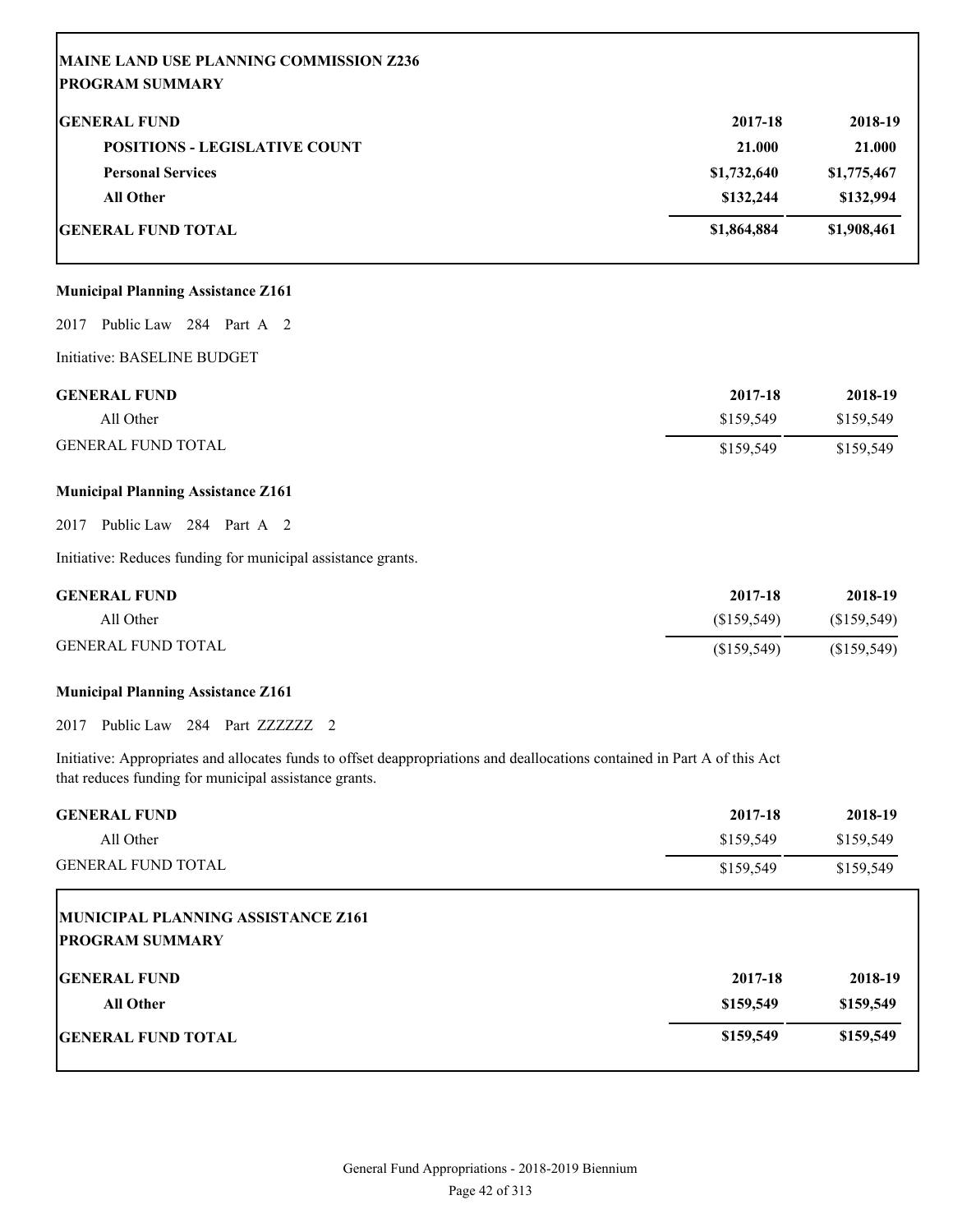| **MAINE LAND USE PLANNING COMMISSION Z236** | | |
|---|---|---|
| **PROGRAM SUMMARY** | | |
| **GENERAL FUND** | **2017-18** | **2018-19** |
| **POSITIONS - LEGISLATIVE COUNT** | **21.000** | **21.000** |
| **Personal Services** | **$1,732,640** | **$1,775,467** |
| **All Other** | **$132,244** | **$132,994** |
| **GENERAL FUND TOTAL** | **$1,864,884** | **$1,908,461** |

**Municipal Planning Assistance Z161**

2017 Public Law 284 Part A 2

Initiative: BASELINE BUDGET

| GENERAL FUND | 2017-18 | 2018-19 |
|---|---|---|
| All Other | $159,549 | $159,549 |
| GENERAL FUND TOTAL | $159,549 | $159,549 |

**Municipal Planning Assistance Z161**

2017 Public Law 284 Part A 2

Initiative: Reduces funding for municipal assistance grants.

| GENERAL FUND | 2017-18 | 2018-19 |
|---|---|---|
| All Other | ($159,549) | ($159,549) |
| GENERAL FUND TOTAL | ($159,549) | ($159,549) |

**Municipal Planning Assistance Z161**

2017 Public Law 284 Part ZZZZZZ 2

Initiative: Appropriates and allocates funds to offset deappropriations and deallocations contained in Part A of this Act that reduces funding for municipal assistance grants.

| GENERAL FUND | 2017-18 | 2018-19 |
|---|---|---|
| All Other | $159,549 | $159,549 |
| GENERAL FUND TOTAL | $159,549 | $159,549 |

| **MUNICIPAL PLANNING ASSISTANCE Z161** | | |
|---|---|---|
| **PROGRAM SUMMARY** | | |
| **GENERAL FUND** | **2017-18** | **2018-19** |
| **All Other** | **$159,549** | **$159,549** |
| **GENERAL FUND TOTAL** | **$159,549** | **$159,549** |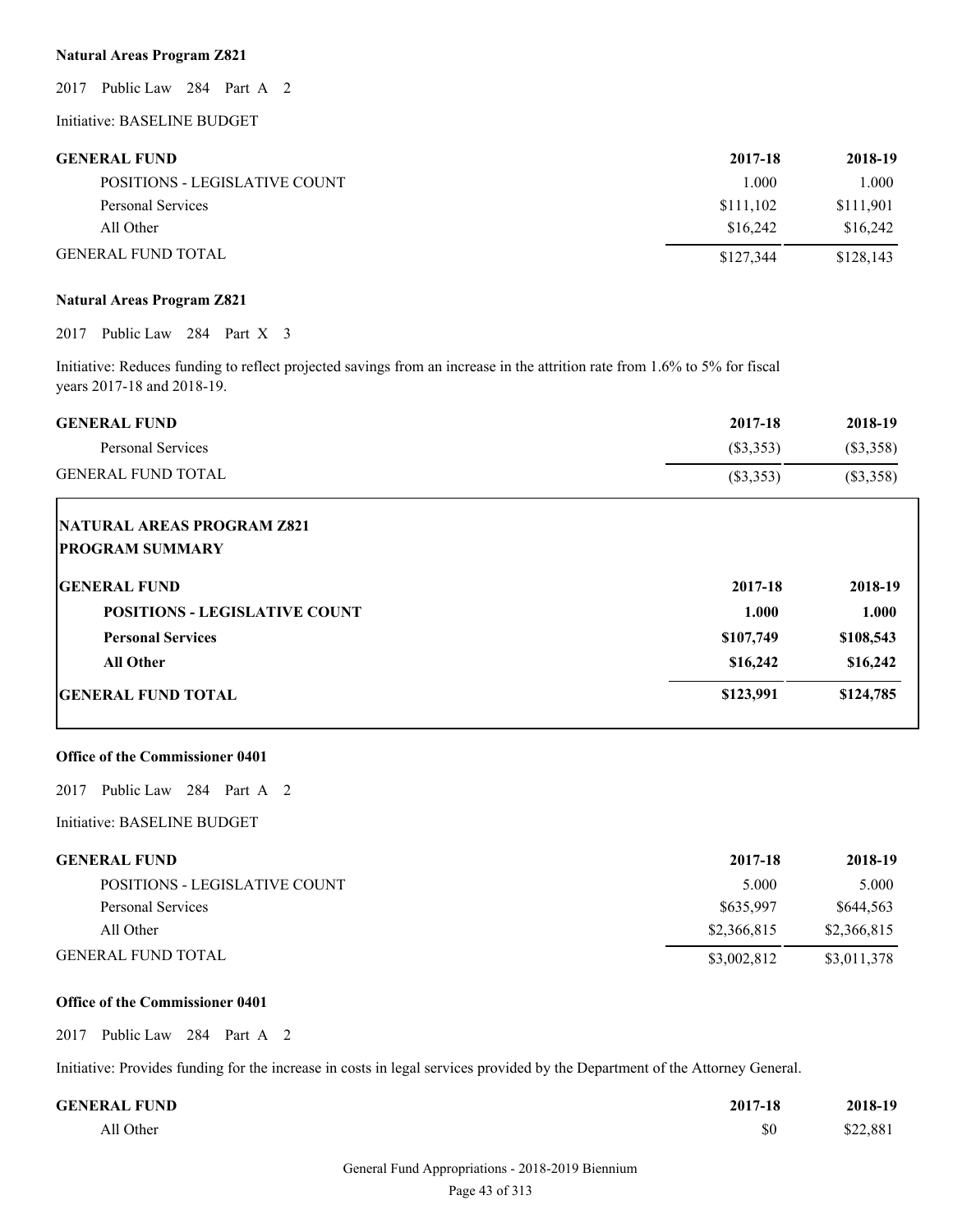**Natural Areas Program Z821**

2017 Public Law 284 Part A 2

Initiative: BASELINE BUDGET

| GENERAL FUND | 2017-18 | 2018-19 |
|---|---|---|
| POSITIONS - LEGISLATIVE COUNT | 1.000 | 1.000 |
| Personal Services | $111,102 | $111,901 |
| All Other | $16,242 | $16,242 |
| GENERAL FUND TOTAL | $127,344 | $128,143 |

**Natural Areas Program Z821**

2017 Public Law 284 Part X 3

Initiative: Reduces funding to reflect projected savings from an increase in the attrition rate from 1.6% to 5% for fiscal years 2017-18 and 2018-19.

| GENERAL FUND | 2017-18 | 2018-19 |
|---|---|---|
| Personal Services | ($3,353) | ($3,358) |
| GENERAL FUND TOTAL | ($3,353) | ($3,358) |

**NATURAL AREAS PROGRAM Z821**
**PROGRAM SUMMARY**

| GENERAL FUND | 2017-18 | 2018-19 |
|---|---|---|
| **POSITIONS - LEGISLATIVE COUNT** | **1.000** | **1.000** |
| **Personal Services** | **$107,749** | **$108,543** |
| **All Other** | **$16,242** | **$16,242** |
| **GENERAL FUND TOTAL** | **$123,991** | **$124,785** |

**Office of the Commissioner 0401**

2017 Public Law 284 Part A 2

Initiative: BASELINE BUDGET

| GENERAL FUND | 2017-18 | 2018-19 |
|---|---|---|
| POSITIONS - LEGISLATIVE COUNT | 5.000 | 5.000 |
| Personal Services | $635,997 | $644,563 |
| All Other | $2,366,815 | $2,366,815 |
| GENERAL FUND TOTAL | $3,002,812 | $3,011,378 |

**Office of the Commissioner 0401**

2017 Public Law 284 Part A 2

Initiative: Provides funding for the increase in costs in legal services provided by the Department of the Attorney General.

| GENERAL FUND | 2017-18 | 2018-19 |
|---|---|---|
| All Other | $0 | $22,881 |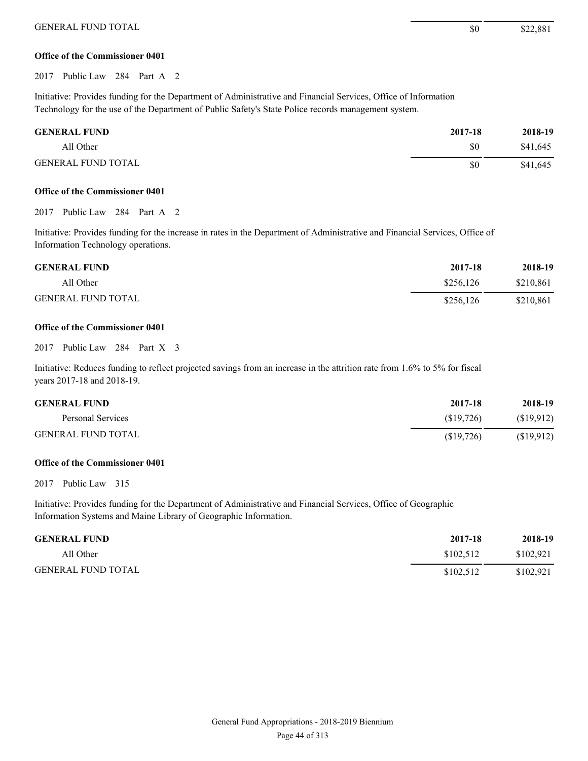| | | |
|---|---|---|
| GENERAL FUND TOTAL | $0 | $22,881 |

**Office of the Commissioner 0401**

2017 Public Law 284 Part A 2

Initiative: Provides funding for the Department of Administrative and Financial Services, Office of Information Technology for the use of the Department of Public Safety's State Police records management system.

| GENERAL FUND | 2017-18 | 2018-19 |
|---|---|---|
| All Other | $0 | $41,645 |
| GENERAL FUND TOTAL | $0 | $41,645 |

**Office of the Commissioner 0401**

2017 Public Law 284 Part A 2

Initiative: Provides funding for the increase in rates in the Department of Administrative and Financial Services, Office of Information Technology operations.

| GENERAL FUND | 2017-18 | 2018-19 |
|---|---|---|
| All Other | $256,126 | $210,861 |
| GENERAL FUND TOTAL | $256,126 | $210,861 |

**Office of the Commissioner 0401**

2017 Public Law 284 Part X 3

Initiative: Reduces funding to reflect projected savings from an increase in the attrition rate from 1.6% to 5% for fiscal years 2017-18 and 2018-19.

| GENERAL FUND | 2017-18 | 2018-19 |
|---|---|---|
| Personal Services | ($19,726) | ($19,912) |
| GENERAL FUND TOTAL | ($19,726) | ($19,912) |

**Office of the Commissioner 0401**

2017 Public Law 315

Initiative: Provides funding for the Department of Administrative and Financial Services, Office of Geographic Information Systems and Maine Library of Geographic Information.

| GENERAL FUND | 2017-18 | 2018-19 |
|---|---|---|
| All Other | $102,512 | $102,921 |
| GENERAL FUND TOTAL | $102,512 | $102,921 |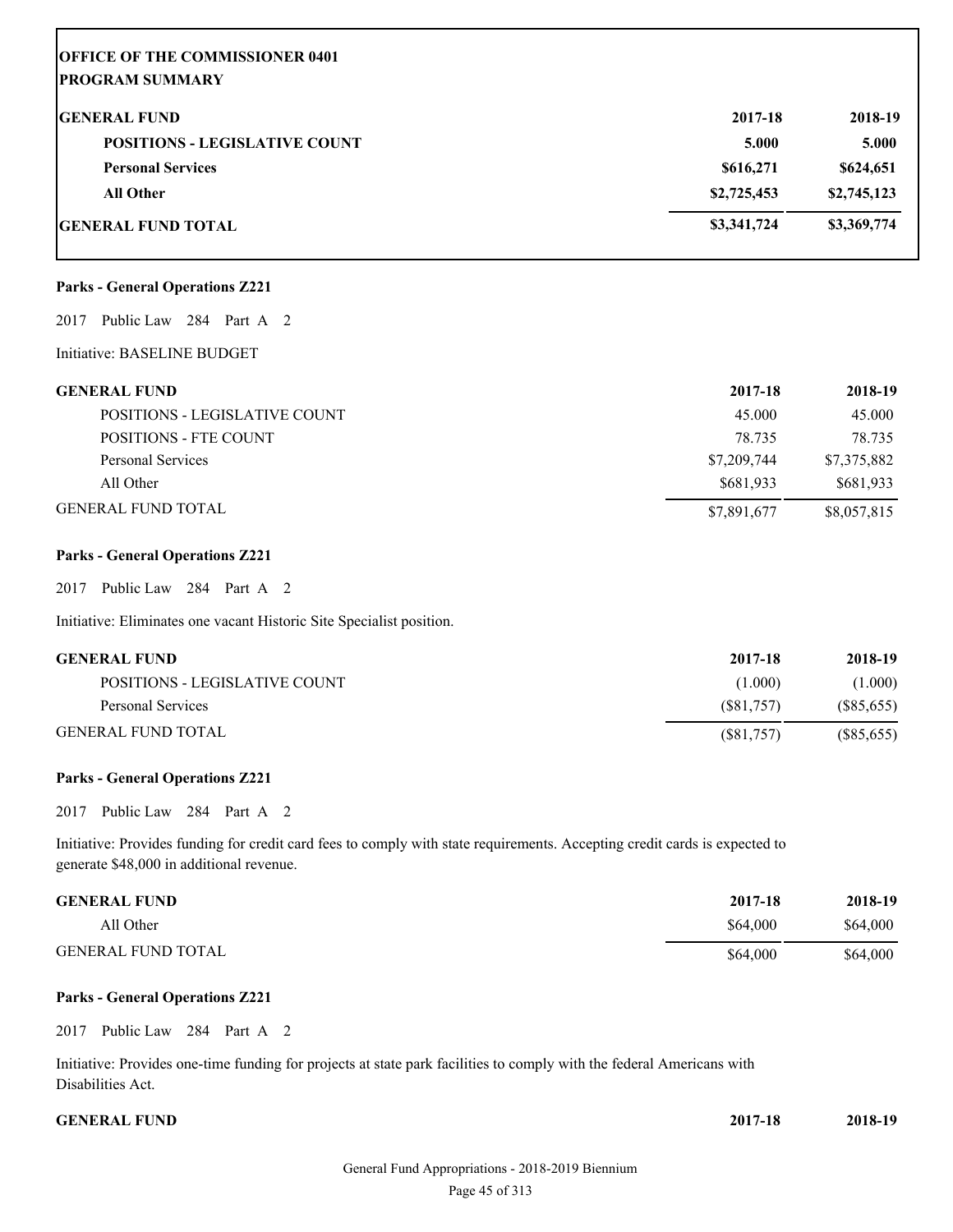**OFFICE OF THE COMMISSIONER 0401**
**PROGRAM SUMMARY**

| GENERAL FUND | 2017-18 | 2018-19 |
|---|---|---|
| **POSITIONS - LEGISLATIVE COUNT** | **5.000** | **5.000** |
| **Personal Services** | **$616,271** | **$624,651** |
| **All Other** | **$2,725,453** | **$2,745,123** |
| **GENERAL FUND TOTAL** | **$3,341,724** | **$3,369,774** |

**Parks - General Operations Z221**

2017 Public Law 284 Part A 2

Initiative: BASELINE BUDGET

| GENERAL FUND | 2017-18 | 2018-19 |
|---|---|---|
| POSITIONS - LEGISLATIVE COUNT | 45.000 | 45.000 |
| POSITIONS - FTE COUNT | 78.735 | 78.735 |
| Personal Services | $7,209,744 | $7,375,882 |
| All Other | $681,933 | $681,933 |
| GENERAL FUND TOTAL | $7,891,677 | $8,057,815 |

**Parks - General Operations Z221**

2017 Public Law 284 Part A 2

Initiative: Eliminates one vacant Historic Site Specialist position.

| GENERAL FUND | 2017-18 | 2018-19 |
|---|---|---|
| POSITIONS - LEGISLATIVE COUNT | (1.000) | (1.000) |
| Personal Services | ($81,757) | ($85,655) |
| GENERAL FUND TOTAL | ($81,757) | ($85,655) |

**Parks - General Operations Z221**

2017 Public Law 284 Part A 2

Initiative: Provides funding for credit card fees to comply with state requirements. Accepting credit cards is expected to generate $48,000 in additional revenue.

| GENERAL FUND | 2017-18 | 2018-19 |
|---|---|---|
| All Other | $64,000 | $64,000 |
| GENERAL FUND TOTAL | $64,000 | $64,000 |

**Parks - General Operations Z221**

2017 Public Law 284 Part A 2

Initiative: Provides one-time funding for projects at state park facilities to comply with the federal Americans with Disabilities Act.

| GENERAL FUND | 2017-18 | 2018-19 |
|---|---|---|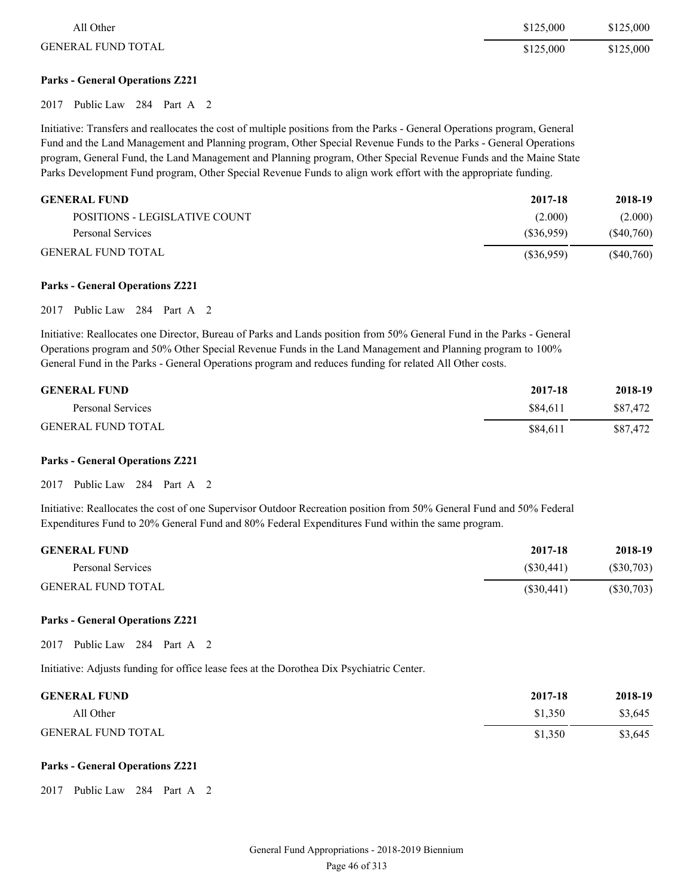| | | |
|---|---|---|
| All Other | $125,000 | $125,000 |
| GENERAL FUND TOTAL | $125,000 | $125,000 |

**Parks - General Operations Z221**

2017 Public Law 284 Part A 2

Initiative: Transfers and reallocates the cost of multiple positions from the Parks - General Operations program, General Fund and the Land Management and Planning program, Other Special Revenue Funds to the Parks - General Operations program, General Fund, the Land Management and Planning program, Other Special Revenue Funds and the Maine State Parks Development Fund program, Other Special Revenue Funds to align work effort with the appropriate funding.

| GENERAL FUND | 2017-18 | 2018-19 |
|---|---|---|
| POSITIONS - LEGISLATIVE COUNT | (2.000) | (2.000) |
| Personal Services | ($36,959) | ($40,760) |
| GENERAL FUND TOTAL | ($36,959) | ($40,760) |

**Parks - General Operations Z221**

2017 Public Law 284 Part A 2

Initiative: Reallocates one Director, Bureau of Parks and Lands position from 50% General Fund in the Parks - General Operations program and 50% Other Special Revenue Funds in the Land Management and Planning program to 100% General Fund in the Parks - General Operations program and reduces funding for related All Other costs.

| GENERAL FUND | 2017-18 | 2018-19 |
|---|---|---|
| Personal Services | $84,611 | $87,472 |
| GENERAL FUND TOTAL | $84,611 | $87,472 |

**Parks - General Operations Z221**

2017 Public Law 284 Part A 2

Initiative: Reallocates the cost of one Supervisor Outdoor Recreation position from 50% General Fund and 50% Federal Expenditures Fund to 20% General Fund and 80% Federal Expenditures Fund within the same program.

| GENERAL FUND | 2017-18 | 2018-19 |
|---|---|---|
| Personal Services | ($30,441) | ($30,703) |
| GENERAL FUND TOTAL | ($30,441) | ($30,703) |

**Parks - General Operations Z221**

2017 Public Law 284 Part A 2

Initiative: Adjusts funding for office lease fees at the Dorothea Dix Psychiatric Center.

| GENERAL FUND | 2017-18 | 2018-19 |
|---|---|---|
| All Other | $1,350 | $3,645 |
| GENERAL FUND TOTAL | $1,350 | $3,645 |

**Parks - General Operations Z221**

2017 Public Law 284 Part A 2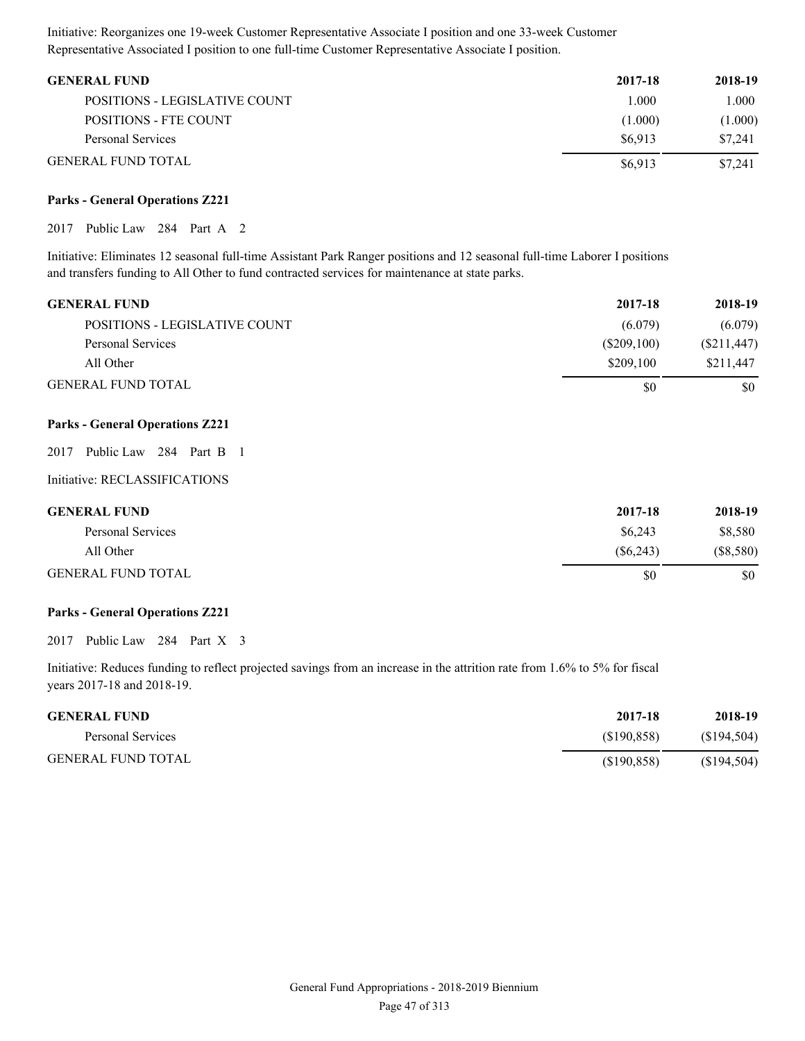Initiative: Reorganizes one 19-week Customer Representative Associate I position and one 33-week Customer Representative Associated I position to one full-time Customer Representative Associate I position.

| GENERAL FUND | 2017-18 | 2018-19 |
|---|---|---|
| POSITIONS - LEGISLATIVE COUNT | 1.000 | 1.000 |
| POSITIONS - FTE COUNT | (1.000) | (1.000) |
| Personal Services | $6,913 | $7,241 |
| GENERAL FUND TOTAL | $6,913 | $7,241 |

**Parks - General Operations Z221**

2017 Public Law 284 Part A 2

Initiative: Eliminates 12 seasonal full-time Assistant Park Ranger positions and 12 seasonal full-time Laborer I positions and transfers funding to All Other to fund contracted services for maintenance at state parks.

| GENERAL FUND | 2017-18 | 2018-19 |
|---|---|---|
| POSITIONS - LEGISLATIVE COUNT | (6.079) | (6.079) |
| Personal Services | ($209,100) | ($211,447) |
| All Other | $209,100 | $211,447 |
| GENERAL FUND TOTAL | $0 | $0 |

**Parks - General Operations Z221**

2017 Public Law 284 Part B 1

Initiative: RECLASSIFICATIONS

| GENERAL FUND | 2017-18 | 2018-19 |
|---|---|---|
| Personal Services | $6,243 | $8,580 |
| All Other | ($6,243) | ($8,580) |
| GENERAL FUND TOTAL | $0 | $0 |

**Parks - General Operations Z221**

2017 Public Law 284 Part X 3

Initiative: Reduces funding to reflect projected savings from an increase in the attrition rate from 1.6% to 5% for fiscal years 2017-18 and 2018-19.

| GENERAL FUND | 2017-18 | 2018-19 |
|---|---|---|
| Personal Services | ($190,858) | ($194,504) |
| GENERAL FUND TOTAL | ($190,858) | ($194,504) |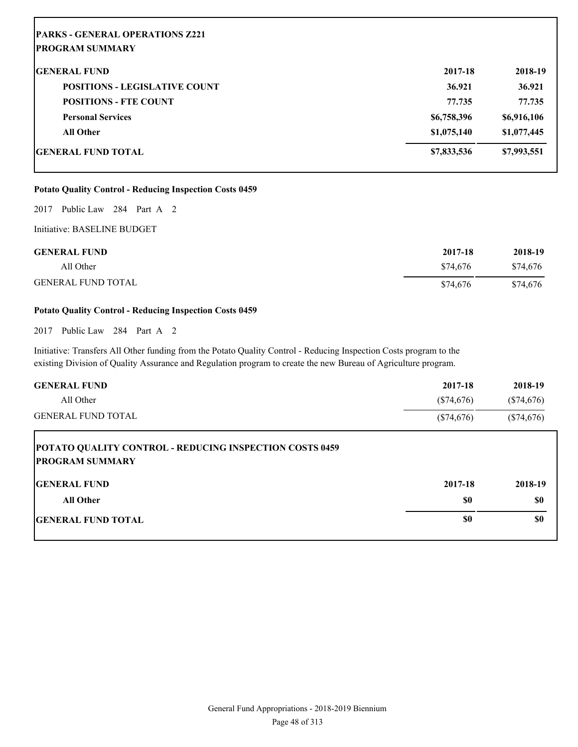**PARKS - GENERAL OPERATIONS Z221**
**PROGRAM SUMMARY**

| GENERAL FUND | 2017-18 | 2018-19 |
|---|---|---|
| POSITIONS - LEGISLATIVE COUNT | 36.921 | 36.921 |
| POSITIONS - FTE COUNT | 77.735 | 77.735 |
| Personal Services | $6,758,396 | $6,916,106 |
| All Other | $1,075,140 | $1,077,445 |
| GENERAL FUND TOTAL | $7,833,536 | $7,993,551 |

**Potato Quality Control - Reducing Inspection Costs 0459**

2017 Public Law 284 Part A 2

Initiative: BASELINE BUDGET

| GENERAL FUND | 2017-18 | 2018-19 |
|---|---|---|
| All Other | $74,676 | $74,676 |
| GENERAL FUND TOTAL | $74,676 | $74,676 |

**Potato Quality Control - Reducing Inspection Costs 0459**

2017 Public Law 284 Part A 2

Initiative: Transfers All Other funding from the Potato Quality Control - Reducing Inspection Costs program to the existing Division of Quality Assurance and Regulation program to create the new Bureau of Agriculture program.

| GENERAL FUND | 2017-18 | 2018-19 |
|---|---|---|
| All Other | ($74,676) | ($74,676) |
| GENERAL FUND TOTAL | ($74,676) | ($74,676) |

**POTATO QUALITY CONTROL - REDUCING INSPECTION COSTS 0459**
**PROGRAM SUMMARY**

| GENERAL FUND | 2017-18 | 2018-19 |
|---|---|---|
| All Other | $0 | $0 |
| GENERAL FUND TOTAL | $0 | $0 |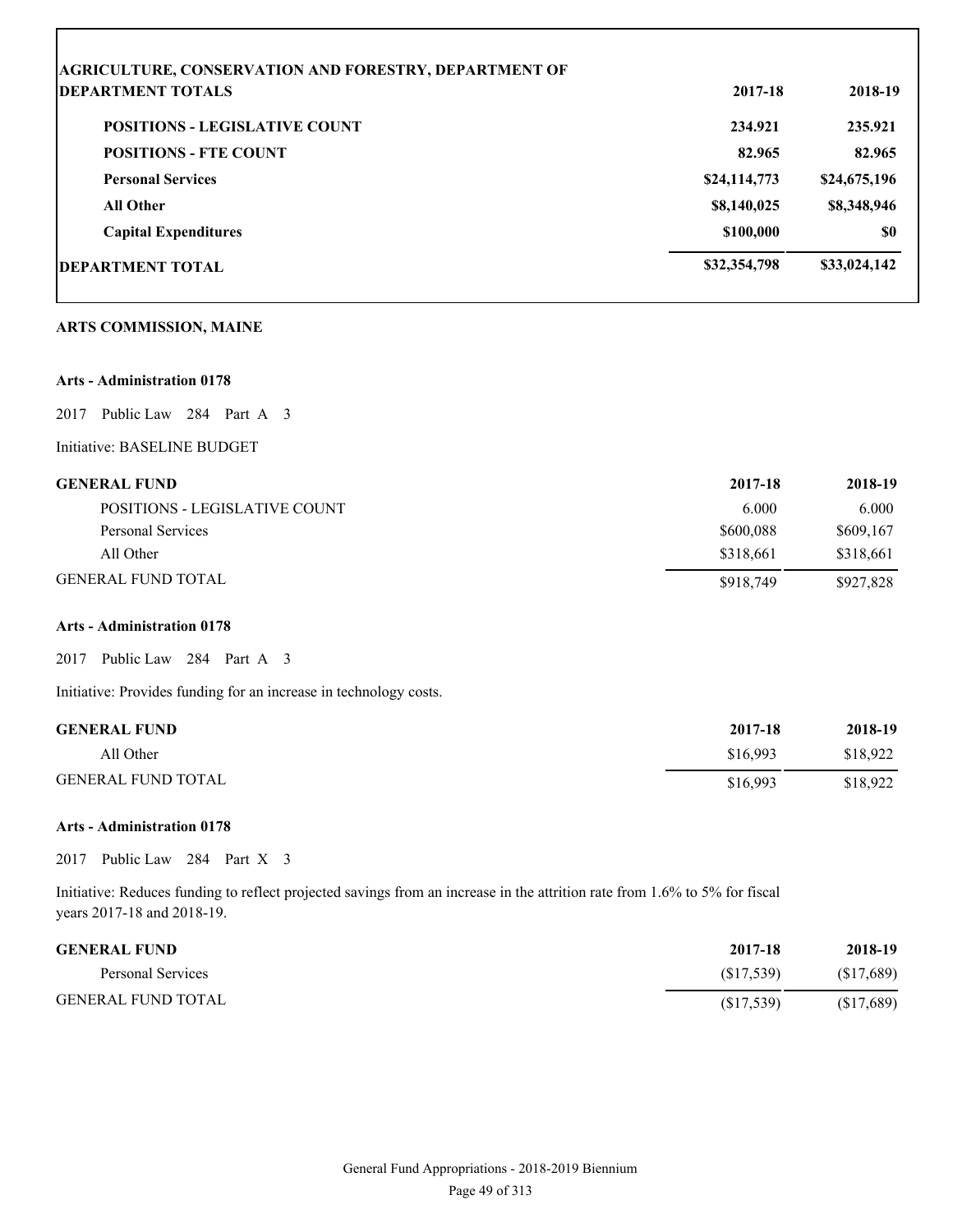| AGRICULTURE, CONSERVATION AND FORESTRY, DEPARTMENT OF<br>**DEPARTMENT TOTALS** | **2017-18** | **2018-19** |
|---|---|---|
| **POSITIONS - LEGISLATIVE COUNT** | **234.921** | **235.921** |
| **POSITIONS - FTE COUNT** | **82.965** | **82.965** |
| **Personal Services** | **$24,114,773** | **$24,675,196** |
| **All Other** | **$8,140,025** | **$8,348,946** |
| **Capital Expenditures** | **$100,000** | **$0** |
| **DEPARTMENT TOTAL** | **$32,354,798** | **$33,024,142** |

## ARTS COMMISSION, MAINE

### Arts - Administration 0178

2017 Public Law 284 Part A 3

Initiative: BASELINE BUDGET

| GENERAL FUND | 2017-18 | 2018-19 |
|---|---|---|
| POSITIONS - LEGISLATIVE COUNT | 6.000 | 6.000 |
| Personal Services | $600,088 | $609,167 |
| All Other | $318,661 | $318,661 |
| GENERAL FUND TOTAL | $918,749 | $927,828 |

### Arts - Administration 0178

2017 Public Law 284 Part A 3

Initiative: Provides funding for an increase in technology costs.

| GENERAL FUND | 2017-18 | 2018-19 |
|---|---|---|
| All Other | $16,993 | $18,922 |
| GENERAL FUND TOTAL | $16,993 | $18,922 |

### Arts - Administration 0178

2017 Public Law 284 Part X 3

Initiative: Reduces funding to reflect projected savings from an increase in the attrition rate from 1.6% to 5% for fiscal years 2017-18 and 2018-19.

| GENERAL FUND | 2017-18 | 2018-19 |
|---|---|---|
| Personal Services | ($17,539) | ($17,689) |
| GENERAL FUND TOTAL | ($17,539) | ($17,689) |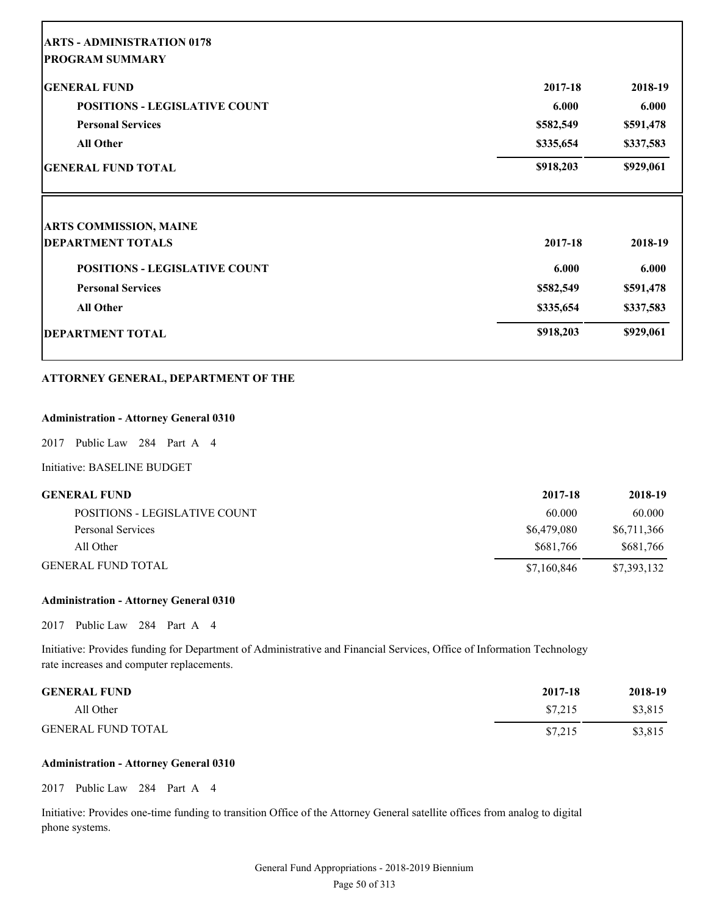| **ARTS - ADMINISTRATION 0178** | | |
|---|---|---|
| **PROGRAM SUMMARY** | | |
| **GENERAL FUND** | **2017-18** | **2018-19** |
| **POSITIONS - LEGISLATIVE COUNT** | **6.000** | **6.000** |
| **Personal Services** | **$582,549** | **$591,478** |
| **All Other** | **$335,654** | **$337,583** |
| **GENERAL FUND TOTAL** | **$918,203** | **$929,061** |

| **ARTS COMMISSION, MAINE** | | |
|---|---|---|
| **DEPARTMENT TOTALS** | **2017-18** | **2018-19** |
| **POSITIONS - LEGISLATIVE COUNT** | **6.000** | **6.000** |
| **Personal Services** | **$582,549** | **$591,478** |
| **All Other** | **$335,654** | **$337,583** |
| **DEPARTMENT TOTAL** | **$918,203** | **$929,061** |

## ATTORNEY GENERAL, DEPARTMENT OF THE

### Administration - Attorney General 0310

2017 Public Law 284 Part A 4

Initiative: BASELINE BUDGET

| GENERAL FUND | 2017-18 | 2018-19 |
|---|---|---|
| POSITIONS - LEGISLATIVE COUNT | 60.000 | 60.000 |
| Personal Services | $6,479,080 | $6,711,366 |
| All Other | $681,766 | $681,766 |
| GENERAL FUND TOTAL | $7,160,846 | $7,393,132 |

### Administration - Attorney General 0310

2017 Public Law 284 Part A 4

Initiative: Provides funding for Department of Administrative and Financial Services, Office of Information Technology rate increases and computer replacements.

| GENERAL FUND | 2017-18 | 2018-19 |
|---|---|---|
| All Other | $7,215 | $3,815 |
| GENERAL FUND TOTAL | $7,215 | $3,815 |

### Administration - Attorney General 0310

2017 Public Law 284 Part A 4

Initiative: Provides one-time funding to transition Office of the Attorney General satellite offices from analog to digital phone systems.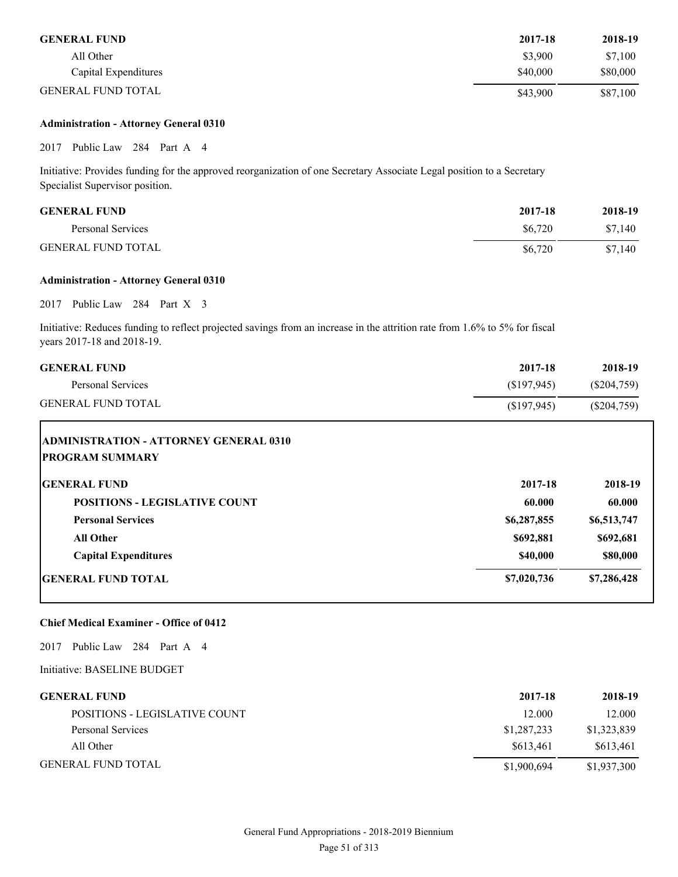| GENERAL FUND | 2017-18 | 2018-19 |
|---|---|---|
| All Other | $3,900 | $7,100 |
| Capital Expenditures | $40,000 | $80,000 |
| GENERAL FUND TOTAL | $43,900 | $87,100 |

**Administration - Attorney General 0310**

2017 Public Law 284 Part A 4

Initiative: Provides funding for the approved reorganization of one Secretary Associate Legal position to a Secretary Specialist Supervisor position.

| GENERAL FUND | 2017-18 | 2018-19 |
|---|---|---|
| Personal Services | $6,720 | $7,140 |
| GENERAL FUND TOTAL | $6,720 | $7,140 |

**Administration - Attorney General 0310**

2017 Public Law 284 Part X 3

Initiative: Reduces funding to reflect projected savings from an increase in the attrition rate from 1.6% to 5% for fiscal years 2017-18 and 2018-19.

| GENERAL FUND | 2017-18 | 2018-19 |
|---|---|---|
| Personal Services | ($197,945) | ($204,759) |
| GENERAL FUND TOTAL | ($197,945) | ($204,759) |

**ADMINISTRATION - ATTORNEY GENERAL 0310**
**PROGRAM SUMMARY**

| GENERAL FUND | 2017-18 | 2018-19 |
|---|---|---|
| **POSITIONS - LEGISLATIVE COUNT** | **60.000** | **60.000** |
| **Personal Services** | **$6,287,855** | **$6,513,747** |
| **All Other** | **$692,881** | **$692,681** |
| **Capital Expenditures** | **$40,000** | **$80,000** |
| **GENERAL FUND TOTAL** | **$7,020,736** | **$7,286,428** |

**Chief Medical Examiner - Office of 0412**

2017 Public Law 284 Part A 4

Initiative: BASELINE BUDGET

| GENERAL FUND | 2017-18 | 2018-19 |
|---|---|---|
| POSITIONS - LEGISLATIVE COUNT | 12.000 | 12.000 |
| Personal Services | $1,287,233 | $1,323,839 |
| All Other | $613,461 | $613,461 |
| GENERAL FUND TOTAL | $1,900,694 | $1,937,300 |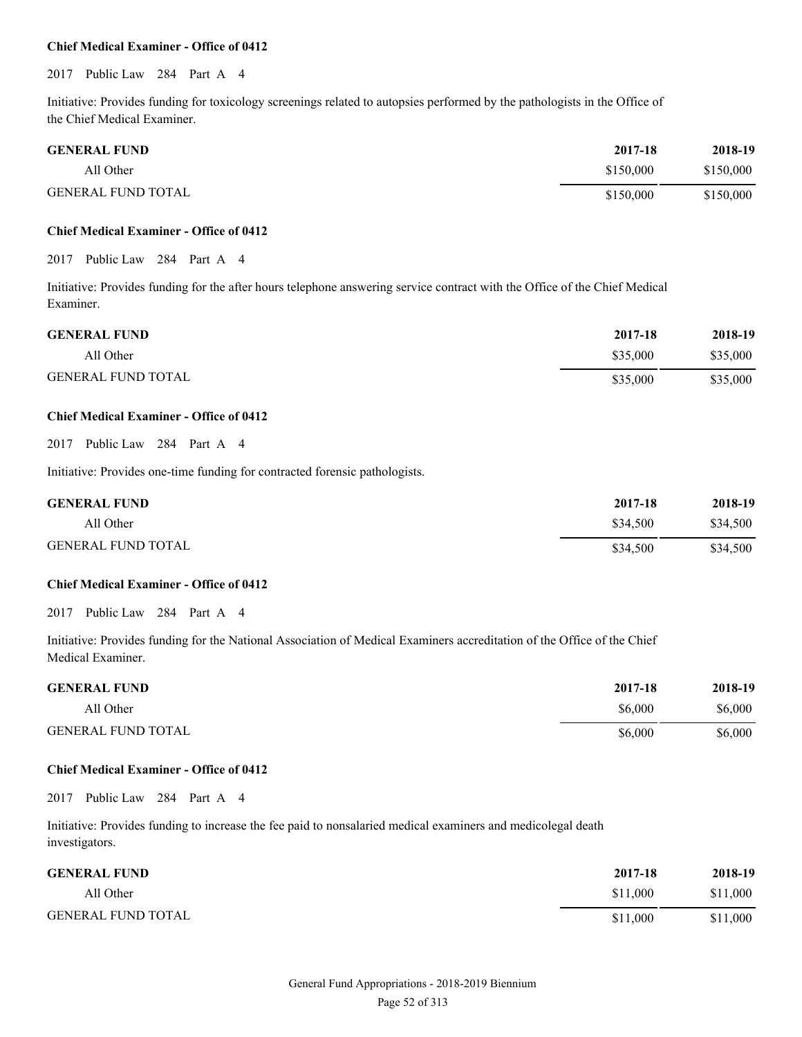**Chief Medical Examiner - Office of 0412**

2017 Public Law 284 Part A 4

Initiative: Provides funding for toxicology screenings related to autopsies performed by the pathologists in the Office of the Chief Medical Examiner.

| GENERAL FUND | 2017-18 | 2018-19 |
|---|---|---|
| All Other | $150,000 | $150,000 |
| GENERAL FUND TOTAL | $150,000 | $150,000 |

**Chief Medical Examiner - Office of 0412**

2017 Public Law 284 Part A 4

Initiative: Provides funding for the after hours telephone answering service contract with the Office of the Chief Medical Examiner.

| GENERAL FUND | 2017-18 | 2018-19 |
|---|---|---|
| All Other | $35,000 | $35,000 |
| GENERAL FUND TOTAL | $35,000 | $35,000 |

**Chief Medical Examiner - Office of 0412**

2017 Public Law 284 Part A 4

Initiative: Provides one-time funding for contracted forensic pathologists.

| GENERAL FUND | 2017-18 | 2018-19 |
|---|---|---|
| All Other | $34,500 | $34,500 |
| GENERAL FUND TOTAL | $34,500 | $34,500 |

**Chief Medical Examiner - Office of 0412**

2017 Public Law 284 Part A 4

Initiative: Provides funding for the National Association of Medical Examiners accreditation of the Office of the Chief Medical Examiner.

| GENERAL FUND | 2017-18 | 2018-19 |
|---|---|---|
| All Other | $6,000 | $6,000 |
| GENERAL FUND TOTAL | $6,000 | $6,000 |

**Chief Medical Examiner - Office of 0412**

2017 Public Law 284 Part A 4

Initiative: Provides funding to increase the fee paid to nonsalaried medical examiners and medicolegal death investigators.

| GENERAL FUND | 2017-18 | 2018-19 |
|---|---|---|
| All Other | $11,000 | $11,000 |
| GENERAL FUND TOTAL | $11,000 | $11,000 |

General Fund Appropriations - 2018-2019 Biennium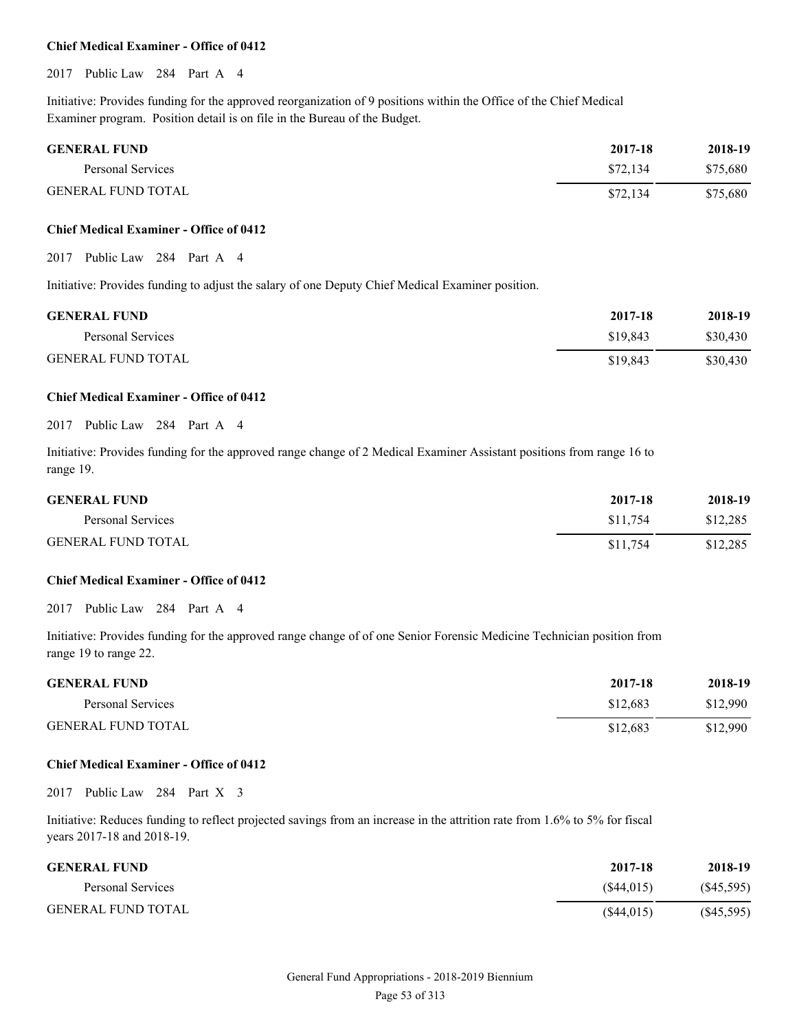**Chief Medical Examiner - Office of 0412**

2017 Public Law 284 Part A 4

Initiative: Provides funding for the approved reorganization of 9 positions within the Office of the Chief Medical Examiner program. Position detail is on file in the Bureau of the Budget.

| GENERAL FUND | 2017-18 | 2018-19 |
| --- | --- | --- |
| Personal Services | $72,134 | $75,680 |
| GENERAL FUND TOTAL | $72,134 | $75,680 |

**Chief Medical Examiner - Office of 0412**

2017 Public Law 284 Part A 4

Initiative: Provides funding to adjust the salary of one Deputy Chief Medical Examiner position.

| GENERAL FUND | 2017-18 | 2018-19 |
| --- | --- | --- |
| Personal Services | $19,843 | $30,430 |
| GENERAL FUND TOTAL | $19,843 | $30,430 |

**Chief Medical Examiner - Office of 0412**

2017 Public Law 284 Part A 4

Initiative: Provides funding for the approved range change of 2 Medical Examiner Assistant positions from range 16 to range 19.

| GENERAL FUND | 2017-18 | 2018-19 |
| --- | --- | --- |
| Personal Services | $11,754 | $12,285 |
| GENERAL FUND TOTAL | $11,754 | $12,285 |

**Chief Medical Examiner - Office of 0412**

2017 Public Law 284 Part A 4

Initiative: Provides funding for the approved range change of of one Senior Forensic Medicine Technician position from range 19 to range 22.

| GENERAL FUND | 2017-18 | 2018-19 |
| --- | --- | --- |
| Personal Services | $12,683 | $12,990 |
| GENERAL FUND TOTAL | $12,683 | $12,990 |

**Chief Medical Examiner - Office of 0412**

2017 Public Law 284 Part X 3

Initiative: Reduces funding to reflect projected savings from an increase in the attrition rate from 1.6% to 5% for fiscal years 2017-18 and 2018-19.

| GENERAL FUND | 2017-18 | 2018-19 |
| --- | --- | --- |
| Personal Services | ($44,015) | ($45,595) |
| GENERAL FUND TOTAL | ($44,015) | ($45,595) |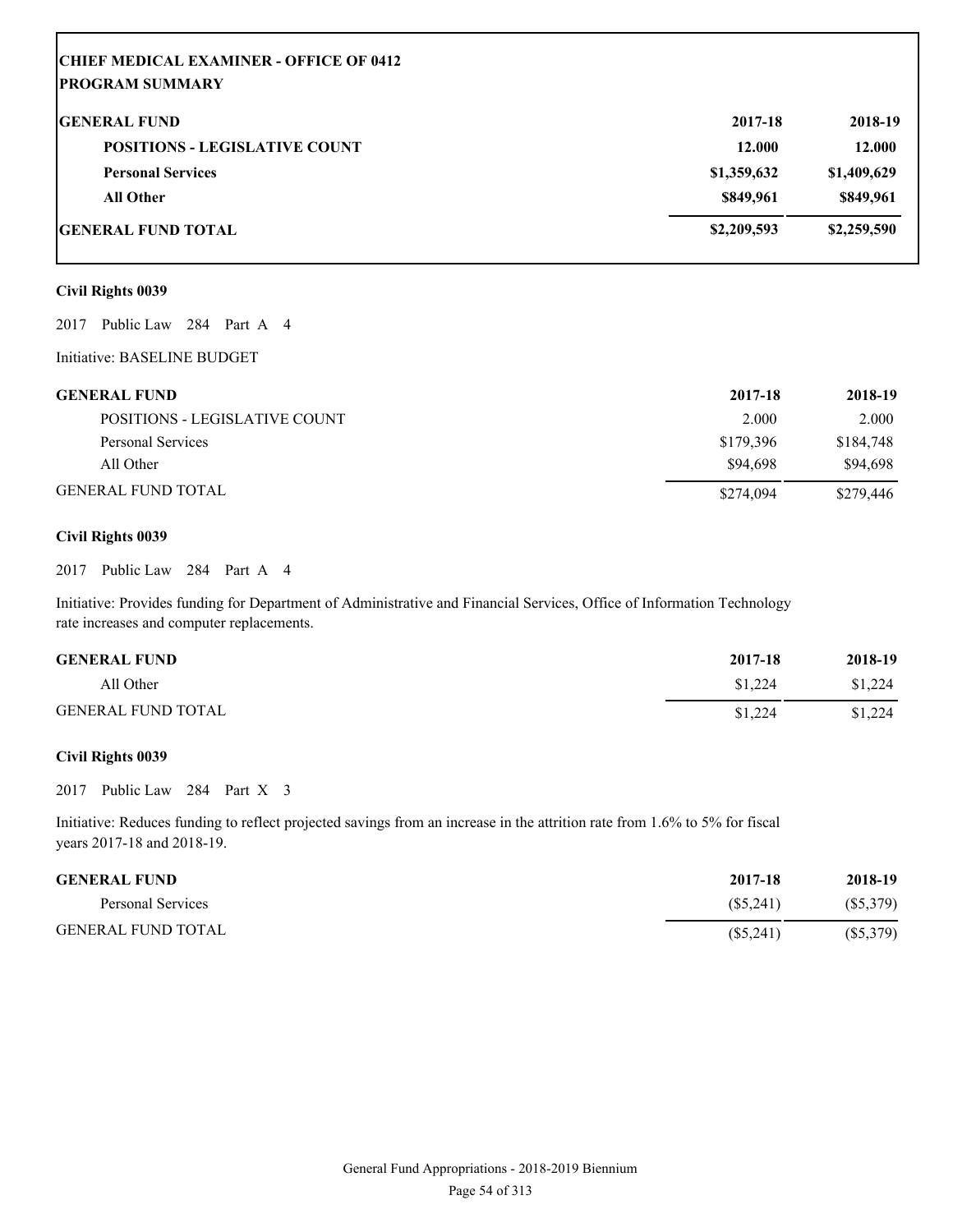| **CHIEF MEDICAL EXAMINER - OFFICE OF 0412** | | |
|---|---|---|
| **PROGRAM SUMMARY** | | |
| **GENERAL FUND** | **2017-18** | **2018-19** |
| **POSITIONS - LEGISLATIVE COUNT** | **12.000** | **12.000** |
| **Personal Services** | **$1,359,632** | **$1,409,629** |
| **All Other** | **$849,961** | **$849,961** |
| **GENERAL FUND TOTAL** | **$2,209,593** | **$2,259,590** |

**Civil Rights 0039**

2017 Public Law 284 Part A 4

Initiative: BASELINE BUDGET

| **GENERAL FUND** | **2017-18** | **2018-19** |
|---|---|---|
| POSITIONS - LEGISLATIVE COUNT | 2.000 | 2.000 |
| Personal Services | $179,396 | $184,748 |
| All Other | $94,698 | $94,698 |
| GENERAL FUND TOTAL | $274,094 | $279,446 |

**Civil Rights 0039**

2017 Public Law 284 Part A 4

Initiative: Provides funding for Department of Administrative and Financial Services, Office of Information Technology rate increases and computer replacements.

| **GENERAL FUND** | **2017-18** | **2018-19** |
|---|---|---|
| All Other | $1,224 | $1,224 |
| GENERAL FUND TOTAL | $1,224 | $1,224 |

**Civil Rights 0039**

2017 Public Law 284 Part X 3

Initiative: Reduces funding to reflect projected savings from an increase in the attrition rate from 1.6% to 5% for fiscal years 2017-18 and 2018-19.

| **GENERAL FUND** | **2017-18** | **2018-19** |
|---|---|---|
| Personal Services | ($5,241) | ($5,379) |
| GENERAL FUND TOTAL | ($5,241) | ($5,379) |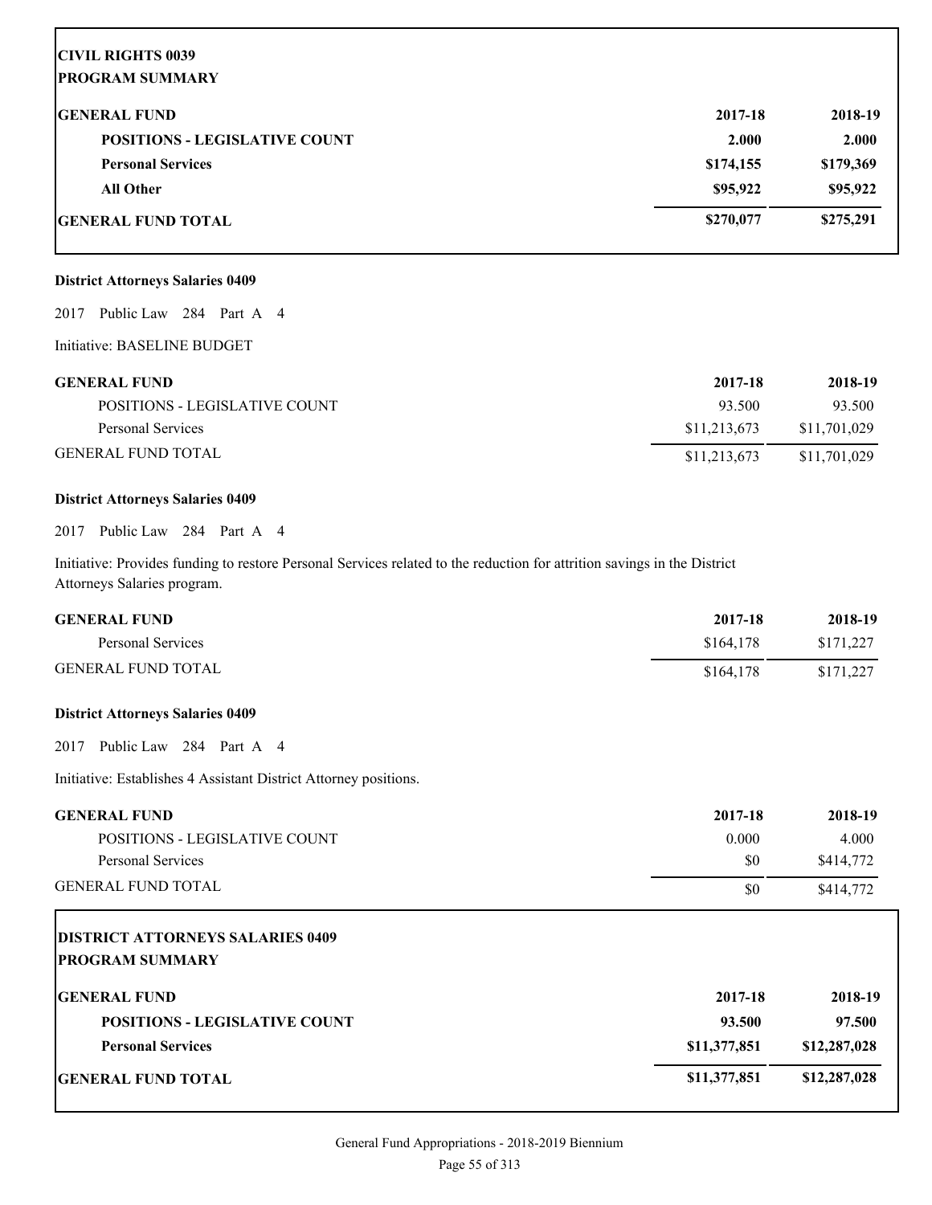**CIVIL RIGHTS 0039**
**PROGRAM SUMMARY**

| GENERAL FUND | 2017-18 | 2018-19 |
|---|---|---|
| **POSITIONS - LEGISLATIVE COUNT** | **2.000** | **2.000** |
| **Personal Services** | **$174,155** | **$179,369** |
| **All Other** | **$95,922** | **$95,922** |
| **GENERAL FUND TOTAL** | **$270,077** | **$275,291** |

**District Attorneys Salaries 0409**

2017 Public Law 284 Part A 4

Initiative: BASELINE BUDGET

| GENERAL FUND | 2017-18 | 2018-19 |
|---|---|---|
| POSITIONS - LEGISLATIVE COUNT | 93.500 | 93.500 |
| Personal Services | $11,213,673 | $11,701,029 |
| GENERAL FUND TOTAL | $11,213,673 | $11,701,029 |

**District Attorneys Salaries 0409**

2017 Public Law 284 Part A 4

Initiative: Provides funding to restore Personal Services related to the reduction for attrition savings in the District Attorneys Salaries program.

| GENERAL FUND | 2017-18 | 2018-19 |
|---|---|---|
| Personal Services | $164,178 | $171,227 |
| GENERAL FUND TOTAL | $164,178 | $171,227 |

**District Attorneys Salaries 0409**

2017 Public Law 284 Part A 4

Initiative: Establishes 4 Assistant District Attorney positions.

| GENERAL FUND | 2017-18 | 2018-19 |
|---|---|---|
| POSITIONS - LEGISLATIVE COUNT | 0.000 | 4.000 |
| Personal Services | $0 | $414,772 |
| GENERAL FUND TOTAL | $0 | $414,772 |

**DISTRICT ATTORNEYS SALARIES 0409**
**PROGRAM SUMMARY**

| GENERAL FUND | 2017-18 | 2018-19 |
|---|---|---|
| **POSITIONS - LEGISLATIVE COUNT** | **93.500** | **97.500** |
| **Personal Services** | **$11,377,851** | **$12,287,028** |
| **GENERAL FUND TOTAL** | **$11,377,851** | **$12,287,028** |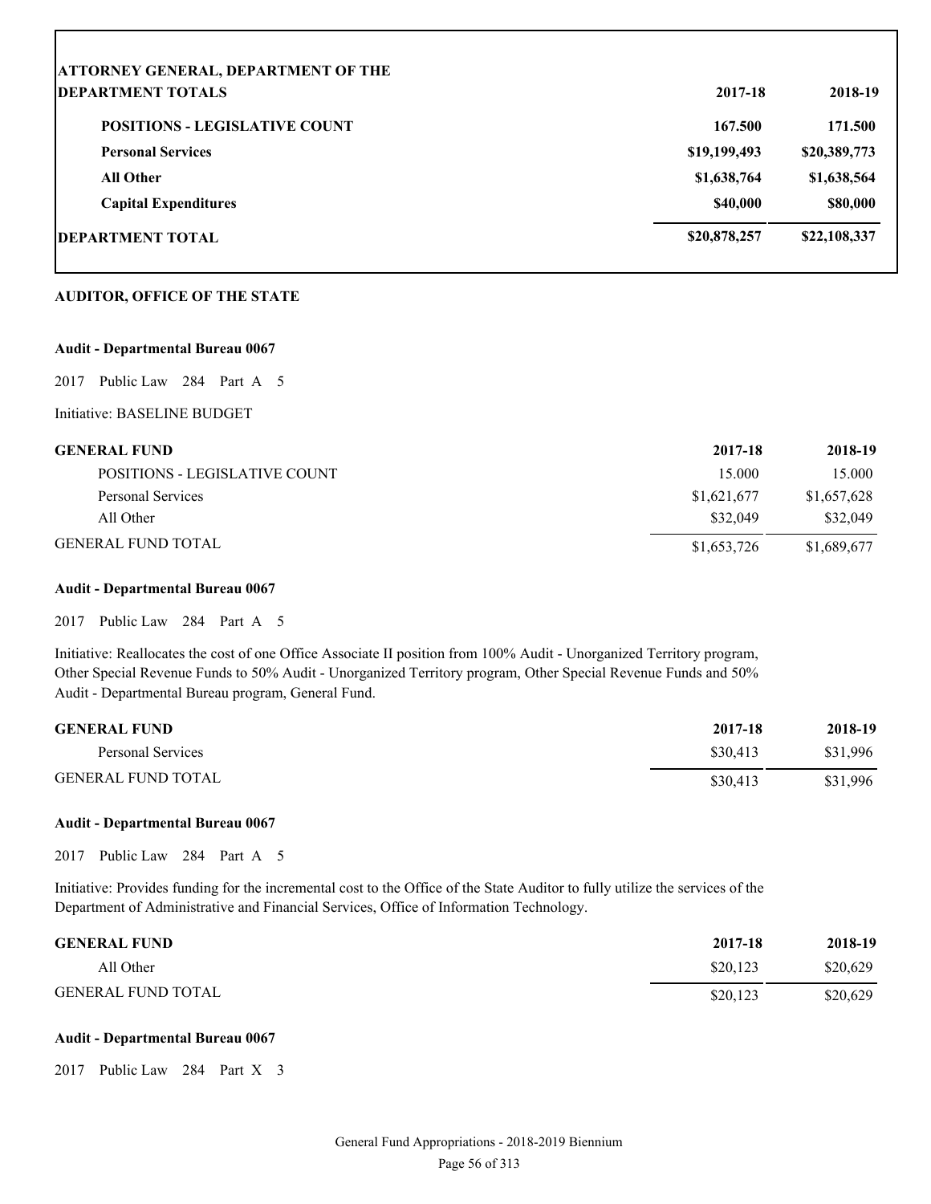| ATTORNEY GENERAL, DEPARTMENT OF THE<br>DEPARTMENT TOTALS | 2017-18 | 2018-19 |
|---|---|---|
| **POSITIONS - LEGISLATIVE COUNT** | **167.500** | **171.500** |
| **Personal Services** | **$19,199,493** | **$20,389,773** |
| **All Other** | **$1,638,764** | **$1,638,564** |
| **Capital Expenditures** | **$40,000** | **$80,000** |
| **DEPARTMENT TOTAL** | **$20,878,257** | **$22,108,337** |

## AUDITOR, OFFICE OF THE STATE

### Audit - Departmental Bureau 0067

2017 Public Law 284 Part A 5

Initiative: BASELINE BUDGET

| GENERAL FUND | 2017-18 | 2018-19 |
|---|---|---|
| POSITIONS - LEGISLATIVE COUNT | 15.000 | 15.000 |
| Personal Services | $1,621,677 | $1,657,628 |
| All Other | $32,049 | $32,049 |
| GENERAL FUND TOTAL | $1,653,726 | $1,689,677 |

### Audit - Departmental Bureau 0067

2017 Public Law 284 Part A 5

Initiative: Reallocates the cost of one Office Associate II position from 100% Audit - Unorganized Territory program, Other Special Revenue Funds to 50% Audit - Unorganized Territory program, Other Special Revenue Funds and 50% Audit - Departmental Bureau program, General Fund.

| GENERAL FUND | 2017-18 | 2018-19 |
|---|---|---|
| Personal Services | $30,413 | $31,996 |
| GENERAL FUND TOTAL | $30,413 | $31,996 |

### Audit - Departmental Bureau 0067

2017 Public Law 284 Part A 5

Initiative: Provides funding for the incremental cost to the Office of the State Auditor to fully utilize the services of the Department of Administrative and Financial Services, Office of Information Technology.

| GENERAL FUND | 2017-18 | 2018-19 |
|---|---|---|
| All Other | $20,123 | $20,629 |
| GENERAL FUND TOTAL | $20,123 | $20,629 |

### Audit - Departmental Bureau 0067

2017 Public Law 284 Part X 3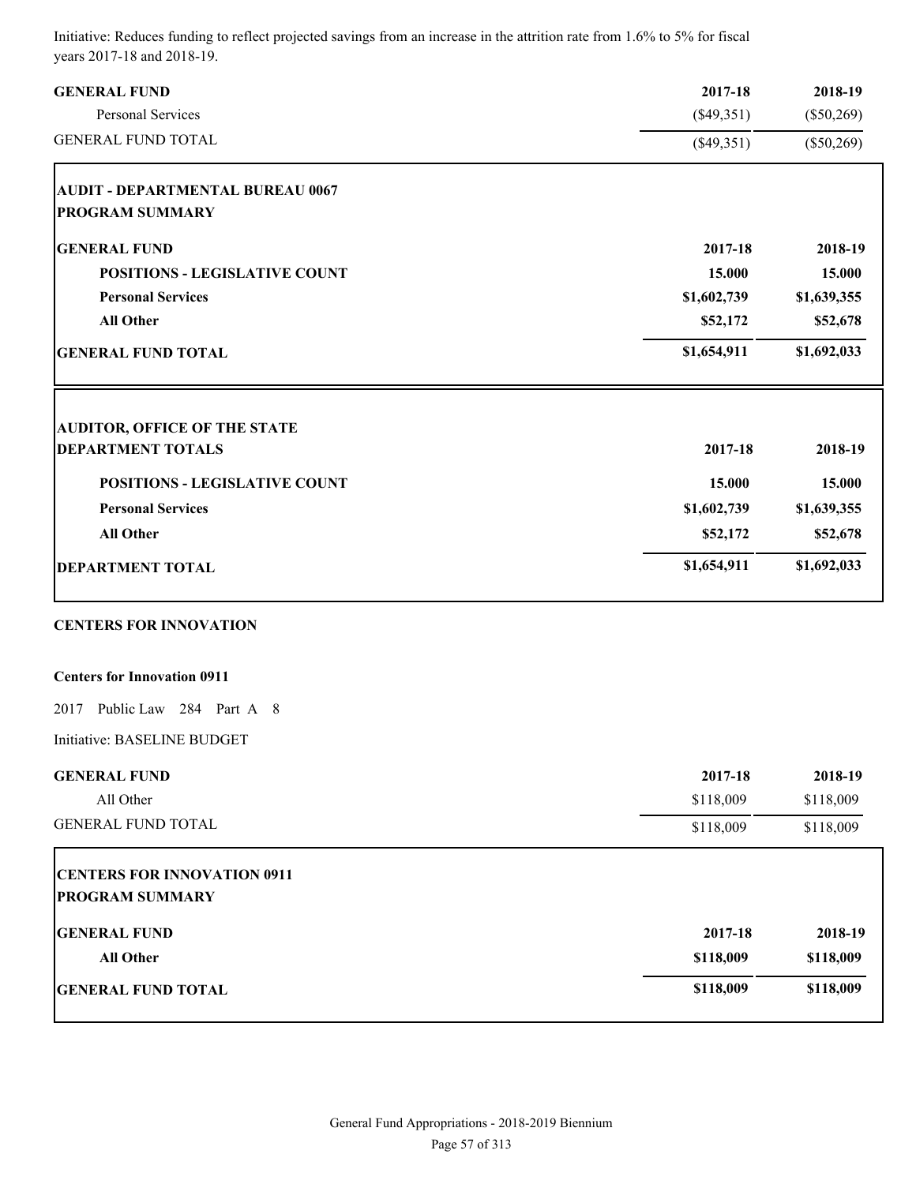Initiative: Reduces funding to reflect projected savings from an increase in the attrition rate from 1.6% to 5% for fiscal years 2017-18 and 2018-19.

| GENERAL FUND | 2017-18 | 2018-19 |
|---|---|---|
| Personal Services | ($49,351) | ($50,269) |
| GENERAL FUND TOTAL | ($49,351) | ($50,269) |

**AUDIT - DEPARTMENTAL BUREAU 0067**
**PROGRAM SUMMARY**

| GENERAL FUND | 2017-18 | 2018-19 |
|---|---|---|
| **POSITIONS - LEGISLATIVE COUNT** | **15.000** | **15.000** |
| **Personal Services** | **$1,602,739** | **$1,639,355** |
| **All Other** | **$52,172** | **$52,678** |
| **GENERAL FUND TOTAL** | **$1,654,911** | **$1,692,033** |

**AUDITOR, OFFICE OF THE STATE**

| DEPARTMENT TOTALS | 2017-18 | 2018-19 |
|---|---|---|
| **POSITIONS - LEGISLATIVE COUNT** | **15.000** | **15.000** |
| **Personal Services** | **$1,602,739** | **$1,639,355** |
| **All Other** | **$52,172** | **$52,678** |
| **DEPARTMENT TOTAL** | **$1,654,911** | **$1,692,033** |

## CENTERS FOR INNOVATION

### Centers for Innovation 0911

2017 Public Law 284 Part A 8

Initiative: BASELINE BUDGET

| GENERAL FUND | 2017-18 | 2018-19 |
|---|---|---|
| All Other | $118,009 | $118,009 |
| GENERAL FUND TOTAL | $118,009 | $118,009 |

**CENTERS FOR INNOVATION 0911**
**PROGRAM SUMMARY**

| GENERAL FUND | 2017-18 | 2018-19 |
|---|---|---|
| **All Other** | **$118,009** | **$118,009** |
| **GENERAL FUND TOTAL** | **$118,009** | **$118,009** |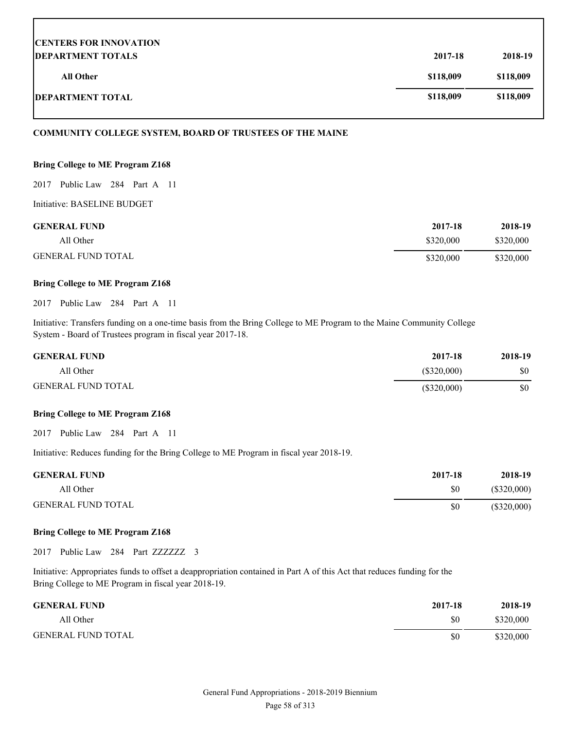| CENTERS FOR INNOVATION DEPARTMENT TOTALS | 2017-18 | 2018-19 |
| --- | --- | --- |
| All Other | $118,009 | $118,009 |
| DEPARTMENT TOTAL | $118,009 | $118,009 |

**COMMUNITY COLLEGE SYSTEM, BOARD OF TRUSTEES OF THE MAINE**

**Bring College to ME Program Z168**

2017 Public Law 284 Part A 11

Initiative: BASELINE BUDGET

| GENERAL FUND | 2017-18 | 2018-19 |
| --- | --- | --- |
| All Other | $320,000 | $320,000 |
| GENERAL FUND TOTAL | $320,000 | $320,000 |

**Bring College to ME Program Z168**

2017 Public Law 284 Part A 11

Initiative: Transfers funding on a one-time basis from the Bring College to ME Program to the Maine Community College System - Board of Trustees program in fiscal year 2017-18.

| GENERAL FUND | 2017-18 | 2018-19 |
| --- | --- | --- |
| All Other | ($320,000) | $0 |
| GENERAL FUND TOTAL | ($320,000) | $0 |

**Bring College to ME Program Z168**

2017 Public Law 284 Part A 11

Initiative: Reduces funding for the Bring College to ME Program in fiscal year 2018-19.

| GENERAL FUND | 2017-18 | 2018-19 |
| --- | --- | --- |
| All Other | $0 | ($320,000) |
| GENERAL FUND TOTAL | $0 | ($320,000) |

**Bring College to ME Program Z168**

2017 Public Law 284 Part ZZZZZZ 3

Initiative: Appropriates funds to offset a deappropriation contained in Part A of this Act that reduces funding for the Bring College to ME Program in fiscal year 2018-19.

| GENERAL FUND | 2017-18 | 2018-19 |
| --- | --- | --- |
| All Other | $0 | $320,000 |
| GENERAL FUND TOTAL | $0 | $320,000 |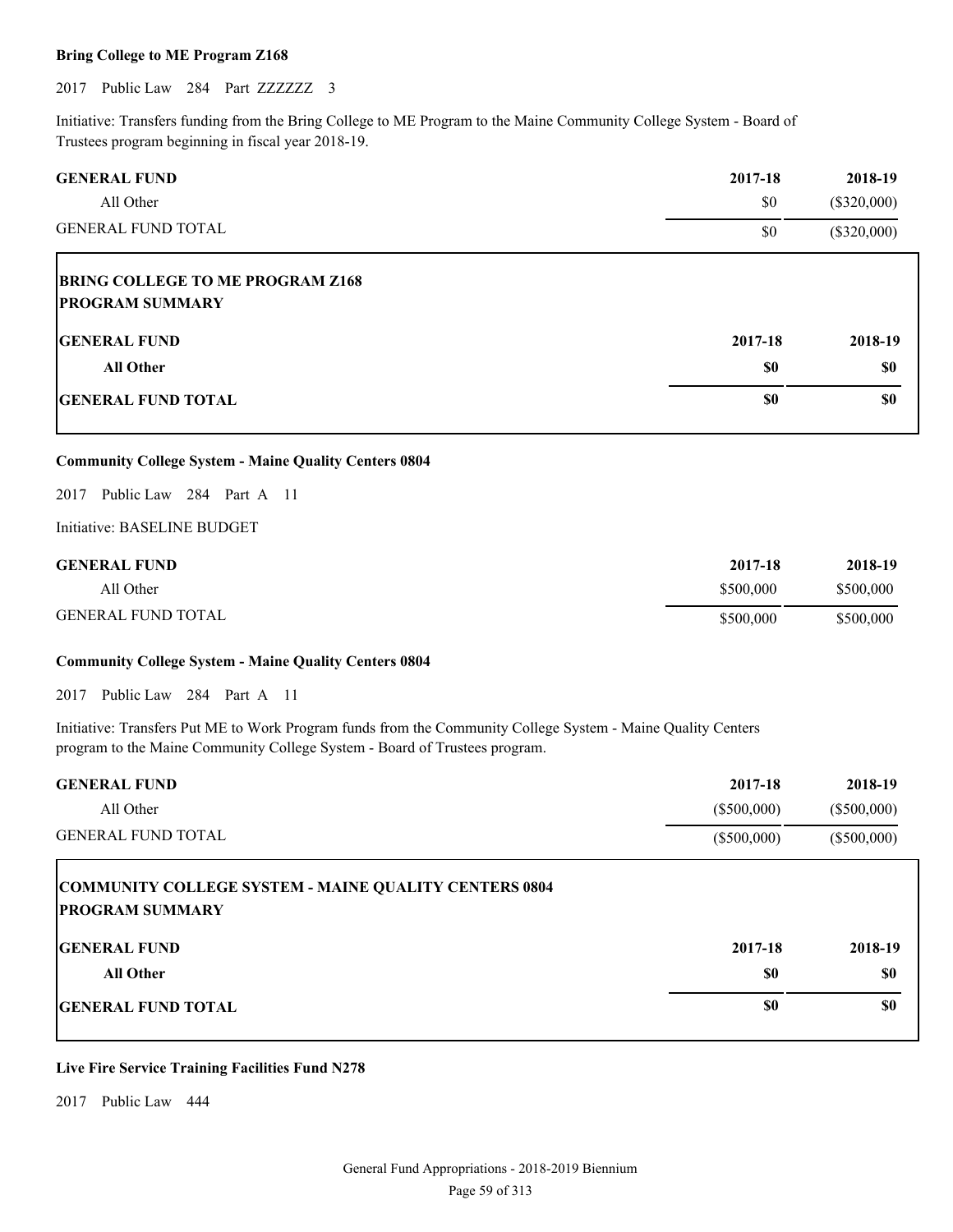**Bring College to ME Program Z168**

2017 Public Law 284 Part ZZZZZZ 3

Initiative: Transfers funding from the Bring College to ME Program to the Maine Community College System - Board of Trustees program beginning in fiscal year 2018-19.

| GENERAL FUND | 2017-18 | 2018-19 |
|---|---|---|
| All Other | $0 | ($320,000) |
| GENERAL FUND TOTAL | $0 | ($320,000) |

**BRING COLLEGE TO ME PROGRAM Z168**
**PROGRAM SUMMARY**

| GENERAL FUND | 2017-18 | 2018-19 |
|---|---|---|
| **All Other** | **$0** | **$0** |
| **GENERAL FUND TOTAL** | **$0** | **$0** |

**Community College System - Maine Quality Centers 0804**

2017 Public Law 284 Part A 11

Initiative: BASELINE BUDGET

| GENERAL FUND | 2017-18 | 2018-19 |
|---|---|---|
| All Other | $500,000 | $500,000 |
| GENERAL FUND TOTAL | $500,000 | $500,000 |

**Community College System - Maine Quality Centers 0804**

2017 Public Law 284 Part A 11

Initiative: Transfers Put ME to Work Program funds from the Community College System - Maine Quality Centers program to the Maine Community College System - Board of Trustees program.

| GENERAL FUND | 2017-18 | 2018-19 |
|---|---|---|
| All Other | ($500,000) | ($500,000) |
| GENERAL FUND TOTAL | ($500,000) | ($500,000) |

**COMMUNITY COLLEGE SYSTEM - MAINE QUALITY CENTERS 0804**
**PROGRAM SUMMARY**

| GENERAL FUND | 2017-18 | 2018-19 |
|---|---|---|
| **All Other** | **$0** | **$0** |
| **GENERAL FUND TOTAL** | **$0** | **$0** |

**Live Fire Service Training Facilities Fund N278**

2017 Public Law 444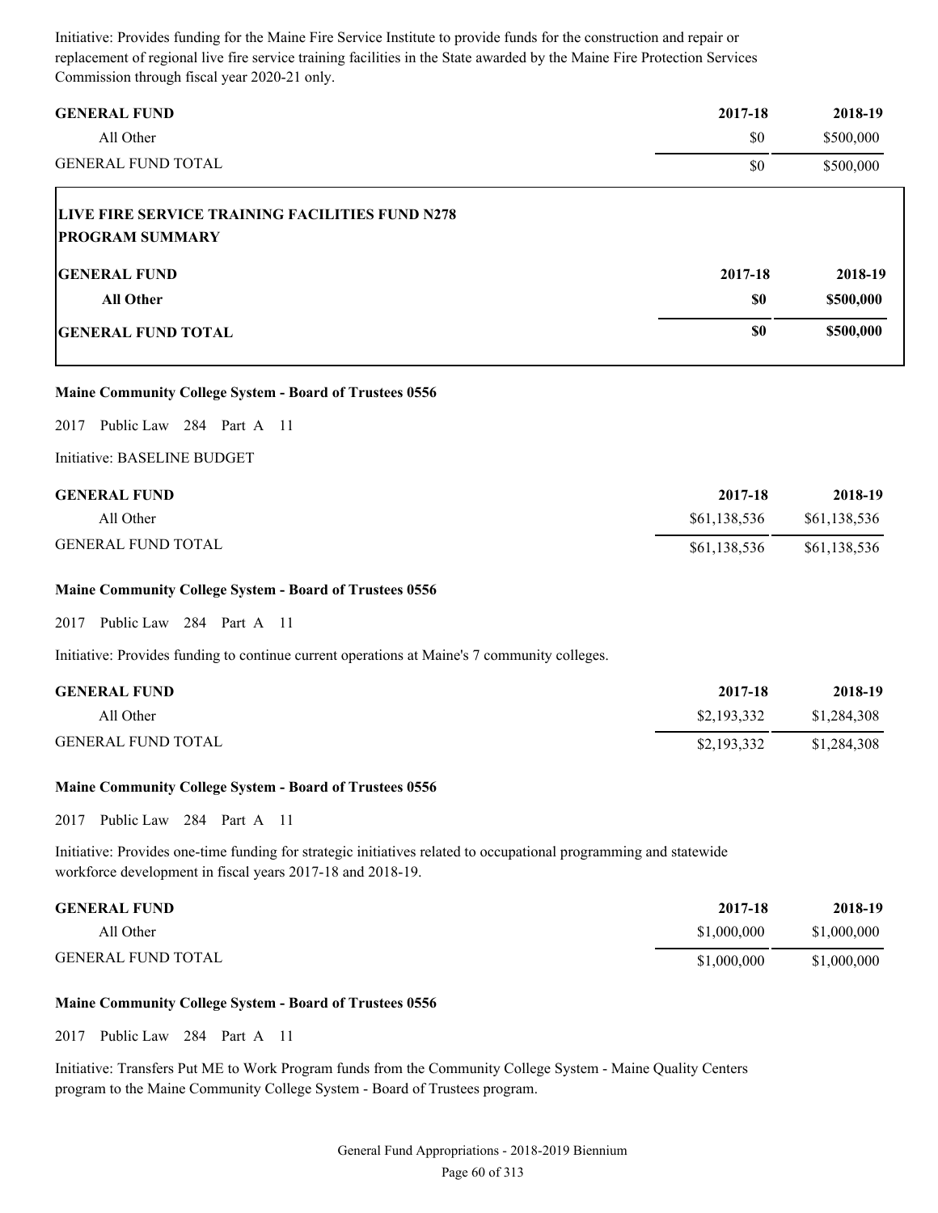Initiative: Provides funding for the Maine Fire Service Institute to provide funds for the construction and repair or replacement of regional live fire service training facilities in the State awarded by the Maine Fire Protection Services Commission through fiscal year 2020-21 only.

| GENERAL FUND | 2017-18 | 2018-19 |
| --- | --- | --- |
| All Other | $0 | $500,000 |
| GENERAL FUND TOTAL | $0 | $500,000 |

**LIVE FIRE SERVICE TRAINING FACILITIES FUND N278**
**PROGRAM SUMMARY**

| GENERAL FUND | 2017-18 | 2018-19 |
| --- | --- | --- |
| **All Other** | **$0** | **$500,000** |
| **GENERAL FUND TOTAL** | **$0** | **$500,000** |

**Maine Community College System - Board of Trustees 0556**

2017 Public Law 284 Part A 11

Initiative: BASELINE BUDGET

| GENERAL FUND | 2017-18 | 2018-19 |
| --- | --- | --- |
| All Other | $61,138,536 | $61,138,536 |
| GENERAL FUND TOTAL | $61,138,536 | $61,138,536 |

**Maine Community College System - Board of Trustees 0556**

2017 Public Law 284 Part A 11

Initiative: Provides funding to continue current operations at Maine's 7 community colleges.

| GENERAL FUND | 2017-18 | 2018-19 |
| --- | --- | --- |
| All Other | $2,193,332 | $1,284,308 |
| GENERAL FUND TOTAL | $2,193,332 | $1,284,308 |

**Maine Community College System - Board of Trustees 0556**

2017 Public Law 284 Part A 11

Initiative: Provides one-time funding for strategic initiatives related to occupational programming and statewide workforce development in fiscal years 2017-18 and 2018-19.

| GENERAL FUND | 2017-18 | 2018-19 |
| --- | --- | --- |
| All Other | $1,000,000 | $1,000,000 |
| GENERAL FUND TOTAL | $1,000,000 | $1,000,000 |

**Maine Community College System - Board of Trustees 0556**

2017 Public Law 284 Part A 11

Initiative: Transfers Put ME to Work Program funds from the Community College System - Maine Quality Centers program to the Maine Community College System - Board of Trustees program.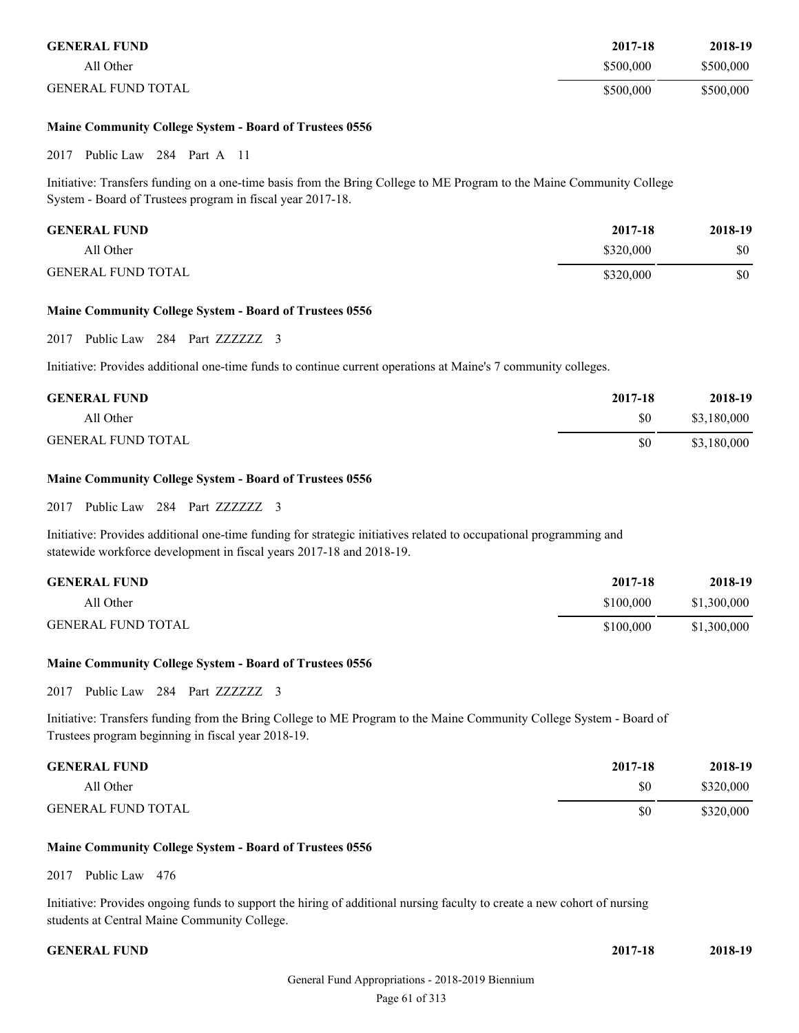| GENERAL FUND | 2017-18 | 2018-19 |
|---|---|---|
| All Other | $500,000 | $500,000 |
| GENERAL FUND TOTAL | $500,000 | $500,000 |

**Maine Community College System - Board of Trustees 0556**

2017 Public Law 284 Part A 11

Initiative: Transfers funding on a one-time basis from the Bring College to ME Program to the Maine Community College System - Board of Trustees program in fiscal year 2017-18.

| GENERAL FUND | 2017-18 | 2018-19 |
|---|---|---|
| All Other | $320,000 | $0 |
| GENERAL FUND TOTAL | $320,000 | $0 |

**Maine Community College System - Board of Trustees 0556**

2017 Public Law 284 Part ZZZZZZ 3

Initiative: Provides additional one-time funds to continue current operations at Maine's 7 community colleges.

| GENERAL FUND | 2017-18 | 2018-19 |
|---|---|---|
| All Other | $0 | $3,180,000 |
| GENERAL FUND TOTAL | $0 | $3,180,000 |

**Maine Community College System - Board of Trustees 0556**

2017 Public Law 284 Part ZZZZZZ 3

Initiative: Provides additional one-time funding for strategic initiatives related to occupational programming and statewide workforce development in fiscal years 2017-18 and 2018-19.

| GENERAL FUND | 2017-18 | 2018-19 |
|---|---|---|
| All Other | $100,000 | $1,300,000 |
| GENERAL FUND TOTAL | $100,000 | $1,300,000 |

**Maine Community College System - Board of Trustees 0556**

2017 Public Law 284 Part ZZZZZZ 3

Initiative: Transfers funding from the Bring College to ME Program to the Maine Community College System - Board of Trustees program beginning in fiscal year 2018-19.

| GENERAL FUND | 2017-18 | 2018-19 |
|---|---|---|
| All Other | $0 | $320,000 |
| GENERAL FUND TOTAL | $0 | $320,000 |

**Maine Community College System - Board of Trustees 0556**

2017 Public Law 476

Initiative: Provides ongoing funds to support the hiring of additional nursing faculty to create a new cohort of nursing students at Central Maine Community College.

| GENERAL FUND | 2017-18 | 2018-19 |
|---|---|---|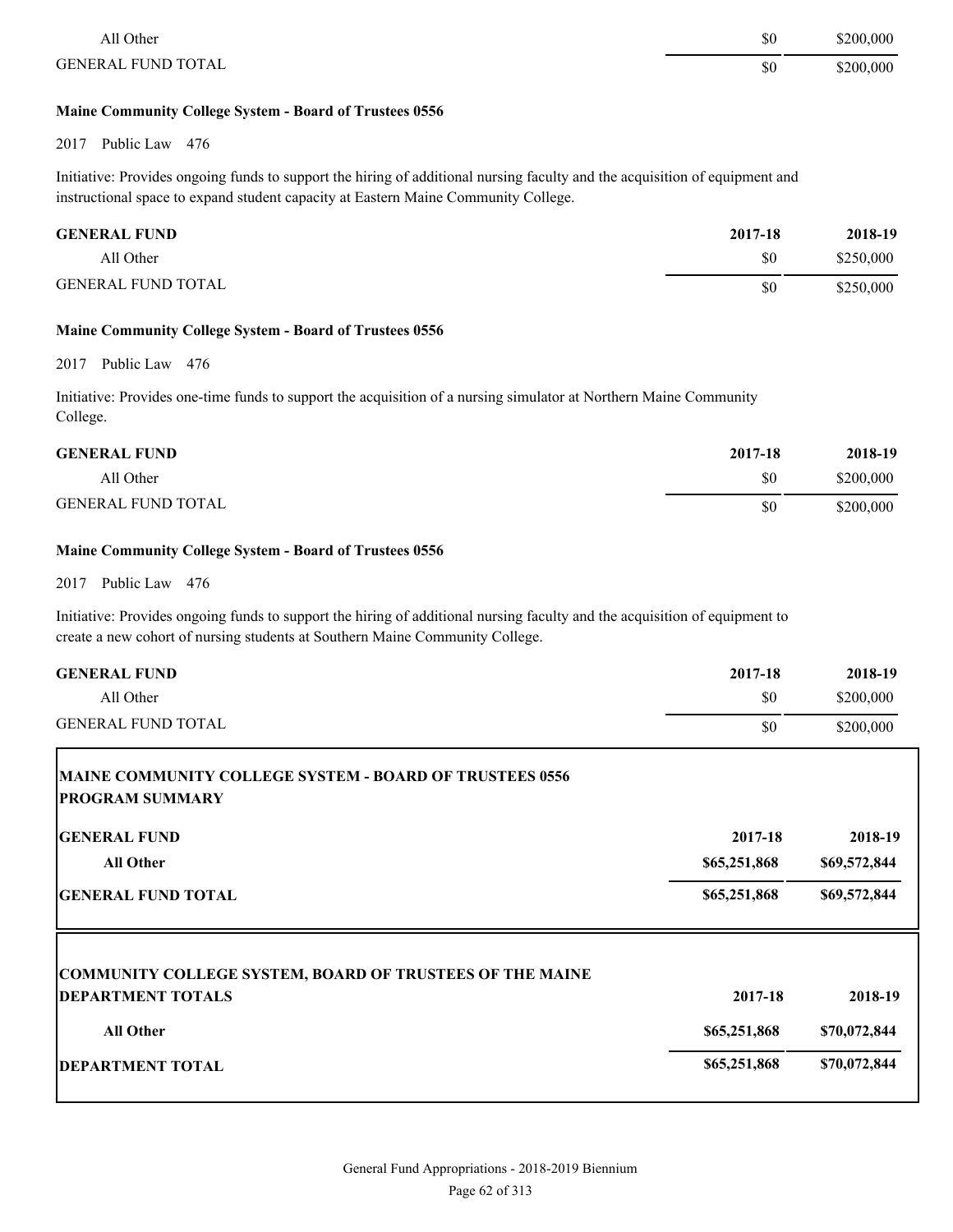| | | |
|---|---|---|
| All Other | $0 | $200,000 |
| GENERAL FUND TOTAL | $0 | $200,000 |

**Maine Community College System - Board of Trustees 0556**

2017 Public Law 476

Initiative: Provides ongoing funds to support the hiring of additional nursing faculty and the acquisition of equipment and instructional space to expand student capacity at Eastern Maine Community College.

| GENERAL FUND | 2017-18 | 2018-19 |
|---|---|---|
| All Other | $0 | $250,000 |
| GENERAL FUND TOTAL | $0 | $250,000 |

**Maine Community College System - Board of Trustees 0556**

2017 Public Law 476

Initiative: Provides one-time funds to support the acquisition of a nursing simulator at Northern Maine Community College.

| GENERAL FUND | 2017-18 | 2018-19 |
|---|---|---|
| All Other | $0 | $200,000 |
| GENERAL FUND TOTAL | $0 | $200,000 |

**Maine Community College System - Board of Trustees 0556**

2017 Public Law 476

Initiative: Provides ongoing funds to support the hiring of additional nursing faculty and the acquisition of equipment to create a new cohort of nursing students at Southern Maine Community College.

| GENERAL FUND | 2017-18 | 2018-19 |
|---|---|---|
| All Other | $0 | $200,000 |
| GENERAL FUND TOTAL | $0 | $200,000 |

**MAINE COMMUNITY COLLEGE SYSTEM - BOARD OF TRUSTEES 0556**
**PROGRAM SUMMARY**

| GENERAL FUND | 2017-18 | 2018-19 |
|---|---|---|
| **All Other** | **$65,251,868** | **$69,572,844** |
| **GENERAL FUND TOTAL** | **$65,251,868** | **$69,572,844** |

**COMMUNITY COLLEGE SYSTEM, BOARD OF TRUSTEES OF THE MAINE**

| DEPARTMENT TOTALS | 2017-18 | 2018-19 |
|---|---|---|
| **All Other** | **$65,251,868** | **$70,072,844** |
| **DEPARTMENT TOTAL** | **$65,251,868** | **$70,072,844** |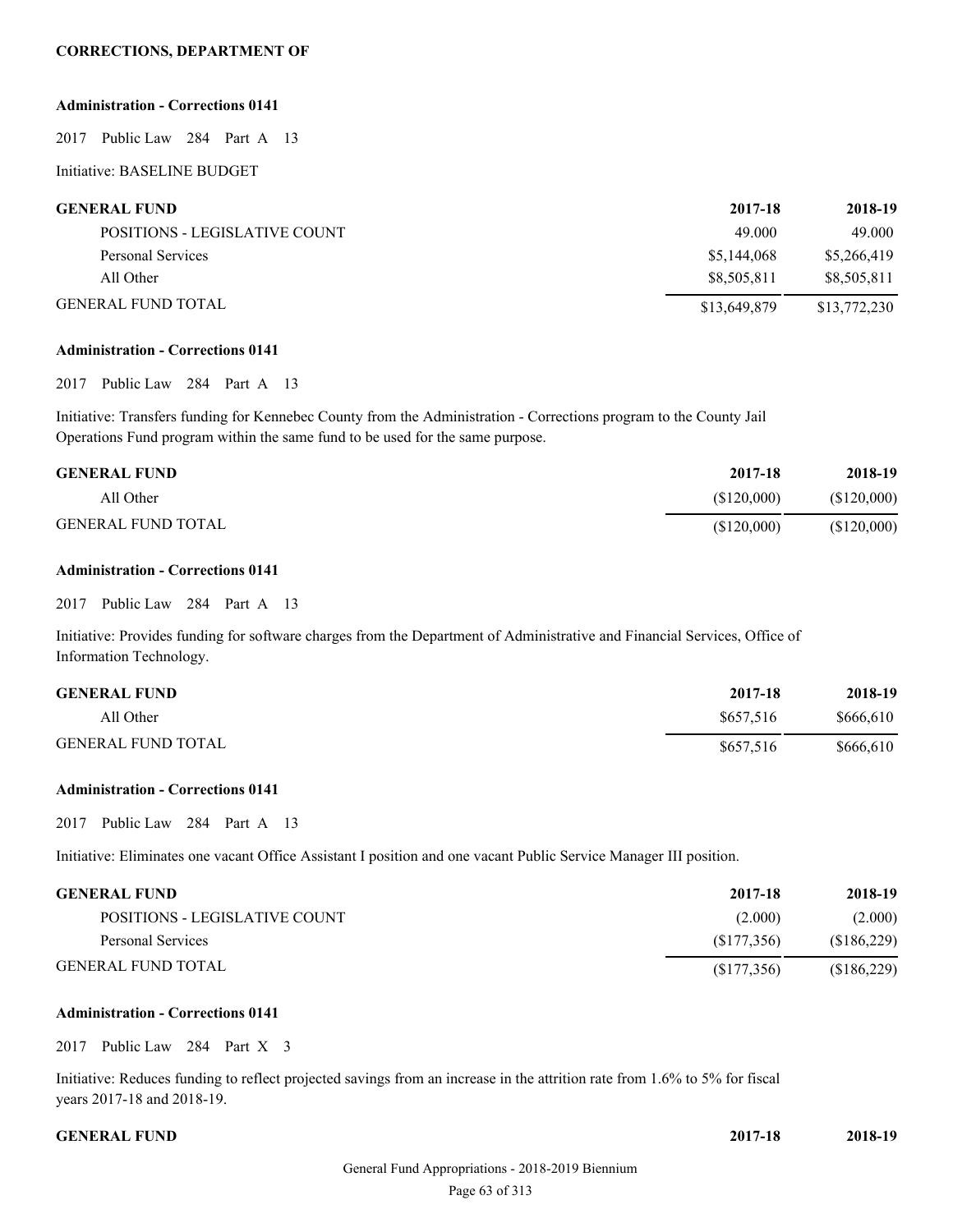**CORRECTIONS, DEPARTMENT OF**

**Administration - Corrections 0141**

2017 Public Law 284 Part A 13

Initiative: BASELINE BUDGET

| GENERAL FUND | 2017-18 | 2018-19 |
|---|---|---|
| POSITIONS - LEGISLATIVE COUNT | 49.000 | 49.000 |
| Personal Services | $5,144,068 | $5,266,419 |
| All Other | $8,505,811 | $8,505,811 |
| GENERAL FUND TOTAL | $13,649,879 | $13,772,230 |

**Administration - Corrections 0141**

2017 Public Law 284 Part A 13

Initiative: Transfers funding for Kennebec County from the Administration - Corrections program to the County Jail Operations Fund program within the same fund to be used for the same purpose.

| GENERAL FUND | 2017-18 | 2018-19 |
|---|---|---|
| All Other | ($120,000) | ($120,000) |
| GENERAL FUND TOTAL | ($120,000) | ($120,000) |

**Administration - Corrections 0141**

2017 Public Law 284 Part A 13

Initiative: Provides funding for software charges from the Department of Administrative and Financial Services, Office of Information Technology.

| GENERAL FUND | 2017-18 | 2018-19 |
|---|---|---|
| All Other | $657,516 | $666,610 |
| GENERAL FUND TOTAL | $657,516 | $666,610 |

**Administration - Corrections 0141**

2017 Public Law 284 Part A 13

Initiative: Eliminates one vacant Office Assistant I position and one vacant Public Service Manager III position.

| GENERAL FUND | 2017-18 | 2018-19 |
|---|---|---|
| POSITIONS - LEGISLATIVE COUNT | (2.000) | (2.000) |
| Personal Services | ($177,356) | ($186,229) |
| GENERAL FUND TOTAL | ($177,356) | ($186,229) |

**Administration - Corrections 0141**

2017 Public Law 284 Part X 3

Initiative: Reduces funding to reflect projected savings from an increase in the attrition rate from 1.6% to 5% for fiscal years 2017-18 and 2018-19.

| GENERAL FUND | 2017-18 | 2018-19 |
|---|---|---|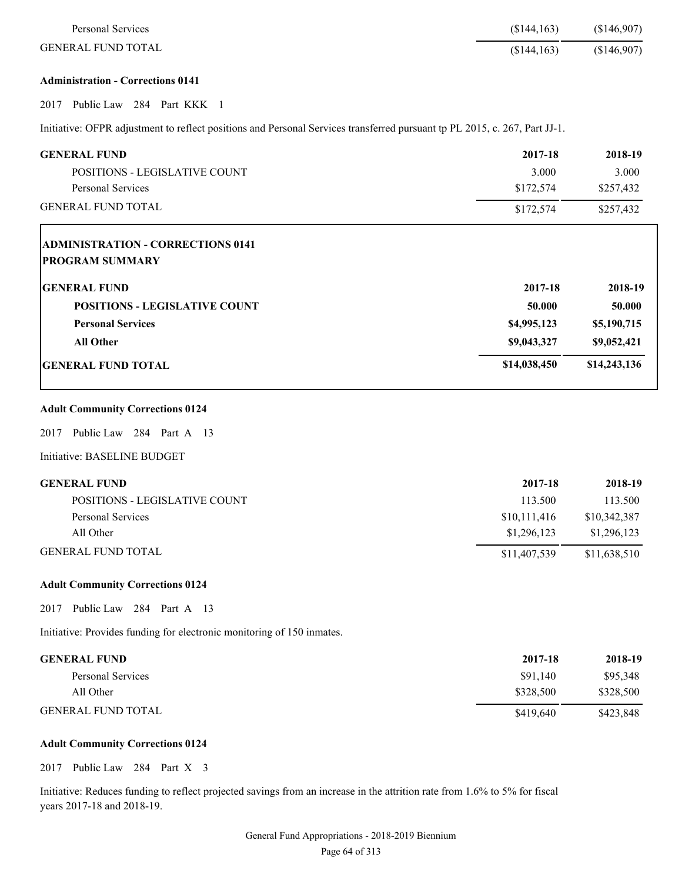| | | |
|---|---|---|
| Personal Services | ($144,163) | ($146,907) |
| GENERAL FUND TOTAL | ($144,163) | ($146,907) |

**Administration - Corrections 0141**

2017 Public Law 284 Part KKK 1

Initiative: OFPR adjustment to reflect positions and Personal Services transferred pursuant tp PL 2015, c. 267, Part JJ-1.

| GENERAL FUND | 2017-18 | 2018-19 |
|---|---|---|
| POSITIONS - LEGISLATIVE COUNT | 3.000 | 3.000 |
| Personal Services | $172,574 | $257,432 |
| GENERAL FUND TOTAL | $172,574 | $257,432 |

**ADMINISTRATION - CORRECTIONS 0141**
**PROGRAM SUMMARY**

| GENERAL FUND | 2017-18 | 2018-19 |
|---|---|---|
| **POSITIONS - LEGISLATIVE COUNT** | **50.000** | **50.000** |
| **Personal Services** | **$4,995,123** | **$5,190,715** |
| **All Other** | **$9,043,327** | **$9,052,421** |
| **GENERAL FUND TOTAL** | **$14,038,450** | **$14,243,136** |

**Adult Community Corrections 0124**

2017 Public Law 284 Part A 13

Initiative: BASELINE BUDGET

| GENERAL FUND | 2017-18 | 2018-19 |
|---|---|---|
| POSITIONS - LEGISLATIVE COUNT | 113.500 | 113.500 |
| Personal Services | $10,111,416 | $10,342,387 |
| All Other | $1,296,123 | $1,296,123 |
| GENERAL FUND TOTAL | $11,407,539 | $11,638,510 |

**Adult Community Corrections 0124**

2017 Public Law 284 Part A 13

Initiative: Provides funding for electronic monitoring of 150 inmates.

| GENERAL FUND | 2017-18 | 2018-19 |
|---|---|---|
| Personal Services | $91,140 | $95,348 |
| All Other | $328,500 | $328,500 |
| GENERAL FUND TOTAL | $419,640 | $423,848 |

**Adult Community Corrections 0124**

2017 Public Law 284 Part X 3

Initiative: Reduces funding to reflect projected savings from an increase in the attrition rate from 1.6% to 5% for fiscal years 2017-18 and 2018-19.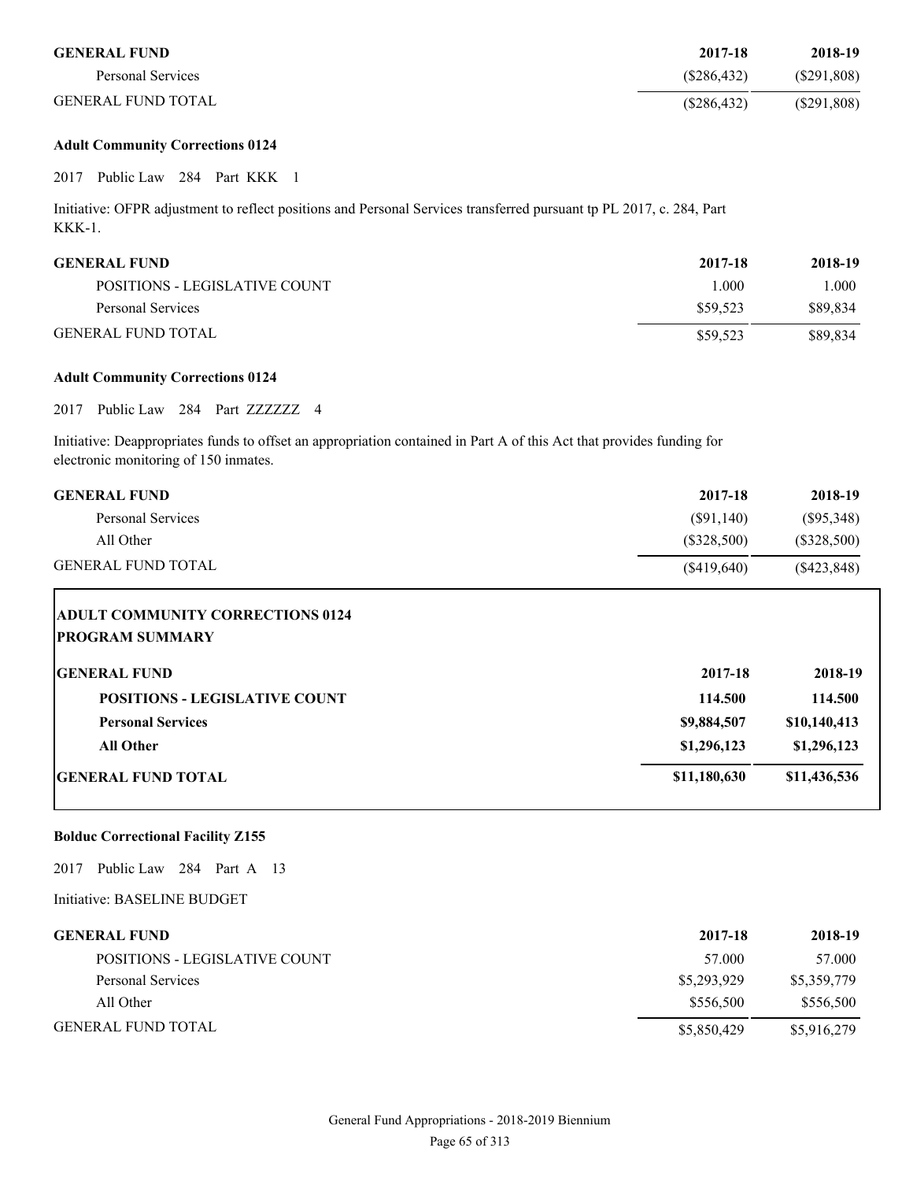| GENERAL FUND | 2017-18 | 2018-19 |
| --- | --- | --- |
| Personal Services | ($286,432) | ($291,808) |
| GENERAL FUND TOTAL | ($286,432) | ($291,808) |

**Adult Community Corrections 0124**

2017 Public Law 284 Part KKK 1

Initiative: OFPR adjustment to reflect positions and Personal Services transferred pursuant tp PL 2017, c. 284, Part KKK-1.

| GENERAL FUND | 2017-18 | 2018-19 |
| --- | --- | --- |
| POSITIONS - LEGISLATIVE COUNT | 1.000 | 1.000 |
| Personal Services | $59,523 | $89,834 |
| GENERAL FUND TOTAL | $59,523 | $89,834 |

**Adult Community Corrections 0124**

2017 Public Law 284 Part ZZZZZZ 4

Initiative: Deappropriates funds to offset an appropriation contained in Part A of this Act that provides funding for electronic monitoring of 150 inmates.

| GENERAL FUND | 2017-18 | 2018-19 |
| --- | --- | --- |
| Personal Services | ($91,140) | ($95,348) |
| All Other | ($328,500) | ($328,500) |
| GENERAL FUND TOTAL | ($419,640) | ($423,848) |

**ADULT COMMUNITY CORRECTIONS 0124**
**PROGRAM SUMMARY**

| GENERAL FUND | 2017-18 | 2018-19 |
| --- | --- | --- |
| **POSITIONS - LEGISLATIVE COUNT** | **114.500** | **114.500** |
| **Personal Services** | **$9,884,507** | **$10,140,413** |
| **All Other** | **$1,296,123** | **$1,296,123** |
| **GENERAL FUND TOTAL** | **$11,180,630** | **$11,436,536** |

**Bolduc Correctional Facility Z155**

2017 Public Law 284 Part A 13

Initiative: BASELINE BUDGET

| GENERAL FUND | 2017-18 | 2018-19 |
| --- | --- | --- |
| POSITIONS - LEGISLATIVE COUNT | 57.000 | 57.000 |
| Personal Services | $5,293,929 | $5,359,779 |
| All Other | $556,500 | $556,500 |
| GENERAL FUND TOTAL | $5,850,429 | $5,916,279 |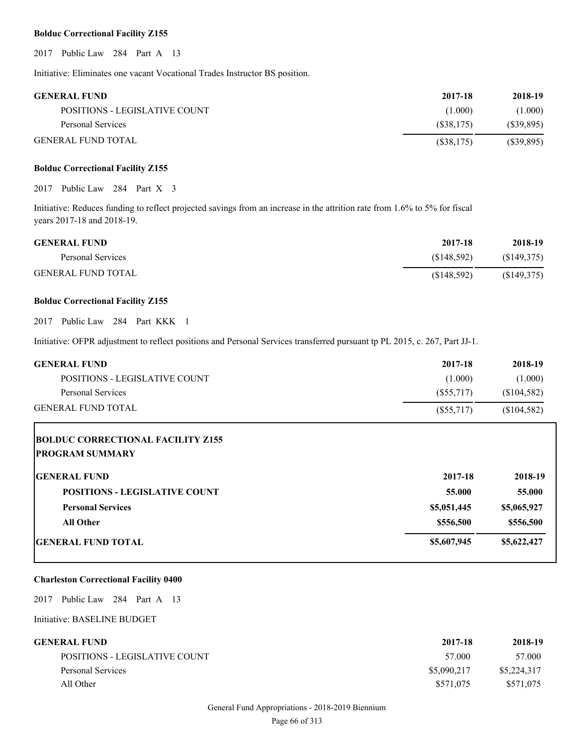**Bolduc Correctional Facility Z155**

2017 Public Law 284 Part A 13

Initiative: Eliminates one vacant Vocational Trades Instructor BS position.

| GENERAL FUND | 2017-18 | 2018-19 |
|---|---|---|
| POSITIONS - LEGISLATIVE COUNT | (1.000) | (1.000) |
| Personal Services | ($38,175) | ($39,895) |
| GENERAL FUND TOTAL | ($38,175) | ($39,895) |

**Bolduc Correctional Facility Z155**

2017 Public Law 284 Part X 3

Initiative: Reduces funding to reflect projected savings from an increase in the attrition rate from 1.6% to 5% for fiscal years 2017-18 and 2018-19.

| GENERAL FUND | 2017-18 | 2018-19 |
|---|---|---|
| Personal Services | ($148,592) | ($149,375) |
| GENERAL FUND TOTAL | ($148,592) | ($149,375) |

**Bolduc Correctional Facility Z155**

2017 Public Law 284 Part KKK 1

Initiative: OFPR adjustment to reflect positions and Personal Services transferred pursuant tp PL 2015, c. 267, Part JJ-1.

| GENERAL FUND | 2017-18 | 2018-19 |
|---|---|---|
| POSITIONS - LEGISLATIVE COUNT | (1.000) | (1.000) |
| Personal Services | ($55,717) | ($104,582) |
| GENERAL FUND TOTAL | ($55,717) | ($104,582) |

**BOLDUC CORRECTIONAL FACILITY Z155**
**PROGRAM SUMMARY**

| GENERAL FUND | 2017-18 | 2018-19 |
|---|---|---|
| **POSITIONS - LEGISLATIVE COUNT** | **55.000** | **55.000** |
| **Personal Services** | **$5,051,445** | **$5,065,927** |
| **All Other** | **$556,500** | **$556,500** |
| **GENERAL FUND TOTAL** | **$5,607,945** | **$5,622,427** |

**Charleston Correctional Facility 0400**

2017 Public Law 284 Part A 13

Initiative: BASELINE BUDGET

| GENERAL FUND | 2017-18 | 2018-19 |
|---|---|---|
| POSITIONS - LEGISLATIVE COUNT | 57.000 | 57.000 |
| Personal Services | $5,090,217 | $5,224,317 |
| All Other | $571,075 | $571,075 |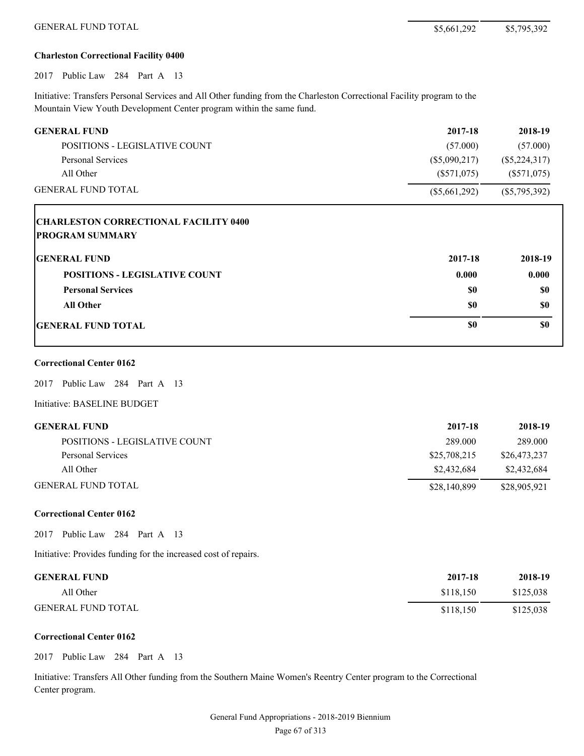| GENERAL FUND TOTAL | $5,661,292 | $5,795,392 |
|---|---|---|

**Charleston Correctional Facility 0400**

2017 Public Law 284 Part A 13

Initiative: Transfers Personal Services and All Other funding from the Charleston Correctional Facility program to the Mountain View Youth Development Center program within the same fund.

| GENERAL FUND | 2017-18 | 2018-19 |
|---|---|---|
| POSITIONS - LEGISLATIVE COUNT | (57.000) | (57.000) |
| Personal Services | ($5,090,217) | ($5,224,317) |
| All Other | ($571,075) | ($571,075) |
| GENERAL FUND TOTAL | ($5,661,292) | ($5,795,392) |

**CHARLESTON CORRECTIONAL FACILITY 0400**
**PROGRAM SUMMARY**

| GENERAL FUND | 2017-18 | 2018-19 |
|---|---|---|
| **POSITIONS - LEGISLATIVE COUNT** | **0.000** | **0.000** |
| **Personal Services** | **$0** | **$0** |
| **All Other** | **$0** | **$0** |
| **GENERAL FUND TOTAL** | **$0** | **$0** |

**Correctional Center 0162**

2017 Public Law 284 Part A 13

Initiative: BASELINE BUDGET

| GENERAL FUND | 2017-18 | 2018-19 |
|---|---|---|
| POSITIONS - LEGISLATIVE COUNT | 289.000 | 289.000 |
| Personal Services | $25,708,215 | $26,473,237 |
| All Other | $2,432,684 | $2,432,684 |
| GENERAL FUND TOTAL | $28,140,899 | $28,905,921 |

**Correctional Center 0162**

2017 Public Law 284 Part A 13

Initiative: Provides funding for the increased cost of repairs.

| GENERAL FUND | 2017-18 | 2018-19 |
|---|---|---|
| All Other | $118,150 | $125,038 |
| GENERAL FUND TOTAL | $118,150 | $125,038 |

**Correctional Center 0162**

2017 Public Law 284 Part A 13

Initiative: Transfers All Other funding from the Southern Maine Women's Reentry Center program to the Correctional Center program.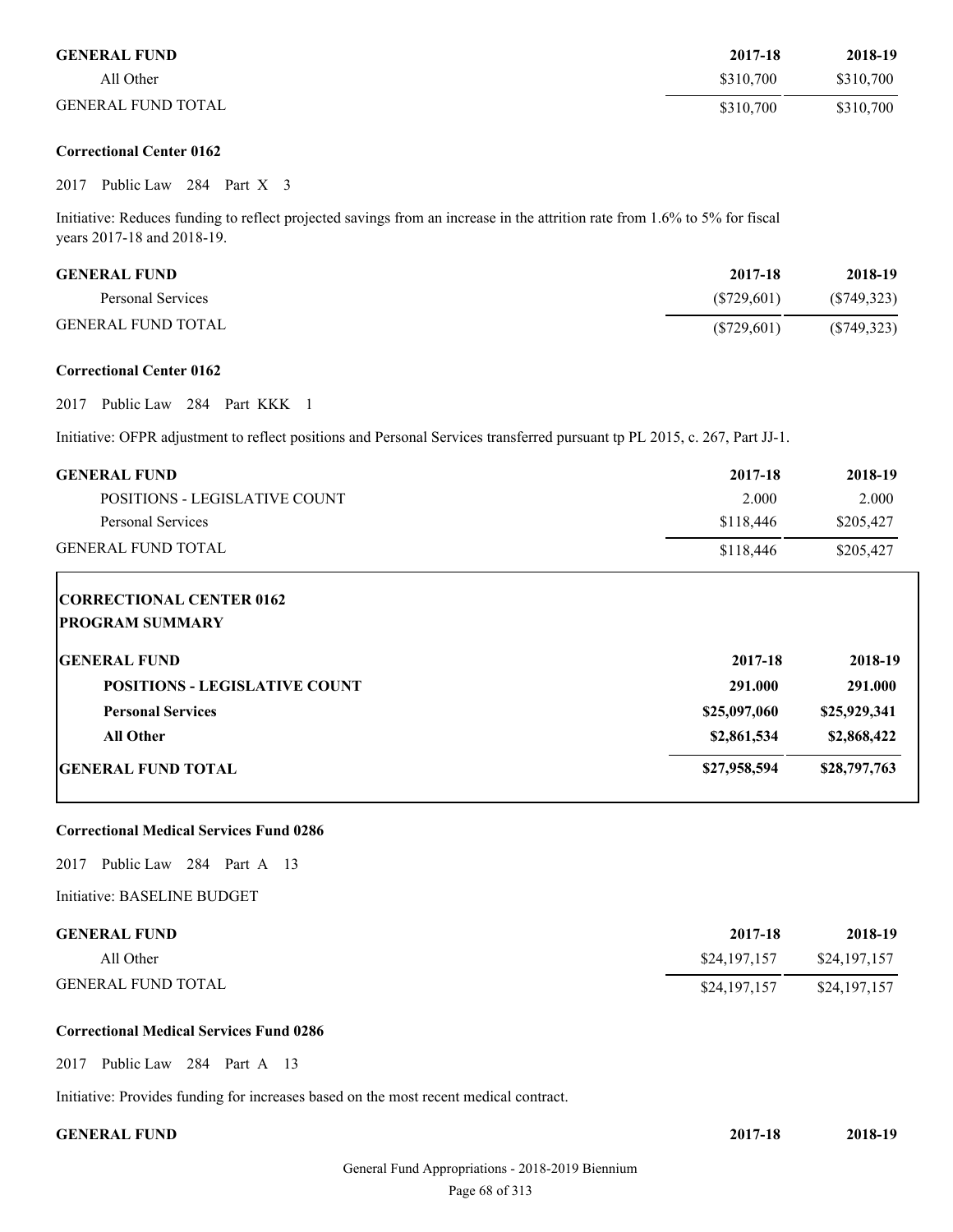| GENERAL FUND | 2017-18 | 2018-19 |
|---|---|---|
| All Other | $310,700 | $310,700 |
| GENERAL FUND TOTAL | $310,700 | $310,700 |

**Correctional Center 0162**

2017 Public Law 284 Part X 3

Initiative: Reduces funding to reflect projected savings from an increase in the attrition rate from 1.6% to 5% for fiscal years 2017-18 and 2018-19.

| GENERAL FUND | 2017-18 | 2018-19 |
|---|---|---|
| Personal Services | ($729,601) | ($749,323) |
| GENERAL FUND TOTAL | ($729,601) | ($749,323) |

**Correctional Center 0162**

2017 Public Law 284 Part KKK 1

Initiative: OFPR adjustment to reflect positions and Personal Services transferred pursuant tp PL 2015, c. 267, Part JJ-1.

| GENERAL FUND | 2017-18 | 2018-19 |
|---|---|---|
| POSITIONS - LEGISLATIVE COUNT | 2.000 | 2.000 |
| Personal Services | $118,446 | $205,427 |
| GENERAL FUND TOTAL | $118,446 | $205,427 |

**CORRECTIONAL CENTER 0162**
**PROGRAM SUMMARY**

| GENERAL FUND | 2017-18 | 2018-19 |
|---|---|---|
| **POSITIONS - LEGISLATIVE COUNT** | **291.000** | **291.000** |
| **Personal Services** | **$25,097,060** | **$25,929,341** |
| **All Other** | **$2,861,534** | **$2,868,422** |
| **GENERAL FUND TOTAL** | **$27,958,594** | **$28,797,763** |

**Correctional Medical Services Fund 0286**

2017 Public Law 284 Part A 13

Initiative: BASELINE BUDGET

| GENERAL FUND | 2017-18 | 2018-19 |
|---|---|---|
| All Other | $24,197,157 | $24,197,157 |
| GENERAL FUND TOTAL | $24,197,157 | $24,197,157 |

**Correctional Medical Services Fund 0286**

2017 Public Law 284 Part A 13

Initiative: Provides funding for increases based on the most recent medical contract.

| GENERAL FUND | 2017-18 | 2018-19 |
|---|---|---|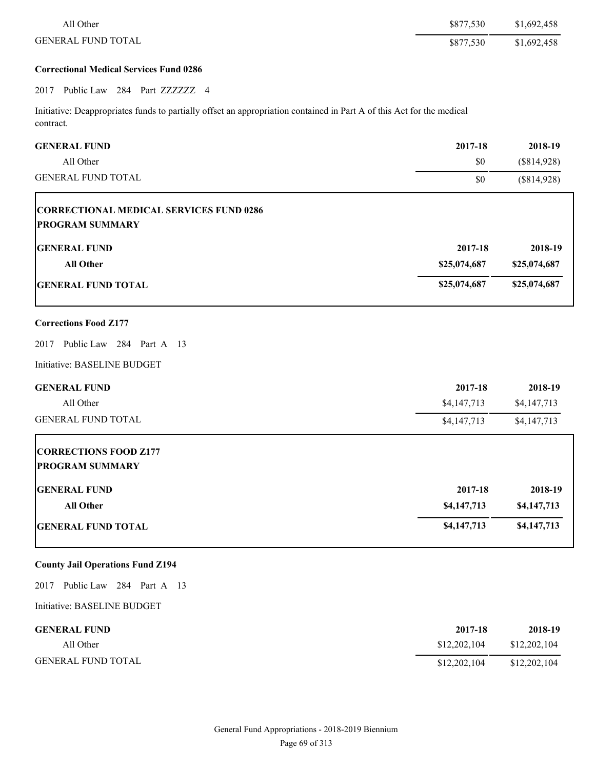| | | |
|---|---|---|
| All Other | $877,530 | $1,692,458 |
| GENERAL FUND TOTAL | $877,530 | $1,692,458 |

**Correctional Medical Services Fund 0286**

2017 Public Law 284 Part ZZZZZZ 4

Initiative: Deappropriates funds to partially offset an appropriation contained in Part A of this Act for the medical contract.

| GENERAL FUND | 2017-18 | 2018-19 |
|---|---|---|
| All Other | $0 | ($814,928) |
| GENERAL FUND TOTAL | $0 | ($814,928) |

**CORRECTIONAL MEDICAL SERVICES FUND 0286**
**PROGRAM SUMMARY**

| GENERAL FUND | 2017-18 | 2018-19 |
|---|---|---|
| **All Other** | **$25,074,687** | **$25,074,687** |
| **GENERAL FUND TOTAL** | **$25,074,687** | **$25,074,687** |

**Corrections Food Z177**

2017 Public Law 284 Part A 13

Initiative: BASELINE BUDGET

| GENERAL FUND | 2017-18 | 2018-19 |
|---|---|---|
| All Other | $4,147,713 | $4,147,713 |
| GENERAL FUND TOTAL | $4,147,713 | $4,147,713 |

**CORRECTIONS FOOD Z177**
**PROGRAM SUMMARY**

| GENERAL FUND | 2017-18 | 2018-19 |
|---|---|---|
| **All Other** | **$4,147,713** | **$4,147,713** |
| **GENERAL FUND TOTAL** | **$4,147,713** | **$4,147,713** |

**County Jail Operations Fund Z194**

2017 Public Law 284 Part A 13

Initiative: BASELINE BUDGET

| GENERAL FUND | 2017-18 | 2018-19 |
|---|---|---|
| All Other | $12,202,104 | $12,202,104 |
| GENERAL FUND TOTAL | $12,202,104 | $12,202,104 |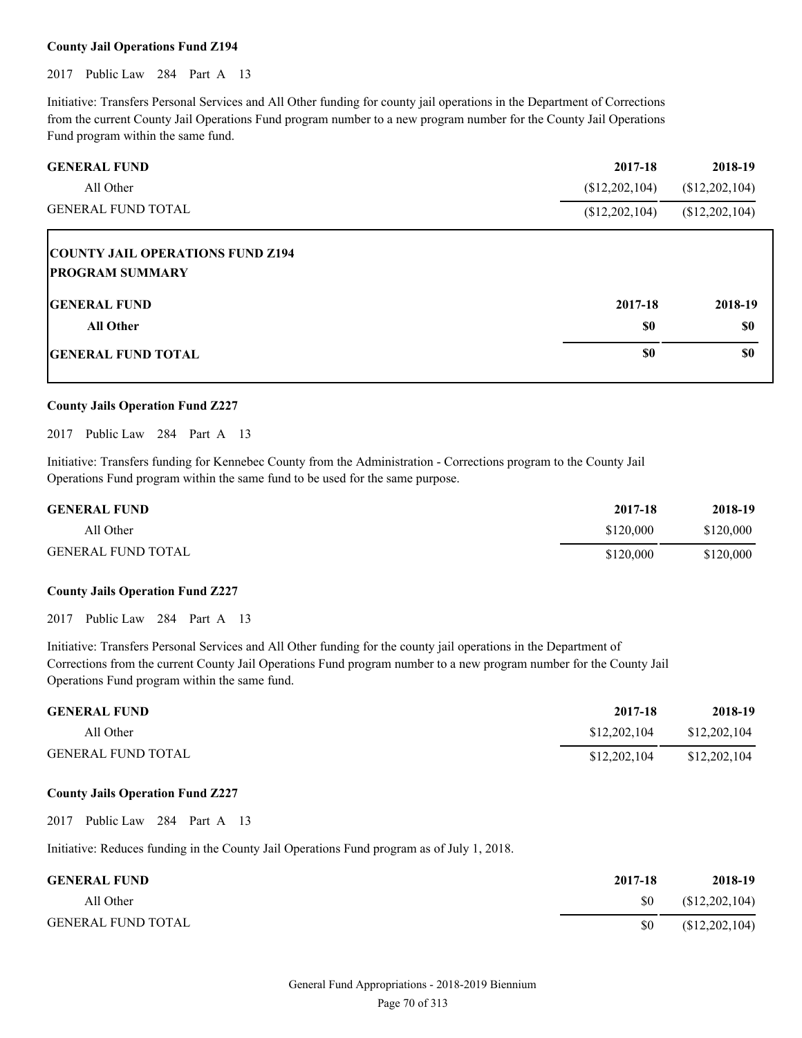**County Jail Operations Fund Z194**

2017 Public Law 284 Part A 13

Initiative: Transfers Personal Services and All Other funding for county jail operations in the Department of Corrections from the current County Jail Operations Fund program number to a new program number for the County Jail Operations Fund program within the same fund.

| GENERAL FUND | 2017-18 | 2018-19 |
|---|---|---|
| All Other | ($12,202,104) | ($12,202,104) |
| GENERAL FUND TOTAL | ($12,202,104) | ($12,202,104) |

**COUNTY JAIL OPERATIONS FUND Z194**
**PROGRAM SUMMARY**

| GENERAL FUND | 2017-18 | 2018-19 |
|---|---|---|
| **All Other** | **$0** | **$0** |
| **GENERAL FUND TOTAL** | **$0** | **$0** |

**County Jails Operation Fund Z227**

2017 Public Law 284 Part A 13

Initiative: Transfers funding for Kennebec County from the Administration - Corrections program to the County Jail Operations Fund program within the same fund to be used for the same purpose.

| GENERAL FUND | 2017-18 | 2018-19 |
|---|---|---|
| All Other | $120,000 | $120,000 |
| GENERAL FUND TOTAL | $120,000 | $120,000 |

**County Jails Operation Fund Z227**

2017 Public Law 284 Part A 13

Initiative: Transfers Personal Services and All Other funding for the county jail operations in the Department of Corrections from the current County Jail Operations Fund program number to a new program number for the County Jail Operations Fund program within the same fund.

| GENERAL FUND | 2017-18 | 2018-19 |
|---|---|---|
| All Other | $12,202,104 | $12,202,104 |
| GENERAL FUND TOTAL | $12,202,104 | $12,202,104 |

**County Jails Operation Fund Z227**

2017 Public Law 284 Part A 13

Initiative: Reduces funding in the County Jail Operations Fund program as of July 1, 2018.

| GENERAL FUND | 2017-18 | 2018-19 |
|---|---|---|
| All Other | $0 | ($12,202,104) |
| GENERAL FUND TOTAL | $0 | ($12,202,104) |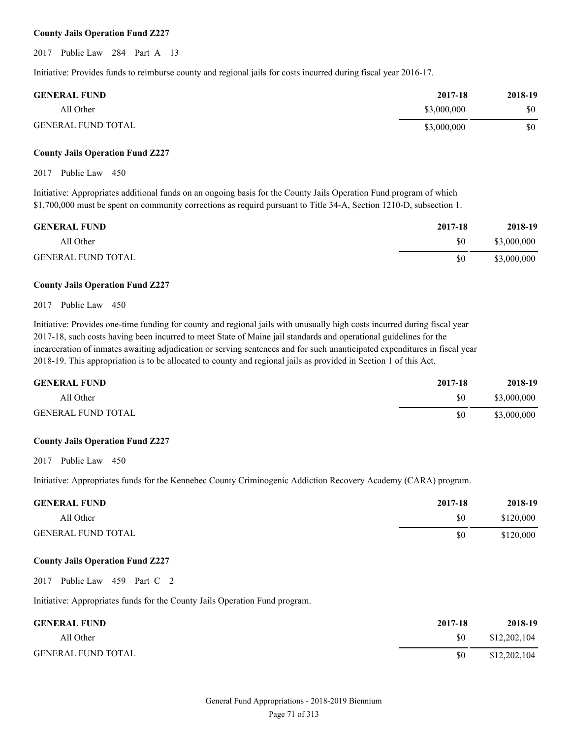**County Jails Operation Fund Z227**

2017 Public Law 284 Part A 13

Initiative: Provides funds to reimburse county and regional jails for costs incurred during fiscal year 2016-17.

| GENERAL FUND | 2017-18 | 2018-19 |
|---|---|---|
| All Other | $3,000,000 | $0 |
| GENERAL FUND TOTAL | $3,000,000 | $0 |

**County Jails Operation Fund Z227**

2017 Public Law 450

Initiative: Appropriates additional funds on an ongoing basis for the County Jails Operation Fund program of which $1,700,000 must be spent on community corrections as requird pursuant to Title 34-A, Section 1210-D, subsection 1.

| GENERAL FUND | 2017-18 | 2018-19 |
|---|---|---|
| All Other | $0 | $3,000,000 |
| GENERAL FUND TOTAL | $0 | $3,000,000 |

**County Jails Operation Fund Z227**

2017 Public Law 450

Initiative: Provides one-time funding for county and regional jails with unusually high costs incurred during fiscal year 2017-18, such costs having been incurred to meet State of Maine jail standards and operational guidelines for the incarceration of inmates awaiting adjudication or serving sentences and for such unanticipated expenditures in fiscal year 2018-19. This appropriation is to be allocated to county and regional jails as provided in Section 1 of this Act.

| GENERAL FUND | 2017-18 | 2018-19 |
|---|---|---|
| All Other | $0 | $3,000,000 |
| GENERAL FUND TOTAL | $0 | $3,000,000 |

**County Jails Operation Fund Z227**

2017 Public Law 450

Initiative: Appropriates funds for the Kennebec County Criminogenic Addiction Recovery Academy (CARA) program.

| GENERAL FUND | 2017-18 | 2018-19 |
|---|---|---|
| All Other | $0 | $120,000 |
| GENERAL FUND TOTAL | $0 | $120,000 |

**County Jails Operation Fund Z227**

2017 Public Law 459 Part C 2

Initiative: Appropriates funds for the County Jails Operation Fund program.

| GENERAL FUND | 2017-18 | 2018-19 |
|---|---|---|
| All Other | $0 | $12,202,104 |
| GENERAL FUND TOTAL | $0 | $12,202,104 |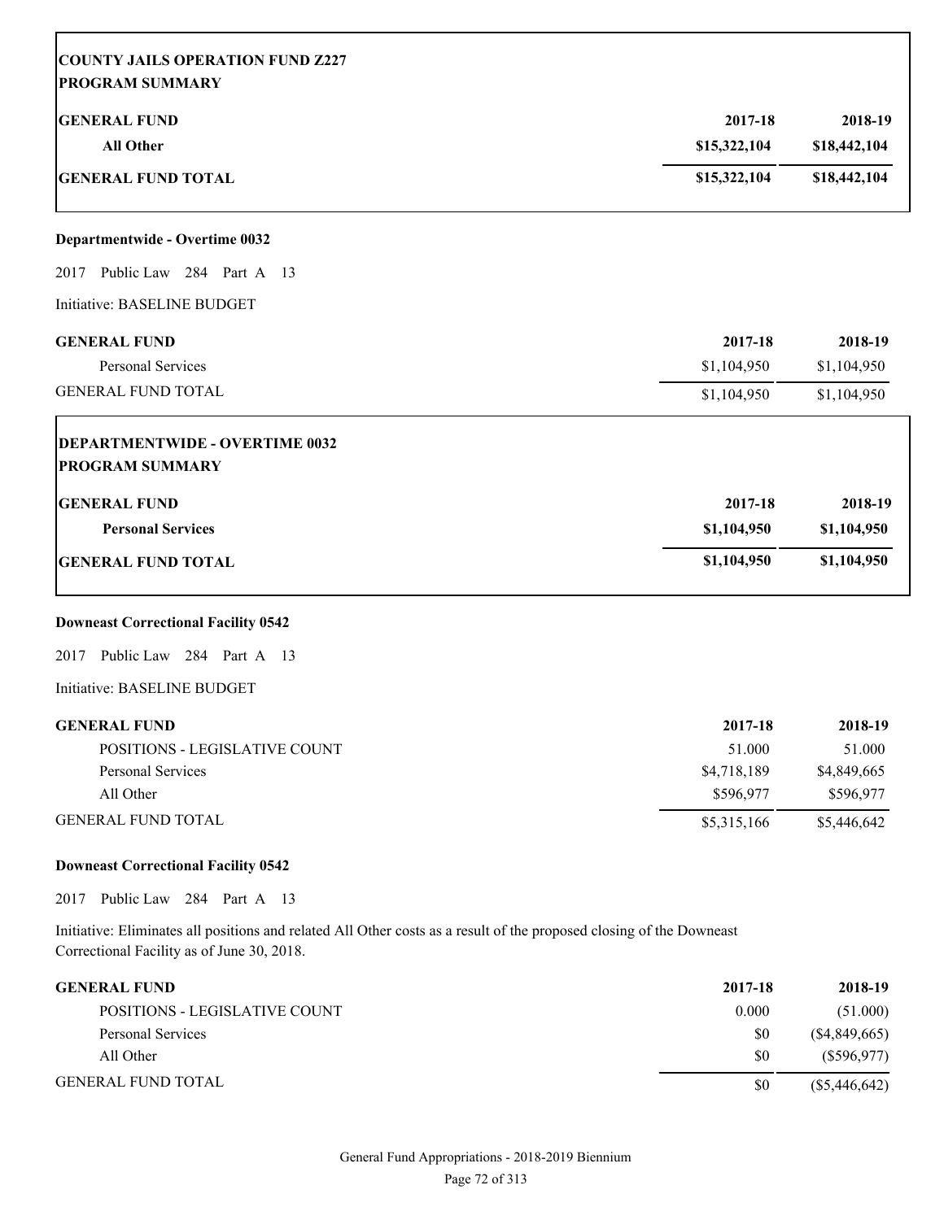**COUNTY JAILS OPERATION FUND Z227**
**PROGRAM SUMMARY**

| GENERAL FUND | 2017-18 | 2018-19 |
|---|---|---|
| All Other | $15,322,104 | $18,442,104 |
| **GENERAL FUND TOTAL** | **$15,322,104** | **$18,442,104** |

**Departmentwide - Overtime 0032**

2017 Public Law 284 Part A 13

Initiative: BASELINE BUDGET

| GENERAL FUND | 2017-18 | 2018-19 |
|---|---|---|
| Personal Services | $1,104,950 | $1,104,950 |
| GENERAL FUND TOTAL | $1,104,950 | $1,104,950 |

**DEPARTMENTWIDE - OVERTIME 0032**
**PROGRAM SUMMARY**

| GENERAL FUND | 2017-18 | 2018-19 |
|---|---|---|
| **Personal Services** | **$1,104,950** | **$1,104,950** |
| **GENERAL FUND TOTAL** | **$1,104,950** | **$1,104,950** |

**Downeast Correctional Facility 0542**

2017 Public Law 284 Part A 13

Initiative: BASELINE BUDGET

| GENERAL FUND | 2017-18 | 2018-19 |
|---|---|---|
| POSITIONS - LEGISLATIVE COUNT | 51.000 | 51.000 |
| Personal Services | $4,718,189 | $4,849,665 |
| All Other | $596,977 | $596,977 |
| GENERAL FUND TOTAL | $5,315,166 | $5,446,642 |

**Downeast Correctional Facility 0542**

2017 Public Law 284 Part A 13

Initiative: Eliminates all positions and related All Other costs as a result of the proposed closing of the Downeast Correctional Facility as of June 30, 2018.

| GENERAL FUND | 2017-18 | 2018-19 |
|---|---|---|
| POSITIONS - LEGISLATIVE COUNT | 0.000 | (51.000) |
| Personal Services | $0 | ($4,849,665) |
| All Other | $0 | ($596,977) |
| GENERAL FUND TOTAL | $0 | ($5,446,642) |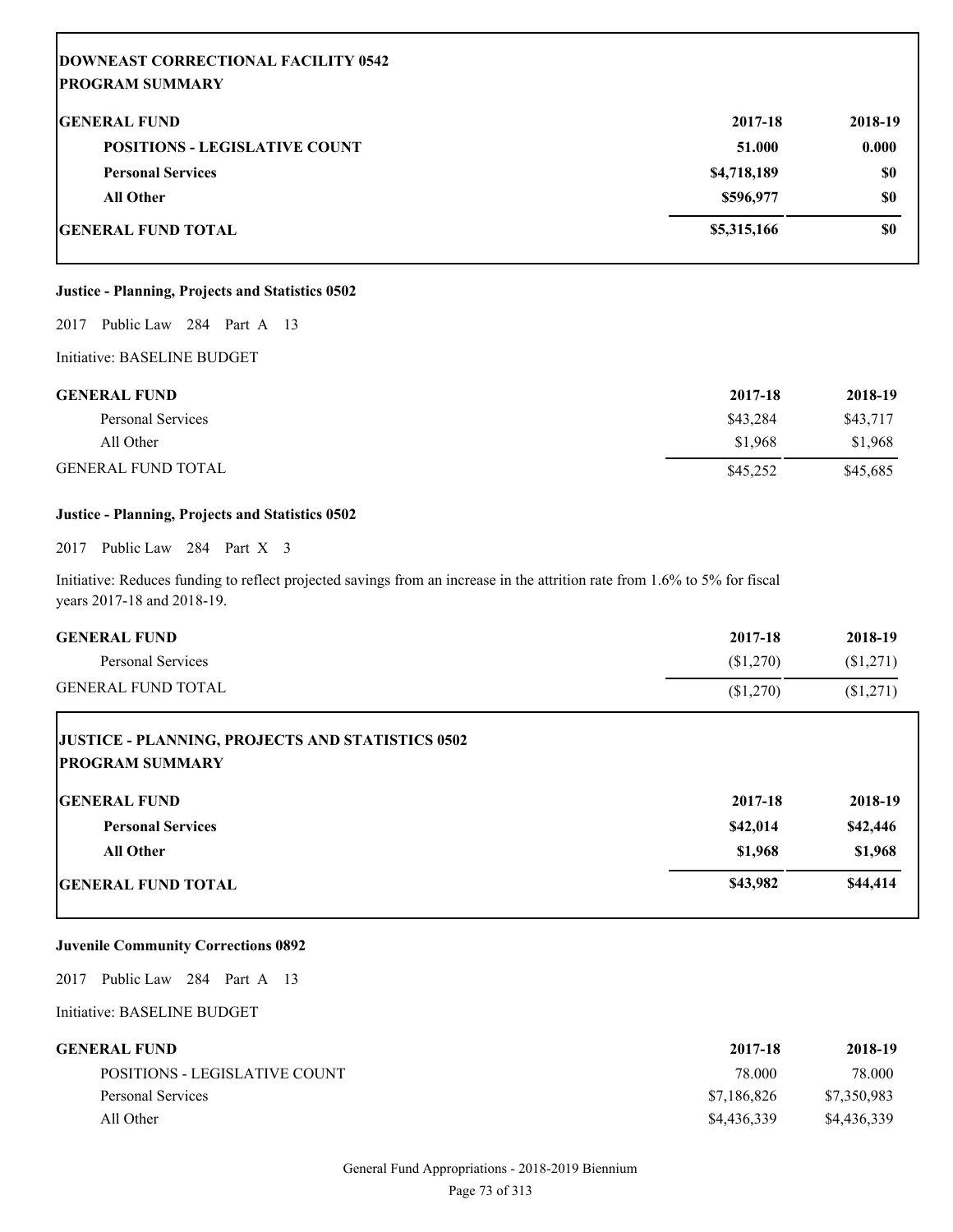**DOWNEAST CORRECTIONAL FACILITY 0542**
**PROGRAM SUMMARY**

| GENERAL FUND | 2017-18 | 2018-19 |
|---|---|---|
| POSITIONS - LEGISLATIVE COUNT | 51.000 | 0.000 |
| Personal Services | $4,718,189 | $0 |
| All Other | $596,977 | $0 |
| GENERAL FUND TOTAL | $5,315,166 | $0 |

**Justice - Planning, Projects and Statistics 0502**

2017 Public Law 284 Part A 13

Initiative: BASELINE BUDGET

| GENERAL FUND | 2017-18 | 2018-19 |
|---|---|---|
| Personal Services | $43,284 | $43,717 |
| All Other | $1,968 | $1,968 |
| GENERAL FUND TOTAL | $45,252 | $45,685 |

**Justice - Planning, Projects and Statistics 0502**

2017 Public Law 284 Part X 3

Initiative: Reduces funding to reflect projected savings from an increase in the attrition rate from 1.6% to 5% for fiscal years 2017-18 and 2018-19.

| GENERAL FUND | 2017-18 | 2018-19 |
|---|---|---|
| Personal Services | ($1,270) | ($1,271) |
| GENERAL FUND TOTAL | ($1,270) | ($1,271) |

**JUSTICE - PLANNING, PROJECTS AND STATISTICS 0502**
**PROGRAM SUMMARY**

| GENERAL FUND | 2017-18 | 2018-19 |
|---|---|---|
| Personal Services | $42,014 | $42,446 |
| All Other | $1,968 | $1,968 |
| GENERAL FUND TOTAL | $43,982 | $44,414 |

**Juvenile Community Corrections 0892**

2017 Public Law 284 Part A 13

Initiative: BASELINE BUDGET

| GENERAL FUND | 2017-18 | 2018-19 |
|---|---|---|
| POSITIONS - LEGISLATIVE COUNT | 78.000 | 78.000 |
| Personal Services | $7,186,826 | $7,350,983 |
| All Other | $4,436,339 | $4,436,339 |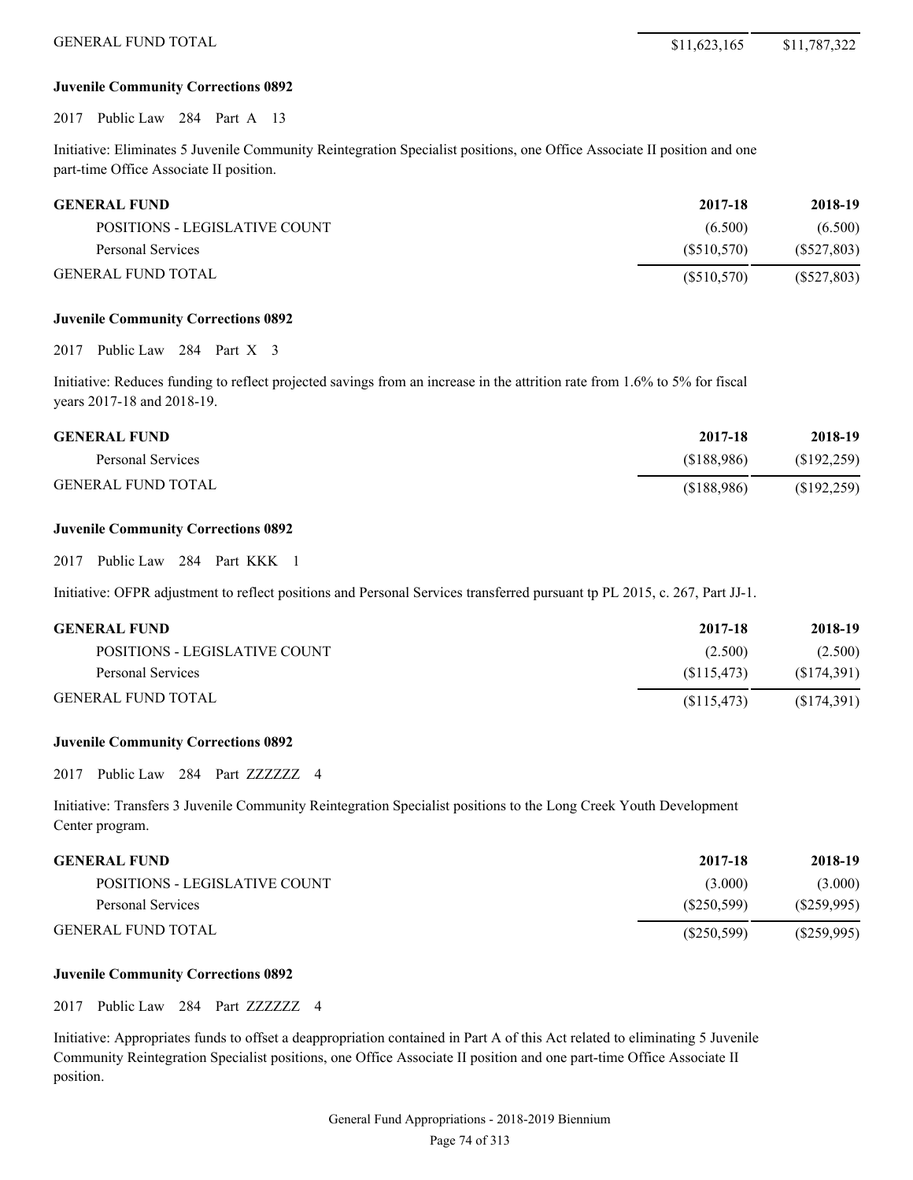| | | |
|---|---|---|
| GENERAL FUND TOTAL | $11,623,165 | $11,787,322 |

**Juvenile Community Corrections 0892**

2017 Public Law 284 Part A 13

Initiative: Eliminates 5 Juvenile Community Reintegration Specialist positions, one Office Associate II position and one part-time Office Associate II position.

| GENERAL FUND | 2017-18 | 2018-19 |
|---|---|---|
| POSITIONS - LEGISLATIVE COUNT | (6.500) | (6.500) |
| Personal Services | ($510,570) | ($527,803) |
| GENERAL FUND TOTAL | ($510,570) | ($527,803) |

**Juvenile Community Corrections 0892**

2017 Public Law 284 Part X 3

Initiative: Reduces funding to reflect projected savings from an increase in the attrition rate from 1.6% to 5% for fiscal years 2017-18 and 2018-19.

| GENERAL FUND | 2017-18 | 2018-19 |
|---|---|---|
| Personal Services | ($188,986) | ($192,259) |
| GENERAL FUND TOTAL | ($188,986) | ($192,259) |

**Juvenile Community Corrections 0892**

2017 Public Law 284 Part KKK 1

Initiative: OFPR adjustment to reflect positions and Personal Services transferred pursuant tp PL 2015, c. 267, Part JJ-1.

| GENERAL FUND | 2017-18 | 2018-19 |
|---|---|---|
| POSITIONS - LEGISLATIVE COUNT | (2.500) | (2.500) |
| Personal Services | ($115,473) | ($174,391) |
| GENERAL FUND TOTAL | ($115,473) | ($174,391) |

**Juvenile Community Corrections 0892**

2017 Public Law 284 Part ZZZZZZ 4

Initiative: Transfers 3 Juvenile Community Reintegration Specialist positions to the Long Creek Youth Development Center program.

| GENERAL FUND | 2017-18 | 2018-19 |
|---|---|---|
| POSITIONS - LEGISLATIVE COUNT | (3.000) | (3.000) |
| Personal Services | ($250,599) | ($259,995) |
| GENERAL FUND TOTAL | ($250,599) | ($259,995) |

**Juvenile Community Corrections 0892**

2017 Public Law 284 Part ZZZZZZ 4

Initiative: Appropriates funds to offset a deappropriation contained in Part A of this Act related to eliminating 5 Juvenile Community Reintegration Specialist positions, one Office Associate II position and one part-time Office Associate II position.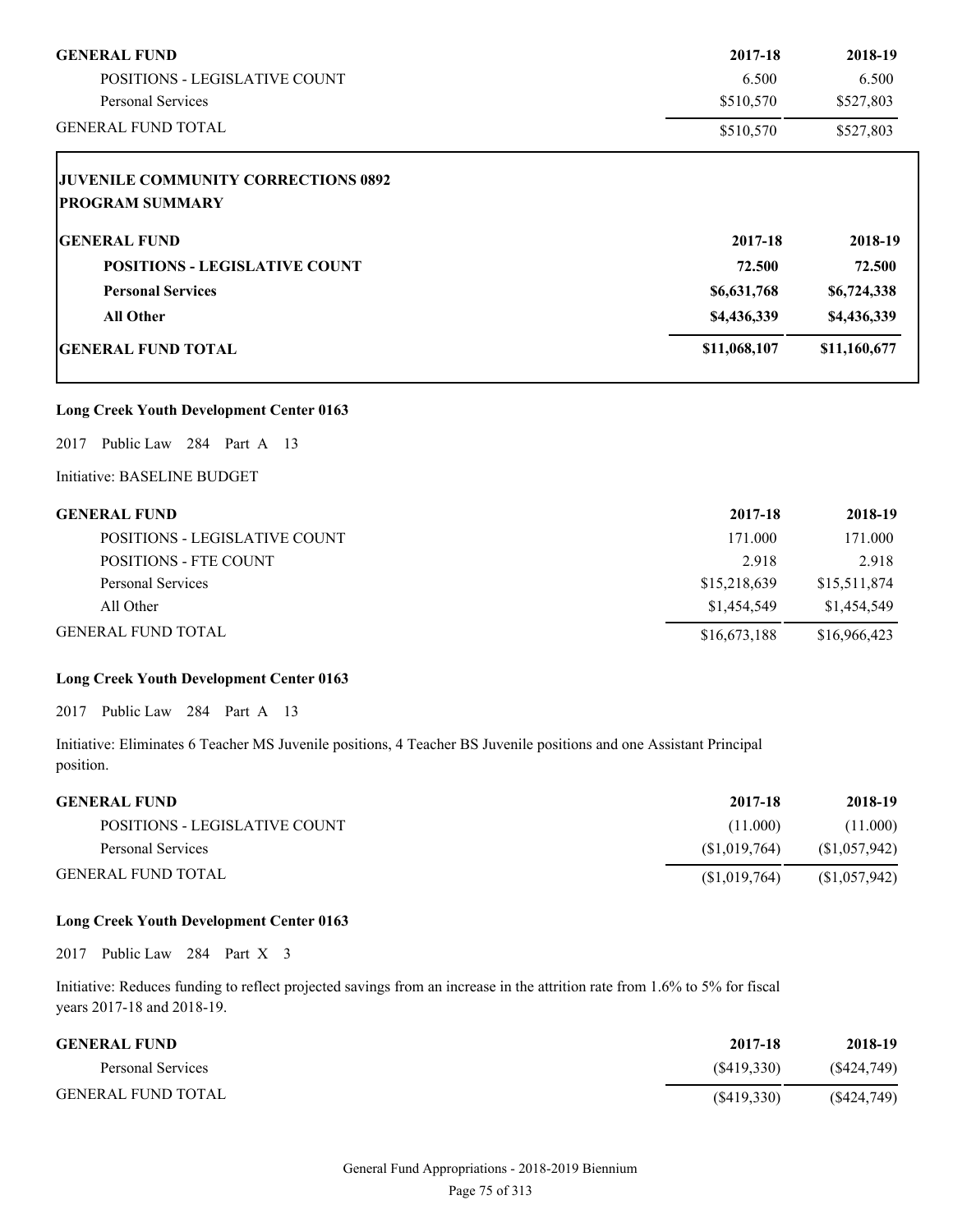| GENERAL FUND | 2017-18 | 2018-19 |
|---|---|---|
| POSITIONS - LEGISLATIVE COUNT | 6.500 | 6.500 |
| Personal Services | $510,570 | $527,803 |
| GENERAL FUND TOTAL | $510,570 | $527,803 |

**JUVENILE COMMUNITY CORRECTIONS 0892**
**PROGRAM SUMMARY**

| GENERAL FUND | 2017-18 | 2018-19 |
|---|---|---|
| **POSITIONS - LEGISLATIVE COUNT** | **72.500** | **72.500** |
| **Personal Services** | **$6,631,768** | **$6,724,338** |
| **All Other** | **$4,436,339** | **$4,436,339** |
| **GENERAL FUND TOTAL** | **$11,068,107** | **$11,160,677** |

**Long Creek Youth Development Center 0163**

2017 Public Law 284 Part A 13

Initiative: BASELINE BUDGET

| GENERAL FUND | 2017-18 | 2018-19 |
|---|---|---|
| POSITIONS - LEGISLATIVE COUNT | 171.000 | 171.000 |
| POSITIONS - FTE COUNT | 2.918 | 2.918 |
| Personal Services | $15,218,639 | $15,511,874 |
| All Other | $1,454,549 | $1,454,549 |
| GENERAL FUND TOTAL | $16,673,188 | $16,966,423 |

**Long Creek Youth Development Center 0163**

2017 Public Law 284 Part A 13

Initiative: Eliminates 6 Teacher MS Juvenile positions, 4 Teacher BS Juvenile positions and one Assistant Principal position.

| GENERAL FUND | 2017-18 | 2018-19 |
|---|---|---|
| POSITIONS - LEGISLATIVE COUNT | (11.000) | (11.000) |
| Personal Services | ($1,019,764) | ($1,057,942) |
| GENERAL FUND TOTAL | ($1,019,764) | ($1,057,942) |

**Long Creek Youth Development Center 0163**

2017 Public Law 284 Part X 3

Initiative: Reduces funding to reflect projected savings from an increase in the attrition rate from 1.6% to 5% for fiscal years 2017-18 and 2018-19.

| GENERAL FUND | 2017-18 | 2018-19 |
|---|---|---|
| Personal Services | ($419,330) | ($424,749) |
| GENERAL FUND TOTAL | ($419,330) | ($424,749) |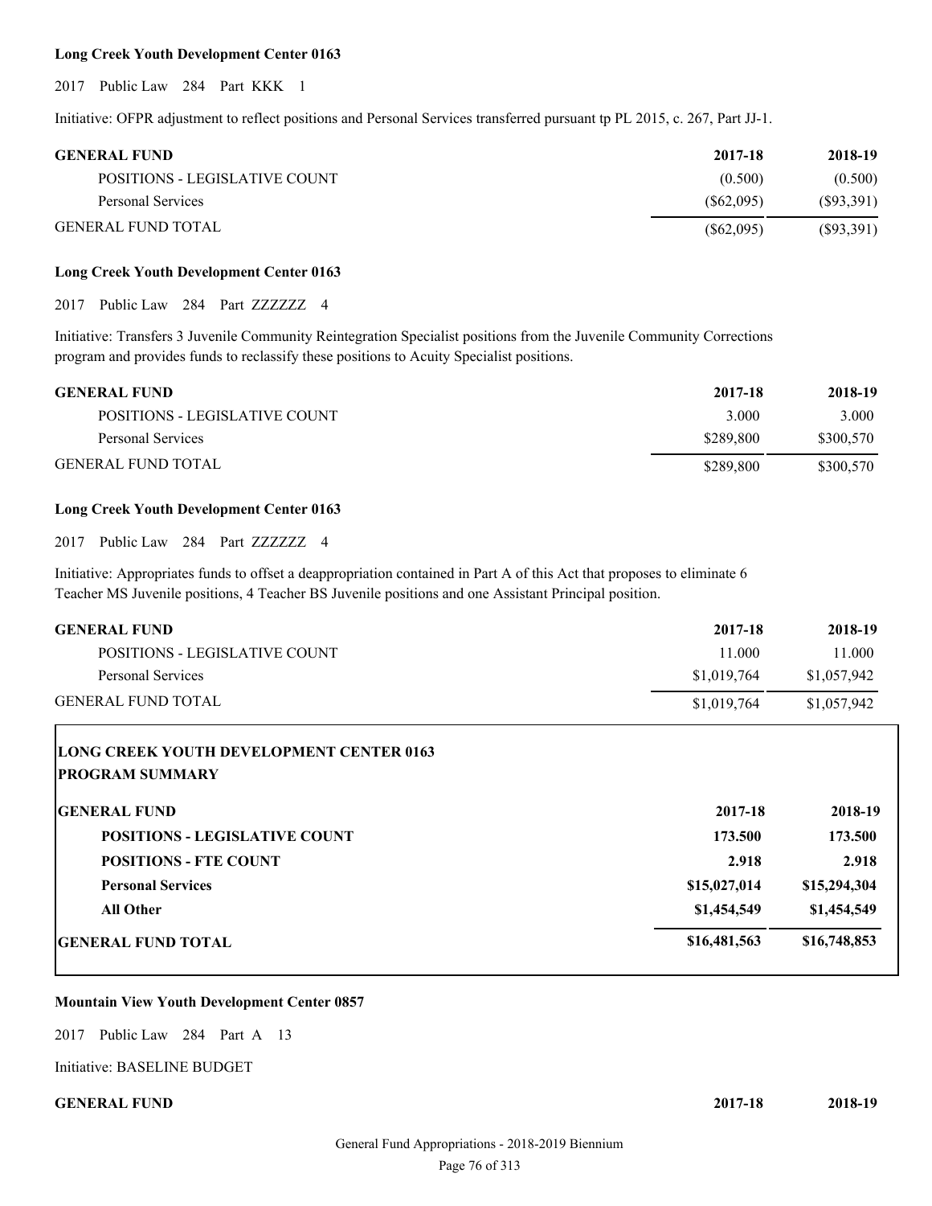**Long Creek Youth Development Center 0163**

2017 Public Law 284 Part KKK 1

Initiative: OFPR adjustment to reflect positions and Personal Services transferred pursuant tp PL 2015, c. 267, Part JJ-1.

| GENERAL FUND | 2017-18 | 2018-19 |
|---|---|---|
| POSITIONS - LEGISLATIVE COUNT | (0.500) | (0.500) |
| Personal Services | ($62,095) | ($93,391) |
| GENERAL FUND TOTAL | ($62,095) | ($93,391) |

**Long Creek Youth Development Center 0163**

2017 Public Law 284 Part ZZZZZZ 4

Initiative: Transfers 3 Juvenile Community Reintegration Specialist positions from the Juvenile Community Corrections program and provides funds to reclassify these positions to Acuity Specialist positions.

| GENERAL FUND | 2017-18 | 2018-19 |
|---|---|---|
| POSITIONS - LEGISLATIVE COUNT | 3.000 | 3.000 |
| Personal Services | $289,800 | $300,570 |
| GENERAL FUND TOTAL | $289,800 | $300,570 |

**Long Creek Youth Development Center 0163**

2017 Public Law 284 Part ZZZZZZ 4

Initiative: Appropriates funds to offset a deappropriation contained in Part A of this Act that proposes to eliminate 6 Teacher MS Juvenile positions, 4 Teacher BS Juvenile positions and one Assistant Principal position.

| GENERAL FUND | 2017-18 | 2018-19 |
|---|---|---|
| POSITIONS - LEGISLATIVE COUNT | 11.000 | 11.000 |
| Personal Services | $1,019,764 | $1,057,942 |
| GENERAL FUND TOTAL | $1,019,764 | $1,057,942 |

**LONG CREEK YOUTH DEVELOPMENT CENTER 0163**
**PROGRAM SUMMARY**

| GENERAL FUND | 2017-18 | 2018-19 |
|---|---|---|
| **POSITIONS - LEGISLATIVE COUNT** | **173.500** | **173.500** |
| **POSITIONS - FTE COUNT** | **2.918** | **2.918** |
| **Personal Services** | **$15,027,014** | **$15,294,304** |
| **All Other** | **$1,454,549** | **$1,454,549** |
| **GENERAL FUND TOTAL** | **$16,481,563** | **$16,748,853** |

**Mountain View Youth Development Center 0857**

2017 Public Law 284 Part A 13

Initiative: BASELINE BUDGET

| GENERAL FUND | 2017-18 | 2018-19 |
|---|---|---|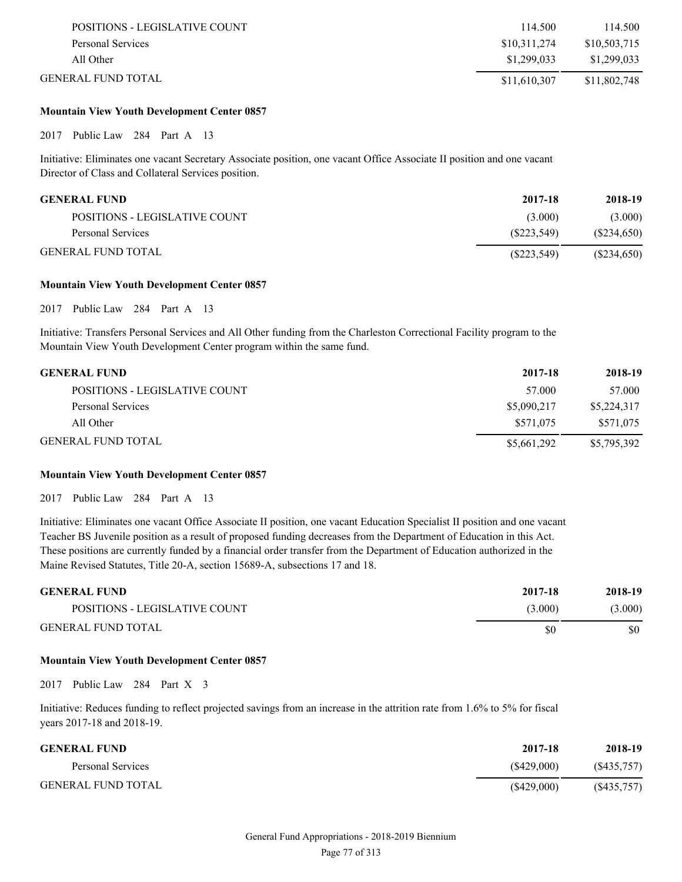| | | |
|---|---|---|
| POSITIONS - LEGISLATIVE COUNT | 114.500 | 114.500 |
| Personal Services | $10,311,274 | $10,503,715 |
| All Other | $1,299,033 | $1,299,033 |
| GENERAL FUND TOTAL | $11,610,307 | $11,802,748 |

**Mountain View Youth Development Center 0857**

2017 Public Law 284 Part A 13

Initiative: Eliminates one vacant Secretary Associate position, one vacant Office Associate II position and one vacant Director of Class and Collateral Services position.

| GENERAL FUND | 2017-18 | 2018-19 |
|---|---|---|
| POSITIONS - LEGISLATIVE COUNT | (3.000) | (3.000) |
| Personal Services | ($223,549) | ($234,650) |
| GENERAL FUND TOTAL | ($223,549) | ($234,650) |

**Mountain View Youth Development Center 0857**

2017 Public Law 284 Part A 13

Initiative: Transfers Personal Services and All Other funding from the Charleston Correctional Facility program to the Mountain View Youth Development Center program within the same fund.

| GENERAL FUND | 2017-18 | 2018-19 |
|---|---|---|
| POSITIONS - LEGISLATIVE COUNT | 57.000 | 57.000 |
| Personal Services | $5,090,217 | $5,224,317 |
| All Other | $571,075 | $571,075 |
| GENERAL FUND TOTAL | $5,661,292 | $5,795,392 |

**Mountain View Youth Development Center 0857**

2017 Public Law 284 Part A 13

Initiative: Eliminates one vacant Office Associate II position, one vacant Education Specialist II position and one vacant Teacher BS Juvenile position as a result of proposed funding decreases from the Department of Education in this Act. These positions are currently funded by a financial order transfer from the Department of Education authorized in the Maine Revised Statutes, Title 20-A, section 15689-A, subsections 17 and 18.

| GENERAL FUND | 2017-18 | 2018-19 |
|---|---|---|
| POSITIONS - LEGISLATIVE COUNT | (3.000) | (3.000) |
| GENERAL FUND TOTAL | $0 | $0 |

**Mountain View Youth Development Center 0857**

2017 Public Law 284 Part X 3

Initiative: Reduces funding to reflect projected savings from an increase in the attrition rate from 1.6% to 5% for fiscal years 2017-18 and 2018-19.

| GENERAL FUND | 2017-18 | 2018-19 |
|---|---|---|
| Personal Services | ($429,000) | ($435,757) |
| GENERAL FUND TOTAL | ($429,000) | ($435,757) |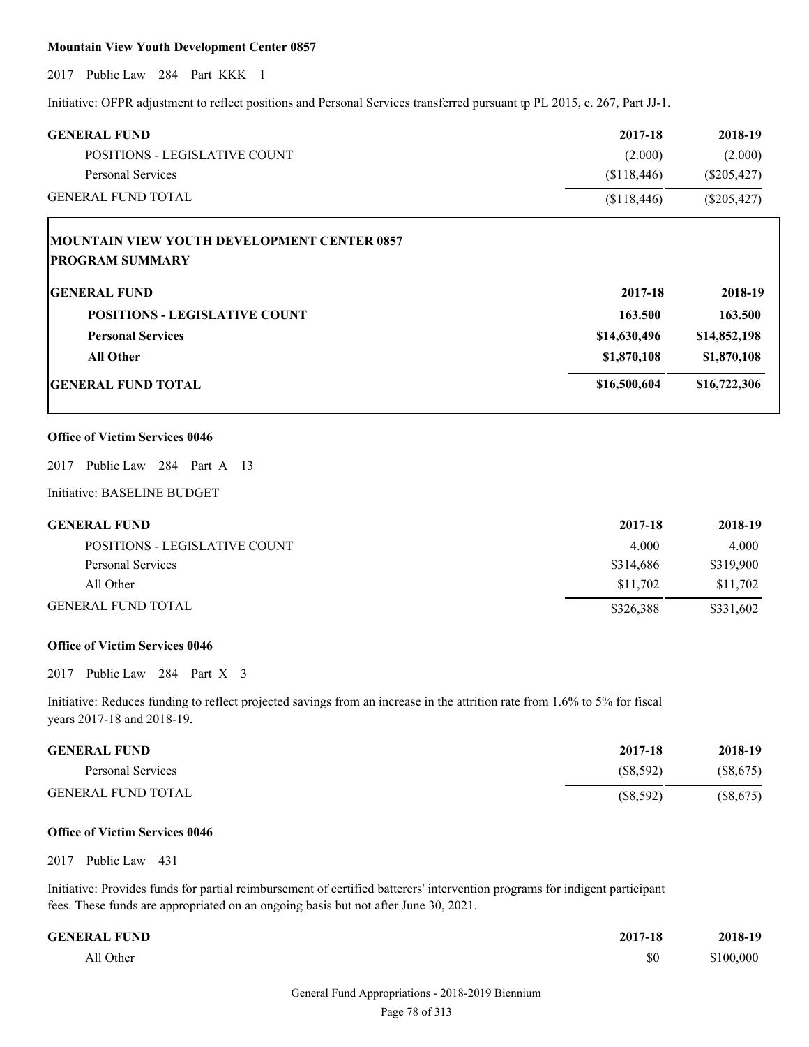**Mountain View Youth Development Center 0857**

2017 Public Law 284 Part KKK 1

Initiative: OFPR adjustment to reflect positions and Personal Services transferred pursuant tp PL 2015, c. 267, Part JJ-1.

| GENERAL FUND | 2017-18 | 2018-19 |
|---|---|---|
| POSITIONS - LEGISLATIVE COUNT | (2.000) | (2.000) |
| Personal Services | ($118,446) | ($205,427) |
| GENERAL FUND TOTAL | ($118,446) | ($205,427) |

**MOUNTAIN VIEW YOUTH DEVELOPMENT CENTER 0857**
**PROGRAM SUMMARY**

| GENERAL FUND | 2017-18 | 2018-19 |
|---|---|---|
| **POSITIONS - LEGISLATIVE COUNT** | **163.500** | **163.500** |
| **Personal Services** | **$14,630,496** | **$14,852,198** |
| **All Other** | **$1,870,108** | **$1,870,108** |
| **GENERAL FUND TOTAL** | **$16,500,604** | **$16,722,306** |

**Office of Victim Services 0046**

2017 Public Law 284 Part A 13

Initiative: BASELINE BUDGET

| GENERAL FUND | 2017-18 | 2018-19 |
|---|---|---|
| POSITIONS - LEGISLATIVE COUNT | 4.000 | 4.000 |
| Personal Services | $314,686 | $319,900 |
| All Other | $11,702 | $11,702 |
| GENERAL FUND TOTAL | $326,388 | $331,602 |

**Office of Victim Services 0046**

2017 Public Law 284 Part X 3

Initiative: Reduces funding to reflect projected savings from an increase in the attrition rate from 1.6% to 5% for fiscal years 2017-18 and 2018-19.

| GENERAL FUND | 2017-18 | 2018-19 |
|---|---|---|
| Personal Services | ($8,592) | ($8,675) |
| GENERAL FUND TOTAL | ($8,592) | ($8,675) |

**Office of Victim Services 0046**

2017 Public Law 431

Initiative: Provides funds for partial reimbursement of certified batterers' intervention programs for indigent participant fees. These funds are appropriated on an ongoing basis but not after June 30, 2021.

| GENERAL FUND | 2017-18 | 2018-19 |
|---|---|---|
| All Other | $0 | $100,000 |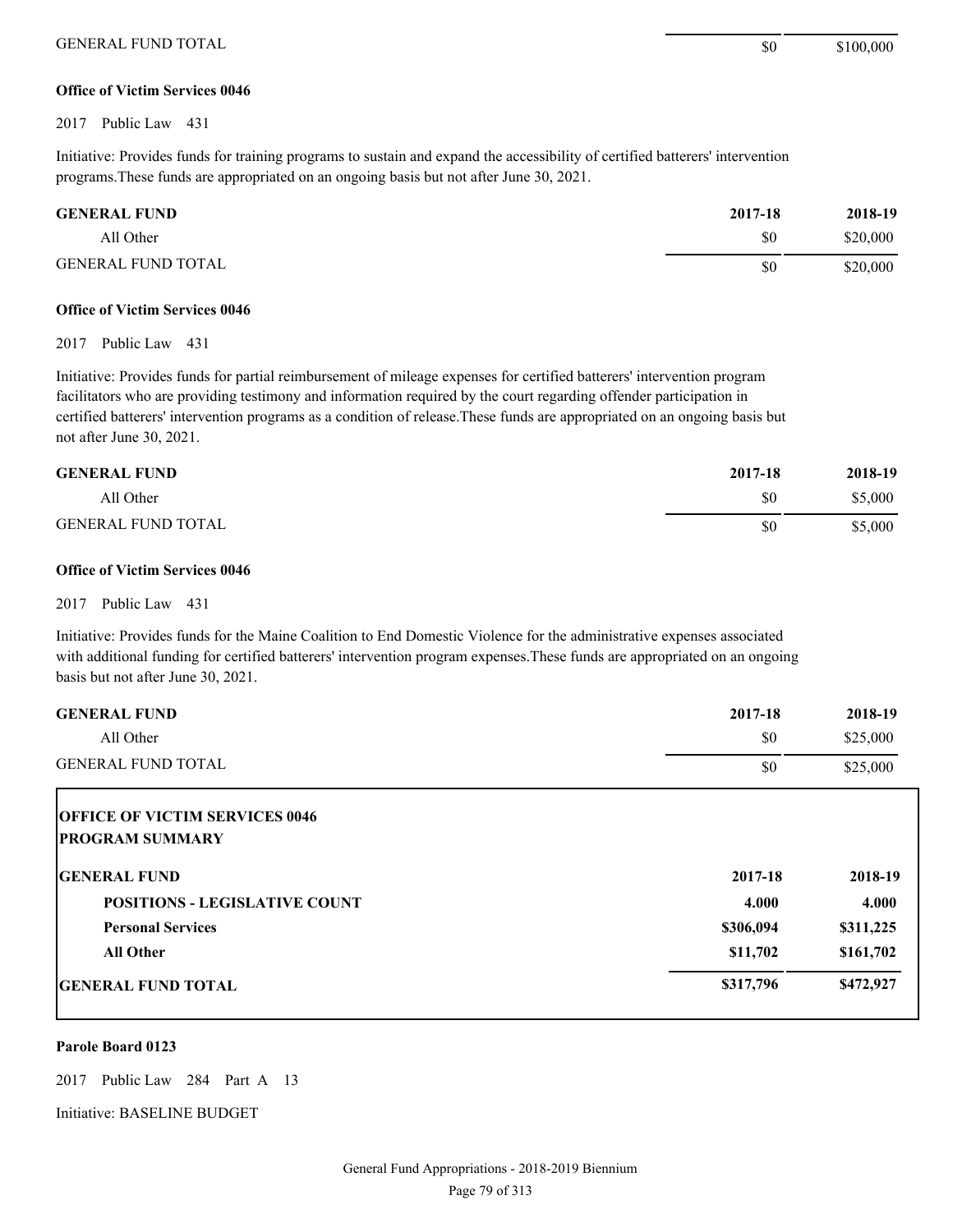| | | |
|---|---|---|
| GENERAL FUND TOTAL | $0 | $100,000 |

**Office of Victim Services 0046**

2017 Public Law 431

Initiative: Provides funds for training programs to sustain and expand the accessibility of certified batterers' intervention programs.These funds are appropriated on an ongoing basis but not after June 30, 2021.

| GENERAL FUND | 2017-18 | 2018-19 |
|---|---|---|
| All Other | $0 | $20,000 |
| GENERAL FUND TOTAL | $0 | $20,000 |

**Office of Victim Services 0046**

2017 Public Law 431

Initiative: Provides funds for partial reimbursement of mileage expenses for certified batterers' intervention program facilitators who are providing testimony and information required by the court regarding offender participation in certified batterers' intervention programs as a condition of release.These funds are appropriated on an ongoing basis but not after June 30, 2021.

| GENERAL FUND | 2017-18 | 2018-19 |
|---|---|---|
| All Other | $0 | $5,000 |
| GENERAL FUND TOTAL | $0 | $5,000 |

**Office of Victim Services 0046**

2017 Public Law 431

Initiative: Provides funds for the Maine Coalition to End Domestic Violence for the administrative expenses associated with additional funding for certified batterers' intervention program expenses.These funds are appropriated on an ongoing basis but not after June 30, 2021.

| GENERAL FUND | 2017-18 | 2018-19 |
|---|---|---|
| All Other | $0 | $25,000 |
| GENERAL FUND TOTAL | $0 | $25,000 |

**OFFICE OF VICTIM SERVICES 0046**
**PROGRAM SUMMARY**

| GENERAL FUND | 2017-18 | 2018-19 |
|---|---|---|
| **POSITIONS - LEGISLATIVE COUNT** | **4.000** | **4.000** |
| **Personal Services** | **$306,094** | **$311,225** |
| **All Other** | **$11,702** | **$161,702** |
| **GENERAL FUND TOTAL** | **$317,796** | **$472,927** |

**Parole Board 0123**

2017 Public Law 284 Part A 13

Initiative: BASELINE BUDGET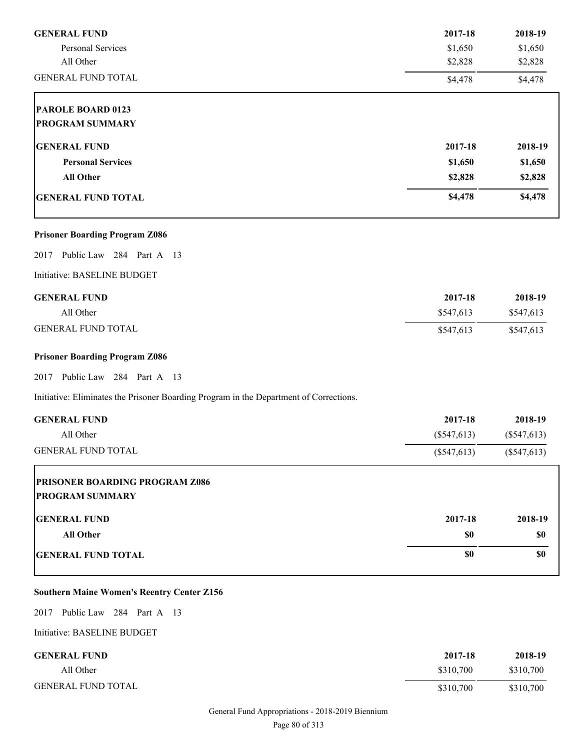| GENERAL FUND | 2017-18 | 2018-19 |
|---|---|---|
| Personal Services | $1,650 | $1,650 |
| All Other | $2,828 | $2,828 |
| GENERAL FUND TOTAL | $4,478 | $4,478 |

**PAROLE BOARD 0123**
**PROGRAM SUMMARY**

| **GENERAL FUND** | **2017-18** | **2018-19** |
|---|---|---|
| **Personal Services** | **$1,650** | **$1,650** |
| **All Other** | **$2,828** | **$2,828** |
| **GENERAL FUND TOTAL** | **$4,478** | **$4,478** |

**Prisoner Boarding Program Z086**

2017 Public Law 284 Part A 13

Initiative: BASELINE BUDGET

| GENERAL FUND | 2017-18 | 2018-19 |
|---|---|---|
| All Other | $547,613 | $547,613 |
| GENERAL FUND TOTAL | $547,613 | $547,613 |

**Prisoner Boarding Program Z086**

2017 Public Law 284 Part A 13

Initiative: Eliminates the Prisoner Boarding Program in the Department of Corrections.

| GENERAL FUND | 2017-18 | 2018-19 |
|---|---|---|
| All Other | ($547,613) | ($547,613) |
| GENERAL FUND TOTAL | ($547,613) | ($547,613) |

**PRISONER BOARDING PROGRAM Z086**
**PROGRAM SUMMARY**

| **GENERAL FUND** | **2017-18** | **2018-19** |
|---|---|---|
| **All Other** | **$0** | **$0** |
| **GENERAL FUND TOTAL** | **$0** | **$0** |

**Southern Maine Women's Reentry Center Z156**

2017 Public Law 284 Part A 13

Initiative: BASELINE BUDGET

| GENERAL FUND | 2017-18 | 2018-19 |
|---|---|---|
| All Other | $310,700 | $310,700 |
| GENERAL FUND TOTAL | $310,700 | $310,700 |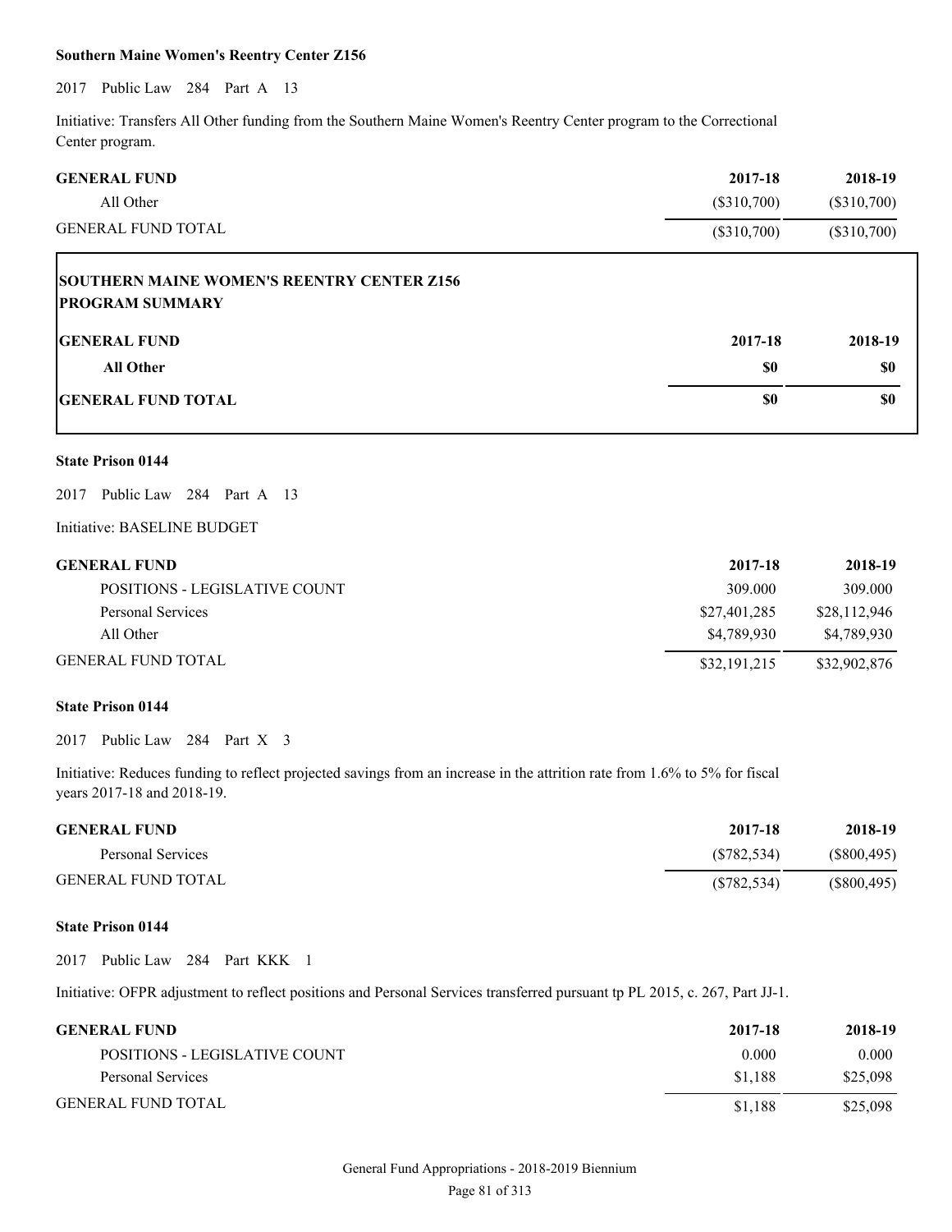**Southern Maine Women's Reentry Center Z156**

2017 Public Law 284 Part A 13

Initiative: Transfers All Other funding from the Southern Maine Women's Reentry Center program to the Correctional Center program.

| GENERAL FUND | 2017-18 | 2018-19 |
|---|---|---|
| All Other | ($310,700) | ($310,700) |
| GENERAL FUND TOTAL | ($310,700) | ($310,700) |

**SOUTHERN MAINE WOMEN'S REENTRY CENTER Z156**
**PROGRAM SUMMARY**

| GENERAL FUND | 2017-18 | 2018-19 |
|---|---|---|
| **All Other** | **$0** | **$0** |
| **GENERAL FUND TOTAL** | **$0** | **$0** |

**State Prison 0144**

2017 Public Law 284 Part A 13

Initiative: BASELINE BUDGET

| GENERAL FUND | 2017-18 | 2018-19 |
|---|---|---|
| POSITIONS - LEGISLATIVE COUNT | 309.000 | 309.000 |
| Personal Services | $27,401,285 | $28,112,946 |
| All Other | $4,789,930 | $4,789,930 |
| GENERAL FUND TOTAL | $32,191,215 | $32,902,876 |

**State Prison 0144**

2017 Public Law 284 Part X 3

Initiative: Reduces funding to reflect projected savings from an increase in the attrition rate from 1.6% to 5% for fiscal years 2017-18 and 2018-19.

| GENERAL FUND | 2017-18 | 2018-19 |
|---|---|---|
| Personal Services | ($782,534) | ($800,495) |
| GENERAL FUND TOTAL | ($782,534) | ($800,495) |

**State Prison 0144**

2017 Public Law 284 Part KKK 1

Initiative: OFPR adjustment to reflect positions and Personal Services transferred pursuant tp PL 2015, c. 267, Part JJ-1.

| GENERAL FUND | 2017-18 | 2018-19 |
|---|---|---|
| POSITIONS - LEGISLATIVE COUNT | 0.000 | 0.000 |
| Personal Services | $1,188 | $25,098 |
| GENERAL FUND TOTAL | $1,188 | $25,098 |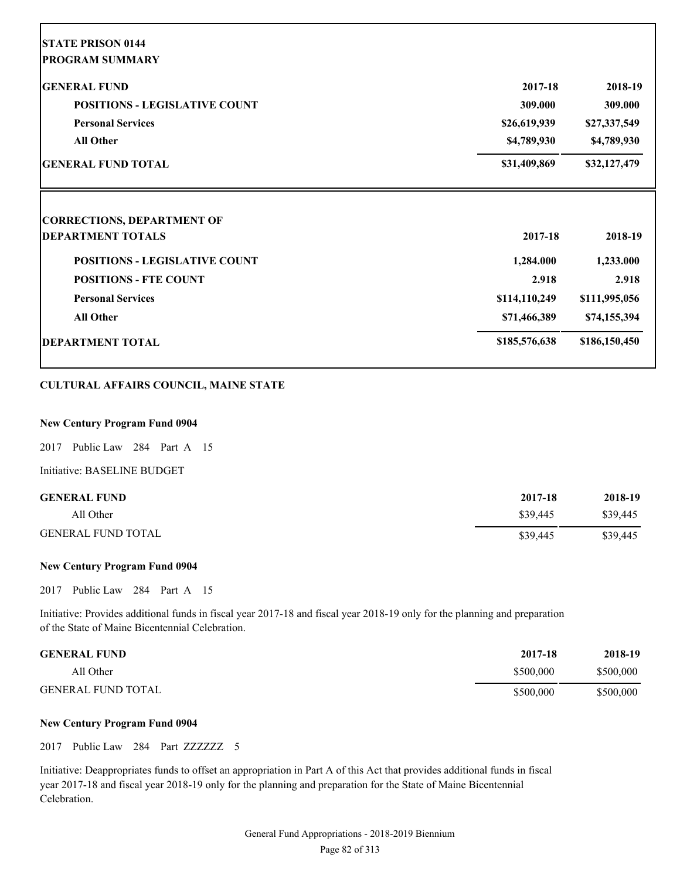**STATE PRISON 0144**
**PROGRAM SUMMARY**

| GENERAL FUND | 2017-18 | 2018-19 |
|---|---|---|
| POSITIONS - LEGISLATIVE COUNT | 309.000 | 309.000 |
| Personal Services | $26,619,939 | $27,337,549 |
| All Other | $4,789,930 | $4,789,930 |
| GENERAL FUND TOTAL | $31,409,869 | $32,127,479 |

**CORRECTIONS, DEPARTMENT OF**
**DEPARTMENT TOTALS**

| DEPARTMENT TOTALS | 2017-18 | 2018-19 |
|---|---|---|
| POSITIONS - LEGISLATIVE COUNT | 1,284.000 | 1,233.000 |
| POSITIONS - FTE COUNT | 2.918 | 2.918 |
| Personal Services | $114,110,249 | $111,995,056 |
| All Other | $71,466,389 | $74,155,394 |
| DEPARTMENT TOTAL | $185,576,638 | $186,150,450 |

## CULTURAL AFFAIRS COUNCIL, MAINE STATE

**New Century Program Fund 0904**

2017 Public Law 284 Part A 15

Initiative: BASELINE BUDGET

| GENERAL FUND | 2017-18 | 2018-19 |
|---|---|---|
| All Other | $39,445 | $39,445 |
| GENERAL FUND TOTAL | $39,445 | $39,445 |

**New Century Program Fund 0904**

2017 Public Law 284 Part A 15

Initiative: Provides additional funds in fiscal year 2017-18 and fiscal year 2018-19 only for the planning and preparation of the State of Maine Bicentennial Celebration.

| GENERAL FUND | 2017-18 | 2018-19 |
|---|---|---|
| All Other | $500,000 | $500,000 |
| GENERAL FUND TOTAL | $500,000 | $500,000 |

**New Century Program Fund 0904**

2017 Public Law 284 Part ZZZZZZ 5

Initiative: Deappropriates funds to offset an appropriation in Part A of this Act that provides additional funds in fiscal year 2017-18 and fiscal year 2018-19 only for the planning and preparation for the State of Maine Bicentennial Celebration.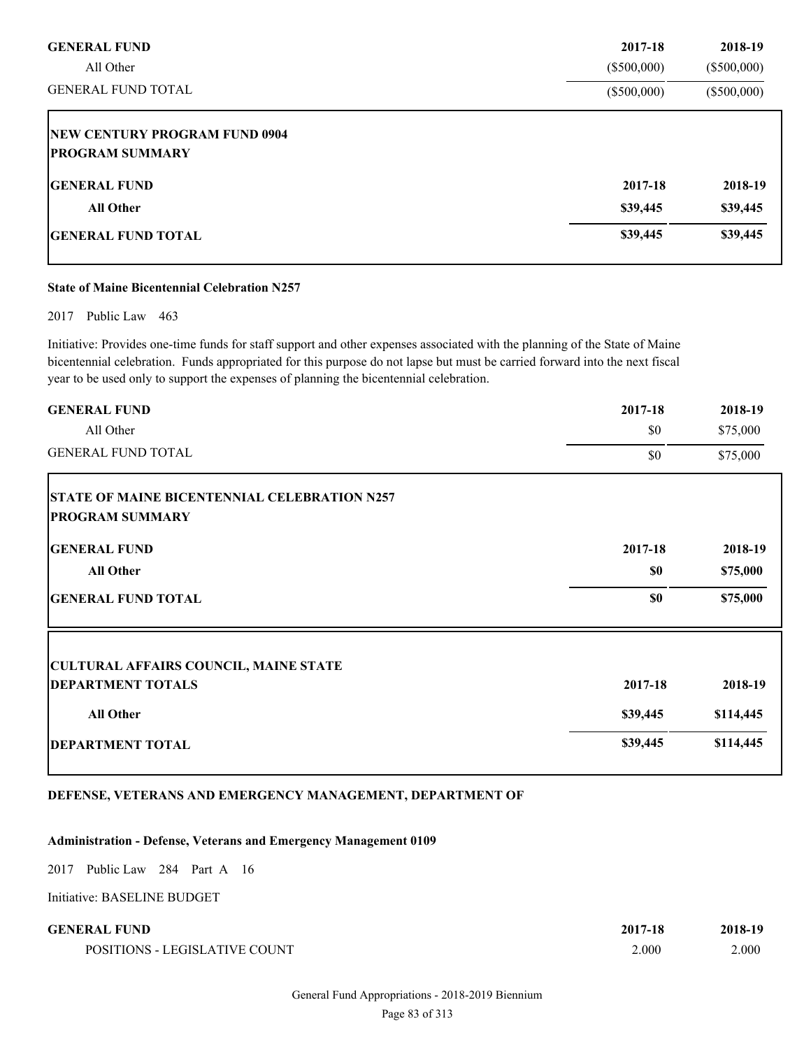| GENERAL FUND | 2017-18 | 2018-19 |
|---|---|---|
| All Other | ($500,000) | ($500,000) |
| GENERAL FUND TOTAL | ($500,000) | ($500,000) |

| NEW CENTURY PROGRAM FUND 0904<br>PROGRAM SUMMARY | | |
|---|---|---|
| **GENERAL FUND** | **2017-18** | **2018-19** |
| **All Other** | **$39,445** | **$39,445** |
| **GENERAL FUND TOTAL** | **$39,445** | **$39,445** |

**State of Maine Bicentennial Celebration N257**

2017 Public Law 463

Initiative: Provides one-time funds for staff support and other expenses associated with the planning of the State of Maine bicentennial celebration. Funds appropriated for this purpose do not lapse but must be carried forward into the next fiscal year to be used only to support the expenses of planning the bicentennial celebration.

| GENERAL FUND | 2017-18 | 2018-19 |
|---|---|---|
| All Other | $0 | $75,000 |
| GENERAL FUND TOTAL | $0 | $75,000 |

| STATE OF MAINE BICENTENNIAL CELEBRATION N257<br>PROGRAM SUMMARY | | |
|---|---|---|
| **GENERAL FUND** | **2017-18** | **2018-19** |
| **All Other** | **$0** | **$75,000** |
| **GENERAL FUND TOTAL** | **$0** | **$75,000** |

| CULTURAL AFFAIRS COUNCIL, MAINE STATE<br>DEPARTMENT TOTALS | 2017-18 | 2018-19 |
|---|---|---|
| **All Other** | **$39,445** | **$114,445** |
| **DEPARTMENT TOTAL** | **$39,445** | **$114,445** |

**DEFENSE, VETERANS AND EMERGENCY MANAGEMENT, DEPARTMENT OF**

**Administration - Defense, Veterans and Emergency Management 0109**

2017 Public Law 284 Part A 16

Initiative: BASELINE BUDGET

| GENERAL FUND | 2017-18 | 2018-19 |
|---|---|---|
| POSITIONS - LEGISLATIVE COUNT | 2.000 | 2.000 |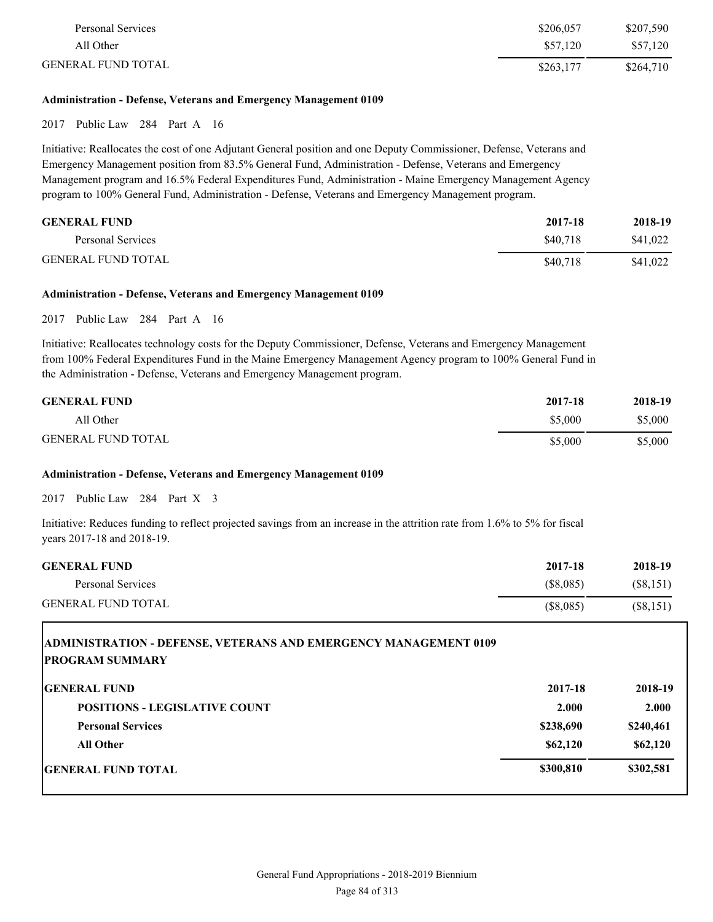| | | |
|---|---|---|
| Personal Services | $206,057 | $207,590 |
| All Other | $57,120 | $57,120 |
| GENERAL FUND TOTAL | $263,177 | $264,710 |

**Administration - Defense, Veterans and Emergency Management 0109**

2017 Public Law 284 Part A 16

Initiative: Reallocates the cost of one Adjutant General position and one Deputy Commissioner, Defense, Veterans and Emergency Management position from 83.5% General Fund, Administration - Defense, Veterans and Emergency Management program and 16.5% Federal Expenditures Fund, Administration - Maine Emergency Management Agency program to 100% General Fund, Administration - Defense, Veterans and Emergency Management program.

| GENERAL FUND | 2017-18 | 2018-19 |
|---|---|---|
| Personal Services | $40,718 | $41,022 |
| GENERAL FUND TOTAL | $40,718 | $41,022 |

**Administration - Defense, Veterans and Emergency Management 0109**

2017 Public Law 284 Part A 16

Initiative: Reallocates technology costs for the Deputy Commissioner, Defense, Veterans and Emergency Management from 100% Federal Expenditures Fund in the Maine Emergency Management Agency program to 100% General Fund in the Administration - Defense, Veterans and Emergency Management program.

| GENERAL FUND | 2017-18 | 2018-19 |
|---|---|---|
| All Other | $5,000 | $5,000 |
| GENERAL FUND TOTAL | $5,000 | $5,000 |

**Administration - Defense, Veterans and Emergency Management 0109**

2017 Public Law 284 Part X 3

Initiative: Reduces funding to reflect projected savings from an increase in the attrition rate from 1.6% to 5% for fiscal years 2017-18 and 2018-19.

| GENERAL FUND | 2017-18 | 2018-19 |
|---|---|---|
| Personal Services | ($8,085) | ($8,151) |
| GENERAL FUND TOTAL | ($8,085) | ($8,151) |

**ADMINISTRATION - DEFENSE, VETERANS AND EMERGENCY MANAGEMENT 0109**
**PROGRAM SUMMARY**

| GENERAL FUND | 2017-18 | 2018-19 |
|---|---|---|
| **POSITIONS - LEGISLATIVE COUNT** | **2.000** | **2.000** |
| **Personal Services** | **$238,690** | **$240,461** |
| **All Other** | **$62,120** | **$62,120** |
| **GENERAL FUND TOTAL** | **$300,810** | **$302,581** |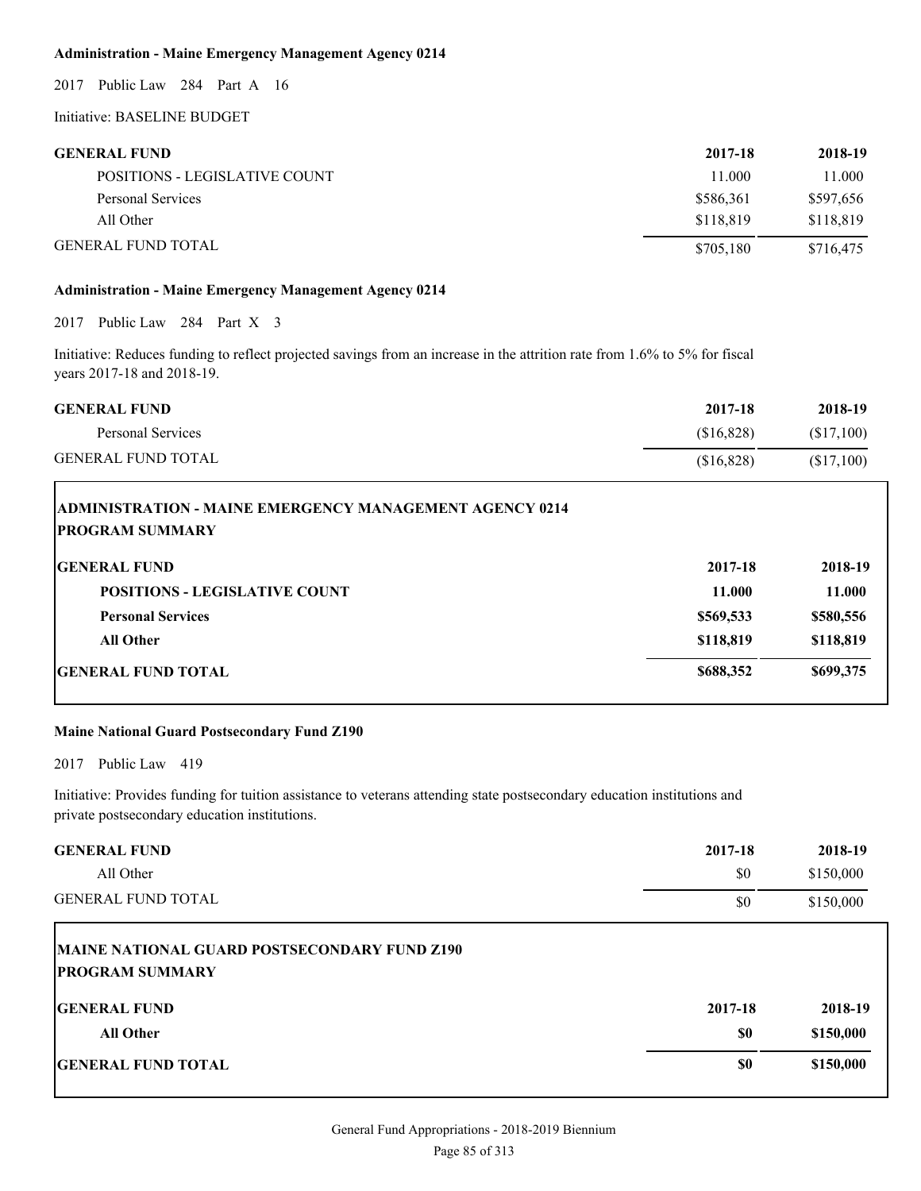**Administration - Maine Emergency Management Agency 0214**

2017 Public Law 284 Part A 16

Initiative: BASELINE BUDGET

| GENERAL FUND | 2017-18 | 2018-19 |
|---|---|---|
| POSITIONS - LEGISLATIVE COUNT | 11.000 | 11.000 |
| Personal Services | $586,361 | $597,656 |
| All Other | $118,819 | $118,819 |
| GENERAL FUND TOTAL | $705,180 | $716,475 |

**Administration - Maine Emergency Management Agency 0214**

2017 Public Law 284 Part X 3

Initiative: Reduces funding to reflect projected savings from an increase in the attrition rate from 1.6% to 5% for fiscal years 2017-18 and 2018-19.

| GENERAL FUND | 2017-18 | 2018-19 |
|---|---|---|
| Personal Services | ($16,828) | ($17,100) |
| GENERAL FUND TOTAL | ($16,828) | ($17,100) |

**ADMINISTRATION - MAINE EMERGENCY MANAGEMENT AGENCY 0214**
**PROGRAM SUMMARY**

| GENERAL FUND | 2017-18 | 2018-19 |
|---|---|---|
| **POSITIONS - LEGISLATIVE COUNT** | **11.000** | **11.000** |
| **Personal Services** | **$569,533** | **$580,556** |
| **All Other** | **$118,819** | **$118,819** |
| **GENERAL FUND TOTAL** | **$688,352** | **$699,375** |

**Maine National Guard Postsecondary Fund Z190**

2017 Public Law 419

Initiative: Provides funding for tuition assistance to veterans attending state postsecondary education institutions and private postsecondary education institutions.

| GENERAL FUND | 2017-18 | 2018-19 |
|---|---|---|
| All Other | $0 | $150,000 |
| GENERAL FUND TOTAL | $0 | $150,000 |

**MAINE NATIONAL GUARD POSTSECONDARY FUND Z190**
**PROGRAM SUMMARY**

| GENERAL FUND | 2017-18 | 2018-19 |
|---|---|---|
| **All Other** | **$0** | **$150,000** |
| **GENERAL FUND TOTAL** | **$0** | **$150,000** |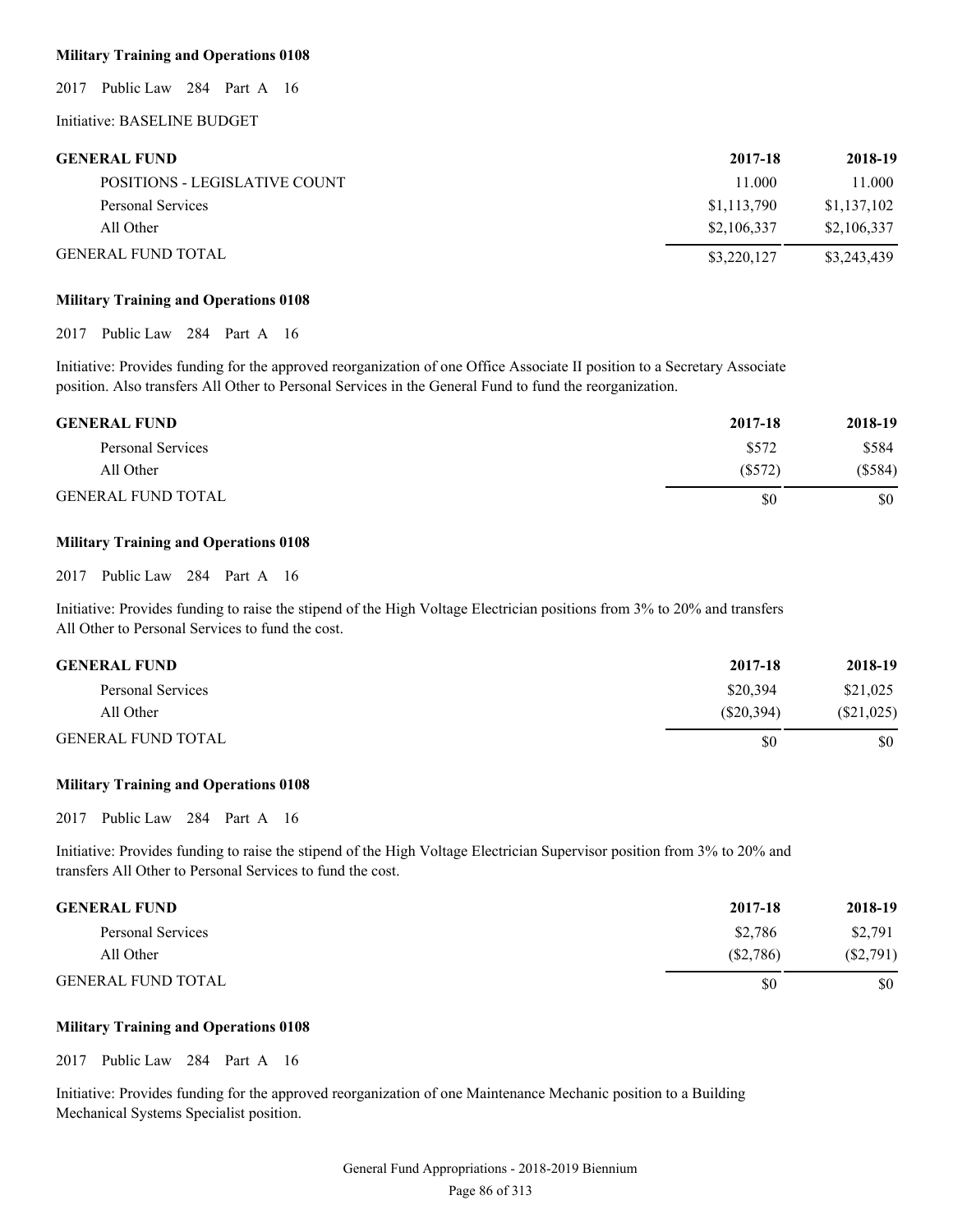**Military Training and Operations 0108**

2017 Public Law 284 Part A 16

Initiative: BASELINE BUDGET

| GENERAL FUND | 2017-18 | 2018-19 |
|---|---|---|
| POSITIONS - LEGISLATIVE COUNT | 11.000 | 11.000 |
| Personal Services | $1,113,790 | $1,137,102 |
| All Other | $2,106,337 | $2,106,337 |
| GENERAL FUND TOTAL | $3,220,127 | $3,243,439 |

**Military Training and Operations 0108**

2017 Public Law 284 Part A 16

Initiative: Provides funding for the approved reorganization of one Office Associate II position to a Secretary Associate position. Also transfers All Other to Personal Services in the General Fund to fund the reorganization.

| GENERAL FUND | 2017-18 | 2018-19 |
|---|---|---|
| Personal Services | $572 | $584 |
| All Other | ($572) | ($584) |
| GENERAL FUND TOTAL | $0 | $0 |

**Military Training and Operations 0108**

2017 Public Law 284 Part A 16

Initiative: Provides funding to raise the stipend of the High Voltage Electrician positions from 3% to 20% and transfers All Other to Personal Services to fund the cost.

| GENERAL FUND | 2017-18 | 2018-19 |
|---|---|---|
| Personal Services | $20,394 | $21,025 |
| All Other | ($20,394) | ($21,025) |
| GENERAL FUND TOTAL | $0 | $0 |

**Military Training and Operations 0108**

2017 Public Law 284 Part A 16

Initiative: Provides funding to raise the stipend of the High Voltage Electrician Supervisor position from 3% to 20% and transfers All Other to Personal Services to fund the cost.

| GENERAL FUND | 2017-18 | 2018-19 |
|---|---|---|
| Personal Services | $2,786 | $2,791 |
| All Other | ($2,786) | ($2,791) |
| GENERAL FUND TOTAL | $0 | $0 |

**Military Training and Operations 0108**

2017 Public Law 284 Part A 16

Initiative: Provides funding for the approved reorganization of one Maintenance Mechanic position to a Building Mechanical Systems Specialist position.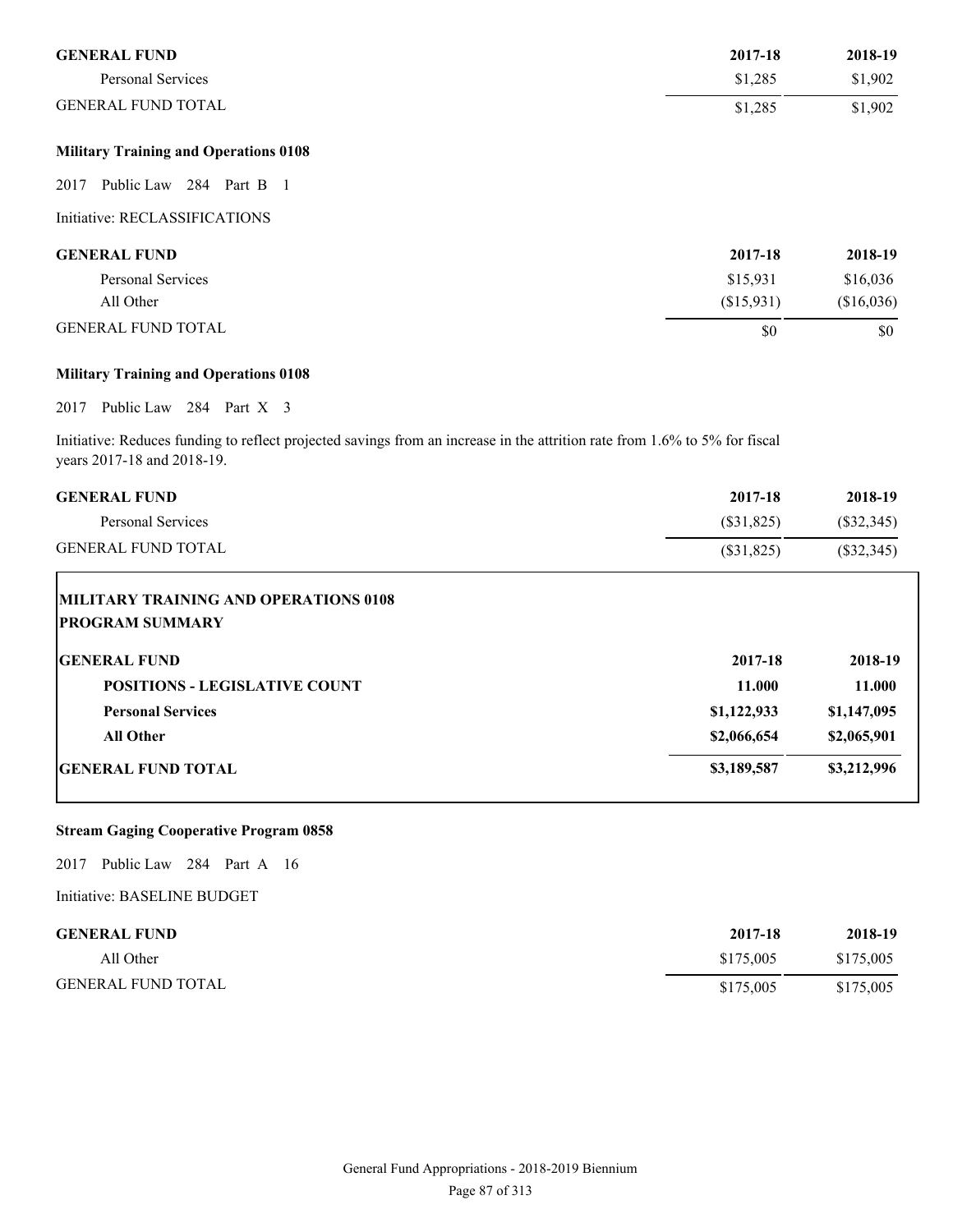| GENERAL FUND | 2017-18 | 2018-19 |
|---|---|---|
| Personal Services | $1,285 | $1,902 |
| GENERAL FUND TOTAL | $1,285 | $1,902 |

**Military Training and Operations 0108**

2017 Public Law 284 Part B 1

Initiative: RECLASSIFICATIONS

| GENERAL FUND | 2017-18 | 2018-19 |
|---|---|---|
| Personal Services | $15,931 | $16,036 |
| All Other | ($15,931) | ($16,036) |
| GENERAL FUND TOTAL | $0 | $0 |

**Military Training and Operations 0108**

2017 Public Law 284 Part X 3

Initiative: Reduces funding to reflect projected savings from an increase in the attrition rate from 1.6% to 5% for fiscal years 2017-18 and 2018-19.

| GENERAL FUND | 2017-18 | 2018-19 |
|---|---|---|
| Personal Services | ($31,825) | ($32,345) |
| GENERAL FUND TOTAL | ($31,825) | ($32,345) |

**MILITARY TRAINING AND OPERATIONS 0108**
**PROGRAM SUMMARY**

| GENERAL FUND | 2017-18 | 2018-19 |
|---|---|---|
| **POSITIONS - LEGISLATIVE COUNT** | **11.000** | **11.000** |
| **Personal Services** | **$1,122,933** | **$1,147,095** |
| **All Other** | **$2,066,654** | **$2,065,901** |
| **GENERAL FUND TOTAL** | **$3,189,587** | **$3,212,996** |

**Stream Gaging Cooperative Program 0858**

2017 Public Law 284 Part A 16

Initiative: BASELINE BUDGET

| GENERAL FUND | 2017-18 | 2018-19 |
|---|---|---|
| All Other | $175,005 | $175,005 |
| GENERAL FUND TOTAL | $175,005 | $175,005 |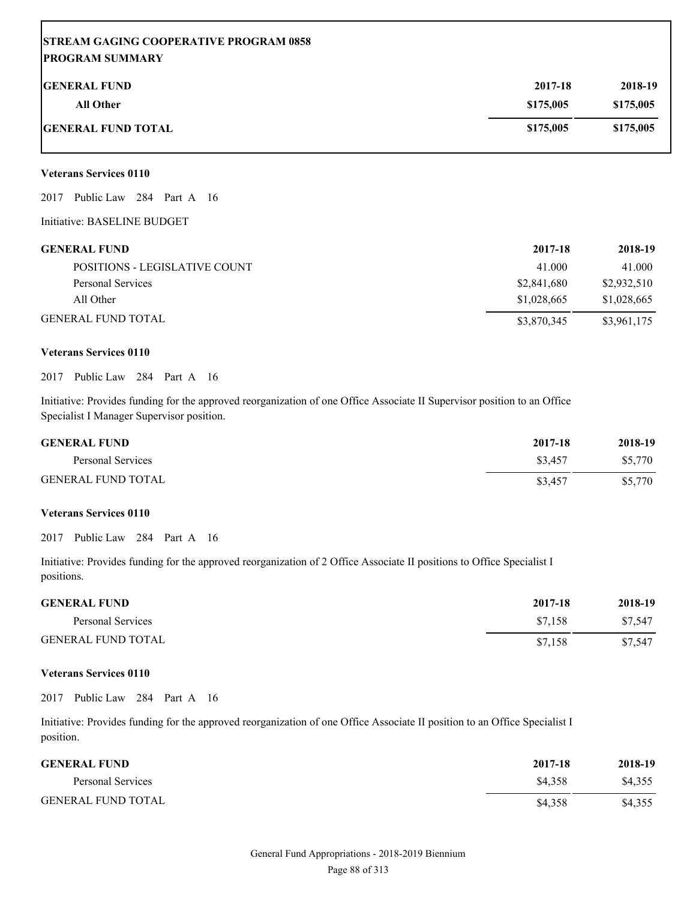**STREAM GAGING COOPERATIVE PROGRAM 0858**
**PROGRAM SUMMARY**

| GENERAL FUND | 2017-18 | 2018-19 |
|---|---|---|
| All Other | $175,005 | $175,005 |
| GENERAL FUND TOTAL | $175,005 | $175,005 |

**Veterans Services 0110**

2017 Public Law 284 Part A 16

Initiative: BASELINE BUDGET

| GENERAL FUND | 2017-18 | 2018-19 |
|---|---|---|
| POSITIONS - LEGISLATIVE COUNT | 41.000 | 41.000 |
| Personal Services | $2,841,680 | $2,932,510 |
| All Other | $1,028,665 | $1,028,665 |
| GENERAL FUND TOTAL | $3,870,345 | $3,961,175 |

**Veterans Services 0110**

2017 Public Law 284 Part A 16

Initiative: Provides funding for the approved reorganization of one Office Associate II Supervisor position to an Office Specialist I Manager Supervisor position.

| GENERAL FUND | 2017-18 | 2018-19 |
|---|---|---|
| Personal Services | $3,457 | $5,770 |
| GENERAL FUND TOTAL | $3,457 | $5,770 |

**Veterans Services 0110**

2017 Public Law 284 Part A 16

Initiative: Provides funding for the approved reorganization of 2 Office Associate II positions to Office Specialist I positions.

| GENERAL FUND | 2017-18 | 2018-19 |
|---|---|---|
| Personal Services | $7,158 | $7,547 |
| GENERAL FUND TOTAL | $7,158 | $7,547 |

**Veterans Services 0110**

2017 Public Law 284 Part A 16

Initiative: Provides funding for the approved reorganization of one Office Associate II position to an Office Specialist I position.

| GENERAL FUND | 2017-18 | 2018-19 |
|---|---|---|
| Personal Services | $4,358 | $4,355 |
| GENERAL FUND TOTAL | $4,358 | $4,355 |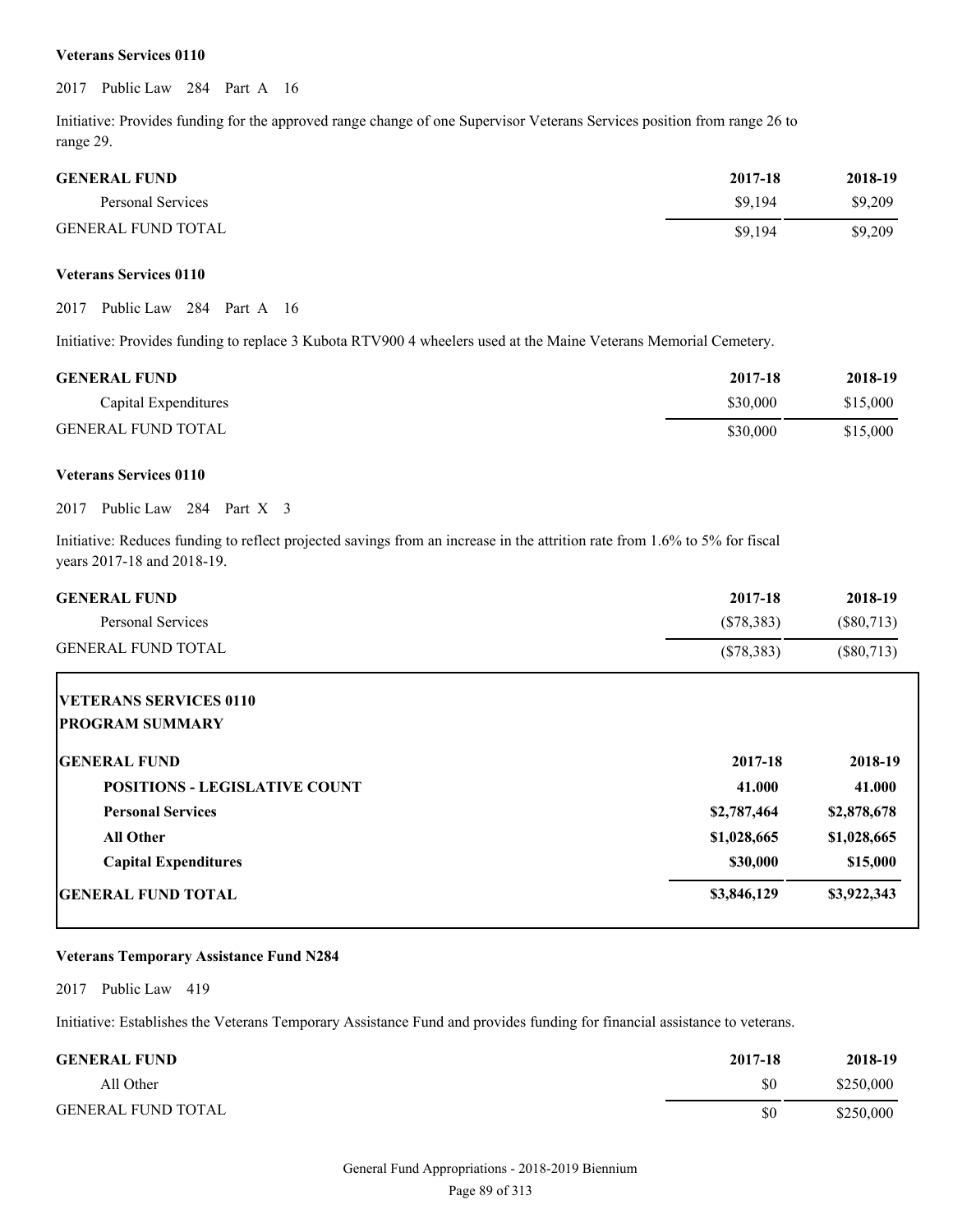**Veterans Services 0110**

2017 Public Law 284 Part A 16

Initiative: Provides funding for the approved range change of one Supervisor Veterans Services position from range 26 to range 29.

| GENERAL FUND | 2017-18 | 2018-19 |
|---|---|---|
| Personal Services | $9,194 | $9,209 |
| GENERAL FUND TOTAL | $9,194 | $9,209 |

**Veterans Services 0110**

2017 Public Law 284 Part A 16

Initiative: Provides funding to replace 3 Kubota RTV900 4 wheelers used at the Maine Veterans Memorial Cemetery.

| GENERAL FUND | 2017-18 | 2018-19 |
|---|---|---|
| Capital Expenditures | $30,000 | $15,000 |
| GENERAL FUND TOTAL | $30,000 | $15,000 |

**Veterans Services 0110**

2017 Public Law 284 Part X 3

Initiative: Reduces funding to reflect projected savings from an increase in the attrition rate from 1.6% to 5% for fiscal years 2017-18 and 2018-19.

| GENERAL FUND | 2017-18 | 2018-19 |
|---|---|---|
| Personal Services | ($78,383) | ($80,713) |
| GENERAL FUND TOTAL | ($78,383) | ($80,713) |

**VETERANS SERVICES 0110**
**PROGRAM SUMMARY**

| GENERAL FUND | 2017-18 | 2018-19 |
|---|---|---|
| **POSITIONS - LEGISLATIVE COUNT** | **41.000** | **41.000** |
| **Personal Services** | **$2,787,464** | **$2,878,678** |
| **All Other** | **$1,028,665** | **$1,028,665** |
| **Capital Expenditures** | **$30,000** | **$15,000** |
| **GENERAL FUND TOTAL** | **$3,846,129** | **$3,922,343** |

**Veterans Temporary Assistance Fund N284**

2017 Public Law 419

Initiative: Establishes the Veterans Temporary Assistance Fund and provides funding for financial assistance to veterans.

| GENERAL FUND | 2017-18 | 2018-19 |
|---|---|---|
| All Other | $0 | $250,000 |
| GENERAL FUND TOTAL | $0 | $250,000 |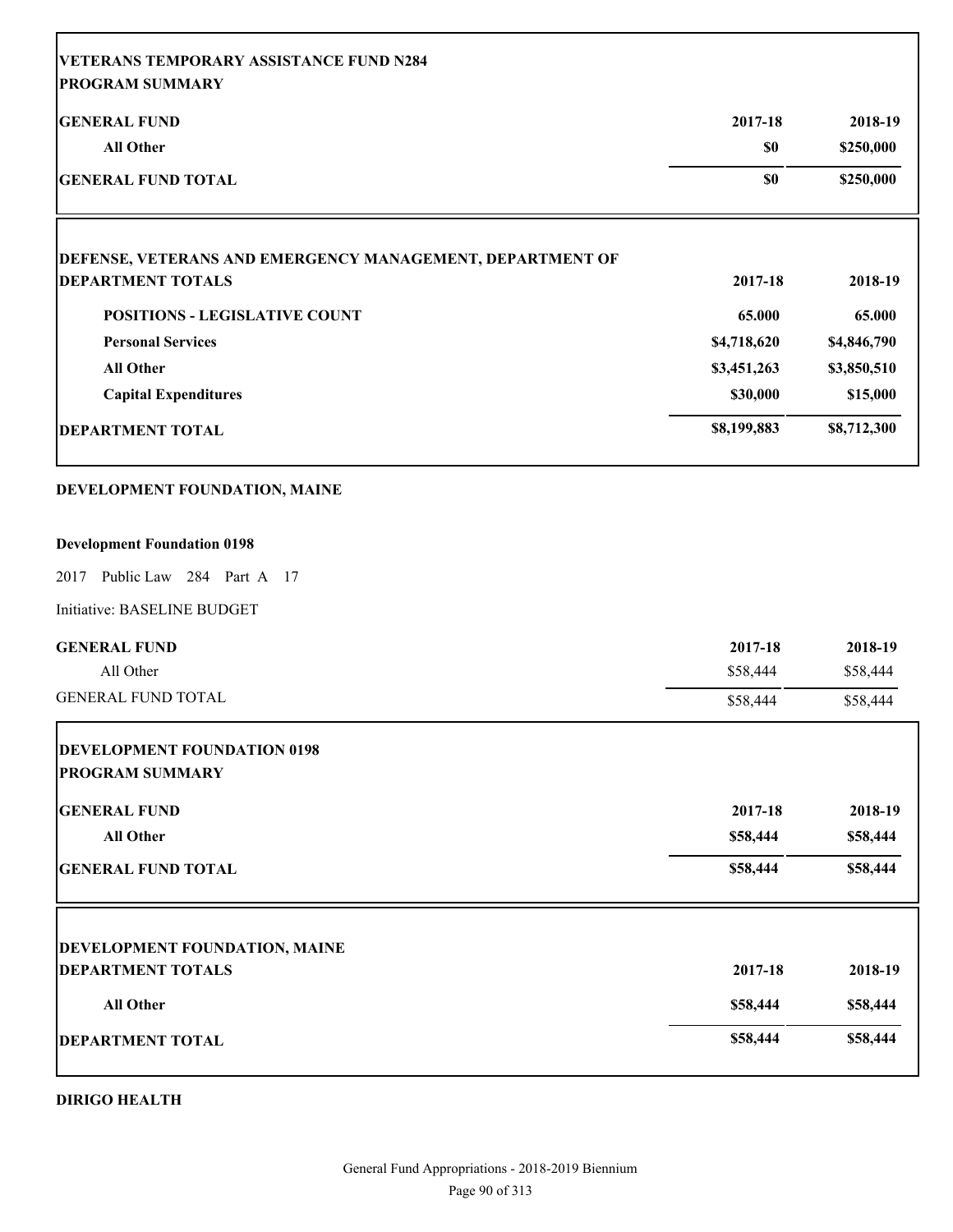| VETERANS TEMPORARY ASSISTANCE FUND N284<br>PROGRAM SUMMARY | | |
|---|---|---|
| **GENERAL FUND** | **2017-18** | **2018-19** |
| **All Other** | **$0** | **$250,000** |
| **GENERAL FUND TOTAL** | **$0** | **$250,000** |

| DEFENSE, VETERANS AND EMERGENCY MANAGEMENT, DEPARTMENT OF<br>DEPARTMENT TOTALS | **2017-18** | **2018-19** |
|---|---|---|
| **POSITIONS - LEGISLATIVE COUNT** | **65.000** | **65.000** |
| **Personal Services** | **$4,718,620** | **$4,846,790** |
| **All Other** | **$3,451,263** | **$3,850,510** |
| **Capital Expenditures** | **$30,000** | **$15,000** |
| **DEPARTMENT TOTAL** | **$8,199,883** | **$8,712,300** |

## DEVELOPMENT FOUNDATION, MAINE

### Development Foundation 0198

2017 Public Law 284 Part A 17

Initiative: BASELINE BUDGET

| **GENERAL FUND** | **2017-18** | **2018-19** |
|---|---|---|
| All Other | $58,444 | $58,444 |
| GENERAL FUND TOTAL | $58,444 | $58,444 |

| DEVELOPMENT FOUNDATION 0198<br>PROGRAM SUMMARY | | |
|---|---|---|
| **GENERAL FUND** | **2017-18** | **2018-19** |
| **All Other** | **$58,444** | **$58,444** |
| **GENERAL FUND TOTAL** | **$58,444** | **$58,444** |

| DEVELOPMENT FOUNDATION, MAINE<br>DEPARTMENT TOTALS | **2017-18** | **2018-19** |
|---|---|---|
| **All Other** | **$58,444** | **$58,444** |
| **DEPARTMENT TOTAL** | **$58,444** | **$58,444** |

## DIRIGO HEALTH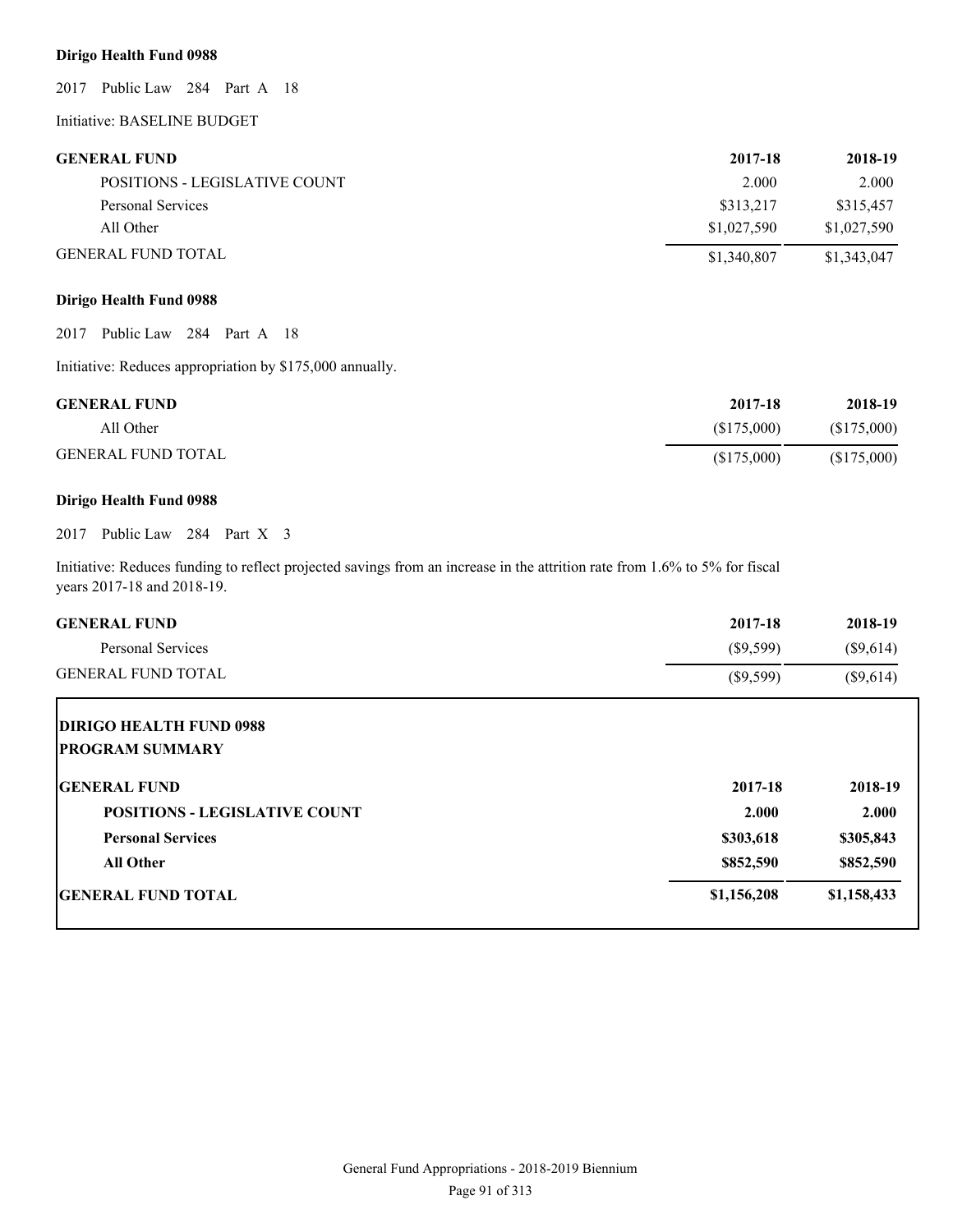**Dirigo Health Fund 0988**

2017 Public Law 284 Part A 18

Initiative: BASELINE BUDGET

| GENERAL FUND | 2017-18 | 2018-19 |
|---|---|---|
| POSITIONS - LEGISLATIVE COUNT | 2.000 | 2.000 |
| Personal Services | $313,217 | $315,457 |
| All Other | $1,027,590 | $1,027,590 |
| GENERAL FUND TOTAL | $1,340,807 | $1,343,047 |

**Dirigo Health Fund 0988**

2017 Public Law 284 Part A 18

Initiative: Reduces appropriation by $175,000 annually.

| GENERAL FUND | 2017-18 | 2018-19 |
|---|---|---|
| All Other | ($175,000) | ($175,000) |
| GENERAL FUND TOTAL | ($175,000) | ($175,000) |

**Dirigo Health Fund 0988**

2017 Public Law 284 Part X 3

Initiative: Reduces funding to reflect projected savings from an increase in the attrition rate from 1.6% to 5% for fiscal years 2017-18 and 2018-19.

| GENERAL FUND | 2017-18 | 2018-19 |
|---|---|---|
| Personal Services | ($9,599) | ($9,614) |
| GENERAL FUND TOTAL | ($9,599) | ($9,614) |

**DIRIGO HEALTH FUND 0988**
**PROGRAM SUMMARY**

| GENERAL FUND | 2017-18 | 2018-19 |
|---|---|---|
| **POSITIONS - LEGISLATIVE COUNT** | **2.000** | **2.000** |
| **Personal Services** | **$303,618** | **$305,843** |
| **All Other** | **$852,590** | **$852,590** |
| **GENERAL FUND TOTAL** | **$1,156,208** | **$1,158,433** |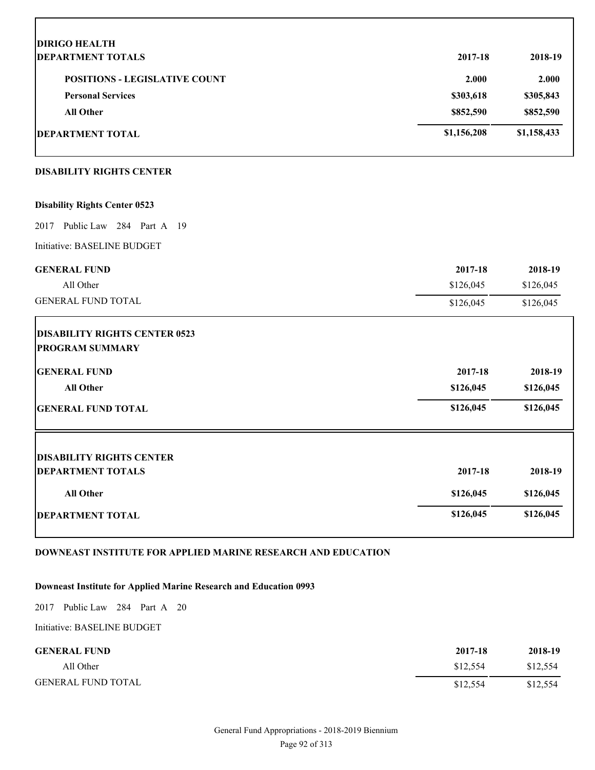| DIRIGO HEALTH<br>DEPARTMENT TOTALS | 2017-18 | 2018-19 |
|---|---|---|
| **POSITIONS - LEGISLATIVE COUNT** | **2.000** | **2.000** |
| **Personal Services** | **$303,618** | **$305,843** |
| **All Other** | **$852,590** | **$852,590** |
| **DEPARTMENT TOTAL** | **$1,156,208** | **$1,158,433** |

## DISABILITY RIGHTS CENTER

### Disability Rights Center 0523

2017 Public Law 284 Part A 19

Initiative: BASELINE BUDGET

| GENERAL FUND | 2017-18 | 2018-19 |
|---|---|---|
| All Other | $126,045 | $126,045 |
| GENERAL FUND TOTAL | $126,045 | $126,045 |

| DISABILITY RIGHTS CENTER 0523<br>PROGRAM SUMMARY | | |
|---|---|---|
| **GENERAL FUND** | **2017-18** | **2018-19** |
| **All Other** | **$126,045** | **$126,045** |
| **GENERAL FUND TOTAL** | **$126,045** | **$126,045** |

| DISABILITY RIGHTS CENTER<br>DEPARTMENT TOTALS | 2017-18 | 2018-19 |
|---|---|---|
| **All Other** | **$126,045** | **$126,045** |
| **DEPARTMENT TOTAL** | **$126,045** | **$126,045** |

## DOWNEAST INSTITUTE FOR APPLIED MARINE RESEARCH AND EDUCATION

### Downeast Institute for Applied Marine Research and Education 0993

2017 Public Law 284 Part A 20

Initiative: BASELINE BUDGET

| GENERAL FUND | 2017-18 | 2018-19 |
|---|---|---|
| All Other | $12,554 | $12,554 |
| GENERAL FUND TOTAL | $12,554 | $12,554 |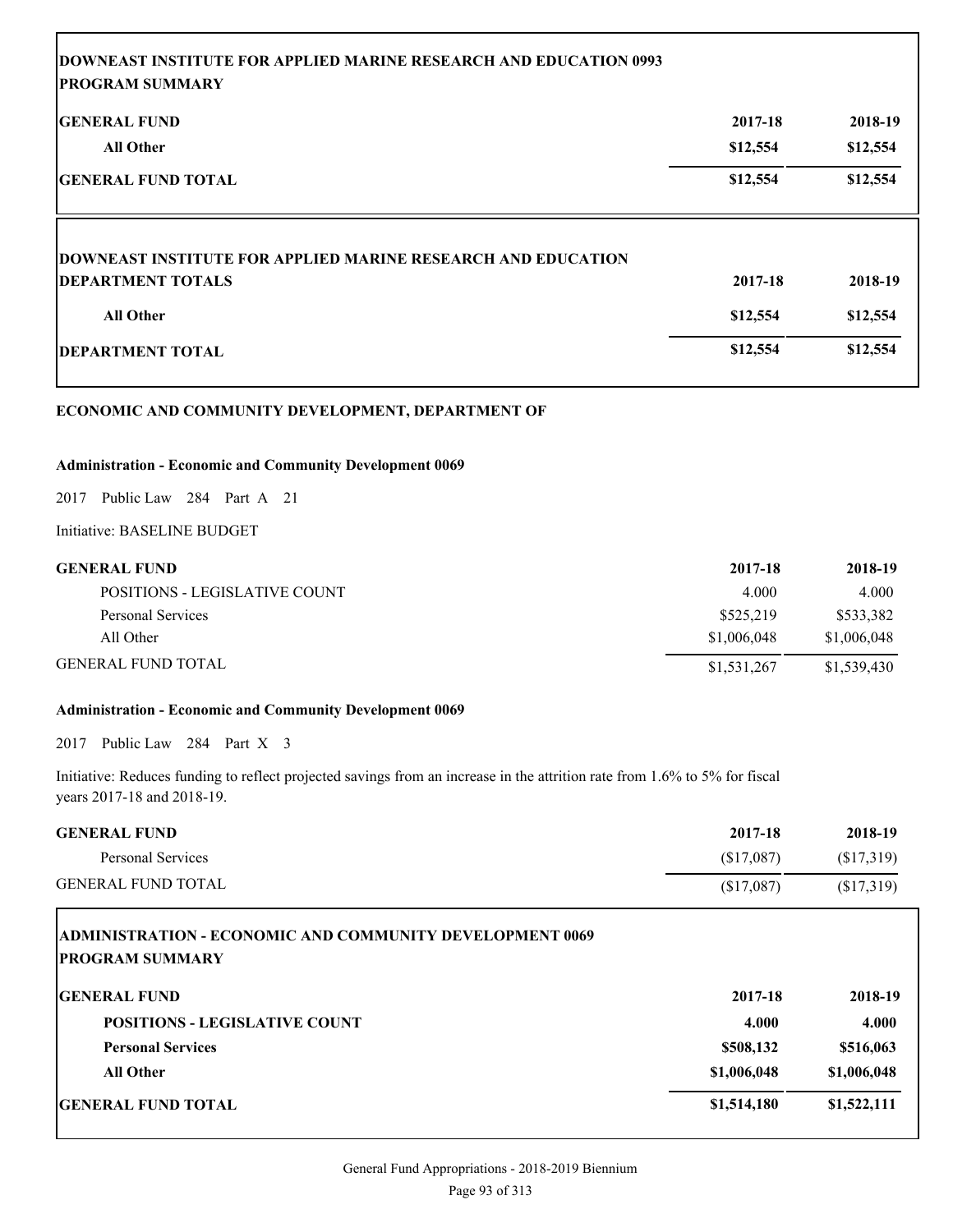| DOWNEAST INSTITUTE FOR APPLIED MARINE RESEARCH AND EDUCATION 0993<br>PROGRAM SUMMARY | | |
|---|---|---|
| **GENERAL FUND** | **2017-18** | **2018-19** |
| **All Other** | **$12,554** | **$12,554** |
| **GENERAL FUND TOTAL** | **$12,554** | **$12,554** |

| DOWNEAST INSTITUTE FOR APPLIED MARINE RESEARCH AND EDUCATION<br>DEPARTMENT TOTALS | 2017-18 | 2018-19 |
|---|---|---|
| **All Other** | **$12,554** | **$12,554** |
| **DEPARTMENT TOTAL** | **$12,554** | **$12,554** |

## ECONOMIC AND COMMUNITY DEVELOPMENT, DEPARTMENT OF

### Administration - Economic and Community Development 0069

2017 Public Law 284 Part A 21

Initiative: BASELINE BUDGET

| GENERAL FUND | 2017-18 | 2018-19 |
|---|---|---|
| POSITIONS - LEGISLATIVE COUNT | 4.000 | 4.000 |
| Personal Services | $525,219 | $533,382 |
| All Other | $1,006,048 | $1,006,048 |
| GENERAL FUND TOTAL | $1,531,267 | $1,539,430 |

### Administration - Economic and Community Development 0069

2017 Public Law 284 Part X 3

Initiative: Reduces funding to reflect projected savings from an increase in the attrition rate from 1.6% to 5% for fiscal years 2017-18 and 2018-19.

| GENERAL FUND | 2017-18 | 2018-19 |
|---|---|---|
| Personal Services | ($17,087) | ($17,319) |
| GENERAL FUND TOTAL | ($17,087) | ($17,319) |

| ADMINISTRATION - ECONOMIC AND COMMUNITY DEVELOPMENT 0069<br>PROGRAM SUMMARY | | |
|---|---|---|
| **GENERAL FUND** | **2017-18** | **2018-19** |
| **POSITIONS - LEGISLATIVE COUNT** | **4.000** | **4.000** |
| **Personal Services** | **$508,132** | **$516,063** |
| **All Other** | **$1,006,048** | **$1,006,048** |
| **GENERAL FUND TOTAL** | **$1,514,180** | **$1,522,111** |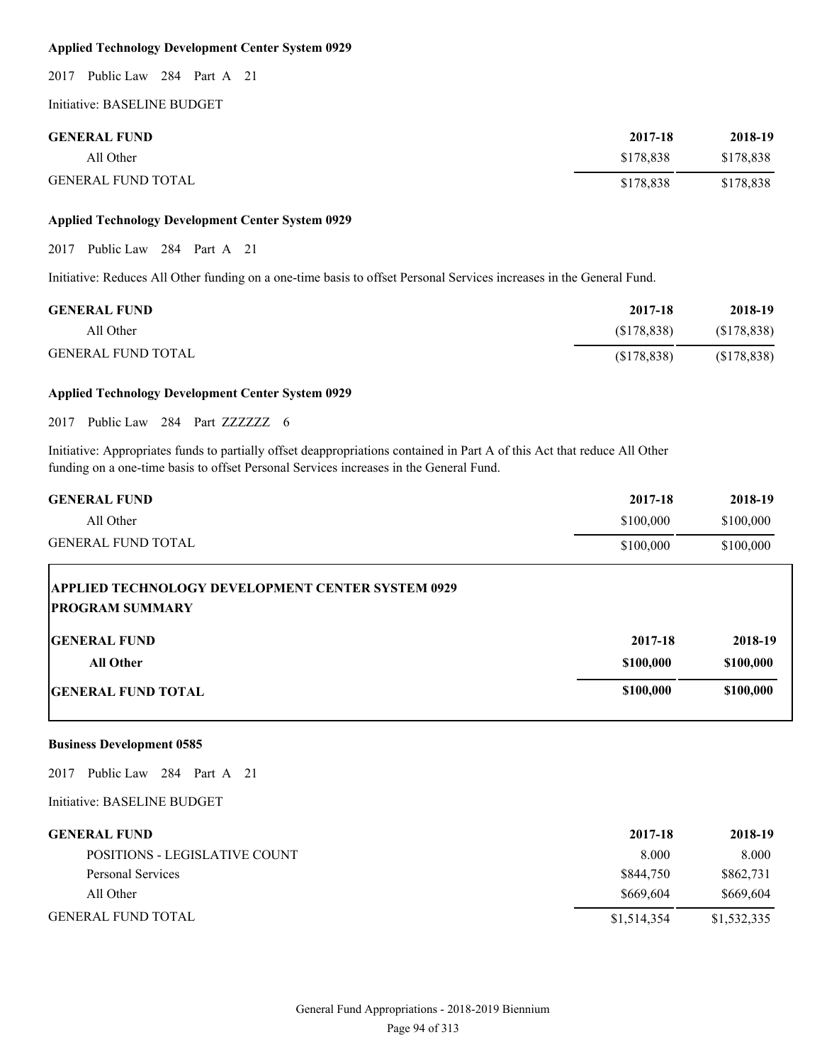**Applied Technology Development Center System 0929**

2017 Public Law 284 Part A 21

Initiative: BASELINE BUDGET

| GENERAL FUND | 2017-18 | 2018-19 |
|---|---|---|
| All Other | $178,838 | $178,838 |
| GENERAL FUND TOTAL | $178,838 | $178,838 |

**Applied Technology Development Center System 0929**

2017 Public Law 284 Part A 21

Initiative: Reduces All Other funding on a one-time basis to offset Personal Services increases in the General Fund.

| GENERAL FUND | 2017-18 | 2018-19 |
|---|---|---|
| All Other | ($178,838) | ($178,838) |
| GENERAL FUND TOTAL | ($178,838) | ($178,838) |

**Applied Technology Development Center System 0929**

2017 Public Law 284 Part ZZZZZZ 6

Initiative: Appropriates funds to partially offset deappropriations contained in Part A of this Act that reduce All Other funding on a one-time basis to offset Personal Services increases in the General Fund.

| GENERAL FUND | 2017-18 | 2018-19 |
|---|---|---|
| All Other | $100,000 | $100,000 |
| GENERAL FUND TOTAL | $100,000 | $100,000 |

**APPLIED TECHNOLOGY DEVELOPMENT CENTER SYSTEM 0929**
**PROGRAM SUMMARY**

| GENERAL FUND | 2017-18 | 2018-19 |
|---|---|---|
| **All Other** | **$100,000** | **$100,000** |
| **GENERAL FUND TOTAL** | **$100,000** | **$100,000** |

**Business Development 0585**

2017 Public Law 284 Part A 21

Initiative: BASELINE BUDGET

| GENERAL FUND | 2017-18 | 2018-19 |
|---|---|---|
| POSITIONS - LEGISLATIVE COUNT | 8.000 | 8.000 |
| Personal Services | $844,750 | $862,731 |
| All Other | $669,604 | $669,604 |
| GENERAL FUND TOTAL | $1,514,354 | $1,532,335 |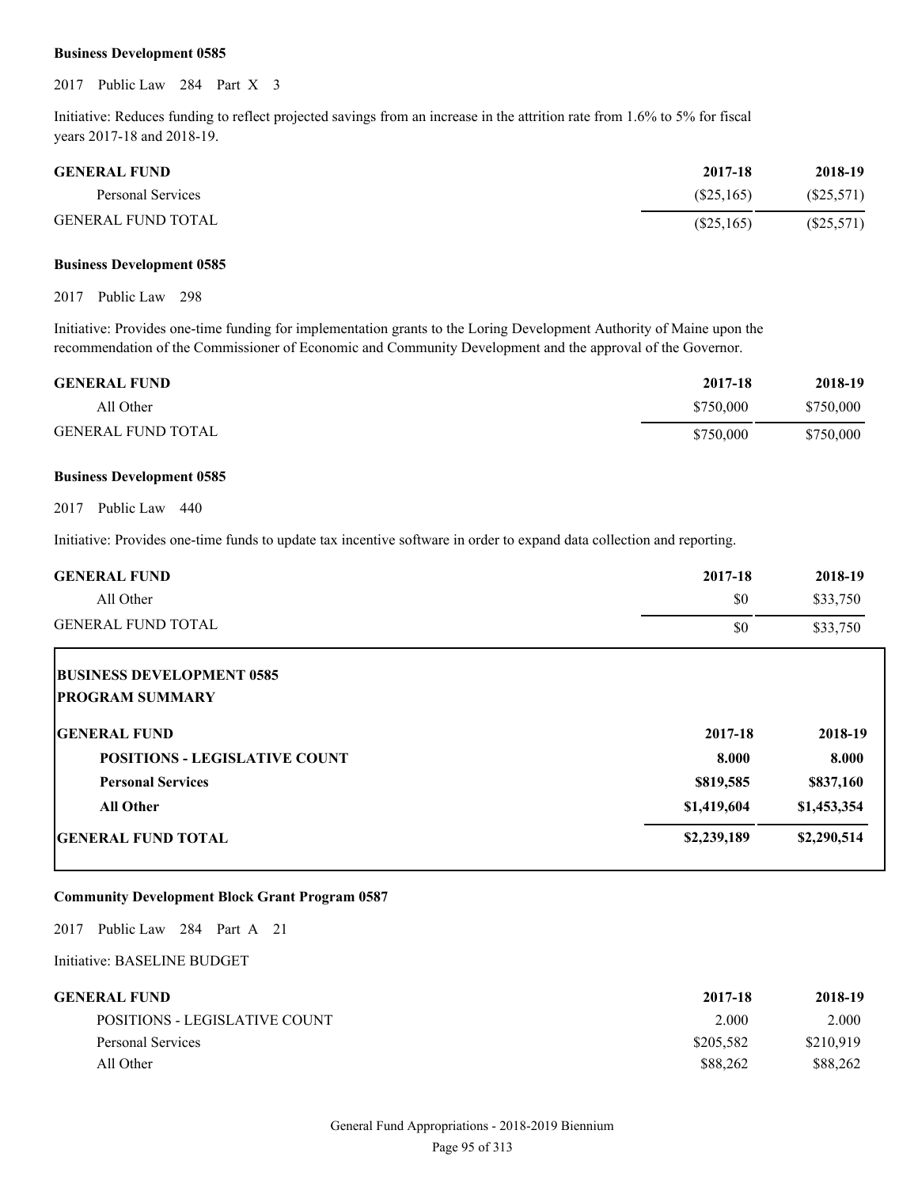**Business Development 0585**

2017 Public Law 284 Part X 3

Initiative: Reduces funding to reflect projected savings from an increase in the attrition rate from 1.6% to 5% for fiscal years 2017-18 and 2018-19.

| GENERAL FUND | 2017-18 | 2018-19 |
|---|---|---|
| Personal Services | ($25,165) | ($25,571) |
| GENERAL FUND TOTAL | ($25,165) | ($25,571) |

**Business Development 0585**

2017 Public Law 298

Initiative: Provides one-time funding for implementation grants to the Loring Development Authority of Maine upon the recommendation of the Commissioner of Economic and Community Development and the approval of the Governor.

| GENERAL FUND | 2017-18 | 2018-19 |
|---|---|---|
| All Other | $750,000 | $750,000 |
| GENERAL FUND TOTAL | $750,000 | $750,000 |

**Business Development 0585**

2017 Public Law 440

Initiative: Provides one-time funds to update tax incentive software in order to expand data collection and reporting.

| GENERAL FUND | 2017-18 | 2018-19 |
|---|---|---|
| All Other | $0 | $33,750 |
| GENERAL FUND TOTAL | $0 | $33,750 |

**BUSINESS DEVELOPMENT 0585**
**PROGRAM SUMMARY**

| GENERAL FUND | 2017-18 | 2018-19 |
|---|---|---|
| **POSITIONS - LEGISLATIVE COUNT** | **8.000** | **8.000** |
| **Personal Services** | **$819,585** | **$837,160** |
| **All Other** | **$1,419,604** | **$1,453,354** |
| **GENERAL FUND TOTAL** | **$2,239,189** | **$2,290,514** |

**Community Development Block Grant Program 0587**

2017 Public Law 284 Part A 21

Initiative: BASELINE BUDGET

| GENERAL FUND | 2017-18 | 2018-19 |
|---|---|---|
| POSITIONS - LEGISLATIVE COUNT | 2.000 | 2.000 |
| Personal Services | $205,582 | $210,919 |
| All Other | $88,262 | $88,262 |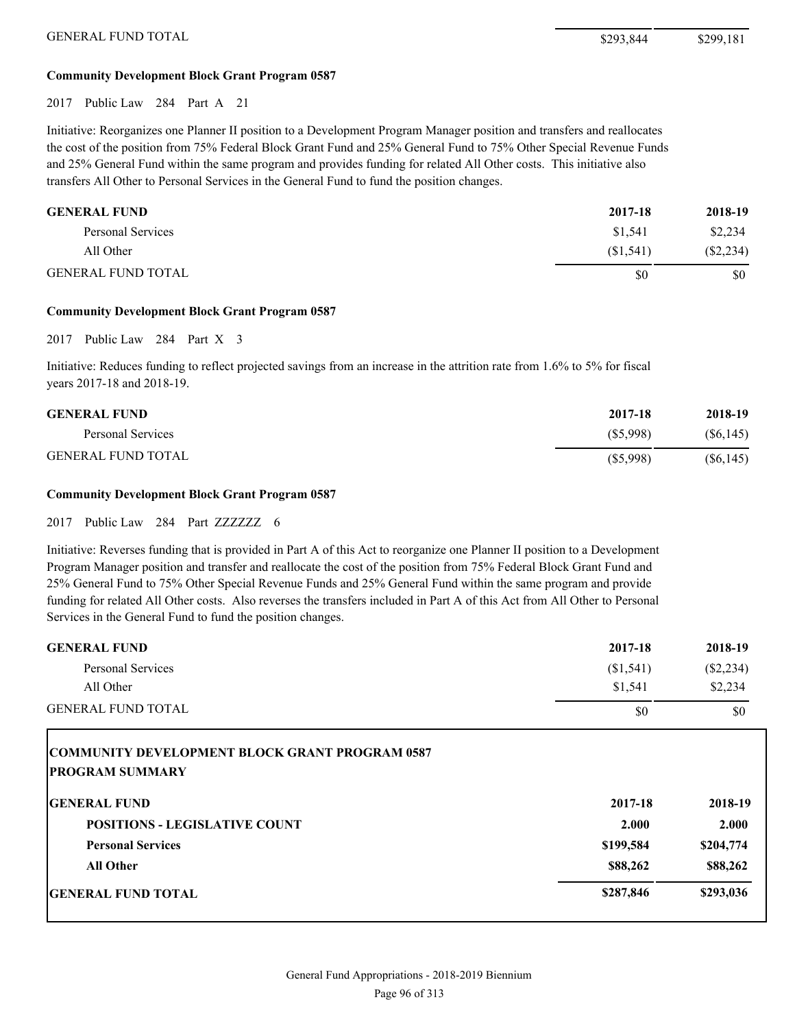| | | |
|---|---|---|
| GENERAL FUND TOTAL | $293,844 | $299,181 |

**Community Development Block Grant Program 0587**

2017 Public Law 284 Part A 21

Initiative: Reorganizes one Planner II position to a Development Program Manager position and transfers and reallocates the cost of the position from 75% Federal Block Grant Fund and 25% General Fund to 75% Other Special Revenue Funds and 25% General Fund within the same program and provides funding for related All Other costs. This initiative also transfers All Other to Personal Services in the General Fund to fund the position changes.

| GENERAL FUND | 2017-18 | 2018-19 |
|---|---|---|
| Personal Services | $1,541 | $2,234 |
| All Other | ($1,541) | ($2,234) |
| GENERAL FUND TOTAL | $0 | $0 |

**Community Development Block Grant Program 0587**

2017 Public Law 284 Part X 3

Initiative: Reduces funding to reflect projected savings from an increase in the attrition rate from 1.6% to 5% for fiscal years 2017-18 and 2018-19.

| GENERAL FUND | 2017-18 | 2018-19 |
|---|---|---|
| Personal Services | ($5,998) | ($6,145) |
| GENERAL FUND TOTAL | ($5,998) | ($6,145) |

**Community Development Block Grant Program 0587**

2017 Public Law 284 Part ZZZZZZ 6

Initiative: Reverses funding that is provided in Part A of this Act to reorganize one Planner II position to a Development Program Manager position and transfer and reallocate the cost of the position from 75% Federal Block Grant Fund and 25% General Fund to 75% Other Special Revenue Funds and 25% General Fund within the same program and provide funding for related All Other costs. Also reverses the transfers included in Part A of this Act from All Other to Personal Services in the General Fund to fund the position changes.

| GENERAL FUND | 2017-18 | 2018-19 |
|---|---|---|
| Personal Services | ($1,541) | ($2,234) |
| All Other | $1,541 | $2,234 |
| GENERAL FUND TOTAL | $0 | $0 |

**COMMUNITY DEVELOPMENT BLOCK GRANT PROGRAM 0587**
**PROGRAM SUMMARY**

| GENERAL FUND | 2017-18 | 2018-19 |
|---|---|---|
| **POSITIONS - LEGISLATIVE COUNT** | **2.000** | **2.000** |
| **Personal Services** | **$199,584** | **$204,774** |
| **All Other** | **$88,262** | **$88,262** |
| **GENERAL FUND TOTAL** | **$287,846** | **$293,036** |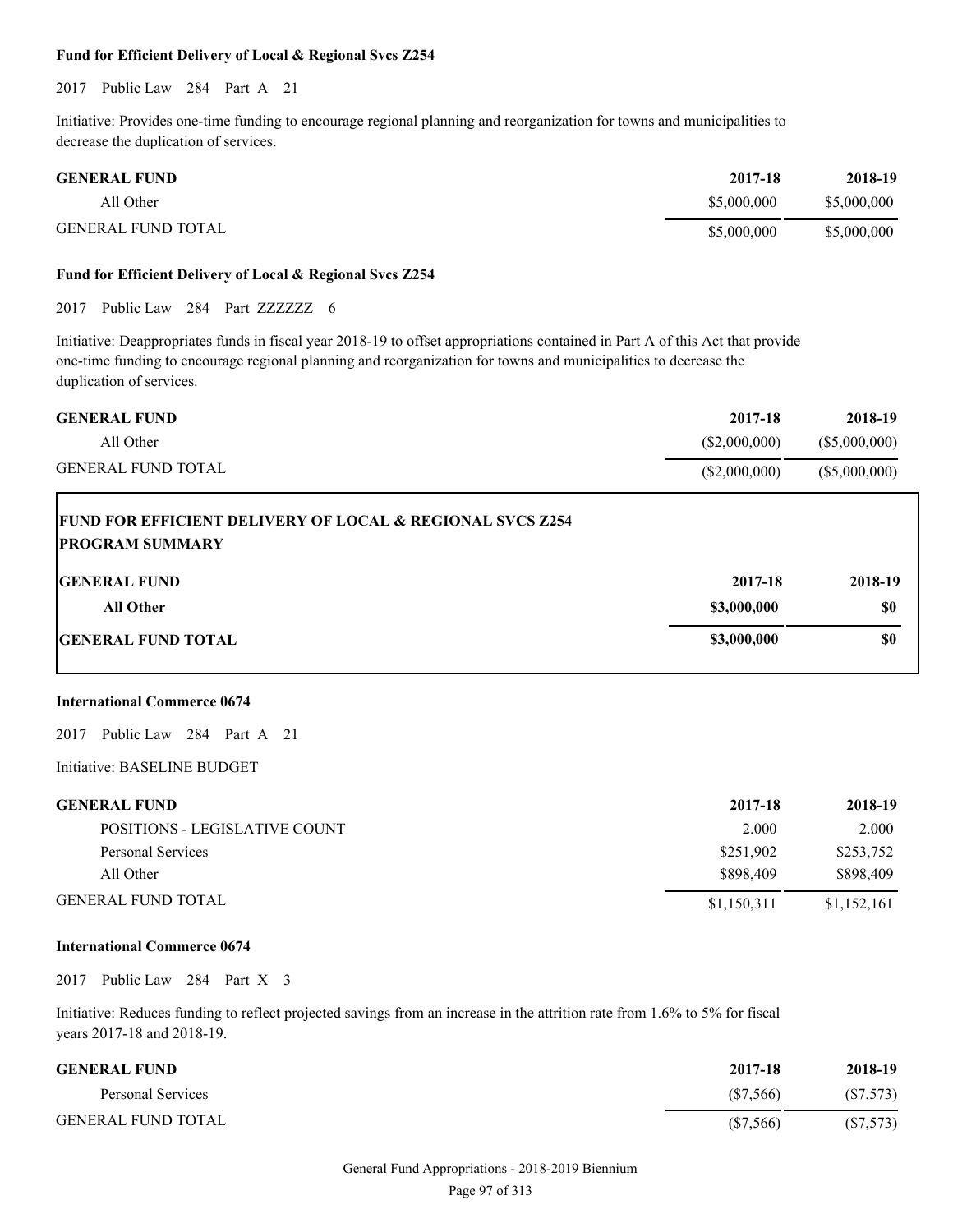**Fund for Efficient Delivery of Local & Regional Svcs Z254**

2017 Public Law 284 Part A 21

Initiative: Provides one-time funding to encourage regional planning and reorganization for towns and municipalities to decrease the duplication of services.

| GENERAL FUND | 2017-18 | 2018-19 |
| --- | --- | --- |
| All Other | $5,000,000 | $5,000,000 |
| GENERAL FUND TOTAL | $5,000,000 | $5,000,000 |

**Fund for Efficient Delivery of Local & Regional Svcs Z254**

2017 Public Law 284 Part ZZZZZZ 6

Initiative: Deappropriates funds in fiscal year 2018-19 to offset appropriations contained in Part A of this Act that provide one-time funding to encourage regional planning and reorganization for towns and municipalities to decrease the duplication of services.

| GENERAL FUND | 2017-18 | 2018-19 |
| --- | --- | --- |
| All Other | ($2,000,000) | ($5,000,000) |
| GENERAL FUND TOTAL | ($2,000,000) | ($5,000,000) |

**FUND FOR EFFICIENT DELIVERY OF LOCAL & REGIONAL SVCS Z254**
**PROGRAM SUMMARY**

| GENERAL FUND | 2017-18 | 2018-19 |
| --- | --- | --- |
| **All Other** | **$3,000,000** | **$0** |
| **GENERAL FUND TOTAL** | **$3,000,000** | **$0** |

**International Commerce 0674**

2017 Public Law 284 Part A 21

Initiative: BASELINE BUDGET

| GENERAL FUND | 2017-18 | 2018-19 |
| --- | --- | --- |
| POSITIONS - LEGISLATIVE COUNT | 2.000 | 2.000 |
| Personal Services | $251,902 | $253,752 |
| All Other | $898,409 | $898,409 |
| GENERAL FUND TOTAL | $1,150,311 | $1,152,161 |

**International Commerce 0674**

2017 Public Law 284 Part X 3

Initiative: Reduces funding to reflect projected savings from an increase in the attrition rate from 1.6% to 5% for fiscal years 2017-18 and 2018-19.

| GENERAL FUND | 2017-18 | 2018-19 |
| --- | --- | --- |
| Personal Services | ($7,566) | ($7,573) |
| GENERAL FUND TOTAL | ($7,566) | ($7,573) |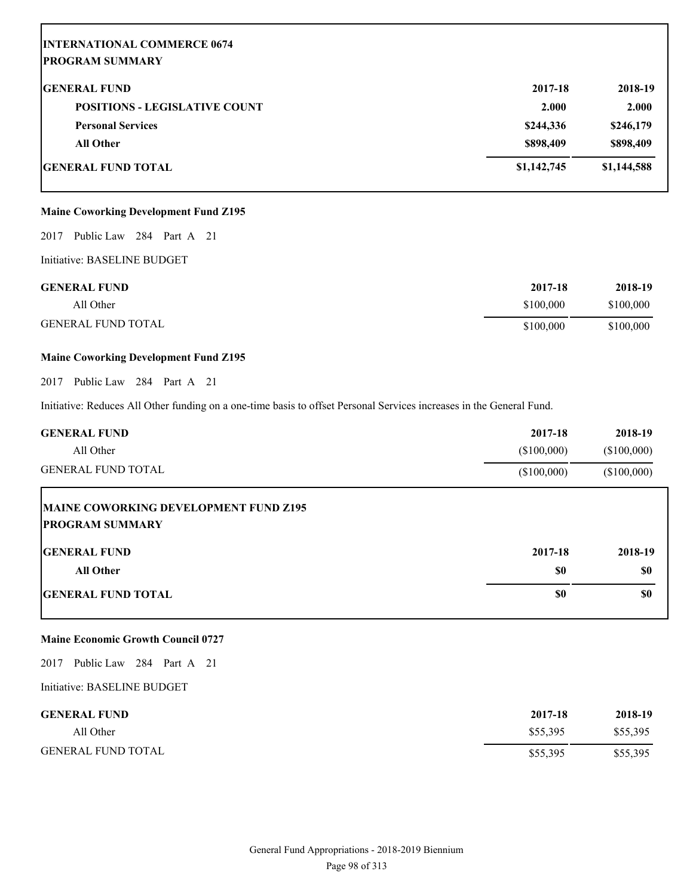| INTERNATIONAL COMMERCE 0674<br>PROGRAM SUMMARY | | |
|---|---|---|
| **GENERAL FUND** | **2017-18** | **2018-19** |
| **POSITIONS - LEGISLATIVE COUNT** | **2.000** | **2.000** |
| **Personal Services** | **$244,336** | **$246,179** |
| **All Other** | **$898,409** | **$898,409** |
| **GENERAL FUND TOTAL** | **$1,142,745** | **$1,144,588** |

**Maine Coworking Development Fund Z195**

2017 Public Law 284 Part A 21

Initiative: BASELINE BUDGET

| GENERAL FUND | 2017-18 | 2018-19 |
|---|---|---|
| All Other | $100,000 | $100,000 |
| GENERAL FUND TOTAL | $100,000 | $100,000 |

**Maine Coworking Development Fund Z195**

2017 Public Law 284 Part A 21

Initiative: Reduces All Other funding on a one-time basis to offset Personal Services increases in the General Fund.

| GENERAL FUND | 2017-18 | 2018-19 |
|---|---|---|
| All Other | ($100,000) | ($100,000) |
| GENERAL FUND TOTAL | ($100,000) | ($100,000) |

| MAINE COWORKING DEVELOPMENT FUND Z195<br>PROGRAM SUMMARY | | |
|---|---|---|
| **GENERAL FUND** | **2017-18** | **2018-19** |
| **All Other** | **$0** | **$0** |
| **GENERAL FUND TOTAL** | **$0** | **$0** |

**Maine Economic Growth Council 0727**

2017 Public Law 284 Part A 21

Initiative: BASELINE BUDGET

| GENERAL FUND | 2017-18 | 2018-19 |
|---|---|---|
| All Other | $55,395 | $55,395 |
| GENERAL FUND TOTAL | $55,395 | $55,395 |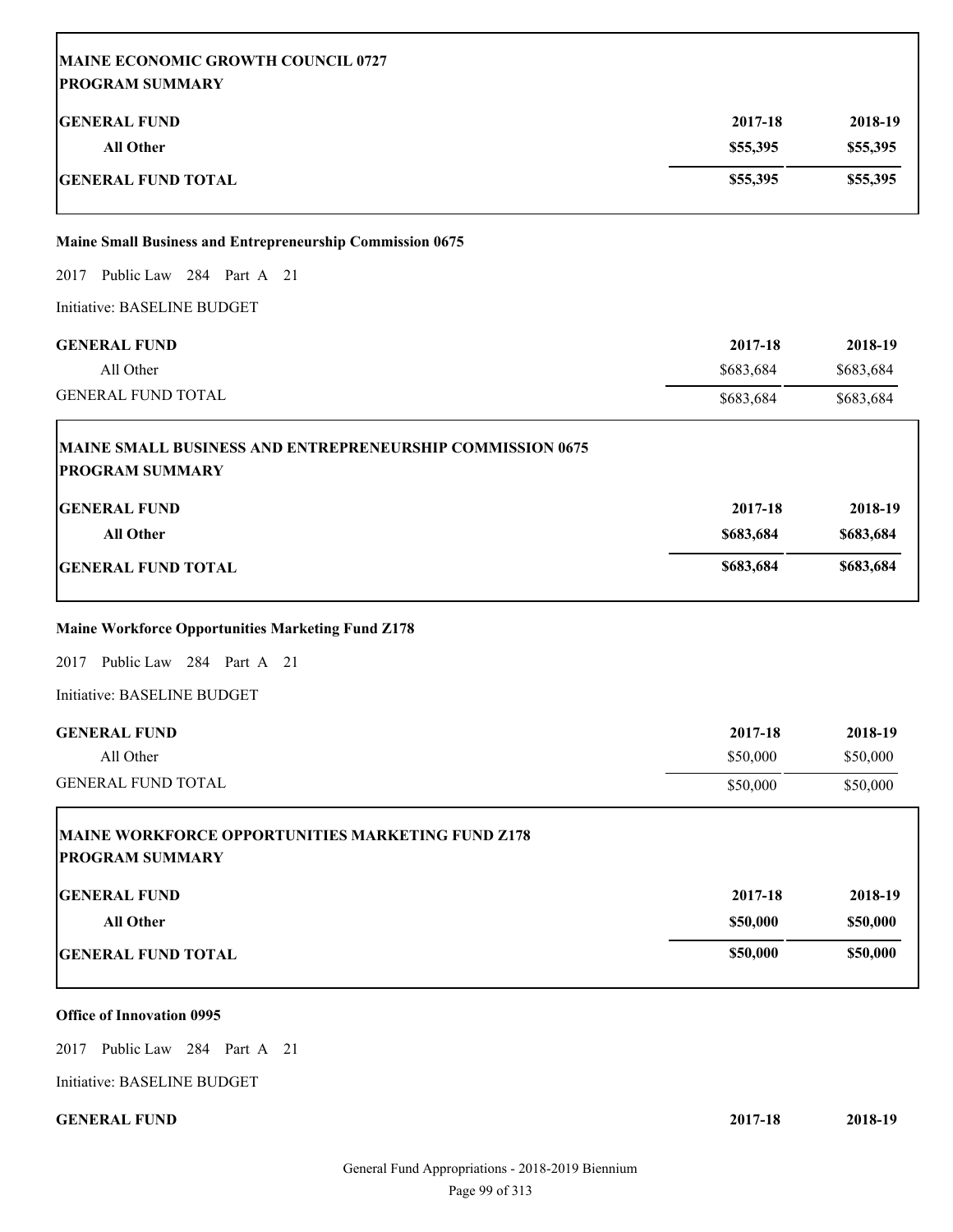| MAINE ECONOMIC GROWTH COUNCIL 0727<br>PROGRAM SUMMARY | | |
|---|---|---|
| **GENERAL FUND** | **2017-18** | **2018-19** |
| **All Other** | **$55,395** | **$55,395** |
| **GENERAL FUND TOTAL** | **$55,395** | **$55,395** |

**Maine Small Business and Entrepreneurship Commission 0675**

2017 Public Law 284 Part A 21

Initiative: BASELINE BUDGET

| GENERAL FUND | 2017-18 | 2018-19 |
|---|---|---|
| All Other | $683,684 | $683,684 |
| GENERAL FUND TOTAL | $683,684 | $683,684 |

| MAINE SMALL BUSINESS AND ENTREPRENEURSHIP COMMISSION 0675<br>PROGRAM SUMMARY | | |
|---|---|---|
| **GENERAL FUND** | **2017-18** | **2018-19** |
| **All Other** | **$683,684** | **$683,684** |
| **GENERAL FUND TOTAL** | **$683,684** | **$683,684** |

**Maine Workforce Opportunities Marketing Fund Z178**

2017 Public Law 284 Part A 21

Initiative: BASELINE BUDGET

| GENERAL FUND | 2017-18 | 2018-19 |
|---|---|---|
| All Other | $50,000 | $50,000 |
| GENERAL FUND TOTAL | $50,000 | $50,000 |

| MAINE WORKFORCE OPPORTUNITIES MARKETING FUND Z178<br>PROGRAM SUMMARY | | |
|---|---|---|
| **GENERAL FUND** | **2017-18** | **2018-19** |
| **All Other** | **$50,000** | **$50,000** |
| **GENERAL FUND TOTAL** | **$50,000** | **$50,000** |

**Office of Innovation 0995**

2017 Public Law 284 Part A 21

Initiative: BASELINE BUDGET

| GENERAL FUND | 2017-18 | 2018-19 |
|---|---|---|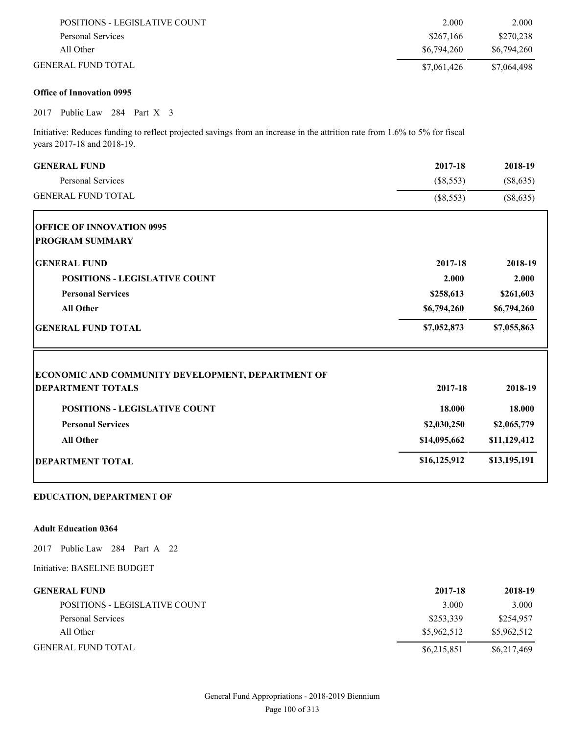| | | |
|---|---|---|
| POSITIONS - LEGISLATIVE COUNT | 2.000 | 2.000 |
| Personal Services | $267,166 | $270,238 |
| All Other | $6,794,260 | $6,794,260 |
| GENERAL FUND TOTAL | $7,061,426 | $7,064,498 |

**Office of Innovation 0995**

2017 Public Law 284 Part X 3

Initiative: Reduces funding to reflect projected savings from an increase in the attrition rate from 1.6% to 5% for fiscal years 2017-18 and 2018-19.

| GENERAL FUND | 2017-18 | 2018-19 |
|---|---|---|
| Personal Services | ($8,553) | ($8,635) |
| GENERAL FUND TOTAL | ($8,553) | ($8,635) |

**OFFICE OF INNOVATION 0995**
**PROGRAM SUMMARY**

| GENERAL FUND | 2017-18 | 2018-19 |
|---|---|---|
| **POSITIONS - LEGISLATIVE COUNT** | **2.000** | **2.000** |
| **Personal Services** | **$258,613** | **$261,603** |
| **All Other** | **$6,794,260** | **$6,794,260** |
| **GENERAL FUND TOTAL** | **$7,052,873** | **$7,055,863** |

**ECONOMIC AND COMMUNITY DEVELOPMENT, DEPARTMENT OF**
**DEPARTMENT TOTALS**

| | 2017-18 | 2018-19 |
|---|---|---|
| **POSITIONS - LEGISLATIVE COUNT** | **18.000** | **18.000** |
| **Personal Services** | **$2,030,250** | **$2,065,779** |
| **All Other** | **$14,095,662** | **$11,129,412** |
| **DEPARTMENT TOTAL** | **$16,125,912** | **$13,195,191** |

## EDUCATION, DEPARTMENT OF

**Adult Education 0364**

2017 Public Law 284 Part A 22

Initiative: BASELINE BUDGET

| GENERAL FUND | 2017-18 | 2018-19 |
|---|---|---|
| POSITIONS - LEGISLATIVE COUNT | 3.000 | 3.000 |
| Personal Services | $253,339 | $254,957 |
| All Other | $5,962,512 | $5,962,512 |
| GENERAL FUND TOTAL | $6,215,851 | $6,217,469 |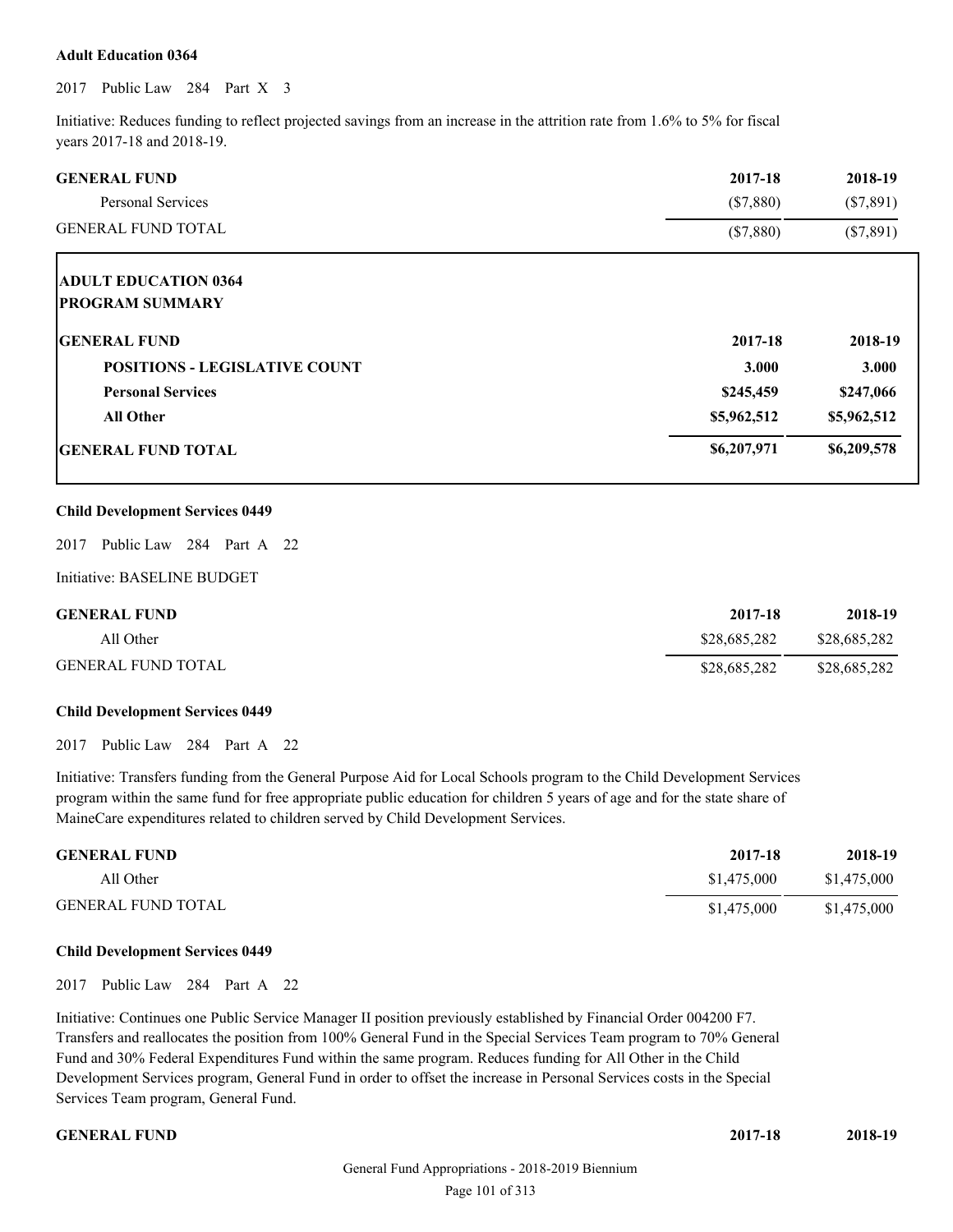**Adult Education 0364**

2017 Public Law 284 Part X 3

Initiative: Reduces funding to reflect projected savings from an increase in the attrition rate from 1.6% to 5% for fiscal years 2017-18 and 2018-19.

| GENERAL FUND | 2017-18 | 2018-19 |
|---|---|---|
| Personal Services | ($7,880) | ($7,891) |
| GENERAL FUND TOTAL | ($7,880) | ($7,891) |

**ADULT EDUCATION 0364**
**PROGRAM SUMMARY**

| GENERAL FUND | 2017-18 | 2018-19 |
|---|---|---|
| **POSITIONS - LEGISLATIVE COUNT** | **3.000** | **3.000** |
| **Personal Services** | **$245,459** | **$247,066** |
| **All Other** | **$5,962,512** | **$5,962,512** |
| **GENERAL FUND TOTAL** | **$6,207,971** | **$6,209,578** |

**Child Development Services 0449**

2017 Public Law 284 Part A 22

Initiative: BASELINE BUDGET

| GENERAL FUND | 2017-18 | 2018-19 |
|---|---|---|
| All Other | $28,685,282 | $28,685,282 |
| GENERAL FUND TOTAL | $28,685,282 | $28,685,282 |

**Child Development Services 0449**

2017 Public Law 284 Part A 22

Initiative: Transfers funding from the General Purpose Aid for Local Schools program to the Child Development Services program within the same fund for free appropriate public education for children 5 years of age and for the state share of MaineCare expenditures related to children served by Child Development Services.

| GENERAL FUND | 2017-18 | 2018-19 |
|---|---|---|
| All Other | $1,475,000 | $1,475,000 |
| GENERAL FUND TOTAL | $1,475,000 | $1,475,000 |

**Child Development Services 0449**

2017 Public Law 284 Part A 22

Initiative: Continues one Public Service Manager II position previously established by Financial Order 004200 F7. Transfers and reallocates the position from 100% General Fund in the Special Services Team program to 70% General Fund and 30% Federal Expenditures Fund within the same program. Reduces funding for All Other in the Child Development Services program, General Fund in order to offset the increase in Personal Services costs in the Special Services Team program, General Fund.

| GENERAL FUND | 2017-18 | 2018-19 |
|---|---|---|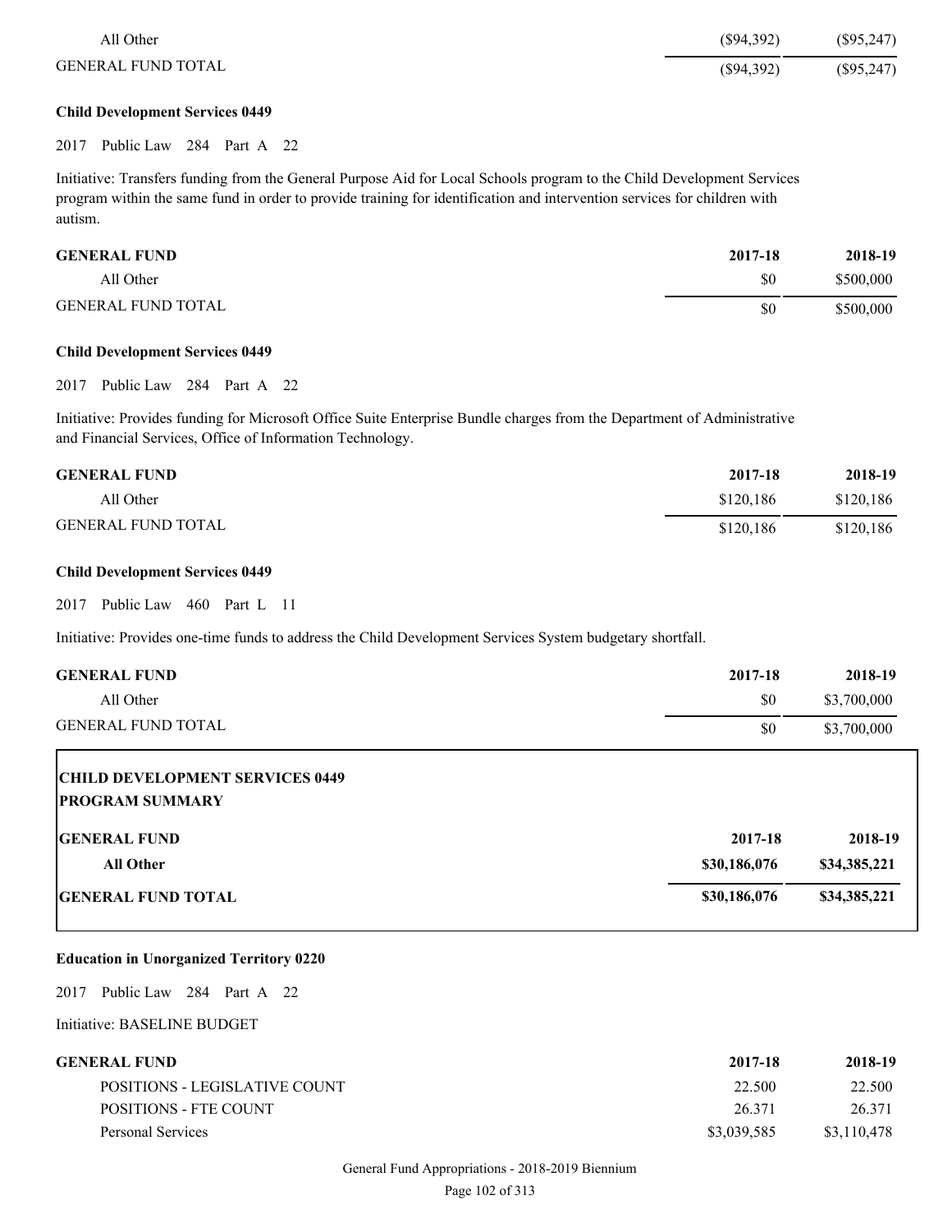| | | |
|---|---|---|
| All Other | ($94,392) | ($95,247) |
| GENERAL FUND TOTAL | ($94,392) | ($95,247) |

**Child Development Services 0449**

2017 Public Law 284 Part A 22

Initiative: Transfers funding from the General Purpose Aid for Local Schools program to the Child Development Services program within the same fund in order to provide training for identification and intervention services for children with autism.

| GENERAL FUND | 2017-18 | 2018-19 |
|---|---|---|
| All Other | $0 | $500,000 |
| GENERAL FUND TOTAL | $0 | $500,000 |

**Child Development Services 0449**

2017 Public Law 284 Part A 22

Initiative: Provides funding for Microsoft Office Suite Enterprise Bundle charges from the Department of Administrative and Financial Services, Office of Information Technology.

| GENERAL FUND | 2017-18 | 2018-19 |
|---|---|---|
| All Other | $120,186 | $120,186 |
| GENERAL FUND TOTAL | $120,186 | $120,186 |

**Child Development Services 0449**

2017 Public Law 460 Part L 11

Initiative: Provides one-time funds to address the Child Development Services System budgetary shortfall.

| GENERAL FUND | 2017-18 | 2018-19 |
|---|---|---|
| All Other | $0 | $3,700,000 |
| GENERAL FUND TOTAL | $0 | $3,700,000 |

**CHILD DEVELOPMENT SERVICES 0449**
**PROGRAM SUMMARY**

| GENERAL FUND | 2017-18 | 2018-19 |
|---|---|---|
| **All Other** | **$30,186,076** | **$34,385,221** |
| **GENERAL FUND TOTAL** | **$30,186,076** | **$34,385,221** |

**Education in Unorganized Territory 0220**

2017 Public Law 284 Part A 22

Initiative: BASELINE BUDGET

| GENERAL FUND | 2017-18 | 2018-19 |
|---|---|---|
| POSITIONS - LEGISLATIVE COUNT | 22.500 | 22.500 |
| POSITIONS - FTE COUNT | 26.371 | 26.371 |
| Personal Services | $3,039,585 | $3,110,478 |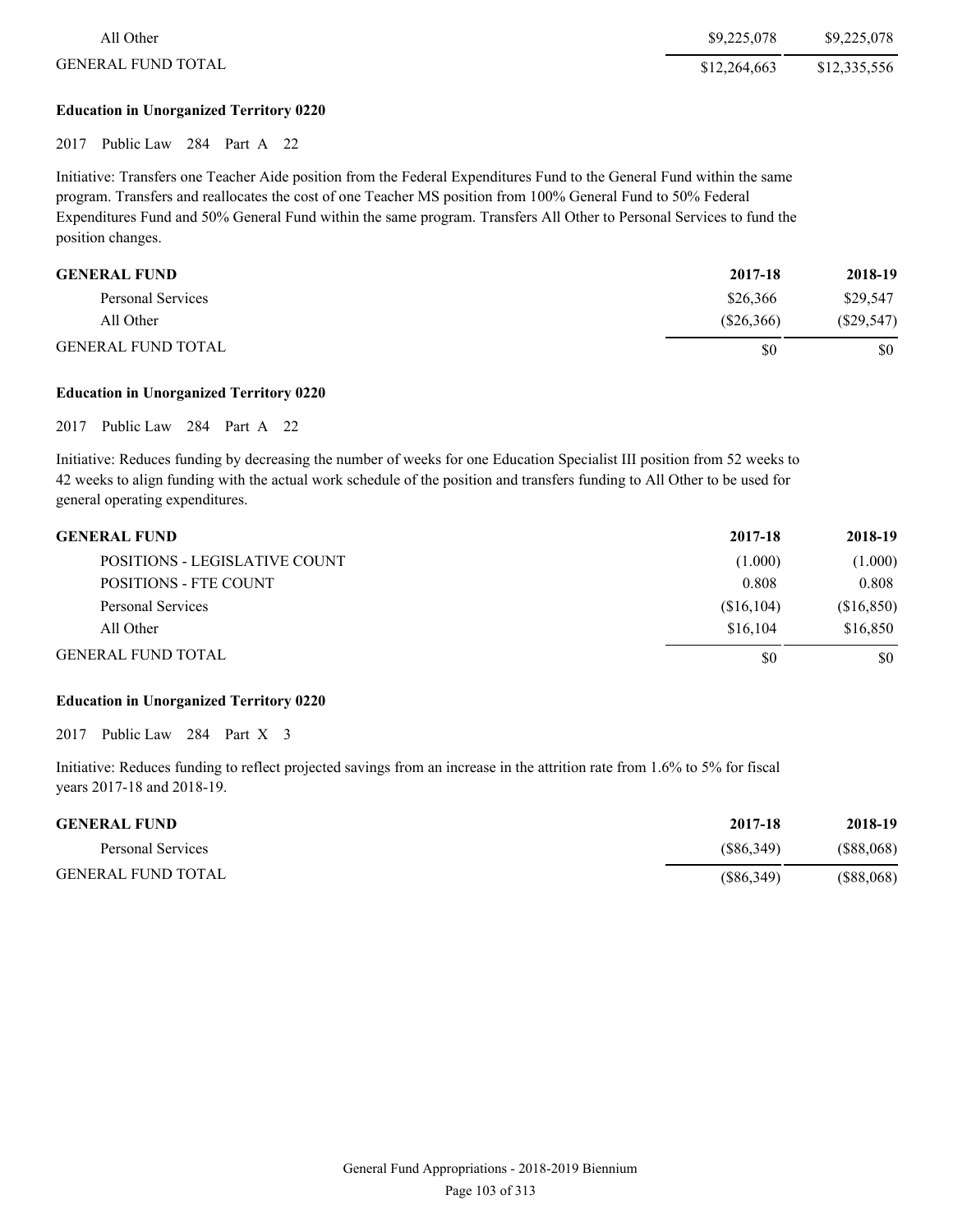| | | |
|---|---|---|
| All Other | $9,225,078 | $9,225,078 |
| GENERAL FUND TOTAL | $12,264,663 | $12,335,556 |

**Education in Unorganized Territory 0220**

2017 Public Law 284 Part A 22

Initiative: Transfers one Teacher Aide position from the Federal Expenditures Fund to the General Fund within the same program. Transfers and reallocates the cost of one Teacher MS position from 100% General Fund to 50% Federal Expenditures Fund and 50% General Fund within the same program. Transfers All Other to Personal Services to fund the position changes.

| GENERAL FUND | 2017-18 | 2018-19 |
|---|---|---|
| Personal Services | $26,366 | $29,547 |
| All Other | ($26,366) | ($29,547) |
| GENERAL FUND TOTAL | $0 | $0 |

**Education in Unorganized Territory 0220**

2017 Public Law 284 Part A 22

Initiative: Reduces funding by decreasing the number of weeks for one Education Specialist III position from 52 weeks to 42 weeks to align funding with the actual work schedule of the position and transfers funding to All Other to be used for general operating expenditures.

| GENERAL FUND | 2017-18 | 2018-19 |
|---|---|---|
| POSITIONS - LEGISLATIVE COUNT | (1.000) | (1.000) |
| POSITIONS - FTE COUNT | 0.808 | 0.808 |
| Personal Services | ($16,104) | ($16,850) |
| All Other | $16,104 | $16,850 |
| GENERAL FUND TOTAL | $0 | $0 |

**Education in Unorganized Territory 0220**

2017 Public Law 284 Part X 3

Initiative: Reduces funding to reflect projected savings from an increase in the attrition rate from 1.6% to 5% for fiscal years 2017-18 and 2018-19.

| GENERAL FUND | 2017-18 | 2018-19 |
|---|---|---|
| Personal Services | ($86,349) | ($88,068) |
| GENERAL FUND TOTAL | ($86,349) | ($88,068) |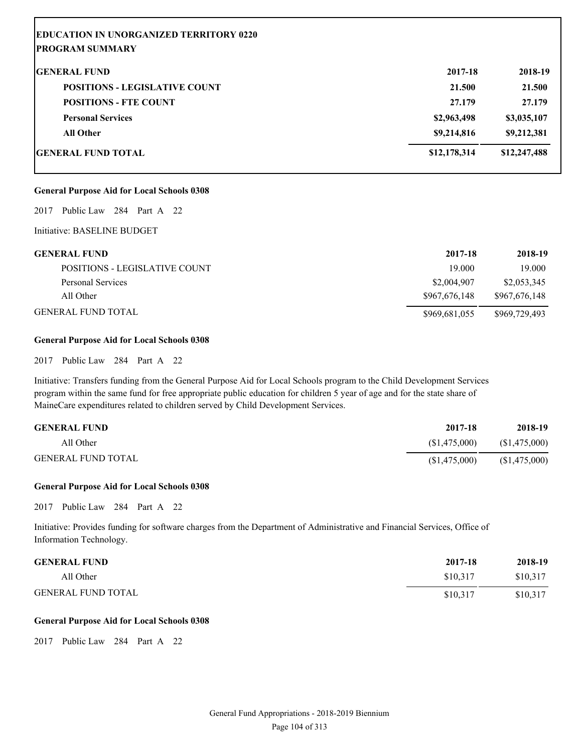**EDUCATION IN UNORGANIZED TERRITORY 0220**
**PROGRAM SUMMARY**

| **GENERAL FUND** | **2017-18** | **2018-19** |
| --- | --- | --- |
| **POSITIONS - LEGISLATIVE COUNT** | **21.500** | **21.500** |
| **POSITIONS - FTE COUNT** | **27.179** | **27.179** |
| **Personal Services** | **\$2,963,498** | **\$3,035,107** |
| **All Other** | **\$9,214,816** | **\$9,212,381** |
| **GENERAL FUND TOTAL** | **\$12,178,314** | **\$12,247,488** |

**General Purpose Aid for Local Schools 0308**

2017 Public Law 284 Part A 22

Initiative: BASELINE BUDGET

| GENERAL FUND | 2017-18 | 2018-19 |
| --- | --- | --- |
| POSITIONS - LEGISLATIVE COUNT | 19.000 | 19.000 |
| Personal Services | \$2,004,907 | \$2,053,345 |
| All Other | \$967,676,148 | \$967,676,148 |
| GENERAL FUND TOTAL | \$969,681,055 | \$969,729,493 |

**General Purpose Aid for Local Schools 0308**

2017 Public Law 284 Part A 22

Initiative: Transfers funding from the General Purpose Aid for Local Schools program to the Child Development Services program within the same fund for free appropriate public education for children 5 year of age and for the state share of MaineCare expenditures related to children served by Child Development Services.

| GENERAL FUND | 2017-18 | 2018-19 |
| --- | --- | --- |
| All Other | (\$1,475,000) | (\$1,475,000) |
| GENERAL FUND TOTAL | (\$1,475,000) | (\$1,475,000) |

**General Purpose Aid for Local Schools 0308**

2017 Public Law 284 Part A 22

Initiative: Provides funding for software charges from the Department of Administrative and Financial Services, Office of Information Technology.

| GENERAL FUND | 2017-18 | 2018-19 |
| --- | --- | --- |
| All Other | \$10,317 | \$10,317 |
| GENERAL FUND TOTAL | \$10,317 | \$10,317 |

**General Purpose Aid for Local Schools 0308**

2017 Public Law 284 Part A 22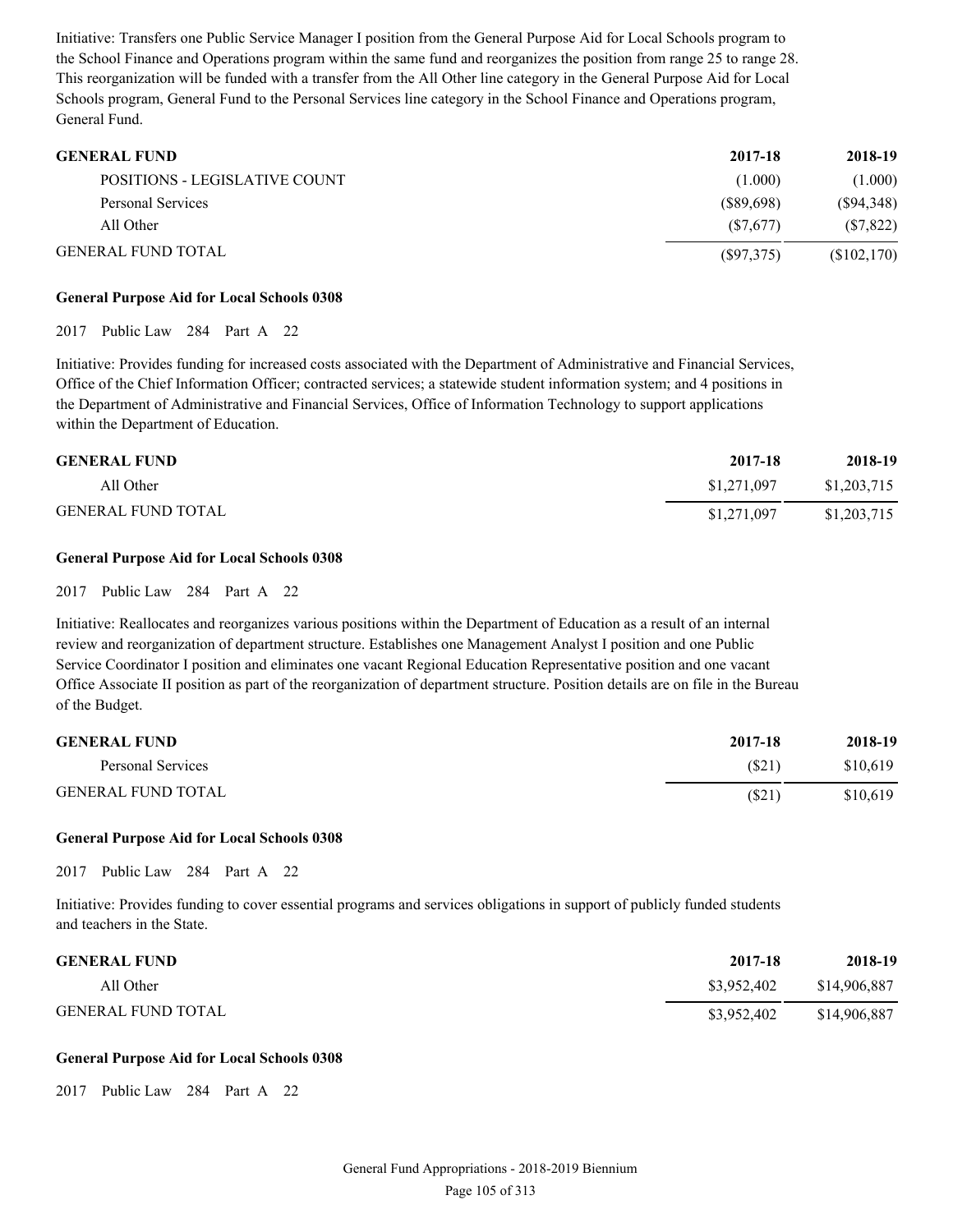Initiative: Transfers one Public Service Manager I position from the General Purpose Aid for Local Schools program to the School Finance and Operations program within the same fund and reorganizes the position from range 25 to range 28. This reorganization will be funded with a transfer from the All Other line category in the General Purpose Aid for Local Schools program, General Fund to the Personal Services line category in the School Finance and Operations program, General Fund.

| GENERAL FUND | 2017-18 | 2018-19 |
|---|---|---|
| POSITIONS - LEGISLATIVE COUNT | (1.000) | (1.000) |
| Personal Services | ($89,698) | ($94,348) |
| All Other | ($7,677) | ($7,822) |
| GENERAL FUND TOTAL | ($97,375) | ($102,170) |

**General Purpose Aid for Local Schools 0308**

2017 Public Law 284 Part A 22

Initiative: Provides funding for increased costs associated with the Department of Administrative and Financial Services, Office of the Chief Information Officer; contracted services; a statewide student information system; and 4 positions in the Department of Administrative and Financial Services, Office of Information Technology to support applications within the Department of Education.

| GENERAL FUND | 2017-18 | 2018-19 |
|---|---|---|
| All Other | $1,271,097 | $1,203,715 |
| GENERAL FUND TOTAL | $1,271,097 | $1,203,715 |

**General Purpose Aid for Local Schools 0308**

2017 Public Law 284 Part A 22

Initiative: Reallocates and reorganizes various positions within the Department of Education as a result of an internal review and reorganization of department structure. Establishes one Management Analyst I position and one Public Service Coordinator I position and eliminates one vacant Regional Education Representative position and one vacant Office Associate II position as part of the reorganization of department structure. Position details are on file in the Bureau of the Budget.

| GENERAL FUND | 2017-18 | 2018-19 |
|---|---|---|
| Personal Services | ($21) | $10,619 |
| GENERAL FUND TOTAL | ($21) | $10,619 |

**General Purpose Aid for Local Schools 0308**

2017 Public Law 284 Part A 22

Initiative: Provides funding to cover essential programs and services obligations in support of publicly funded students and teachers in the State.

| GENERAL FUND | 2017-18 | 2018-19 |
|---|---|---|
| All Other | $3,952,402 | $14,906,887 |
| GENERAL FUND TOTAL | $3,952,402 | $14,906,887 |

**General Purpose Aid for Local Schools 0308**

2017 Public Law 284 Part A 22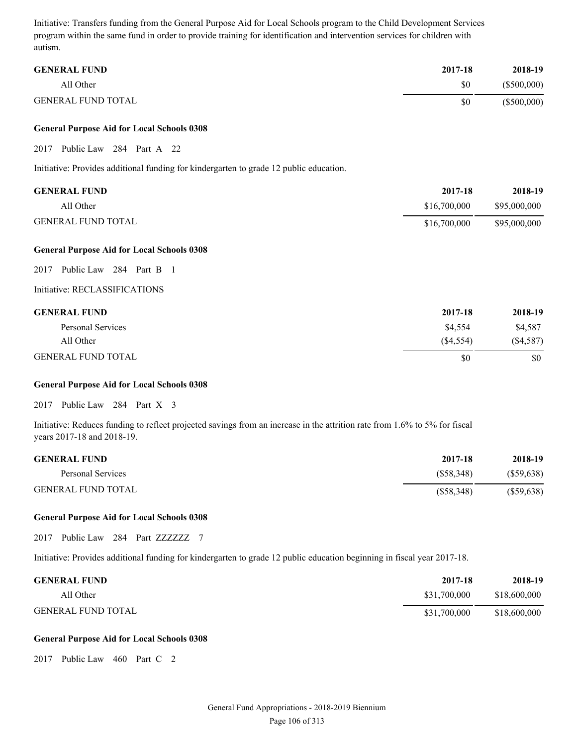Initiative: Transfers funding from the General Purpose Aid for Local Schools program to the Child Development Services program within the same fund in order to provide training for identification and intervention services for children with autism.

| GENERAL FUND | 2017-18 | 2018-19 |
|---|---|---|
| All Other | $0 | ($500,000) |
| GENERAL FUND TOTAL | $0 | ($500,000) |

**General Purpose Aid for Local Schools 0308**

2017 Public Law 284 Part A 22

Initiative: Provides additional funding for kindergarten to grade 12 public education.

| GENERAL FUND | 2017-18 | 2018-19 |
|---|---|---|
| All Other | $16,700,000 | $95,000,000 |
| GENERAL FUND TOTAL | $16,700,000 | $95,000,000 |

**General Purpose Aid for Local Schools 0308**

2017 Public Law 284 Part B 1

Initiative: RECLASSIFICATIONS

| GENERAL FUND | 2017-18 | 2018-19 |
|---|---|---|
| Personal Services | $4,554 | $4,587 |
| All Other | ($4,554) | ($4,587) |
| GENERAL FUND TOTAL | $0 | $0 |

**General Purpose Aid for Local Schools 0308**

2017 Public Law 284 Part X 3

Initiative: Reduces funding to reflect projected savings from an increase in the attrition rate from 1.6% to 5% for fiscal years 2017-18 and 2018-19.

| GENERAL FUND | 2017-18 | 2018-19 |
|---|---|---|
| Personal Services | ($58,348) | ($59,638) |
| GENERAL FUND TOTAL | ($58,348) | ($59,638) |

**General Purpose Aid for Local Schools 0308**

2017 Public Law 284 Part ZZZZZZ 7

Initiative: Provides additional funding for kindergarten to grade 12 public education beginning in fiscal year 2017-18.

| GENERAL FUND | 2017-18 | 2018-19 |
|---|---|---|
| All Other | $31,700,000 | $18,600,000 |
| GENERAL FUND TOTAL | $31,700,000 | $18,600,000 |

**General Purpose Aid for Local Schools 0308**

2017 Public Law 460 Part C 2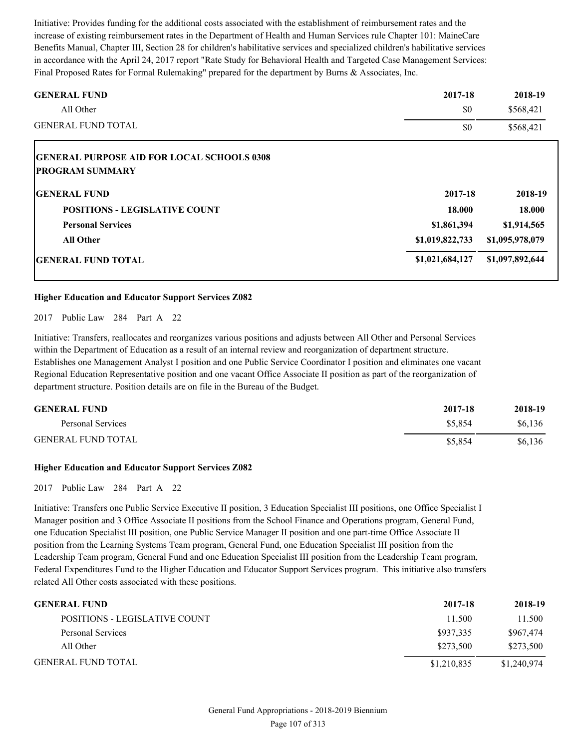Initiative: Provides funding for the additional costs associated with the establishment of reimbursement rates and the increase of existing reimbursement rates in the Department of Health and Human Services rule Chapter 101: MaineCare Benefits Manual, Chapter III, Section 28 for children's habilitative services and specialized children's habilitative services in accordance with the April 24, 2017 report "Rate Study for Behavioral Health and Targeted Case Management Services: Final Proposed Rates for Formal Rulemaking" prepared for the department by Burns & Associates, Inc.

| GENERAL FUND | 2017-18 | 2018-19 |
|---|---|---|
| All Other | $0 | $568,421 |
| GENERAL FUND TOTAL | $0 | $568,421 |

**GENERAL PURPOSE AID FOR LOCAL SCHOOLS 0308**
**PROGRAM SUMMARY**

| GENERAL FUND | 2017-18 | 2018-19 |
|---|---|---|
| **POSITIONS - LEGISLATIVE COUNT** | **18.000** | **18.000** |
| **Personal Services** | **$1,861,394** | **$1,914,565** |
| **All Other** | **$1,019,822,733** | **$1,095,978,079** |
| **GENERAL FUND TOTAL** | **$1,021,684,127** | **$1,097,892,644** |

### Higher Education and Educator Support Services Z082

2017 Public Law 284 Part A 22

Initiative: Transfers, reallocates and reorganizes various positions and adjusts between All Other and Personal Services within the Department of Education as a result of an internal review and reorganization of department structure. Establishes one Management Analyst I position and one Public Service Coordinator I position and eliminates one vacant Regional Education Representative position and one vacant Office Associate II position as part of the reorganization of department structure. Position details are on file in the Bureau of the Budget.

| GENERAL FUND | 2017-18 | 2018-19 |
|---|---|---|
| Personal Services | $5,854 | $6,136 |
| GENERAL FUND TOTAL | $5,854 | $6,136 |

### Higher Education and Educator Support Services Z082

2017 Public Law 284 Part A 22

Initiative: Transfers one Public Service Executive II position, 3 Education Specialist III positions, one Office Specialist I Manager position and 3 Office Associate II positions from the School Finance and Operations program, General Fund, one Education Specialist III position, one Public Service Manager II position and one part-time Office Associate II position from the Learning Systems Team program, General Fund, one Education Specialist III position from the Leadership Team program, General Fund and one Education Specialist III position from the Leadership Team program, Federal Expenditures Fund to the Higher Education and Educator Support Services program. This initiative also transfers related All Other costs associated with these positions.

| GENERAL FUND | 2017-18 | 2018-19 |
|---|---|---|
| POSITIONS - LEGISLATIVE COUNT | 11.500 | 11.500 |
| Personal Services | $937,335 | $967,474 |
| All Other | $273,500 | $273,500 |
| GENERAL FUND TOTAL | $1,210,835 | $1,240,974 |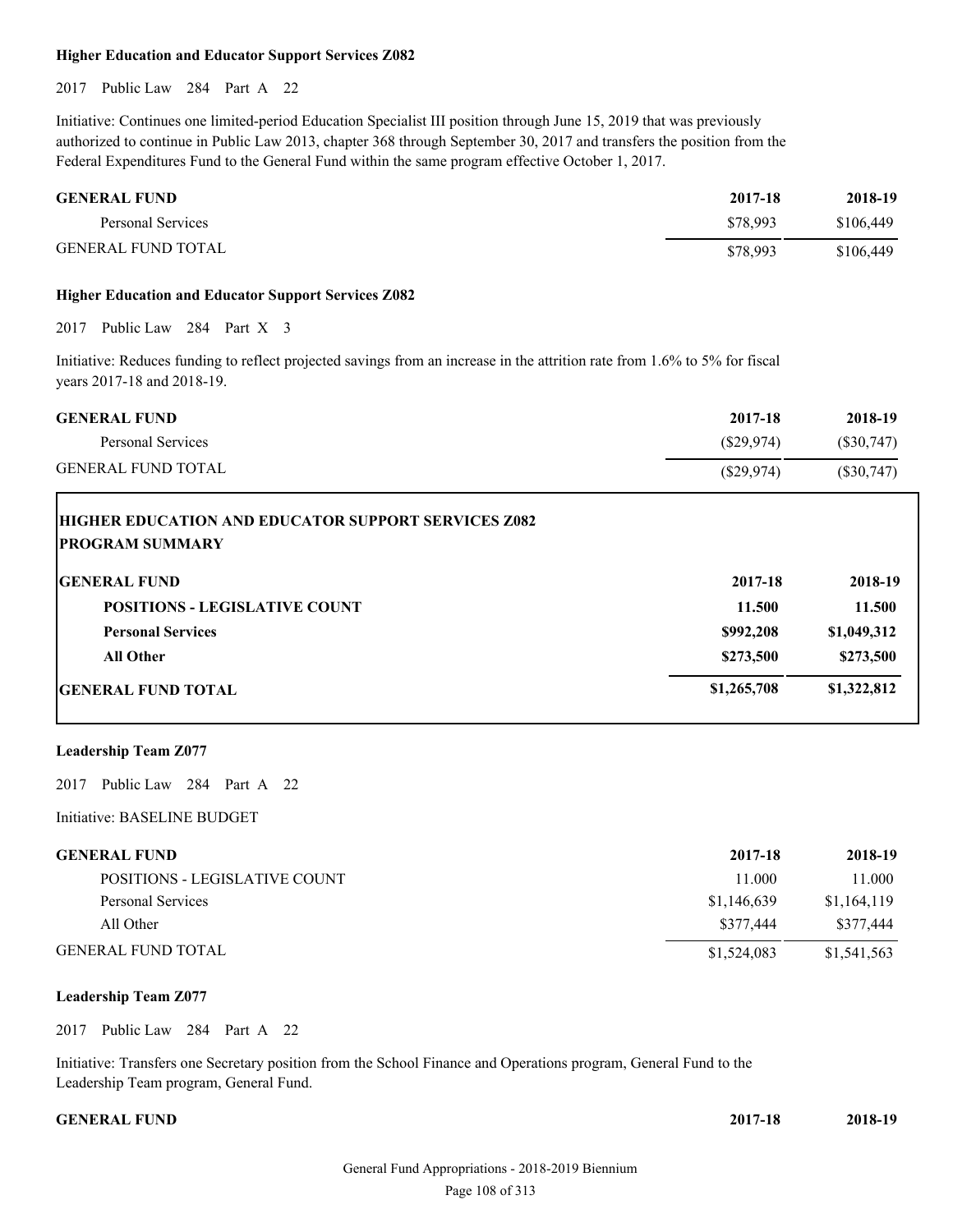**Higher Education and Educator Support Services Z082**

2017 Public Law 284 Part A 22

Initiative: Continues one limited-period Education Specialist III position through June 15, 2019 that was previously authorized to continue in Public Law 2013, chapter 368 through September 30, 2017 and transfers the position from the Federal Expenditures Fund to the General Fund within the same program effective October 1, 2017.

| GENERAL FUND | 2017-18 | 2018-19 |
|---|---|---|
| Personal Services | $78,993 | $106,449 |
| GENERAL FUND TOTAL | $78,993 | $106,449 |

**Higher Education and Educator Support Services Z082**

2017 Public Law 284 Part X 3

Initiative: Reduces funding to reflect projected savings from an increase in the attrition rate from 1.6% to 5% for fiscal years 2017-18 and 2018-19.

| GENERAL FUND | 2017-18 | 2018-19 |
|---|---|---|
| Personal Services | ($29,974) | ($30,747) |
| GENERAL FUND TOTAL | ($29,974) | ($30,747) |

**HIGHER EDUCATION AND EDUCATOR SUPPORT SERVICES Z082**
**PROGRAM SUMMARY**

| GENERAL FUND | 2017-18 | 2018-19 |
|---|---|---|
| **POSITIONS - LEGISLATIVE COUNT** | **11.500** | **11.500** |
| **Personal Services** | **$992,208** | **$1,049,312** |
| **All Other** | **$273,500** | **$273,500** |
| **GENERAL FUND TOTAL** | **$1,265,708** | **$1,322,812** |

**Leadership Team Z077**

2017 Public Law 284 Part A 22

Initiative: BASELINE BUDGET

| GENERAL FUND | 2017-18 | 2018-19 |
|---|---|---|
| POSITIONS - LEGISLATIVE COUNT | 11.000 | 11.000 |
| Personal Services | $1,146,639 | $1,164,119 |
| All Other | $377,444 | $377,444 |
| GENERAL FUND TOTAL | $1,524,083 | $1,541,563 |

**Leadership Team Z077**

2017 Public Law 284 Part A 22

Initiative: Transfers one Secretary position from the School Finance and Operations program, General Fund to the Leadership Team program, General Fund.

| GENERAL FUND | 2017-18 | 2018-19 |
|---|---|---|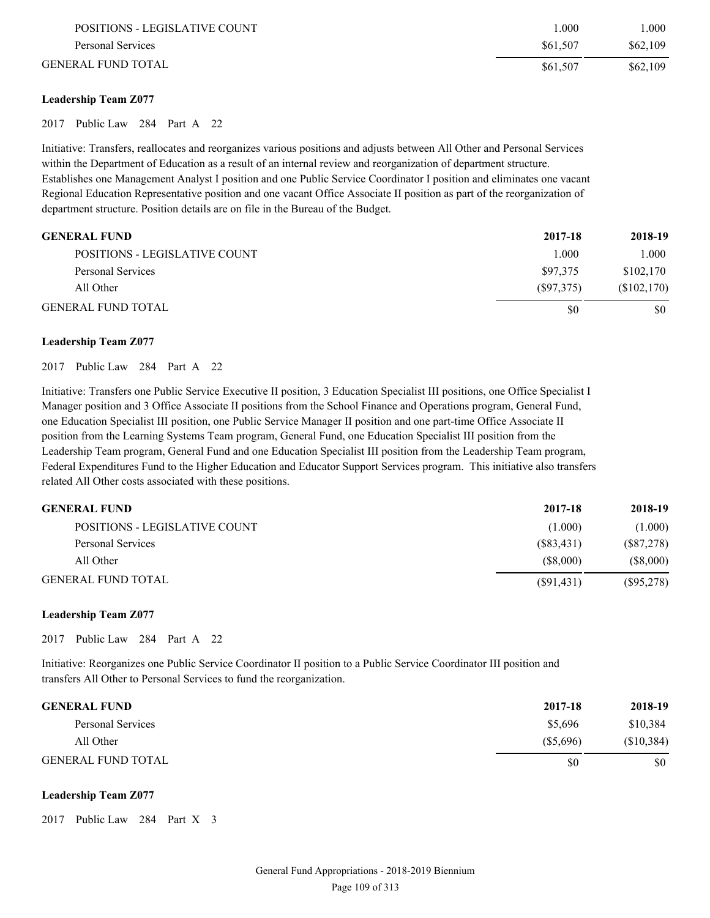| | | |
|---|---|---|
| POSITIONS - LEGISLATIVE COUNT | 1.000 | 1.000 |
| Personal Services | $61,507 | $62,109 |
| GENERAL FUND TOTAL | $61,507 | $62,109 |

**Leadership Team Z077**

2017 Public Law 284 Part A 22

Initiative: Transfers, reallocates and reorganizes various positions and adjusts between All Other and Personal Services within the Department of Education as a result of an internal review and reorganization of department structure. Establishes one Management Analyst I position and one Public Service Coordinator I position and eliminates one vacant Regional Education Representative position and one vacant Office Associate II position as part of the reorganization of department structure. Position details are on file in the Bureau of the Budget.

| GENERAL FUND | 2017-18 | 2018-19 |
|---|---|---|
| POSITIONS - LEGISLATIVE COUNT | 1.000 | 1.000 |
| Personal Services | $97,375 | $102,170 |
| All Other | ($97,375) | ($102,170) |
| GENERAL FUND TOTAL | $0 | $0 |

**Leadership Team Z077**

2017 Public Law 284 Part A 22

Initiative: Transfers one Public Service Executive II position, 3 Education Specialist III positions, one Office Specialist I Manager position and 3 Office Associate II positions from the School Finance and Operations program, General Fund, one Education Specialist III position, one Public Service Manager II position and one part-time Office Associate II position from the Learning Systems Team program, General Fund, one Education Specialist III position from the Leadership Team program, General Fund and one Education Specialist III position from the Leadership Team program, Federal Expenditures Fund to the Higher Education and Educator Support Services program. This initiative also transfers related All Other costs associated with these positions.

| GENERAL FUND | 2017-18 | 2018-19 |
|---|---|---|
| POSITIONS - LEGISLATIVE COUNT | (1.000) | (1.000) |
| Personal Services | ($83,431) | ($87,278) |
| All Other | ($8,000) | ($8,000) |
| GENERAL FUND TOTAL | ($91,431) | ($95,278) |

**Leadership Team Z077**

2017 Public Law 284 Part A 22

Initiative: Reorganizes one Public Service Coordinator II position to a Public Service Coordinator III position and transfers All Other to Personal Services to fund the reorganization.

| GENERAL FUND | 2017-18 | 2018-19 |
|---|---|---|
| Personal Services | $5,696 | $10,384 |
| All Other | ($5,696) | ($10,384) |
| GENERAL FUND TOTAL | $0 | $0 |

**Leadership Team Z077**

2017 Public Law 284 Part X 3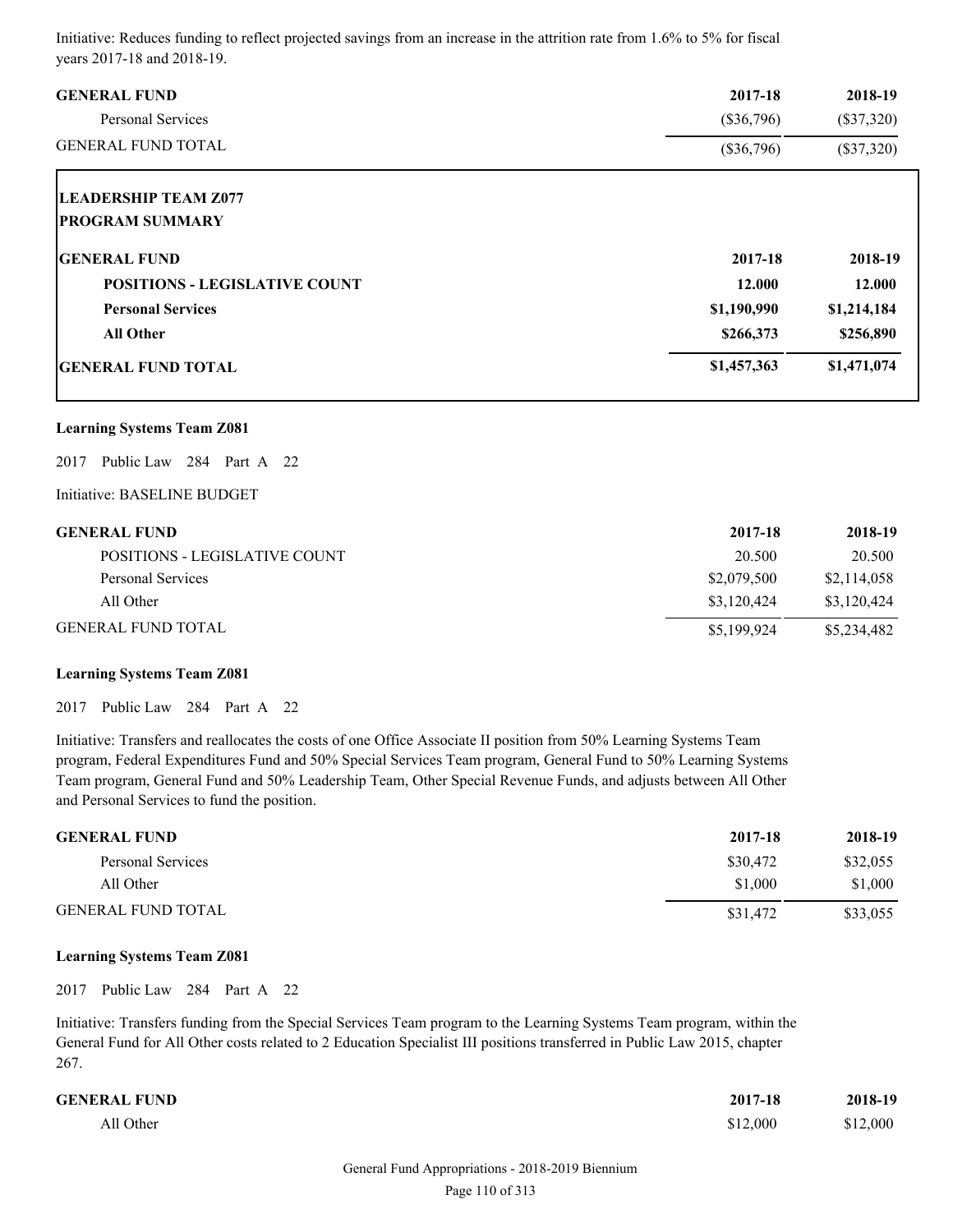Initiative: Reduces funding to reflect projected savings from an increase in the attrition rate from 1.6% to 5% for fiscal years 2017-18 and 2018-19.

| GENERAL FUND | 2017-18 | 2018-19 |
|---|---|---|
| Personal Services | ($36,796) | ($37,320) |
| GENERAL FUND TOTAL | ($36,796) | ($37,320) |

**LEADERSHIP TEAM Z077**
**PROGRAM SUMMARY**

| GENERAL FUND | 2017-18 | 2018-19 |
|---|---|---|
| **POSITIONS - LEGISLATIVE COUNT** | **12.000** | **12.000** |
| **Personal Services** | **$1,190,990** | **$1,214,184** |
| **All Other** | **$266,373** | **$256,890** |
| **GENERAL FUND TOTAL** | **$1,457,363** | **$1,471,074** |

**Learning Systems Team Z081**

2017 Public Law 284 Part A 22

Initiative: BASELINE BUDGET

| GENERAL FUND | 2017-18 | 2018-19 |
|---|---|---|
| POSITIONS - LEGISLATIVE COUNT | 20.500 | 20.500 |
| Personal Services | $2,079,500 | $2,114,058 |
| All Other | $3,120,424 | $3,120,424 |
| GENERAL FUND TOTAL | $5,199,924 | $5,234,482 |

**Learning Systems Team Z081**

2017 Public Law 284 Part A 22

Initiative: Transfers and reallocates the costs of one Office Associate II position from 50% Learning Systems Team program, Federal Expenditures Fund and 50% Special Services Team program, General Fund to 50% Learning Systems Team program, General Fund and 50% Leadership Team, Other Special Revenue Funds, and adjusts between All Other and Personal Services to fund the position.

| GENERAL FUND | 2017-18 | 2018-19 |
|---|---|---|
| Personal Services | $30,472 | $32,055 |
| All Other | $1,000 | $1,000 |
| GENERAL FUND TOTAL | $31,472 | $33,055 |

**Learning Systems Team Z081**

2017 Public Law 284 Part A 22

Initiative: Transfers funding from the Special Services Team program to the Learning Systems Team program, within the General Fund for All Other costs related to 2 Education Specialist III positions transferred in Public Law 2015, chapter 267.

| GENERAL FUND | 2017-18 | 2018-19 |
|---|---|---|
| All Other | $12,000 | $12,000 |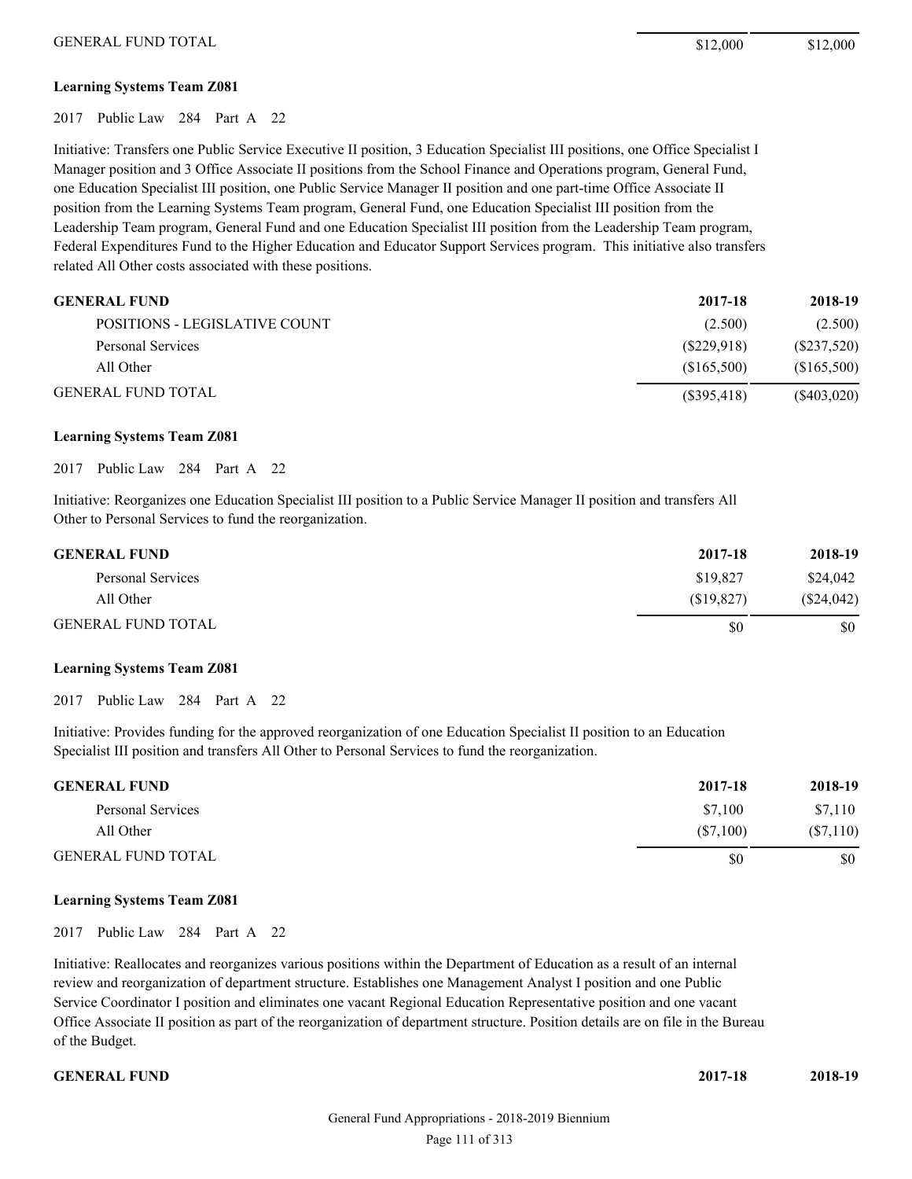| GENERAL FUND TOTAL | $12,000 | $12,000 |
| --- | --- | --- |

**Learning Systems Team Z081**

2017 Public Law 284 Part A 22

Initiative: Transfers one Public Service Executive II position, 3 Education Specialist III positions, one Office Specialist I Manager position and 3 Office Associate II positions from the School Finance and Operations program, General Fund, one Education Specialist III position, one Public Service Manager II position and one part-time Office Associate II position from the Learning Systems Team program, General Fund, one Education Specialist III position from the Leadership Team program, General Fund and one Education Specialist III position from the Leadership Team program, Federal Expenditures Fund to the Higher Education and Educator Support Services program. This initiative also transfers related All Other costs associated with these positions.

| GENERAL FUND | 2017-18 | 2018-19 |
| --- | --- | --- |
| POSITIONS - LEGISLATIVE COUNT | (2.500) | (2.500) |
| Personal Services | ($229,918) | ($237,520) |
| All Other | ($165,500) | ($165,500) |
| GENERAL FUND TOTAL | ($395,418) | ($403,020) |

**Learning Systems Team Z081**

2017 Public Law 284 Part A 22

Initiative: Reorganizes one Education Specialist III position to a Public Service Manager II position and transfers All Other to Personal Services to fund the reorganization.

| GENERAL FUND | 2017-18 | 2018-19 |
| --- | --- | --- |
| Personal Services | $19,827 | $24,042 |
| All Other | ($19,827) | ($24,042) |
| GENERAL FUND TOTAL | $0 | $0 |

**Learning Systems Team Z081**

2017 Public Law 284 Part A 22

Initiative: Provides funding for the approved reorganization of one Education Specialist II position to an Education Specialist III position and transfers All Other to Personal Services to fund the reorganization.

| GENERAL FUND | 2017-18 | 2018-19 |
| --- | --- | --- |
| Personal Services | $7,100 | $7,110 |
| All Other | ($7,100) | ($7,110) |
| GENERAL FUND TOTAL | $0 | $0 |

**Learning Systems Team Z081**

2017 Public Law 284 Part A 22

Initiative: Reallocates and reorganizes various positions within the Department of Education as a result of an internal review and reorganization of department structure. Establishes one Management Analyst I position and one Public Service Coordinator I position and eliminates one vacant Regional Education Representative position and one vacant Office Associate II position as part of the reorganization of department structure. Position details are on file in the Bureau of the Budget.

| GENERAL FUND | 2017-18 | 2018-19 |
| --- | --- | --- |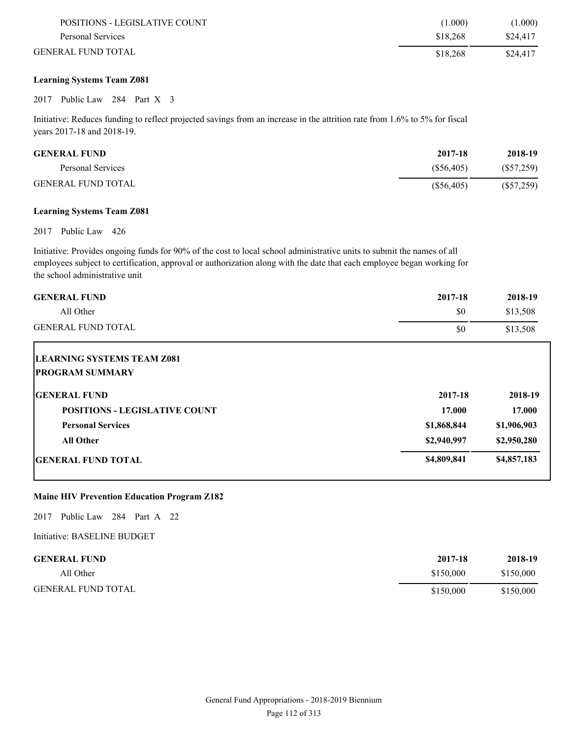| | | |
|---|---|---|
| POSITIONS - LEGISLATIVE COUNT | (1.000) | (1.000) |
| Personal Services | $18,268 | $24,417 |
| GENERAL FUND TOTAL | $18,268 | $24,417 |

**Learning Systems Team Z081**

2017 Public Law 284 Part X 3

Initiative: Reduces funding to reflect projected savings from an increase in the attrition rate from 1.6% to 5% for fiscal years 2017-18 and 2018-19.

| GENERAL FUND | 2017-18 | 2018-19 |
|---|---|---|
| Personal Services | ($56,405) | ($57,259) |
| GENERAL FUND TOTAL | ($56,405) | ($57,259) |

**Learning Systems Team Z081**

2017 Public Law 426

Initiative: Provides ongoing funds for 90% of the cost to local school administrative units to submit the names of all employees subject to certification, approval or authorization along with the date that each employee began working for the school administrative unit

| GENERAL FUND | 2017-18 | 2018-19 |
|---|---|---|
| All Other | $0 | $13,508 |
| GENERAL FUND TOTAL | $0 | $13,508 |

**LEARNING SYSTEMS TEAM Z081**
**PROGRAM SUMMARY**

| GENERAL FUND | 2017-18 | 2018-19 |
|---|---|---|
| **POSITIONS - LEGISLATIVE COUNT** | **17.000** | **17.000** |
| **Personal Services** | **$1,868,844** | **$1,906,903** |
| **All Other** | **$2,940,997** | **$2,950,280** |
| **GENERAL FUND TOTAL** | **$4,809,841** | **$4,857,183** |

**Maine HIV Prevention Education Program Z182**

2017 Public Law 284 Part A 22

Initiative: BASELINE BUDGET

| GENERAL FUND | 2017-18 | 2018-19 |
|---|---|---|
| All Other | $150,000 | $150,000 |
| GENERAL FUND TOTAL | $150,000 | $150,000 |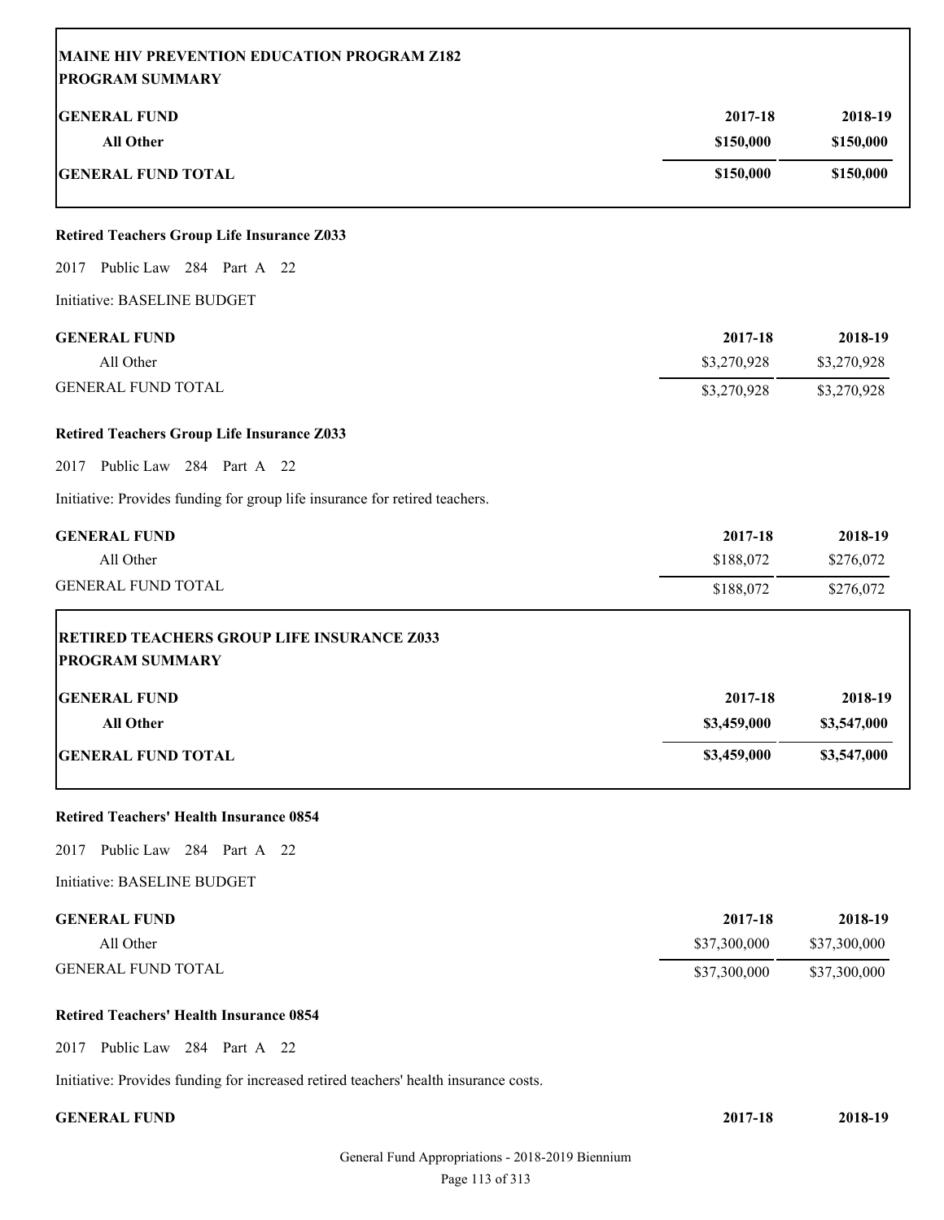**MAINE HIV PREVENTION EDUCATION PROGRAM Z182**
**PROGRAM SUMMARY**

| GENERAL FUND | 2017-18 | 2018-19 |
|---|---|---|
| **All Other** | **\$150,000** | **\$150,000** |
| **GENERAL FUND TOTAL** | **\$150,000** | **\$150,000** |

**Retired Teachers Group Life Insurance Z033**

2017 Public Law 284 Part A 22

Initiative: BASELINE BUDGET

| GENERAL FUND | 2017-18 | 2018-19 |
|---|---|---|
| All Other | \$3,270,928 | \$3,270,928 |
| GENERAL FUND TOTAL | \$3,270,928 | \$3,270,928 |

**Retired Teachers Group Life Insurance Z033**

2017 Public Law 284 Part A 22

Initiative: Provides funding for group life insurance for retired teachers.

| GENERAL FUND | 2017-18 | 2018-19 |
|---|---|---|
| All Other | \$188,072 | \$276,072 |
| GENERAL FUND TOTAL | \$188,072 | \$276,072 |

**RETIRED TEACHERS GROUP LIFE INSURANCE Z033**
**PROGRAM SUMMARY**

| GENERAL FUND | 2017-18 | 2018-19 |
|---|---|---|
| **All Other** | **\$3,459,000** | **\$3,547,000** |
| **GENERAL FUND TOTAL** | **\$3,459,000** | **\$3,547,000** |

**Retired Teachers' Health Insurance 0854**

2017 Public Law 284 Part A 22

Initiative: BASELINE BUDGET

| GENERAL FUND | 2017-18 | 2018-19 |
|---|---|---|
| All Other | \$37,300,000 | \$37,300,000 |
| GENERAL FUND TOTAL | \$37,300,000 | \$37,300,000 |

**Retired Teachers' Health Insurance 0854**

2017 Public Law 284 Part A 22

Initiative: Provides funding for increased retired teachers' health insurance costs.

| GENERAL FUND | 2017-18 | 2018-19 |
|---|---|---|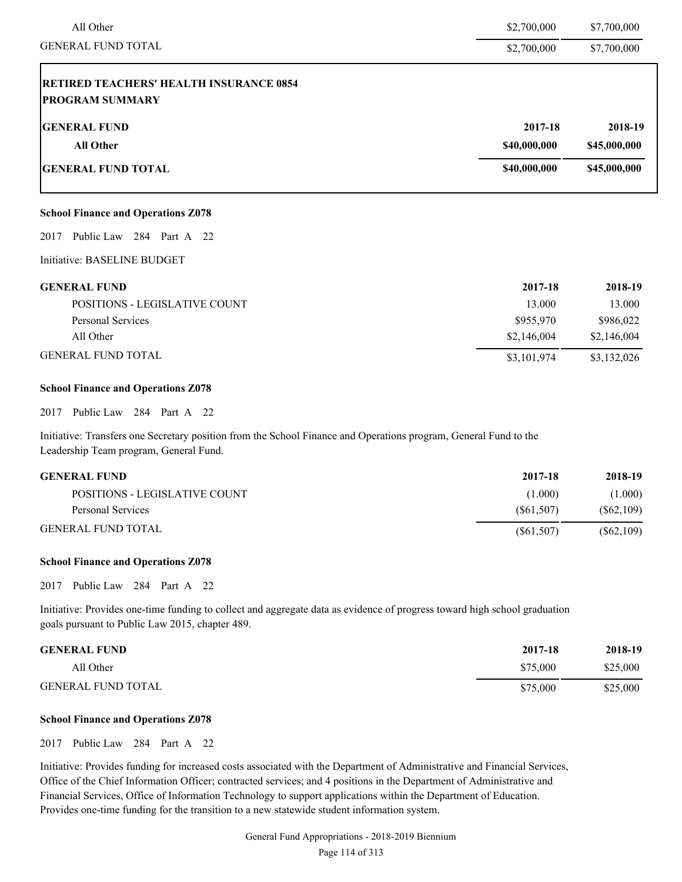| | | |
|---|---|---|
| All Other | $2,700,000 | $7,700,000 |
| GENERAL FUND TOTAL | $2,700,000 | $7,700,000 |

**RETIRED TEACHERS' HEALTH INSURANCE 0854**
**PROGRAM SUMMARY**

| GENERAL FUND | 2017-18 | 2018-19 |
|---|---|---|
| **All Other** | **$40,000,000** | **$45,000,000** |
| **GENERAL FUND TOTAL** | **$40,000,000** | **$45,000,000** |

**School Finance and Operations Z078**

2017 Public Law 284 Part A 22

Initiative: BASELINE BUDGET

| GENERAL FUND | 2017-18 | 2018-19 |
|---|---|---|
| POSITIONS - LEGISLATIVE COUNT | 13.000 | 13.000 |
| Personal Services | $955,970 | $986,022 |
| All Other | $2,146,004 | $2,146,004 |
| GENERAL FUND TOTAL | $3,101,974 | $3,132,026 |

**School Finance and Operations Z078**

2017 Public Law 284 Part A 22

Initiative: Transfers one Secretary position from the School Finance and Operations program, General Fund to the Leadership Team program, General Fund.

| GENERAL FUND | 2017-18 | 2018-19 |
|---|---|---|
| POSITIONS - LEGISLATIVE COUNT | (1.000) | (1.000) |
| Personal Services | ($61,507) | ($62,109) |
| GENERAL FUND TOTAL | ($61,507) | ($62,109) |

**School Finance and Operations Z078**

2017 Public Law 284 Part A 22

Initiative: Provides one-time funding to collect and aggregate data as evidence of progress toward high school graduation goals pursuant to Public Law 2015, chapter 489.

| GENERAL FUND | 2017-18 | 2018-19 |
|---|---|---|
| All Other | $75,000 | $25,000 |
| GENERAL FUND TOTAL | $75,000 | $25,000 |

**School Finance and Operations Z078**

2017 Public Law 284 Part A 22

Initiative: Provides funding for increased costs associated with the Department of Administrative and Financial Services, Office of the Chief Information Officer; contracted services; and 4 positions in the Department of Administrative and Financial Services, Office of Information Technology to support applications within the Department of Education. Provides one-time funding for the transition to a new statewide student information system.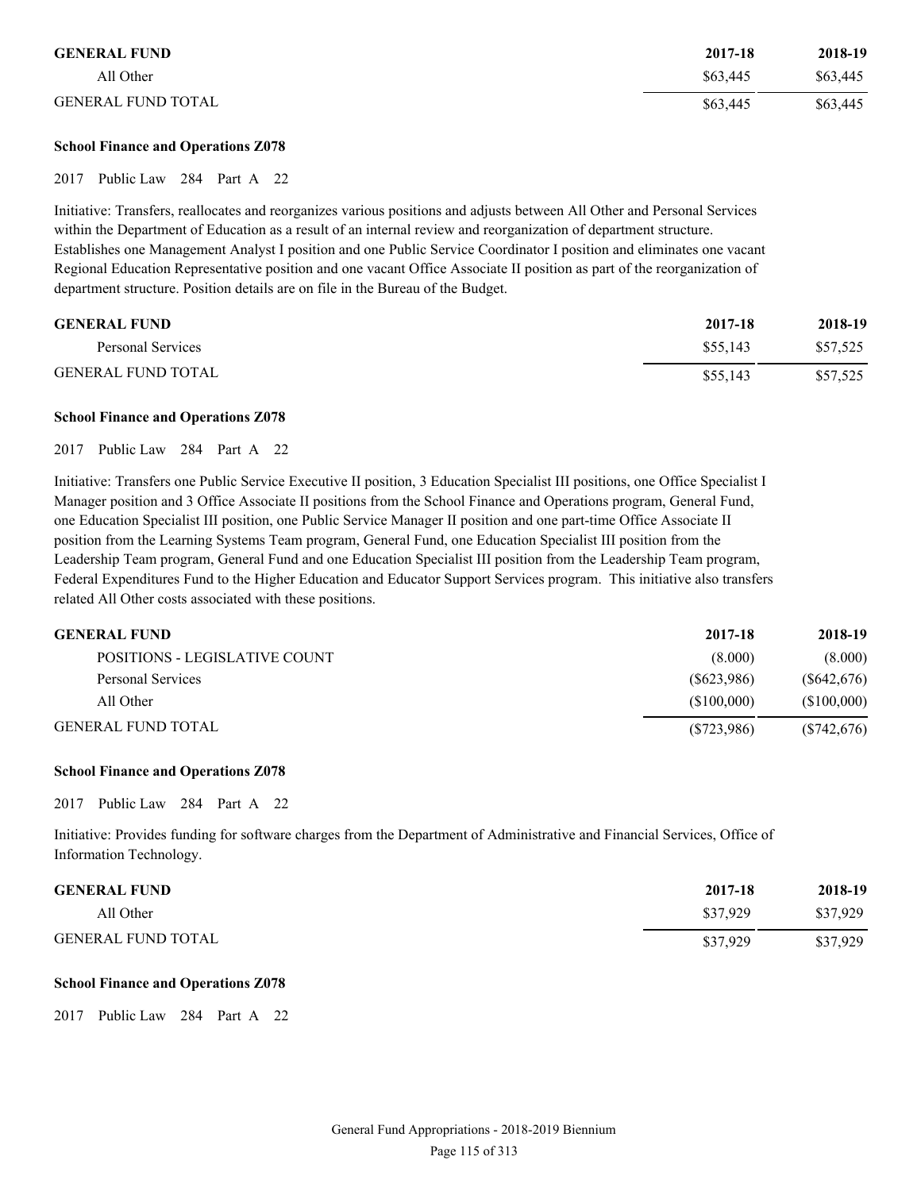| GENERAL FUND | 2017-18 | 2018-19 |
| --- | --- | --- |
| All Other | $63,445 | $63,445 |
| GENERAL FUND TOTAL | $63,445 | $63,445 |

**School Finance and Operations Z078**

2017 Public Law 284 Part A 22

Initiative: Transfers, reallocates and reorganizes various positions and adjusts between All Other and Personal Services within the Department of Education as a result of an internal review and reorganization of department structure. Establishes one Management Analyst I position and one Public Service Coordinator I position and eliminates one vacant Regional Education Representative position and one vacant Office Associate II position as part of the reorganization of department structure. Position details are on file in the Bureau of the Budget.

| GENERAL FUND | 2017-18 | 2018-19 |
| --- | --- | --- |
| Personal Services | $55,143 | $57,525 |
| GENERAL FUND TOTAL | $55,143 | $57,525 |

**School Finance and Operations Z078**

2017 Public Law 284 Part A 22

Initiative: Transfers one Public Service Executive II position, 3 Education Specialist III positions, one Office Specialist I Manager position and 3 Office Associate II positions from the School Finance and Operations program, General Fund, one Education Specialist III position, one Public Service Manager II position and one part-time Office Associate II position from the Learning Systems Team program, General Fund, one Education Specialist III position from the Leadership Team program, General Fund and one Education Specialist III position from the Leadership Team program, Federal Expenditures Fund to the Higher Education and Educator Support Services program. This initiative also transfers related All Other costs associated with these positions.

| GENERAL FUND | 2017-18 | 2018-19 |
| --- | --- | --- |
| POSITIONS - LEGISLATIVE COUNT | (8.000) | (8.000) |
| Personal Services | ($623,986) | ($642,676) |
| All Other | ($100,000) | ($100,000) |
| GENERAL FUND TOTAL | ($723,986) | ($742,676) |

**School Finance and Operations Z078**

2017 Public Law 284 Part A 22

Initiative: Provides funding for software charges from the Department of Administrative and Financial Services, Office of Information Technology.

| GENERAL FUND | 2017-18 | 2018-19 |
| --- | --- | --- |
| All Other | $37,929 | $37,929 |
| GENERAL FUND TOTAL | $37,929 | $37,929 |

**School Finance and Operations Z078**

2017 Public Law 284 Part A 22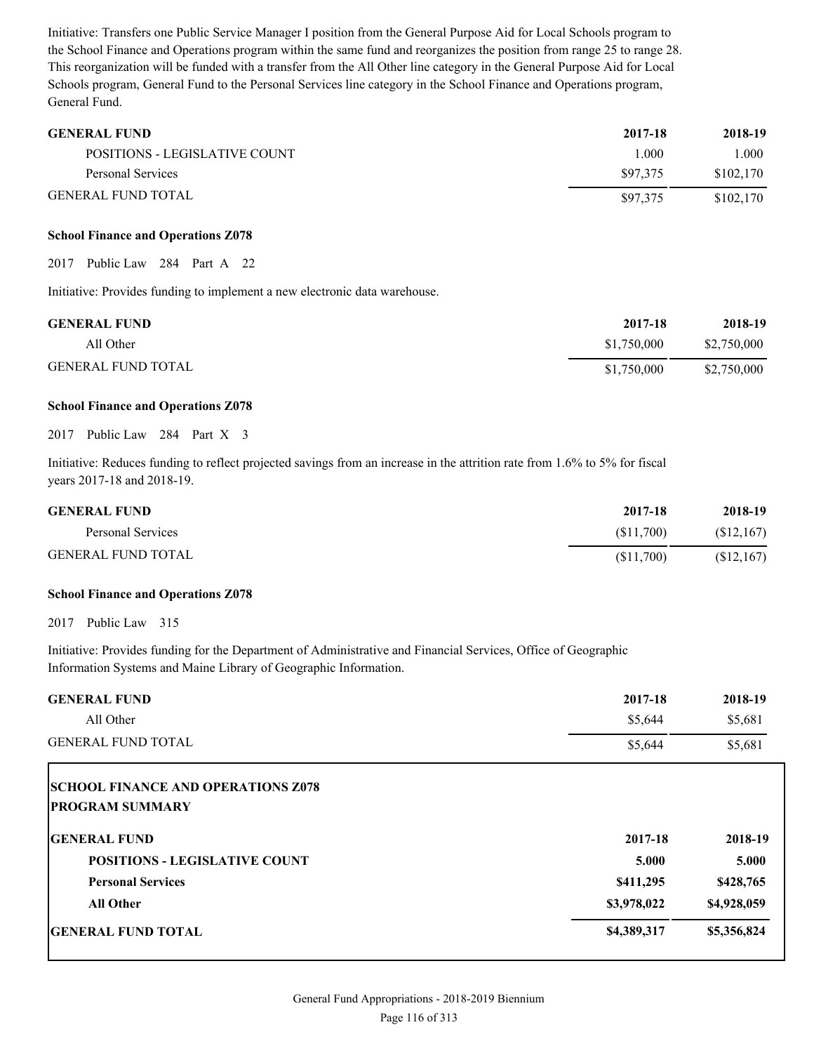Initiative: Transfers one Public Service Manager I position from the General Purpose Aid for Local Schools program to the School Finance and Operations program within the same fund and reorganizes the position from range 25 to range 28. This reorganization will be funded with a transfer from the All Other line category in the General Purpose Aid for Local Schools program, General Fund to the Personal Services line category in the School Finance and Operations program, General Fund.

| GENERAL FUND | 2017-18 | 2018-19 |
|---|---|---|
| POSITIONS - LEGISLATIVE COUNT | 1.000 | 1.000 |
| Personal Services | $97,375 | $102,170 |
| GENERAL FUND TOTAL | $97,375 | $102,170 |

**School Finance and Operations Z078**

2017 Public Law 284 Part A 22

Initiative: Provides funding to implement a new electronic data warehouse.

| GENERAL FUND | 2017-18 | 2018-19 |
|---|---|---|
| All Other | $1,750,000 | $2,750,000 |
| GENERAL FUND TOTAL | $1,750,000 | $2,750,000 |

**School Finance and Operations Z078**

2017 Public Law 284 Part X 3

Initiative: Reduces funding to reflect projected savings from an increase in the attrition rate from 1.6% to 5% for fiscal years 2017-18 and 2018-19.

| GENERAL FUND | 2017-18 | 2018-19 |
|---|---|---|
| Personal Services | ($11,700) | ($12,167) |
| GENERAL FUND TOTAL | ($11,700) | ($12,167) |

**School Finance and Operations Z078**

2017 Public Law 315

Initiative: Provides funding for the Department of Administrative and Financial Services, Office of Geographic Information Systems and Maine Library of Geographic Information.

| GENERAL FUND | 2017-18 | 2018-19 |
|---|---|---|
| All Other | $5,644 | $5,681 |
| GENERAL FUND TOTAL | $5,644 | $5,681 |

**SCHOOL FINANCE AND OPERATIONS Z078**
**PROGRAM SUMMARY**

| GENERAL FUND | 2017-18 | 2018-19 |
|---|---|---|
| **POSITIONS - LEGISLATIVE COUNT** | **5.000** | **5.000** |
| **Personal Services** | **$411,295** | **$428,765** |
| **All Other** | **$3,978,022** | **$4,928,059** |
| **GENERAL FUND TOTAL** | **$4,389,317** | **$5,356,824** |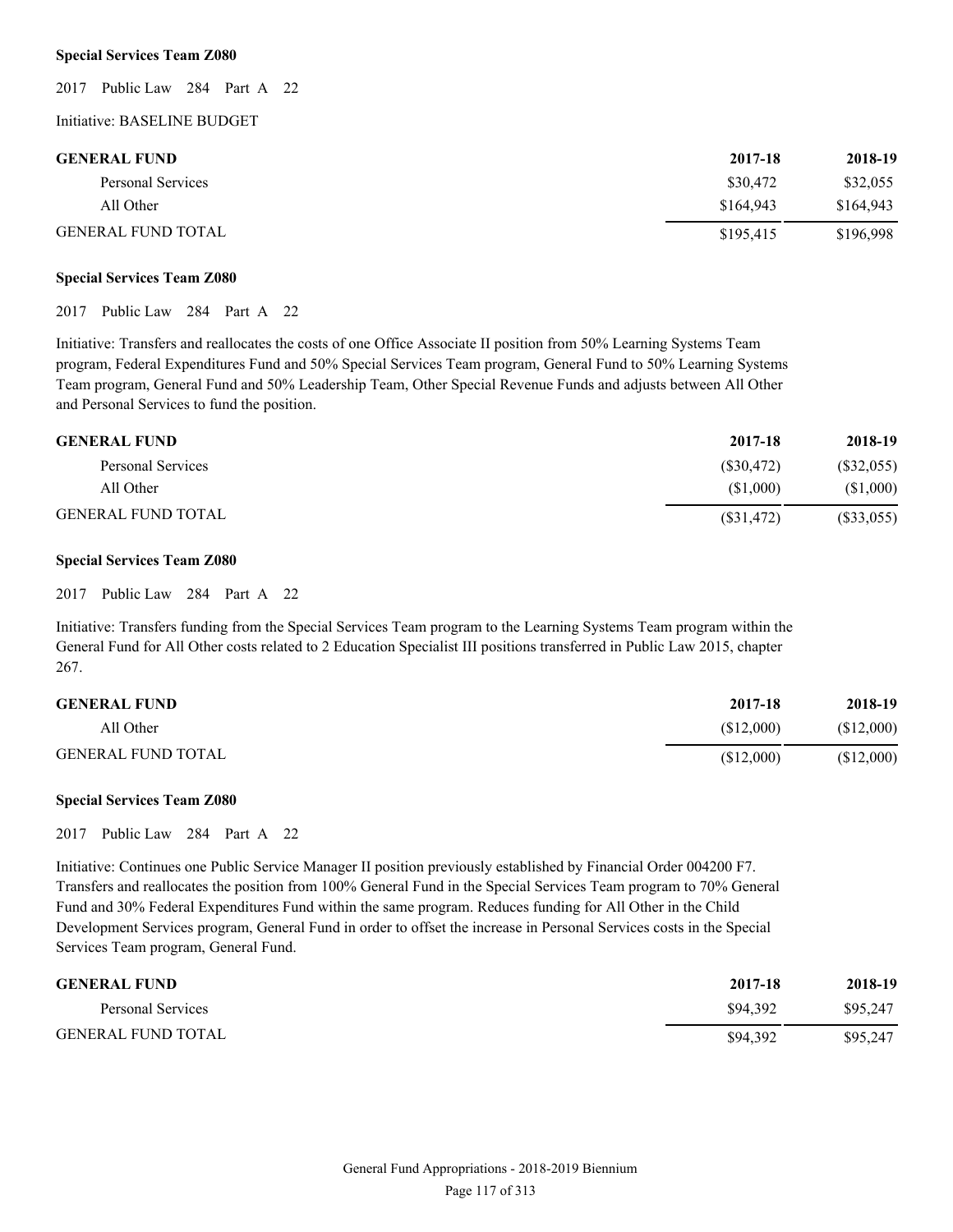**Special Services Team Z080**

2017 Public Law 284 Part A 22

Initiative: BASELINE BUDGET

| GENERAL FUND | 2017-18 | 2018-19 |
|---|---|---|
| Personal Services | $30,472 | $32,055 |
| All Other | $164,943 | $164,943 |
| GENERAL FUND TOTAL | $195,415 | $196,998 |

**Special Services Team Z080**

2017 Public Law 284 Part A 22

Initiative: Transfers and reallocates the costs of one Office Associate II position from 50% Learning Systems Team program, Federal Expenditures Fund and 50% Special Services Team program, General Fund to 50% Learning Systems Team program, General Fund and 50% Leadership Team, Other Special Revenue Funds and adjusts between All Other and Personal Services to fund the position.

| GENERAL FUND | 2017-18 | 2018-19 |
|---|---|---|
| Personal Services | ($30,472) | ($32,055) |
| All Other | ($1,000) | ($1,000) |
| GENERAL FUND TOTAL | ($31,472) | ($33,055) |

**Special Services Team Z080**

2017 Public Law 284 Part A 22

Initiative: Transfers funding from the Special Services Team program to the Learning Systems Team program within the General Fund for All Other costs related to 2 Education Specialist III positions transferred in Public Law 2015, chapter 267.

| GENERAL FUND | 2017-18 | 2018-19 |
|---|---|---|
| All Other | ($12,000) | ($12,000) |
| GENERAL FUND TOTAL | ($12,000) | ($12,000) |

**Special Services Team Z080**

2017 Public Law 284 Part A 22

Initiative: Continues one Public Service Manager II position previously established by Financial Order 004200 F7. Transfers and reallocates the position from 100% General Fund in the Special Services Team program to 70% General Fund and 30% Federal Expenditures Fund within the same program. Reduces funding for All Other in the Child Development Services program, General Fund in order to offset the increase in Personal Services costs in the Special Services Team program, General Fund.

| GENERAL FUND | 2017-18 | 2018-19 |
|---|---|---|
| Personal Services | $94,392 | $95,247 |
| GENERAL FUND TOTAL | $94,392 | $95,247 |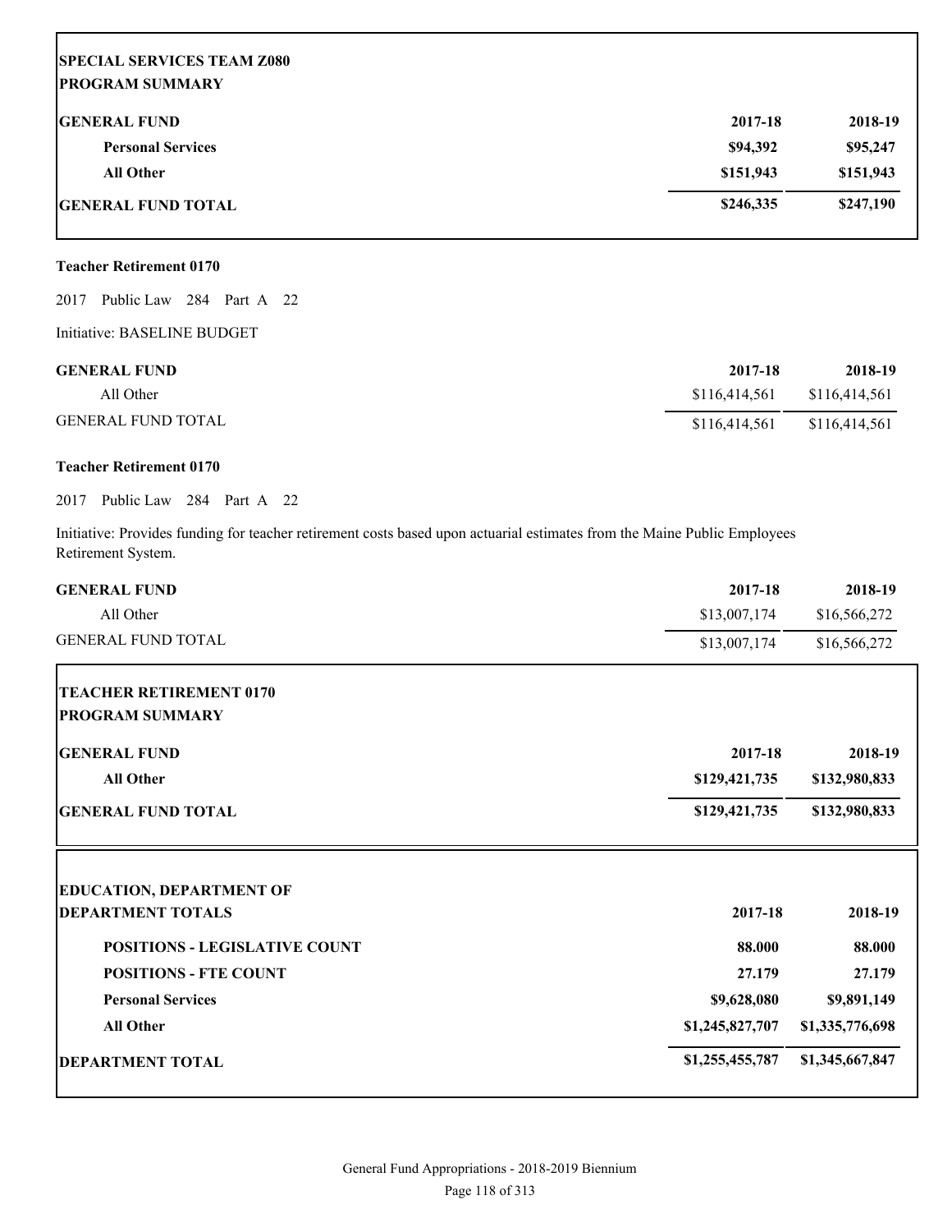| **SPECIAL SERVICES TEAM Z080** | | |
|---|---|---|
| **PROGRAM SUMMARY** | | |
| **GENERAL FUND** | **2017-18** | **2018-19** |
| **Personal Services** | **$94,392** | **$95,247** |
| **All Other** | **$151,943** | **$151,943** |
| **GENERAL FUND TOTAL** | **$246,335** | **$247,190** |

**Teacher Retirement 0170**

2017 Public Law 284 Part A 22

Initiative: BASELINE BUDGET

| GENERAL FUND | 2017-18 | 2018-19 |
|---|---|---|
| All Other | $116,414,561 | $116,414,561 |
| GENERAL FUND TOTAL | $116,414,561 | $116,414,561 |

**Teacher Retirement 0170**

2017 Public Law 284 Part A 22

Initiative: Provides funding for teacher retirement costs based upon actuarial estimates from the Maine Public Employees Retirement System.

| GENERAL FUND | 2017-18 | 2018-19 |
|---|---|---|
| All Other | $13,007,174 | $16,566,272 |
| GENERAL FUND TOTAL | $13,007,174 | $16,566,272 |

| **TEACHER RETIREMENT 0170** | | |
|---|---|---|
| **PROGRAM SUMMARY** | | |
| **GENERAL FUND** | **2017-18** | **2018-19** |
| **All Other** | **$129,421,735** | **$132,980,833** |
| **GENERAL FUND TOTAL** | **$129,421,735** | **$132,980,833** |

| **EDUCATION, DEPARTMENT OF** | | |
|---|---|---|
| **DEPARTMENT TOTALS** | **2017-18** | **2018-19** |
| **POSITIONS - LEGISLATIVE COUNT** | **88.000** | **88.000** |
| **POSITIONS - FTE COUNT** | **27.179** | **27.179** |
| **Personal Services** | **$9,628,080** | **$9,891,149** |
| **All Other** | **$1,245,827,707** | **$1,335,776,698** |
| **DEPARTMENT TOTAL** | **$1,255,455,787** | **$1,345,667,847** |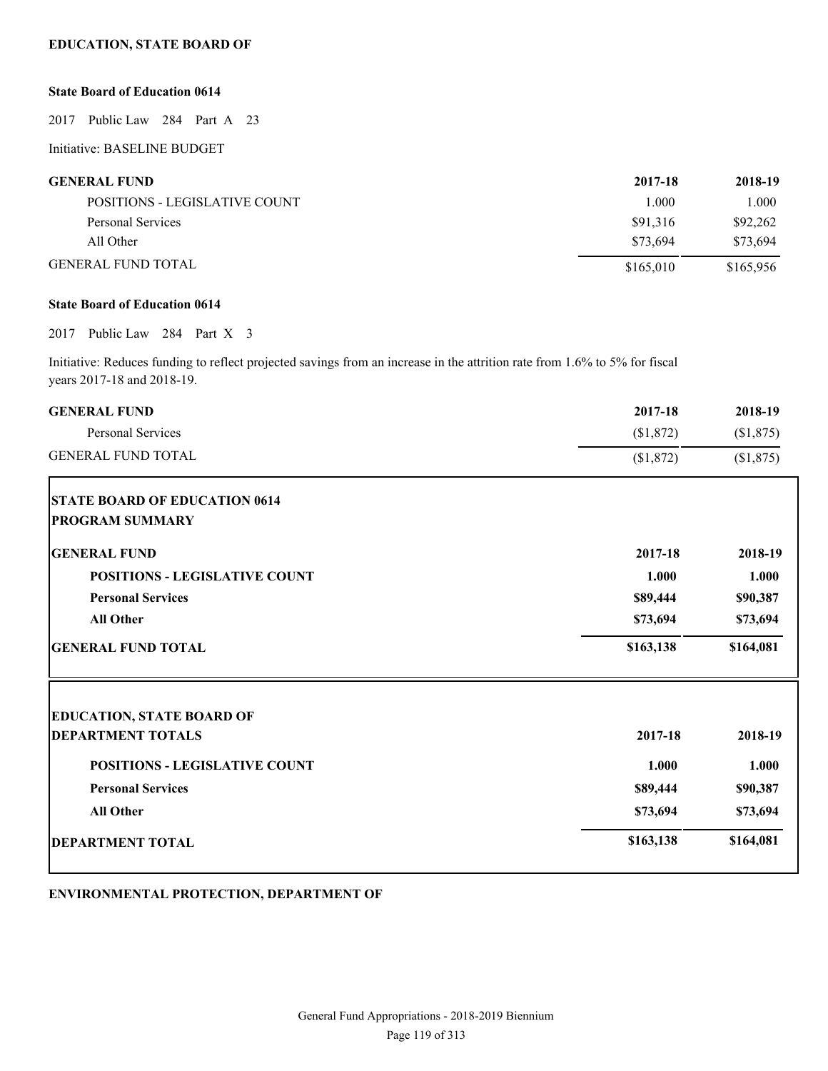## EDUCATION, STATE BOARD OF

### State Board of Education 0614

2017 Public Law 284 Part A 23

Initiative: BASELINE BUDGET

| GENERAL FUND | 2017-18 | 2018-19 |
|---|---|---|
| POSITIONS - LEGISLATIVE COUNT | 1.000 | 1.000 |
| Personal Services | $91,316 | $92,262 |
| All Other | $73,694 | $73,694 |
| GENERAL FUND TOTAL | $165,010 | $165,956 |

### State Board of Education 0614

2017 Public Law 284 Part X 3

Initiative: Reduces funding to reflect projected savings from an increase in the attrition rate from 1.6% to 5% for fiscal years 2017-18 and 2018-19.

| GENERAL FUND | 2017-18 | 2018-19 |
|---|---|---|
| Personal Services | ($1,872) | ($1,875) |
| GENERAL FUND TOTAL | ($1,872) | ($1,875) |

**STATE BOARD OF EDUCATION 0614**
**PROGRAM SUMMARY**

| GENERAL FUND | 2017-18 | 2018-19 |
|---|---|---|
| **POSITIONS - LEGISLATIVE COUNT** | **1.000** | **1.000** |
| **Personal Services** | **$89,444** | **$90,387** |
| **All Other** | **$73,694** | **$73,694** |
| **GENERAL FUND TOTAL** | **$163,138** | **$164,081** |

**EDUCATION, STATE BOARD OF**
**DEPARTMENT TOTALS**

| | 2017-18 | 2018-19 |
|---|---|---|
| **POSITIONS - LEGISLATIVE COUNT** | **1.000** | **1.000** |
| **Personal Services** | **$89,444** | **$90,387** |
| **All Other** | **$73,694** | **$73,694** |
| **DEPARTMENT TOTAL** | **$163,138** | **$164,081** |

## ENVIRONMENTAL PROTECTION, DEPARTMENT OF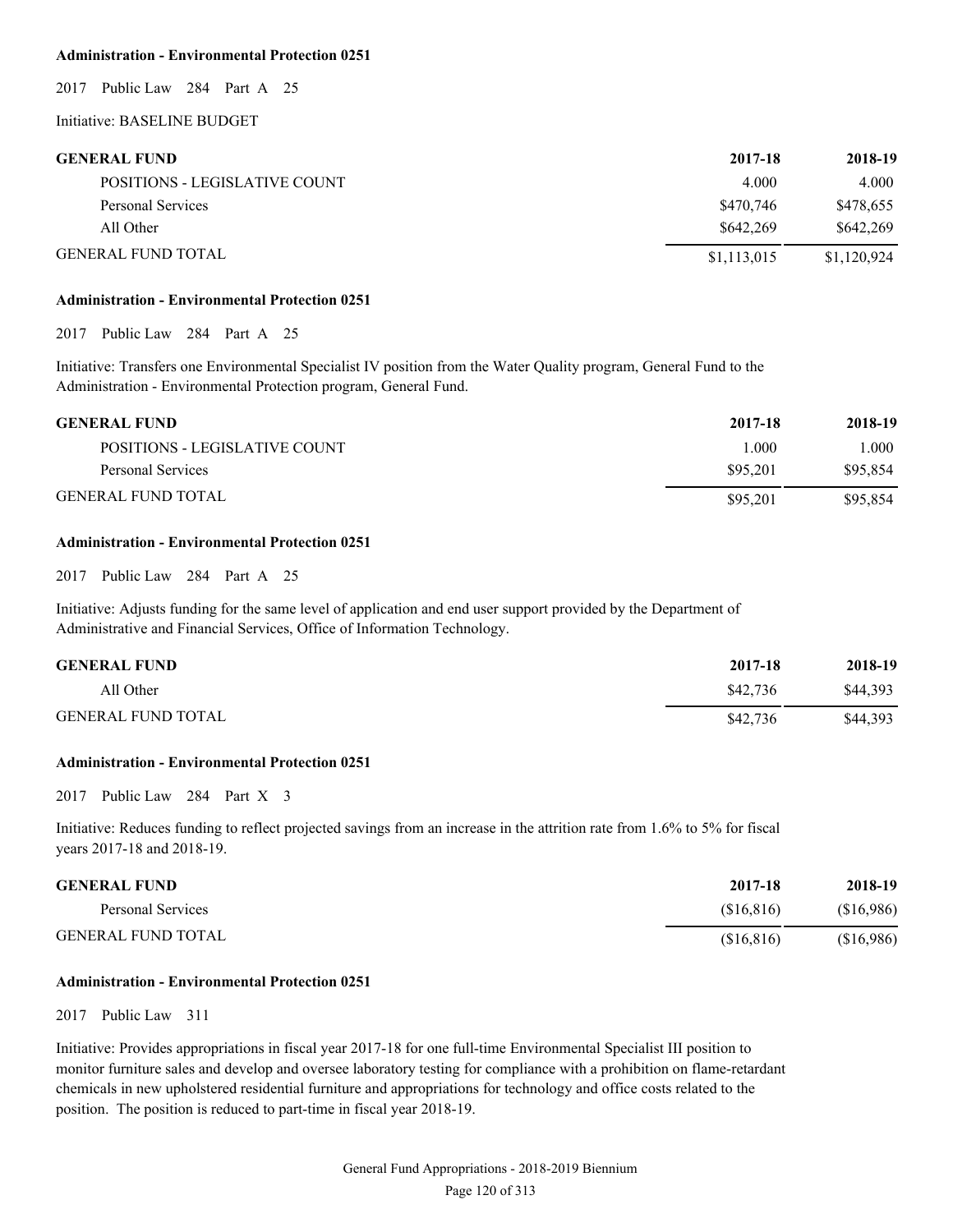**Administration - Environmental Protection 0251**

2017 Public Law 284 Part A 25

Initiative: BASELINE BUDGET

| GENERAL FUND | 2017-18 | 2018-19 |
| --- | --- | --- |
| POSITIONS - LEGISLATIVE COUNT | 4.000 | 4.000 |
| Personal Services | $470,746 | $478,655 |
| All Other | $642,269 | $642,269 |
| GENERAL FUND TOTAL | $1,113,015 | $1,120,924 |

**Administration - Environmental Protection 0251**

2017 Public Law 284 Part A 25

Initiative: Transfers one Environmental Specialist IV position from the Water Quality program, General Fund to the Administration - Environmental Protection program, General Fund.

| GENERAL FUND | 2017-18 | 2018-19 |
| --- | --- | --- |
| POSITIONS - LEGISLATIVE COUNT | 1.000 | 1.000 |
| Personal Services | $95,201 | $95,854 |
| GENERAL FUND TOTAL | $95,201 | $95,854 |

**Administration - Environmental Protection 0251**

2017 Public Law 284 Part A 25

Initiative: Adjusts funding for the same level of application and end user support provided by the Department of Administrative and Financial Services, Office of Information Technology.

| GENERAL FUND | 2017-18 | 2018-19 |
| --- | --- | --- |
| All Other | $42,736 | $44,393 |
| GENERAL FUND TOTAL | $42,736 | $44,393 |

**Administration - Environmental Protection 0251**

2017 Public Law 284 Part X 3

Initiative: Reduces funding to reflect projected savings from an increase in the attrition rate from 1.6% to 5% for fiscal years 2017-18 and 2018-19.

| GENERAL FUND | 2017-18 | 2018-19 |
| --- | --- | --- |
| Personal Services | ($16,816) | ($16,986) |
| GENERAL FUND TOTAL | ($16,816) | ($16,986) |

**Administration - Environmental Protection 0251**

2017 Public Law 311

Initiative: Provides appropriations in fiscal year 2017-18 for one full-time Environmental Specialist III position to monitor furniture sales and develop and oversee laboratory testing for compliance with a prohibition on flame-retardant chemicals in new upholstered residential furniture and appropriations for technology and office costs related to the position. The position is reduced to part-time in fiscal year 2018-19.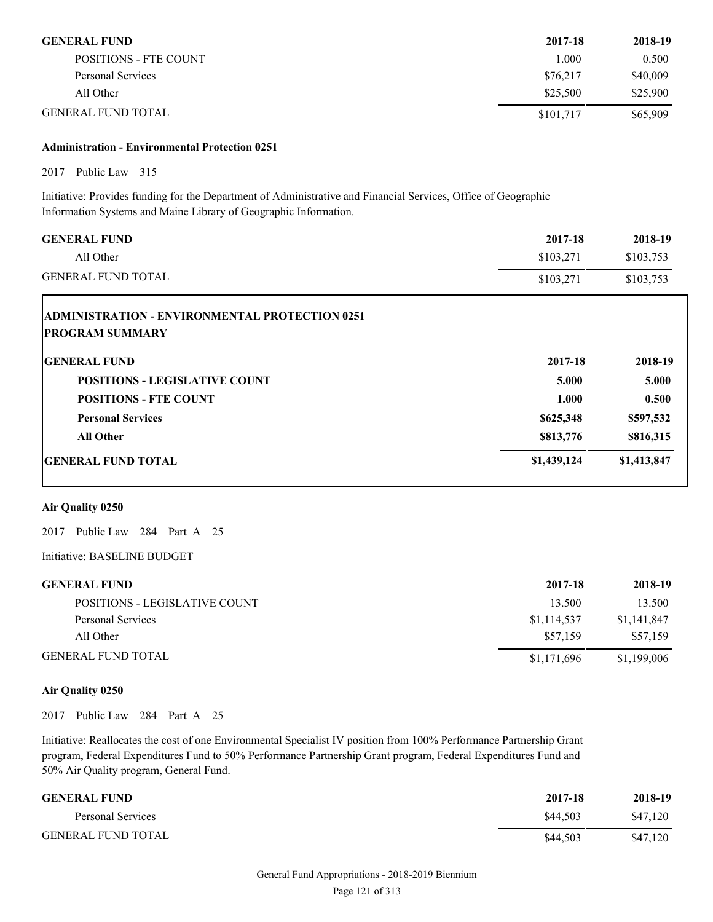| GENERAL FUND | 2017-18 | 2018-19 |
|---|---|---|
| POSITIONS - FTE COUNT | 1.000 | 0.500 |
| Personal Services | $76,217 | $40,009 |
| All Other | $25,500 | $25,900 |
| GENERAL FUND TOTAL | $101,717 | $65,909 |

**Administration - Environmental Protection 0251**

2017 Public Law 315

Initiative: Provides funding for the Department of Administrative and Financial Services, Office of Geographic Information Systems and Maine Library of Geographic Information.

| GENERAL FUND | 2017-18 | 2018-19 |
|---|---|---|
| All Other | $103,271 | $103,753 |
| GENERAL FUND TOTAL | $103,271 | $103,753 |

**ADMINISTRATION - ENVIRONMENTAL PROTECTION 0251**
**PROGRAM SUMMARY**

| GENERAL FUND | 2017-18 | 2018-19 |
|---|---|---|
| **POSITIONS - LEGISLATIVE COUNT** | **5.000** | **5.000** |
| **POSITIONS - FTE COUNT** | **1.000** | **0.500** |
| **Personal Services** | **$625,348** | **$597,532** |
| **All Other** | **$813,776** | **$816,315** |
| **GENERAL FUND TOTAL** | **$1,439,124** | **$1,413,847** |

**Air Quality 0250**

2017 Public Law 284 Part A 25

Initiative: BASELINE BUDGET

| GENERAL FUND | 2017-18 | 2018-19 |
|---|---|---|
| POSITIONS - LEGISLATIVE COUNT | 13.500 | 13.500 |
| Personal Services | $1,114,537 | $1,141,847 |
| All Other | $57,159 | $57,159 |
| GENERAL FUND TOTAL | $1,171,696 | $1,199,006 |

**Air Quality 0250**

2017 Public Law 284 Part A 25

Initiative: Reallocates the cost of one Environmental Specialist IV position from 100% Performance Partnership Grant program, Federal Expenditures Fund to 50% Performance Partnership Grant program, Federal Expenditures Fund and 50% Air Quality program, General Fund.

| GENERAL FUND | 2017-18 | 2018-19 |
|---|---|---|
| Personal Services | $44,503 | $47,120 |
| GENERAL FUND TOTAL | $44,503 | $47,120 |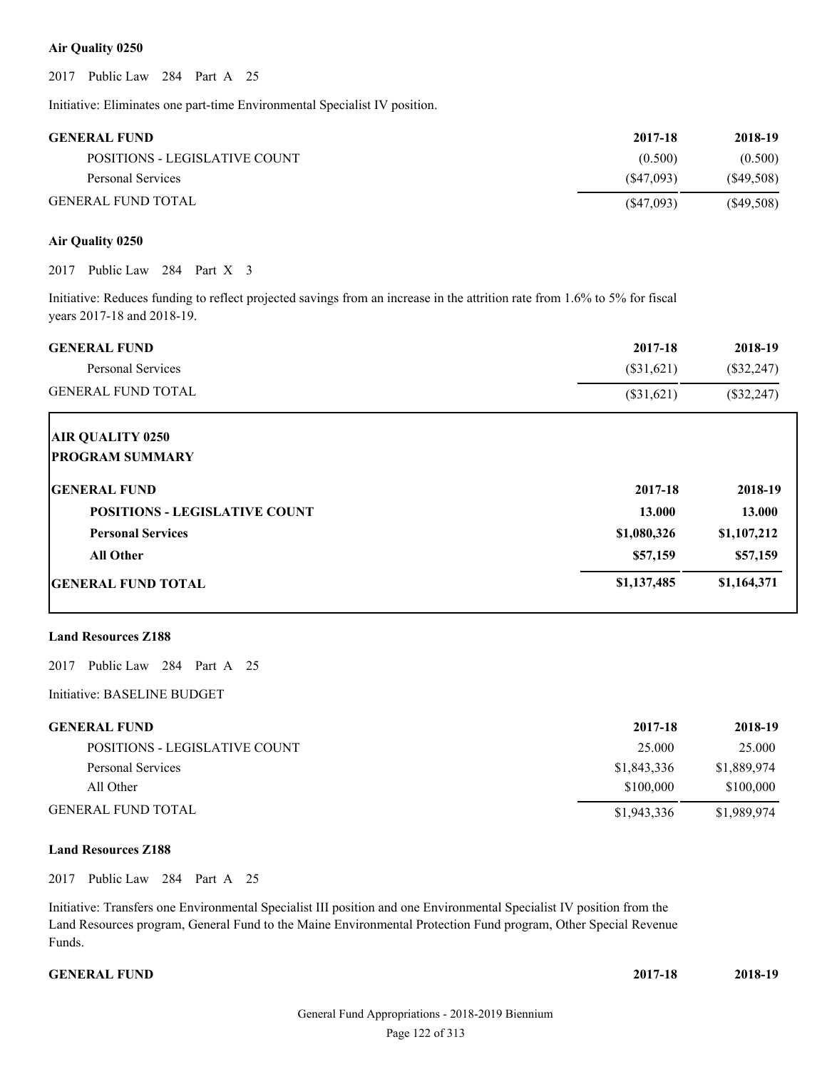**Air Quality 0250**

2017 Public Law 284 Part A 25

Initiative: Eliminates one part-time Environmental Specialist IV position.

| GENERAL FUND | 2017-18 | 2018-19 |
|---|---|---|
| POSITIONS - LEGISLATIVE COUNT | (0.500) | (0.500) |
| Personal Services | ($47,093) | ($49,508) |
| GENERAL FUND TOTAL | ($47,093) | ($49,508) |

**Air Quality 0250**

2017 Public Law 284 Part X 3

Initiative: Reduces funding to reflect projected savings from an increase in the attrition rate from 1.6% to 5% for fiscal years 2017-18 and 2018-19.

| GENERAL FUND | 2017-18 | 2018-19 |
|---|---|---|
| Personal Services | ($31,621) | ($32,247) |
| GENERAL FUND TOTAL | ($31,621) | ($32,247) |

**AIR QUALITY 0250**
**PROGRAM SUMMARY**

| GENERAL FUND | 2017-18 | 2018-19 |
|---|---|---|
| **POSITIONS - LEGISLATIVE COUNT** | **13.000** | **13.000** |
| **Personal Services** | **$1,080,326** | **$1,107,212** |
| **All Other** | **$57,159** | **$57,159** |
| **GENERAL FUND TOTAL** | **$1,137,485** | **$1,164,371** |

**Land Resources Z188**

2017 Public Law 284 Part A 25

Initiative: BASELINE BUDGET

| GENERAL FUND | 2017-18 | 2018-19 |
|---|---|---|
| POSITIONS - LEGISLATIVE COUNT | 25.000 | 25.000 |
| Personal Services | $1,843,336 | $1,889,974 |
| All Other | $100,000 | $100,000 |
| GENERAL FUND TOTAL | $1,943,336 | $1,989,974 |

**Land Resources Z188**

2017 Public Law 284 Part A 25

Initiative: Transfers one Environmental Specialist III position and one Environmental Specialist IV position from the Land Resources program, General Fund to the Maine Environmental Protection Fund program, Other Special Revenue Funds.

| GENERAL FUND | 2017-18 | 2018-19 |
|---|---|---|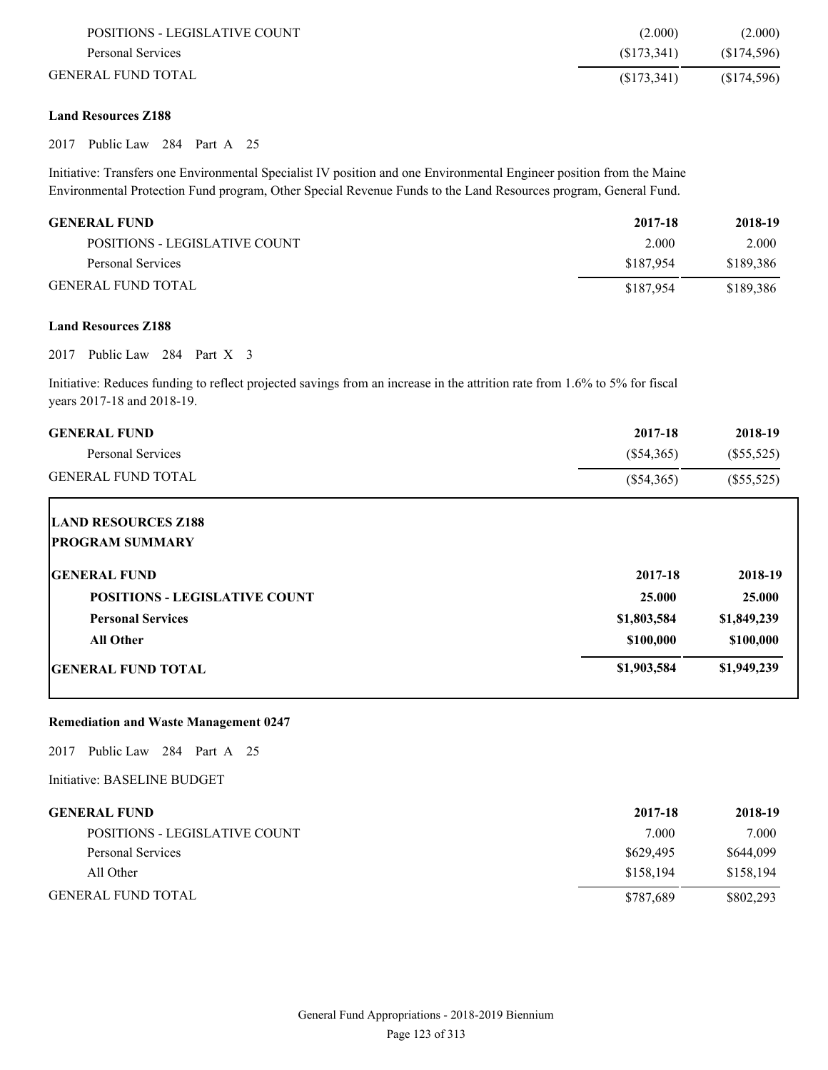| | | |
|---|---|---|
| POSITIONS - LEGISLATIVE COUNT | (2.000) | (2.000) |
| Personal Services | ($173,341) | ($174,596) |
| GENERAL FUND TOTAL | ($173,341) | ($174,596) |

**Land Resources Z188**

2017 Public Law 284 Part A 25

Initiative: Transfers one Environmental Specialist IV position and one Environmental Engineer position from the Maine Environmental Protection Fund program, Other Special Revenue Funds to the Land Resources program, General Fund.

| GENERAL FUND | 2017-18 | 2018-19 |
|---|---|---|
| POSITIONS - LEGISLATIVE COUNT | 2.000 | 2.000 |
| Personal Services | $187,954 | $189,386 |
| GENERAL FUND TOTAL | $187,954 | $189,386 |

**Land Resources Z188**

2017 Public Law 284 Part X 3

Initiative: Reduces funding to reflect projected savings from an increase in the attrition rate from 1.6% to 5% for fiscal years 2017-18 and 2018-19.

| GENERAL FUND | 2017-18 | 2018-19 |
|---|---|---|
| Personal Services | ($54,365) | ($55,525) |
| GENERAL FUND TOTAL | ($54,365) | ($55,525) |

**LAND RESOURCES Z188**
**PROGRAM SUMMARY**

| GENERAL FUND | 2017-18 | 2018-19 |
|---|---|---|
| **POSITIONS - LEGISLATIVE COUNT** | **25.000** | **25.000** |
| **Personal Services** | **$1,803,584** | **$1,849,239** |
| **All Other** | **$100,000** | **$100,000** |
| **GENERAL FUND TOTAL** | **$1,903,584** | **$1,949,239** |

**Remediation and Waste Management 0247**

2017 Public Law 284 Part A 25

Initiative: BASELINE BUDGET

| GENERAL FUND | 2017-18 | 2018-19 |
|---|---|---|
| POSITIONS - LEGISLATIVE COUNT | 7.000 | 7.000 |
| Personal Services | $629,495 | $644,099 |
| All Other | $158,194 | $158,194 |
| GENERAL FUND TOTAL | $787,689 | $802,293 |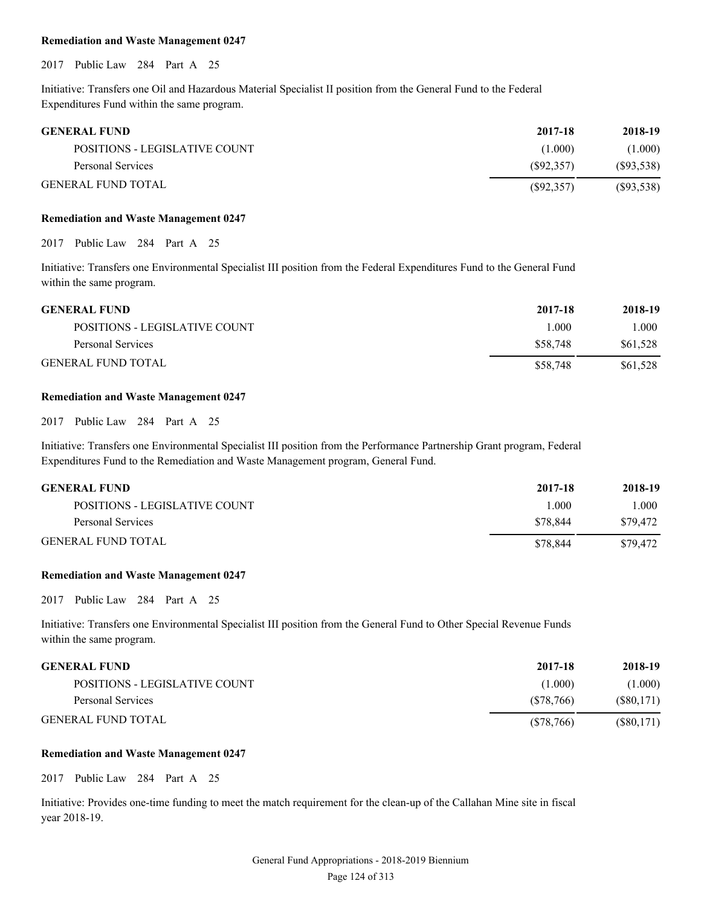**Remediation and Waste Management 0247**

2017 Public Law 284 Part A 25

Initiative: Transfers one Oil and Hazardous Material Specialist II position from the General Fund to the Federal Expenditures Fund within the same program.

| GENERAL FUND | 2017-18 | 2018-19 |
|---|---|---|
| POSITIONS - LEGISLATIVE COUNT | (1.000) | (1.000) |
| Personal Services | ($92,357) | ($93,538) |
| GENERAL FUND TOTAL | ($92,357) | ($93,538) |

**Remediation and Waste Management 0247**

2017 Public Law 284 Part A 25

Initiative: Transfers one Environmental Specialist III position from the Federal Expenditures Fund to the General Fund within the same program.

| GENERAL FUND | 2017-18 | 2018-19 |
|---|---|---|
| POSITIONS - LEGISLATIVE COUNT | 1.000 | 1.000 |
| Personal Services | $58,748 | $61,528 |
| GENERAL FUND TOTAL | $58,748 | $61,528 |

**Remediation and Waste Management 0247**

2017 Public Law 284 Part A 25

Initiative: Transfers one Environmental Specialist III position from the Performance Partnership Grant program, Federal Expenditures Fund to the Remediation and Waste Management program, General Fund.

| GENERAL FUND | 2017-18 | 2018-19 |
|---|---|---|
| POSITIONS - LEGISLATIVE COUNT | 1.000 | 1.000 |
| Personal Services | $78,844 | $79,472 |
| GENERAL FUND TOTAL | $78,844 | $79,472 |

**Remediation and Waste Management 0247**

2017 Public Law 284 Part A 25

Initiative: Transfers one Environmental Specialist III position from the General Fund to Other Special Revenue Funds within the same program.

| GENERAL FUND | 2017-18 | 2018-19 |
|---|---|---|
| POSITIONS - LEGISLATIVE COUNT | (1.000) | (1.000) |
| Personal Services | ($78,766) | ($80,171) |
| GENERAL FUND TOTAL | ($78,766) | ($80,171) |

**Remediation and Waste Management 0247**

2017 Public Law 284 Part A 25

Initiative: Provides one-time funding to meet the match requirement for the clean-up of the Callahan Mine site in fiscal year 2018-19.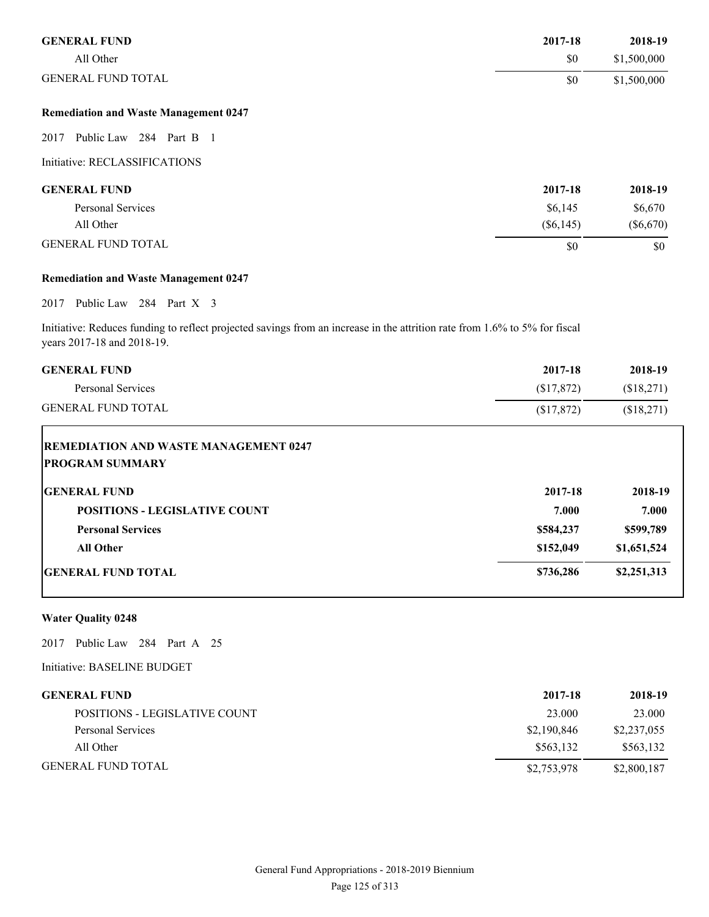| GENERAL FUND | 2017-18 | 2018-19 |
|---|---|---|
| All Other | $0 | $1,500,000 |
| GENERAL FUND TOTAL | $0 | $1,500,000 |

**Remediation and Waste Management 0247**

2017 Public Law 284 Part B 1

Initiative: RECLASSIFICATIONS

| GENERAL FUND | 2017-18 | 2018-19 |
|---|---|---|
| Personal Services | $6,145 | $6,670 |
| All Other | ($6,145) | ($6,670) |
| GENERAL FUND TOTAL | $0 | $0 |

**Remediation and Waste Management 0247**

2017 Public Law 284 Part X 3

Initiative: Reduces funding to reflect projected savings from an increase in the attrition rate from 1.6% to 5% for fiscal years 2017-18 and 2018-19.

| GENERAL FUND | 2017-18 | 2018-19 |
|---|---|---|
| Personal Services | ($17,872) | ($18,271) |
| GENERAL FUND TOTAL | ($17,872) | ($18,271) |

**REMEDIATION AND WASTE MANAGEMENT 0247**
**PROGRAM SUMMARY**

| GENERAL FUND | 2017-18 | 2018-19 |
|---|---|---|
| **POSITIONS - LEGISLATIVE COUNT** | **7.000** | **7.000** |
| **Personal Services** | **$584,237** | **$599,789** |
| **All Other** | **$152,049** | **$1,651,524** |
| **GENERAL FUND TOTAL** | **$736,286** | **$2,251,313** |

**Water Quality 0248**

2017 Public Law 284 Part A 25

Initiative: BASELINE BUDGET

| GENERAL FUND | 2017-18 | 2018-19 |
|---|---|---|
| POSITIONS - LEGISLATIVE COUNT | 23.000 | 23.000 |
| Personal Services | $2,190,846 | $2,237,055 |
| All Other | $563,132 | $563,132 |
| GENERAL FUND TOTAL | $2,753,978 | $2,800,187 |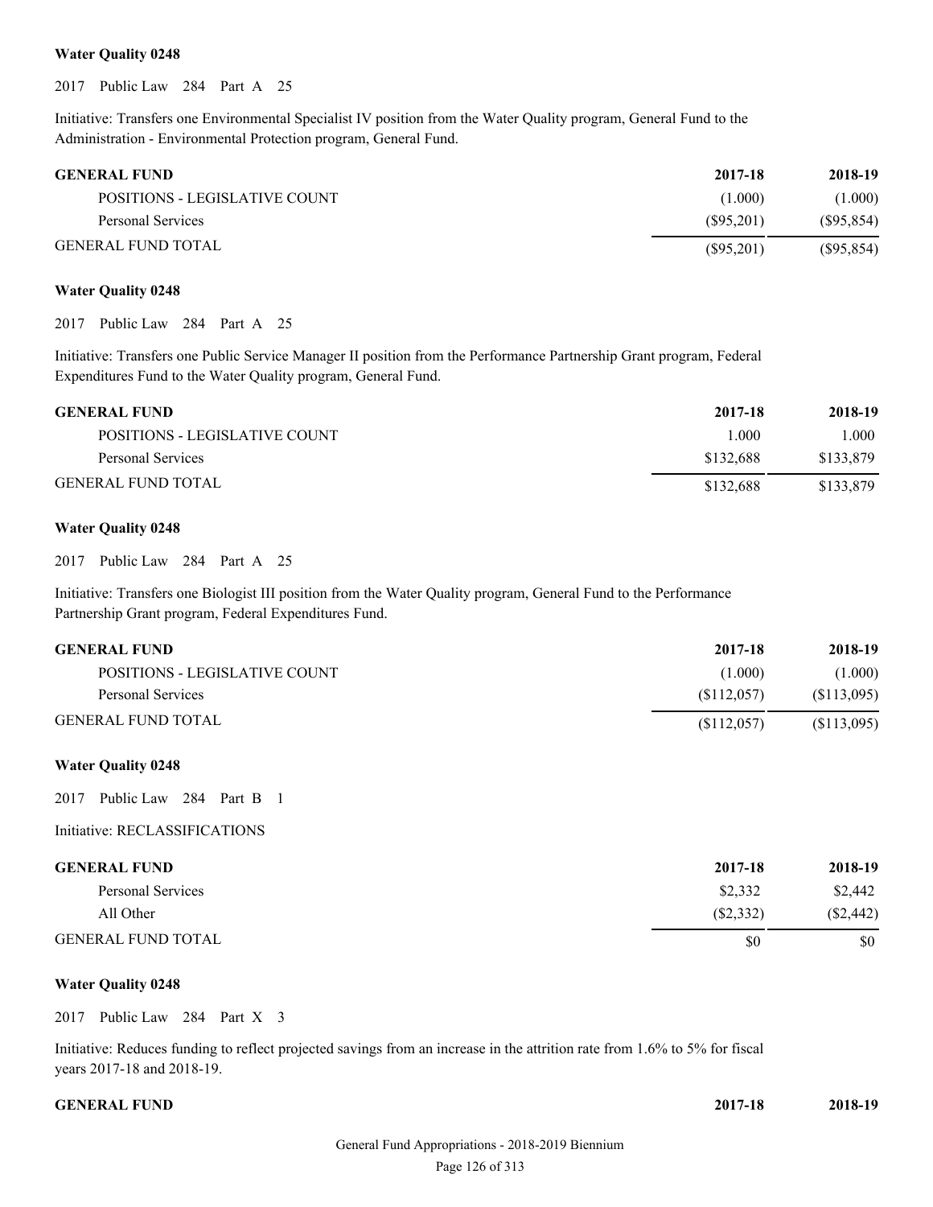**Water Quality 0248**

2017 Public Law 284 Part A 25

Initiative: Transfers one Environmental Specialist IV position from the Water Quality program, General Fund to the Administration - Environmental Protection program, General Fund.

| GENERAL FUND | 2017-18 | 2018-19 |
| --- | --- | --- |
| POSITIONS - LEGISLATIVE COUNT | (1.000) | (1.000) |
| Personal Services | ($95,201) | ($95,854) |
| GENERAL FUND TOTAL | ($95,201) | ($95,854) |

**Water Quality 0248**

2017 Public Law 284 Part A 25

Initiative: Transfers one Public Service Manager II position from the Performance Partnership Grant program, Federal Expenditures Fund to the Water Quality program, General Fund.

| GENERAL FUND | 2017-18 | 2018-19 |
| --- | --- | --- |
| POSITIONS - LEGISLATIVE COUNT | 1.000 | 1.000 |
| Personal Services | $132,688 | $133,879 |
| GENERAL FUND TOTAL | $132,688 | $133,879 |

**Water Quality 0248**

2017 Public Law 284 Part A 25

Initiative: Transfers one Biologist III position from the Water Quality program, General Fund to the Performance Partnership Grant program, Federal Expenditures Fund.

| GENERAL FUND | 2017-18 | 2018-19 |
| --- | --- | --- |
| POSITIONS - LEGISLATIVE COUNT | (1.000) | (1.000) |
| Personal Services | ($112,057) | ($113,095) |
| GENERAL FUND TOTAL | ($112,057) | ($113,095) |

**Water Quality 0248**

2017 Public Law 284 Part B 1

Initiative: RECLASSIFICATIONS

| GENERAL FUND | 2017-18 | 2018-19 |
| --- | --- | --- |
| Personal Services | $2,332 | $2,442 |
| All Other | ($2,332) | ($2,442) |
| GENERAL FUND TOTAL | $0 | $0 |

**Water Quality 0248**

2017 Public Law 284 Part X 3

Initiative: Reduces funding to reflect projected savings from an increase in the attrition rate from 1.6% to 5% for fiscal years 2017-18 and 2018-19.

| GENERAL FUND | 2017-18 | 2018-19 |
| --- | --- | --- |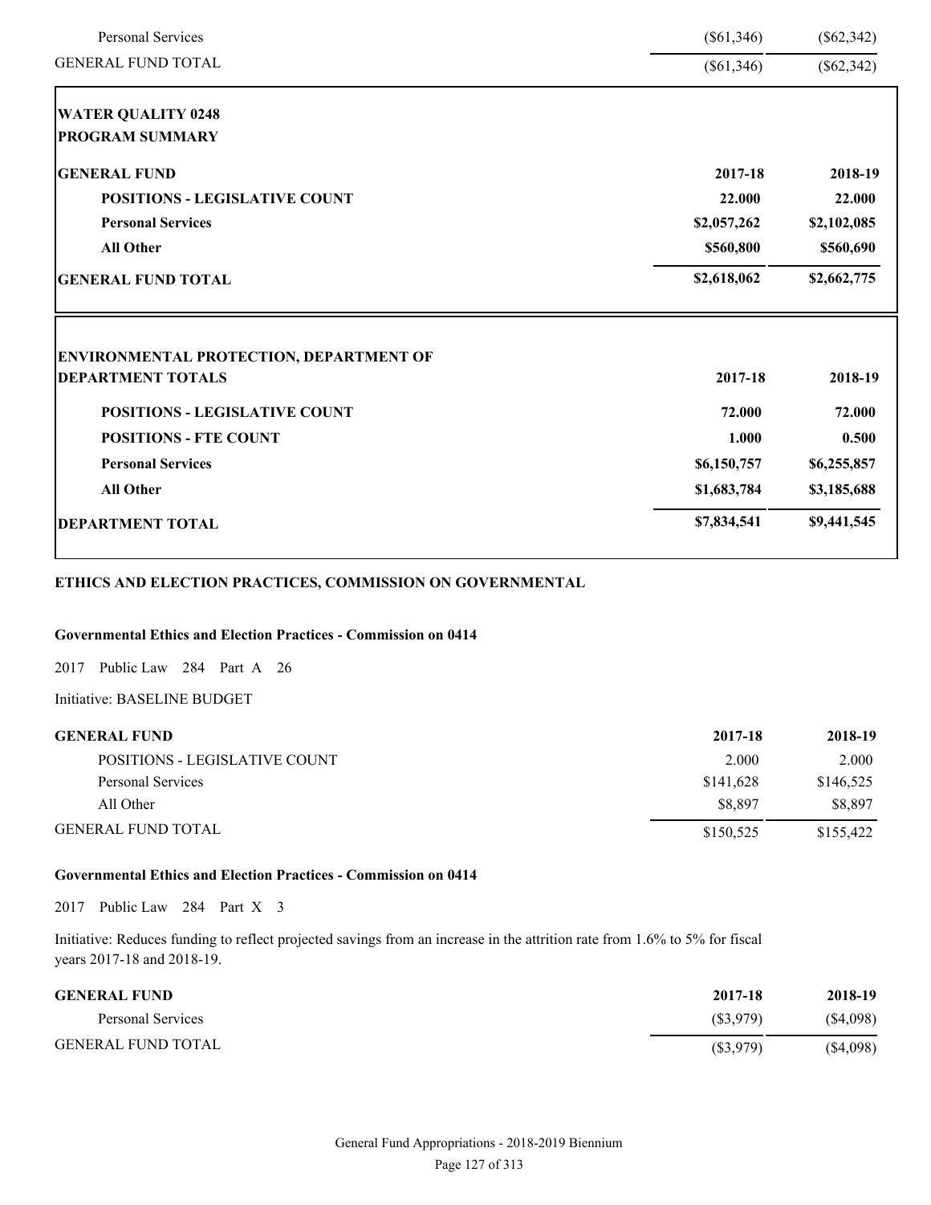| | | |
|---|---|---|
| Personal Services | ($61,346) | ($62,342) |
| GENERAL FUND TOTAL | ($61,346) | ($62,342) |

**WATER QUALITY 0248**
**PROGRAM SUMMARY**

| **GENERAL FUND** | **2017-18** | **2018-19** |
|---|---|---|
| **POSITIONS - LEGISLATIVE COUNT** | **22.000** | **22.000** |
| **Personal Services** | **$2,057,262** | **$2,102,085** |
| **All Other** | **$560,800** | **$560,690** |
| **GENERAL FUND TOTAL** | **$2,618,062** | **$2,662,775** |

**ENVIRONMENTAL PROTECTION, DEPARTMENT OF**
**DEPARTMENT TOTALS**

| | **2017-18** | **2018-19** |
|---|---|---|
| **POSITIONS - LEGISLATIVE COUNT** | **72.000** | **72.000** |
| **POSITIONS - FTE COUNT** | **1.000** | **0.500** |
| **Personal Services** | **$6,150,757** | **$6,255,857** |
| **All Other** | **$1,683,784** | **$3,185,688** |
| **DEPARTMENT TOTAL** | **$7,834,541** | **$9,441,545** |

## ETHICS AND ELECTION PRACTICES, COMMISSION ON GOVERNMENTAL

### Governmental Ethics and Election Practices - Commission on 0414

2017 Public Law 284 Part A 26

Initiative: BASELINE BUDGET

| **GENERAL FUND** | **2017-18** | **2018-19** |
|---|---|---|
| POSITIONS - LEGISLATIVE COUNT | 2.000 | 2.000 |
| Personal Services | $141,628 | $146,525 |
| All Other | $8,897 | $8,897 |
| GENERAL FUND TOTAL | $150,525 | $155,422 |

### Governmental Ethics and Election Practices - Commission on 0414

2017 Public Law 284 Part X 3

Initiative: Reduces funding to reflect projected savings from an increase in the attrition rate from 1.6% to 5% for fiscal years 2017-18 and 2018-19.

| **GENERAL FUND** | **2017-18** | **2018-19** |
|---|---|---|
| Personal Services | ($3,979) | ($4,098) |
| GENERAL FUND TOTAL | ($3,979) | ($4,098) |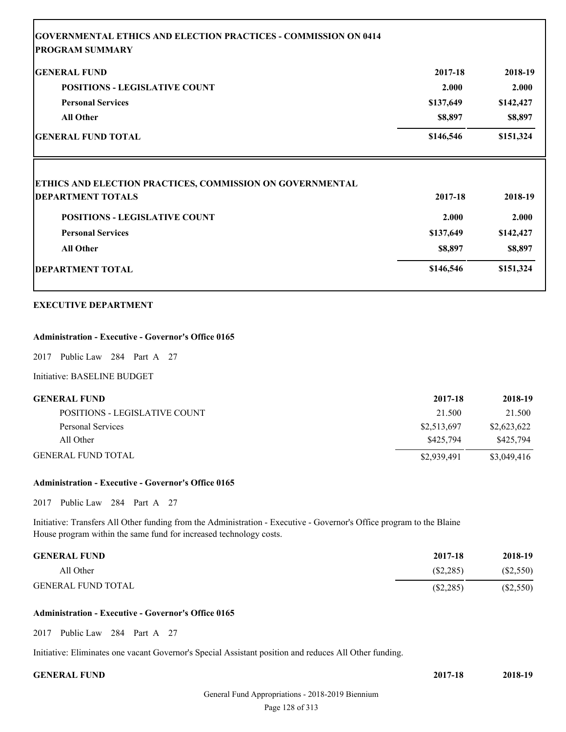| GOVERNMENTAL ETHICS AND ELECTION PRACTICES - COMMISSION ON 0414 PROGRAM SUMMARY | | |
|---|---|---|
| **GENERAL FUND** | **2017-18** | **2018-19** |
| **POSITIONS - LEGISLATIVE COUNT** | **2.000** | **2.000** |
| **Personal Services** | **$137,649** | **$142,427** |
| **All Other** | **$8,897** | **$8,897** |
| **GENERAL FUND TOTAL** | **$146,546** | **$151,324** |

| ETHICS AND ELECTION PRACTICES, COMMISSION ON GOVERNMENTAL DEPARTMENT TOTALS | 2017-18 | 2018-19 |
|---|---|---|
| **POSITIONS - LEGISLATIVE COUNT** | **2.000** | **2.000** |
| **Personal Services** | **$137,649** | **$142,427** |
| **All Other** | **$8,897** | **$8,897** |
| **DEPARTMENT TOTAL** | **$146,546** | **$151,324** |

**EXECUTIVE DEPARTMENT**

**Administration - Executive - Governor's Office 0165**

2017 Public Law 284 Part A 27

Initiative: BASELINE BUDGET

| GENERAL FUND | 2017-18 | 2018-19 |
|---|---|---|
| POSITIONS - LEGISLATIVE COUNT | 21.500 | 21.500 |
| Personal Services | $2,513,697 | $2,623,622 |
| All Other | $425,794 | $425,794 |
| GENERAL FUND TOTAL | $2,939,491 | $3,049,416 |

**Administration - Executive - Governor's Office 0165**

2017 Public Law 284 Part A 27

Initiative: Transfers All Other funding from the Administration - Executive - Governor's Office program to the Blaine House program within the same fund for increased technology costs.

| GENERAL FUND | 2017-18 | 2018-19 |
|---|---|---|
| All Other | ($2,285) | ($2,550) |
| GENERAL FUND TOTAL | ($2,285) | ($2,550) |

**Administration - Executive - Governor's Office 0165**

2017 Public Law 284 Part A 27

Initiative: Eliminates one vacant Governor's Special Assistant position and reduces All Other funding.

| GENERAL FUND | 2017-18 | 2018-19 |
|---|---|---|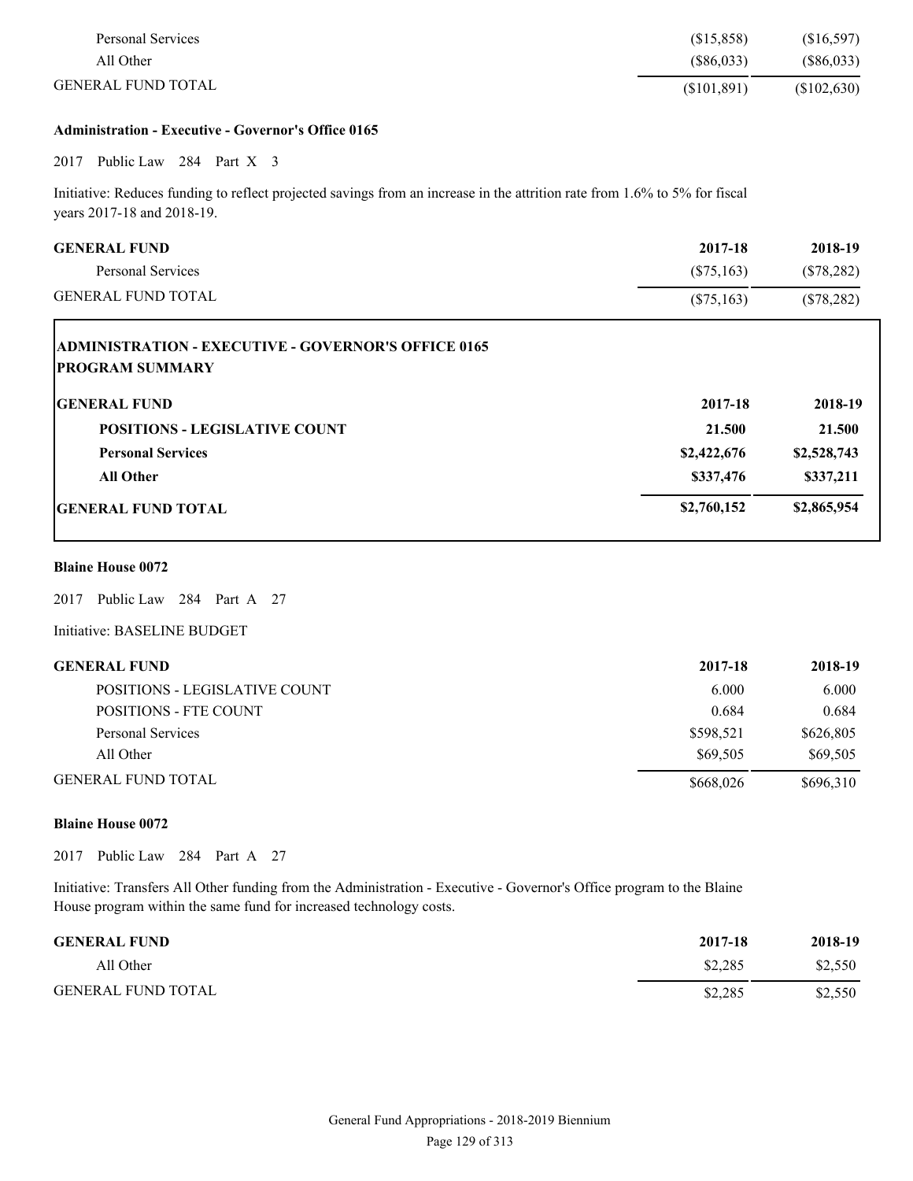| | | |
|---|---|---|
| Personal Services | ($15,858) | ($16,597) |
| All Other | ($86,033) | ($86,033) |
| GENERAL FUND TOTAL | ($101,891) | ($102,630) |

**Administration - Executive - Governor's Office 0165**

2017 Public Law 284 Part X 3

Initiative: Reduces funding to reflect projected savings from an increase in the attrition rate from 1.6% to 5% for fiscal years 2017-18 and 2018-19.

| **GENERAL FUND** | **2017-18** | **2018-19** |
|---|---|---|
| Personal Services | ($75,163) | ($78,282) |
| GENERAL FUND TOTAL | ($75,163) | ($78,282) |

**ADMINISTRATION - EXECUTIVE - GOVERNOR'S OFFICE 0165**
**PROGRAM SUMMARY**

| **GENERAL FUND** | **2017-18** | **2018-19** |
|---|---|---|
| **POSITIONS - LEGISLATIVE COUNT** | **21.500** | **21.500** |
| **Personal Services** | **$2,422,676** | **$2,528,743** |
| **All Other** | **$337,476** | **$337,211** |
| **GENERAL FUND TOTAL** | **$2,760,152** | **$2,865,954** |

**Blaine House 0072**

2017 Public Law 284 Part A 27

Initiative: BASELINE BUDGET

| **GENERAL FUND** | **2017-18** | **2018-19** |
|---|---|---|
| POSITIONS - LEGISLATIVE COUNT | 6.000 | 6.000 |
| POSITIONS - FTE COUNT | 0.684 | 0.684 |
| Personal Services | $598,521 | $626,805 |
| All Other | $69,505 | $69,505 |
| GENERAL FUND TOTAL | $668,026 | $696,310 |

**Blaine House 0072**

2017 Public Law 284 Part A 27

Initiative: Transfers All Other funding from the Administration - Executive - Governor's Office program to the Blaine House program within the same fund for increased technology costs.

| **GENERAL FUND** | **2017-18** | **2018-19** |
|---|---|---|
| All Other | $2,285 | $2,550 |
| GENERAL FUND TOTAL | $2,285 | $2,550 |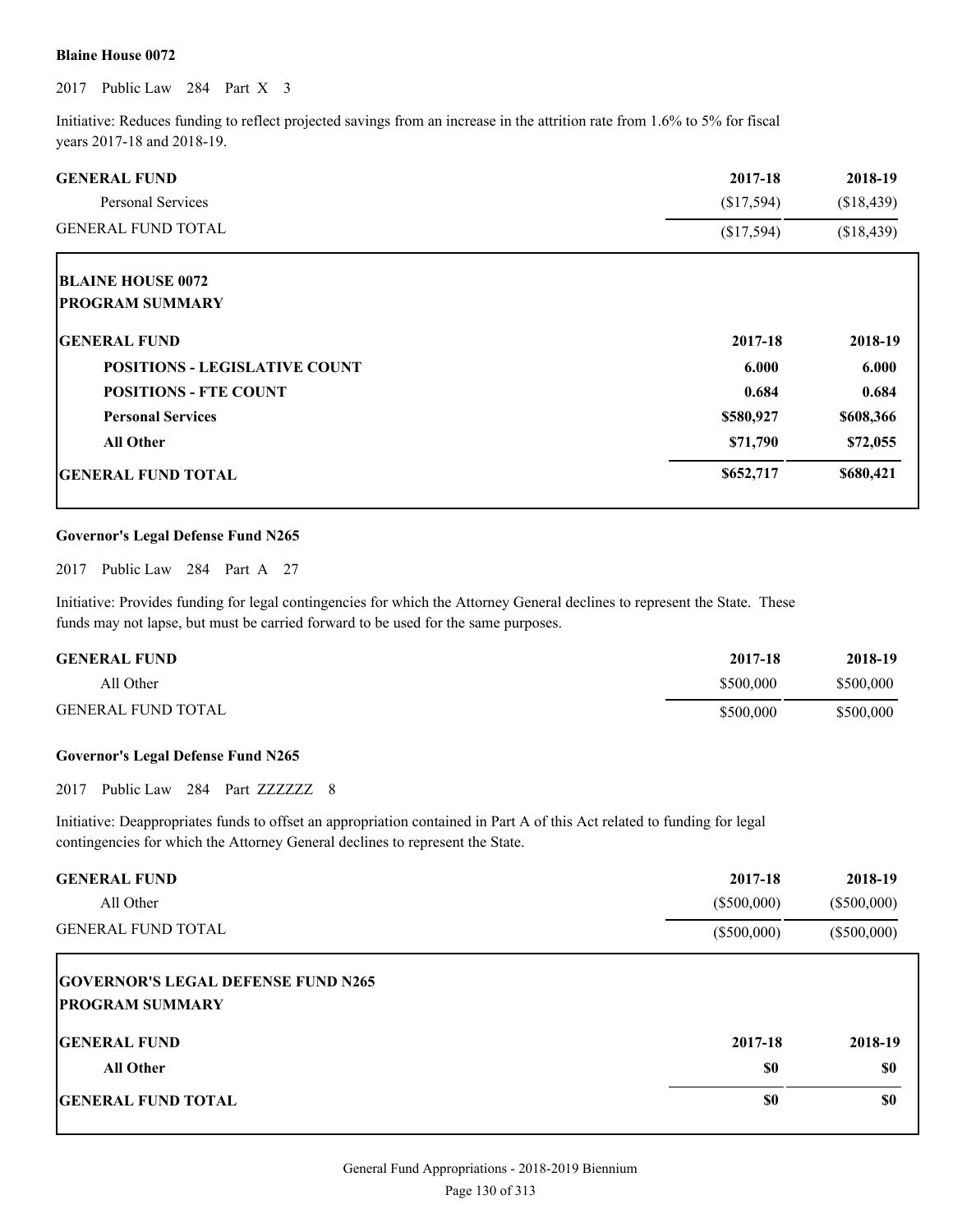**Blaine House 0072**

2017 Public Law 284 Part X 3

Initiative: Reduces funding to reflect projected savings from an increase in the attrition rate from 1.6% to 5% for fiscal years 2017-18 and 2018-19.

| GENERAL FUND | 2017-18 | 2018-19 |
|---|---|---|
| Personal Services | ($17,594) | ($18,439) |
| GENERAL FUND TOTAL | ($17,594) | ($18,439) |

**BLAINE HOUSE 0072**
**PROGRAM SUMMARY**

| GENERAL FUND | 2017-18 | 2018-19 |
|---|---|---|
| **POSITIONS - LEGISLATIVE COUNT** | **6.000** | **6.000** |
| **POSITIONS - FTE COUNT** | **0.684** | **0.684** |
| **Personal Services** | **$580,927** | **$608,366** |
| **All Other** | **$71,790** | **$72,055** |
| **GENERAL FUND TOTAL** | **$652,717** | **$680,421** |

**Governor's Legal Defense Fund N265**

2017 Public Law 284 Part A 27

Initiative: Provides funding for legal contingencies for which the Attorney General declines to represent the State. These funds may not lapse, but must be carried forward to be used for the same purposes.

| GENERAL FUND | 2017-18 | 2018-19 |
|---|---|---|
| All Other | $500,000 | $500,000 |
| GENERAL FUND TOTAL | $500,000 | $500,000 |

**Governor's Legal Defense Fund N265**

2017 Public Law 284 Part ZZZZZZ 8

Initiative: Deappropriates funds to offset an appropriation contained in Part A of this Act related to funding for legal contingencies for which the Attorney General declines to represent the State.

| GENERAL FUND | 2017-18 | 2018-19 |
|---|---|---|
| All Other | ($500,000) | ($500,000) |
| GENERAL FUND TOTAL | ($500,000) | ($500,000) |

**GOVERNOR'S LEGAL DEFENSE FUND N265**
**PROGRAM SUMMARY**

| GENERAL FUND | 2017-18 | 2018-19 |
|---|---|---|
| **All Other** | **$0** | **$0** |
| **GENERAL FUND TOTAL** | **$0** | **$0** |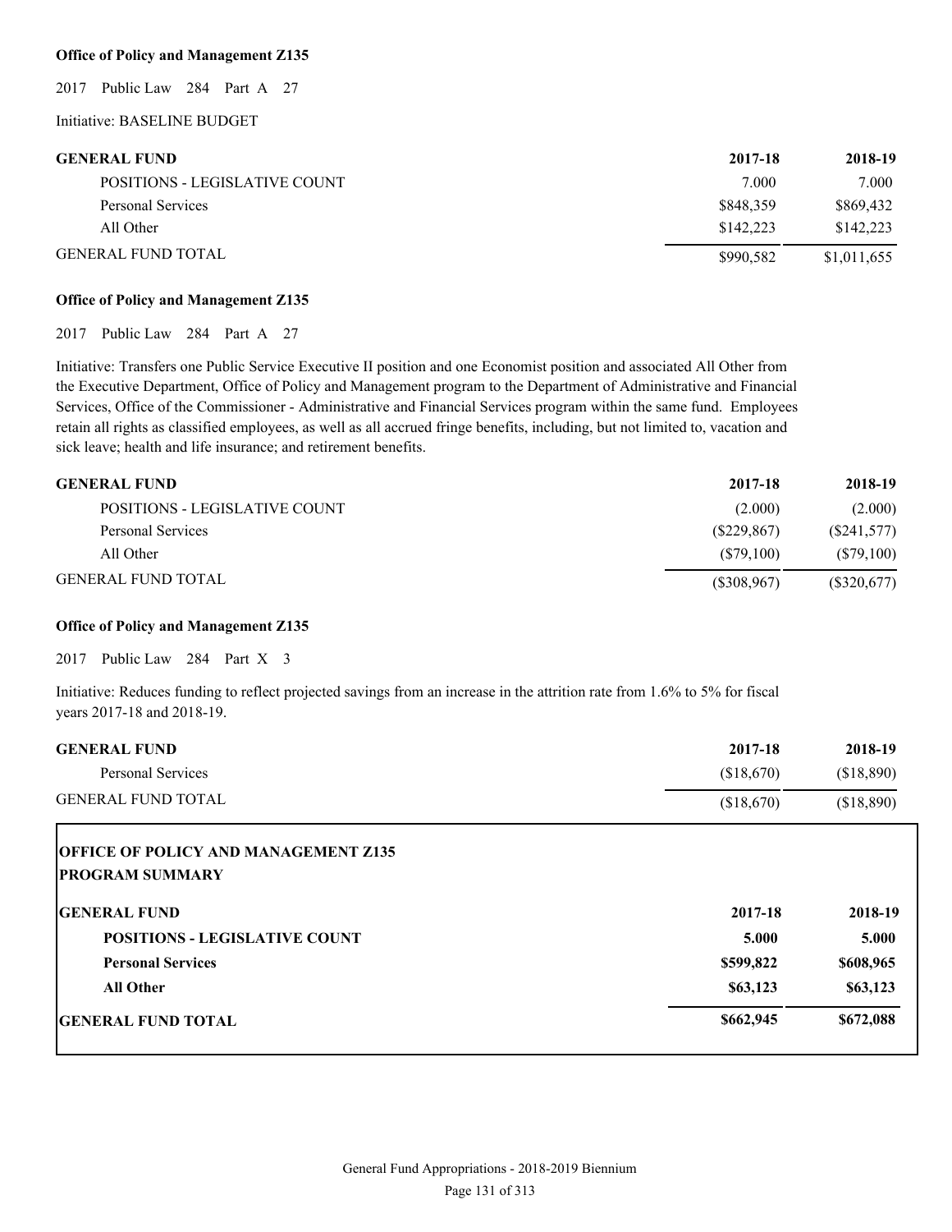**Office of Policy and Management Z135**

2017 Public Law 284 Part A 27

Initiative: BASELINE BUDGET

| GENERAL FUND | 2017-18 | 2018-19 |
|---|---|---|
| POSITIONS - LEGISLATIVE COUNT | 7.000 | 7.000 |
| Personal Services | $848,359 | $869,432 |
| All Other | $142,223 | $142,223 |
| GENERAL FUND TOTAL | $990,582 | $1,011,655 |

**Office of Policy and Management Z135**

2017 Public Law 284 Part A 27

Initiative: Transfers one Public Service Executive II position and one Economist position and associated All Other from the Executive Department, Office of Policy and Management program to the Department of Administrative and Financial Services, Office of the Commissioner - Administrative and Financial Services program within the same fund. Employees retain all rights as classified employees, as well as all accrued fringe benefits, including, but not limited to, vacation and sick leave; health and life insurance; and retirement benefits.

| GENERAL FUND | 2017-18 | 2018-19 |
|---|---|---|
| POSITIONS - LEGISLATIVE COUNT | (2.000) | (2.000) |
| Personal Services | ($229,867) | ($241,577) |
| All Other | ($79,100) | ($79,100) |
| GENERAL FUND TOTAL | ($308,967) | ($320,677) |

**Office of Policy and Management Z135**

2017 Public Law 284 Part X 3

Initiative: Reduces funding to reflect projected savings from an increase in the attrition rate from 1.6% to 5% for fiscal years 2017-18 and 2018-19.

| GENERAL FUND | 2017-18 | 2018-19 |
|---|---|---|
| Personal Services | ($18,670) | ($18,890) |
| GENERAL FUND TOTAL | ($18,670) | ($18,890) |

**OFFICE OF POLICY AND MANAGEMENT Z135**
**PROGRAM SUMMARY**

| GENERAL FUND | 2017-18 | 2018-19 |
|---|---|---|
| **POSITIONS - LEGISLATIVE COUNT** | **5.000** | **5.000** |
| **Personal Services** | **$599,822** | **$608,965** |
| **All Other** | **$63,123** | **$63,123** |
| **GENERAL FUND TOTAL** | **$662,945** | **$672,088** |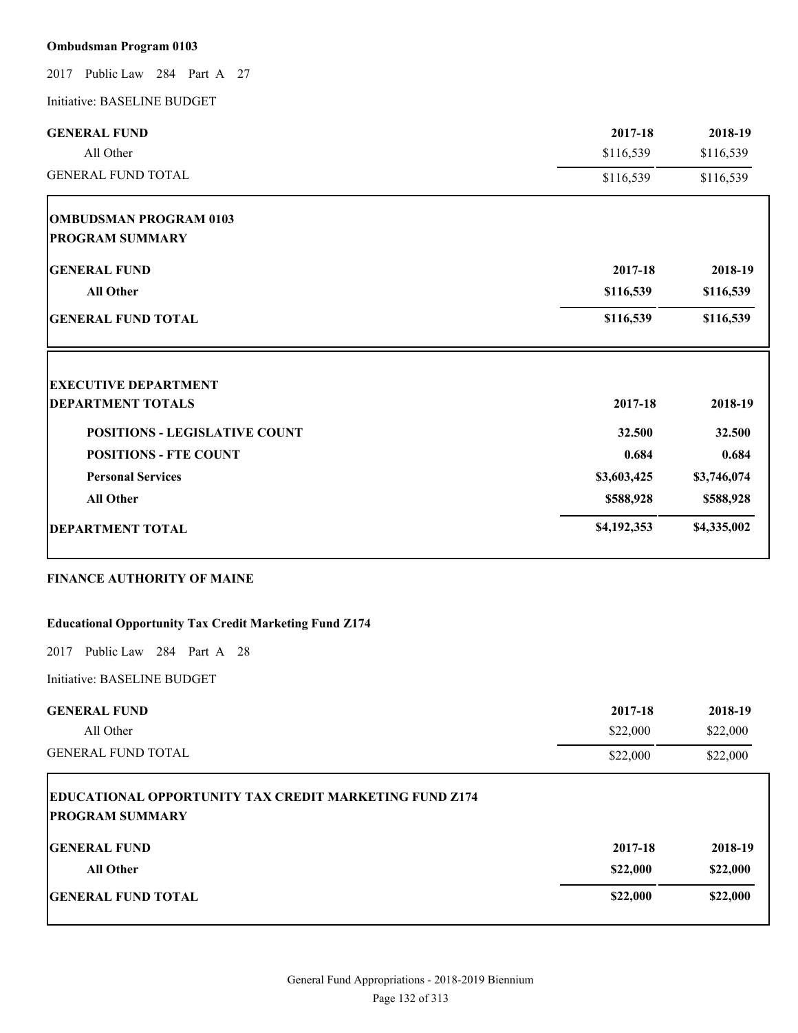**Ombudsman Program 0103**

2017 Public Law 284 Part A 27

Initiative: BASELINE BUDGET

| GENERAL FUND | 2017-18 | 2018-19 |
|---|---|---|
| All Other | $116,539 | $116,539 |
| GENERAL FUND TOTAL | $116,539 | $116,539 |

| OMBUDSMAN PROGRAM 0103<br>PROGRAM SUMMARY | | |
|---|---|---|
| **GENERAL FUND** | **2017-18** | **2018-19** |
| **All Other** | **$116,539** | **$116,539** |
| **GENERAL FUND TOTAL** | **$116,539** | **$116,539** |

| EXECUTIVE DEPARTMENT<br>DEPARTMENT TOTALS | 2017-18 | 2018-19 |
|---|---|---|
| **POSITIONS - LEGISLATIVE COUNT** | **32.500** | **32.500** |
| **POSITIONS - FTE COUNT** | **0.684** | **0.684** |
| **Personal Services** | **$3,603,425** | **$3,746,074** |
| **All Other** | **$588,928** | **$588,928** |
| **DEPARTMENT TOTAL** | **$4,192,353** | **$4,335,002** |

**FINANCE AUTHORITY OF MAINE**

**Educational Opportunity Tax Credit Marketing Fund Z174**

2017 Public Law 284 Part A 28

Initiative: BASELINE BUDGET

| GENERAL FUND | 2017-18 | 2018-19 |
|---|---|---|
| All Other | $22,000 | $22,000 |
| GENERAL FUND TOTAL | $22,000 | $22,000 |

| EDUCATIONAL OPPORTUNITY TAX CREDIT MARKETING FUND Z174<br>PROGRAM SUMMARY | | |
|---|---|---|
| **GENERAL FUND** | **2017-18** | **2018-19** |
| **All Other** | **$22,000** | **$22,000** |
| **GENERAL FUND TOTAL** | **$22,000** | **$22,000** |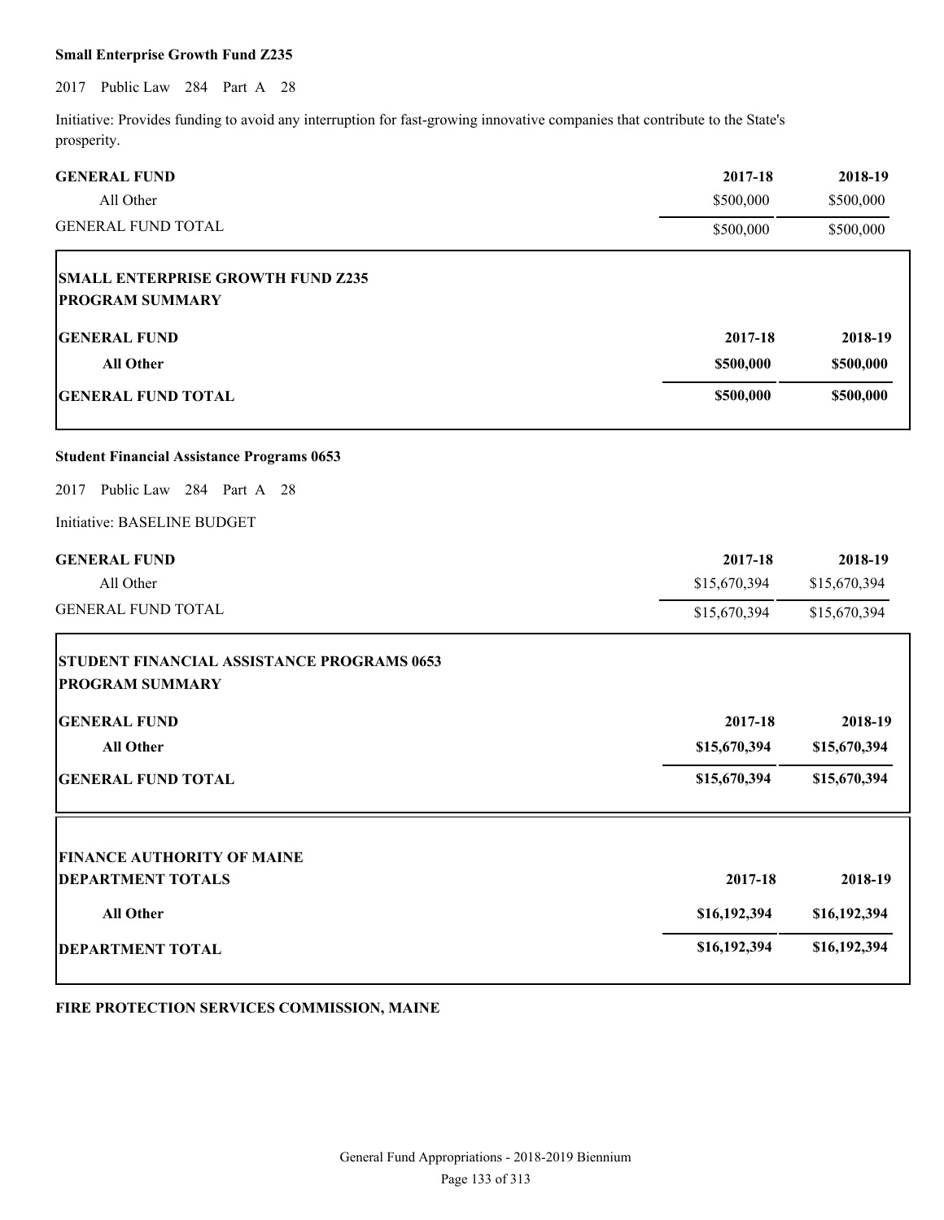**Small Enterprise Growth Fund Z235**

2017 Public Law 284 Part A 28

Initiative: Provides funding to avoid any interruption for fast-growing innovative companies that contribute to the State's prosperity.

| GENERAL FUND | 2017-18 | 2018-19 |
|---|---|---|
| All Other | $500,000 | $500,000 |
| GENERAL FUND TOTAL | $500,000 | $500,000 |

**SMALL ENTERPRISE GROWTH FUND Z235**
**PROGRAM SUMMARY**

| **GENERAL FUND** | **2017-18** | **2018-19** |
|---|---|---|
| **All Other** | **$500,000** | **$500,000** |
| **GENERAL FUND TOTAL** | **$500,000** | **$500,000** |

**Student Financial Assistance Programs 0653**

2017 Public Law 284 Part A 28

Initiative: BASELINE BUDGET

| GENERAL FUND | 2017-18 | 2018-19 |
|---|---|---|
| All Other | $15,670,394 | $15,670,394 |
| GENERAL FUND TOTAL | $15,670,394 | $15,670,394 |

**STUDENT FINANCIAL ASSISTANCE PROGRAMS 0653**
**PROGRAM SUMMARY**

| **GENERAL FUND** | **2017-18** | **2018-19** |
|---|---|---|
| **All Other** | **$15,670,394** | **$15,670,394** |
| **GENERAL FUND TOTAL** | **$15,670,394** | **$15,670,394** |

**FINANCE AUTHORITY OF MAINE**

| **DEPARTMENT TOTALS** | **2017-18** | **2018-19** |
|---|---|---|
| **All Other** | **$16,192,394** | **$16,192,394** |
| **DEPARTMENT TOTAL** | **$16,192,394** | **$16,192,394** |

**FIRE PROTECTION SERVICES COMMISSION, MAINE**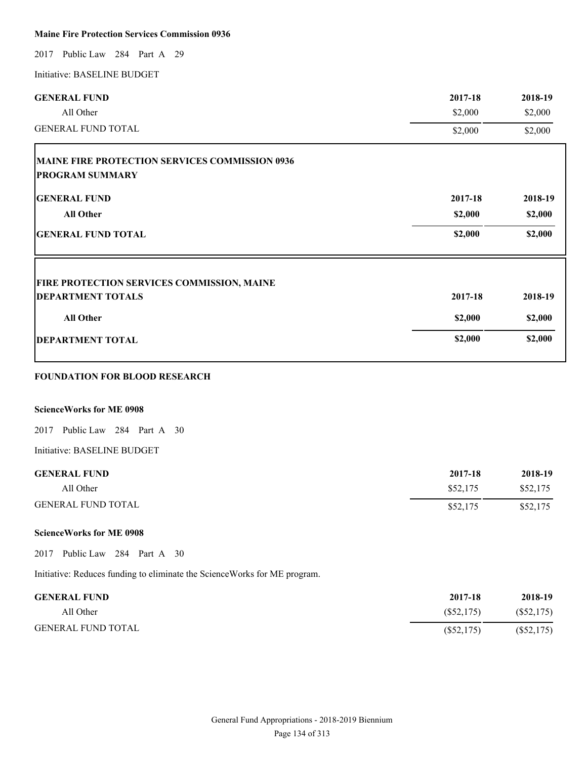**Maine Fire Protection Services Commission 0936**

2017 Public Law 284 Part A 29

Initiative: BASELINE BUDGET

| GENERAL FUND | 2017-18 | 2018-19 |
|---|---|---|
| All Other | $2,000 | $2,000 |
| GENERAL FUND TOTAL | $2,000 | $2,000 |

**MAINE FIRE PROTECTION SERVICES COMMISSION 0936**
**PROGRAM SUMMARY**

| GENERAL FUND | 2017-18 | 2018-19 |
|---|---|---|
| **All Other** | **$2,000** | **$2,000** |
| **GENERAL FUND TOTAL** | **$2,000** | **$2,000** |

**FIRE PROTECTION SERVICES COMMISSION, MAINE**

| DEPARTMENT TOTALS | 2017-18 | 2018-19 |
|---|---|---|
| **All Other** | **$2,000** | **$2,000** |
| **DEPARTMENT TOTAL** | **$2,000** | **$2,000** |

## FOUNDATION FOR BLOOD RESEARCH

**ScienceWorks for ME 0908**

2017 Public Law 284 Part A 30

Initiative: BASELINE BUDGET

| GENERAL FUND | 2017-18 | 2018-19 |
|---|---|---|
| All Other | $52,175 | $52,175 |
| GENERAL FUND TOTAL | $52,175 | $52,175 |

**ScienceWorks for ME 0908**

2017 Public Law 284 Part A 30

Initiative: Reduces funding to eliminate the ScienceWorks for ME program.

| GENERAL FUND | 2017-18 | 2018-19 |
|---|---|---|
| All Other | ($52,175) | ($52,175) |
| GENERAL FUND TOTAL | ($52,175) | ($52,175) |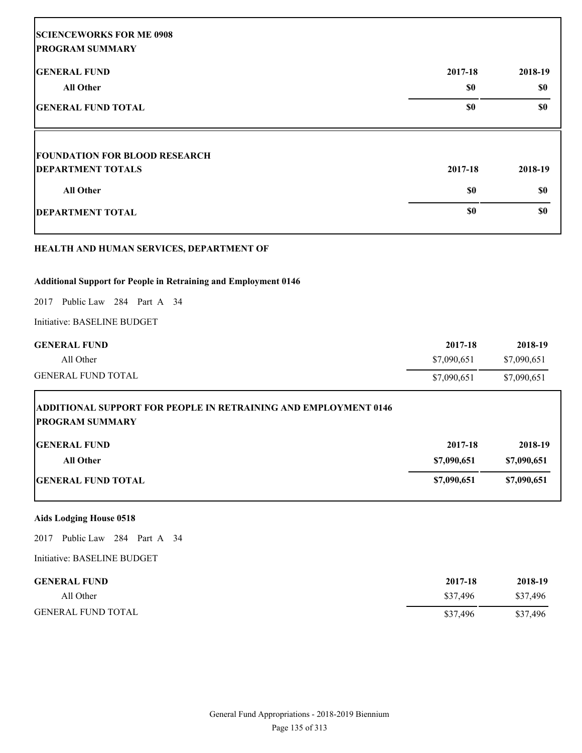**SCIENCEWORKS FOR ME 0908**
**PROGRAM SUMMARY**

| GENERAL FUND | 2017-18 | 2018-19 |
|---|---|---|
| All Other | $0 | $0 |
| GENERAL FUND TOTAL | $0 | $0 |

**FOUNDATION FOR BLOOD RESEARCH**

| DEPARTMENT TOTALS | 2017-18 | 2018-19 |
|---|---|---|
| All Other | $0 | $0 |
| DEPARTMENT TOTAL | $0 | $0 |

## HEALTH AND HUMAN SERVICES, DEPARTMENT OF

### Additional Support for People in Retraining and Employment 0146

2017 Public Law 284 Part A 34

Initiative: BASELINE BUDGET

| GENERAL FUND | 2017-18 | 2018-19 |
|---|---|---|
| All Other | $7,090,651 | $7,090,651 |
| GENERAL FUND TOTAL | $7,090,651 | $7,090,651 |

**ADDITIONAL SUPPORT FOR PEOPLE IN RETRAINING AND EMPLOYMENT 0146**
**PROGRAM SUMMARY**

| GENERAL FUND | 2017-18 | 2018-19 |
|---|---|---|
| All Other | $7,090,651 | $7,090,651 |
| GENERAL FUND TOTAL | $7,090,651 | $7,090,651 |

### Aids Lodging House 0518

2017 Public Law 284 Part A 34

Initiative: BASELINE BUDGET

| GENERAL FUND | 2017-18 | 2018-19 |
|---|---|---|
| All Other | $37,496 | $37,496 |
| GENERAL FUND TOTAL | $37,496 | $37,496 |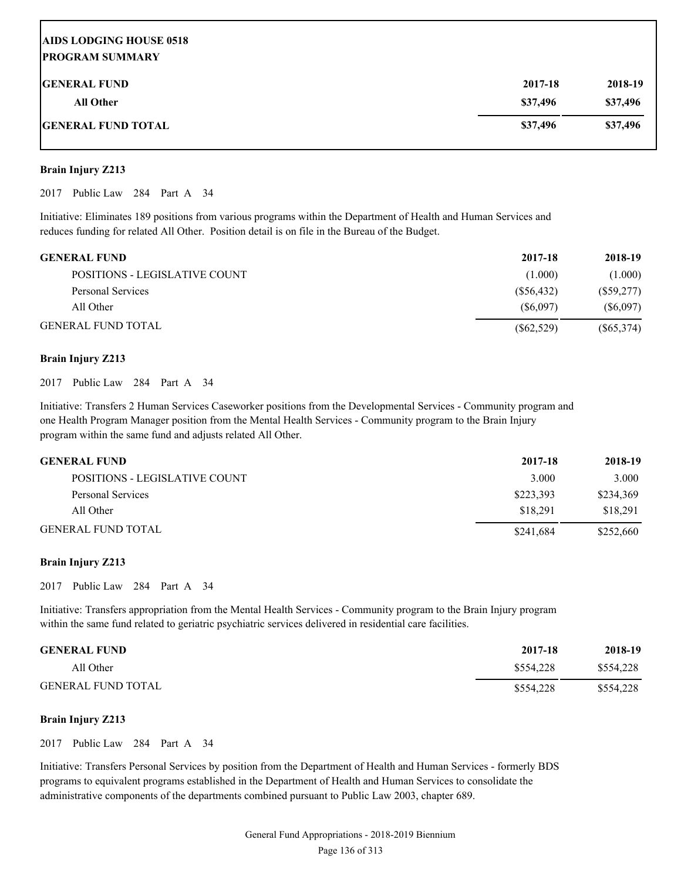**AIDS LODGING HOUSE 0518**
**PROGRAM SUMMARY**

| GENERAL FUND | 2017-18 | 2018-19 |
|---|---|---|
| All Other | $37,496 | $37,496 |
| GENERAL FUND TOTAL | $37,496 | $37,496 |

**Brain Injury Z213**

2017 Public Law 284 Part A 34

Initiative: Eliminates 189 positions from various programs within the Department of Health and Human Services and reduces funding for related All Other. Position detail is on file in the Bureau of the Budget.

| GENERAL FUND | 2017-18 | 2018-19 |
|---|---|---|
| POSITIONS - LEGISLATIVE COUNT | (1.000) | (1.000) |
| Personal Services | ($56,432) | ($59,277) |
| All Other | ($6,097) | ($6,097) |
| GENERAL FUND TOTAL | ($62,529) | ($65,374) |

**Brain Injury Z213**

2017 Public Law 284 Part A 34

Initiative: Transfers 2 Human Services Caseworker positions from the Developmental Services - Community program and one Health Program Manager position from the Mental Health Services - Community program to the Brain Injury program within the same fund and adjusts related All Other.

| GENERAL FUND | 2017-18 | 2018-19 |
|---|---|---|
| POSITIONS - LEGISLATIVE COUNT | 3.000 | 3.000 |
| Personal Services | $223,393 | $234,369 |
| All Other | $18,291 | $18,291 |
| GENERAL FUND TOTAL | $241,684 | $252,660 |

**Brain Injury Z213**

2017 Public Law 284 Part A 34

Initiative: Transfers appropriation from the Mental Health Services - Community program to the Brain Injury program within the same fund related to geriatric psychiatric services delivered in residential care facilities.

| GENERAL FUND | 2017-18 | 2018-19 |
|---|---|---|
| All Other | $554,228 | $554,228 |
| GENERAL FUND TOTAL | $554,228 | $554,228 |

**Brain Injury Z213**

2017 Public Law 284 Part A 34

Initiative: Transfers Personal Services by position from the Department of Health and Human Services - formerly BDS programs to equivalent programs established in the Department of Health and Human Services to consolidate the administrative components of the departments combined pursuant to Public Law 2003, chapter 689.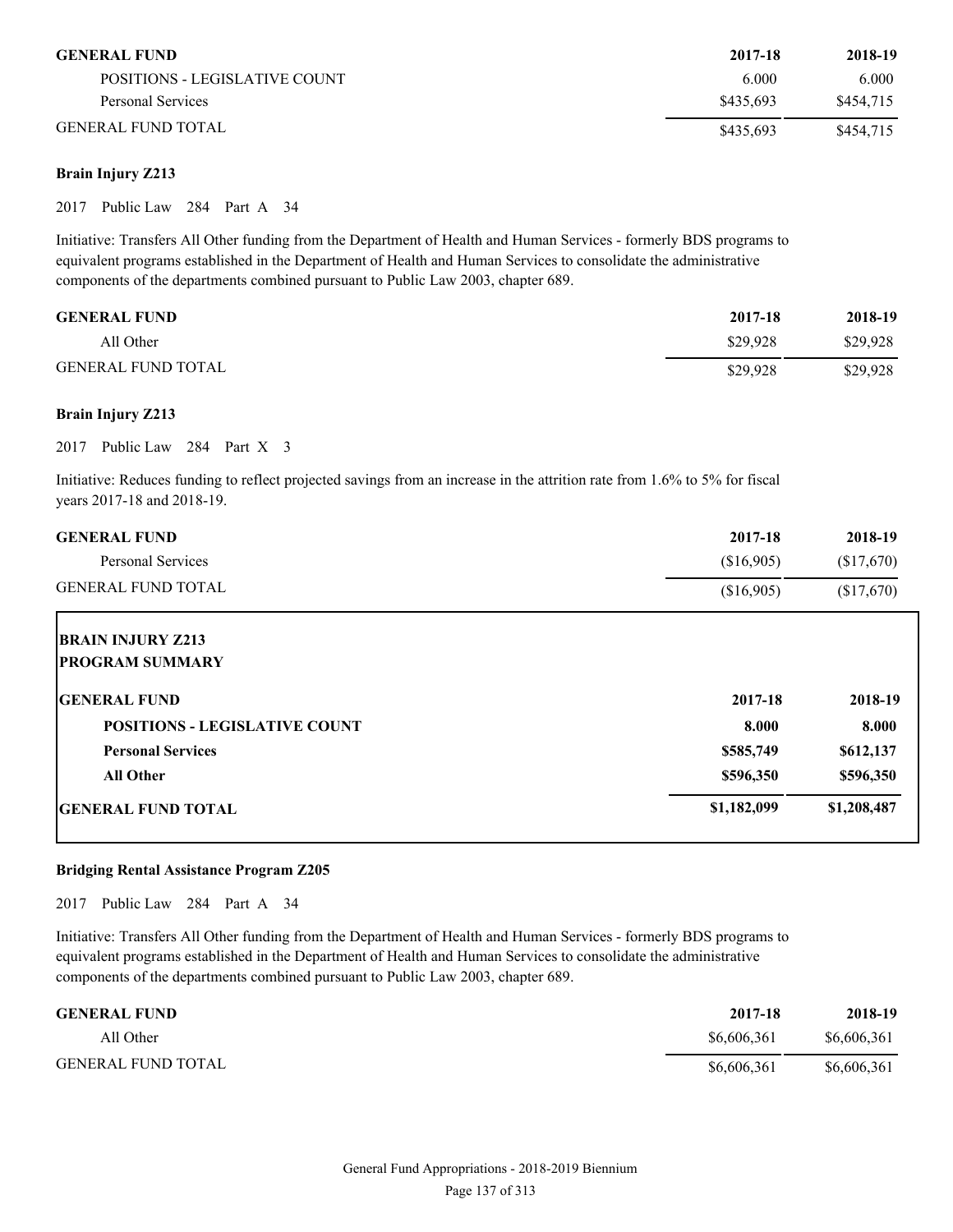| GENERAL FUND | 2017-18 | 2018-19 |
|---|---|---|
| POSITIONS - LEGISLATIVE COUNT | 6.000 | 6.000 |
| Personal Services | $435,693 | $454,715 |
| GENERAL FUND TOTAL | $435,693 | $454,715 |

**Brain Injury Z213**

2017 Public Law 284 Part A 34

Initiative: Transfers All Other funding from the Department of Health and Human Services - formerly BDS programs to equivalent programs established in the Department of Health and Human Services to consolidate the administrative components of the departments combined pursuant to Public Law 2003, chapter 689.

| GENERAL FUND | 2017-18 | 2018-19 |
|---|---|---|
| All Other | $29,928 | $29,928 |
| GENERAL FUND TOTAL | $29,928 | $29,928 |

**Brain Injury Z213**

2017 Public Law 284 Part X 3

Initiative: Reduces funding to reflect projected savings from an increase in the attrition rate from 1.6% to 5% for fiscal years 2017-18 and 2018-19.

| GENERAL FUND | 2017-18 | 2018-19 |
|---|---|---|
| Personal Services | ($16,905) | ($17,670) |
| GENERAL FUND TOTAL | ($16,905) | ($17,670) |

**BRAIN INJURY Z213**
**PROGRAM SUMMARY**

| GENERAL FUND | 2017-18 | 2018-19 |
|---|---|---|
| **POSITIONS - LEGISLATIVE COUNT** | **8.000** | **8.000** |
| **Personal Services** | **$585,749** | **$612,137** |
| **All Other** | **$596,350** | **$596,350** |
| **GENERAL FUND TOTAL** | **$1,182,099** | **$1,208,487** |

**Bridging Rental Assistance Program Z205**

2017 Public Law 284 Part A 34

Initiative: Transfers All Other funding from the Department of Health and Human Services - formerly BDS programs to equivalent programs established in the Department of Health and Human Services to consolidate the administrative components of the departments combined pursuant to Public Law 2003, chapter 689.

| GENERAL FUND | 2017-18 | 2018-19 |
|---|---|---|
| All Other | $6,606,361 | $6,606,361 |
| GENERAL FUND TOTAL | $6,606,361 | $6,606,361 |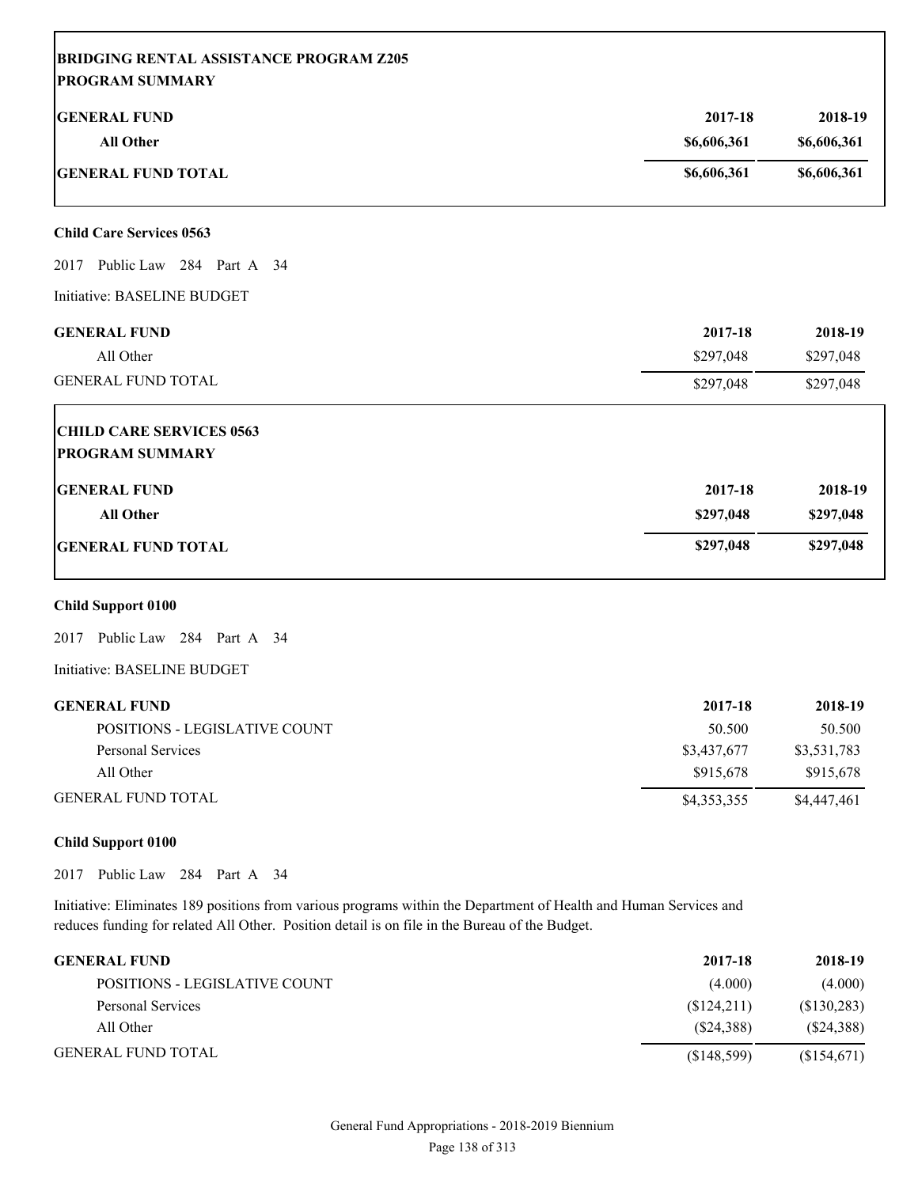| **BRIDGING RENTAL ASSISTANCE PROGRAM Z205** **PROGRAM SUMMARY** | | |
|---|---|---|
| **GENERAL FUND** | **2017-18** | **2018-19** |
| **All Other** | **\$6,606,361** | **\$6,606,361** |
| **GENERAL FUND TOTAL** | **\$6,606,361** | **\$6,606,361** |

**Child Care Services 0563**

2017 Public Law 284 Part A 34

Initiative: BASELINE BUDGET

| GENERAL FUND | 2017-18 | 2018-19 |
|---|---|---|
| All Other | \$297,048 | \$297,048 |
| GENERAL FUND TOTAL | \$297,048 | \$297,048 |

| **CHILD CARE SERVICES 0563** **PROGRAM SUMMARY** | | |
|---|---|---|
| **GENERAL FUND** | **2017-18** | **2018-19** |
| **All Other** | **\$297,048** | **\$297,048** |
| **GENERAL FUND TOTAL** | **\$297,048** | **\$297,048** |

**Child Support 0100**

2017 Public Law 284 Part A 34

Initiative: BASELINE BUDGET

| GENERAL FUND | 2017-18 | 2018-19 |
|---|---|---|
| POSITIONS - LEGISLATIVE COUNT | 50.500 | 50.500 |
| Personal Services | \$3,437,677 | \$3,531,783 |
| All Other | \$915,678 | \$915,678 |
| GENERAL FUND TOTAL | \$4,353,355 | \$4,447,461 |

**Child Support 0100**

2017 Public Law 284 Part A 34

Initiative: Eliminates 189 positions from various programs within the Department of Health and Human Services and reduces funding for related All Other. Position detail is on file in the Bureau of the Budget.

| GENERAL FUND | 2017-18 | 2018-19 |
|---|---|---|
| POSITIONS - LEGISLATIVE COUNT | (4.000) | (4.000) |
| Personal Services | (\$124,211) | (\$130,283) |
| All Other | (\$24,388) | (\$24,388) |
| GENERAL FUND TOTAL | (\$148,599) | (\$154,671) |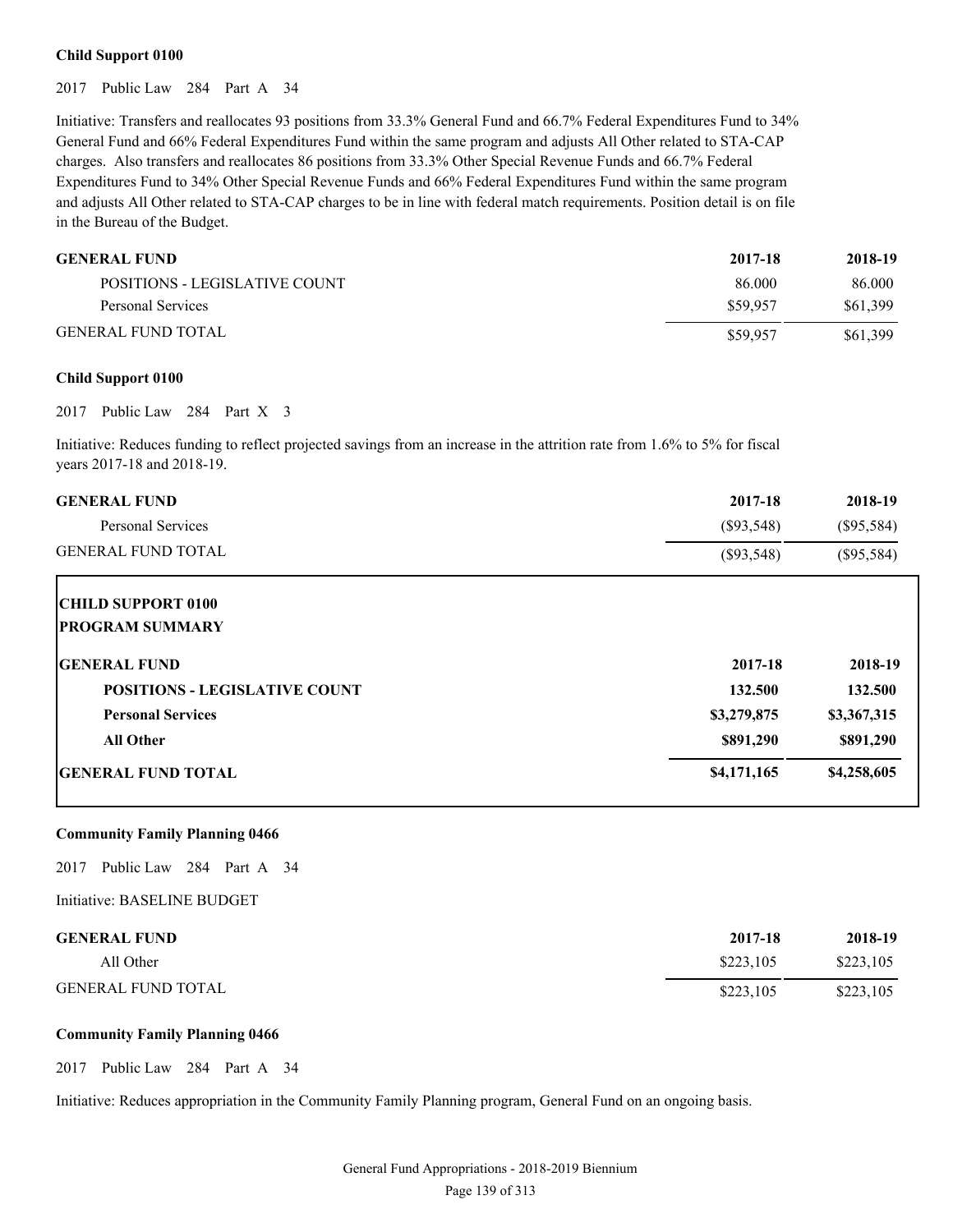**Child Support 0100**

2017 Public Law 284 Part A 34

Initiative: Transfers and reallocates 93 positions from 33.3% General Fund and 66.7% Federal Expenditures Fund to 34% General Fund and 66% Federal Expenditures Fund within the same program and adjusts All Other related to STA-CAP charges. Also transfers and reallocates 86 positions from 33.3% Other Special Revenue Funds and 66.7% Federal Expenditures Fund to 34% Other Special Revenue Funds and 66% Federal Expenditures Fund within the same program and adjusts All Other related to STA-CAP charges to be in line with federal match requirements. Position detail is on file in the Bureau of the Budget.

| GENERAL FUND | 2017-18 | 2018-19 |
|---|---|---|
| POSITIONS - LEGISLATIVE COUNT | 86.000 | 86.000 |
| Personal Services | $59,957 | $61,399 |
| GENERAL FUND TOTAL | $59,957 | $61,399 |

**Child Support 0100**

2017 Public Law 284 Part X 3

Initiative: Reduces funding to reflect projected savings from an increase in the attrition rate from 1.6% to 5% for fiscal years 2017-18 and 2018-19.

| GENERAL FUND | 2017-18 | 2018-19 |
|---|---|---|
| Personal Services | ($93,548) | ($95,584) |
| GENERAL FUND TOTAL | ($93,548) | ($95,584) |

**CHILD SUPPORT 0100**
**PROGRAM SUMMARY**

| GENERAL FUND | 2017-18 | 2018-19 |
|---|---|---|
| **POSITIONS - LEGISLATIVE COUNT** | **132.500** | **132.500** |
| **Personal Services** | **$3,279,875** | **$3,367,315** |
| **All Other** | **$891,290** | **$891,290** |
| **GENERAL FUND TOTAL** | **$4,171,165** | **$4,258,605** |

**Community Family Planning 0466**

2017 Public Law 284 Part A 34

Initiative: BASELINE BUDGET

| GENERAL FUND | 2017-18 | 2018-19 |
|---|---|---|
| All Other | $223,105 | $223,105 |
| GENERAL FUND TOTAL | $223,105 | $223,105 |

**Community Family Planning 0466**

2017 Public Law 284 Part A 34

Initiative: Reduces appropriation in the Community Family Planning program, General Fund on an ongoing basis.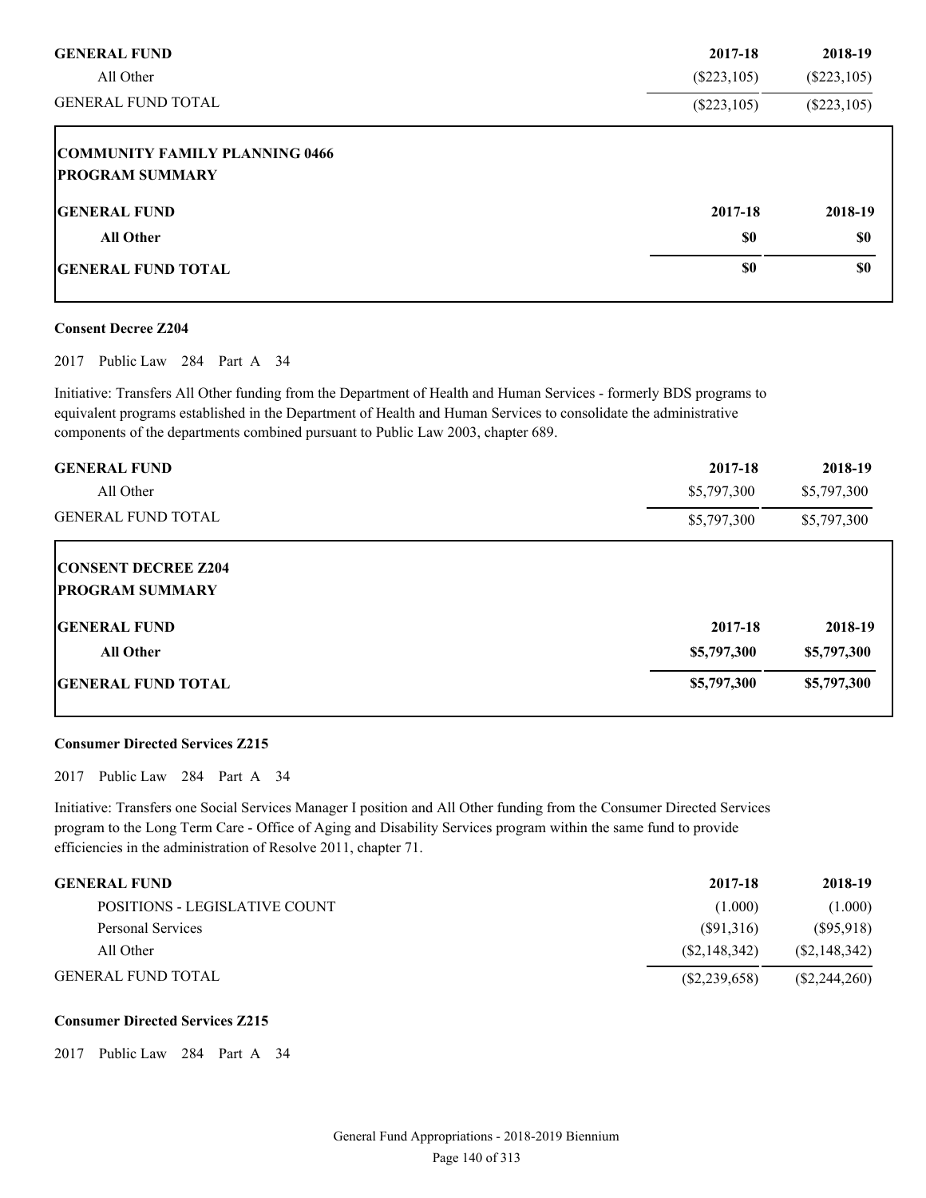| GENERAL FUND | 2017-18 | 2018-19 |
|---|---|---|
| All Other | ($223,105) | ($223,105) |
| GENERAL FUND TOTAL | ($223,105) | ($223,105) |

**COMMUNITY FAMILY PLANNING 0466**
**PROGRAM SUMMARY**

| GENERAL FUND | 2017-18 | 2018-19 |
|---|---|---|
| **All Other** | **$0** | **$0** |
| **GENERAL FUND TOTAL** | **$0** | **$0** |

**Consent Decree Z204**

2017 Public Law 284 Part A 34

Initiative: Transfers All Other funding from the Department of Health and Human Services - formerly BDS programs to equivalent programs established in the Department of Health and Human Services to consolidate the administrative components of the departments combined pursuant to Public Law 2003, chapter 689.

| GENERAL FUND | 2017-18 | 2018-19 |
|---|---|---|
| All Other | $5,797,300 | $5,797,300 |
| GENERAL FUND TOTAL | $5,797,300 | $5,797,300 |

**CONSENT DECREE Z204**
**PROGRAM SUMMARY**

| GENERAL FUND | 2017-18 | 2018-19 |
|---|---|---|
| **All Other** | **$5,797,300** | **$5,797,300** |
| **GENERAL FUND TOTAL** | **$5,797,300** | **$5,797,300** |

**Consumer Directed Services Z215**

2017 Public Law 284 Part A 34

Initiative: Transfers one Social Services Manager I position and All Other funding from the Consumer Directed Services program to the Long Term Care - Office of Aging and Disability Services program within the same fund to provide efficiencies in the administration of Resolve 2011, chapter 71.

| GENERAL FUND | 2017-18 | 2018-19 |
|---|---|---|
| POSITIONS - LEGISLATIVE COUNT | (1.000) | (1.000) |
| Personal Services | ($91,316) | ($95,918) |
| All Other | ($2,148,342) | ($2,148,342) |
| GENERAL FUND TOTAL | ($2,239,658) | ($2,244,260) |

**Consumer Directed Services Z215**

2017 Public Law 284 Part A 34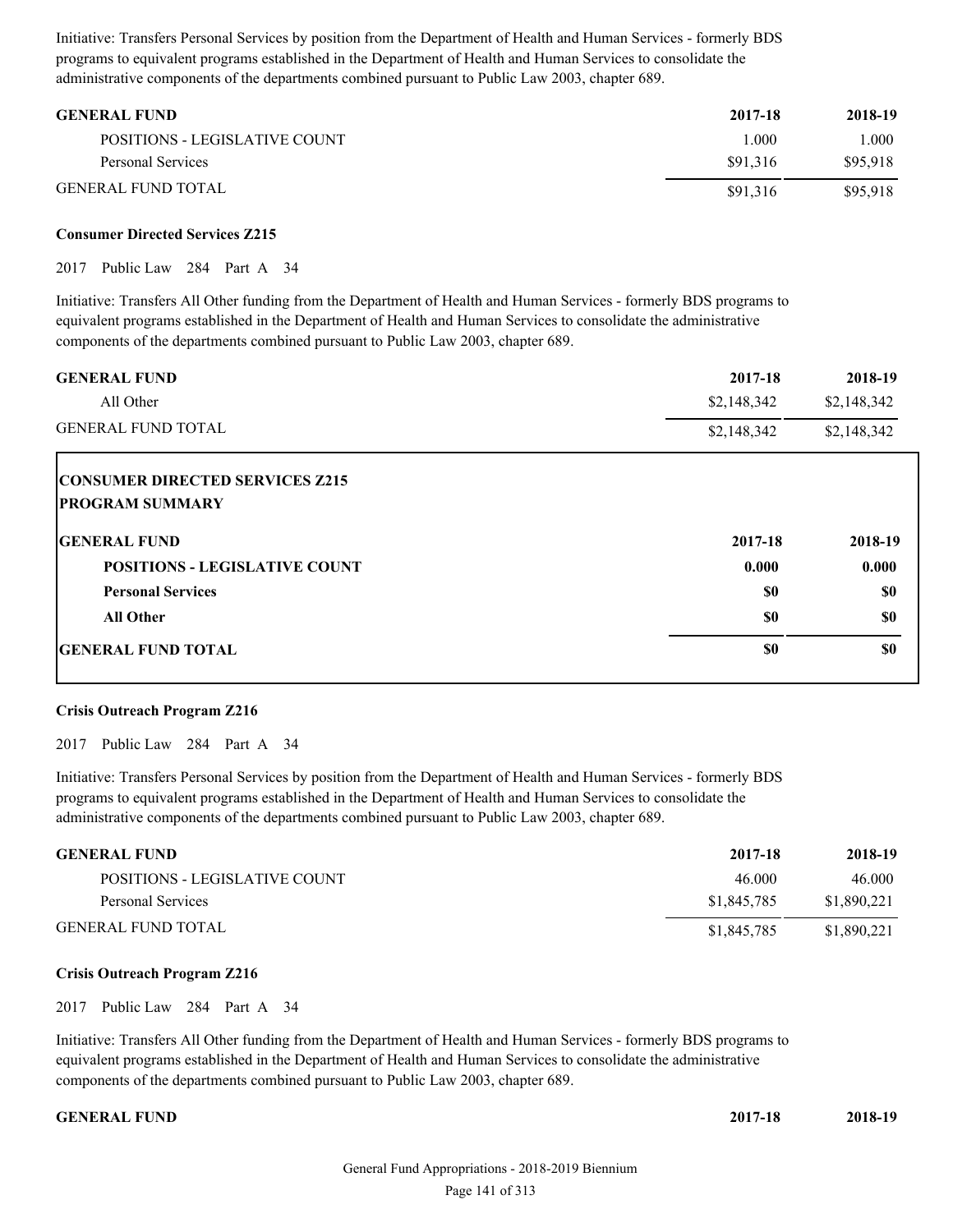Initiative: Transfers Personal Services by position from the Department of Health and Human Services - formerly BDS programs to equivalent programs established in the Department of Health and Human Services to consolidate the administrative components of the departments combined pursuant to Public Law 2003, chapter 689.

| GENERAL FUND | 2017-18 | 2018-19 |
|---|---|---|
| POSITIONS - LEGISLATIVE COUNT | 1.000 | 1.000 |
| Personal Services | $91,316 | $95,918 |
| GENERAL FUND TOTAL | $91,316 | $95,918 |

**Consumer Directed Services Z215**

2017 Public Law 284 Part A 34

Initiative: Transfers All Other funding from the Department of Health and Human Services - formerly BDS programs to equivalent programs established in the Department of Health and Human Services to consolidate the administrative components of the departments combined pursuant to Public Law 2003, chapter 689.

| GENERAL FUND | 2017-18 | 2018-19 |
|---|---|---|
| All Other | $2,148,342 | $2,148,342 |
| GENERAL FUND TOTAL | $2,148,342 | $2,148,342 |

**CONSUMER DIRECTED SERVICES Z215**
**PROGRAM SUMMARY**

| GENERAL FUND | 2017-18 | 2018-19 |
|---|---|---|
| **POSITIONS - LEGISLATIVE COUNT** | **0.000** | **0.000** |
| **Personal Services** | **$0** | **$0** |
| **All Other** | **$0** | **$0** |
| **GENERAL FUND TOTAL** | **$0** | **$0** |

**Crisis Outreach Program Z216**

2017 Public Law 284 Part A 34

Initiative: Transfers Personal Services by position from the Department of Health and Human Services - formerly BDS programs to equivalent programs established in the Department of Health and Human Services to consolidate the administrative components of the departments combined pursuant to Public Law 2003, chapter 689.

| GENERAL FUND | 2017-18 | 2018-19 |
|---|---|---|
| POSITIONS - LEGISLATIVE COUNT | 46.000 | 46.000 |
| Personal Services | $1,845,785 | $1,890,221 |
| GENERAL FUND TOTAL | $1,845,785 | $1,890,221 |

**Crisis Outreach Program Z216**

2017 Public Law 284 Part A 34

Initiative: Transfers All Other funding from the Department of Health and Human Services - formerly BDS programs to equivalent programs established in the Department of Health and Human Services to consolidate the administrative components of the departments combined pursuant to Public Law 2003, chapter 689.

| GENERAL FUND | 2017-18 | 2018-19 |
|---|---|---|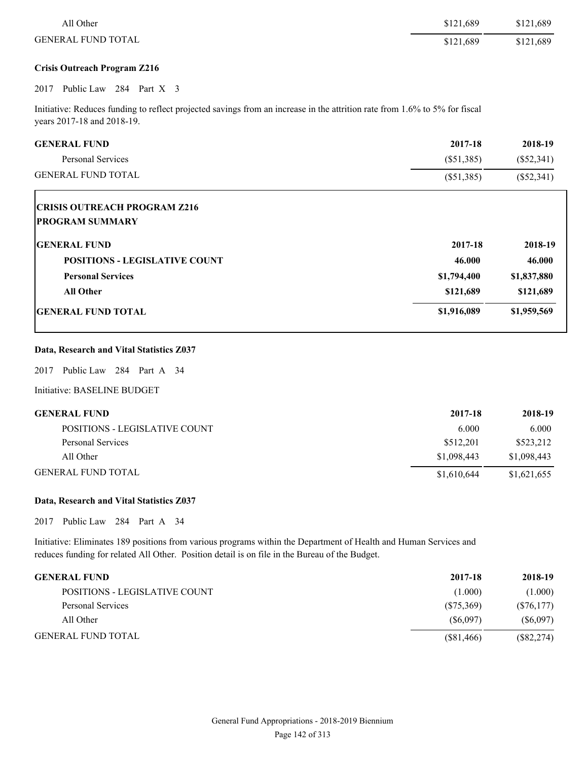| | | |
|---|---|---|
| All Other | $121,689 | $121,689 |
| GENERAL FUND TOTAL | $121,689 | $121,689 |

**Crisis Outreach Program Z216**

2017 Public Law 284 Part X 3

Initiative: Reduces funding to reflect projected savings from an increase in the attrition rate from 1.6% to 5% for fiscal years 2017-18 and 2018-19.

| GENERAL FUND | 2017-18 | 2018-19 |
|---|---|---|
| Personal Services | ($51,385) | ($52,341) |
| GENERAL FUND TOTAL | ($51,385) | ($52,341) |

**CRISIS OUTREACH PROGRAM Z216**
**PROGRAM SUMMARY**

| GENERAL FUND | 2017-18 | 2018-19 |
|---|---|---|
| **POSITIONS - LEGISLATIVE COUNT** | **46.000** | **46.000** |
| **Personal Services** | **$1,794,400** | **$1,837,880** |
| **All Other** | **$121,689** | **$121,689** |
| **GENERAL FUND TOTAL** | **$1,916,089** | **$1,959,569** |

**Data, Research and Vital Statistics Z037**

2017 Public Law 284 Part A 34

Initiative: BASELINE BUDGET

| GENERAL FUND | 2017-18 | 2018-19 |
|---|---|---|
| POSITIONS - LEGISLATIVE COUNT | 6.000 | 6.000 |
| Personal Services | $512,201 | $523,212 |
| All Other | $1,098,443 | $1,098,443 |
| GENERAL FUND TOTAL | $1,610,644 | $1,621,655 |

**Data, Research and Vital Statistics Z037**

2017 Public Law 284 Part A 34

Initiative: Eliminates 189 positions from various programs within the Department of Health and Human Services and reduces funding for related All Other. Position detail is on file in the Bureau of the Budget.

| GENERAL FUND | 2017-18 | 2018-19 |
|---|---|---|
| POSITIONS - LEGISLATIVE COUNT | (1.000) | (1.000) |
| Personal Services | ($75,369) | ($76,177) |
| All Other | ($6,097) | ($6,097) |
| GENERAL FUND TOTAL | ($81,466) | ($82,274) |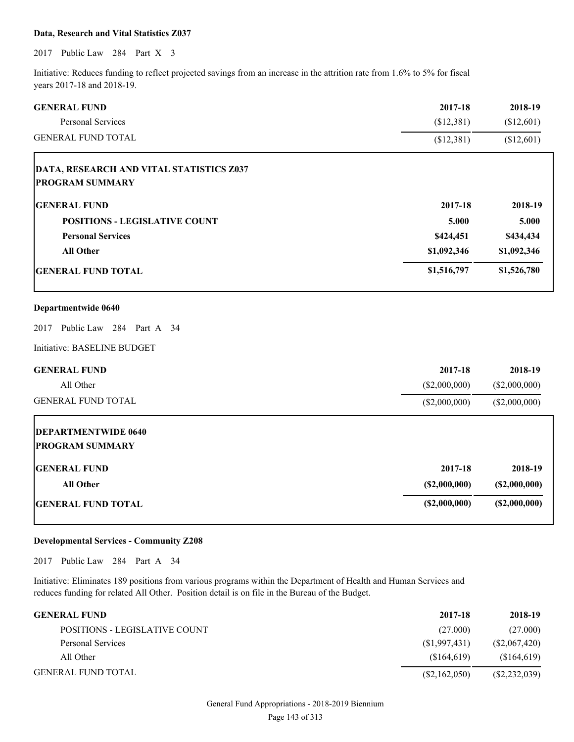**Data, Research and Vital Statistics Z037**

2017 Public Law 284 Part X 3

Initiative: Reduces funding to reflect projected savings from an increase in the attrition rate from 1.6% to 5% for fiscal years 2017-18 and 2018-19.

| GENERAL FUND | 2017-18 | 2018-19 |
|---|---|---|
| Personal Services | ($12,381) | ($12,601) |
| GENERAL FUND TOTAL | ($12,381) | ($12,601) |

**DATA, RESEARCH AND VITAL STATISTICS Z037**
**PROGRAM SUMMARY**

| GENERAL FUND | 2017-18 | 2018-19 |
|---|---|---|
| **POSITIONS - LEGISLATIVE COUNT** | **5.000** | **5.000** |
| **Personal Services** | **$424,451** | **$434,434** |
| **All Other** | **$1,092,346** | **$1,092,346** |
| **GENERAL FUND TOTAL** | **$1,516,797** | **$1,526,780** |

**Departmentwide 0640**

2017 Public Law 284 Part A 34

Initiative: BASELINE BUDGET

| GENERAL FUND | 2017-18 | 2018-19 |
|---|---|---|
| All Other | ($2,000,000) | ($2,000,000) |
| GENERAL FUND TOTAL | ($2,000,000) | ($2,000,000) |

**DEPARTMENTWIDE 0640**
**PROGRAM SUMMARY**

| GENERAL FUND | 2017-18 | 2018-19 |
|---|---|---|
| **All Other** | **($2,000,000)** | **($2,000,000)** |
| **GENERAL FUND TOTAL** | **($2,000,000)** | **($2,000,000)** |

**Developmental Services - Community Z208**

2017 Public Law 284 Part A 34

Initiative: Eliminates 189 positions from various programs within the Department of Health and Human Services and reduces funding for related All Other. Position detail is on file in the Bureau of the Budget.

| GENERAL FUND | 2017-18 | 2018-19 |
|---|---|---|
| POSITIONS - LEGISLATIVE COUNT | (27.000) | (27.000) |
| Personal Services | ($1,997,431) | ($2,067,420) |
| All Other | ($164,619) | ($164,619) |
| GENERAL FUND TOTAL | ($2,162,050) | ($2,232,039) |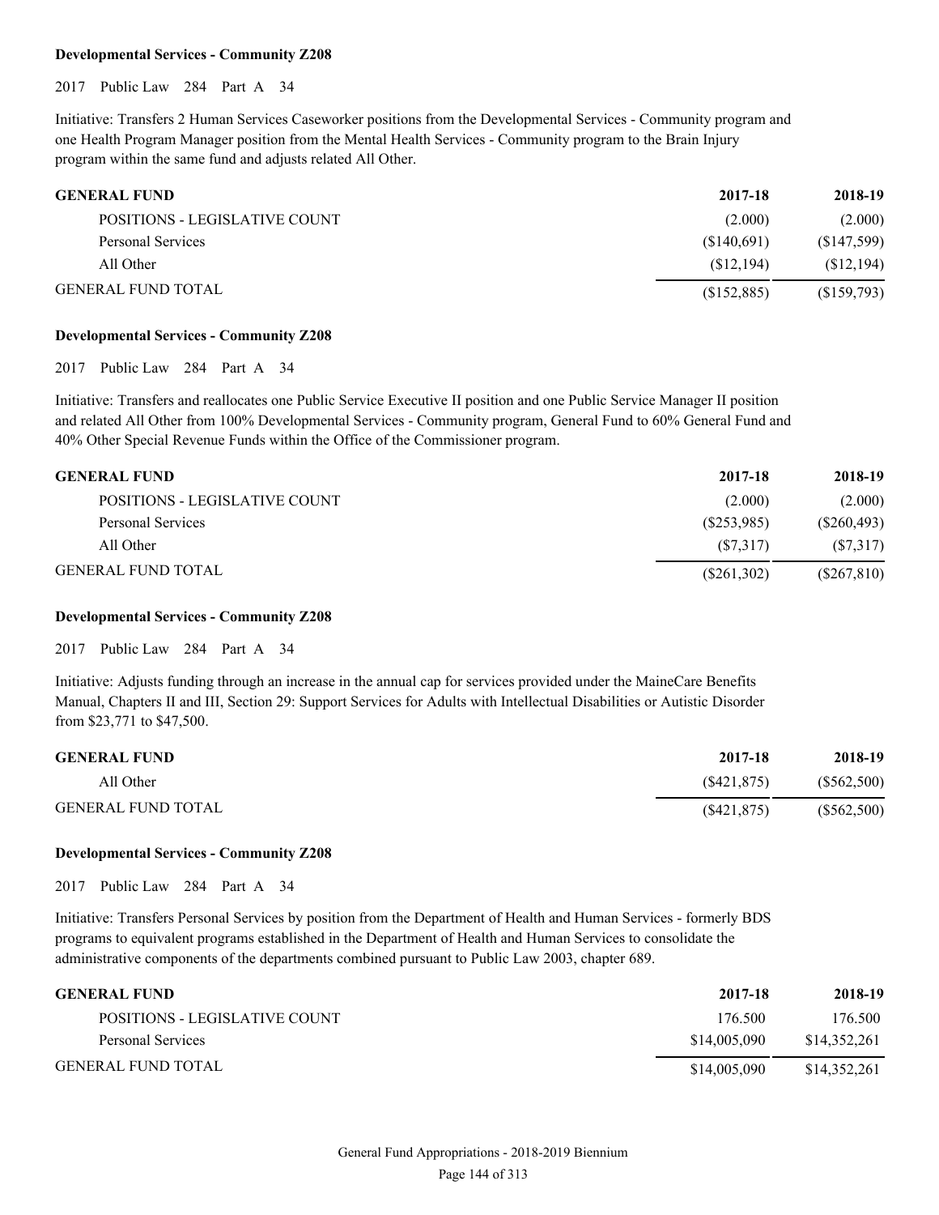**Developmental Services - Community Z208**

2017 Public Law 284 Part A 34

Initiative: Transfers 2 Human Services Caseworker positions from the Developmental Services - Community program and one Health Program Manager position from the Mental Health Services - Community program to the Brain Injury program within the same fund and adjusts related All Other.

| GENERAL FUND | 2017-18 | 2018-19 |
|---|---|---|
| POSITIONS - LEGISLATIVE COUNT | (2.000) | (2.000) |
| Personal Services | ($140,691) | ($147,599) |
| All Other | ($12,194) | ($12,194) |
| GENERAL FUND TOTAL | ($152,885) | ($159,793) |

**Developmental Services - Community Z208**

2017 Public Law 284 Part A 34

Initiative: Transfers and reallocates one Public Service Executive II position and one Public Service Manager II position and related All Other from 100% Developmental Services - Community program, General Fund to 60% General Fund and 40% Other Special Revenue Funds within the Office of the Commissioner program.

| GENERAL FUND | 2017-18 | 2018-19 |
|---|---|---|
| POSITIONS - LEGISLATIVE COUNT | (2.000) | (2.000) |
| Personal Services | ($253,985) | ($260,493) |
| All Other | ($7,317) | ($7,317) |
| GENERAL FUND TOTAL | ($261,302) | ($267,810) |

**Developmental Services - Community Z208**

2017 Public Law 284 Part A 34

Initiative: Adjusts funding through an increase in the annual cap for services provided under the MaineCare Benefits Manual, Chapters II and III, Section 29: Support Services for Adults with Intellectual Disabilities or Autistic Disorder from $23,771 to $47,500.

| GENERAL FUND | 2017-18 | 2018-19 |
|---|---|---|
| All Other | ($421,875) | ($562,500) |
| GENERAL FUND TOTAL | ($421,875) | ($562,500) |

**Developmental Services - Community Z208**

2017 Public Law 284 Part A 34

Initiative: Transfers Personal Services by position from the Department of Health and Human Services - formerly BDS programs to equivalent programs established in the Department of Health and Human Services to consolidate the administrative components of the departments combined pursuant to Public Law 2003, chapter 689.

| GENERAL FUND | 2017-18 | 2018-19 |
|---|---|---|
| POSITIONS - LEGISLATIVE COUNT | 176.500 | 176.500 |
| Personal Services | $14,005,090 | $14,352,261 |
| GENERAL FUND TOTAL | $14,005,090 | $14,352,261 |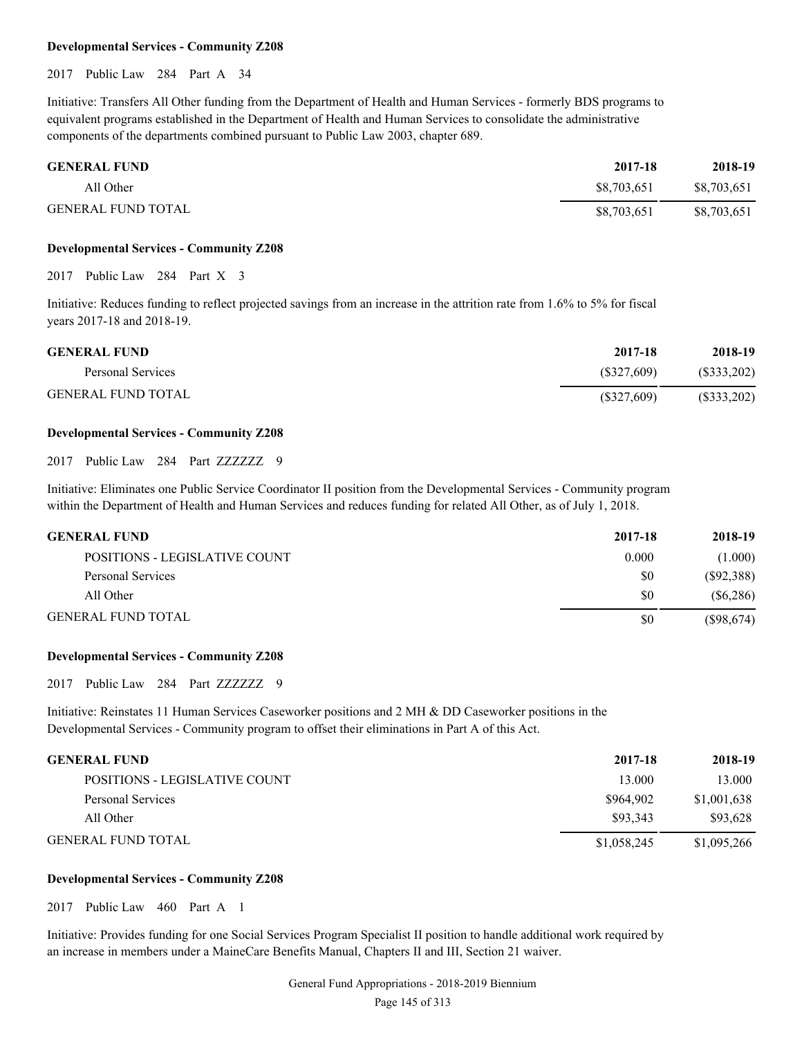**Developmental Services - Community Z208**

2017 Public Law 284 Part A 34

Initiative: Transfers All Other funding from the Department of Health and Human Services - formerly BDS programs to equivalent programs established in the Department of Health and Human Services to consolidate the administrative components of the departments combined pursuant to Public Law 2003, chapter 689.

| GENERAL FUND | 2017-18 | 2018-19 |
|---|---|---|
| All Other | $8,703,651 | $8,703,651 |
| GENERAL FUND TOTAL | $8,703,651 | $8,703,651 |

**Developmental Services - Community Z208**

2017 Public Law 284 Part X 3

Initiative: Reduces funding to reflect projected savings from an increase in the attrition rate from 1.6% to 5% for fiscal years 2017-18 and 2018-19.

| GENERAL FUND | 2017-18 | 2018-19 |
|---|---|---|
| Personal Services | ($327,609) | ($333,202) |
| GENERAL FUND TOTAL | ($327,609) | ($333,202) |

**Developmental Services - Community Z208**

2017 Public Law 284 Part ZZZZZZ 9

Initiative: Eliminates one Public Service Coordinator II position from the Developmental Services - Community program within the Department of Health and Human Services and reduces funding for related All Other, as of July 1, 2018.

| GENERAL FUND | 2017-18 | 2018-19 |
|---|---|---|
| POSITIONS - LEGISLATIVE COUNT | 0.000 | (1.000) |
| Personal Services | $0 | ($92,388) |
| All Other | $0 | ($6,286) |
| GENERAL FUND TOTAL | $0 | ($98,674) |

**Developmental Services - Community Z208**

2017 Public Law 284 Part ZZZZZZ 9

Initiative: Reinstates 11 Human Services Caseworker positions and 2 MH & DD Caseworker positions in the Developmental Services - Community program to offset their eliminations in Part A of this Act.

| GENERAL FUND | 2017-18 | 2018-19 |
|---|---|---|
| POSITIONS - LEGISLATIVE COUNT | 13.000 | 13.000 |
| Personal Services | $964,902 | $1,001,638 |
| All Other | $93,343 | $93,628 |
| GENERAL FUND TOTAL | $1,058,245 | $1,095,266 |

**Developmental Services - Community Z208**

2017 Public Law 460 Part A 1

Initiative: Provides funding for one Social Services Program Specialist II position to handle additional work required by an increase in members under a MaineCare Benefits Manual, Chapters II and III, Section 21 waiver.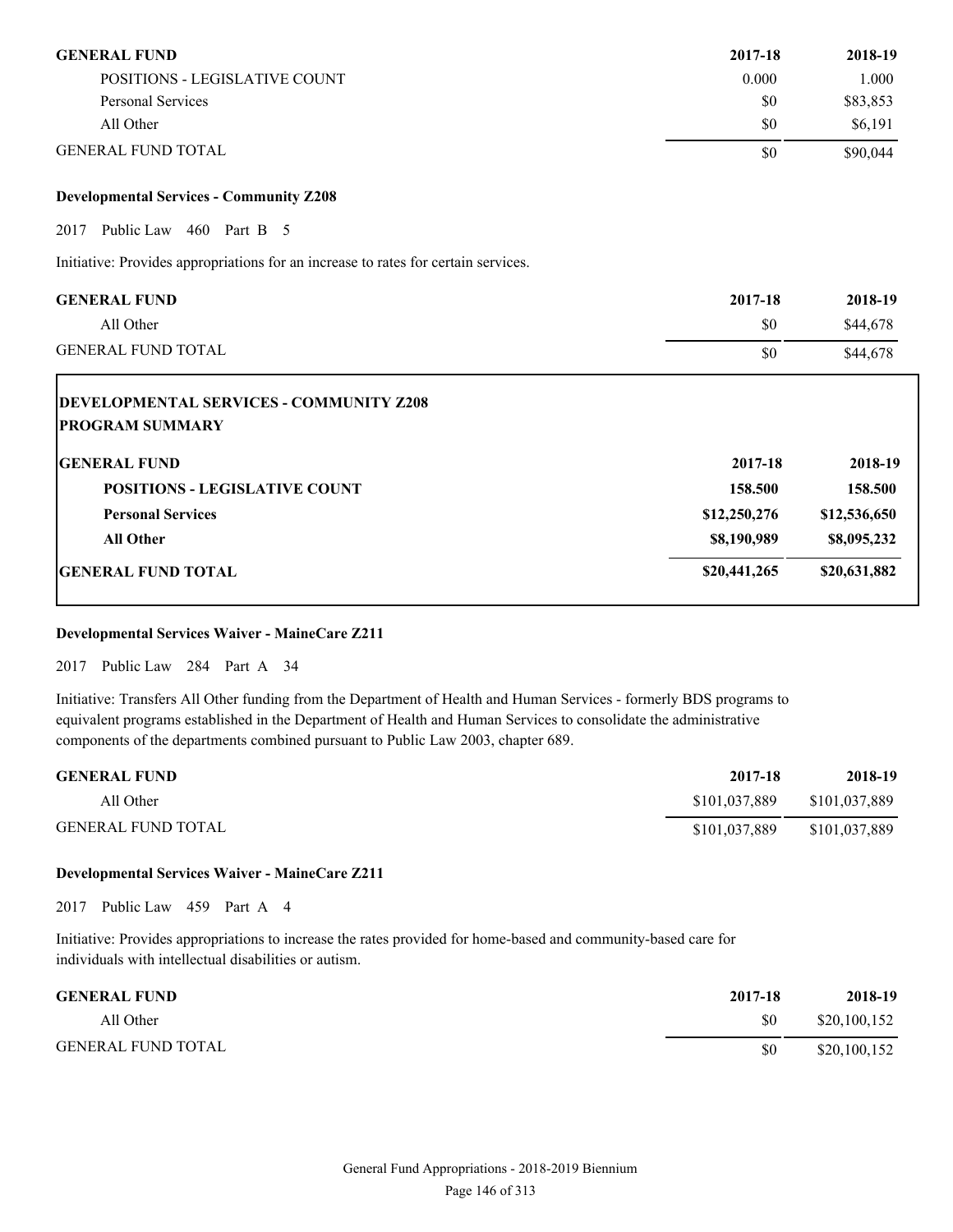| GENERAL FUND | 2017-18 | 2018-19 |
|---|---|---|
| POSITIONS - LEGISLATIVE COUNT | 0.000 | 1.000 |
| Personal Services | $0 | $83,853 |
| All Other | $0 | $6,191 |
| GENERAL FUND TOTAL | $0 | $90,044 |

**Developmental Services - Community Z208**

2017 Public Law 460 Part B 5

Initiative: Provides appropriations for an increase to rates for certain services.

| GENERAL FUND | 2017-18 | 2018-19 |
|---|---|---|
| All Other | $0 | $44,678 |
| GENERAL FUND TOTAL | $0 | $44,678 |

**DEVELOPMENTAL SERVICES - COMMUNITY Z208**
**PROGRAM SUMMARY**

| GENERAL FUND | 2017-18 | 2018-19 |
|---|---|---|
| **POSITIONS - LEGISLATIVE COUNT** | **158.500** | **158.500** |
| **Personal Services** | **$12,250,276** | **$12,536,650** |
| **All Other** | **$8,190,989** | **$8,095,232** |
| **GENERAL FUND TOTAL** | **$20,441,265** | **$20,631,882** |

**Developmental Services Waiver - MaineCare Z211**

2017 Public Law 284 Part A 34

Initiative: Transfers All Other funding from the Department of Health and Human Services - formerly BDS programs to equivalent programs established in the Department of Health and Human Services to consolidate the administrative components of the departments combined pursuant to Public Law 2003, chapter 689.

| GENERAL FUND | 2017-18 | 2018-19 |
|---|---|---|
| All Other | $101,037,889 | $101,037,889 |
| GENERAL FUND TOTAL | $101,037,889 | $101,037,889 |

**Developmental Services Waiver - MaineCare Z211**

2017 Public Law 459 Part A 4

Initiative: Provides appropriations to increase the rates provided for home-based and community-based care for individuals with intellectual disabilities or autism.

| GENERAL FUND | 2017-18 | 2018-19 |
|---|---|---|
| All Other | $0 | $20,100,152 |
| GENERAL FUND TOTAL | $0 | $20,100,152 |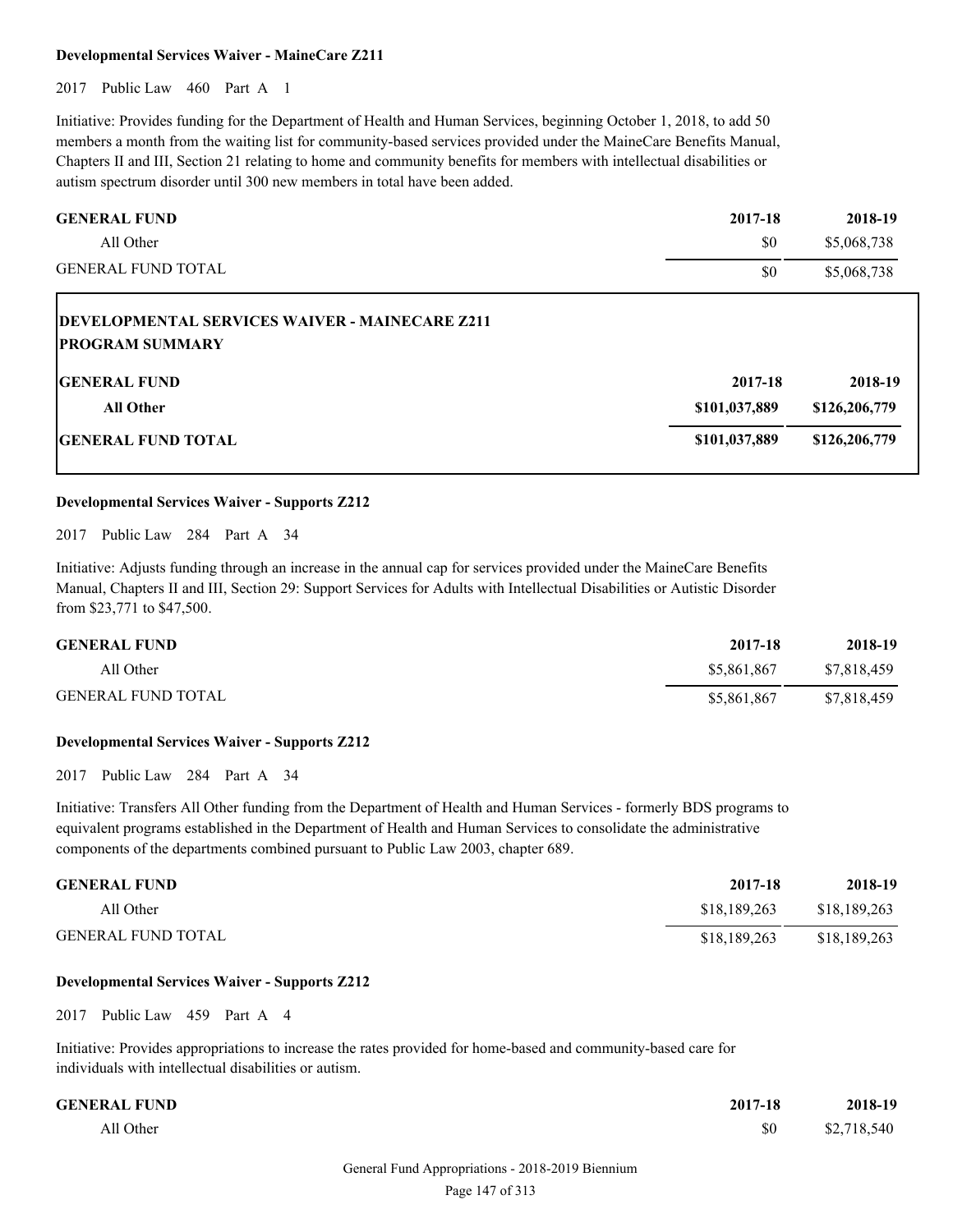**Developmental Services Waiver - MaineCare Z211**

2017 Public Law 460 Part A 1

Initiative: Provides funding for the Department of Health and Human Services, beginning October 1, 2018, to add 50 members a month from the waiting list for community-based services provided under the MaineCare Benefits Manual, Chapters II and III, Section 21 relating to home and community benefits for members with intellectual disabilities or autism spectrum disorder until 300 new members in total have been added.

| GENERAL FUND | 2017-18 | 2018-19 |
|---|---|---|
| All Other | $0 | $5,068,738 |
| GENERAL FUND TOTAL | $0 | $5,068,738 |

**DEVELOPMENTAL SERVICES WAIVER - MAINECARE Z211**
**PROGRAM SUMMARY**

| GENERAL FUND | 2017-18 | 2018-19 |
|---|---|---|
| **All Other** | **$101,037,889** | **$126,206,779** |
| **GENERAL FUND TOTAL** | **$101,037,889** | **$126,206,779** |

**Developmental Services Waiver - Supports Z212**

2017 Public Law 284 Part A 34

Initiative: Adjusts funding through an increase in the annual cap for services provided under the MaineCare Benefits Manual, Chapters II and III, Section 29: Support Services for Adults with Intellectual Disabilities or Autistic Disorder from $23,771 to $47,500.

| GENERAL FUND | 2017-18 | 2018-19 |
|---|---|---|
| All Other | $5,861,867 | $7,818,459 |
| GENERAL FUND TOTAL | $5,861,867 | $7,818,459 |

**Developmental Services Waiver - Supports Z212**

2017 Public Law 284 Part A 34

Initiative: Transfers All Other funding from the Department of Health and Human Services - formerly BDS programs to equivalent programs established in the Department of Health and Human Services to consolidate the administrative components of the departments combined pursuant to Public Law 2003, chapter 689.

| GENERAL FUND | 2017-18 | 2018-19 |
|---|---|---|
| All Other | $18,189,263 | $18,189,263 |
| GENERAL FUND TOTAL | $18,189,263 | $18,189,263 |

**Developmental Services Waiver - Supports Z212**

2017 Public Law 459 Part A 4

Initiative: Provides appropriations to increase the rates provided for home-based and community-based care for individuals with intellectual disabilities or autism.

| GENERAL FUND | 2017-18 | 2018-19 |
|---|---|---|
| All Other | $0 | $2,718,540 |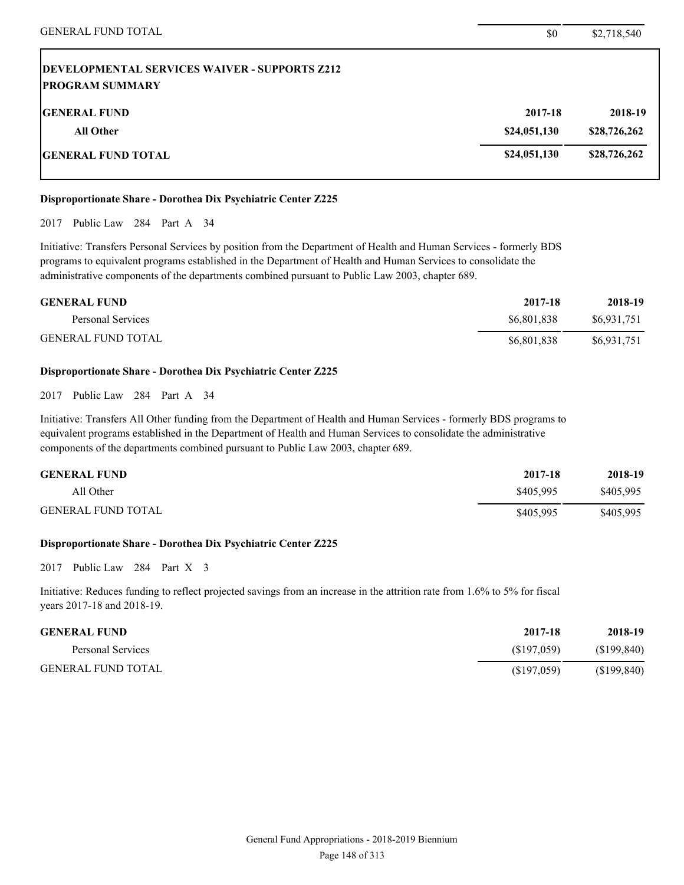| | | |
|---|---|---|
| GENERAL FUND TOTAL | $0 | $2,718,540 |

**DEVELOPMENTAL SERVICES WAIVER - SUPPORTS Z212**
**PROGRAM SUMMARY**

| GENERAL FUND | 2017-18 | 2018-19 |
|---|---|---|
| All Other | $24,051,130 | $28,726,262 |
| GENERAL FUND TOTAL | $24,051,130 | $28,726,262 |

**Disproportionate Share - Dorothea Dix Psychiatric Center Z225**

2017 Public Law 284 Part A 34

Initiative: Transfers Personal Services by position from the Department of Health and Human Services - formerly BDS programs to equivalent programs established in the Department of Health and Human Services to consolidate the administrative components of the departments combined pursuant to Public Law 2003, chapter 689.

| GENERAL FUND | 2017-18 | 2018-19 |
|---|---|---|
| Personal Services | $6,801,838 | $6,931,751 |
| GENERAL FUND TOTAL | $6,801,838 | $6,931,751 |

**Disproportionate Share - Dorothea Dix Psychiatric Center Z225**

2017 Public Law 284 Part A 34

Initiative: Transfers All Other funding from the Department of Health and Human Services - formerly BDS programs to equivalent programs established in the Department of Health and Human Services to consolidate the administrative components of the departments combined pursuant to Public Law 2003, chapter 689.

| GENERAL FUND | 2017-18 | 2018-19 |
|---|---|---|
| All Other | $405,995 | $405,995 |
| GENERAL FUND TOTAL | $405,995 | $405,995 |

**Disproportionate Share - Dorothea Dix Psychiatric Center Z225**

2017 Public Law 284 Part X 3

Initiative: Reduces funding to reflect projected savings from an increase in the attrition rate from 1.6% to 5% for fiscal years 2017-18 and 2018-19.

| GENERAL FUND | 2017-18 | 2018-19 |
|---|---|---|
| Personal Services | ($197,059) | ($199,840) |
| GENERAL FUND TOTAL | ($197,059) | ($199,840) |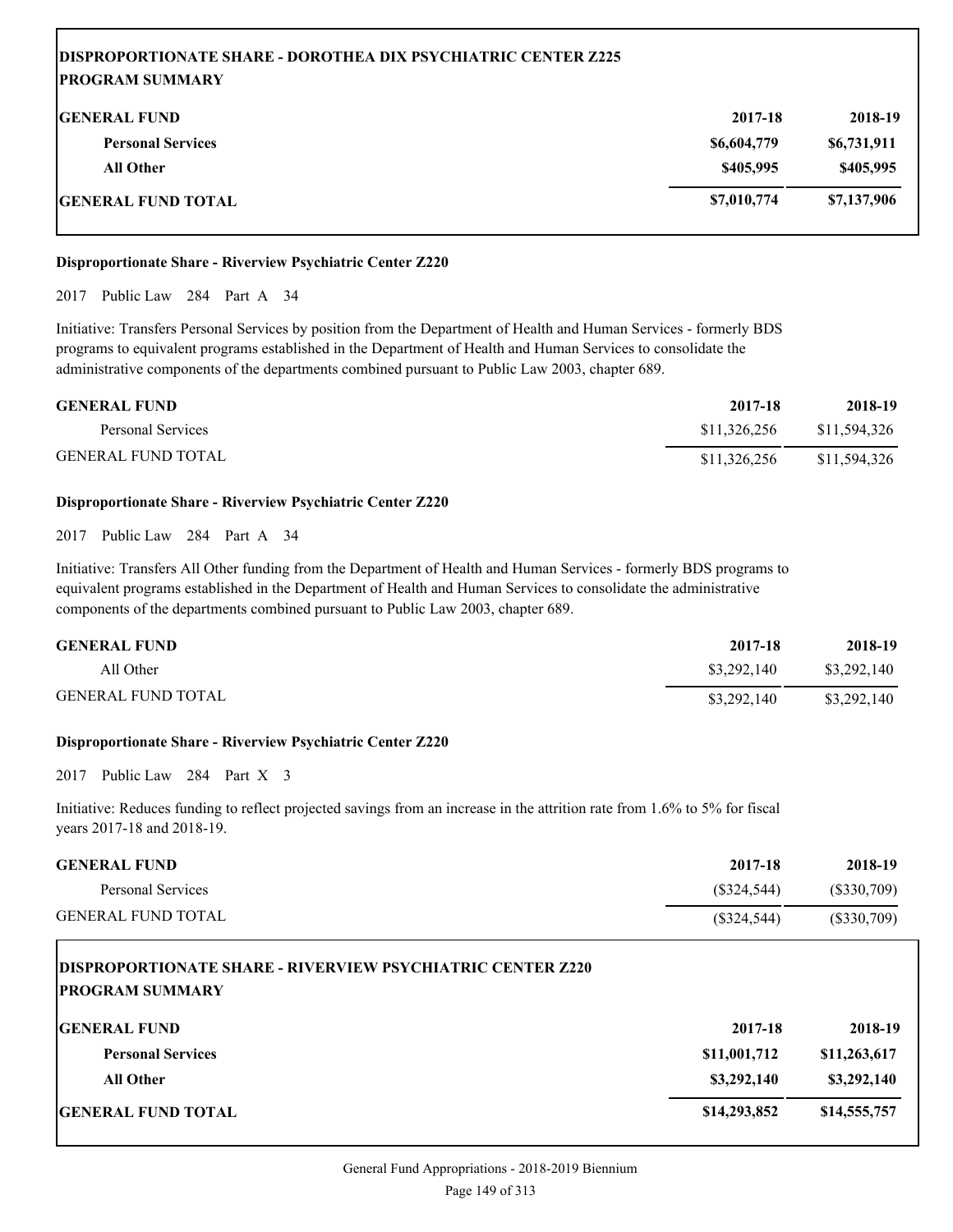**DISPROPORTIONATE SHARE - DOROTHEA DIX PSYCHIATRIC CENTER Z225**
**PROGRAM SUMMARY**

| GENERAL FUND | 2017-18 | 2018-19 |
|---|---|---|
| Personal Services | $6,604,779 | $6,731,911 |
| All Other | $405,995 | $405,995 |
| GENERAL FUND TOTAL | $7,010,774 | $7,137,906 |

**Disproportionate Share - Riverview Psychiatric Center Z220**

2017 Public Law 284 Part A 34

Initiative: Transfers Personal Services by position from the Department of Health and Human Services - formerly BDS programs to equivalent programs established in the Department of Health and Human Services to consolidate the administrative components of the departments combined pursuant to Public Law 2003, chapter 689.

| GENERAL FUND | 2017-18 | 2018-19 |
|---|---|---|
| Personal Services | $11,326,256 | $11,594,326 |
| GENERAL FUND TOTAL | $11,326,256 | $11,594,326 |

**Disproportionate Share - Riverview Psychiatric Center Z220**

2017 Public Law 284 Part A 34

Initiative: Transfers All Other funding from the Department of Health and Human Services - formerly BDS programs to equivalent programs established in the Department of Health and Human Services to consolidate the administrative components of the departments combined pursuant to Public Law 2003, chapter 689.

| GENERAL FUND | 2017-18 | 2018-19 |
|---|---|---|
| All Other | $3,292,140 | $3,292,140 |
| GENERAL FUND TOTAL | $3,292,140 | $3,292,140 |

**Disproportionate Share - Riverview Psychiatric Center Z220**

2017 Public Law 284 Part X 3

Initiative: Reduces funding to reflect projected savings from an increase in the attrition rate from 1.6% to 5% for fiscal years 2017-18 and 2018-19.

| GENERAL FUND | 2017-18 | 2018-19 |
|---|---|---|
| Personal Services | ($324,544) | ($330,709) |
| GENERAL FUND TOTAL | ($324,544) | ($330,709) |

**DISPROPORTIONATE SHARE - RIVERVIEW PSYCHIATRIC CENTER Z220**
**PROGRAM SUMMARY**

| GENERAL FUND | 2017-18 | 2018-19 |
|---|---|---|
| Personal Services | $11,001,712 | $11,263,617 |
| All Other | $3,292,140 | $3,292,140 |
| GENERAL FUND TOTAL | $14,293,852 | $14,555,757 |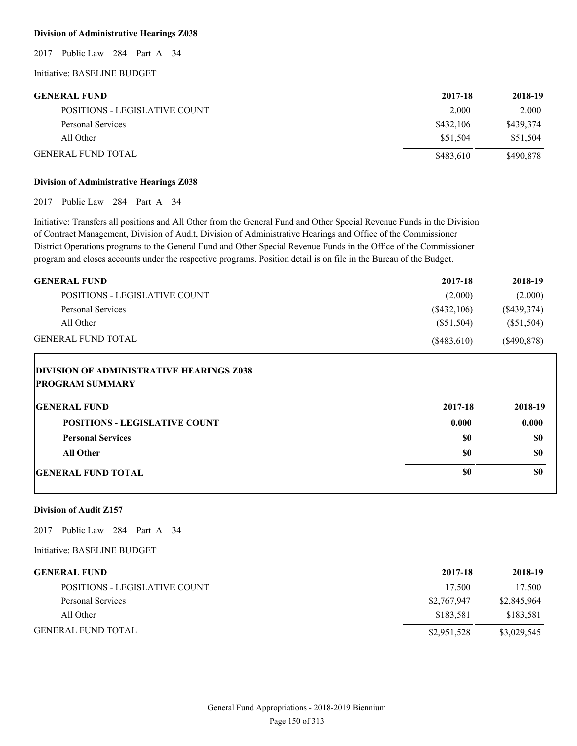**Division of Administrative Hearings Z038**

2017 Public Law 284 Part A 34

Initiative: BASELINE BUDGET

| GENERAL FUND | 2017-18 | 2018-19 |
|---|---|---|
| POSITIONS - LEGISLATIVE COUNT | 2.000 | 2.000 |
| Personal Services | $432,106 | $439,374 |
| All Other | $51,504 | $51,504 |
| GENERAL FUND TOTAL | $483,610 | $490,878 |

**Division of Administrative Hearings Z038**

2017 Public Law 284 Part A 34

Initiative: Transfers all positions and All Other from the General Fund and Other Special Revenue Funds in the Division of Contract Management, Division of Audit, Division of Administrative Hearings and Office of the Commissioner District Operations programs to the General Fund and Other Special Revenue Funds in the Office of the Commissioner program and closes accounts under the respective programs. Position detail is on file in the Bureau of the Budget.

| GENERAL FUND | 2017-18 | 2018-19 |
|---|---|---|
| POSITIONS - LEGISLATIVE COUNT | (2.000) | (2.000) |
| Personal Services | ($432,106) | ($439,374) |
| All Other | ($51,504) | ($51,504) |
| GENERAL FUND TOTAL | ($483,610) | ($490,878) |

**DIVISION OF ADMINISTRATIVE HEARINGS Z038**
**PROGRAM SUMMARY**

| GENERAL FUND | 2017-18 | 2018-19 |
|---|---|---|
| **POSITIONS - LEGISLATIVE COUNT** | **0.000** | **0.000** |
| **Personal Services** | **$0** | **$0** |
| **All Other** | **$0** | **$0** |
| **GENERAL FUND TOTAL** | **$0** | **$0** |

**Division of Audit Z157**

2017 Public Law 284 Part A 34

Initiative: BASELINE BUDGET

| GENERAL FUND | 2017-18 | 2018-19 |
|---|---|---|
| POSITIONS - LEGISLATIVE COUNT | 17.500 | 17.500 |
| Personal Services | $2,767,947 | $2,845,964 |
| All Other | $183,581 | $183,581 |
| GENERAL FUND TOTAL | $2,951,528 | $3,029,545 |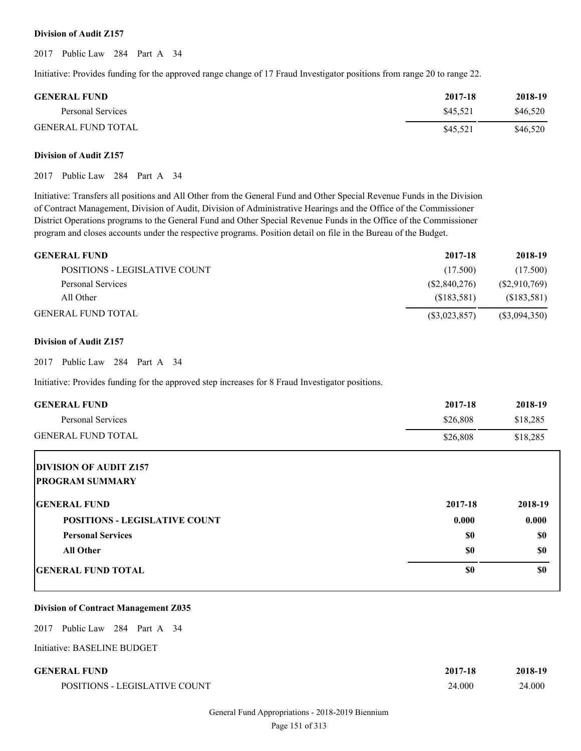**Division of Audit Z157**

2017 Public Law 284 Part A 34

Initiative: Provides funding for the approved range change of 17 Fraud Investigator positions from range 20 to range 22.

| GENERAL FUND | 2017-18 | 2018-19 |
|---|---|---|
| Personal Services | $45,521 | $46,520 |
| GENERAL FUND TOTAL | $45,521 | $46,520 |

**Division of Audit Z157**

2017 Public Law 284 Part A 34

Initiative: Transfers all positions and All Other from the General Fund and Other Special Revenue Funds in the Division of Contract Management, Division of Audit, Division of Administrative Hearings and the Office of the Commissioner District Operations programs to the General Fund and Other Special Revenue Funds in the Office of the Commissioner program and closes accounts under the respective programs. Position detail on file in the Bureau of the Budget.

| GENERAL FUND | 2017-18 | 2018-19 |
|---|---|---|
| POSITIONS - LEGISLATIVE COUNT | (17.500) | (17.500) |
| Personal Services | ($2,840,276) | ($2,910,769) |
| All Other | ($183,581) | ($183,581) |
| GENERAL FUND TOTAL | ($3,023,857) | ($3,094,350) |

**Division of Audit Z157**

2017 Public Law 284 Part A 34

Initiative: Provides funding for the approved step increases for 8 Fraud Investigator positions.

| GENERAL FUND | 2017-18 | 2018-19 |
|---|---|---|
| Personal Services | $26,808 | $18,285 |
| GENERAL FUND TOTAL | $26,808 | $18,285 |

**DIVISION OF AUDIT Z157**
**PROGRAM SUMMARY**

| GENERAL FUND | 2017-18 | 2018-19 |
|---|---|---|
| **POSITIONS - LEGISLATIVE COUNT** | **0.000** | **0.000** |
| **Personal Services** | **$0** | **$0** |
| **All Other** | **$0** | **$0** |
| **GENERAL FUND TOTAL** | **$0** | **$0** |

**Division of Contract Management Z035**

2017 Public Law 284 Part A 34

Initiative: BASELINE BUDGET

| GENERAL FUND | 2017-18 | 2018-19 |
|---|---|---|
| POSITIONS - LEGISLATIVE COUNT | 24.000 | 24.000 |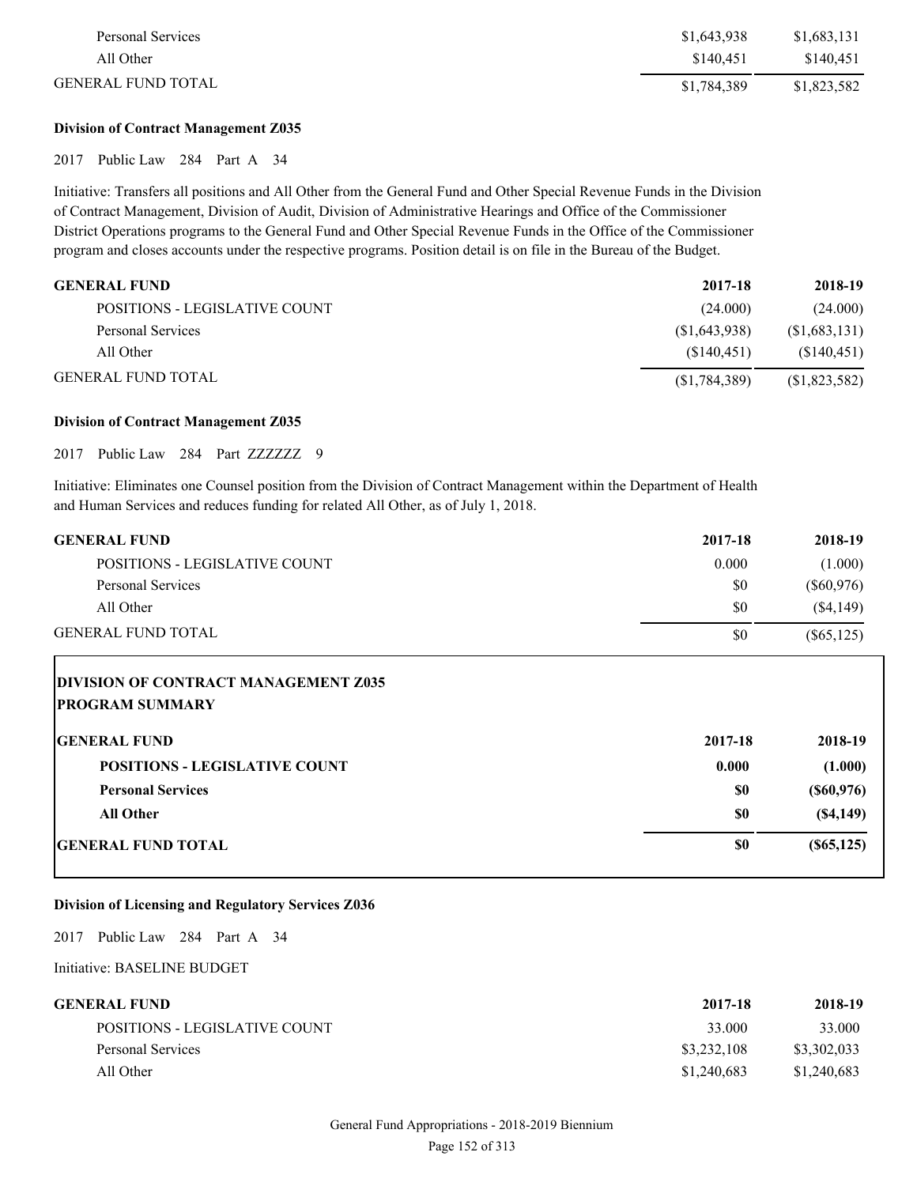| | | |
|---|---|---|
| Personal Services | \$1,643,938 | \$1,683,131 |
| All Other | \$140,451 | \$140,451 |
| GENERAL FUND TOTAL | \$1,784,389 | \$1,823,582 |

**Division of Contract Management Z035**

2017 Public Law 284 Part A 34

Initiative: Transfers all positions and All Other from the General Fund and Other Special Revenue Funds in the Division of Contract Management, Division of Audit, Division of Administrative Hearings and Office of the Commissioner District Operations programs to the General Fund and Other Special Revenue Funds in the Office of the Commissioner program and closes accounts under the respective programs. Position detail is on file in the Bureau of the Budget.

| GENERAL FUND | 2017-18 | 2018-19 |
|---|---|---|
| POSITIONS - LEGISLATIVE COUNT | (24.000) | (24.000) |
| Personal Services | (\$1,643,938) | (\$1,683,131) |
| All Other | (\$140,451) | (\$140,451) |
| GENERAL FUND TOTAL | (\$1,784,389) | (\$1,823,582) |

**Division of Contract Management Z035**

2017 Public Law 284 Part ZZZZZZ 9

Initiative: Eliminates one Counsel position from the Division of Contract Management within the Department of Health and Human Services and reduces funding for related All Other, as of July 1, 2018.

| GENERAL FUND | 2017-18 | 2018-19 |
|---|---|---|
| POSITIONS - LEGISLATIVE COUNT | 0.000 | (1.000) |
| Personal Services | \$0 | (\$60,976) |
| All Other | \$0 | (\$4,149) |
| GENERAL FUND TOTAL | \$0 | (\$65,125) |

**DIVISION OF CONTRACT MANAGEMENT Z035**
**PROGRAM SUMMARY**

| **GENERAL FUND** | **2017-18** | **2018-19** |
|---|---|---|
| **POSITIONS - LEGISLATIVE COUNT** | **0.000** | **(1.000)** |
| **Personal Services** | **\$0** | **(\$60,976)** |
| **All Other** | **\$0** | **(\$4,149)** |
| **GENERAL FUND TOTAL** | **\$0** | **(\$65,125)** |

**Division of Licensing and Regulatory Services Z036**

2017 Public Law 284 Part A 34

Initiative: BASELINE BUDGET

| GENERAL FUND | 2017-18 | 2018-19 |
|---|---|---|
| POSITIONS - LEGISLATIVE COUNT | 33.000 | 33.000 |
| Personal Services | \$3,232,108 | \$3,302,033 |
| All Other | \$1,240,683 | \$1,240,683 |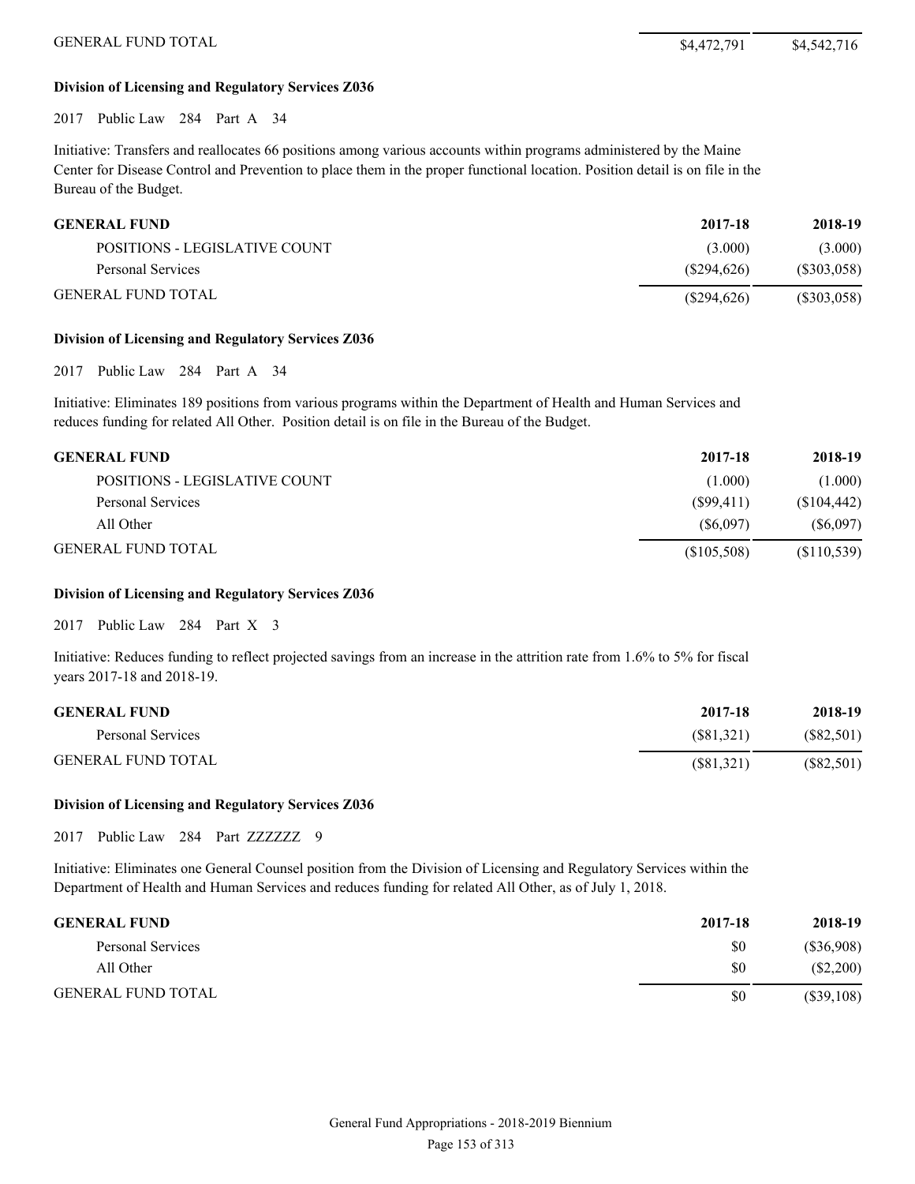| | | |
|---|---|---|
| GENERAL FUND TOTAL | $4,472,791 | $4,542,716 |

**Division of Licensing and Regulatory Services Z036**

2017 Public Law 284 Part A 34

Initiative: Transfers and reallocates 66 positions among various accounts within programs administered by the Maine Center for Disease Control and Prevention to place them in the proper functional location. Position detail is on file in the Bureau of the Budget.

| **GENERAL FUND** | **2017-18** | **2018-19** |
|---|---|---|
| POSITIONS - LEGISLATIVE COUNT | (3.000) | (3.000) |
| Personal Services | ($294,626) | ($303,058) |
| GENERAL FUND TOTAL | ($294,626) | ($303,058) |

**Division of Licensing and Regulatory Services Z036**

2017 Public Law 284 Part A 34

Initiative: Eliminates 189 positions from various programs within the Department of Health and Human Services and reduces funding for related All Other. Position detail is on file in the Bureau of the Budget.

| **GENERAL FUND** | **2017-18** | **2018-19** |
|---|---|---|
| POSITIONS - LEGISLATIVE COUNT | (1.000) | (1.000) |
| Personal Services | ($99,411) | ($104,442) |
| All Other | ($6,097) | ($6,097) |
| GENERAL FUND TOTAL | ($105,508) | ($110,539) |

**Division of Licensing and Regulatory Services Z036**

2017 Public Law 284 Part X 3

Initiative: Reduces funding to reflect projected savings from an increase in the attrition rate from 1.6% to 5% for fiscal years 2017-18 and 2018-19.

| **GENERAL FUND** | **2017-18** | **2018-19** |
|---|---|---|
| Personal Services | ($81,321) | ($82,501) |
| GENERAL FUND TOTAL | ($81,321) | ($82,501) |

**Division of Licensing and Regulatory Services Z036**

2017 Public Law 284 Part ZZZZZZ 9

Initiative: Eliminates one General Counsel position from the Division of Licensing and Regulatory Services within the Department of Health and Human Services and reduces funding for related All Other, as of July 1, 2018.

| **GENERAL FUND** | **2017-18** | **2018-19** |
|---|---|---|
| Personal Services | $0 | ($36,908) |
| All Other | $0 | ($2,200) |
| GENERAL FUND TOTAL | $0 | ($39,108) |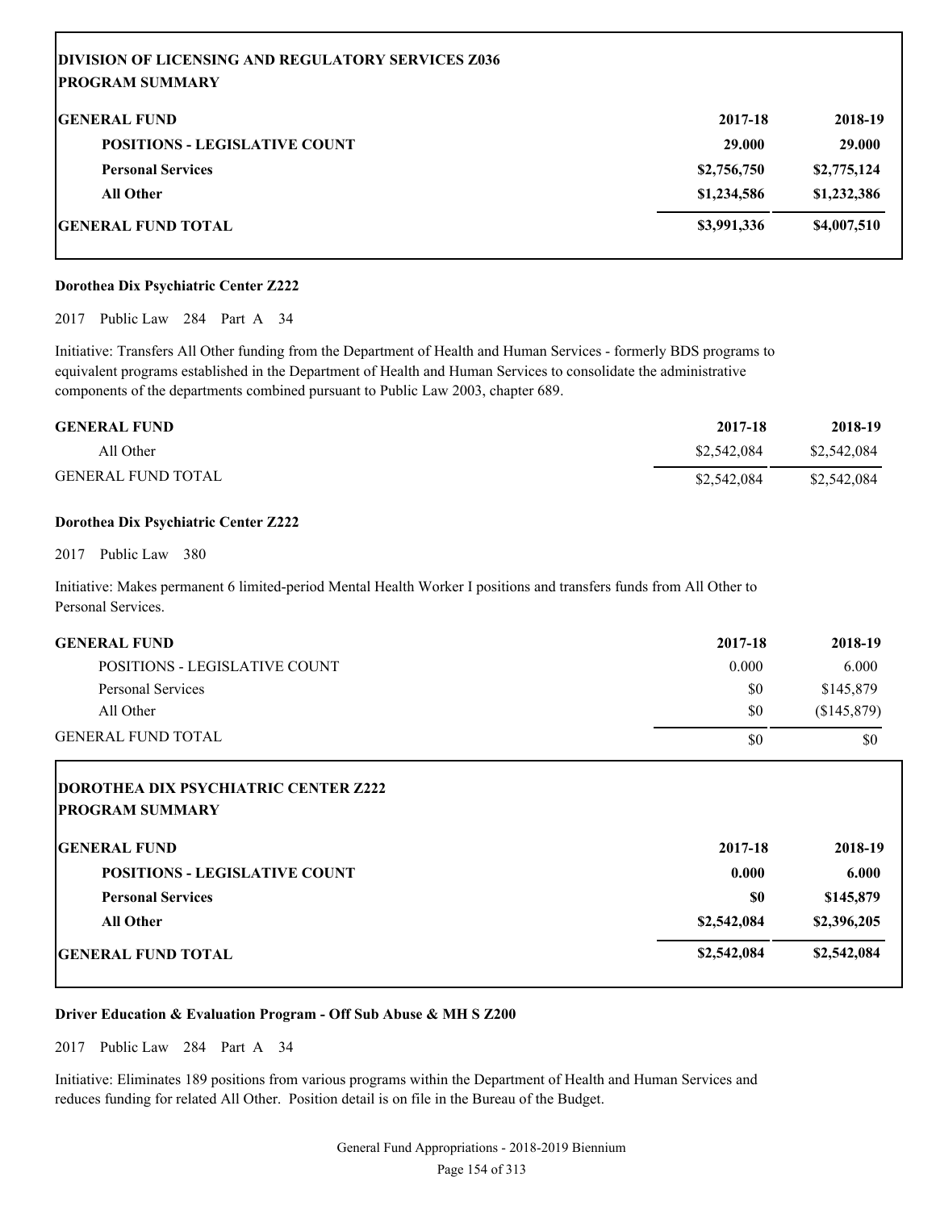### DIVISION OF LICENSING AND REGULATORY SERVICES Z036
### PROGRAM SUMMARY

| GENERAL FUND | 2017-18 | 2018-19 |
|---|---|---|
| **POSITIONS - LEGISLATIVE COUNT** | **29.000** | **29.000** |
| **Personal Services** | **$2,756,750** | **$2,775,124** |
| **All Other** | **$1,234,586** | **$1,232,386** |
| **GENERAL FUND TOTAL** | **$3,991,336** | **$4,007,510** |

**Dorothea Dix Psychiatric Center Z222**

2017 Public Law 284 Part A 34

Initiative: Transfers All Other funding from the Department of Health and Human Services - formerly BDS programs to equivalent programs established in the Department of Health and Human Services to consolidate the administrative components of the departments combined pursuant to Public Law 2003, chapter 689.

| GENERAL FUND | 2017-18 | 2018-19 |
|---|---|---|
| All Other | $2,542,084 | $2,542,084 |
| GENERAL FUND TOTAL | $2,542,084 | $2,542,084 |

**Dorothea Dix Psychiatric Center Z222**

2017 Public Law 380

Initiative: Makes permanent 6 limited-period Mental Health Worker I positions and transfers funds from All Other to Personal Services.

| GENERAL FUND | 2017-18 | 2018-19 |
|---|---|---|
| POSITIONS - LEGISLATIVE COUNT | 0.000 | 6.000 |
| Personal Services | $0 | $145,879 |
| All Other | $0 | ($145,879) |
| GENERAL FUND TOTAL | $0 | $0 |

### DOROTHEA DIX PSYCHIATRIC CENTER Z222
### PROGRAM SUMMARY

| GENERAL FUND | 2017-18 | 2018-19 |
|---|---|---|
| **POSITIONS - LEGISLATIVE COUNT** | **0.000** | **6.000** |
| **Personal Services** | **$0** | **$145,879** |
| **All Other** | **$2,542,084** | **$2,396,205** |
| **GENERAL FUND TOTAL** | **$2,542,084** | **$2,542,084** |

**Driver Education & Evaluation Program - Off Sub Abuse & MH S Z200**

2017 Public Law 284 Part A 34

Initiative: Eliminates 189 positions from various programs within the Department of Health and Human Services and reduces funding for related All Other. Position detail is on file in the Bureau of the Budget.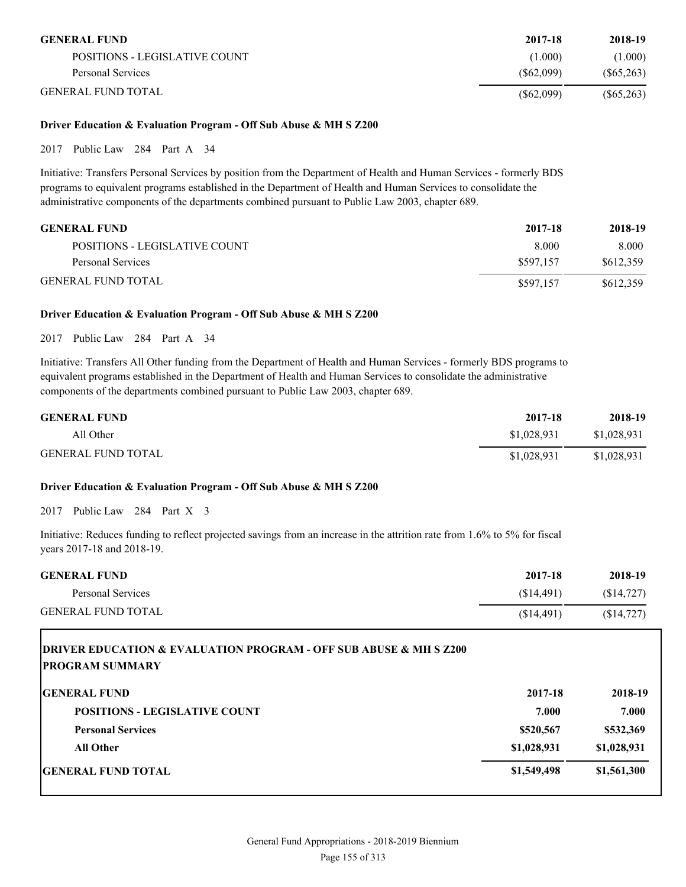| GENERAL FUND | 2017-18 | 2018-19 |
|---|---|---|
| POSITIONS - LEGISLATIVE COUNT | (1.000) | (1.000) |
| Personal Services | ($62,099) | ($65,263) |
| GENERAL FUND TOTAL | ($62,099) | ($65,263) |

**Driver Education & Evaluation Program - Off Sub Abuse & MH S Z200**

2017 Public Law 284 Part A 34

Initiative: Transfers Personal Services by position from the Department of Health and Human Services - formerly BDS programs to equivalent programs established in the Department of Health and Human Services to consolidate the administrative components of the departments combined pursuant to Public Law 2003, chapter 689.

| GENERAL FUND | 2017-18 | 2018-19 |
|---|---|---|
| POSITIONS - LEGISLATIVE COUNT | 8.000 | 8.000 |
| Personal Services | $597,157 | $612,359 |
| GENERAL FUND TOTAL | $597,157 | $612,359 |

**Driver Education & Evaluation Program - Off Sub Abuse & MH S Z200**

2017 Public Law 284 Part A 34

Initiative: Transfers All Other funding from the Department of Health and Human Services - formerly BDS programs to equivalent programs established in the Department of Health and Human Services to consolidate the administrative components of the departments combined pursuant to Public Law 2003, chapter 689.

| GENERAL FUND | 2017-18 | 2018-19 |
|---|---|---|
| All Other | $1,028,931 | $1,028,931 |
| GENERAL FUND TOTAL | $1,028,931 | $1,028,931 |

**Driver Education & Evaluation Program - Off Sub Abuse & MH S Z200**

2017 Public Law 284 Part X 3

Initiative: Reduces funding to reflect projected savings from an increase in the attrition rate from 1.6% to 5% for fiscal years 2017-18 and 2018-19.

| GENERAL FUND | 2017-18 | 2018-19 |
|---|---|---|
| Personal Services | ($14,491) | ($14,727) |
| GENERAL FUND TOTAL | ($14,491) | ($14,727) |

**DRIVER EDUCATION & EVALUATION PROGRAM - OFF SUB ABUSE & MH S Z200**
**PROGRAM SUMMARY**

| GENERAL FUND | 2017-18 | 2018-19 |
|---|---|---|
| **POSITIONS - LEGISLATIVE COUNT** | **7.000** | **7.000** |
| **Personal Services** | **$520,567** | **$532,369** |
| **All Other** | **$1,028,931** | **$1,028,931** |
| **GENERAL FUND TOTAL** | **$1,549,498** | **$1,561,300** |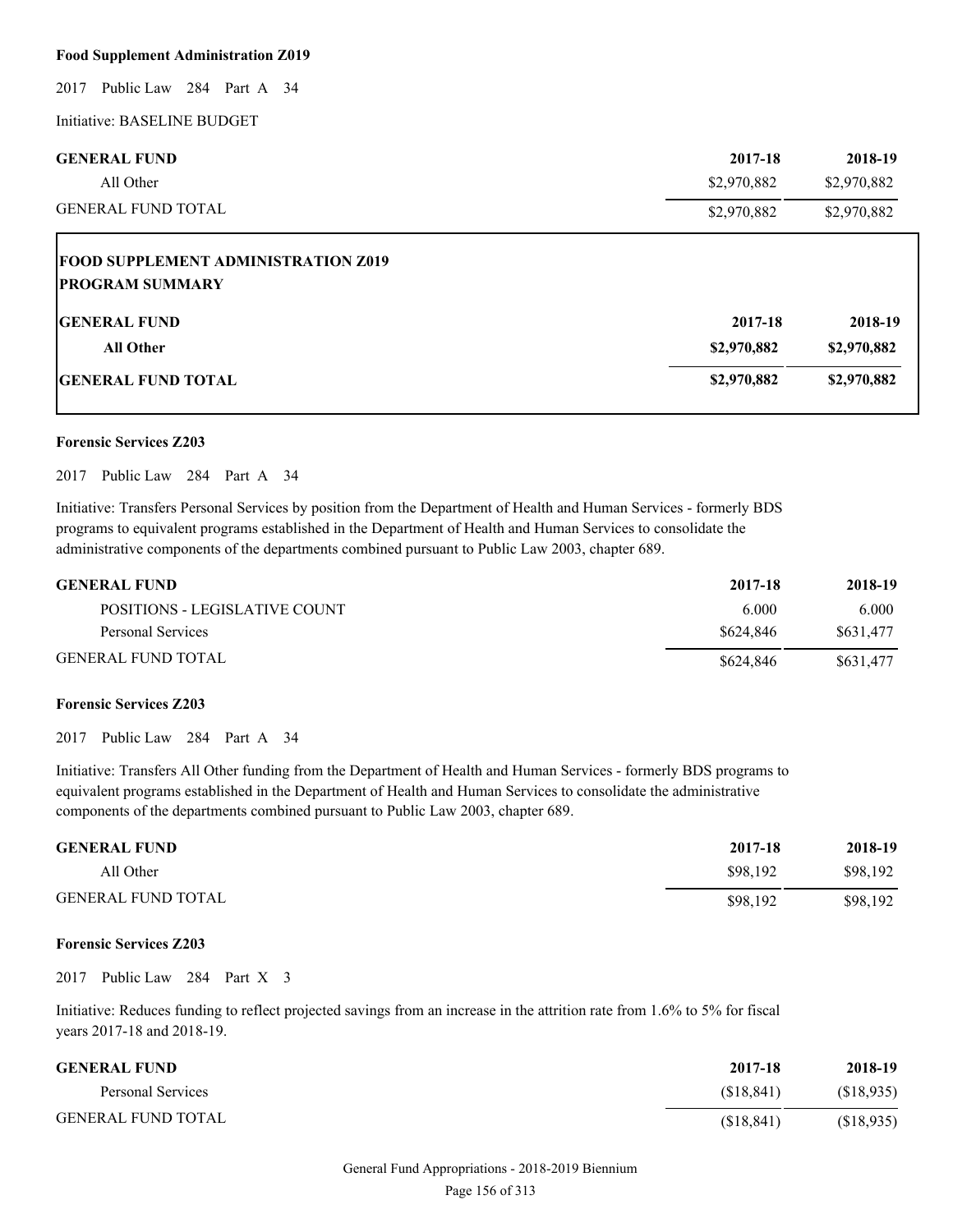**Food Supplement Administration Z019**

2017 Public Law 284 Part A 34

Initiative: BASELINE BUDGET

| GENERAL FUND | 2017-18 | 2018-19 |
| --- | --- | --- |
| All Other | $2,970,882 | $2,970,882 |
| GENERAL FUND TOTAL | $2,970,882 | $2,970,882 |

**FOOD SUPPLEMENT ADMINISTRATION Z019**
**PROGRAM SUMMARY**

| GENERAL FUND | 2017-18 | 2018-19 |
| --- | --- | --- |
| **All Other** | **$2,970,882** | **$2,970,882** |
| **GENERAL FUND TOTAL** | **$2,970,882** | **$2,970,882** |

**Forensic Services Z203**

2017 Public Law 284 Part A 34

Initiative: Transfers Personal Services by position from the Department of Health and Human Services - formerly BDS programs to equivalent programs established in the Department of Health and Human Services to consolidate the administrative components of the departments combined pursuant to Public Law 2003, chapter 689.

| GENERAL FUND | 2017-18 | 2018-19 |
| --- | --- | --- |
| POSITIONS - LEGISLATIVE COUNT | 6.000 | 6.000 |
| Personal Services | $624,846 | $631,477 |
| GENERAL FUND TOTAL | $624,846 | $631,477 |

**Forensic Services Z203**

2017 Public Law 284 Part A 34

Initiative: Transfers All Other funding from the Department of Health and Human Services - formerly BDS programs to equivalent programs established in the Department of Health and Human Services to consolidate the administrative components of the departments combined pursuant to Public Law 2003, chapter 689.

| GENERAL FUND | 2017-18 | 2018-19 |
| --- | --- | --- |
| All Other | $98,192 | $98,192 |
| GENERAL FUND TOTAL | $98,192 | $98,192 |

**Forensic Services Z203**

2017 Public Law 284 Part X 3

Initiative: Reduces funding to reflect projected savings from an increase in the attrition rate from 1.6% to 5% for fiscal years 2017-18 and 2018-19.

| GENERAL FUND | 2017-18 | 2018-19 |
| --- | --- | --- |
| Personal Services | ($18,841) | ($18,935) |
| GENERAL FUND TOTAL | ($18,841) | ($18,935) |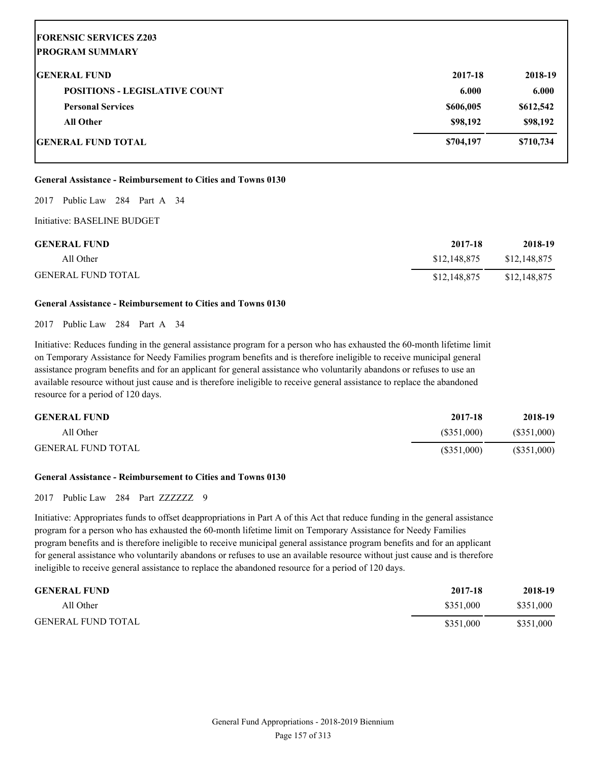## FORENSIC SERVICES Z203

### PROGRAM SUMMARY

| GENERAL FUND | 2017-18 | 2018-19 |
|---|---|---|
| **POSITIONS - LEGISLATIVE COUNT** | **6.000** | **6.000** |
| **Personal Services** | **$606,005** | **$612,542** |
| **All Other** | **$98,192** | **$98,192** |
| **GENERAL FUND TOTAL** | **$704,197** | **$710,734** |

**General Assistance - Reimbursement to Cities and Towns 0130**

2017 Public Law 284 Part A 34

Initiative: BASELINE BUDGET

| GENERAL FUND | 2017-18 | 2018-19 |
|---|---|---|
| All Other | $12,148,875 | $12,148,875 |
| GENERAL FUND TOTAL | $12,148,875 | $12,148,875 |

**General Assistance - Reimbursement to Cities and Towns 0130**

2017 Public Law 284 Part A 34

Initiative: Reduces funding in the general assistance program for a person who has exhausted the 60-month lifetime limit on Temporary Assistance for Needy Families program benefits and is therefore ineligible to receive municipal general assistance program benefits and for an applicant for general assistance who voluntarily abandons or refuses to use an available resource without just cause and is therefore ineligible to receive general assistance to replace the abandoned resource for a period of 120 days.

| GENERAL FUND | 2017-18 | 2018-19 |
|---|---|---|
| All Other | ($351,000) | ($351,000) |
| GENERAL FUND TOTAL | ($351,000) | ($351,000) |

**General Assistance - Reimbursement to Cities and Towns 0130**

2017 Public Law 284 Part ZZZZZZ 9

Initiative: Appropriates funds to offset deappropriations in Part A of this Act that reduce funding in the general assistance program for a person who has exhausted the 60-month lifetime limit on Temporary Assistance for Needy Families program benefits and is therefore ineligible to receive municipal general assistance program benefits and for an applicant for general assistance who voluntarily abandons or refuses to use an available resource without just cause and is therefore ineligible to receive general assistance to replace the abandoned resource for a period of 120 days.

| GENERAL FUND | 2017-18 | 2018-19 |
|---|---|---|
| All Other | $351,000 | $351,000 |
| GENERAL FUND TOTAL | $351,000 | $351,000 |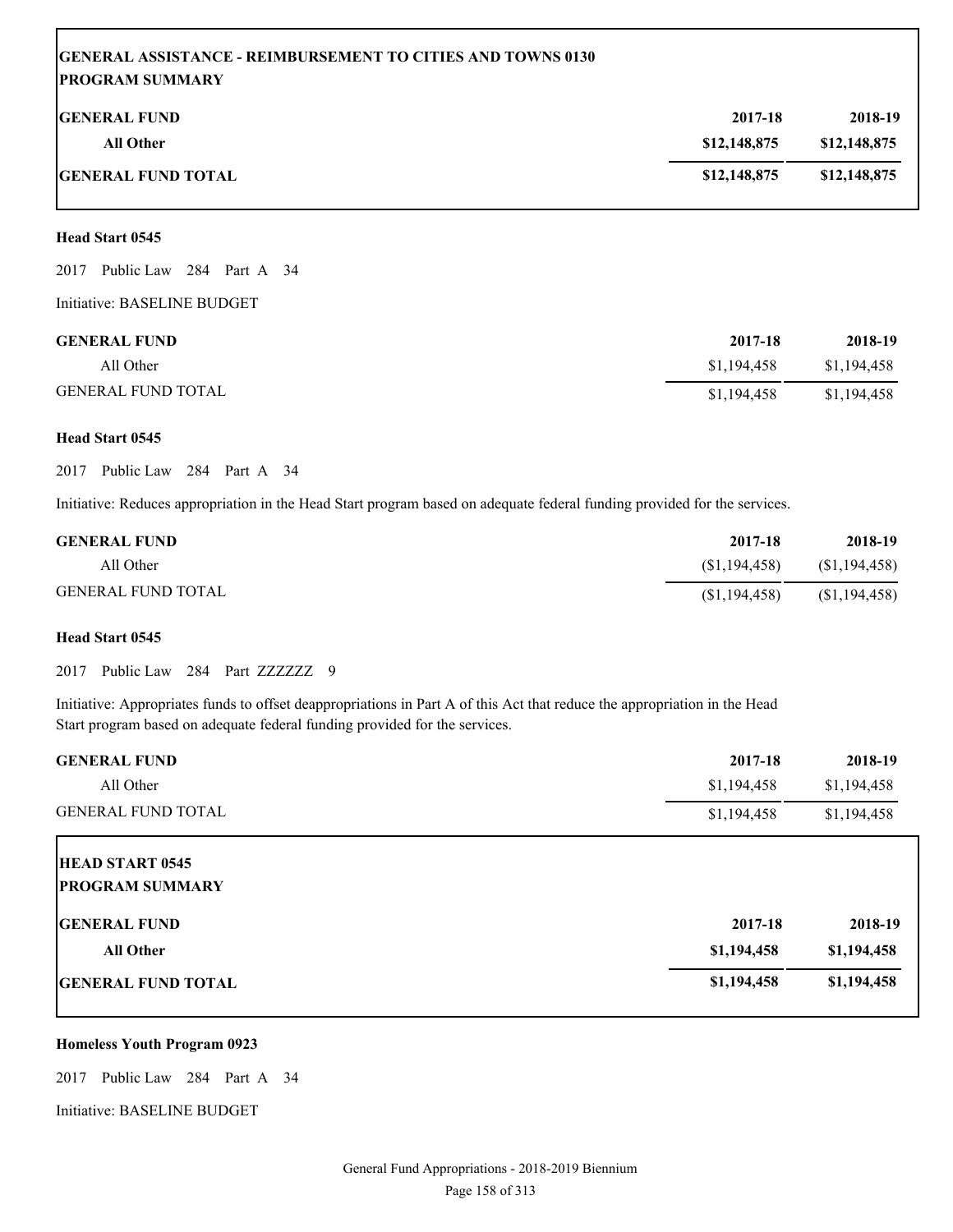| **GENERAL ASSISTANCE - REIMBURSEMENT TO CITIES AND TOWNS 0130** **PROGRAM SUMMARY** | | |
|---|---|---|
| **GENERAL FUND** | **2017-18** | **2018-19** |
| **All Other** | **$12,148,875** | **$12,148,875** |
| **GENERAL FUND TOTAL** | **$12,148,875** | **$12,148,875** |

**Head Start 0545**

2017 Public Law 284 Part A 34

Initiative: BASELINE BUDGET

| **GENERAL FUND** | **2017-18** | **2018-19** |
|---|---|---|
| All Other | $1,194,458 | $1,194,458 |
| GENERAL FUND TOTAL | $1,194,458 | $1,194,458 |

**Head Start 0545**

2017 Public Law 284 Part A 34

Initiative: Reduces appropriation in the Head Start program based on adequate federal funding provided for the services.

| **GENERAL FUND** | **2017-18** | **2018-19** |
|---|---|---|
| All Other | ($1,194,458) | ($1,194,458) |
| GENERAL FUND TOTAL | ($1,194,458) | ($1,194,458) |

**Head Start 0545**

2017 Public Law 284 Part ZZZZZZ 9

Initiative: Appropriates funds to offset deappropriations in Part A of this Act that reduce the appropriation in the Head Start program based on adequate federal funding provided for the services.

| **GENERAL FUND** | **2017-18** | **2018-19** |
|---|---|---|
| All Other | $1,194,458 | $1,194,458 |
| GENERAL FUND TOTAL | $1,194,458 | $1,194,458 |

| **HEAD START 0545** **PROGRAM SUMMARY** | | |
|---|---|---|
| **GENERAL FUND** | **2017-18** | **2018-19** |
| **All Other** | **$1,194,458** | **$1,194,458** |
| **GENERAL FUND TOTAL** | **$1,194,458** | **$1,194,458** |

**Homeless Youth Program 0923**

2017 Public Law 284 Part A 34

Initiative: BASELINE BUDGET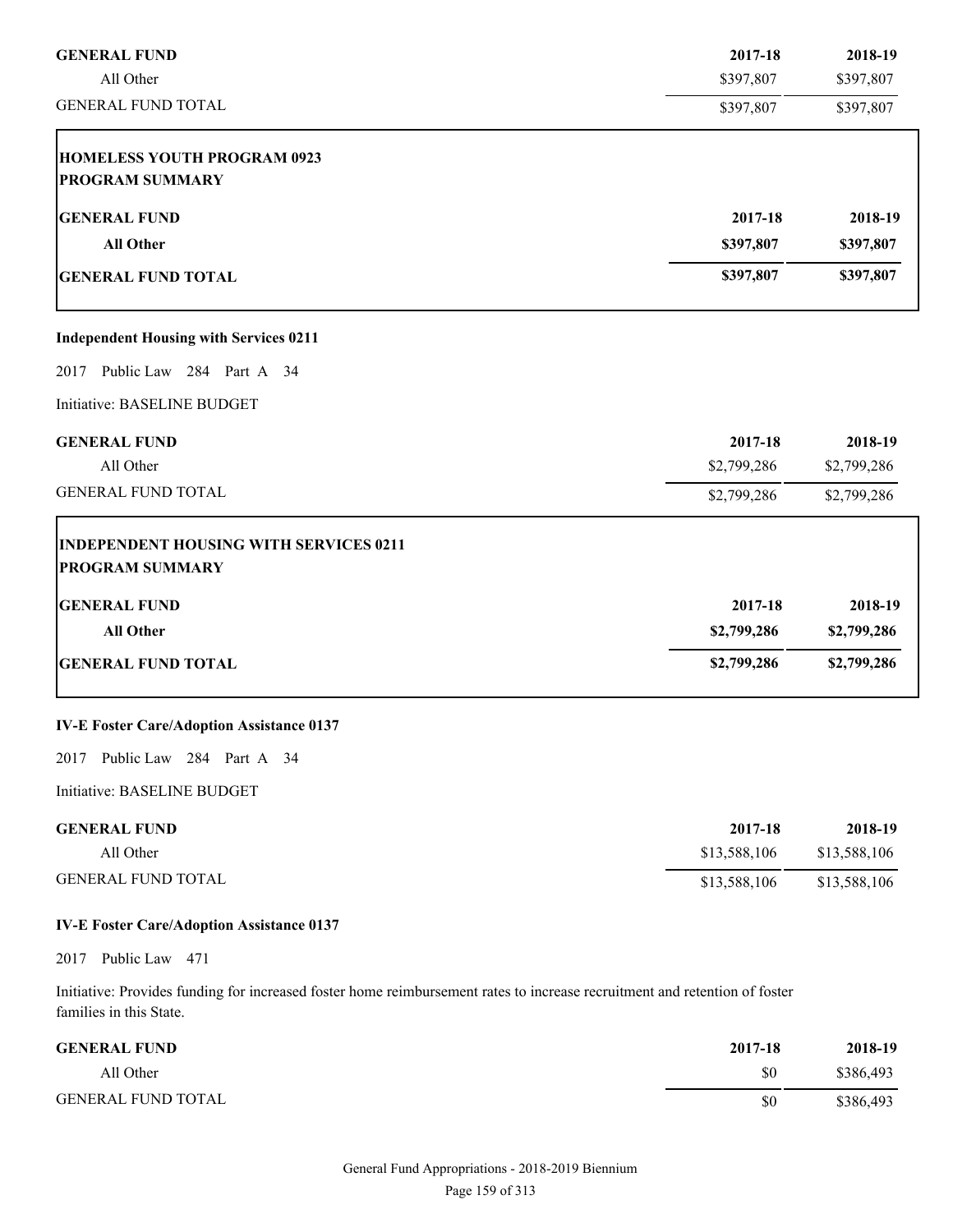| GENERAL FUND | 2017-18 | 2018-19 |
|---|---|---|
| All Other | $397,807 | $397,807 |
| GENERAL FUND TOTAL | $397,807 | $397,807 |

**HOMELESS YOUTH PROGRAM 0923**
**PROGRAM SUMMARY**

| GENERAL FUND | 2017-18 | 2018-19 |
|---|---|---|
| **All Other** | **$397,807** | **$397,807** |
| **GENERAL FUND TOTAL** | **$397,807** | **$397,807** |

**Independent Housing with Services 0211**

2017 Public Law 284 Part A 34

Initiative: BASELINE BUDGET

| GENERAL FUND | 2017-18 | 2018-19 |
|---|---|---|
| All Other | $2,799,286 | $2,799,286 |
| GENERAL FUND TOTAL | $2,799,286 | $2,799,286 |

**INDEPENDENT HOUSING WITH SERVICES 0211**
**PROGRAM SUMMARY**

| GENERAL FUND | 2017-18 | 2018-19 |
|---|---|---|
| **All Other** | **$2,799,286** | **$2,799,286** |
| **GENERAL FUND TOTAL** | **$2,799,286** | **$2,799,286** |

**IV-E Foster Care/Adoption Assistance 0137**

2017 Public Law 284 Part A 34

Initiative: BASELINE BUDGET

| GENERAL FUND | 2017-18 | 2018-19 |
|---|---|---|
| All Other | $13,588,106 | $13,588,106 |
| GENERAL FUND TOTAL | $13,588,106 | $13,588,106 |

**IV-E Foster Care/Adoption Assistance 0137**

2017 Public Law 471

Initiative: Provides funding for increased foster home reimbursement rates to increase recruitment and retention of foster families in this State.

| GENERAL FUND | 2017-18 | 2018-19 |
|---|---|---|
| All Other | $0 | $386,493 |
| GENERAL FUND TOTAL | $0 | $386,493 |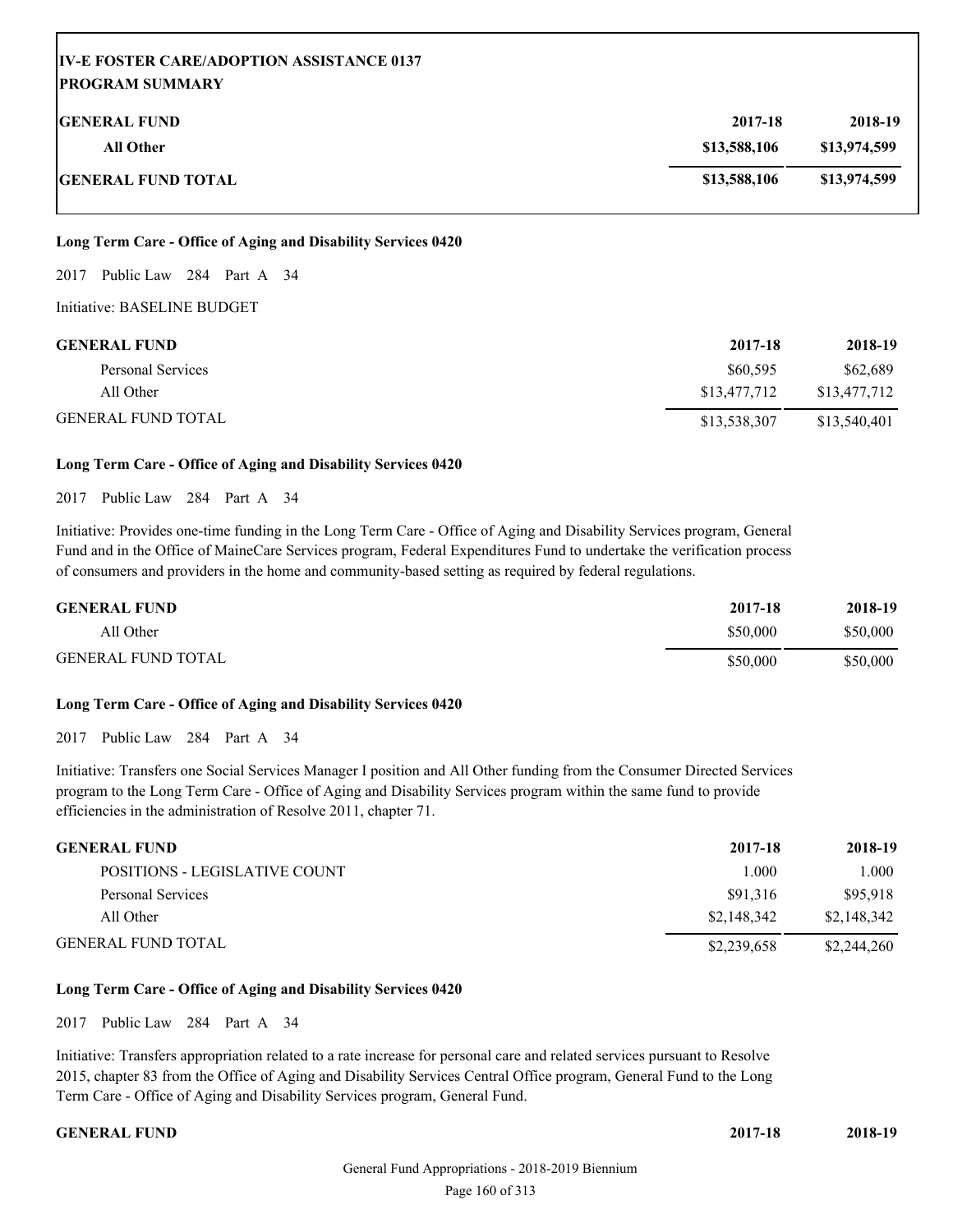**IV-E FOSTER CARE/ADOPTION ASSISTANCE 0137**
**PROGRAM SUMMARY**

| GENERAL FUND | 2017-18 | 2018-19 |
|---|---|---|
| All Other | $13,588,106 | $13,974,599 |
| GENERAL FUND TOTAL | $13,588,106 | $13,974,599 |

**Long Term Care - Office of Aging and Disability Services 0420**

2017 Public Law 284 Part A 34

Initiative: BASELINE BUDGET

| GENERAL FUND | 2017-18 | 2018-19 |
|---|---|---|
| Personal Services | $60,595 | $62,689 |
| All Other | $13,477,712 | $13,477,712 |
| GENERAL FUND TOTAL | $13,538,307 | $13,540,401 |

**Long Term Care - Office of Aging and Disability Services 0420**

2017 Public Law 284 Part A 34

Initiative: Provides one-time funding in the Long Term Care - Office of Aging and Disability Services program, General Fund and in the Office of MaineCare Services program, Federal Expenditures Fund to undertake the verification process of consumers and providers in the home and community-based setting as required by federal regulations.

| GENERAL FUND | 2017-18 | 2018-19 |
|---|---|---|
| All Other | $50,000 | $50,000 |
| GENERAL FUND TOTAL | $50,000 | $50,000 |

**Long Term Care - Office of Aging and Disability Services 0420**

2017 Public Law 284 Part A 34

Initiative: Transfers one Social Services Manager I position and All Other funding from the Consumer Directed Services program to the Long Term Care - Office of Aging and Disability Services program within the same fund to provide efficiencies in the administration of Resolve 2011, chapter 71.

| GENERAL FUND | 2017-18 | 2018-19 |
|---|---|---|
| POSITIONS - LEGISLATIVE COUNT | 1.000 | 1.000 |
| Personal Services | $91,316 | $95,918 |
| All Other | $2,148,342 | $2,148,342 |
| GENERAL FUND TOTAL | $2,239,658 | $2,244,260 |

**Long Term Care - Office of Aging and Disability Services 0420**

2017 Public Law 284 Part A 34

Initiative: Transfers appropriation related to a rate increase for personal care and related services pursuant to Resolve 2015, chapter 83 from the Office of Aging and Disability Services Central Office program, General Fund to the Long Term Care - Office of Aging and Disability Services program, General Fund.

| GENERAL FUND | 2017-18 | 2018-19 |
|---|---|---|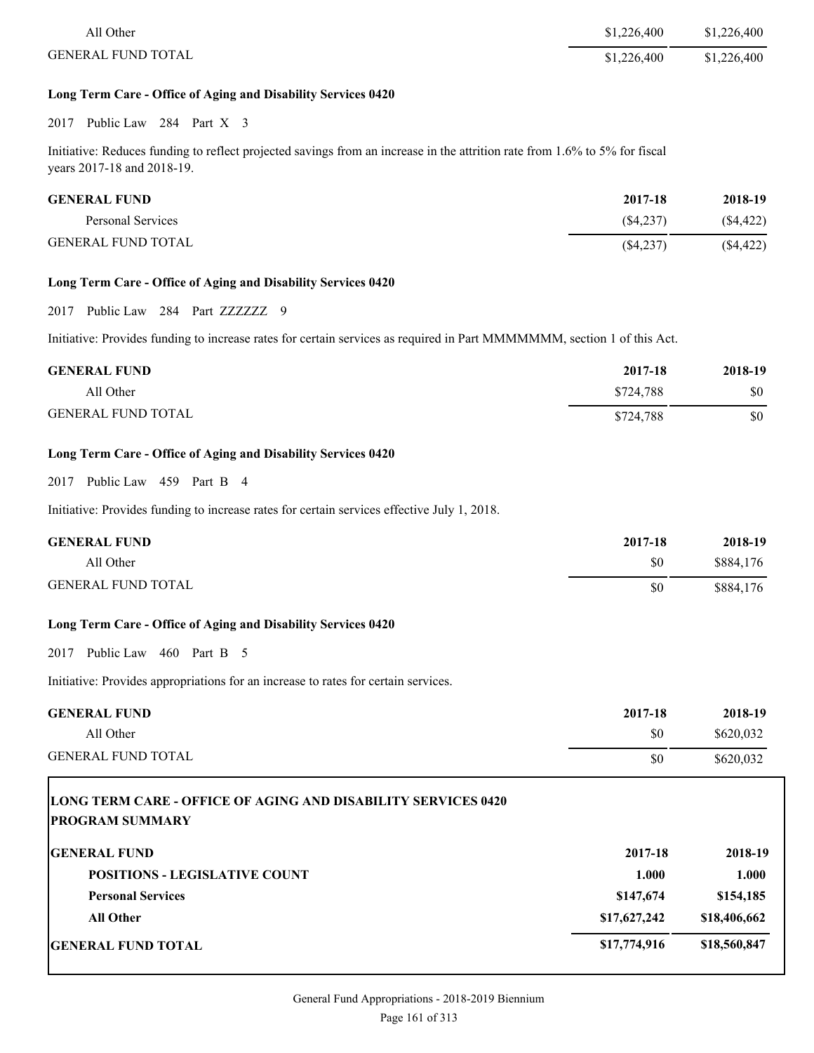| | | |
|---|---|---|
| All Other | $1,226,400 | $1,226,400 |
| GENERAL FUND TOTAL | $1,226,400 | $1,226,400 |

**Long Term Care - Office of Aging and Disability Services 0420**

2017 Public Law 284 Part X 3

Initiative: Reduces funding to reflect projected savings from an increase in the attrition rate from 1.6% to 5% for fiscal years 2017-18 and 2018-19.

| GENERAL FUND | 2017-18 | 2018-19 |
|---|---|---|
| Personal Services | ($4,237) | ($4,422) |
| GENERAL FUND TOTAL | ($4,237) | ($4,422) |

**Long Term Care - Office of Aging and Disability Services 0420**

2017 Public Law 284 Part ZZZZZZ 9

Initiative: Provides funding to increase rates for certain services as required in Part MMMMMMM, section 1 of this Act.

| GENERAL FUND | 2017-18 | 2018-19 |
|---|---|---|
| All Other | $724,788 | $0 |
| GENERAL FUND TOTAL | $724,788 | $0 |

**Long Term Care - Office of Aging and Disability Services 0420**

2017 Public Law 459 Part B 4

Initiative: Provides funding to increase rates for certain services effective July 1, 2018.

| GENERAL FUND | 2017-18 | 2018-19 |
|---|---|---|
| All Other | $0 | $884,176 |
| GENERAL FUND TOTAL | $0 | $884,176 |

**Long Term Care - Office of Aging and Disability Services 0420**

2017 Public Law 460 Part B 5

Initiative: Provides appropriations for an increase to rates for certain services.

| GENERAL FUND | 2017-18 | 2018-19 |
|---|---|---|
| All Other | $0 | $620,032 |
| GENERAL FUND TOTAL | $0 | $620,032 |

**LONG TERM CARE - OFFICE OF AGING AND DISABILITY SERVICES 0420**
**PROGRAM SUMMARY**

| GENERAL FUND | 2017-18 | 2018-19 |
|---|---|---|
| **POSITIONS - LEGISLATIVE COUNT** | **1.000** | **1.000** |
| **Personal Services** | **$147,674** | **$154,185** |
| **All Other** | **$17,627,242** | **$18,406,662** |
| **GENERAL FUND TOTAL** | **$17,774,916** | **$18,560,847** |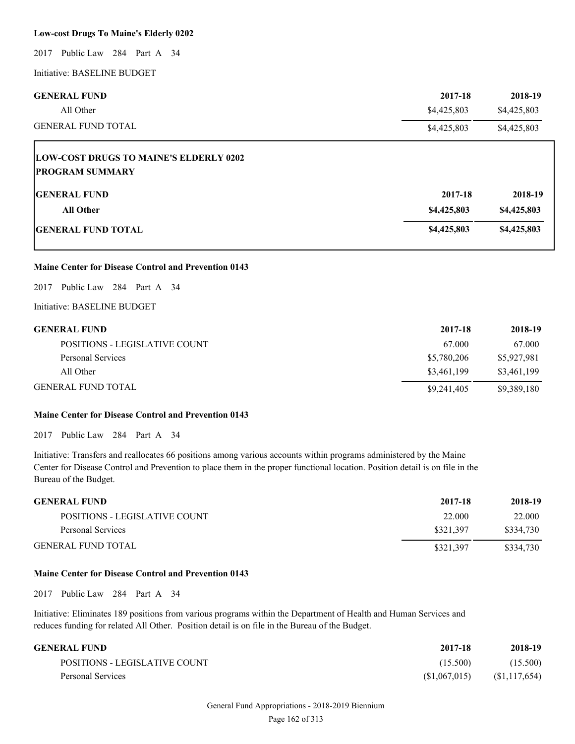**Low-cost Drugs To Maine's Elderly 0202**

2017 Public Law 284 Part A 34

Initiative: BASELINE BUDGET

| GENERAL FUND | 2017-18 | 2018-19 |
|---|---|---|
| All Other | $4,425,803 | $4,425,803 |
| GENERAL FUND TOTAL | $4,425,803 | $4,425,803 |

**LOW-COST DRUGS TO MAINE'S ELDERLY 0202**
**PROGRAM SUMMARY**

| GENERAL FUND | 2017-18 | 2018-19 |
|---|---|---|
| **All Other** | **$4,425,803** | **$4,425,803** |
| **GENERAL FUND TOTAL** | **$4,425,803** | **$4,425,803** |

**Maine Center for Disease Control and Prevention 0143**

2017 Public Law 284 Part A 34

Initiative: BASELINE BUDGET

| GENERAL FUND | 2017-18 | 2018-19 |
|---|---|---|
| POSITIONS - LEGISLATIVE COUNT | 67.000 | 67.000 |
| Personal Services | $5,780,206 | $5,927,981 |
| All Other | $3,461,199 | $3,461,199 |
| GENERAL FUND TOTAL | $9,241,405 | $9,389,180 |

**Maine Center for Disease Control and Prevention 0143**

2017 Public Law 284 Part A 34

Initiative: Transfers and reallocates 66 positions among various accounts within programs administered by the Maine Center for Disease Control and Prevention to place them in the proper functional location. Position detail is on file in the Bureau of the Budget.

| GENERAL FUND | 2017-18 | 2018-19 |
|---|---|---|
| POSITIONS - LEGISLATIVE COUNT | 22.000 | 22.000 |
| Personal Services | $321,397 | $334,730 |
| GENERAL FUND TOTAL | $321,397 | $334,730 |

**Maine Center for Disease Control and Prevention 0143**

2017 Public Law 284 Part A 34

Initiative: Eliminates 189 positions from various programs within the Department of Health and Human Services and reduces funding for related All Other. Position detail is on file in the Bureau of the Budget.

| GENERAL FUND | 2017-18 | 2018-19 |
|---|---|---|
| POSITIONS - LEGISLATIVE COUNT | (15.500) | (15.500) |
| Personal Services | ($1,067,015) | ($1,117,654) |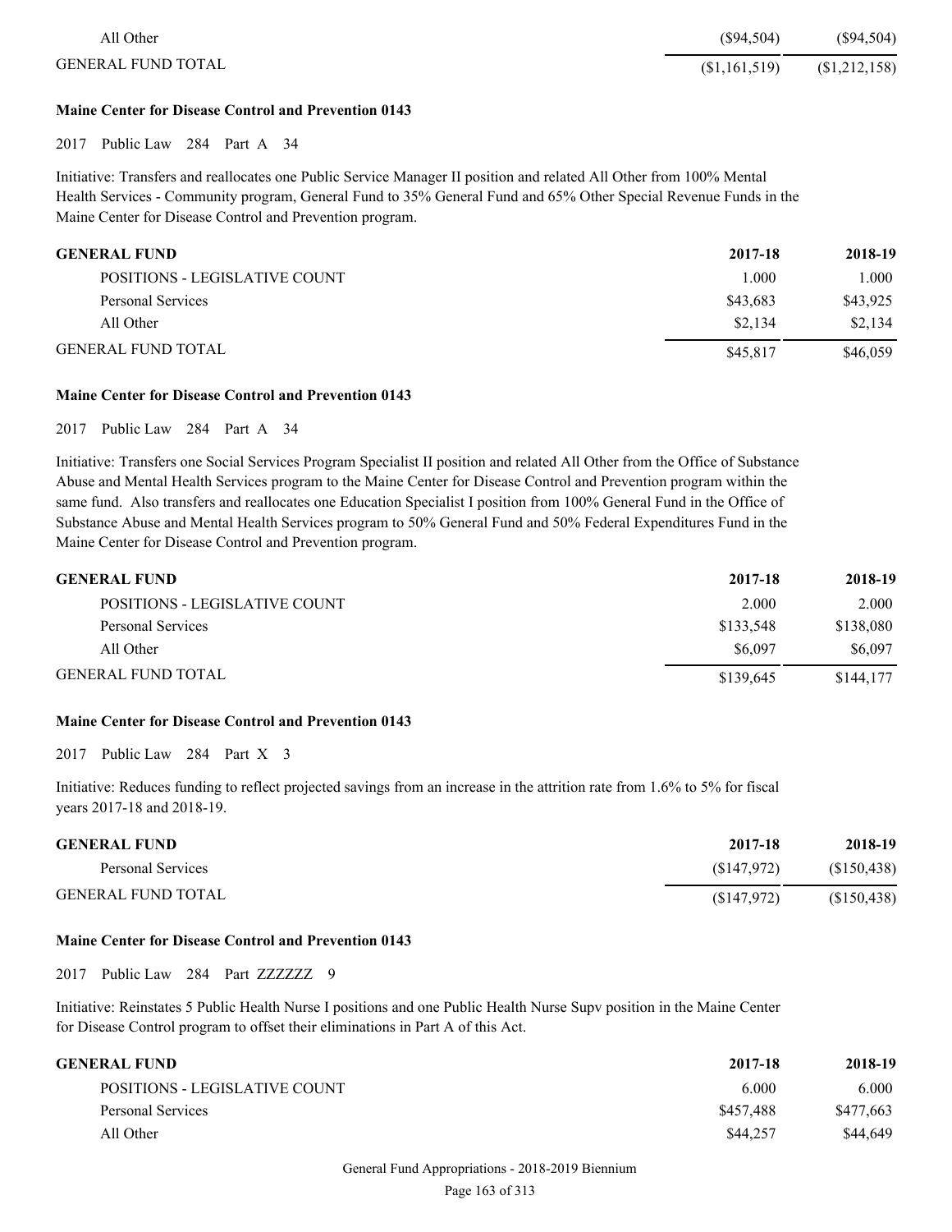| | | |
|---|---|---|
| All Other | ($94,504) | ($94,504) |
| GENERAL FUND TOTAL | ($1,161,519) | ($1,212,158) |

**Maine Center for Disease Control and Prevention 0143**

2017 Public Law 284 Part A 34

Initiative: Transfers and reallocates one Public Service Manager II position and related All Other from 100% Mental Health Services - Community program, General Fund to 35% General Fund and 65% Other Special Revenue Funds in the Maine Center for Disease Control and Prevention program.

| GENERAL FUND | 2017-18 | 2018-19 |
|---|---|---|
| POSITIONS - LEGISLATIVE COUNT | 1.000 | 1.000 |
| Personal Services | $43,683 | $43,925 |
| All Other | $2,134 | $2,134 |
| GENERAL FUND TOTAL | $45,817 | $46,059 |

**Maine Center for Disease Control and Prevention 0143**

2017 Public Law 284 Part A 34

Initiative: Transfers one Social Services Program Specialist II position and related All Other from the Office of Substance Abuse and Mental Health Services program to the Maine Center for Disease Control and Prevention program within the same fund. Also transfers and reallocates one Education Specialist I position from 100% General Fund in the Office of Substance Abuse and Mental Health Services program to 50% General Fund and 50% Federal Expenditures Fund in the Maine Center for Disease Control and Prevention program.

| GENERAL FUND | 2017-18 | 2018-19 |
|---|---|---|
| POSITIONS - LEGISLATIVE COUNT | 2.000 | 2.000 |
| Personal Services | $133,548 | $138,080 |
| All Other | $6,097 | $6,097 |
| GENERAL FUND TOTAL | $139,645 | $144,177 |

**Maine Center for Disease Control and Prevention 0143**

2017 Public Law 284 Part X 3

Initiative: Reduces funding to reflect projected savings from an increase in the attrition rate from 1.6% to 5% for fiscal years 2017-18 and 2018-19.

| GENERAL FUND | 2017-18 | 2018-19 |
|---|---|---|
| Personal Services | ($147,972) | ($150,438) |
| GENERAL FUND TOTAL | ($147,972) | ($150,438) |

**Maine Center for Disease Control and Prevention 0143**

2017 Public Law 284 Part ZZZZZZ 9

Initiative: Reinstates 5 Public Health Nurse I positions and one Public Health Nurse Supv position in the Maine Center for Disease Control program to offset their eliminations in Part A of this Act.

| GENERAL FUND | 2017-18 | 2018-19 |
|---|---|---|
| POSITIONS - LEGISLATIVE COUNT | 6.000 | 6.000 |
| Personal Services | $457,488 | $477,663 |
| All Other | $44,257 | $44,649 |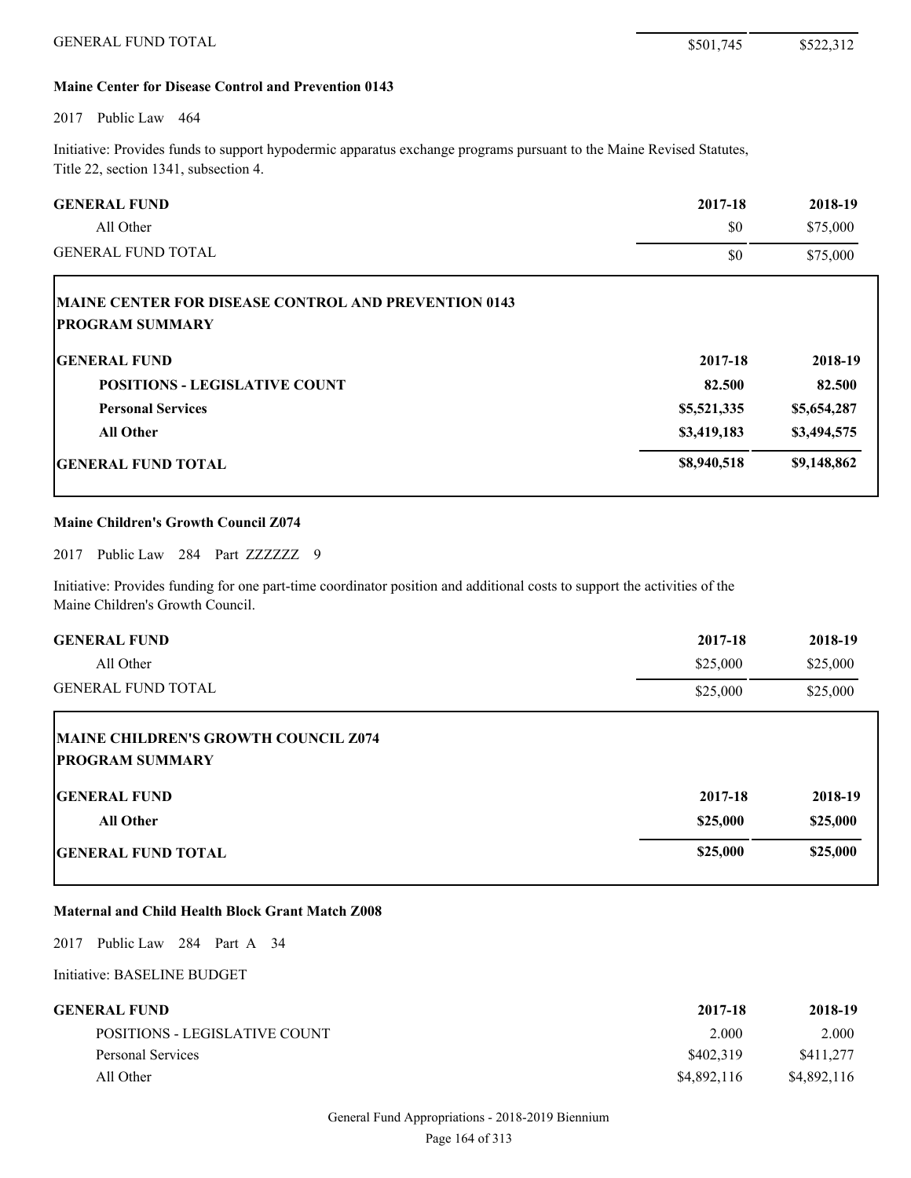| | | |
|---|---|---|
| GENERAL FUND TOTAL | $501,745 | $522,312 |

**Maine Center for Disease Control and Prevention 0143**

2017 Public Law 464

Initiative: Provides funds to support hypodermic apparatus exchange programs pursuant to the Maine Revised Statutes, Title 22, section 1341, subsection 4.

| GENERAL FUND | 2017-18 | 2018-19 |
|---|---|---|
| All Other | $0 | $75,000 |
| GENERAL FUND TOTAL | $0 | $75,000 |

**MAINE CENTER FOR DISEASE CONTROL AND PREVENTION 0143**
**PROGRAM SUMMARY**

| GENERAL FUND | 2017-18 | 2018-19 |
|---|---|---|
| **POSITIONS - LEGISLATIVE COUNT** | **82.500** | **82.500** |
| **Personal Services** | **$5,521,335** | **$5,654,287** |
| **All Other** | **$3,419,183** | **$3,494,575** |
| **GENERAL FUND TOTAL** | **$8,940,518** | **$9,148,862** |

**Maine Children's Growth Council Z074**

2017 Public Law 284 Part ZZZZZZ 9

Initiative: Provides funding for one part-time coordinator position and additional costs to support the activities of the Maine Children's Growth Council.

| GENERAL FUND | 2017-18 | 2018-19 |
|---|---|---|
| All Other | $25,000 | $25,000 |
| GENERAL FUND TOTAL | $25,000 | $25,000 |

**MAINE CHILDREN'S GROWTH COUNCIL Z074**
**PROGRAM SUMMARY**

| GENERAL FUND | 2017-18 | 2018-19 |
|---|---|---|
| **All Other** | **$25,000** | **$25,000** |
| **GENERAL FUND TOTAL** | **$25,000** | **$25,000** |

**Maternal and Child Health Block Grant Match Z008**

2017 Public Law 284 Part A 34

Initiative: BASELINE BUDGET

| GENERAL FUND | 2017-18 | 2018-19 |
|---|---|---|
| POSITIONS - LEGISLATIVE COUNT | 2.000 | 2.000 |
| Personal Services | $402,319 | $411,277 |
| All Other | $4,892,116 | $4,892,116 |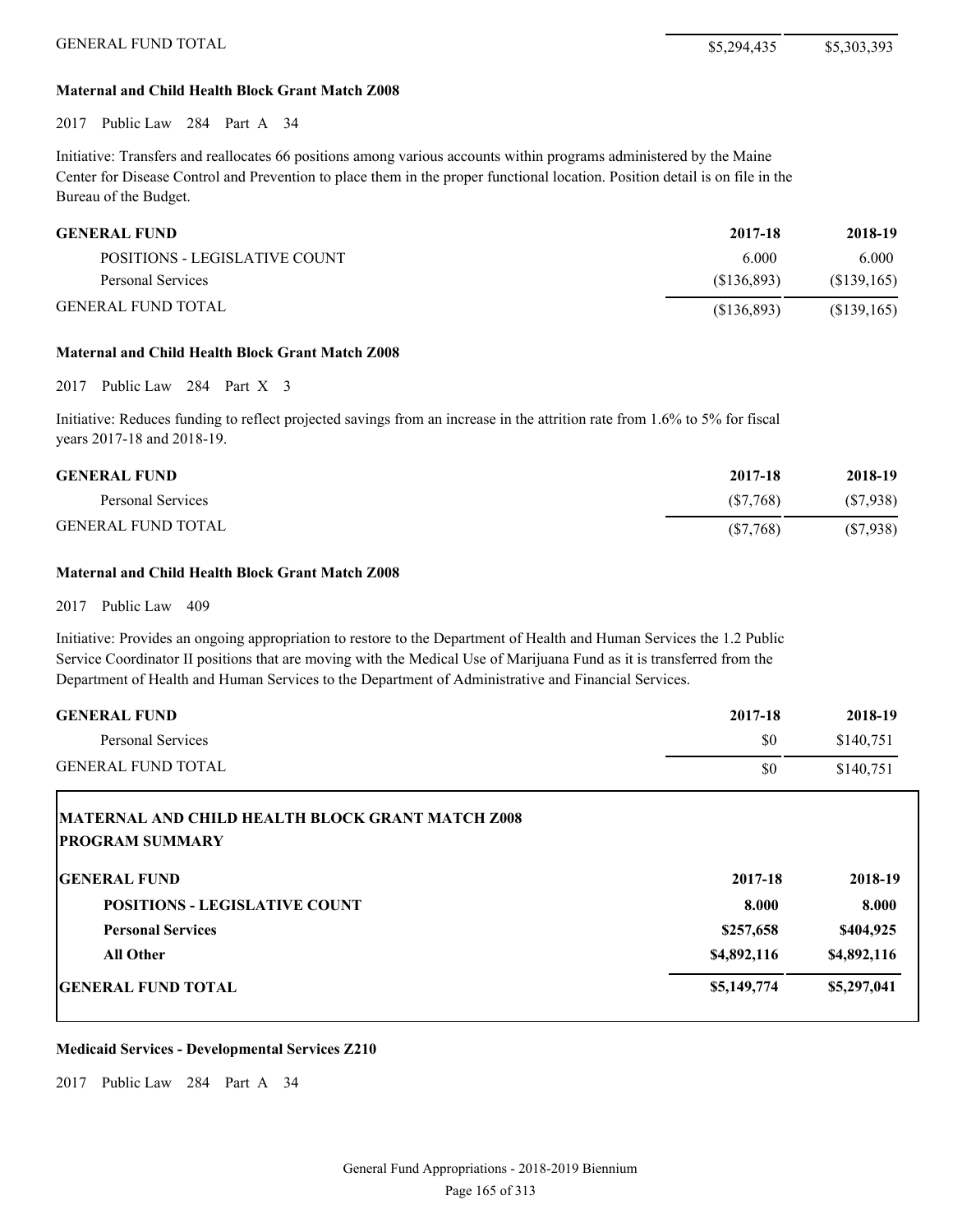| | | |
|---|---|---|
| GENERAL FUND TOTAL | $5,294,435 | $5,303,393 |

**Maternal and Child Health Block Grant Match Z008**

2017 Public Law 284 Part A 34

Initiative: Transfers and reallocates 66 positions among various accounts within programs administered by the Maine Center for Disease Control and Prevention to place them in the proper functional location. Position detail is on file in the Bureau of the Budget.

| GENERAL FUND | 2017-18 | 2018-19 |
|---|---|---|
| POSITIONS - LEGISLATIVE COUNT | 6.000 | 6.000 |
| Personal Services | ($136,893) | ($139,165) |
| GENERAL FUND TOTAL | ($136,893) | ($139,165) |

**Maternal and Child Health Block Grant Match Z008**

2017 Public Law 284 Part X 3

Initiative: Reduces funding to reflect projected savings from an increase in the attrition rate from 1.6% to 5% for fiscal years 2017-18 and 2018-19.

| GENERAL FUND | 2017-18 | 2018-19 |
|---|---|---|
| Personal Services | ($7,768) | ($7,938) |
| GENERAL FUND TOTAL | ($7,768) | ($7,938) |

**Maternal and Child Health Block Grant Match Z008**

2017 Public Law 409

Initiative: Provides an ongoing appropriation to restore to the Department of Health and Human Services the 1.2 Public Service Coordinator II positions that are moving with the Medical Use of Marijuana Fund as it is transferred from the Department of Health and Human Services to the Department of Administrative and Financial Services.

| GENERAL FUND | 2017-18 | 2018-19 |
|---|---|---|
| Personal Services | $0 | $140,751 |
| GENERAL FUND TOTAL | $0 | $140,751 |

**MATERNAL AND CHILD HEALTH BLOCK GRANT MATCH Z008**
**PROGRAM SUMMARY**

| GENERAL FUND | 2017-18 | 2018-19 |
|---|---|---|
| **POSITIONS - LEGISLATIVE COUNT** | **8.000** | **8.000** |
| **Personal Services** | **$257,658** | **$404,925** |
| **All Other** | **$4,892,116** | **$4,892,116** |
| **GENERAL FUND TOTAL** | **$5,149,774** | **$5,297,041** |

**Medicaid Services - Developmental Services Z210**

2017 Public Law 284 Part A 34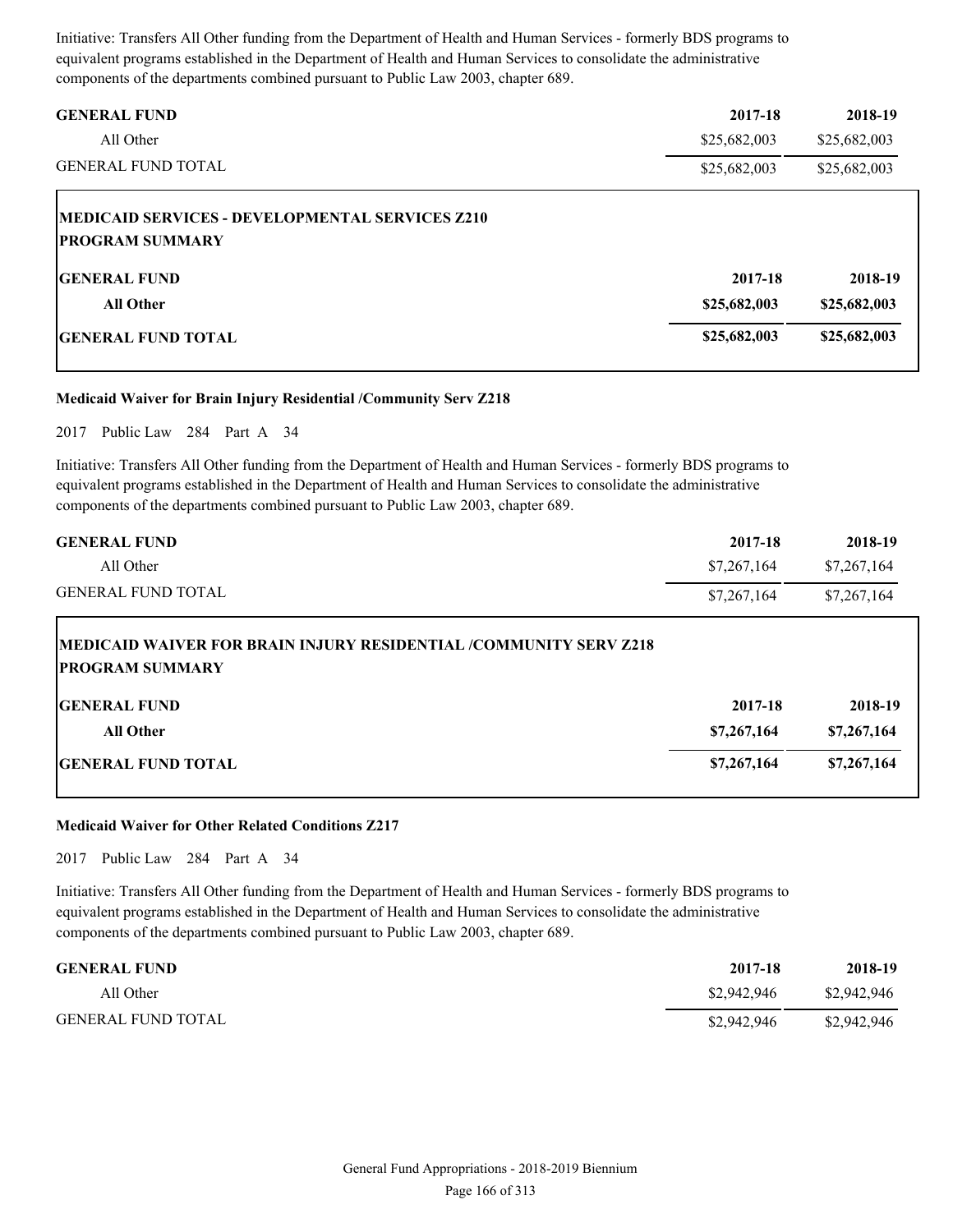Initiative: Transfers All Other funding from the Department of Health and Human Services - formerly BDS programs to equivalent programs established in the Department of Health and Human Services to consolidate the administrative components of the departments combined pursuant to Public Law 2003, chapter 689.

| GENERAL FUND | 2017-18 | 2018-19 |
| --- | --- | --- |
| All Other | $25,682,003 | $25,682,003 |
| GENERAL FUND TOTAL | $25,682,003 | $25,682,003 |

**MEDICAID SERVICES - DEVELOPMENTAL SERVICES Z210**
**PROGRAM SUMMARY**

| GENERAL FUND | 2017-18 | 2018-19 |
| --- | --- | --- |
| **All Other** | **$25,682,003** | **$25,682,003** |
| **GENERAL FUND TOTAL** | **$25,682,003** | **$25,682,003** |

### Medicaid Waiver for Brain Injury Residential /Community Serv Z218

2017 Public Law 284 Part A 34

Initiative: Transfers All Other funding from the Department of Health and Human Services - formerly BDS programs to equivalent programs established in the Department of Health and Human Services to consolidate the administrative components of the departments combined pursuant to Public Law 2003, chapter 689.

| GENERAL FUND | 2017-18 | 2018-19 |
| --- | --- | --- |
| All Other | $7,267,164 | $7,267,164 |
| GENERAL FUND TOTAL | $7,267,164 | $7,267,164 |

**MEDICAID WAIVER FOR BRAIN INJURY RESIDENTIAL /COMMUNITY SERV Z218**
**PROGRAM SUMMARY**

| GENERAL FUND | 2017-18 | 2018-19 |
| --- | --- | --- |
| **All Other** | **$7,267,164** | **$7,267,164** |
| **GENERAL FUND TOTAL** | **$7,267,164** | **$7,267,164** |

### Medicaid Waiver for Other Related Conditions Z217

2017 Public Law 284 Part A 34

Initiative: Transfers All Other funding from the Department of Health and Human Services - formerly BDS programs to equivalent programs established in the Department of Health and Human Services to consolidate the administrative components of the departments combined pursuant to Public Law 2003, chapter 689.

| GENERAL FUND | 2017-18 | 2018-19 |
| --- | --- | --- |
| All Other | $2,942,946 | $2,942,946 |
| GENERAL FUND TOTAL | $2,942,946 | $2,942,946 |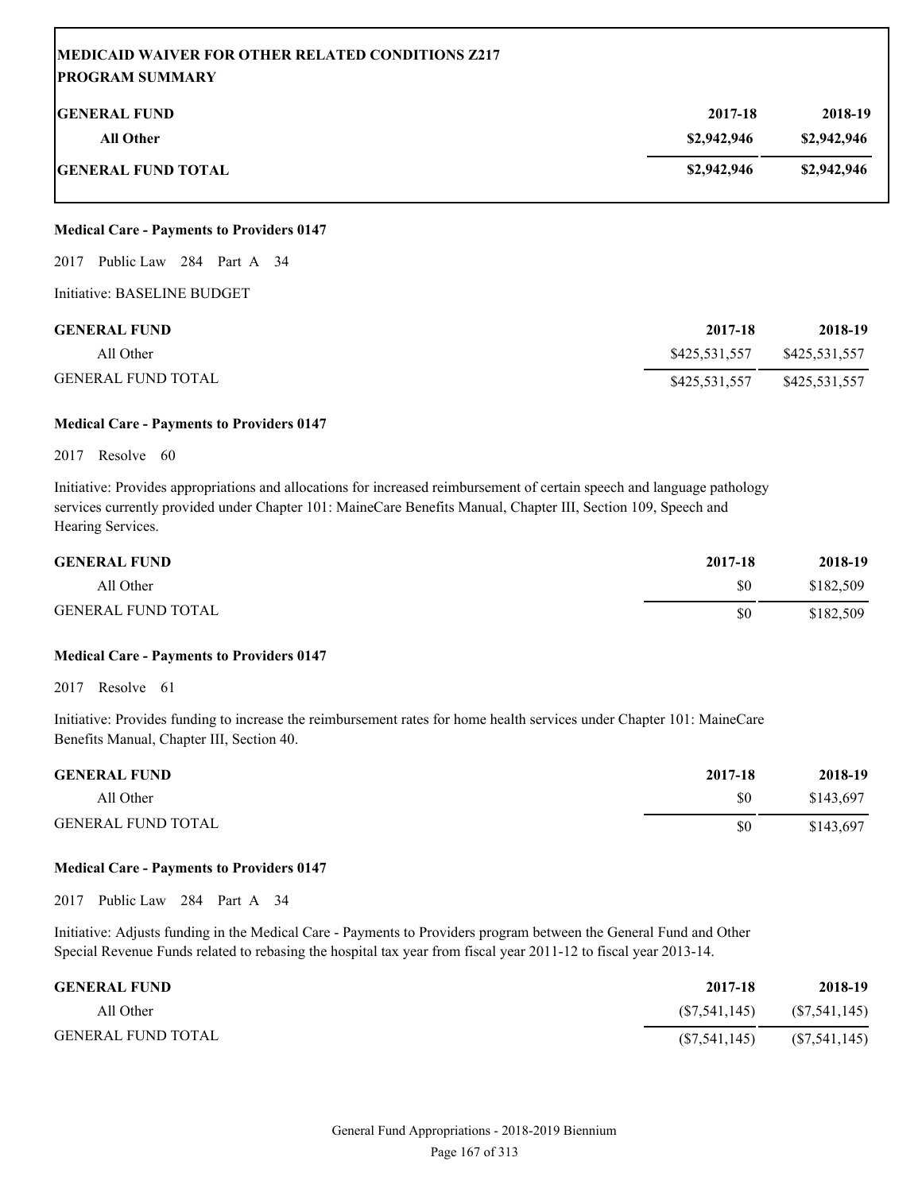**MEDICAID WAIVER FOR OTHER RELATED CONDITIONS Z217**
**PROGRAM SUMMARY**

| GENERAL FUND | 2017-18 | 2018-19 |
|---|---|---|
| All Other | $2,942,946 | $2,942,946 |
| **GENERAL FUND TOTAL** | **$2,942,946** | **$2,942,946** |

**Medical Care - Payments to Providers 0147**

2017 Public Law 284 Part A 34

Initiative: BASELINE BUDGET

| GENERAL FUND | 2017-18 | 2018-19 |
|---|---|---|
| All Other | $425,531,557 | $425,531,557 |
| GENERAL FUND TOTAL | $425,531,557 | $425,531,557 |

**Medical Care - Payments to Providers 0147**

2017 Resolve 60

Initiative: Provides appropriations and allocations for increased reimbursement of certain speech and language pathology services currently provided under Chapter 101: MaineCare Benefits Manual, Chapter III, Section 109, Speech and Hearing Services.

| GENERAL FUND | 2017-18 | 2018-19 |
|---|---|---|
| All Other | $0 | $182,509 |
| GENERAL FUND TOTAL | $0 | $182,509 |

**Medical Care - Payments to Providers 0147**

2017 Resolve 61

Initiative: Provides funding to increase the reimbursement rates for home health services under Chapter 101: MaineCare Benefits Manual, Chapter III, Section 40.

| GENERAL FUND | 2017-18 | 2018-19 |
|---|---|---|
| All Other | $0 | $143,697 |
| GENERAL FUND TOTAL | $0 | $143,697 |

**Medical Care - Payments to Providers 0147**

2017 Public Law 284 Part A 34

Initiative: Adjusts funding in the Medical Care - Payments to Providers program between the General Fund and Other Special Revenue Funds related to rebasing the hospital tax year from fiscal year 2011-12 to fiscal year 2013-14.

| GENERAL FUND | 2017-18 | 2018-19 |
|---|---|---|
| All Other | ($7,541,145) | ($7,541,145) |
| GENERAL FUND TOTAL | ($7,541,145) | ($7,541,145) |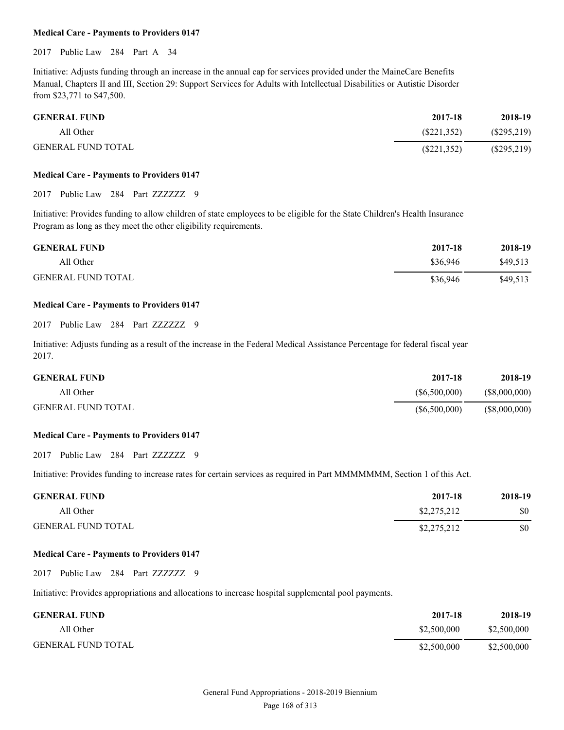**Medical Care - Payments to Providers 0147**

2017 Public Law 284 Part A 34

Initiative: Adjusts funding through an increase in the annual cap for services provided under the MaineCare Benefits Manual, Chapters II and III, Section 29: Support Services for Adults with Intellectual Disabilities or Autistic Disorder from $23,771 to $47,500.

| GENERAL FUND | 2017-18 | 2018-19 |
|---|---|---|
| All Other | ($221,352) | ($295,219) |
| GENERAL FUND TOTAL | ($221,352) | ($295,219) |

**Medical Care - Payments to Providers 0147**

2017 Public Law 284 Part ZZZZZZ 9

Initiative: Provides funding to allow children of state employees to be eligible for the State Children's Health Insurance Program as long as they meet the other eligibility requirements.

| GENERAL FUND | 2017-18 | 2018-19 |
|---|---|---|
| All Other | $36,946 | $49,513 |
| GENERAL FUND TOTAL | $36,946 | $49,513 |

**Medical Care - Payments to Providers 0147**

2017 Public Law 284 Part ZZZZZZ 9

Initiative: Adjusts funding as a result of the increase in the Federal Medical Assistance Percentage for federal fiscal year 2017.

| GENERAL FUND | 2017-18 | 2018-19 |
|---|---|---|
| All Other | ($6,500,000) | ($8,000,000) |
| GENERAL FUND TOTAL | ($6,500,000) | ($8,000,000) |

**Medical Care - Payments to Providers 0147**

2017 Public Law 284 Part ZZZZZZ 9

Initiative: Provides funding to increase rates for certain services as required in Part MMMMMMM, Section 1 of this Act.

| GENERAL FUND | 2017-18 | 2018-19 |
|---|---|---|
| All Other | $2,275,212 | $0 |
| GENERAL FUND TOTAL | $2,275,212 | $0 |

**Medical Care - Payments to Providers 0147**

2017 Public Law 284 Part ZZZZZZ 9

Initiative: Provides appropriations and allocations to increase hospital supplemental pool payments.

| GENERAL FUND | 2017-18 | 2018-19 |
|---|---|---|
| All Other | $2,500,000 | $2,500,000 |
| GENERAL FUND TOTAL | $2,500,000 | $2,500,000 |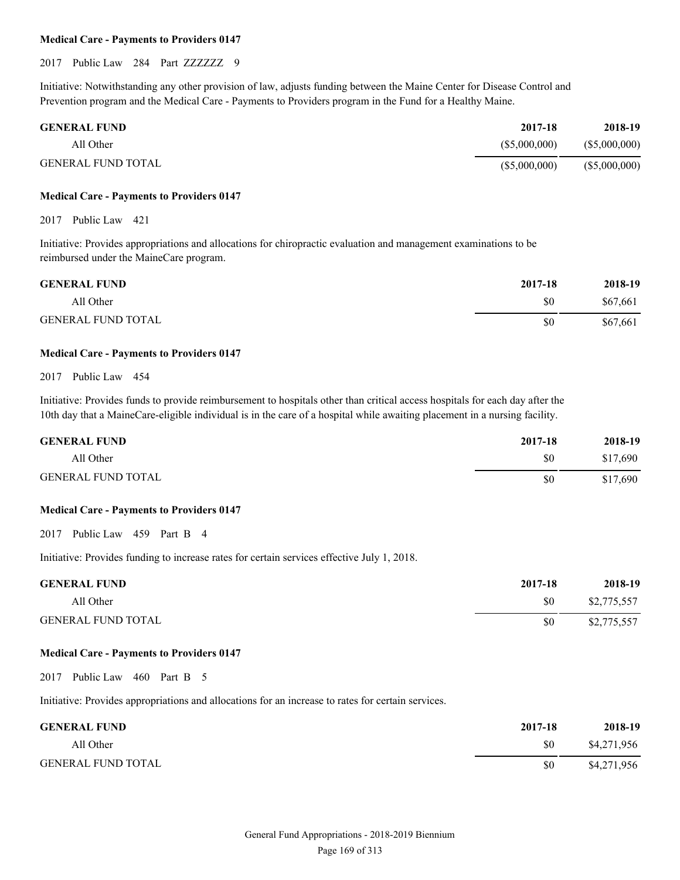**Medical Care - Payments to Providers 0147**

2017 Public Law 284 Part ZZZZZZ 9

Initiative: Notwithstanding any other provision of law, adjusts funding between the Maine Center for Disease Control and Prevention program and the Medical Care - Payments to Providers program in the Fund for a Healthy Maine.

| GENERAL FUND | 2017-18 | 2018-19 |
|---|---|---|
| All Other | ($5,000,000) | ($5,000,000) |
| GENERAL FUND TOTAL | ($5,000,000) | ($5,000,000) |

**Medical Care - Payments to Providers 0147**

2017 Public Law 421

Initiative: Provides appropriations and allocations for chiropractic evaluation and management examinations to be reimbursed under the MaineCare program.

| GENERAL FUND | 2017-18 | 2018-19 |
|---|---|---|
| All Other | $0 | $67,661 |
| GENERAL FUND TOTAL | $0 | $67,661 |

**Medical Care - Payments to Providers 0147**

2017 Public Law 454

Initiative: Provides funds to provide reimbursement to hospitals other than critical access hospitals for each day after the 10th day that a MaineCare-eligible individual is in the care of a hospital while awaiting placement in a nursing facility.

| GENERAL FUND | 2017-18 | 2018-19 |
|---|---|---|
| All Other | $0 | $17,690 |
| GENERAL FUND TOTAL | $0 | $17,690 |

**Medical Care - Payments to Providers 0147**

2017 Public Law 459 Part B 4

Initiative: Provides funding to increase rates for certain services effective July 1, 2018.

| GENERAL FUND | 2017-18 | 2018-19 |
|---|---|---|
| All Other | $0 | $2,775,557 |
| GENERAL FUND TOTAL | $0 | $2,775,557 |

**Medical Care - Payments to Providers 0147**

2017 Public Law 460 Part B 5

Initiative: Provides appropriations and allocations for an increase to rates for certain services.

| GENERAL FUND | 2017-18 | 2018-19 |
|---|---|---|
| All Other | $0 | $4,271,956 |
| GENERAL FUND TOTAL | $0 | $4,271,956 |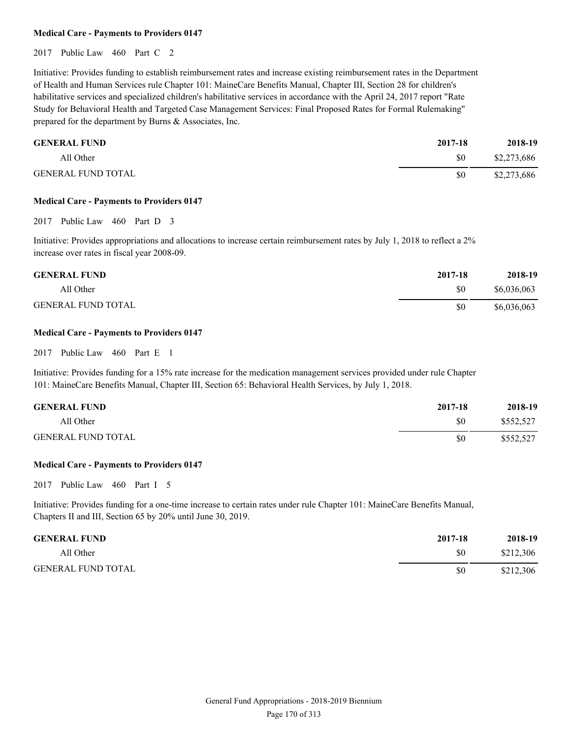**Medical Care - Payments to Providers 0147**

2017 Public Law 460 Part C 2

Initiative: Provides funding to establish reimbursement rates and increase existing reimbursement rates in the Department of Health and Human Services rule Chapter 101: MaineCare Benefits Manual, Chapter III, Section 28 for children's habilitative services and specialized children's habilitative services in accordance with the April 24, 2017 report "Rate Study for Behavioral Health and Targeted Case Management Services: Final Proposed Rates for Formal Rulemaking" prepared for the department by Burns & Associates, Inc.

| GENERAL FUND | 2017-18 | 2018-19 |
|---|---|---|
| All Other | $0 | $2,273,686 |
| GENERAL FUND TOTAL | $0 | $2,273,686 |

**Medical Care - Payments to Providers 0147**

2017 Public Law 460 Part D 3

Initiative: Provides appropriations and allocations to increase certain reimbursement rates by July 1, 2018 to reflect a 2% increase over rates in fiscal year 2008-09.

| GENERAL FUND | 2017-18 | 2018-19 |
|---|---|---|
| All Other | $0 | $6,036,063 |
| GENERAL FUND TOTAL | $0 | $6,036,063 |

**Medical Care - Payments to Providers 0147**

2017 Public Law 460 Part E 1

Initiative: Provides funding for a 15% rate increase for the medication management services provided under rule Chapter 101: MaineCare Benefits Manual, Chapter III, Section 65: Behavioral Health Services, by July 1, 2018.

| GENERAL FUND | 2017-18 | 2018-19 |
|---|---|---|
| All Other | $0 | $552,527 |
| GENERAL FUND TOTAL | $0 | $552,527 |

**Medical Care - Payments to Providers 0147**

2017 Public Law 460 Part I 5

Initiative: Provides funding for a one-time increase to certain rates under rule Chapter 101: MaineCare Benefits Manual, Chapters II and III, Section 65 by 20% until June 30, 2019.

| GENERAL FUND | 2017-18 | 2018-19 |
|---|---|---|
| All Other | $0 | $212,306 |
| GENERAL FUND TOTAL | $0 | $212,306 |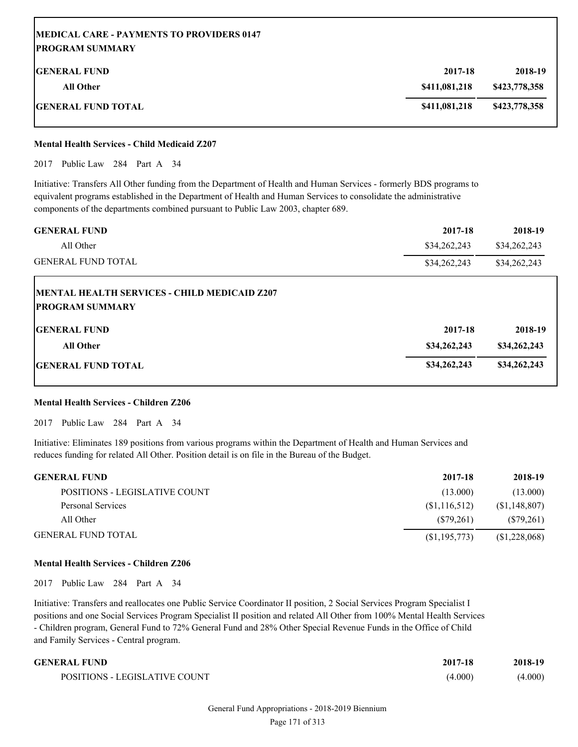**MEDICAL CARE - PAYMENTS TO PROVIDERS 0147**
**PROGRAM SUMMARY**

| **GENERAL FUND** | **2017-18** | **2018-19** |
|---|---|---|
| **All Other** | **\$411,081,218** | **\$423,778,358** |
| **GENERAL FUND TOTAL** | **\$411,081,218** | **\$423,778,358** |

**Mental Health Services - Child Medicaid Z207**

2017 Public Law 284 Part A 34

Initiative: Transfers All Other funding from the Department of Health and Human Services - formerly BDS programs to equivalent programs established in the Department of Health and Human Services to consolidate the administrative components of the departments combined pursuant to Public Law 2003, chapter 689.

| **GENERAL FUND** | **2017-18** | **2018-19** |
|---|---|---|
| All Other | \$34,262,243 | \$34,262,243 |
| GENERAL FUND TOTAL | \$34,262,243 | \$34,262,243 |

**MENTAL HEALTH SERVICES - CHILD MEDICAID Z207**
**PROGRAM SUMMARY**

| **GENERAL FUND** | **2017-18** | **2018-19** |
|---|---|---|
| **All Other** | **\$34,262,243** | **\$34,262,243** |
| **GENERAL FUND TOTAL** | **\$34,262,243** | **\$34,262,243** |

**Mental Health Services - Children Z206**

2017 Public Law 284 Part A 34

Initiative: Eliminates 189 positions from various programs within the Department of Health and Human Services and reduces funding for related All Other. Position detail is on file in the Bureau of the Budget.

| **GENERAL FUND** | **2017-18** | **2018-19** |
|---|---|---|
| POSITIONS - LEGISLATIVE COUNT | (13.000) | (13.000) |
| Personal Services | (\$1,116,512) | (\$1,148,807) |
| All Other | (\$79,261) | (\$79,261) |
| GENERAL FUND TOTAL | (\$1,195,773) | (\$1,228,068) |

**Mental Health Services - Children Z206**

2017 Public Law 284 Part A 34

Initiative: Transfers and reallocates one Public Service Coordinator II position, 2 Social Services Program Specialist I positions and one Social Services Program Specialist II position and related All Other from 100% Mental Health Services - Children program, General Fund to 72% General Fund and 28% Other Special Revenue Funds in the Office of Child and Family Services - Central program.

| **GENERAL FUND** | **2017-18** | **2018-19** |
|---|---|---|
| POSITIONS - LEGISLATIVE COUNT | (4.000) | (4.000) |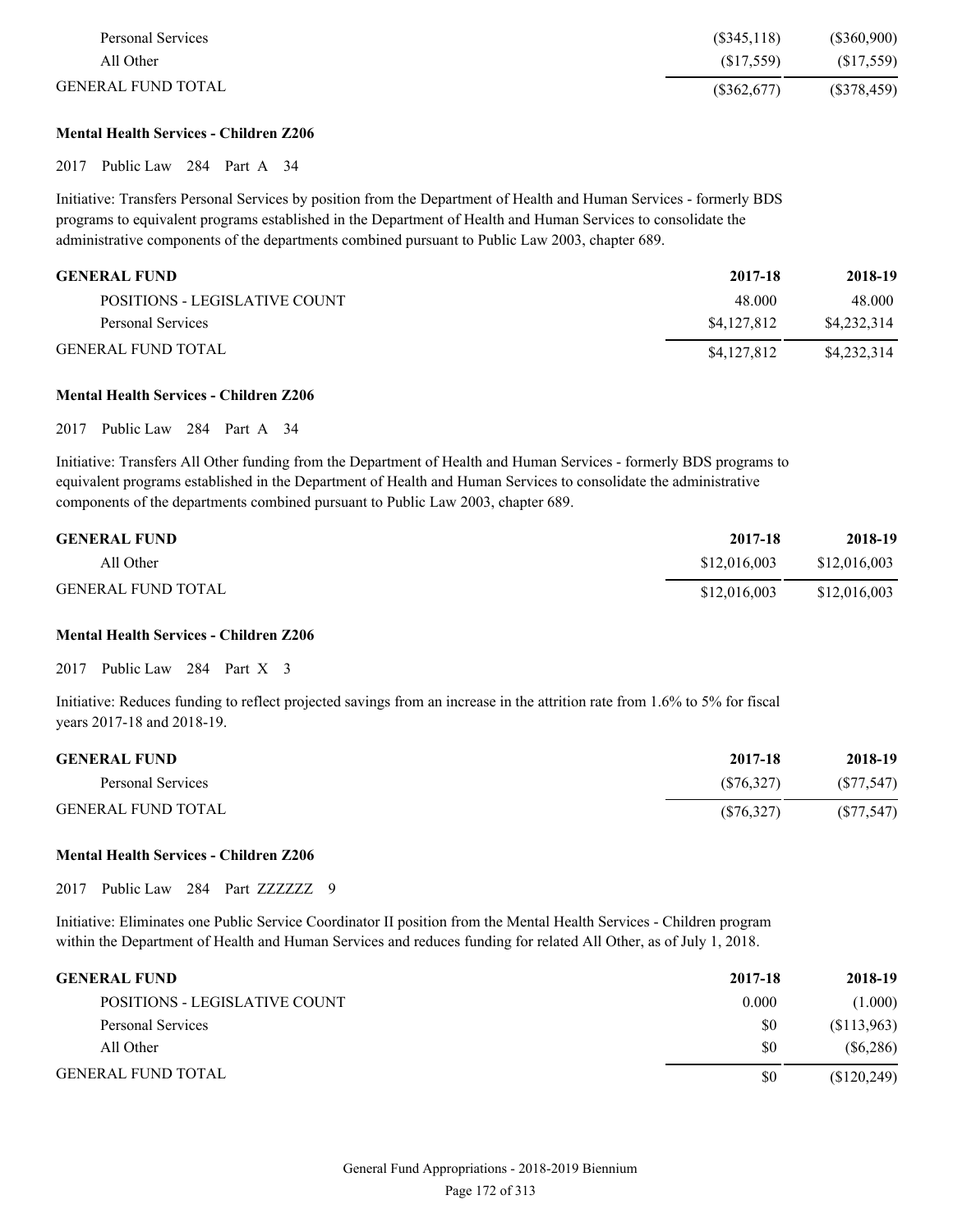| | | |
|---|---|---|
| Personal Services | ($345,118) | ($360,900) |
| All Other | ($17,559) | ($17,559) |
| GENERAL FUND TOTAL | ($362,677) | ($378,459) |

**Mental Health Services - Children Z206**

2017 Public Law 284 Part A 34

Initiative: Transfers Personal Services by position from the Department of Health and Human Services - formerly BDS programs to equivalent programs established in the Department of Health and Human Services to consolidate the administrative components of the departments combined pursuant to Public Law 2003, chapter 689.

| GENERAL FUND | 2017-18 | 2018-19 |
|---|---|---|
| POSITIONS - LEGISLATIVE COUNT | 48.000 | 48.000 |
| Personal Services | $4,127,812 | $4,232,314 |
| GENERAL FUND TOTAL | $4,127,812 | $4,232,314 |

**Mental Health Services - Children Z206**

2017 Public Law 284 Part A 34

Initiative: Transfers All Other funding from the Department of Health and Human Services - formerly BDS programs to equivalent programs established in the Department of Health and Human Services to consolidate the administrative components of the departments combined pursuant to Public Law 2003, chapter 689.

| GENERAL FUND | 2017-18 | 2018-19 |
|---|---|---|
| All Other | $12,016,003 | $12,016,003 |
| GENERAL FUND TOTAL | $12,016,003 | $12,016,003 |

**Mental Health Services - Children Z206**

2017 Public Law 284 Part X 3

Initiative: Reduces funding to reflect projected savings from an increase in the attrition rate from 1.6% to 5% for fiscal years 2017-18 and 2018-19.

| GENERAL FUND | 2017-18 | 2018-19 |
|---|---|---|
| Personal Services | ($76,327) | ($77,547) |
| GENERAL FUND TOTAL | ($76,327) | ($77,547) |

**Mental Health Services - Children Z206**

2017 Public Law 284 Part ZZZZZZ 9

Initiative: Eliminates one Public Service Coordinator II position from the Mental Health Services - Children program within the Department of Health and Human Services and reduces funding for related All Other, as of July 1, 2018.

| GENERAL FUND | 2017-18 | 2018-19 |
|---|---|---|
| POSITIONS - LEGISLATIVE COUNT | 0.000 | (1.000) |
| Personal Services | $0 | ($113,963) |
| All Other | $0 | ($6,286) |
| GENERAL FUND TOTAL | $0 | ($120,249) |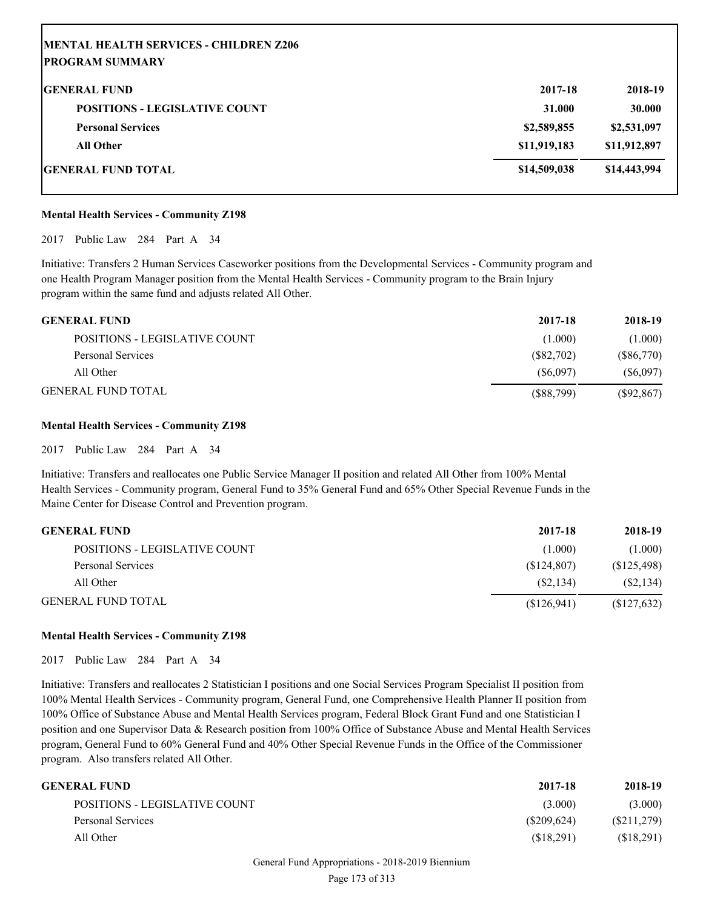## MENTAL HEALTH SERVICES - CHILDREN Z206

### PROGRAM SUMMARY

| GENERAL FUND | 2017-18 | 2018-19 |
|---|---|---|
| **POSITIONS - LEGISLATIVE COUNT** | **31.000** | **30.000** |
| **Personal Services** | **$2,589,855** | **$2,531,097** |
| **All Other** | **$11,919,183** | **$11,912,897** |
| **GENERAL FUND TOTAL** | **$14,509,038** | **$14,443,994** |

**Mental Health Services - Community Z198**

2017 Public Law 284 Part A 34

Initiative: Transfers 2 Human Services Caseworker positions from the Developmental Services - Community program and one Health Program Manager position from the Mental Health Services - Community program to the Brain Injury program within the same fund and adjusts related All Other.

| GENERAL FUND | 2017-18 | 2018-19 |
|---|---|---|
| POSITIONS - LEGISLATIVE COUNT | (1.000) | (1.000) |
| Personal Services | ($82,702) | ($86,770) |
| All Other | ($6,097) | ($6,097) |
| GENERAL FUND TOTAL | ($88,799) | ($92,867) |

**Mental Health Services - Community Z198**

2017 Public Law 284 Part A 34

Initiative: Transfers and reallocates one Public Service Manager II position and related All Other from 100% Mental Health Services - Community program, General Fund to 35% General Fund and 65% Other Special Revenue Funds in the Maine Center for Disease Control and Prevention program.

| GENERAL FUND | 2017-18 | 2018-19 |
|---|---|---|
| POSITIONS - LEGISLATIVE COUNT | (1.000) | (1.000) |
| Personal Services | ($124,807) | ($125,498) |
| All Other | ($2,134) | ($2,134) |
| GENERAL FUND TOTAL | ($126,941) | ($127,632) |

**Mental Health Services - Community Z198**

2017 Public Law 284 Part A 34

Initiative: Transfers and reallocates 2 Statistician I positions and one Social Services Program Specialist II position from 100% Mental Health Services - Community program, General Fund, one Comprehensive Health Planner II position from 100% Office of Substance Abuse and Mental Health Services program, Federal Block Grant Fund and one Statistician I position and one Supervisor Data & Research position from 100% Office of Substance Abuse and Mental Health Services program, General Fund to 60% General Fund and 40% Other Special Revenue Funds in the Office of the Commissioner program. Also transfers related All Other.

| GENERAL FUND | 2017-18 | 2018-19 |
|---|---|---|
| POSITIONS - LEGISLATIVE COUNT | (3.000) | (3.000) |
| Personal Services | ($209,624) | ($211,279) |
| All Other | ($18,291) | ($18,291) |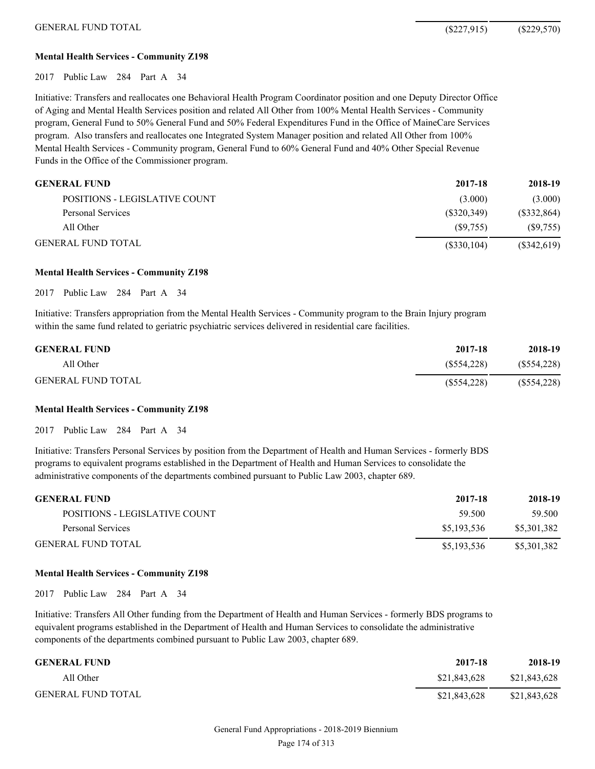| | | |
|---|---|---|
| GENERAL FUND TOTAL | ($227,915) | ($229,570) |

**Mental Health Services - Community Z198**

2017 Public Law 284 Part A 34

Initiative: Transfers and reallocates one Behavioral Health Program Coordinator position and one Deputy Director Office of Aging and Mental Health Services position and related All Other from 100% Mental Health Services - Community program, General Fund to 50% General Fund and 50% Federal Expenditures Fund in the Office of MaineCare Services program. Also transfers and reallocates one Integrated System Manager position and related All Other from 100% Mental Health Services - Community program, General Fund to 60% General Fund and 40% Other Special Revenue Funds in the Office of the Commissioner program.

| GENERAL FUND | 2017-18 | 2018-19 |
|---|---|---|
| POSITIONS - LEGISLATIVE COUNT | (3.000) | (3.000) |
| Personal Services | ($320,349) | ($332,864) |
| All Other | ($9,755) | ($9,755) |
| GENERAL FUND TOTAL | ($330,104) | ($342,619) |

**Mental Health Services - Community Z198**

2017 Public Law 284 Part A 34

Initiative: Transfers appropriation from the Mental Health Services - Community program to the Brain Injury program within the same fund related to geriatric psychiatric services delivered in residential care facilities.

| GENERAL FUND | 2017-18 | 2018-19 |
|---|---|---|
| All Other | ($554,228) | ($554,228) |
| GENERAL FUND TOTAL | ($554,228) | ($554,228) |

**Mental Health Services - Community Z198**

2017 Public Law 284 Part A 34

Initiative: Transfers Personal Services by position from the Department of Health and Human Services - formerly BDS programs to equivalent programs established in the Department of Health and Human Services to consolidate the administrative components of the departments combined pursuant to Public Law 2003, chapter 689.

| GENERAL FUND | 2017-18 | 2018-19 |
|---|---|---|
| POSITIONS - LEGISLATIVE COUNT | 59.500 | 59.500 |
| Personal Services | $5,193,536 | $5,301,382 |
| GENERAL FUND TOTAL | $5,193,536 | $5,301,382 |

**Mental Health Services - Community Z198**

2017 Public Law 284 Part A 34

Initiative: Transfers All Other funding from the Department of Health and Human Services - formerly BDS programs to equivalent programs established in the Department of Health and Human Services to consolidate the administrative components of the departments combined pursuant to Public Law 2003, chapter 689.

| GENERAL FUND | 2017-18 | 2018-19 |
|---|---|---|
| All Other | $21,843,628 | $21,843,628 |
| GENERAL FUND TOTAL | $21,843,628 | $21,843,628 |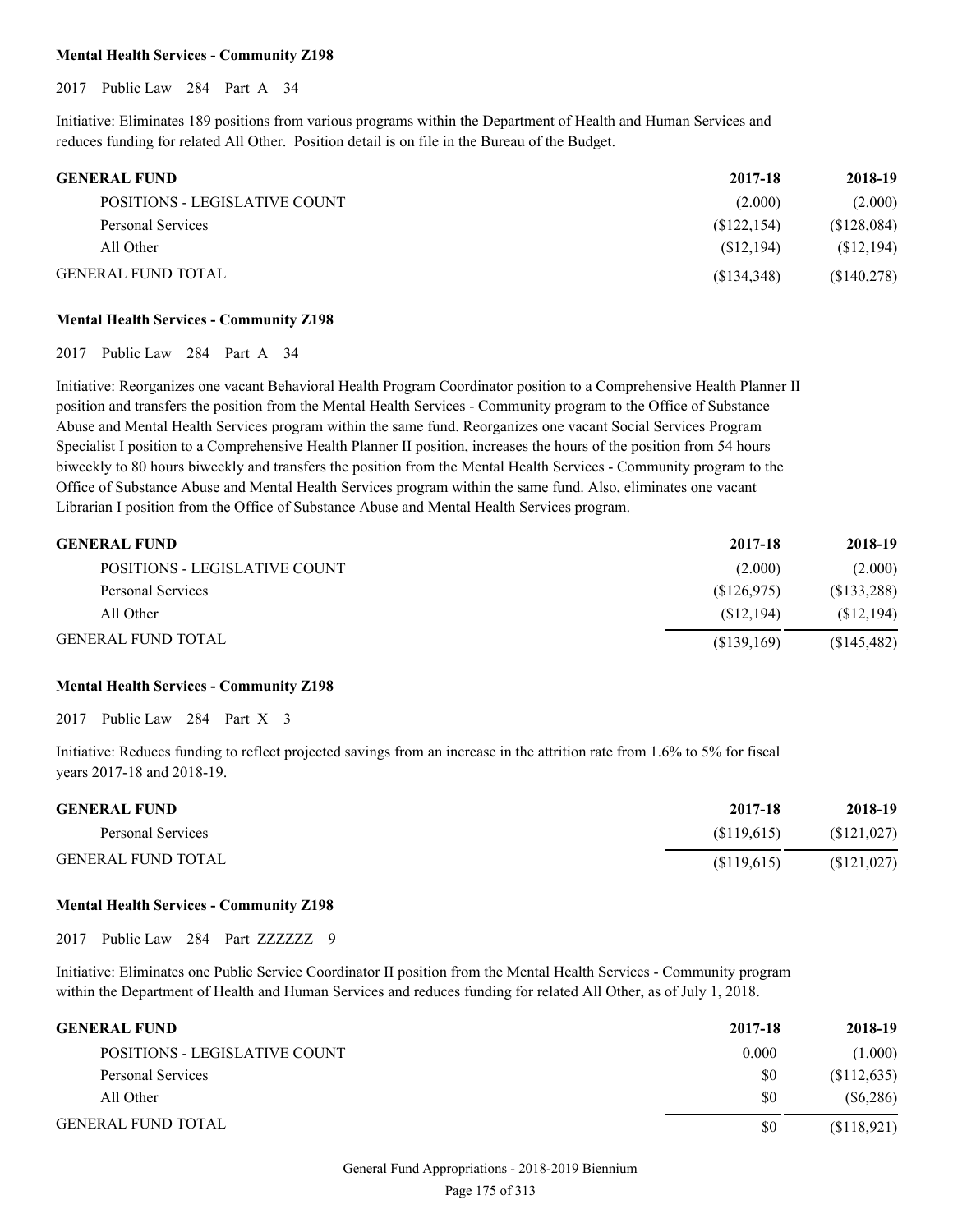**Mental Health Services - Community Z198**

2017 Public Law 284 Part A 34

Initiative: Eliminates 189 positions from various programs within the Department of Health and Human Services and reduces funding for related All Other. Position detail is on file in the Bureau of the Budget.

| GENERAL FUND | 2017-18 | 2018-19 |
|---|---|---|
| POSITIONS - LEGISLATIVE COUNT | (2.000) | (2.000) |
| Personal Services | ($122,154) | ($128,084) |
| All Other | ($12,194) | ($12,194) |
| GENERAL FUND TOTAL | ($134,348) | ($140,278) |

**Mental Health Services - Community Z198**

2017 Public Law 284 Part A 34

Initiative: Reorganizes one vacant Behavioral Health Program Coordinator position to a Comprehensive Health Planner II position and transfers the position from the Mental Health Services - Community program to the Office of Substance Abuse and Mental Health Services program within the same fund. Reorganizes one vacant Social Services Program Specialist I position to a Comprehensive Health Planner II position, increases the hours of the position from 54 hours biweekly to 80 hours biweekly and transfers the position from the Mental Health Services - Community program to the Office of Substance Abuse and Mental Health Services program within the same fund. Also, eliminates one vacant Librarian I position from the Office of Substance Abuse and Mental Health Services program.

| GENERAL FUND | 2017-18 | 2018-19 |
|---|---|---|
| POSITIONS - LEGISLATIVE COUNT | (2.000) | (2.000) |
| Personal Services | ($126,975) | ($133,288) |
| All Other | ($12,194) | ($12,194) |
| GENERAL FUND TOTAL | ($139,169) | ($145,482) |

**Mental Health Services - Community Z198**

2017 Public Law 284 Part X 3

Initiative: Reduces funding to reflect projected savings from an increase in the attrition rate from 1.6% to 5% for fiscal years 2017-18 and 2018-19.

| GENERAL FUND | 2017-18 | 2018-19 |
|---|---|---|
| Personal Services | ($119,615) | ($121,027) |
| GENERAL FUND TOTAL | ($119,615) | ($121,027) |

**Mental Health Services - Community Z198**

2017 Public Law 284 Part ZZZZZZ 9

Initiative: Eliminates one Public Service Coordinator II position from the Mental Health Services - Community program within the Department of Health and Human Services and reduces funding for related All Other, as of July 1, 2018.

| GENERAL FUND | 2017-18 | 2018-19 |
|---|---|---|
| POSITIONS - LEGISLATIVE COUNT | 0.000 | (1.000) |
| Personal Services | $0 | ($112,635) |
| All Other | $0 | ($6,286) |
| GENERAL FUND TOTAL | $0 | ($118,921) |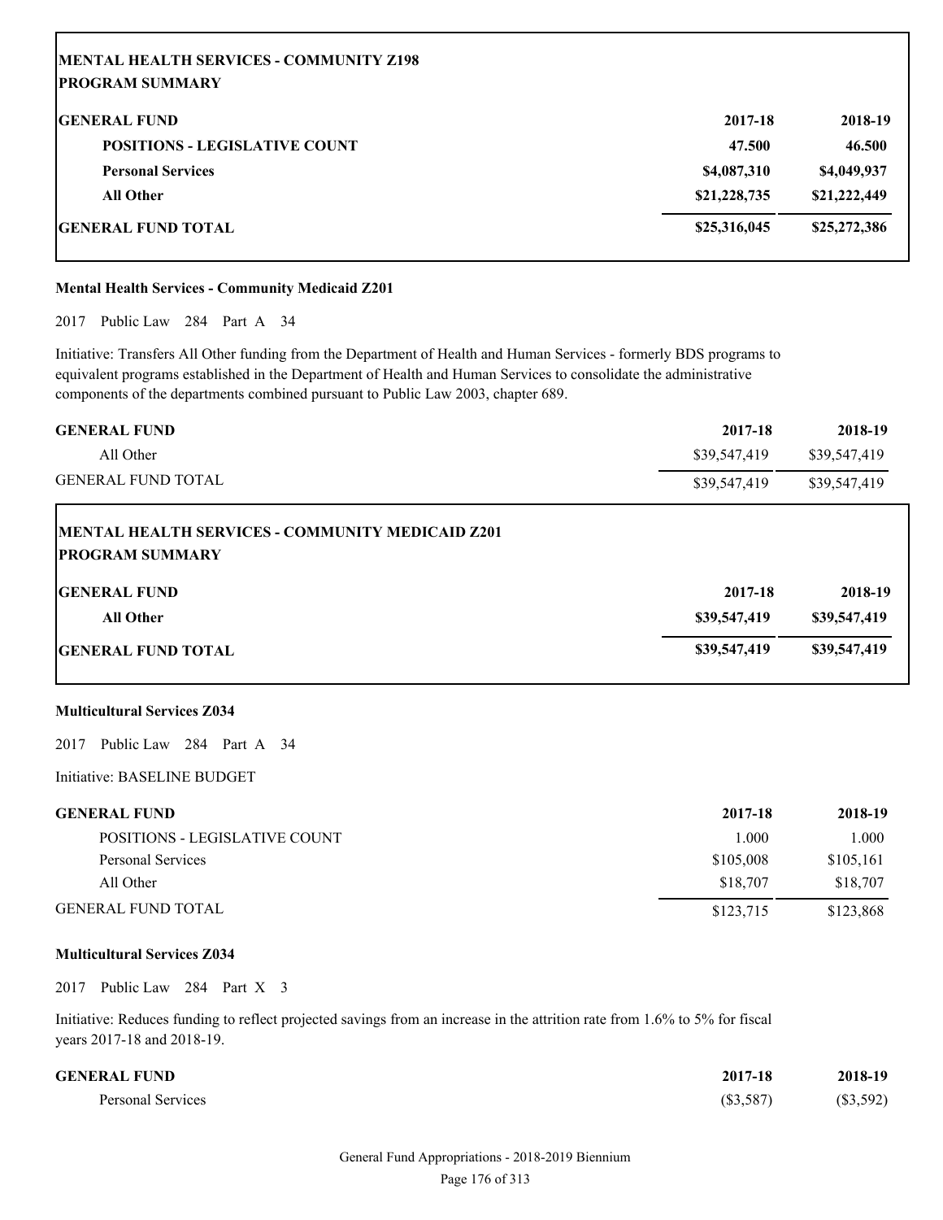| MENTAL HEALTH SERVICES - COMMUNITY Z198<br>PROGRAM SUMMARY | | |
|---|---|---|
| **GENERAL FUND** | **2017-18** | **2018-19** |
| **POSITIONS - LEGISLATIVE COUNT** | **47.500** | **46.500** |
| **Personal Services** | **$4,087,310** | **$4,049,937** |
| **All Other** | **$21,228,735** | **$21,222,449** |
| **GENERAL FUND TOTAL** | **$25,316,045** | **$25,272,386** |

**Mental Health Services - Community Medicaid Z201**

2017 Public Law 284 Part A 34

Initiative: Transfers All Other funding from the Department of Health and Human Services - formerly BDS programs to equivalent programs established in the Department of Health and Human Services to consolidate the administrative components of the departments combined pursuant to Public Law 2003, chapter 689.

| GENERAL FUND | 2017-18 | 2018-19 |
|---|---|---|
| All Other | $39,547,419 | $39,547,419 |
| GENERAL FUND TOTAL | $39,547,419 | $39,547,419 |

| MENTAL HEALTH SERVICES - COMMUNITY MEDICAID Z201<br>PROGRAM SUMMARY | | |
|---|---|---|
| **GENERAL FUND** | **2017-18** | **2018-19** |
| **All Other** | **$39,547,419** | **$39,547,419** |
| **GENERAL FUND TOTAL** | **$39,547,419** | **$39,547,419** |

**Multicultural Services Z034**

2017 Public Law 284 Part A 34

Initiative: BASELINE BUDGET

| GENERAL FUND | 2017-18 | 2018-19 |
|---|---|---|
| POSITIONS - LEGISLATIVE COUNT | 1.000 | 1.000 |
| Personal Services | $105,008 | $105,161 |
| All Other | $18,707 | $18,707 |
| GENERAL FUND TOTAL | $123,715 | $123,868 |

**Multicultural Services Z034**

2017 Public Law 284 Part X 3

Initiative: Reduces funding to reflect projected savings from an increase in the attrition rate from 1.6% to 5% for fiscal years 2017-18 and 2018-19.

| GENERAL FUND | 2017-18 | 2018-19 |
|---|---|---|
| Personal Services | ($3,587) | ($3,592) |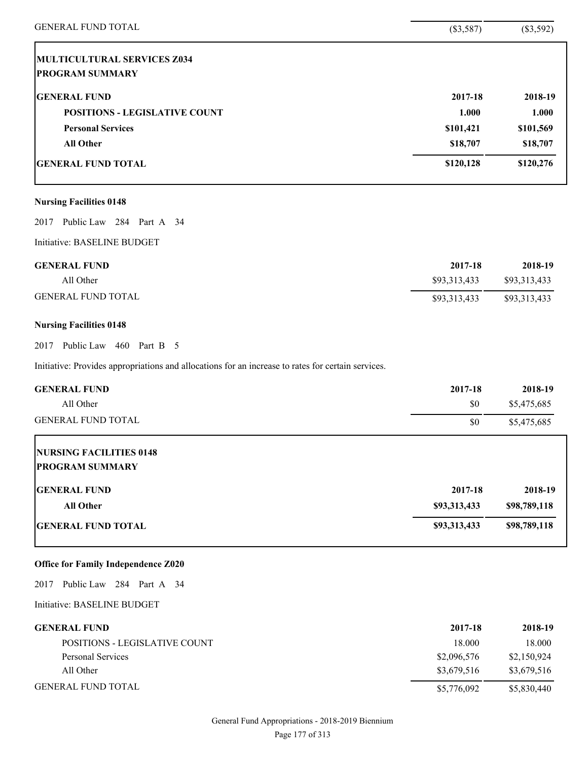| GENERAL FUND TOTAL | ($3,587) | ($3,592) |
|---|---|---|

| MULTICULTURAL SERVICES Z034<br>PROGRAM SUMMARY | | |
|---|---|---|
| **GENERAL FUND** | **2017-18** | **2018-19** |
| **POSITIONS - LEGISLATIVE COUNT** | **1.000** | **1.000** |
| **Personal Services** | **$101,421** | **$101,569** |
| **All Other** | **$18,707** | **$18,707** |
| **GENERAL FUND TOTAL** | **$120,128** | **$120,276** |

**Nursing Facilities 0148**

2017 Public Law 284 Part A 34

Initiative: BASELINE BUDGET

| GENERAL FUND | 2017-18 | 2018-19 |
|---|---|---|
| All Other | $93,313,433 | $93,313,433 |
| GENERAL FUND TOTAL | $93,313,433 | $93,313,433 |

**Nursing Facilities 0148**

2017 Public Law 460 Part B 5

Initiative: Provides appropriations and allocations for an increase to rates for certain services.

| GENERAL FUND | 2017-18 | 2018-19 |
|---|---|---|
| All Other | $0 | $5,475,685 |
| GENERAL FUND TOTAL | $0 | $5,475,685 |

| NURSING FACILITIES 0148<br>PROGRAM SUMMARY | | |
|---|---|---|
| **GENERAL FUND** | **2017-18** | **2018-19** |
| **All Other** | **$93,313,433** | **$98,789,118** |
| **GENERAL FUND TOTAL** | **$93,313,433** | **$98,789,118** |

**Office for Family Independence Z020**

2017 Public Law 284 Part A 34

Initiative: BASELINE BUDGET

| GENERAL FUND | 2017-18 | 2018-19 |
|---|---|---|
| POSITIONS - LEGISLATIVE COUNT | 18.000 | 18.000 |
| Personal Services | $2,096,576 | $2,150,924 |
| All Other | $3,679,516 | $3,679,516 |
| GENERAL FUND TOTAL | $5,776,092 | $5,830,440 |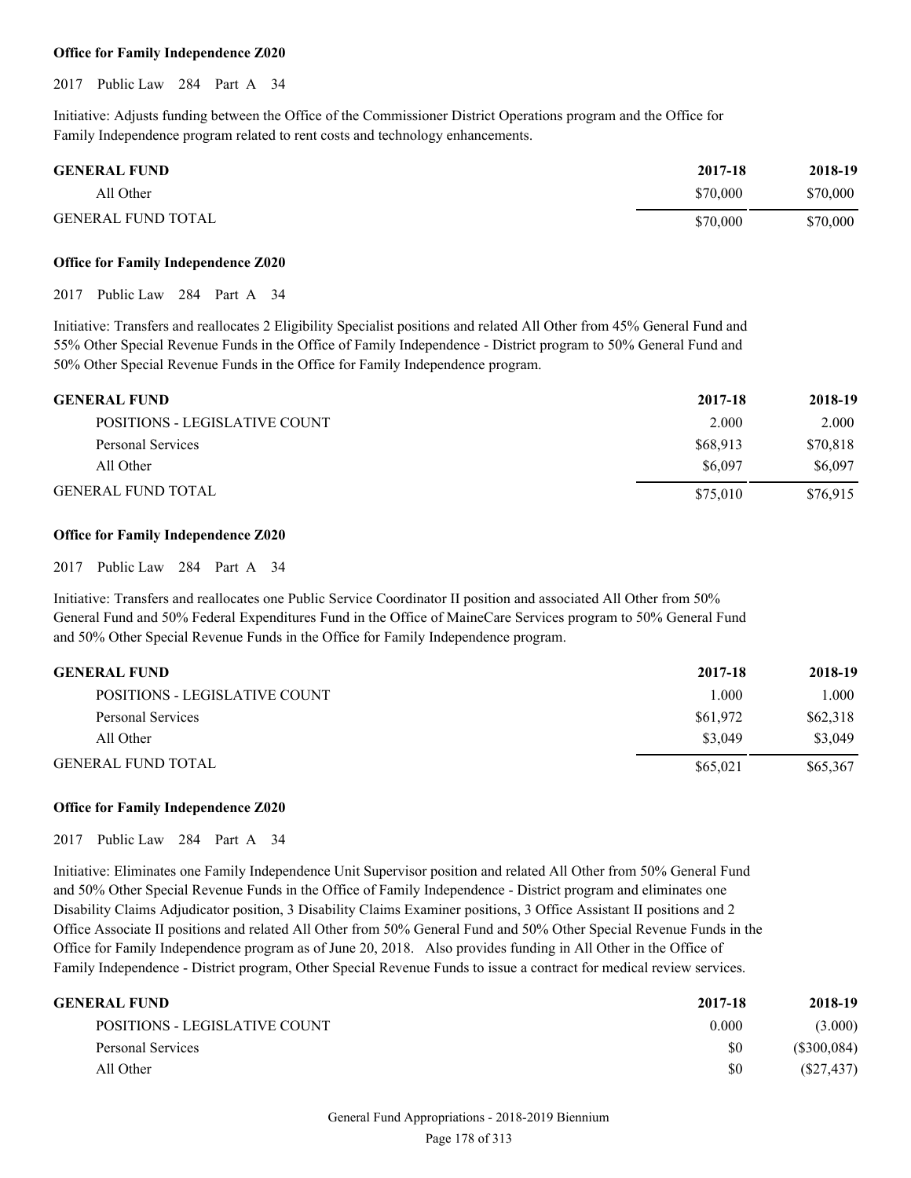**Office for Family Independence Z020**

2017 Public Law 284 Part A 34

Initiative: Adjusts funding between the Office of the Commissioner District Operations program and the Office for Family Independence program related to rent costs and technology enhancements.

| GENERAL FUND | 2017-18 | 2018-19 |
|---|---|---|
| All Other | $70,000 | $70,000 |
| GENERAL FUND TOTAL | $70,000 | $70,000 |

**Office for Family Independence Z020**

2017 Public Law 284 Part A 34

Initiative: Transfers and reallocates 2 Eligibility Specialist positions and related All Other from 45% General Fund and 55% Other Special Revenue Funds in the Office of Family Independence - District program to 50% General Fund and 50% Other Special Revenue Funds in the Office for Family Independence program.

| GENERAL FUND | 2017-18 | 2018-19 |
|---|---|---|
| POSITIONS - LEGISLATIVE COUNT | 2.000 | 2.000 |
| Personal Services | $68,913 | $70,818 |
| All Other | $6,097 | $6,097 |
| GENERAL FUND TOTAL | $75,010 | $76,915 |

**Office for Family Independence Z020**

2017 Public Law 284 Part A 34

Initiative: Transfers and reallocates one Public Service Coordinator II position and associated All Other from 50% General Fund and 50% Federal Expenditures Fund in the Office of MaineCare Services program to 50% General Fund and 50% Other Special Revenue Funds in the Office for Family Independence program.

| GENERAL FUND | 2017-18 | 2018-19 |
|---|---|---|
| POSITIONS - LEGISLATIVE COUNT | 1.000 | 1.000 |
| Personal Services | $61,972 | $62,318 |
| All Other | $3,049 | $3,049 |
| GENERAL FUND TOTAL | $65,021 | $65,367 |

**Office for Family Independence Z020**

2017 Public Law 284 Part A 34

Initiative: Eliminates one Family Independence Unit Supervisor position and related All Other from 50% General Fund and 50% Other Special Revenue Funds in the Office of Family Independence - District program and eliminates one Disability Claims Adjudicator position, 3 Disability Claims Examiner positions, 3 Office Assistant II positions and 2 Office Associate II positions and related All Other from 50% General Fund and 50% Other Special Revenue Funds in the Office for Family Independence program as of June 20, 2018. Also provides funding in All Other in the Office of Family Independence - District program, Other Special Revenue Funds to issue a contract for medical review services.

| GENERAL FUND | 2017-18 | 2018-19 |
|---|---|---|
| POSITIONS - LEGISLATIVE COUNT | 0.000 | (3.000) |
| Personal Services | $0 | ($300,084) |
| All Other | $0 | ($27,437) |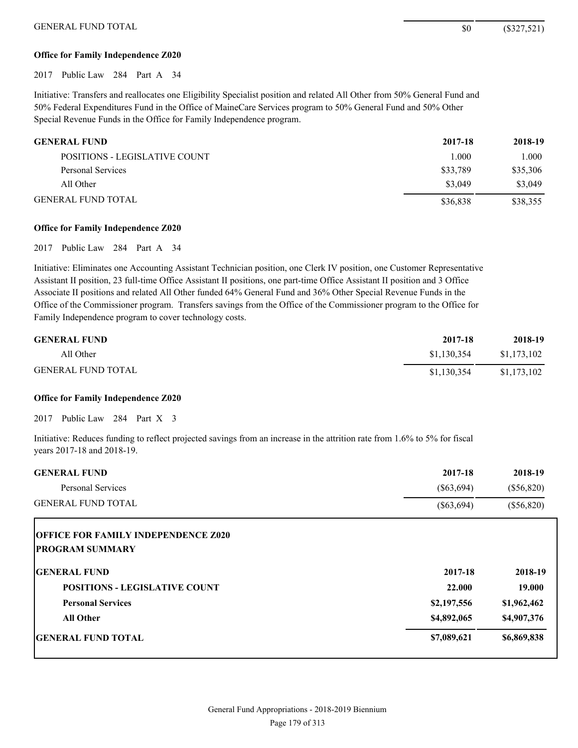| | | |
|---|---|---|
| GENERAL FUND TOTAL | $0 | ($327,521) |

**Office for Family Independence Z020**

2017 Public Law 284 Part A 34

Initiative: Transfers and reallocates one Eligibility Specialist position and related All Other from 50% General Fund and 50% Federal Expenditures Fund in the Office of MaineCare Services program to 50% General Fund and 50% Other Special Revenue Funds in the Office for Family Independence program.

| **GENERAL FUND** | **2017-18** | **2018-19** |
|---|---|---|
| POSITIONS - LEGISLATIVE COUNT | 1.000 | 1.000 |
| Personal Services | $33,789 | $35,306 |
| All Other | $3,049 | $3,049 |
| GENERAL FUND TOTAL | $36,838 | $38,355 |

**Office for Family Independence Z020**

2017 Public Law 284 Part A 34

Initiative: Eliminates one Accounting Assistant Technician position, one Clerk IV position, one Customer Representative Assistant II position, 23 full-time Office Assistant II positions, one part-time Office Assistant II position and 3 Office Associate II positions and related All Other funded 64% General Fund and 36% Other Special Revenue Funds in the Office of the Commissioner program. Transfers savings from the Office of the Commissioner program to the Office for Family Independence program to cover technology costs.

| **GENERAL FUND** | **2017-18** | **2018-19** |
|---|---|---|
| All Other | $1,130,354 | $1,173,102 |
| GENERAL FUND TOTAL | $1,130,354 | $1,173,102 |

**Office for Family Independence Z020**

2017 Public Law 284 Part X 3

Initiative: Reduces funding to reflect projected savings from an increase in the attrition rate from 1.6% to 5% for fiscal years 2017-18 and 2018-19.

| **GENERAL FUND** | **2017-18** | **2018-19** |
|---|---|---|
| Personal Services | ($63,694) | ($56,820) |
| GENERAL FUND TOTAL | ($63,694) | ($56,820) |

**OFFICE FOR FAMILY INDEPENDENCE Z020**
**PROGRAM SUMMARY**

| **GENERAL FUND** | **2017-18** | **2018-19** |
|---|---|---|
| **POSITIONS - LEGISLATIVE COUNT** | **22.000** | **19.000** |
| **Personal Services** | **$2,197,556** | **$1,962,462** |
| **All Other** | **$4,892,065** | **$4,907,376** |
| **GENERAL FUND TOTAL** | **$7,089,621** | **$6,869,838** |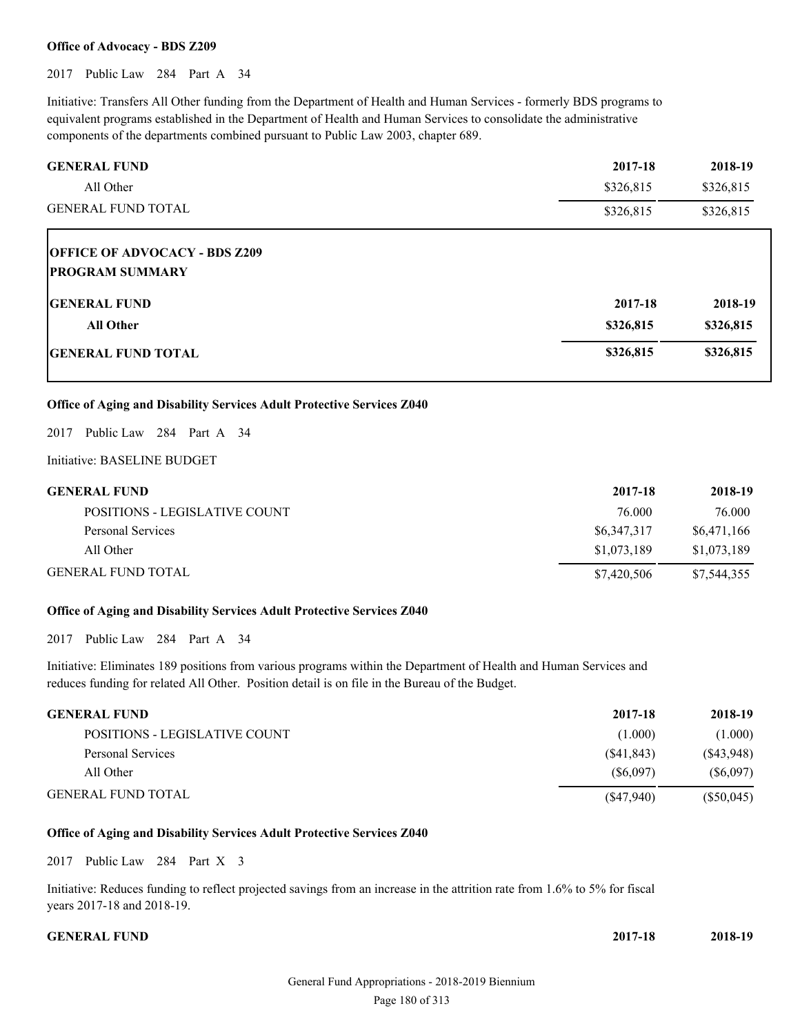**Office of Advocacy - BDS Z209**

2017 Public Law 284 Part A 34

Initiative: Transfers All Other funding from the Department of Health and Human Services - formerly BDS programs to equivalent programs established in the Department of Health and Human Services to consolidate the administrative components of the departments combined pursuant to Public Law 2003, chapter 689.

| GENERAL FUND | 2017-18 | 2018-19 |
|---|---|---|
| All Other | $326,815 | $326,815 |
| GENERAL FUND TOTAL | $326,815 | $326,815 |

**OFFICE OF ADVOCACY - BDS Z209**
**PROGRAM SUMMARY**

| GENERAL FUND | 2017-18 | 2018-19 |
|---|---|---|
| **All Other** | **$326,815** | **$326,815** |
| **GENERAL FUND TOTAL** | **$326,815** | **$326,815** |

**Office of Aging and Disability Services Adult Protective Services Z040**

2017 Public Law 284 Part A 34

Initiative: BASELINE BUDGET

| GENERAL FUND | 2017-18 | 2018-19 |
|---|---|---|
| POSITIONS - LEGISLATIVE COUNT | 76.000 | 76.000 |
| Personal Services | $6,347,317 | $6,471,166 |
| All Other | $1,073,189 | $1,073,189 |
| GENERAL FUND TOTAL | $7,420,506 | $7,544,355 |

**Office of Aging and Disability Services Adult Protective Services Z040**

2017 Public Law 284 Part A 34

Initiative: Eliminates 189 positions from various programs within the Department of Health and Human Services and reduces funding for related All Other. Position detail is on file in the Bureau of the Budget.

| GENERAL FUND | 2017-18 | 2018-19 |
|---|---|---|
| POSITIONS - LEGISLATIVE COUNT | (1.000) | (1.000) |
| Personal Services | ($41,843) | ($43,948) |
| All Other | ($6,097) | ($6,097) |
| GENERAL FUND TOTAL | ($47,940) | ($50,045) |

**Office of Aging and Disability Services Adult Protective Services Z040**

2017 Public Law 284 Part X 3

Initiative: Reduces funding to reflect projected savings from an increase in the attrition rate from 1.6% to 5% for fiscal years 2017-18 and 2018-19.

| GENERAL FUND | 2017-18 | 2018-19 |
|---|---|---|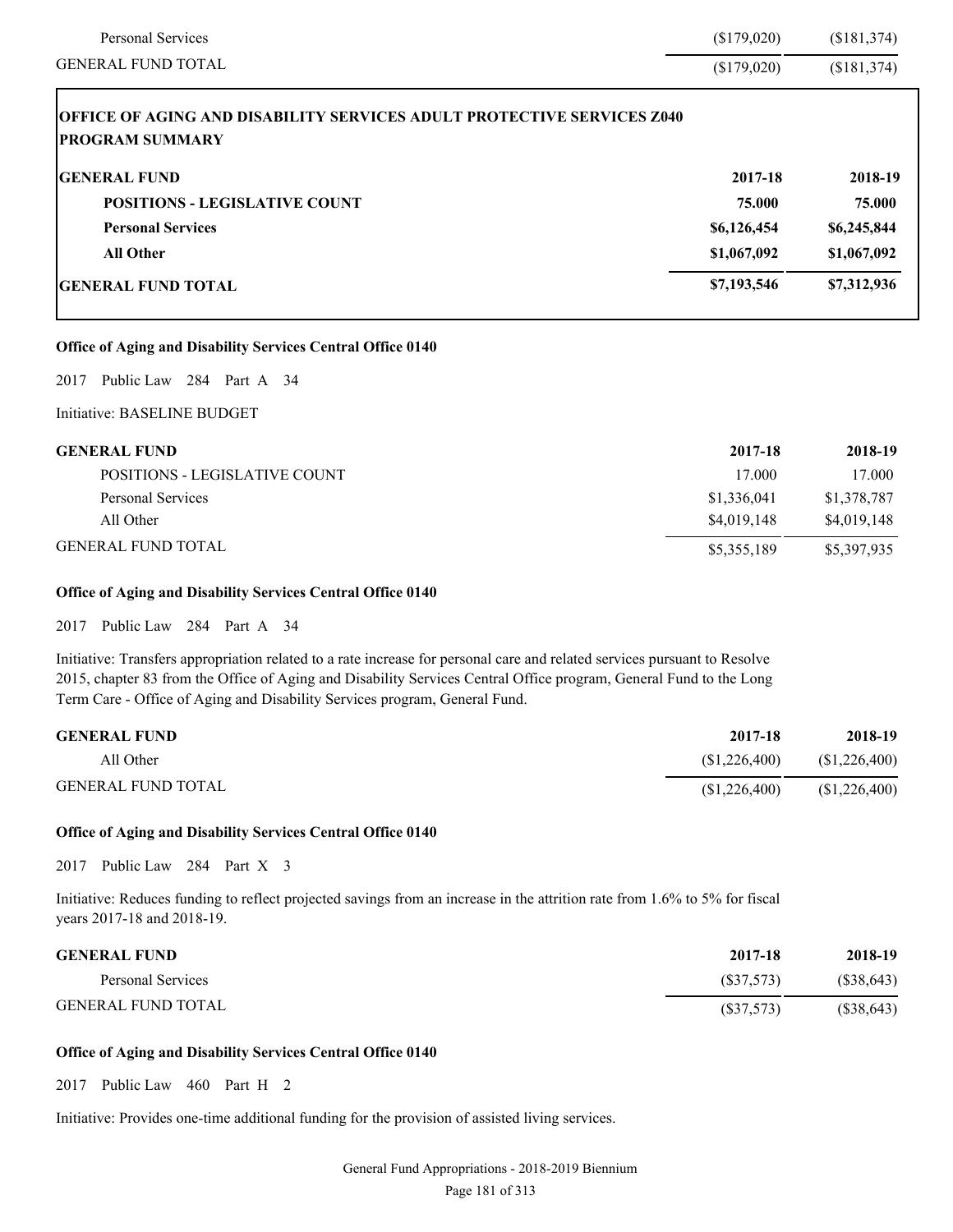| | | |
|---|---|---|
| Personal Services | ($179,020) | ($181,374) |
| GENERAL FUND TOTAL | ($179,020) | ($181,374) |

**OFFICE OF AGING AND DISABILITY SERVICES ADULT PROTECTIVE SERVICES Z040**
**PROGRAM SUMMARY**

| **GENERAL FUND** | **2017-18** | **2018-19** |
|---|---|---|
| **POSITIONS - LEGISLATIVE COUNT** | **75.000** | **75.000** |
| **Personal Services** | **$6,126,454** | **$6,245,844** |
| **All Other** | **$1,067,092** | **$1,067,092** |
| **GENERAL FUND TOTAL** | **$7,193,546** | **$7,312,936** |

**Office of Aging and Disability Services Central Office 0140**

2017 Public Law 284 Part A 34

Initiative: BASELINE BUDGET

| **GENERAL FUND** | **2017-18** | **2018-19** |
|---|---|---|
| POSITIONS - LEGISLATIVE COUNT | 17.000 | 17.000 |
| Personal Services | $1,336,041 | $1,378,787 |
| All Other | $4,019,148 | $4,019,148 |
| GENERAL FUND TOTAL | $5,355,189 | $5,397,935 |

**Office of Aging and Disability Services Central Office 0140**

2017 Public Law 284 Part A 34

Initiative: Transfers appropriation related to a rate increase for personal care and related services pursuant to Resolve 2015, chapter 83 from the Office of Aging and Disability Services Central Office program, General Fund to the Long Term Care - Office of Aging and Disability Services program, General Fund.

| **GENERAL FUND** | **2017-18** | **2018-19** |
|---|---|---|
| All Other | ($1,226,400) | ($1,226,400) |
| GENERAL FUND TOTAL | ($1,226,400) | ($1,226,400) |

**Office of Aging and Disability Services Central Office 0140**

2017 Public Law 284 Part X 3

Initiative: Reduces funding to reflect projected savings from an increase in the attrition rate from 1.6% to 5% for fiscal years 2017-18 and 2018-19.

| **GENERAL FUND** | **2017-18** | **2018-19** |
|---|---|---|
| Personal Services | ($37,573) | ($38,643) |
| GENERAL FUND TOTAL | ($37,573) | ($38,643) |

**Office of Aging and Disability Services Central Office 0140**

2017 Public Law 460 Part H 2

Initiative: Provides one-time additional funding for the provision of assisted living services.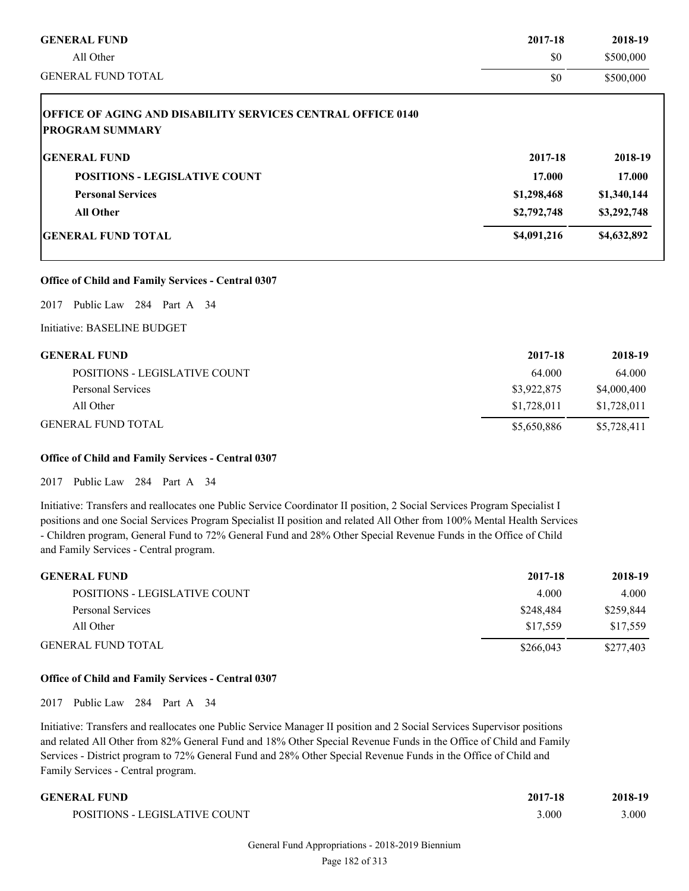| GENERAL FUND | 2017-18 | 2018-19 |
|---|---|---|
| All Other | $0 | $500,000 |
| GENERAL FUND TOTAL | $0 | $500,000 |

**OFFICE OF AGING AND DISABILITY SERVICES CENTRAL OFFICE 0140**
**PROGRAM SUMMARY**

| GENERAL FUND | 2017-18 | 2018-19 |
|---|---|---|
| **POSITIONS - LEGISLATIVE COUNT** | **17.000** | **17.000** |
| **Personal Services** | **$1,298,468** | **$1,340,144** |
| **All Other** | **$2,792,748** | **$3,292,748** |
| **GENERAL FUND TOTAL** | **$4,091,216** | **$4,632,892** |

**Office of Child and Family Services - Central 0307**

2017 Public Law 284 Part A 34

Initiative: BASELINE BUDGET

| GENERAL FUND | 2017-18 | 2018-19 |
|---|---|---|
| POSITIONS - LEGISLATIVE COUNT | 64.000 | 64.000 |
| Personal Services | $3,922,875 | $4,000,400 |
| All Other | $1,728,011 | $1,728,011 |
| GENERAL FUND TOTAL | $5,650,886 | $5,728,411 |

**Office of Child and Family Services - Central 0307**

2017 Public Law 284 Part A 34

Initiative: Transfers and reallocates one Public Service Coordinator II position, 2 Social Services Program Specialist I positions and one Social Services Program Specialist II position and related All Other from 100% Mental Health Services - Children program, General Fund to 72% General Fund and 28% Other Special Revenue Funds in the Office of Child and Family Services - Central program.

| GENERAL FUND | 2017-18 | 2018-19 |
|---|---|---|
| POSITIONS - LEGISLATIVE COUNT | 4.000 | 4.000 |
| Personal Services | $248,484 | $259,844 |
| All Other | $17,559 | $17,559 |
| GENERAL FUND TOTAL | $266,043 | $277,403 |

**Office of Child and Family Services - Central 0307**

2017 Public Law 284 Part A 34

Initiative: Transfers and reallocates one Public Service Manager II position and 2 Social Services Supervisor positions and related All Other from 82% General Fund and 18% Other Special Revenue Funds in the Office of Child and Family Services - District program to 72% General Fund and 28% Other Special Revenue Funds in the Office of Child and Family Services - Central program.

| GENERAL FUND | 2017-18 | 2018-19 |
|---|---|---|
| POSITIONS - LEGISLATIVE COUNT | 3.000 | 3.000 |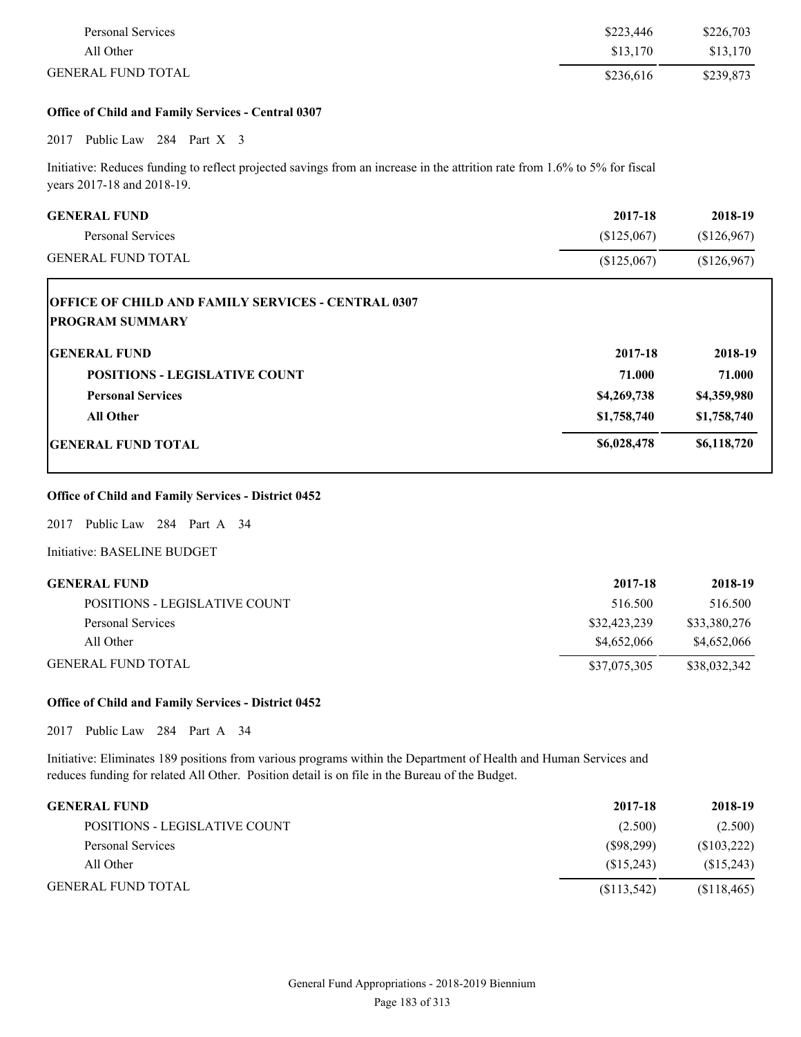| | | |
|---|---|---|
| Personal Services | $223,446 | $226,703 |
| All Other | $13,170 | $13,170 |
| GENERAL FUND TOTAL | $236,616 | $239,873 |

**Office of Child and Family Services - Central 0307**

2017 Public Law 284 Part X 3

Initiative: Reduces funding to reflect projected savings from an increase in the attrition rate from 1.6% to 5% for fiscal years 2017-18 and 2018-19.

| GENERAL FUND | 2017-18 | 2018-19 |
|---|---|---|
| Personal Services | ($125,067) | ($126,967) |
| GENERAL FUND TOTAL | ($125,067) | ($126,967) |

**OFFICE OF CHILD AND FAMILY SERVICES - CENTRAL 0307**
**PROGRAM SUMMARY**

| GENERAL FUND | 2017-18 | 2018-19 |
|---|---|---|
| **POSITIONS - LEGISLATIVE COUNT** | **71.000** | **71.000** |
| **Personal Services** | **$4,269,738** | **$4,359,980** |
| **All Other** | **$1,758,740** | **$1,758,740** |
| **GENERAL FUND TOTAL** | **$6,028,478** | **$6,118,720** |

**Office of Child and Family Services - District 0452**

2017 Public Law 284 Part A 34

Initiative: BASELINE BUDGET

| GENERAL FUND | 2017-18 | 2018-19 |
|---|---|---|
| POSITIONS - LEGISLATIVE COUNT | 516.500 | 516.500 |
| Personal Services | $32,423,239 | $33,380,276 |
| All Other | $4,652,066 | $4,652,066 |
| GENERAL FUND TOTAL | $37,075,305 | $38,032,342 |

**Office of Child and Family Services - District 0452**

2017 Public Law 284 Part A 34

Initiative: Eliminates 189 positions from various programs within the Department of Health and Human Services and reduces funding for related All Other. Position detail is on file in the Bureau of the Budget.

| GENERAL FUND | 2017-18 | 2018-19 |
|---|---|---|
| POSITIONS - LEGISLATIVE COUNT | (2.500) | (2.500) |
| Personal Services | ($98,299) | ($103,222) |
| All Other | ($15,243) | ($15,243) |
| GENERAL FUND TOTAL | ($113,542) | ($118,465) |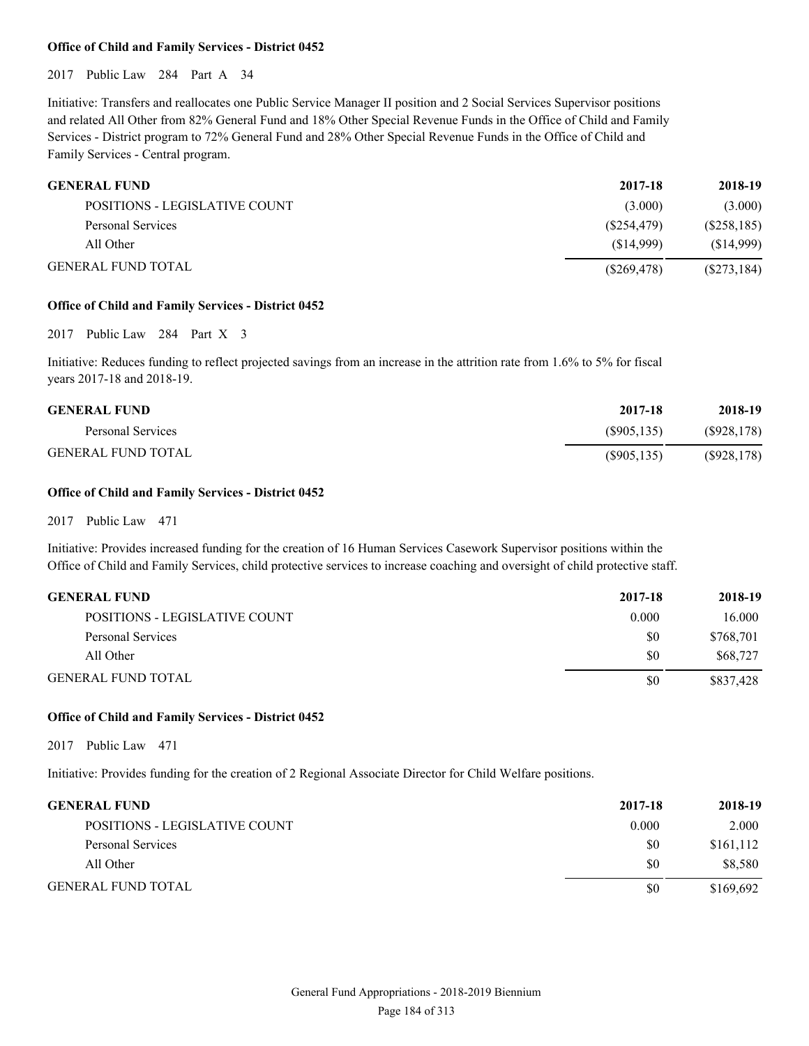**Office of Child and Family Services - District 0452**

2017 Public Law 284 Part A 34

Initiative: Transfers and reallocates one Public Service Manager II position and 2 Social Services Supervisor positions and related All Other from 82% General Fund and 18% Other Special Revenue Funds in the Office of Child and Family Services - District program to 72% General Fund and 28% Other Special Revenue Funds in the Office of Child and Family Services - Central program.

| GENERAL FUND | 2017-18 | 2018-19 |
|---|---|---|
| POSITIONS - LEGISLATIVE COUNT | (3.000) | (3.000) |
| Personal Services | ($254,479) | ($258,185) |
| All Other | ($14,999) | ($14,999) |
| GENERAL FUND TOTAL | ($269,478) | ($273,184) |

**Office of Child and Family Services - District 0452**

2017 Public Law 284 Part X 3

Initiative: Reduces funding to reflect projected savings from an increase in the attrition rate from 1.6% to 5% for fiscal years 2017-18 and 2018-19.

| GENERAL FUND | 2017-18 | 2018-19 |
|---|---|---|
| Personal Services | ($905,135) | ($928,178) |
| GENERAL FUND TOTAL | ($905,135) | ($928,178) |

**Office of Child and Family Services - District 0452**

2017 Public Law 471

Initiative: Provides increased funding for the creation of 16 Human Services Casework Supervisor positions within the Office of Child and Family Services, child protective services to increase coaching and oversight of child protective staff.

| GENERAL FUND | 2017-18 | 2018-19 |
|---|---|---|
| POSITIONS - LEGISLATIVE COUNT | 0.000 | 16.000 |
| Personal Services | $0 | $768,701 |
| All Other | $0 | $68,727 |
| GENERAL FUND TOTAL | $0 | $837,428 |

**Office of Child and Family Services - District 0452**

2017 Public Law 471

Initiative: Provides funding for the creation of 2 Regional Associate Director for Child Welfare positions.

| GENERAL FUND | 2017-18 | 2018-19 |
|---|---|---|
| POSITIONS - LEGISLATIVE COUNT | 0.000 | 2.000 |
| Personal Services | $0 | $161,112 |
| All Other | $0 | $8,580 |
| GENERAL FUND TOTAL | $0 | $169,692 |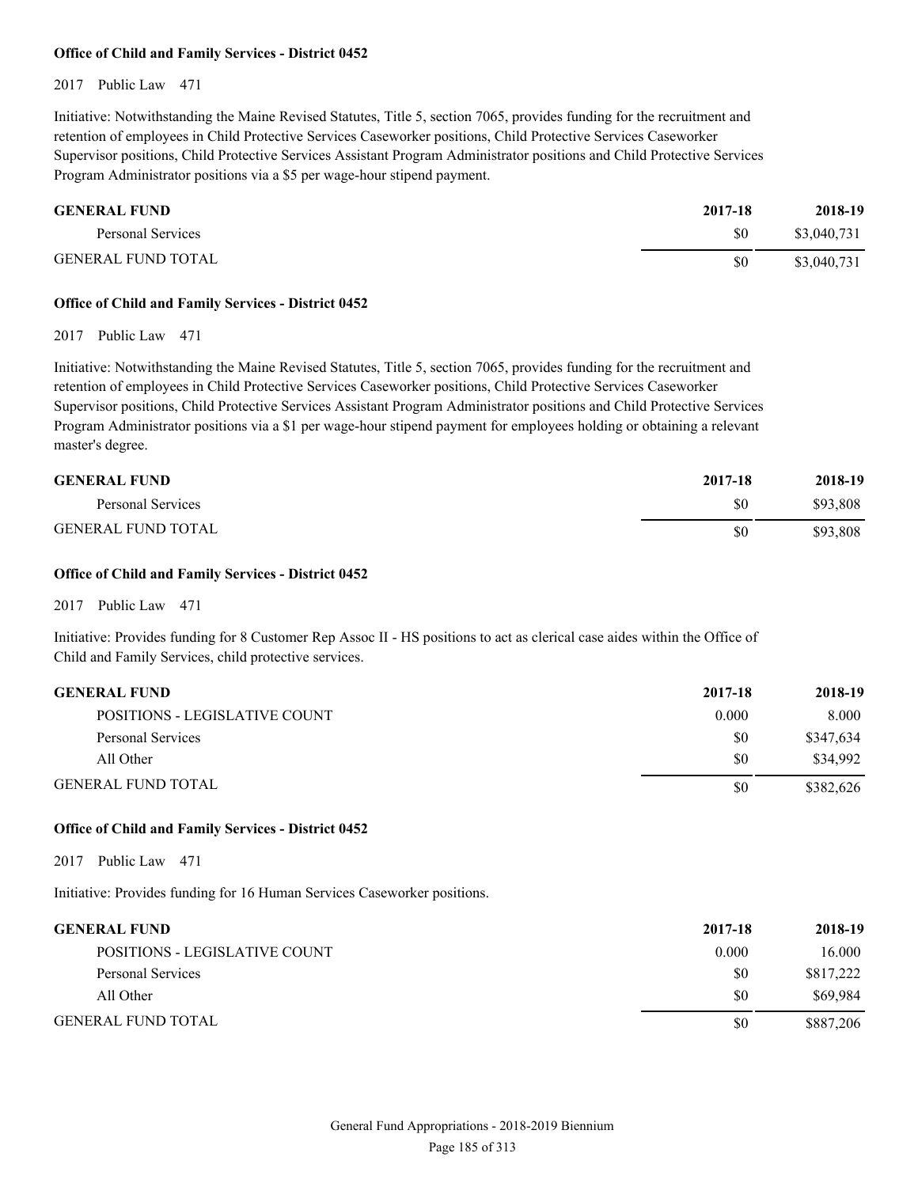**Office of Child and Family Services - District 0452**

2017 Public Law 471

Initiative: Notwithstanding the Maine Revised Statutes, Title 5, section 7065, provides funding for the recruitment and retention of employees in Child Protective Services Caseworker positions, Child Protective Services Caseworker Supervisor positions, Child Protective Services Assistant Program Administrator positions and Child Protective Services Program Administrator positions via a $5 per wage-hour stipend payment.

| GENERAL FUND | 2017-18 | 2018-19 |
|---|---|---|
| Personal Services | $0 | $3,040,731 |
| GENERAL FUND TOTAL | $0 | $3,040,731 |

**Office of Child and Family Services - District 0452**

2017 Public Law 471

Initiative: Notwithstanding the Maine Revised Statutes, Title 5, section 7065, provides funding for the recruitment and retention of employees in Child Protective Services Caseworker positions, Child Protective Services Caseworker Supervisor positions, Child Protective Services Assistant Program Administrator positions and Child Protective Services Program Administrator positions via a $1 per wage-hour stipend payment for employees holding or obtaining a relevant master's degree.

| GENERAL FUND | 2017-18 | 2018-19 |
|---|---|---|
| Personal Services | $0 | $93,808 |
| GENERAL FUND TOTAL | $0 | $93,808 |

**Office of Child and Family Services - District 0452**

2017 Public Law 471

Initiative: Provides funding for 8 Customer Rep Assoc II - HS positions to act as clerical case aides within the Office of Child and Family Services, child protective services.

| GENERAL FUND | 2017-18 | 2018-19 |
|---|---|---|
| POSITIONS - LEGISLATIVE COUNT | 0.000 | 8.000 |
| Personal Services | $0 | $347,634 |
| All Other | $0 | $34,992 |
| GENERAL FUND TOTAL | $0 | $382,626 |

**Office of Child and Family Services - District 0452**

2017 Public Law 471

Initiative: Provides funding for 16 Human Services Caseworker positions.

| GENERAL FUND | 2017-18 | 2018-19 |
|---|---|---|
| POSITIONS - LEGISLATIVE COUNT | 0.000 | 16.000 |
| Personal Services | $0 | $817,222 |
| All Other | $0 | $69,984 |
| GENERAL FUND TOTAL | $0 | $887,206 |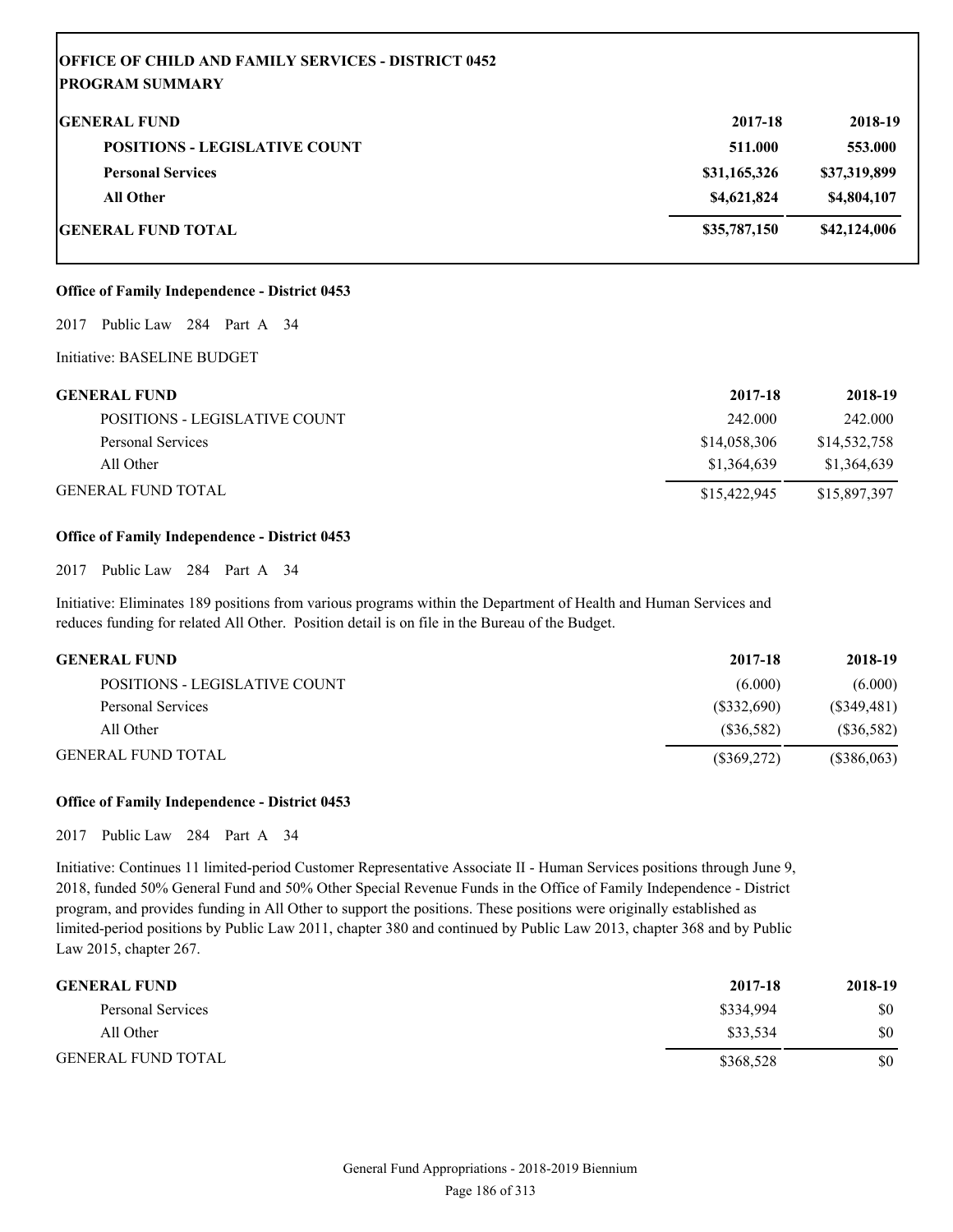| **OFFICE OF CHILD AND FAMILY SERVICES - DISTRICT 0452 PROGRAM SUMMARY** | | |
|---|---|---|
| **GENERAL FUND** | **2017-18** | **2018-19** |
| **POSITIONS - LEGISLATIVE COUNT** | **511.000** | **553.000** |
| **Personal Services** | **$31,165,326** | **$37,319,899** |
| **All Other** | **$4,621,824** | **$4,804,107** |
| **GENERAL FUND TOTAL** | **$35,787,150** | **$42,124,006** |

**Office of Family Independence - District 0453**

2017 Public Law 284 Part A 34

Initiative: BASELINE BUDGET

| GENERAL FUND | 2017-18 | 2018-19 |
|---|---|---|
| POSITIONS - LEGISLATIVE COUNT | 242.000 | 242.000 |
| Personal Services | $14,058,306 | $14,532,758 |
| All Other | $1,364,639 | $1,364,639 |
| GENERAL FUND TOTAL | $15,422,945 | $15,897,397 |

**Office of Family Independence - District 0453**

2017 Public Law 284 Part A 34

Initiative: Eliminates 189 positions from various programs within the Department of Health and Human Services and reduces funding for related All Other. Position detail is on file in the Bureau of the Budget.

| GENERAL FUND | 2017-18 | 2018-19 |
|---|---|---|
| POSITIONS - LEGISLATIVE COUNT | (6.000) | (6.000) |
| Personal Services | ($332,690) | ($349,481) |
| All Other | ($36,582) | ($36,582) |
| GENERAL FUND TOTAL | ($369,272) | ($386,063) |

**Office of Family Independence - District 0453**

2017 Public Law 284 Part A 34

Initiative: Continues 11 limited-period Customer Representative Associate II - Human Services positions through June 9, 2018, funded 50% General Fund and 50% Other Special Revenue Funds in the Office of Family Independence - District program, and provides funding in All Other to support the positions. These positions were originally established as limited-period positions by Public Law 2011, chapter 380 and continued by Public Law 2013, chapter 368 and by Public Law 2015, chapter 267.

| GENERAL FUND | 2017-18 | 2018-19 |
|---|---|---|
| Personal Services | $334,994 | $0 |
| All Other | $33,534 | $0 |
| GENERAL FUND TOTAL | $368,528 | $0 |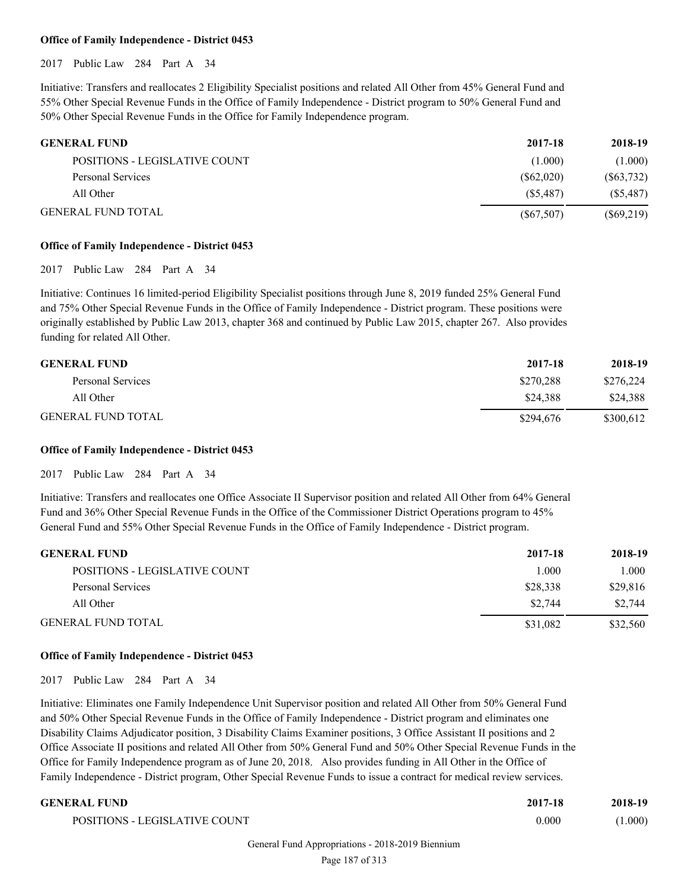**Office of Family Independence - District 0453**

2017 Public Law 284 Part A 34

Initiative: Transfers and reallocates 2 Eligibility Specialist positions and related All Other from 45% General Fund and 55% Other Special Revenue Funds in the Office of Family Independence - District program to 50% General Fund and 50% Other Special Revenue Funds in the Office for Family Independence program.

| GENERAL FUND | 2017-18 | 2018-19 |
|---|---|---|
| POSITIONS - LEGISLATIVE COUNT | (1.000) | (1.000) |
| Personal Services | ($62,020) | ($63,732) |
| All Other | ($5,487) | ($5,487) |
| GENERAL FUND TOTAL | ($67,507) | ($69,219) |

**Office of Family Independence - District 0453**

2017 Public Law 284 Part A 34

Initiative: Continues 16 limited-period Eligibility Specialist positions through June 8, 2019 funded 25% General Fund and 75% Other Special Revenue Funds in the Office of Family Independence - District program. These positions were originally established by Public Law 2013, chapter 368 and continued by Public Law 2015, chapter 267. Also provides funding for related All Other.

| GENERAL FUND | 2017-18 | 2018-19 |
|---|---|---|
| Personal Services | $270,288 | $276,224 |
| All Other | $24,388 | $24,388 |
| GENERAL FUND TOTAL | $294,676 | $300,612 |

**Office of Family Independence - District 0453**

2017 Public Law 284 Part A 34

Initiative: Transfers and reallocates one Office Associate II Supervisor position and related All Other from 64% General Fund and 36% Other Special Revenue Funds in the Office of the Commissioner District Operations program to 45% General Fund and 55% Other Special Revenue Funds in the Office of Family Independence - District program.

| GENERAL FUND | 2017-18 | 2018-19 |
|---|---|---|
| POSITIONS - LEGISLATIVE COUNT | 1.000 | 1.000 |
| Personal Services | $28,338 | $29,816 |
| All Other | $2,744 | $2,744 |
| GENERAL FUND TOTAL | $31,082 | $32,560 |

**Office of Family Independence - District 0453**

2017 Public Law 284 Part A 34

Initiative: Eliminates one Family Independence Unit Supervisor position and related All Other from 50% General Fund and 50% Other Special Revenue Funds in the Office of Family Independence - District program and eliminates one Disability Claims Adjudicator position, 3 Disability Claims Examiner positions, 3 Office Assistant II positions and 2 Office Associate II positions and related All Other from 50% General Fund and 50% Other Special Revenue Funds in the Office for Family Independence program as of June 20, 2018. Also provides funding in All Other in the Office of Family Independence - District program, Other Special Revenue Funds to issue a contract for medical review services.

| GENERAL FUND | 2017-18 | 2018-19 |
|---|---|---|
| POSITIONS - LEGISLATIVE COUNT | 0.000 | (1.000) |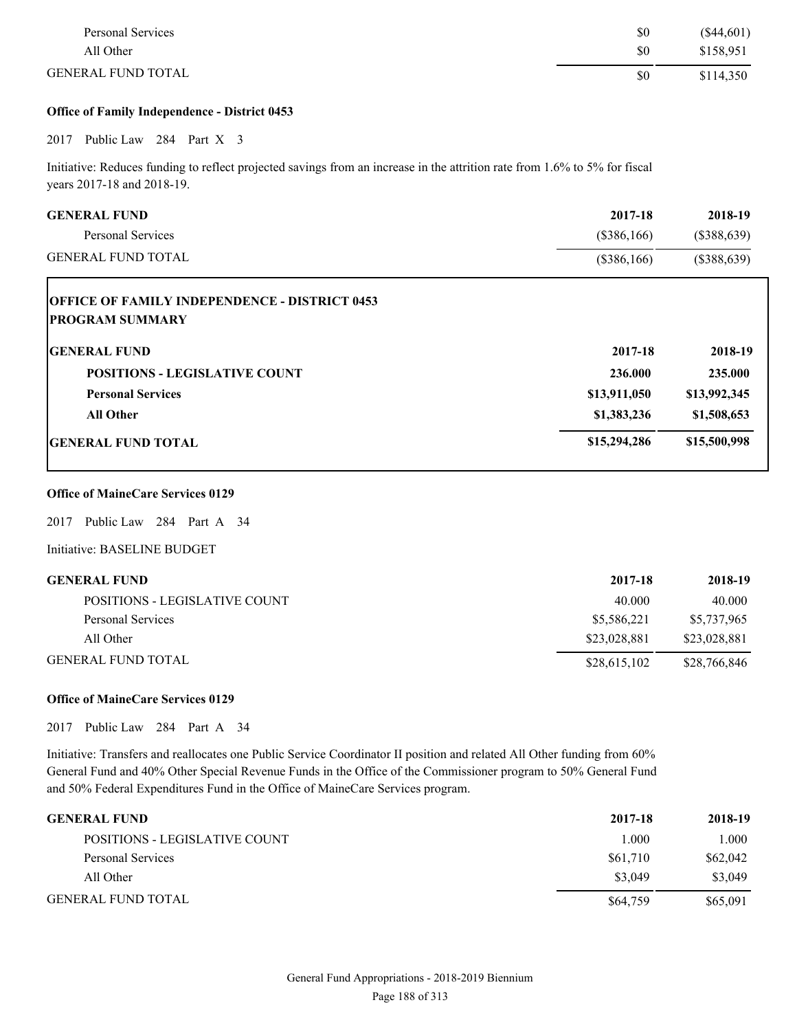| | | |
|---|---|---|
| Personal Services | $0 | ($44,601) |
| All Other | $0 | $158,951 |
| GENERAL FUND TOTAL | $0 | $114,350 |

**Office of Family Independence - District 0453**

2017 Public Law 284 Part X 3

Initiative: Reduces funding to reflect projected savings from an increase in the attrition rate from 1.6% to 5% for fiscal years 2017-18 and 2018-19.

| GENERAL FUND | 2017-18 | 2018-19 |
|---|---|---|
| Personal Services | ($386,166) | ($388,639) |
| GENERAL FUND TOTAL | ($386,166) | ($388,639) |

**OFFICE OF FAMILY INDEPENDENCE - DISTRICT 0453**
**PROGRAM SUMMARY**

| GENERAL FUND | 2017-18 | 2018-19 |
|---|---|---|
| **POSITIONS - LEGISLATIVE COUNT** | **236.000** | **235.000** |
| **Personal Services** | **$13,911,050** | **$13,992,345** |
| **All Other** | **$1,383,236** | **$1,508,653** |
| **GENERAL FUND TOTAL** | **$15,294,286** | **$15,500,998** |

**Office of MaineCare Services 0129**

2017 Public Law 284 Part A 34

Initiative: BASELINE BUDGET

| GENERAL FUND | 2017-18 | 2018-19 |
|---|---|---|
| POSITIONS - LEGISLATIVE COUNT | 40.000 | 40.000 |
| Personal Services | $5,586,221 | $5,737,965 |
| All Other | $23,028,881 | $23,028,881 |
| GENERAL FUND TOTAL | $28,615,102 | $28,766,846 |

**Office of MaineCare Services 0129**

2017 Public Law 284 Part A 34

Initiative: Transfers and reallocates one Public Service Coordinator II position and related All Other funding from 60% General Fund and 40% Other Special Revenue Funds in the Office of the Commissioner program to 50% General Fund and 50% Federal Expenditures Fund in the Office of MaineCare Services program.

| GENERAL FUND | 2017-18 | 2018-19 |
|---|---|---|
| POSITIONS - LEGISLATIVE COUNT | 1.000 | 1.000 |
| Personal Services | $61,710 | $62,042 |
| All Other | $3,049 | $3,049 |
| GENERAL FUND TOTAL | $64,759 | $65,091 |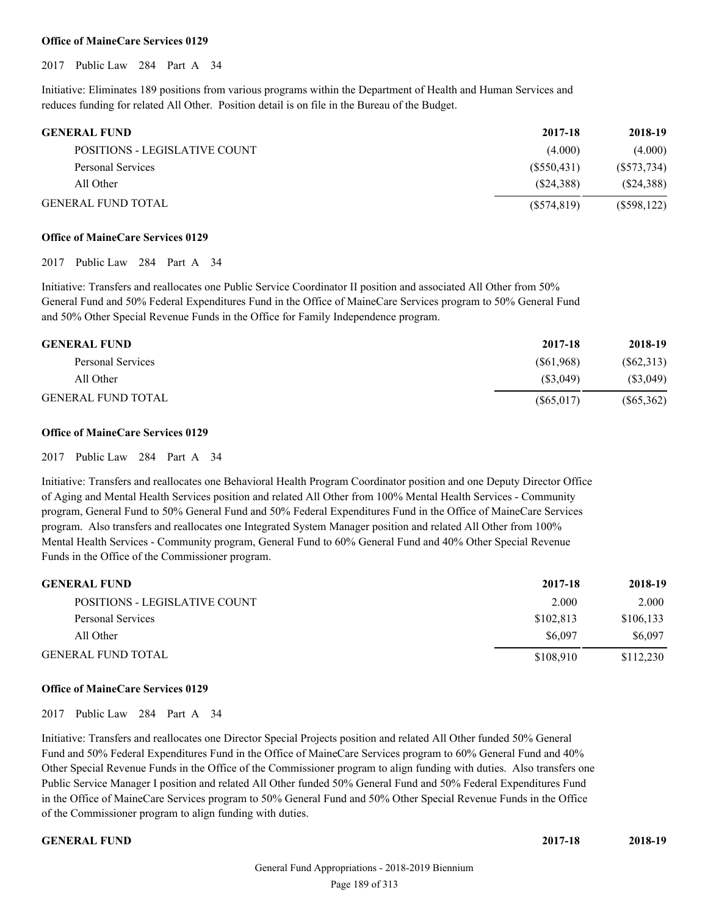**Office of MaineCare Services 0129**

2017 Public Law 284 Part A 34

Initiative: Eliminates 189 positions from various programs within the Department of Health and Human Services and reduces funding for related All Other. Position detail is on file in the Bureau of the Budget.

| GENERAL FUND | 2017-18 | 2018-19 |
|---|---|---|
| POSITIONS - LEGISLATIVE COUNT | (4.000) | (4.000) |
| Personal Services | ($550,431) | ($573,734) |
| All Other | ($24,388) | ($24,388) |
| GENERAL FUND TOTAL | ($574,819) | ($598,122) |

**Office of MaineCare Services 0129**

2017 Public Law 284 Part A 34

Initiative: Transfers and reallocates one Public Service Coordinator II position and associated All Other from 50% General Fund and 50% Federal Expenditures Fund in the Office of MaineCare Services program to 50% General Fund and 50% Other Special Revenue Funds in the Office for Family Independence program.

| GENERAL FUND | 2017-18 | 2018-19 |
|---|---|---|
| Personal Services | ($61,968) | ($62,313) |
| All Other | ($3,049) | ($3,049) |
| GENERAL FUND TOTAL | ($65,017) | ($65,362) |

**Office of MaineCare Services 0129**

2017 Public Law 284 Part A 34

Initiative: Transfers and reallocates one Behavioral Health Program Coordinator position and one Deputy Director Office of Aging and Mental Health Services position and related All Other from 100% Mental Health Services - Community program, General Fund to 50% General Fund and 50% Federal Expenditures Fund in the Office of MaineCare Services program. Also transfers and reallocates one Integrated System Manager position and related All Other from 100% Mental Health Services - Community program, General Fund to 60% General Fund and 40% Other Special Revenue Funds in the Office of the Commissioner program.

| GENERAL FUND | 2017-18 | 2018-19 |
|---|---|---|
| POSITIONS - LEGISLATIVE COUNT | 2.000 | 2.000 |
| Personal Services | $102,813 | $106,133 |
| All Other | $6,097 | $6,097 |
| GENERAL FUND TOTAL | $108,910 | $112,230 |

**Office of MaineCare Services 0129**

2017 Public Law 284 Part A 34

Initiative: Transfers and reallocates one Director Special Projects position and related All Other funded 50% General Fund and 50% Federal Expenditures Fund in the Office of MaineCare Services program to 60% General Fund and 40% Other Special Revenue Funds in the Office of the Commissioner program to align funding with duties. Also transfers one Public Service Manager I position and related All Other funded 50% General Fund and 50% Federal Expenditures Fund in the Office of MaineCare Services program to 50% General Fund and 50% Other Special Revenue Funds in the Office of the Commissioner program to align funding with duties.

| GENERAL FUND | 2017-18 | 2018-19 |
|---|---|---|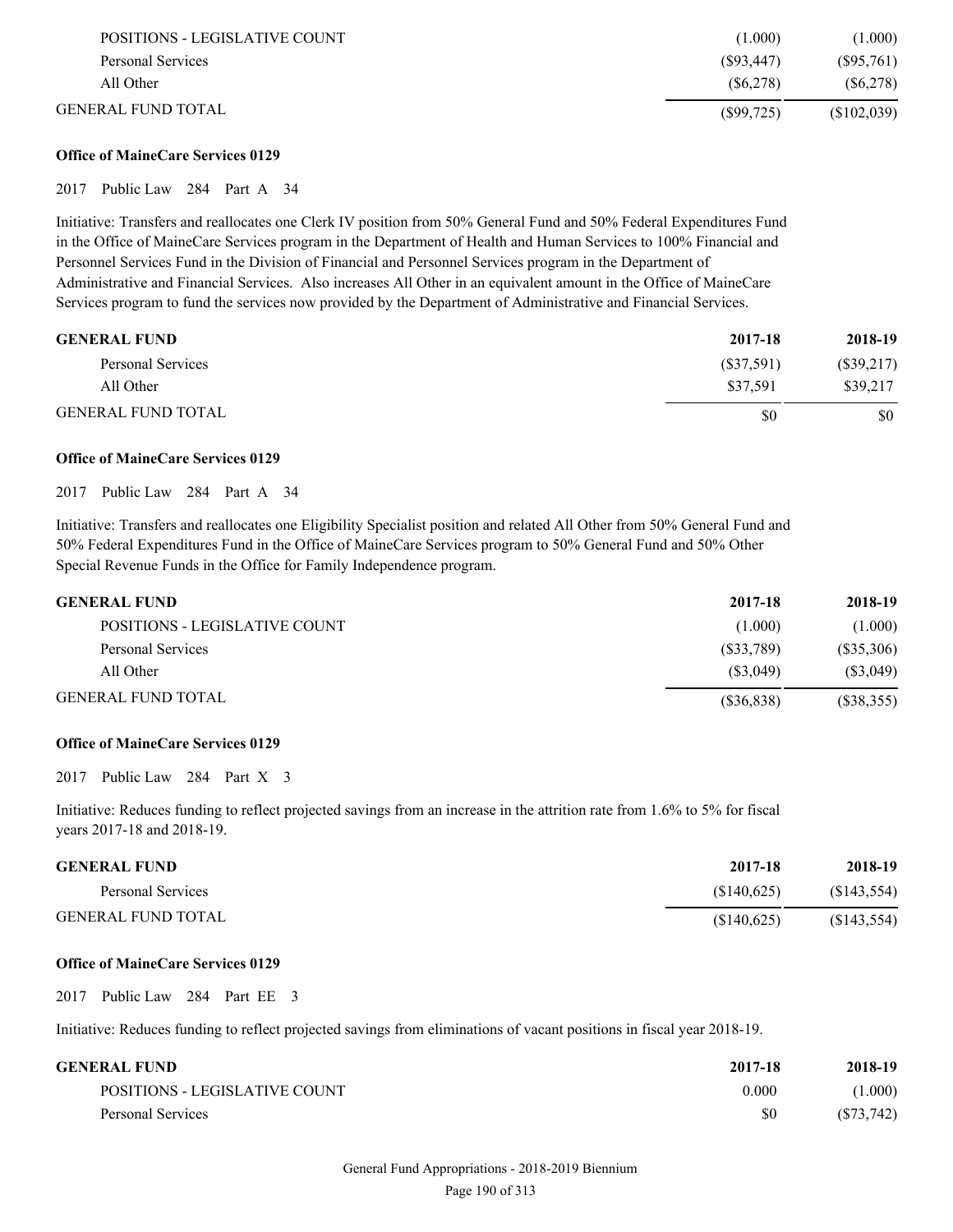| | | |
|---|---|---|
| POSITIONS - LEGISLATIVE COUNT | (1.000) | (1.000) |
| Personal Services | ($93,447) | ($95,761) |
| All Other | ($6,278) | ($6,278) |
| GENERAL FUND TOTAL | ($99,725) | ($102,039) |

**Office of MaineCare Services 0129**

2017 Public Law 284 Part A 34

Initiative: Transfers and reallocates one Clerk IV position from 50% General Fund and 50% Federal Expenditures Fund in the Office of MaineCare Services program in the Department of Health and Human Services to 100% Financial and Personnel Services Fund in the Division of Financial and Personnel Services program in the Department of Administrative and Financial Services. Also increases All Other in an equivalent amount in the Office of MaineCare Services program to fund the services now provided by the Department of Administrative and Financial Services.

| GENERAL FUND | 2017-18 | 2018-19 |
|---|---|---|
| Personal Services | ($37,591) | ($39,217) |
| All Other | $37,591 | $39,217 |
| GENERAL FUND TOTAL | $0 | $0 |

**Office of MaineCare Services 0129**

2017 Public Law 284 Part A 34

Initiative: Transfers and reallocates one Eligibility Specialist position and related All Other from 50% General Fund and 50% Federal Expenditures Fund in the Office of MaineCare Services program to 50% General Fund and 50% Other Special Revenue Funds in the Office for Family Independence program.

| GENERAL FUND | 2017-18 | 2018-19 |
|---|---|---|
| POSITIONS - LEGISLATIVE COUNT | (1.000) | (1.000) |
| Personal Services | ($33,789) | ($35,306) |
| All Other | ($3,049) | ($3,049) |
| GENERAL FUND TOTAL | ($36,838) | ($38,355) |

**Office of MaineCare Services 0129**

2017 Public Law 284 Part X 3

Initiative: Reduces funding to reflect projected savings from an increase in the attrition rate from 1.6% to 5% for fiscal years 2017-18 and 2018-19.

| GENERAL FUND | 2017-18 | 2018-19 |
|---|---|---|
| Personal Services | ($140,625) | ($143,554) |
| GENERAL FUND TOTAL | ($140,625) | ($143,554) |

**Office of MaineCare Services 0129**

2017 Public Law 284 Part EE 3

Initiative: Reduces funding to reflect projected savings from eliminations of vacant positions in fiscal year 2018-19.

| GENERAL FUND | 2017-18 | 2018-19 |
|---|---|---|
| POSITIONS - LEGISLATIVE COUNT | 0.000 | (1.000) |
| Personal Services | $0 | ($73,742) |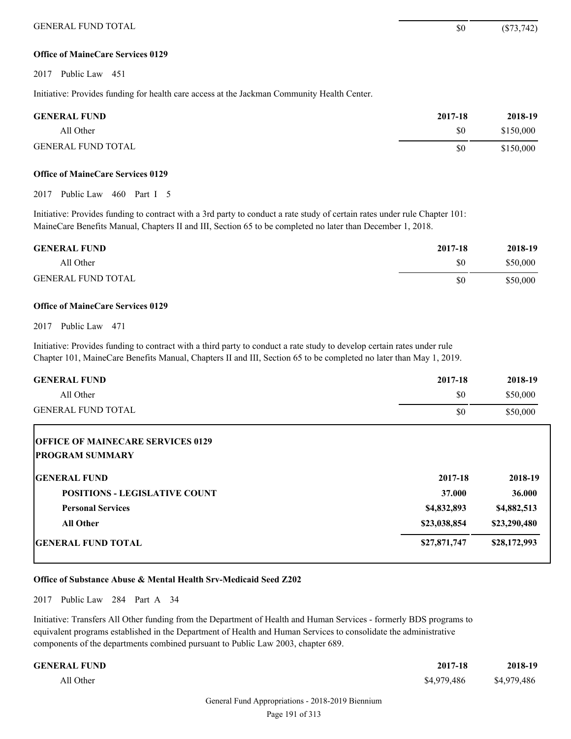| | | |
|---|---|---|
| GENERAL FUND TOTAL | $0 | ($73,742) |

**Office of MaineCare Services 0129**

2017 Public Law 451

Initiative: Provides funding for health care access at the Jackman Community Health Center.

| GENERAL FUND | 2017-18 | 2018-19 |
|---|---|---|
| All Other | $0 | $150,000 |
| GENERAL FUND TOTAL | $0 | $150,000 |

**Office of MaineCare Services 0129**

2017 Public Law 460 Part I 5

Initiative: Provides funding to contract with a 3rd party to conduct a rate study of certain rates under rule Chapter 101: MaineCare Benefits Manual, Chapters II and III, Section 65 to be completed no later than December 1, 2018.

| GENERAL FUND | 2017-18 | 2018-19 |
|---|---|---|
| All Other | $0 | $50,000 |
| GENERAL FUND TOTAL | $0 | $50,000 |

**Office of MaineCare Services 0129**

2017 Public Law 471

Initiative: Provides funding to contract with a third party to conduct a rate study to develop certain rates under rule Chapter 101, MaineCare Benefits Manual, Chapters II and III, Section 65 to be completed no later than May 1, 2019.

| GENERAL FUND | 2017-18 | 2018-19 |
|---|---|---|
| All Other | $0 | $50,000 |
| GENERAL FUND TOTAL | $0 | $50,000 |

**OFFICE OF MAINECARE SERVICES 0129**
**PROGRAM SUMMARY**

| GENERAL FUND | 2017-18 | 2018-19 |
|---|---|---|
| **POSITIONS - LEGISLATIVE COUNT** | **37.000** | **36.000** |
| **Personal Services** | **$4,832,893** | **$4,882,513** |
| **All Other** | **$23,038,854** | **$23,290,480** |
| **GENERAL FUND TOTAL** | **$27,871,747** | **$28,172,993** |

**Office of Substance Abuse & Mental Health Srv-Medicaid Seed Z202**

2017 Public Law 284 Part A 34

Initiative: Transfers All Other funding from the Department of Health and Human Services - formerly BDS programs to equivalent programs established in the Department of Health and Human Services to consolidate the administrative components of the departments combined pursuant to Public Law 2003, chapter 689.

| GENERAL FUND | 2017-18 | 2018-19 |
|---|---|---|
| All Other | $4,979,486 | $4,979,486 |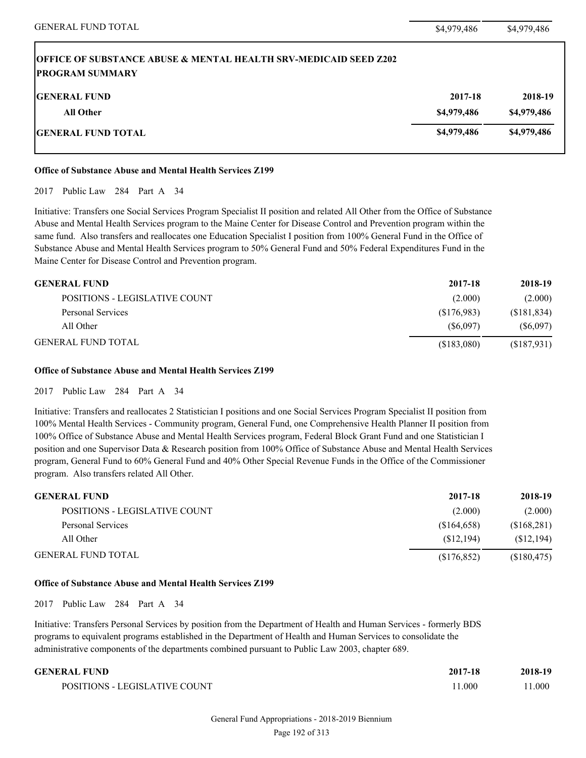| | | |
|---|---|---|
| GENERAL FUND TOTAL | $4,979,486 | $4,979,486 |

**OFFICE OF SUBSTANCE ABUSE & MENTAL HEALTH SRV-MEDICAID SEED Z202**
**PROGRAM SUMMARY**

| GENERAL FUND | 2017-18 | 2018-19 |
|---|---|---|
| All Other | $4,979,486 | $4,979,486 |
| GENERAL FUND TOTAL | $4,979,486 | $4,979,486 |

**Office of Substance Abuse and Mental Health Services Z199**

2017 Public Law 284 Part A 34

Initiative: Transfers one Social Services Program Specialist II position and related All Other from the Office of Substance Abuse and Mental Health Services program to the Maine Center for Disease Control and Prevention program within the same fund. Also transfers and reallocates one Education Specialist I position from 100% General Fund in the Office of Substance Abuse and Mental Health Services program to 50% General Fund and 50% Federal Expenditures Fund in the Maine Center for Disease Control and Prevention program.

| GENERAL FUND | 2017-18 | 2018-19 |
|---|---|---|
| POSITIONS - LEGISLATIVE COUNT | (2.000) | (2.000) |
| Personal Services | ($176,983) | ($181,834) |
| All Other | ($6,097) | ($6,097) |
| GENERAL FUND TOTAL | ($183,080) | ($187,931) |

**Office of Substance Abuse and Mental Health Services Z199**

2017 Public Law 284 Part A 34

Initiative: Transfers and reallocates 2 Statistician I positions and one Social Services Program Specialist II position from 100% Mental Health Services - Community program, General Fund, one Comprehensive Health Planner II position from 100% Office of Substance Abuse and Mental Health Services program, Federal Block Grant Fund and one Statistician I position and one Supervisor Data & Research position from 100% Office of Substance Abuse and Mental Health Services program, General Fund to 60% General Fund and 40% Other Special Revenue Funds in the Office of the Commissioner program. Also transfers related All Other.

| GENERAL FUND | 2017-18 | 2018-19 |
|---|---|---|
| POSITIONS - LEGISLATIVE COUNT | (2.000) | (2.000) |
| Personal Services | ($164,658) | ($168,281) |
| All Other | ($12,194) | ($12,194) |
| GENERAL FUND TOTAL | ($176,852) | ($180,475) |

**Office of Substance Abuse and Mental Health Services Z199**

2017 Public Law 284 Part A 34

Initiative: Transfers Personal Services by position from the Department of Health and Human Services - formerly BDS programs to equivalent programs established in the Department of Health and Human Services to consolidate the administrative components of the departments combined pursuant to Public Law 2003, chapter 689.

| GENERAL FUND | 2017-18 | 2018-19 |
|---|---|---|
| POSITIONS - LEGISLATIVE COUNT | 11.000 | 11.000 |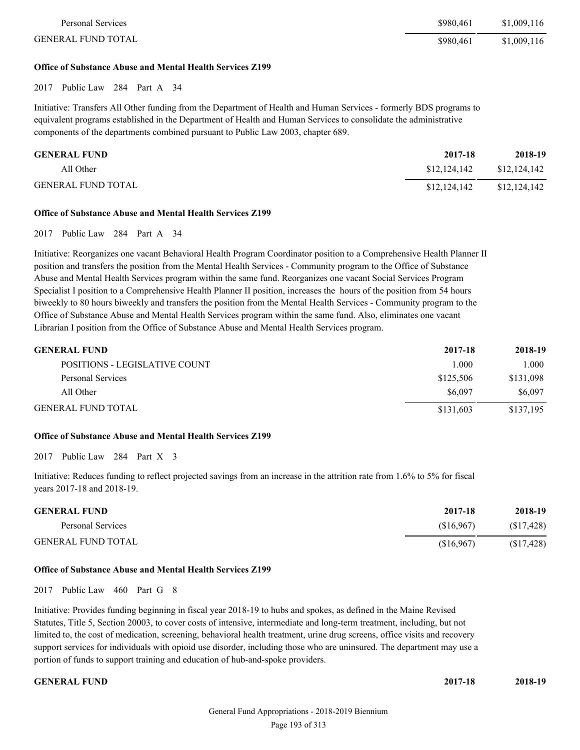| | | |
|---|---|---|
| Personal Services | $980,461 | $1,009,116 |
| GENERAL FUND TOTAL | $980,461 | $1,009,116 |

**Office of Substance Abuse and Mental Health Services Z199**

2017 Public Law 284 Part A 34

Initiative: Transfers All Other funding from the Department of Health and Human Services - formerly BDS programs to equivalent programs established in the Department of Health and Human Services to consolidate the administrative components of the departments combined pursuant to Public Law 2003, chapter 689.

| GENERAL FUND | 2017-18 | 2018-19 |
|---|---|---|
| All Other | $12,124,142 | $12,124,142 |
| GENERAL FUND TOTAL | $12,124,142 | $12,124,142 |

**Office of Substance Abuse and Mental Health Services Z199**

2017 Public Law 284 Part A 34

Initiative: Reorganizes one vacant Behavioral Health Program Coordinator position to a Comprehensive Health Planner II position and transfers the position from the Mental Health Services - Community program to the Office of Substance Abuse and Mental Health Services program within the same fund. Reorganizes one vacant Social Services Program Specialist I position to a Comprehensive Health Planner II position, increases the hours of the position from 54 hours biweekly to 80 hours biweekly and transfers the position from the Mental Health Services - Community program to the Office of Substance Abuse and Mental Health Services program within the same fund. Also, eliminates one vacant Librarian I position from the Office of Substance Abuse and Mental Health Services program.

| GENERAL FUND | 2017-18 | 2018-19 |
|---|---|---|
| POSITIONS - LEGISLATIVE COUNT | 1.000 | 1.000 |
| Personal Services | $125,506 | $131,098 |
| All Other | $6,097 | $6,097 |
| GENERAL FUND TOTAL | $131,603 | $137,195 |

**Office of Substance Abuse and Mental Health Services Z199**

2017 Public Law 284 Part X 3

Initiative: Reduces funding to reflect projected savings from an increase in the attrition rate from 1.6% to 5% for fiscal years 2017-18 and 2018-19.

| GENERAL FUND | 2017-18 | 2018-19 |
|---|---|---|
| Personal Services | ($16,967) | ($17,428) |
| GENERAL FUND TOTAL | ($16,967) | ($17,428) |

**Office of Substance Abuse and Mental Health Services Z199**

2017 Public Law 460 Part G 8

Initiative: Provides funding beginning in fiscal year 2018-19 to hubs and spokes, as defined in the Maine Revised Statutes, Title 5, Section 20003, to cover costs of intensive, intermediate and long-term treatment, including, but not limited to, the cost of medication, screening, behavioral health treatment, urine drug screens, office visits and recovery support services for individuals with opioid use disorder, including those who are uninsured. The department may use a portion of funds to support training and education of hub-and-spoke providers.

| GENERAL FUND | 2017-18 | 2018-19 |
|---|---|---|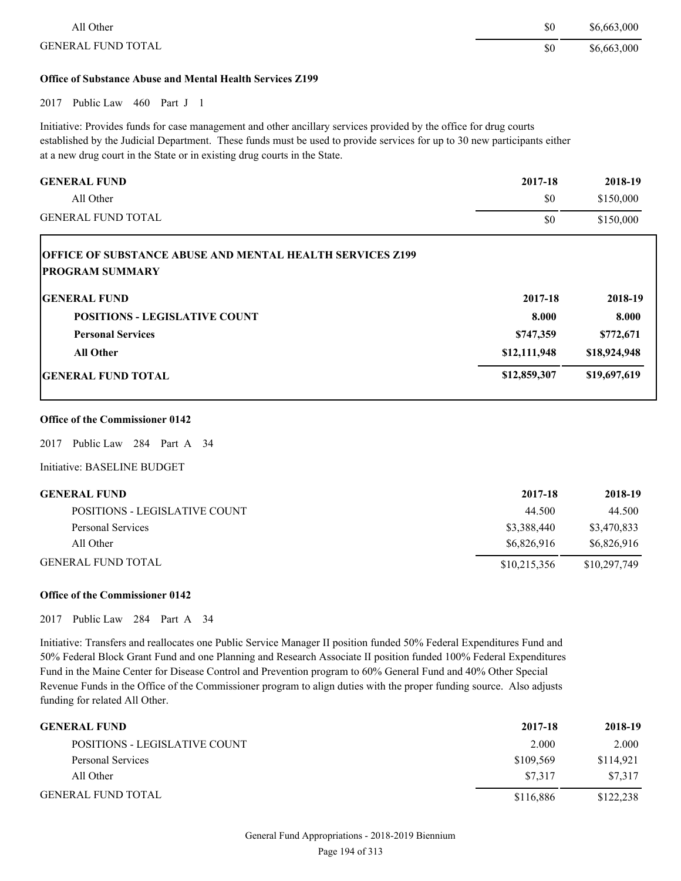| | | |
|---|---|---|
| All Other | $0 | $6,663,000 |
| GENERAL FUND TOTAL | $0 | $6,663,000 |

**Office of Substance Abuse and Mental Health Services Z199**

2017 Public Law 460 Part J 1

Initiative: Provides funds for case management and other ancillary services provided by the office for drug courts established by the Judicial Department. These funds must be used to provide services for up to 30 new participants either at a new drug court in the State or in existing drug courts in the State.

| GENERAL FUND | 2017-18 | 2018-19 |
|---|---|---|
| All Other | $0 | $150,000 |
| GENERAL FUND TOTAL | $0 | $150,000 |

**OFFICE OF SUBSTANCE ABUSE AND MENTAL HEALTH SERVICES Z199**
**PROGRAM SUMMARY**

| **GENERAL FUND** | **2017-18** | **2018-19** |
|---|---|---|
| **POSITIONS - LEGISLATIVE COUNT** | **8.000** | **8.000** |
| **Personal Services** | **$747,359** | **$772,671** |
| **All Other** | **$12,111,948** | **$18,924,948** |
| **GENERAL FUND TOTAL** | **$12,859,307** | **$19,697,619** |

**Office of the Commissioner 0142**

2017 Public Law 284 Part A 34

Initiative: BASELINE BUDGET

| GENERAL FUND | 2017-18 | 2018-19 |
|---|---|---|
| POSITIONS - LEGISLATIVE COUNT | 44.500 | 44.500 |
| Personal Services | $3,388,440 | $3,470,833 |
| All Other | $6,826,916 | $6,826,916 |
| GENERAL FUND TOTAL | $10,215,356 | $10,297,749 |

**Office of the Commissioner 0142**

2017 Public Law 284 Part A 34

Initiative: Transfers and reallocates one Public Service Manager II position funded 50% Federal Expenditures Fund and 50% Federal Block Grant Fund and one Planning and Research Associate II position funded 100% Federal Expenditures Fund in the Maine Center for Disease Control and Prevention program to 60% General Fund and 40% Other Special Revenue Funds in the Office of the Commissioner program to align duties with the proper funding source. Also adjusts funding for related All Other.

| GENERAL FUND | 2017-18 | 2018-19 |
|---|---|---|
| POSITIONS - LEGISLATIVE COUNT | 2.000 | 2.000 |
| Personal Services | $109,569 | $114,921 |
| All Other | $7,317 | $7,317 |
| GENERAL FUND TOTAL | $116,886 | $122,238 |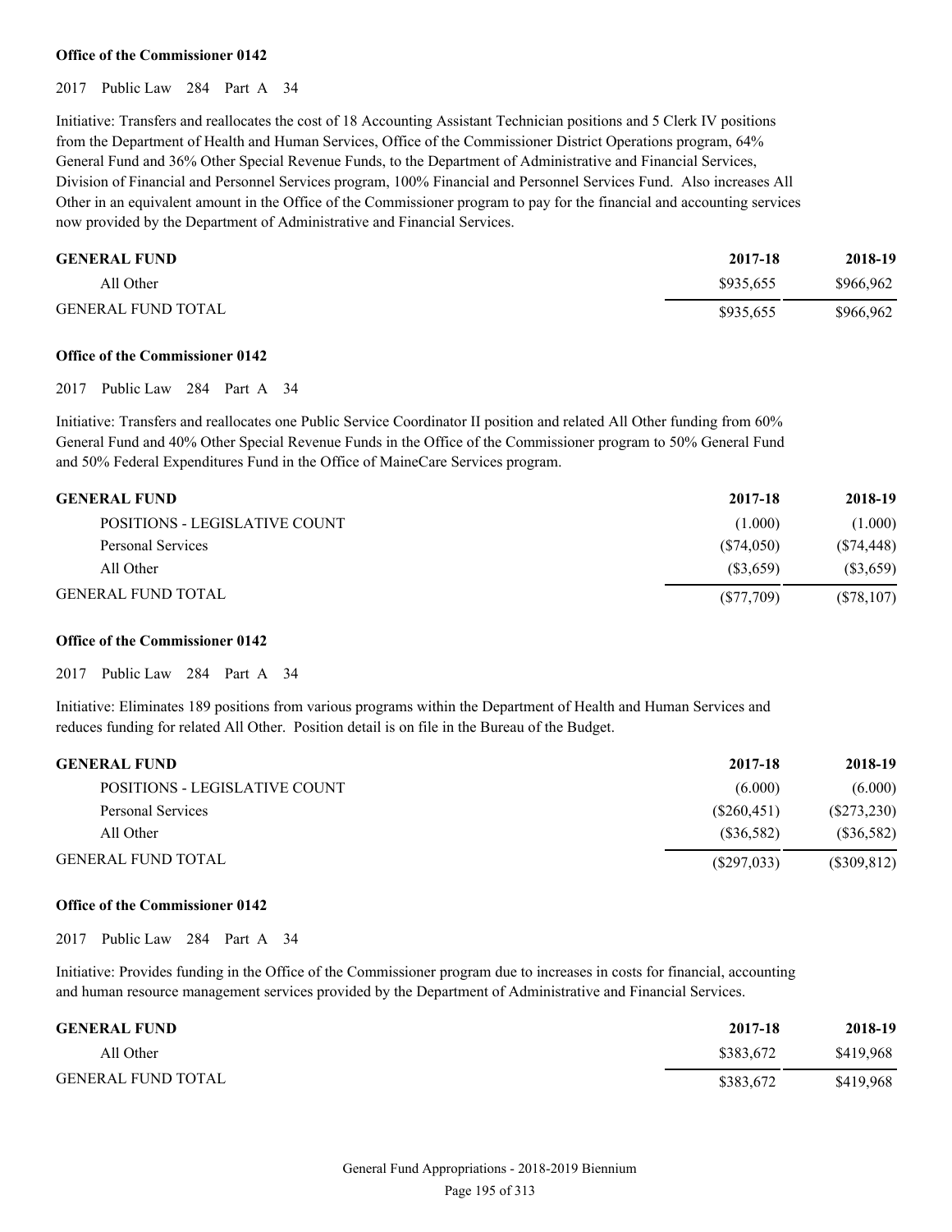**Office of the Commissioner 0142**

2017 Public Law 284 Part A 34

Initiative: Transfers and reallocates the cost of 18 Accounting Assistant Technician positions and 5 Clerk IV positions from the Department of Health and Human Services, Office of the Commissioner District Operations program, 64% General Fund and 36% Other Special Revenue Funds, to the Department of Administrative and Financial Services, Division of Financial and Personnel Services program, 100% Financial and Personnel Services Fund. Also increases All Other in an equivalent amount in the Office of the Commissioner program to pay for the financial and accounting services now provided by the Department of Administrative and Financial Services.

| GENERAL FUND | 2017-18 | 2018-19 |
|---|---|---|
| All Other | $935,655 | $966,962 |
| GENERAL FUND TOTAL | $935,655 | $966,962 |

**Office of the Commissioner 0142**

2017 Public Law 284 Part A 34

Initiative: Transfers and reallocates one Public Service Coordinator II position and related All Other funding from 60% General Fund and 40% Other Special Revenue Funds in the Office of the Commissioner program to 50% General Fund and 50% Federal Expenditures Fund in the Office of MaineCare Services program.

| GENERAL FUND | 2017-18 | 2018-19 |
|---|---|---|
| POSITIONS - LEGISLATIVE COUNT | (1.000) | (1.000) |
| Personal Services | ($74,050) | ($74,448) |
| All Other | ($3,659) | ($3,659) |
| GENERAL FUND TOTAL | ($77,709) | ($78,107) |

**Office of the Commissioner 0142**

2017 Public Law 284 Part A 34

Initiative: Eliminates 189 positions from various programs within the Department of Health and Human Services and reduces funding for related All Other. Position detail is on file in the Bureau of the Budget.

| GENERAL FUND | 2017-18 | 2018-19 |
|---|---|---|
| POSITIONS - LEGISLATIVE COUNT | (6.000) | (6.000) |
| Personal Services | ($260,451) | ($273,230) |
| All Other | ($36,582) | ($36,582) |
| GENERAL FUND TOTAL | ($297,033) | ($309,812) |

**Office of the Commissioner 0142**

2017 Public Law 284 Part A 34

Initiative: Provides funding in the Office of the Commissioner program due to increases in costs for financial, accounting and human resource management services provided by the Department of Administrative and Financial Services.

| GENERAL FUND | 2017-18 | 2018-19 |
|---|---|---|
| All Other | $383,672 | $419,968 |
| GENERAL FUND TOTAL | $383,672 | $419,968 |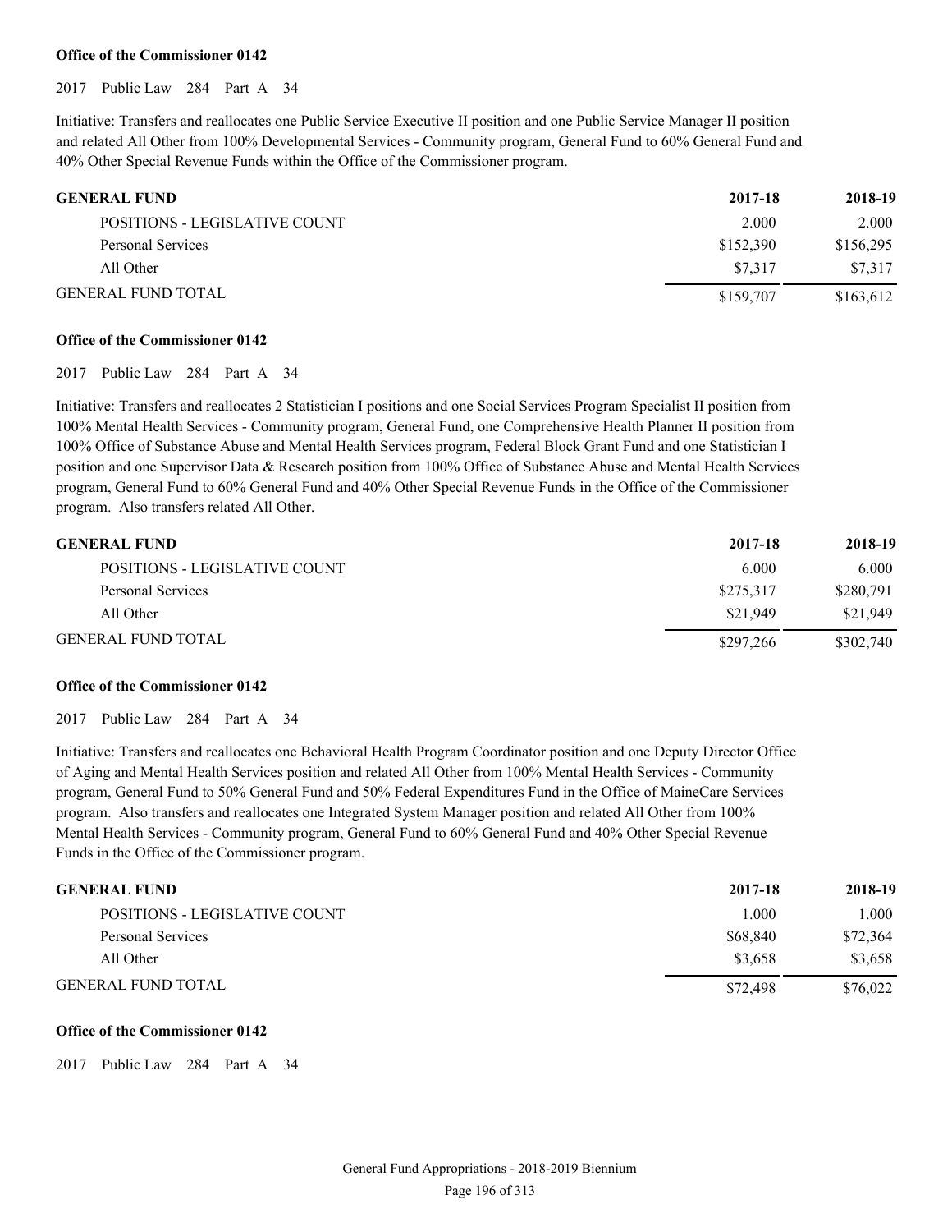**Office of the Commissioner 0142**

2017 Public Law 284 Part A 34

Initiative: Transfers and reallocates one Public Service Executive II position and one Public Service Manager II position and related All Other from 100% Developmental Services - Community program, General Fund to 60% General Fund and 40% Other Special Revenue Funds within the Office of the Commissioner program.

| GENERAL FUND | 2017-18 | 2018-19 |
|---|---|---|
| POSITIONS - LEGISLATIVE COUNT | 2.000 | 2.000 |
| Personal Services | $152,390 | $156,295 |
| All Other | $7,317 | $7,317 |
| GENERAL FUND TOTAL | $159,707 | $163,612 |

**Office of the Commissioner 0142**

2017 Public Law 284 Part A 34

Initiative: Transfers and reallocates 2 Statistician I positions and one Social Services Program Specialist II position from 100% Mental Health Services - Community program, General Fund, one Comprehensive Health Planner II position from 100% Office of Substance Abuse and Mental Health Services program, Federal Block Grant Fund and one Statistician I position and one Supervisor Data & Research position from 100% Office of Substance Abuse and Mental Health Services program, General Fund to 60% General Fund and 40% Other Special Revenue Funds in the Office of the Commissioner program. Also transfers related All Other.

| GENERAL FUND | 2017-18 | 2018-19 |
|---|---|---|
| POSITIONS - LEGISLATIVE COUNT | 6.000 | 6.000 |
| Personal Services | $275,317 | $280,791 |
| All Other | $21,949 | $21,949 |
| GENERAL FUND TOTAL | $297,266 | $302,740 |

**Office of the Commissioner 0142**

2017 Public Law 284 Part A 34

Initiative: Transfers and reallocates one Behavioral Health Program Coordinator position and one Deputy Director Office of Aging and Mental Health Services position and related All Other from 100% Mental Health Services - Community program, General Fund to 50% General Fund and 50% Federal Expenditures Fund in the Office of MaineCare Services program. Also transfers and reallocates one Integrated System Manager position and related All Other from 100% Mental Health Services - Community program, General Fund to 60% General Fund and 40% Other Special Revenue Funds in the Office of the Commissioner program.

| GENERAL FUND | 2017-18 | 2018-19 |
|---|---|---|
| POSITIONS - LEGISLATIVE COUNT | 1.000 | 1.000 |
| Personal Services | $68,840 | $72,364 |
| All Other | $3,658 | $3,658 |
| GENERAL FUND TOTAL | $72,498 | $76,022 |

**Office of the Commissioner 0142**

2017 Public Law 284 Part A 34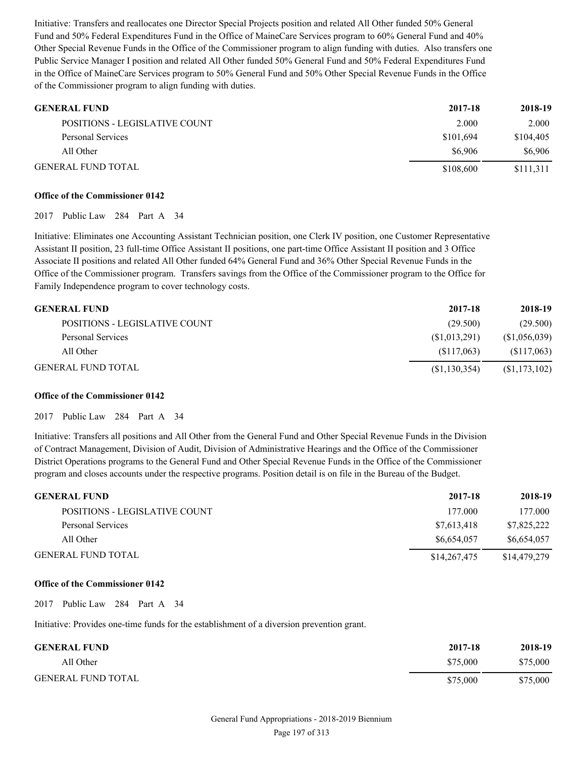Initiative: Transfers and reallocates one Director Special Projects position and related All Other funded 50% General Fund and 50% Federal Expenditures Fund in the Office of MaineCare Services program to 60% General Fund and 40% Other Special Revenue Funds in the Office of the Commissioner program to align funding with duties. Also transfers one Public Service Manager I position and related All Other funded 50% General Fund and 50% Federal Expenditures Fund in the Office of MaineCare Services program to 50% General Fund and 50% Other Special Revenue Funds in the Office of the Commissioner program to align funding with duties.

| GENERAL FUND | 2017-18 | 2018-19 |
|---|---|---|
| POSITIONS - LEGISLATIVE COUNT | 2.000 | 2.000 |
| Personal Services | $101,694 | $104,405 |
| All Other | $6,906 | $6,906 |
| GENERAL FUND TOTAL | $108,600 | $111,311 |

**Office of the Commissioner 0142**

2017 Public Law 284 Part A 34

Initiative: Eliminates one Accounting Assistant Technician position, one Clerk IV position, one Customer Representative Assistant II position, 23 full-time Office Assistant II positions, one part-time Office Assistant II position and 3 Office Associate II positions and related All Other funded 64% General Fund and 36% Other Special Revenue Funds in the Office of the Commissioner program. Transfers savings from the Office of the Commissioner program to the Office for Family Independence program to cover technology costs.

| GENERAL FUND | 2017-18 | 2018-19 |
|---|---|---|
| POSITIONS - LEGISLATIVE COUNT | (29.500) | (29.500) |
| Personal Services | ($1,013,291) | ($1,056,039) |
| All Other | ($117,063) | ($117,063) |
| GENERAL FUND TOTAL | ($1,130,354) | ($1,173,102) |

**Office of the Commissioner 0142**

2017 Public Law 284 Part A 34

Initiative: Transfers all positions and All Other from the General Fund and Other Special Revenue Funds in the Division of Contract Management, Division of Audit, Division of Administrative Hearings and the Office of the Commissioner District Operations programs to the General Fund and Other Special Revenue Funds in the Office of the Commissioner program and closes accounts under the respective programs. Position detail is on file in the Bureau of the Budget.

| GENERAL FUND | 2017-18 | 2018-19 |
|---|---|---|
| POSITIONS - LEGISLATIVE COUNT | 177.000 | 177.000 |
| Personal Services | $7,613,418 | $7,825,222 |
| All Other | $6,654,057 | $6,654,057 |
| GENERAL FUND TOTAL | $14,267,475 | $14,479,279 |

**Office of the Commissioner 0142**

2017 Public Law 284 Part A 34

Initiative: Provides one-time funds for the establishment of a diversion prevention grant.

| GENERAL FUND | 2017-18 | 2018-19 |
|---|---|---|
| All Other | $75,000 | $75,000 |
| GENERAL FUND TOTAL | $75,000 | $75,000 |

General Fund Appropriations - 2018-2019 Biennium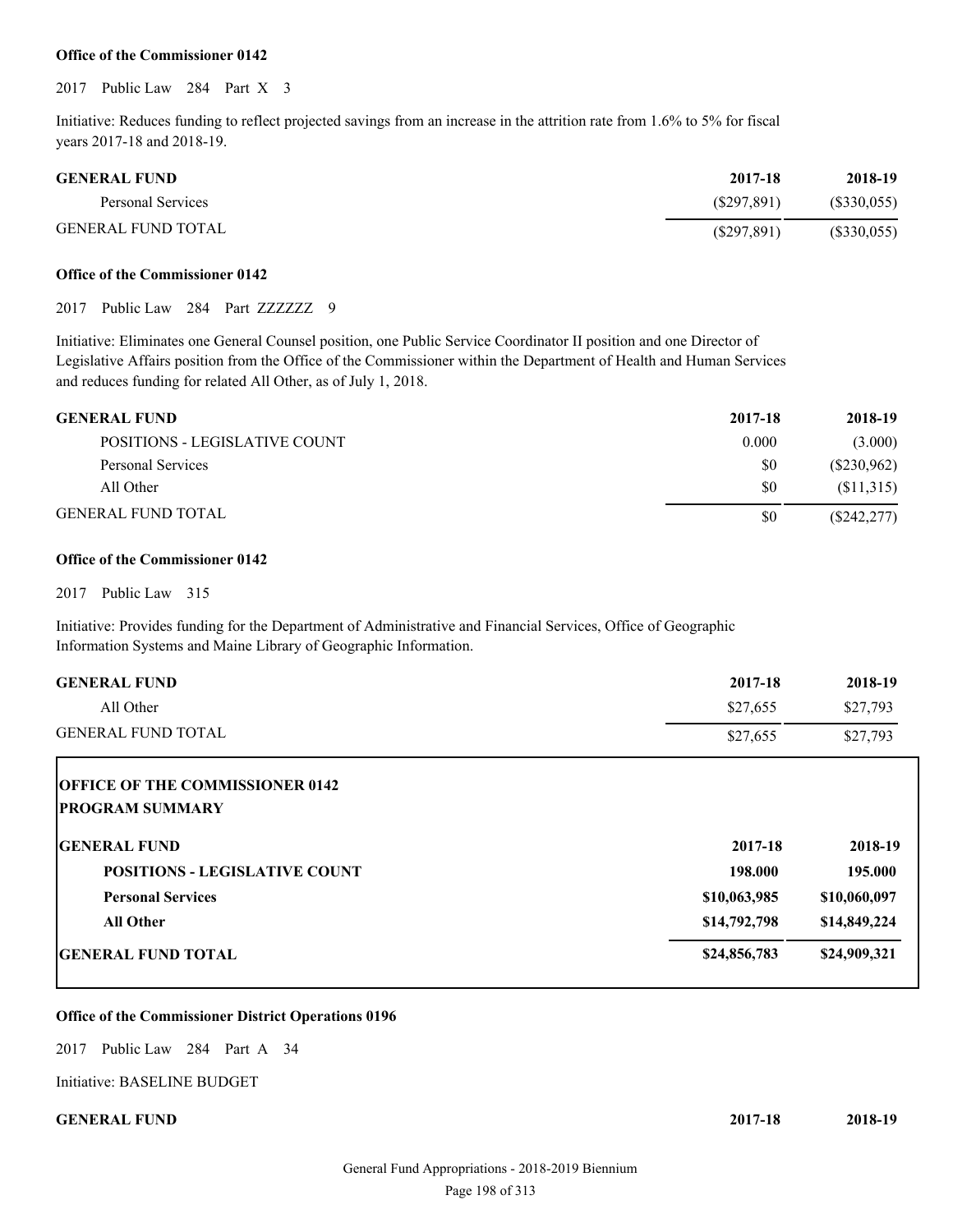**Office of the Commissioner 0142**

2017 Public Law 284 Part X 3

Initiative: Reduces funding to reflect projected savings from an increase in the attrition rate from 1.6% to 5% for fiscal years 2017-18 and 2018-19.

| GENERAL FUND | 2017-18 | 2018-19 |
|---|---|---|
| Personal Services | ($297,891) | ($330,055) |
| GENERAL FUND TOTAL | ($297,891) | ($330,055) |

**Office of the Commissioner 0142**

2017 Public Law 284 Part ZZZZZZ 9

Initiative: Eliminates one General Counsel position, one Public Service Coordinator II position and one Director of Legislative Affairs position from the Office of the Commissioner within the Department of Health and Human Services and reduces funding for related All Other, as of July 1, 2018.

| GENERAL FUND | 2017-18 | 2018-19 |
|---|---|---|
| POSITIONS - LEGISLATIVE COUNT | 0.000 | (3.000) |
| Personal Services | $0 | ($230,962) |
| All Other | $0 | ($11,315) |
| GENERAL FUND TOTAL | $0 | ($242,277) |

**Office of the Commissioner 0142**

2017 Public Law 315

Initiative: Provides funding for the Department of Administrative and Financial Services, Office of Geographic Information Systems and Maine Library of Geographic Information.

| GENERAL FUND | 2017-18 | 2018-19 |
|---|---|---|
| All Other | $27,655 | $27,793 |
| GENERAL FUND TOTAL | $27,655 | $27,793 |

**OFFICE OF THE COMMISSIONER 0142**
**PROGRAM SUMMARY**

| GENERAL FUND | 2017-18 | 2018-19 |
|---|---|---|
| **POSITIONS - LEGISLATIVE COUNT** | **198.000** | **195.000** |
| **Personal Services** | **$10,063,985** | **$10,060,097** |
| **All Other** | **$14,792,798** | **$14,849,224** |
| **GENERAL FUND TOTAL** | **$24,856,783** | **$24,909,321** |

**Office of the Commissioner District Operations 0196**

2017 Public Law 284 Part A 34

Initiative: BASELINE BUDGET

| GENERAL FUND | 2017-18 | 2018-19 |
|---|---|---|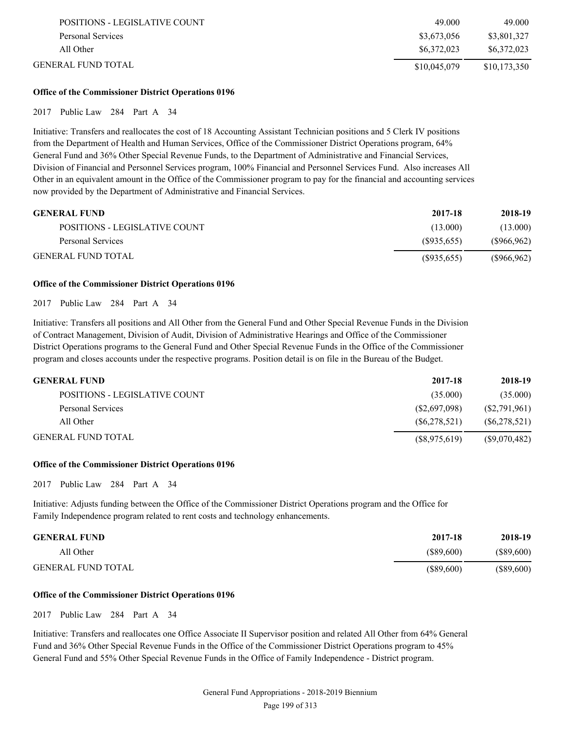| | | |
|---|---|---|
| POSITIONS - LEGISLATIVE COUNT | 49.000 | 49.000 |
| Personal Services | $3,673,056 | $3,801,327 |
| All Other | $6,372,023 | $6,372,023 |
| GENERAL FUND TOTAL | $10,045,079 | $10,173,350 |

**Office of the Commissioner District Operations 0196**

2017 Public Law 284 Part A 34

Initiative: Transfers and reallocates the cost of 18 Accounting Assistant Technician positions and 5 Clerk IV positions from the Department of Health and Human Services, Office of the Commissioner District Operations program, 64% General Fund and 36% Other Special Revenue Funds, to the Department of Administrative and Financial Services, Division of Financial and Personnel Services program, 100% Financial and Personnel Services Fund. Also increases All Other in an equivalent amount in the Office of the Commissioner program to pay for the financial and accounting services now provided by the Department of Administrative and Financial Services.

| GENERAL FUND | 2017-18 | 2018-19 |
|---|---|---|
| POSITIONS - LEGISLATIVE COUNT | (13.000) | (13.000) |
| Personal Services | ($935,655) | ($966,962) |
| GENERAL FUND TOTAL | ($935,655) | ($966,962) |

**Office of the Commissioner District Operations 0196**

2017 Public Law 284 Part A 34

Initiative: Transfers all positions and All Other from the General Fund and Other Special Revenue Funds in the Division of Contract Management, Division of Audit, Division of Administrative Hearings and Office of the Commissioner District Operations programs to the General Fund and Other Special Revenue Funds in the Office of the Commissioner program and closes accounts under the respective programs. Position detail is on file in the Bureau of the Budget.

| GENERAL FUND | 2017-18 | 2018-19 |
|---|---|---|
| POSITIONS - LEGISLATIVE COUNT | (35.000) | (35.000) |
| Personal Services | ($2,697,098) | ($2,791,961) |
| All Other | ($6,278,521) | ($6,278,521) |
| GENERAL FUND TOTAL | ($8,975,619) | ($9,070,482) |

**Office of the Commissioner District Operations 0196**

2017 Public Law 284 Part A 34

Initiative: Adjusts funding between the Office of the Commissioner District Operations program and the Office for Family Independence program related to rent costs and technology enhancements.

| GENERAL FUND | 2017-18 | 2018-19 |
|---|---|---|
| All Other | ($89,600) | ($89,600) |
| GENERAL FUND TOTAL | ($89,600) | ($89,600) |

**Office of the Commissioner District Operations 0196**

2017 Public Law 284 Part A 34

Initiative: Transfers and reallocates one Office Associate II Supervisor position and related All Other from 64% General Fund and 36% Other Special Revenue Funds in the Office of the Commissioner District Operations program to 45% General Fund and 55% Other Special Revenue Funds in the Office of Family Independence - District program.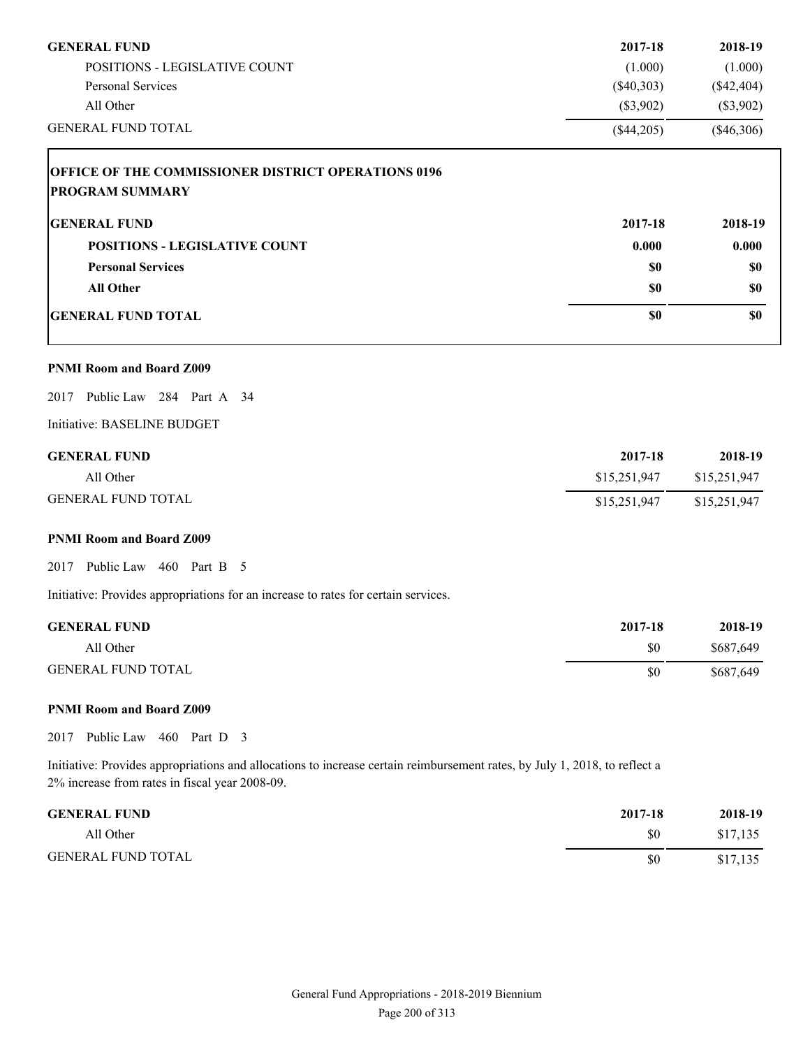| GENERAL FUND | 2017-18 | 2018-19 |
|---|---|---|
| POSITIONS - LEGISLATIVE COUNT | (1.000) | (1.000) |
| Personal Services | ($40,303) | ($42,404) |
| All Other | ($3,902) | ($3,902) |
| GENERAL FUND TOTAL | ($44,205) | ($46,306) |

**OFFICE OF THE COMMISSIONER DISTRICT OPERATIONS 0196**
**PROGRAM SUMMARY**

| GENERAL FUND | 2017-18 | 2018-19 |
|---|---|---|
| **POSITIONS - LEGISLATIVE COUNT** | **0.000** | **0.000** |
| **Personal Services** | **$0** | **$0** |
| **All Other** | **$0** | **$0** |
| **GENERAL FUND TOTAL** | **$0** | **$0** |

**PNMI Room and Board Z009**

2017 Public Law 284 Part A 34

Initiative: BASELINE BUDGET

| GENERAL FUND | 2017-18 | 2018-19 |
|---|---|---|
| All Other | $15,251,947 | $15,251,947 |
| GENERAL FUND TOTAL | $15,251,947 | $15,251,947 |

**PNMI Room and Board Z009**

2017 Public Law 460 Part B 5

Initiative: Provides appropriations for an increase to rates for certain services.

| GENERAL FUND | 2017-18 | 2018-19 |
|---|---|---|
| All Other | $0 | $687,649 |
| GENERAL FUND TOTAL | $0 | $687,649 |

**PNMI Room and Board Z009**

2017 Public Law 460 Part D 3

Initiative: Provides appropriations and allocations to increase certain reimbursement rates, by July 1, 2018, to reflect a 2% increase from rates in fiscal year 2008-09.

| GENERAL FUND | 2017-18 | 2018-19 |
|---|---|---|
| All Other | $0 | $17,135 |
| GENERAL FUND TOTAL | $0 | $17,135 |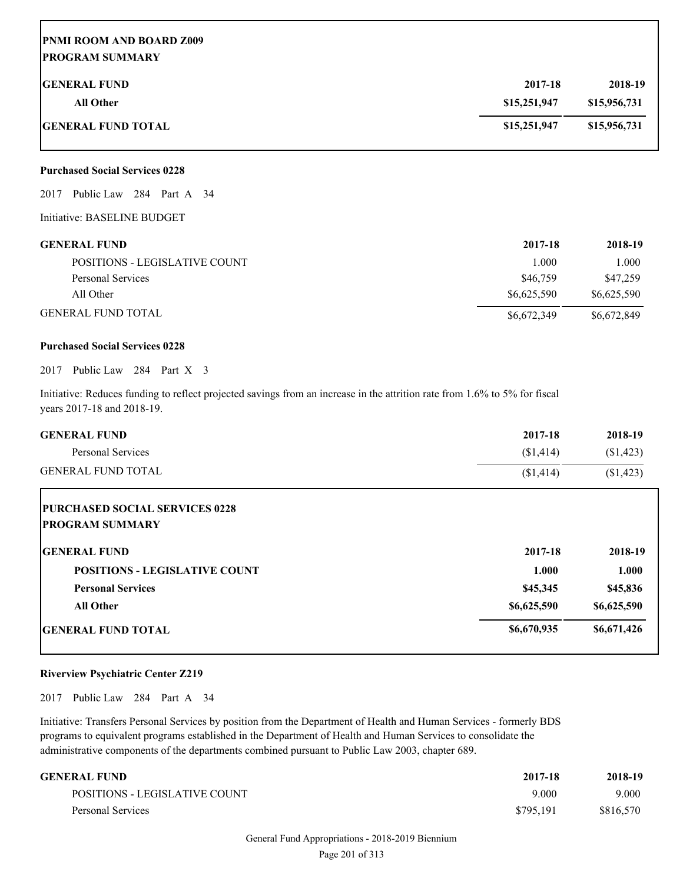**PNMI ROOM AND BOARD Z009**
**PROGRAM SUMMARY**

| GENERAL FUND | 2017-18 | 2018-19 |
|---|---|---|
| All Other | $15,251,947 | $15,956,731 |
| **GENERAL FUND TOTAL** | **$15,251,947** | **$15,956,731** |

**Purchased Social Services 0228**

2017 Public Law 284 Part A 34

Initiative: BASELINE BUDGET

| GENERAL FUND | 2017-18 | 2018-19 |
|---|---|---|
| POSITIONS - LEGISLATIVE COUNT | 1.000 | 1.000 |
| Personal Services | $46,759 | $47,259 |
| All Other | $6,625,590 | $6,625,590 |
| GENERAL FUND TOTAL | $6,672,349 | $6,672,849 |

**Purchased Social Services 0228**

2017 Public Law 284 Part X 3

Initiative: Reduces funding to reflect projected savings from an increase in the attrition rate from 1.6% to 5% for fiscal years 2017-18 and 2018-19.

| GENERAL FUND | 2017-18 | 2018-19 |
|---|---|---|
| Personal Services | ($1,414) | ($1,423) |
| GENERAL FUND TOTAL | ($1,414) | ($1,423) |

**PURCHASED SOCIAL SERVICES 0228**
**PROGRAM SUMMARY**

| GENERAL FUND | 2017-18 | 2018-19 |
|---|---|---|
| **POSITIONS - LEGISLATIVE COUNT** | **1.000** | **1.000** |
| **Personal Services** | **$45,345** | **$45,836** |
| **All Other** | **$6,625,590** | **$6,625,590** |
| **GENERAL FUND TOTAL** | **$6,670,935** | **$6,671,426** |

**Riverview Psychiatric Center Z219**

2017 Public Law 284 Part A 34

Initiative: Transfers Personal Services by position from the Department of Health and Human Services - formerly BDS programs to equivalent programs established in the Department of Health and Human Services to consolidate the administrative components of the departments combined pursuant to Public Law 2003, chapter 689.

| GENERAL FUND | 2017-18 | 2018-19 |
|---|---|---|
| POSITIONS - LEGISLATIVE COUNT | 9.000 | 9.000 |
| Personal Services | $795,191 | $816,570 |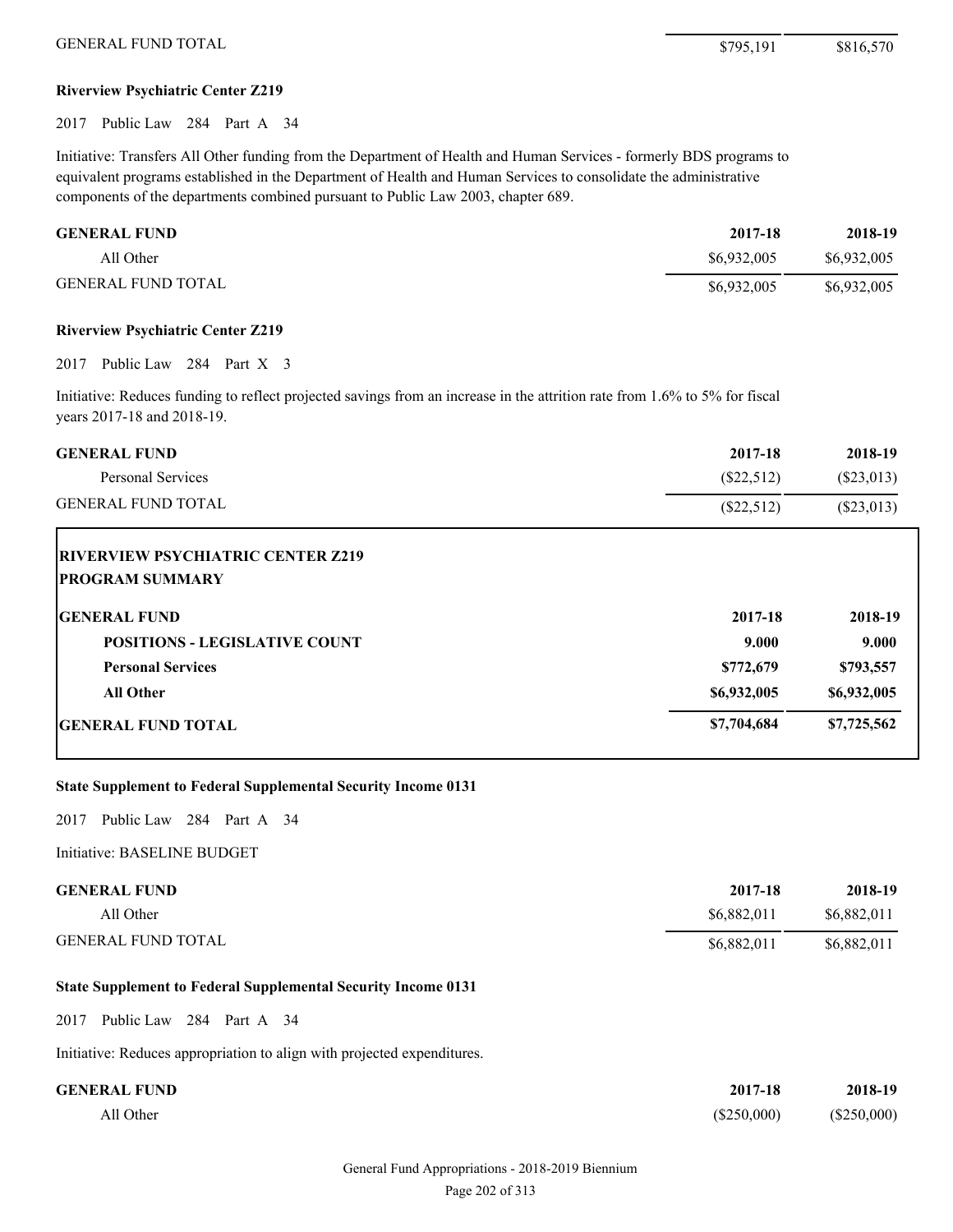| | | |
|---|---|---|
| GENERAL FUND TOTAL | $795,191 | $816,570 |

**Riverview Psychiatric Center Z219**

2017 Public Law 284 Part A 34

Initiative: Transfers All Other funding from the Department of Health and Human Services - formerly BDS programs to equivalent programs established in the Department of Health and Human Services to consolidate the administrative components of the departments combined pursuant to Public Law 2003, chapter 689.

| GENERAL FUND | 2017-18 | 2018-19 |
|---|---|---|
| All Other | $6,932,005 | $6,932,005 |
| GENERAL FUND TOTAL | $6,932,005 | $6,932,005 |

**Riverview Psychiatric Center Z219**

2017 Public Law 284 Part X 3

Initiative: Reduces funding to reflect projected savings from an increase in the attrition rate from 1.6% to 5% for fiscal years 2017-18 and 2018-19.

| GENERAL FUND | 2017-18 | 2018-19 |
|---|---|---|
| Personal Services | ($22,512) | ($23,013) |
| GENERAL FUND TOTAL | ($22,512) | ($23,013) |

**RIVERVIEW PSYCHIATRIC CENTER Z219**
**PROGRAM SUMMARY**

| GENERAL FUND | 2017-18 | 2018-19 |
|---|---|---|
| **POSITIONS - LEGISLATIVE COUNT** | **9.000** | **9.000** |
| **Personal Services** | **$772,679** | **$793,557** |
| **All Other** | **$6,932,005** | **$6,932,005** |
| **GENERAL FUND TOTAL** | **$7,704,684** | **$7,725,562** |

**State Supplement to Federal Supplemental Security Income 0131**

2017 Public Law 284 Part A 34

Initiative: BASELINE BUDGET

| GENERAL FUND | 2017-18 | 2018-19 |
|---|---|---|
| All Other | $6,882,011 | $6,882,011 |
| GENERAL FUND TOTAL | $6,882,011 | $6,882,011 |

**State Supplement to Federal Supplemental Security Income 0131**

2017 Public Law 284 Part A 34

Initiative: Reduces appropriation to align with projected expenditures.

| GENERAL FUND | 2017-18 | 2018-19 |
|---|---|---|
| All Other | ($250,000) | ($250,000) |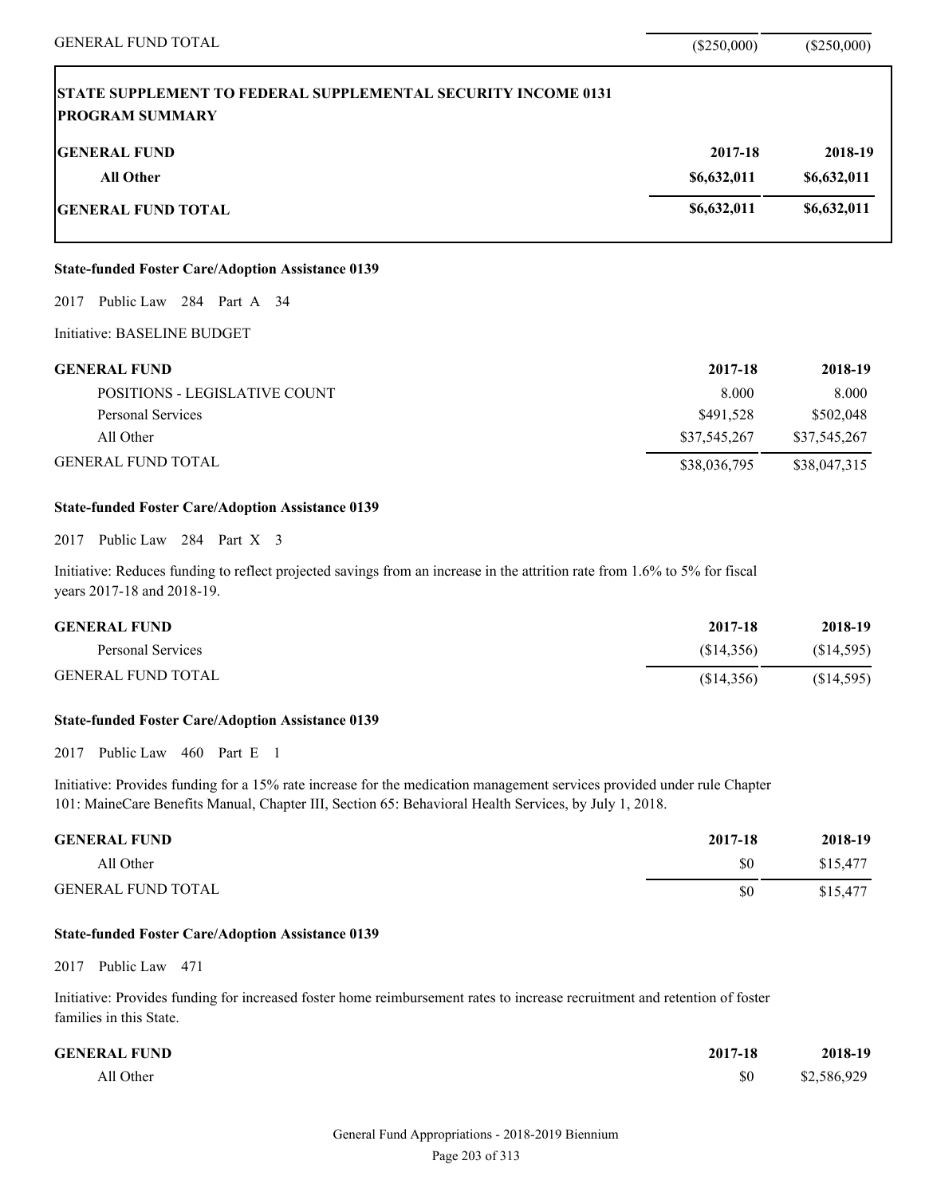| | | |
|---|---|---|
| GENERAL FUND TOTAL | ($250,000) | ($250,000) |

**STATE SUPPLEMENT TO FEDERAL SUPPLEMENTAL SECURITY INCOME 0131**
**PROGRAM SUMMARY**

| GENERAL FUND | 2017-18 | 2018-19 |
|---|---|---|
| All Other | $6,632,011 | $6,632,011 |
| GENERAL FUND TOTAL | $6,632,011 | $6,632,011 |

**State-funded Foster Care/Adoption Assistance 0139**

2017 Public Law 284 Part A 34

Initiative: BASELINE BUDGET

| GENERAL FUND | 2017-18 | 2018-19 |
|---|---|---|
| POSITIONS - LEGISLATIVE COUNT | 8.000 | 8.000 |
| Personal Services | $491,528 | $502,048 |
| All Other | $37,545,267 | $37,545,267 |
| GENERAL FUND TOTAL | $38,036,795 | $38,047,315 |

**State-funded Foster Care/Adoption Assistance 0139**

2017 Public Law 284 Part X 3

Initiative: Reduces funding to reflect projected savings from an increase in the attrition rate from 1.6% to 5% for fiscal years 2017-18 and 2018-19.

| GENERAL FUND | 2017-18 | 2018-19 |
|---|---|---|
| Personal Services | ($14,356) | ($14,595) |
| GENERAL FUND TOTAL | ($14,356) | ($14,595) |

**State-funded Foster Care/Adoption Assistance 0139**

2017 Public Law 460 Part E 1

Initiative: Provides funding for a 15% rate increase for the medication management services provided under rule Chapter 101: MaineCare Benefits Manual, Chapter III, Section 65: Behavioral Health Services, by July 1, 2018.

| GENERAL FUND | 2017-18 | 2018-19 |
|---|---|---|
| All Other | $0 | $15,477 |
| GENERAL FUND TOTAL | $0 | $15,477 |

**State-funded Foster Care/Adoption Assistance 0139**

2017 Public Law 471

Initiative: Provides funding for increased foster home reimbursement rates to increase recruitment and retention of foster families in this State.

| GENERAL FUND | 2017-18 | 2018-19 |
|---|---|---|
| All Other | $0 | $2,586,929 |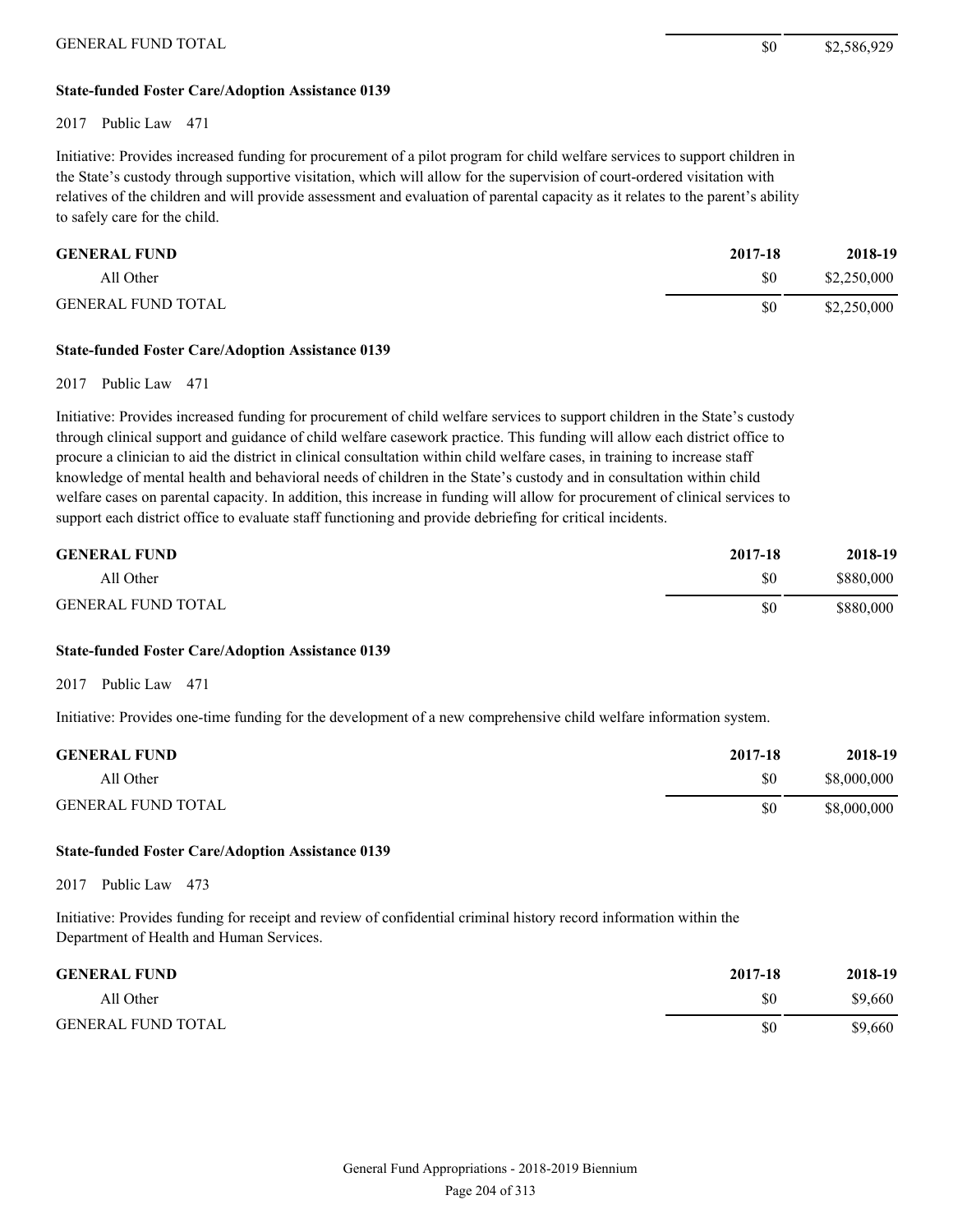| | | |
|---|---|---|
| GENERAL FUND TOTAL | $0 | $2,586,929 |

**State-funded Foster Care/Adoption Assistance 0139**

2017 Public Law 471

Initiative: Provides increased funding for procurement of a pilot program for child welfare services to support children in the State's custody through supportive visitation, which will allow for the supervision of court-ordered visitation with relatives of the children and will provide assessment and evaluation of parental capacity as it relates to the parent's ability to safely care for the child.

| GENERAL FUND | 2017-18 | 2018-19 |
|---|---|---|
| All Other | $0 | $2,250,000 |
| GENERAL FUND TOTAL | $0 | $2,250,000 |

**State-funded Foster Care/Adoption Assistance 0139**

2017 Public Law 471

Initiative: Provides increased funding for procurement of child welfare services to support children in the State's custody through clinical support and guidance of child welfare casework practice. This funding will allow each district office to procure a clinician to aid the district in clinical consultation within child welfare cases, in training to increase staff knowledge of mental health and behavioral needs of children in the State's custody and in consultation within child welfare cases on parental capacity. In addition, this increase in funding will allow for procurement of clinical services to support each district office to evaluate staff functioning and provide debriefing for critical incidents.

| GENERAL FUND | 2017-18 | 2018-19 |
|---|---|---|
| All Other | $0 | $880,000 |
| GENERAL FUND TOTAL | $0 | $880,000 |

**State-funded Foster Care/Adoption Assistance 0139**

2017 Public Law 471

Initiative: Provides one-time funding for the development of a new comprehensive child welfare information system.

| GENERAL FUND | 2017-18 | 2018-19 |
|---|---|---|
| All Other | $0 | $8,000,000 |
| GENERAL FUND TOTAL | $0 | $8,000,000 |

**State-funded Foster Care/Adoption Assistance 0139**

2017 Public Law 473

Initiative: Provides funding for receipt and review of confidential criminal history record information within the Department of Health and Human Services.

| GENERAL FUND | 2017-18 | 2018-19 |
|---|---|---|
| All Other | $0 | $9,660 |
| GENERAL FUND TOTAL | $0 | $9,660 |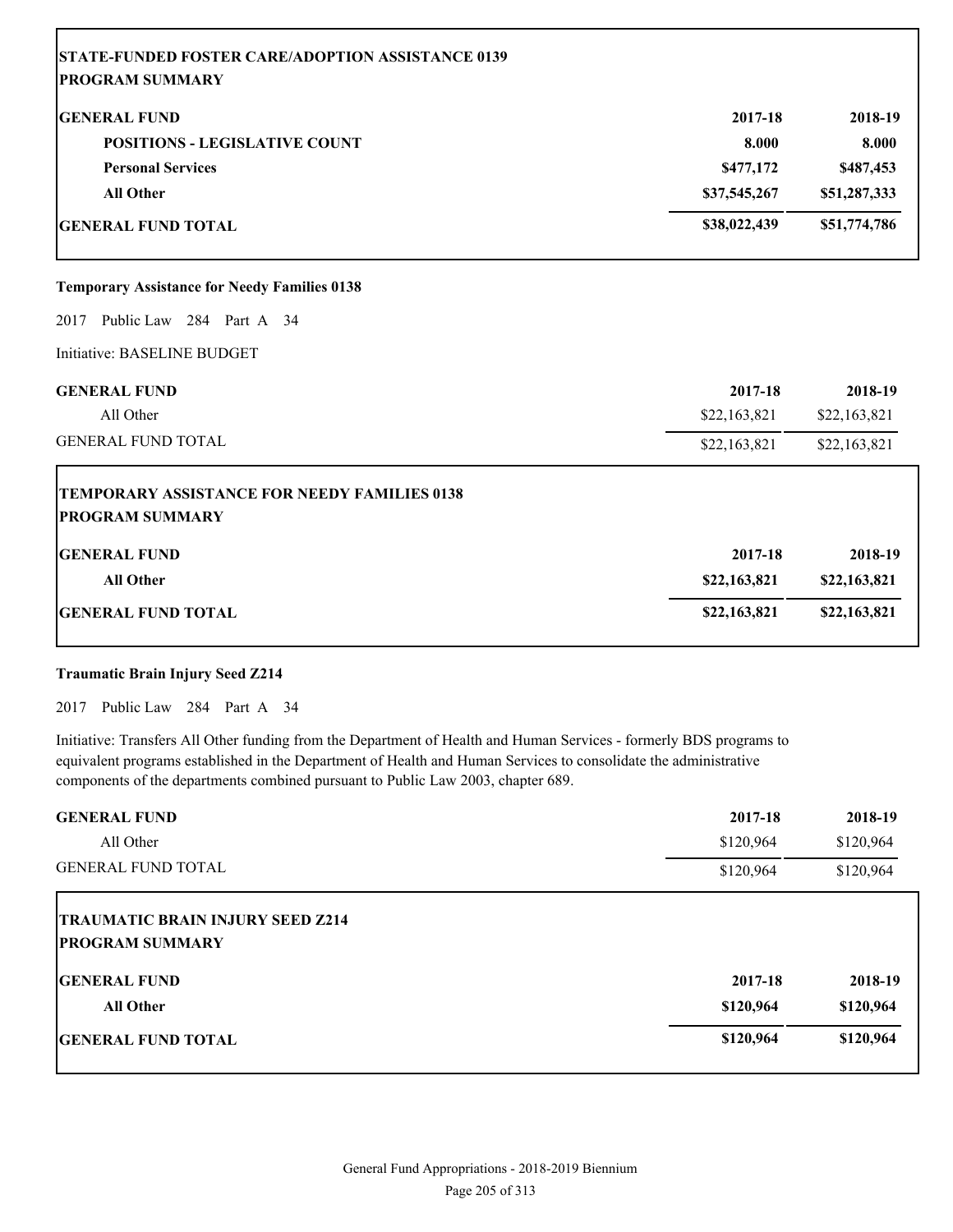| **STATE-FUNDED FOSTER CARE/ADOPTION ASSISTANCE 0139** | | |
|---|---|---|
| **PROGRAM SUMMARY** | | |
| **GENERAL FUND** | **2017-18** | **2018-19** |
| **POSITIONS - LEGISLATIVE COUNT** | **8.000** | **8.000** |
| **Personal Services** | **$477,172** | **$487,453** |
| **All Other** | **$37,545,267** | **$51,287,333** |
| **GENERAL FUND TOTAL** | **$38,022,439** | **$51,774,786** |

### Temporary Assistance for Needy Families 0138

2017 Public Law 284 Part A 34

Initiative: BASELINE BUDGET

| GENERAL FUND | 2017-18 | 2018-19 |
|---|---|---|
| All Other | $22,163,821 | $22,163,821 |
| GENERAL FUND TOTAL | $22,163,821 | $22,163,821 |

| **TEMPORARY ASSISTANCE FOR NEEDY FAMILIES 0138** | | |
|---|---|---|
| **PROGRAM SUMMARY** | | |
| **GENERAL FUND** | **2017-18** | **2018-19** |
| **All Other** | **$22,163,821** | **$22,163,821** |
| **GENERAL FUND TOTAL** | **$22,163,821** | **$22,163,821** |

### Traumatic Brain Injury Seed Z214

2017 Public Law 284 Part A 34

Initiative: Transfers All Other funding from the Department of Health and Human Services - formerly BDS programs to equivalent programs established in the Department of Health and Human Services to consolidate the administrative components of the departments combined pursuant to Public Law 2003, chapter 689.

| GENERAL FUND | 2017-18 | 2018-19 |
|---|---|---|
| All Other | $120,964 | $120,964 |
| GENERAL FUND TOTAL | $120,964 | $120,964 |

| **TRAUMATIC BRAIN INJURY SEED Z214** | | |
|---|---|---|
| **PROGRAM SUMMARY** | | |
| **GENERAL FUND** | **2017-18** | **2018-19** |
| **All Other** | **$120,964** | **$120,964** |
| **GENERAL FUND TOTAL** | **$120,964** | **$120,964** |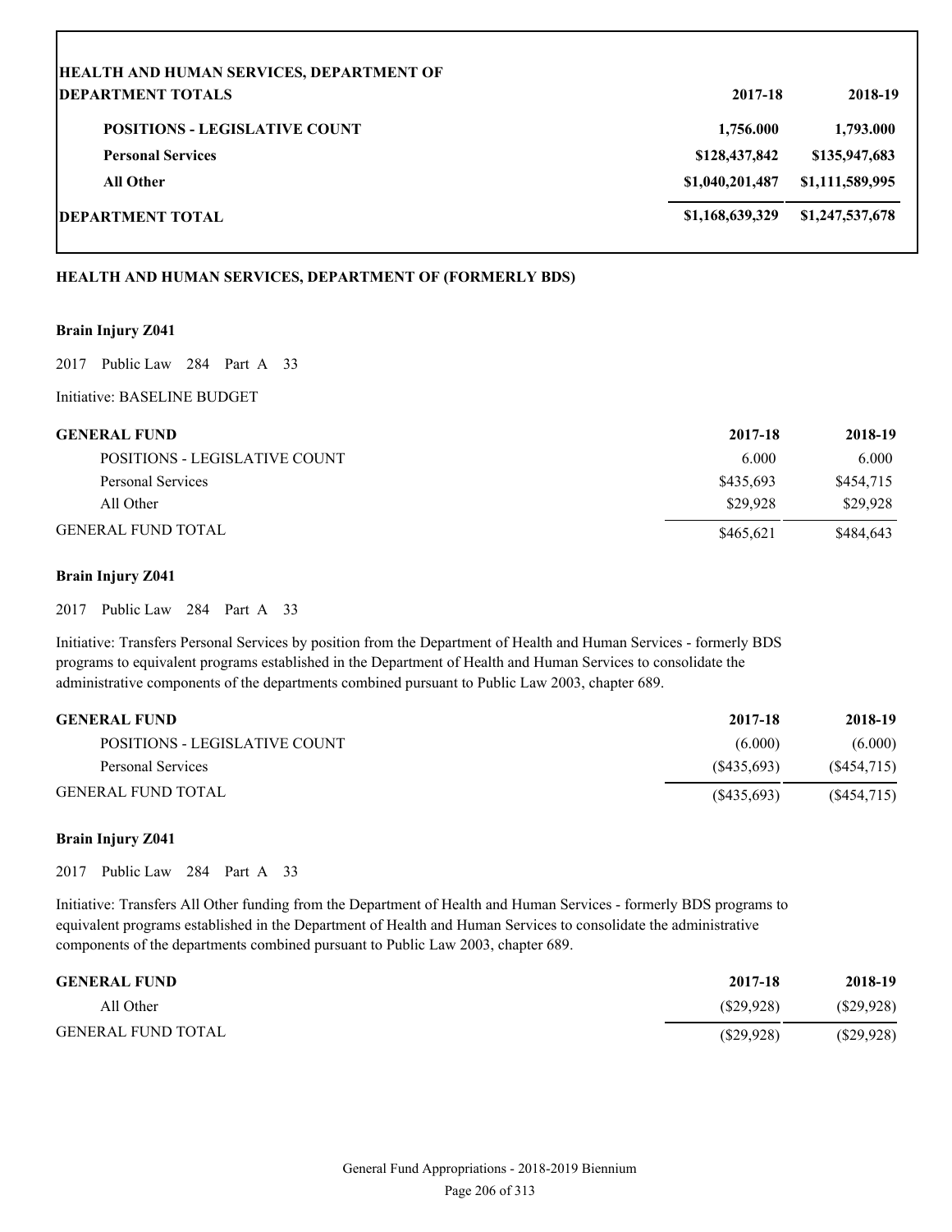| HEALTH AND HUMAN SERVICES, DEPARTMENT OF<br>DEPARTMENT TOTALS | 2017-18 | 2018-19 |
|---|---|---|
| **POSITIONS - LEGISLATIVE COUNT** | **1,756.000** | **1,793.000** |
| **Personal Services** | **$128,437,842** | **$135,947,683** |
| **All Other** | **$1,040,201,487** | **$1,111,589,995** |
| **DEPARTMENT TOTAL** | **$1,168,639,329** | **$1,247,537,678** |

## HEALTH AND HUMAN SERVICES, DEPARTMENT OF (FORMERLY BDS)

### Brain Injury Z041

2017 Public Law 284 Part A 33

Initiative: BASELINE BUDGET

| GENERAL FUND | 2017-18 | 2018-19 |
|---|---|---|
| POSITIONS - LEGISLATIVE COUNT | 6.000 | 6.000 |
| Personal Services | $435,693 | $454,715 |
| All Other | $29,928 | $29,928 |
| GENERAL FUND TOTAL | $465,621 | $484,643 |

### Brain Injury Z041

2017 Public Law 284 Part A 33

Initiative: Transfers Personal Services by position from the Department of Health and Human Services - formerly BDS programs to equivalent programs established in the Department of Health and Human Services to consolidate the administrative components of the departments combined pursuant to Public Law 2003, chapter 689.

| GENERAL FUND | 2017-18 | 2018-19 |
|---|---|---|
| POSITIONS - LEGISLATIVE COUNT | (6.000) | (6.000) |
| Personal Services | ($435,693) | ($454,715) |
| GENERAL FUND TOTAL | ($435,693) | ($454,715) |

### Brain Injury Z041

2017 Public Law 284 Part A 33

Initiative: Transfers All Other funding from the Department of Health and Human Services - formerly BDS programs to equivalent programs established in the Department of Health and Human Services to consolidate the administrative components of the departments combined pursuant to Public Law 2003, chapter 689.

| GENERAL FUND | 2017-18 | 2018-19 |
|---|---|---|
| All Other | ($29,928) | ($29,928) |
| GENERAL FUND TOTAL | ($29,928) | ($29,928) |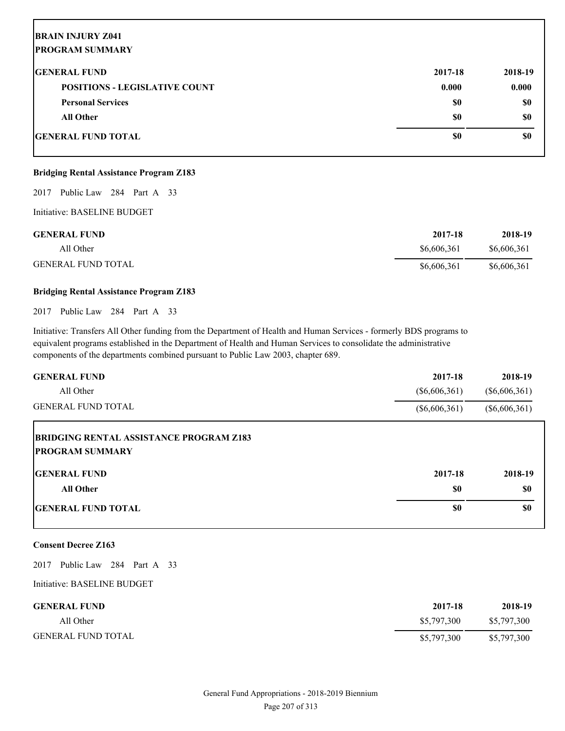**BRAIN INJURY Z041**
**PROGRAM SUMMARY**

| GENERAL FUND | 2017-18 | 2018-19 |
|---|---|---|
| POSITIONS - LEGISLATIVE COUNT | 0.000 | 0.000 |
| Personal Services | $0 | $0 |
| All Other | $0 | $0 |
| GENERAL FUND TOTAL | $0 | $0 |

**Bridging Rental Assistance Program Z183**

2017 Public Law 284 Part A 33

Initiative: BASELINE BUDGET

| GENERAL FUND | 2017-18 | 2018-19 |
|---|---|---|
| All Other | $6,606,361 | $6,606,361 |
| GENERAL FUND TOTAL | $6,606,361 | $6,606,361 |

**Bridging Rental Assistance Program Z183**

2017 Public Law 284 Part A 33

Initiative: Transfers All Other funding from the Department of Health and Human Services - formerly BDS programs to equivalent programs established in the Department of Health and Human Services to consolidate the administrative components of the departments combined pursuant to Public Law 2003, chapter 689.

| GENERAL FUND | 2017-18 | 2018-19 |
|---|---|---|
| All Other | ($6,606,361) | ($6,606,361) |
| GENERAL FUND TOTAL | ($6,606,361) | ($6,606,361) |

**BRIDGING RENTAL ASSISTANCE PROGRAM Z183**
**PROGRAM SUMMARY**

| GENERAL FUND | 2017-18 | 2018-19 |
|---|---|---|
| All Other | $0 | $0 |
| GENERAL FUND TOTAL | $0 | $0 |

**Consent Decree Z163**

2017 Public Law 284 Part A 33

Initiative: BASELINE BUDGET

| GENERAL FUND | 2017-18 | 2018-19 |
|---|---|---|
| All Other | $5,797,300 | $5,797,300 |
| GENERAL FUND TOTAL | $5,797,300 | $5,797,300 |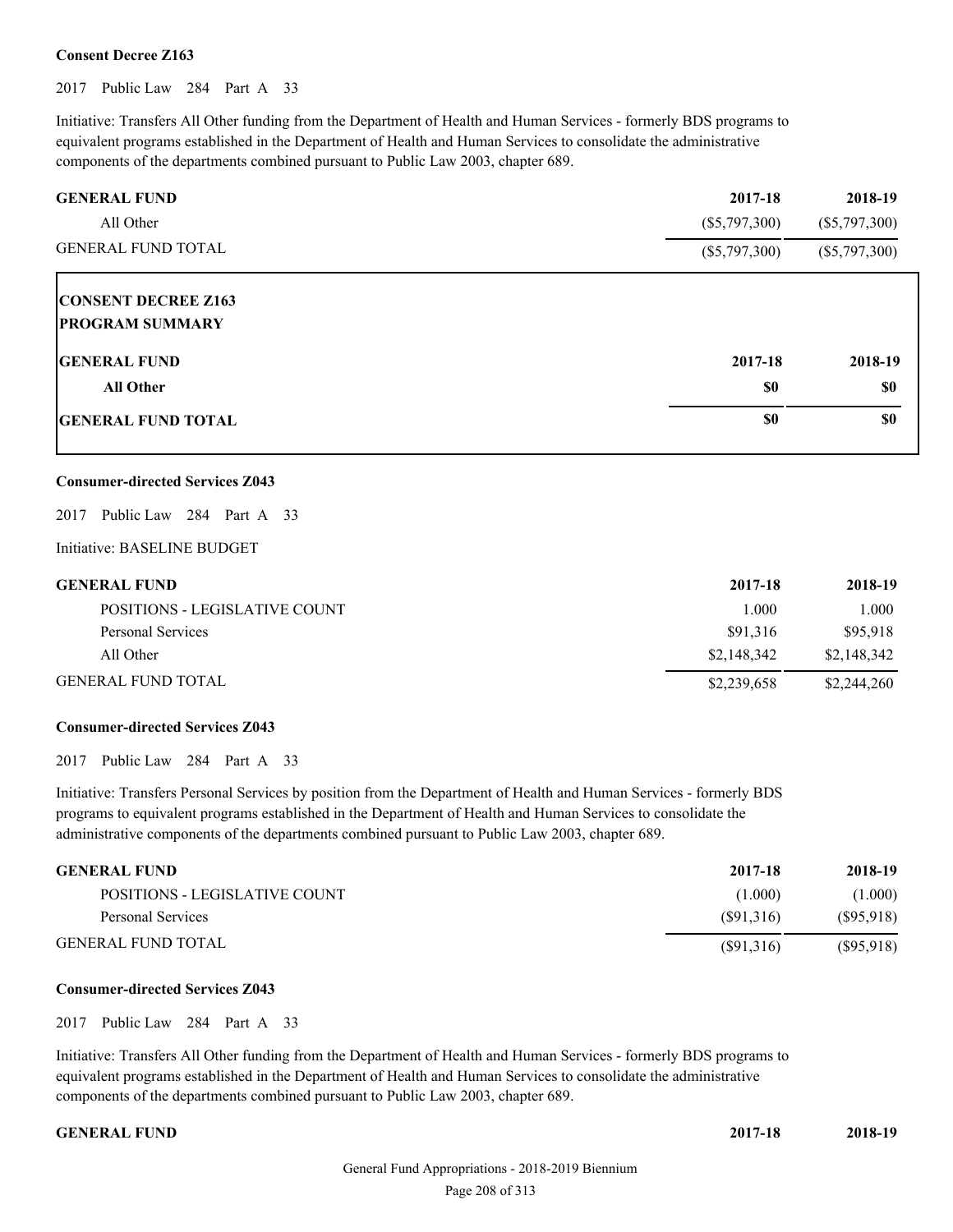**Consent Decree Z163**

2017 Public Law 284 Part A 33

Initiative: Transfers All Other funding from the Department of Health and Human Services - formerly BDS programs to equivalent programs established in the Department of Health and Human Services to consolidate the administrative components of the departments combined pursuant to Public Law 2003, chapter 689.

| GENERAL FUND | 2017-18 | 2018-19 |
|---|---|---|
| All Other | ($5,797,300) | ($5,797,300) |
| GENERAL FUND TOTAL | ($5,797,300) | ($5,797,300) |

**CONSENT DECREE Z163**
**PROGRAM SUMMARY**

| GENERAL FUND | 2017-18 | 2018-19 |
|---|---|---|
| **All Other** | **$0** | **$0** |
| **GENERAL FUND TOTAL** | **$0** | **$0** |

**Consumer-directed Services Z043**

2017 Public Law 284 Part A 33

Initiative: BASELINE BUDGET

| GENERAL FUND | 2017-18 | 2018-19 |
|---|---|---|
| POSITIONS - LEGISLATIVE COUNT | 1.000 | 1.000 |
| Personal Services | $91,316 | $95,918 |
| All Other | $2,148,342 | $2,148,342 |
| GENERAL FUND TOTAL | $2,239,658 | $2,244,260 |

**Consumer-directed Services Z043**

2017 Public Law 284 Part A 33

Initiative: Transfers Personal Services by position from the Department of Health and Human Services - formerly BDS programs to equivalent programs established in the Department of Health and Human Services to consolidate the administrative components of the departments combined pursuant to Public Law 2003, chapter 689.

| GENERAL FUND | 2017-18 | 2018-19 |
|---|---|---|
| POSITIONS - LEGISLATIVE COUNT | (1.000) | (1.000) |
| Personal Services | ($91,316) | ($95,918) |
| GENERAL FUND TOTAL | ($91,316) | ($95,918) |

**Consumer-directed Services Z043**

2017 Public Law 284 Part A 33

Initiative: Transfers All Other funding from the Department of Health and Human Services - formerly BDS programs to equivalent programs established in the Department of Health and Human Services to consolidate the administrative components of the departments combined pursuant to Public Law 2003, chapter 689.

| GENERAL FUND | 2017-18 | 2018-19 |
|---|---|---|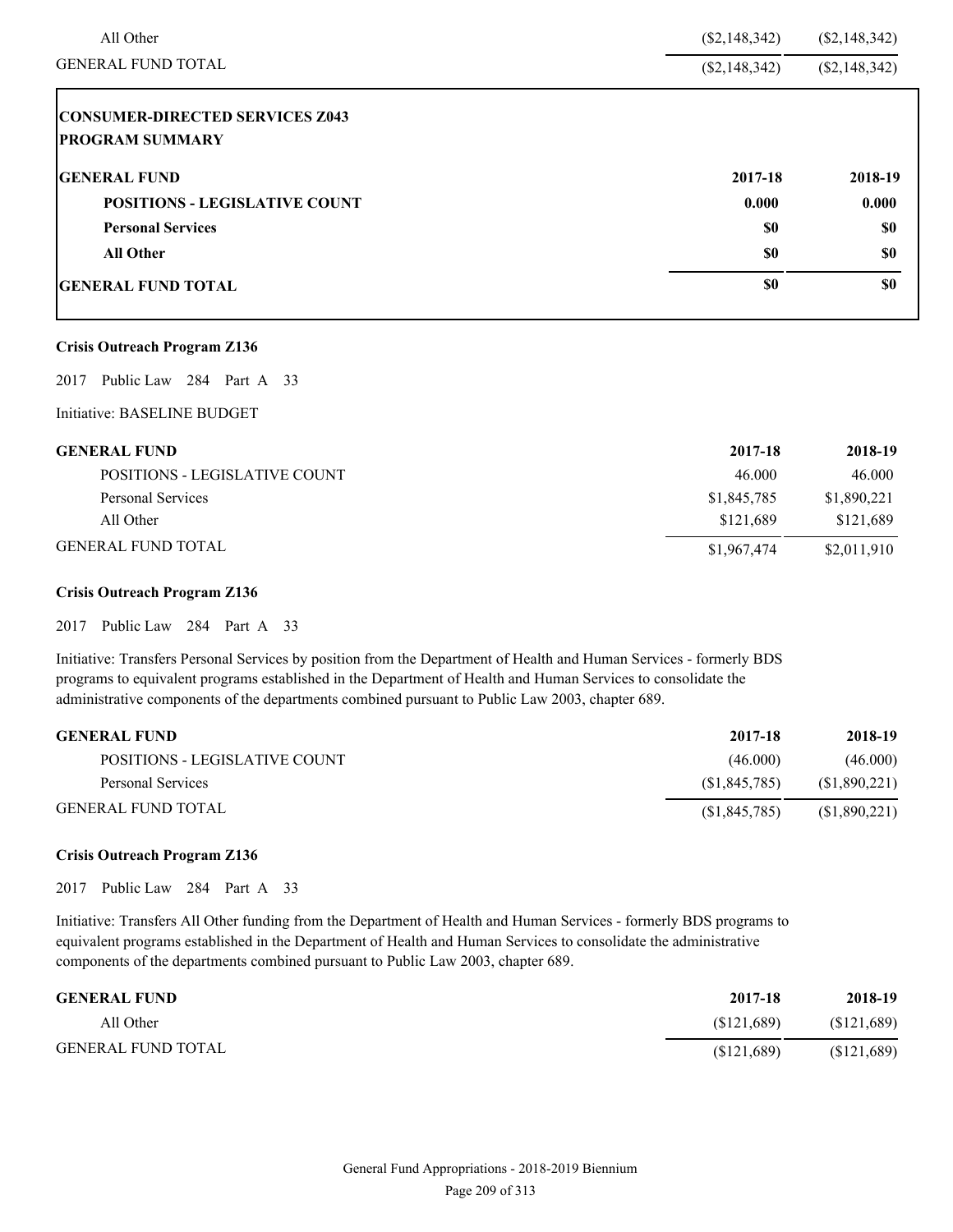| | | |
|---|---|---|
| All Other | ($2,148,342) | ($2,148,342) |
| GENERAL FUND TOTAL | ($2,148,342) | ($2,148,342) |

**CONSUMER-DIRECTED SERVICES Z043**
**PROGRAM SUMMARY**

| **GENERAL FUND** | **2017-18** | **2018-19** |
|---|---|---|
| **POSITIONS - LEGISLATIVE COUNT** | **0.000** | **0.000** |
| **Personal Services** | **$0** | **$0** |
| **All Other** | **$0** | **$0** |
| **GENERAL FUND TOTAL** | **$0** | **$0** |

**Crisis Outreach Program Z136**

2017 Public Law 284 Part A 33

Initiative: BASELINE BUDGET

| **GENERAL FUND** | **2017-18** | **2018-19** |
|---|---|---|
| POSITIONS - LEGISLATIVE COUNT | 46.000 | 46.000 |
| Personal Services | $1,845,785 | $1,890,221 |
| All Other | $121,689 | $121,689 |
| GENERAL FUND TOTAL | $1,967,474 | $2,011,910 |

**Crisis Outreach Program Z136**

2017 Public Law 284 Part A 33

Initiative: Transfers Personal Services by position from the Department of Health and Human Services - formerly BDS programs to equivalent programs established in the Department of Health and Human Services to consolidate the administrative components of the departments combined pursuant to Public Law 2003, chapter 689.

| **GENERAL FUND** | **2017-18** | **2018-19** |
|---|---|---|
| POSITIONS - LEGISLATIVE COUNT | (46.000) | (46.000) |
| Personal Services | ($1,845,785) | ($1,890,221) |
| GENERAL FUND TOTAL | ($1,845,785) | ($1,890,221) |

**Crisis Outreach Program Z136**

2017 Public Law 284 Part A 33

Initiative: Transfers All Other funding from the Department of Health and Human Services - formerly BDS programs to equivalent programs established in the Department of Health and Human Services to consolidate the administrative components of the departments combined pursuant to Public Law 2003, chapter 689.

| **GENERAL FUND** | **2017-18** | **2018-19** |
|---|---|---|
| All Other | ($121,689) | ($121,689) |
| GENERAL FUND TOTAL | ($121,689) | ($121,689) |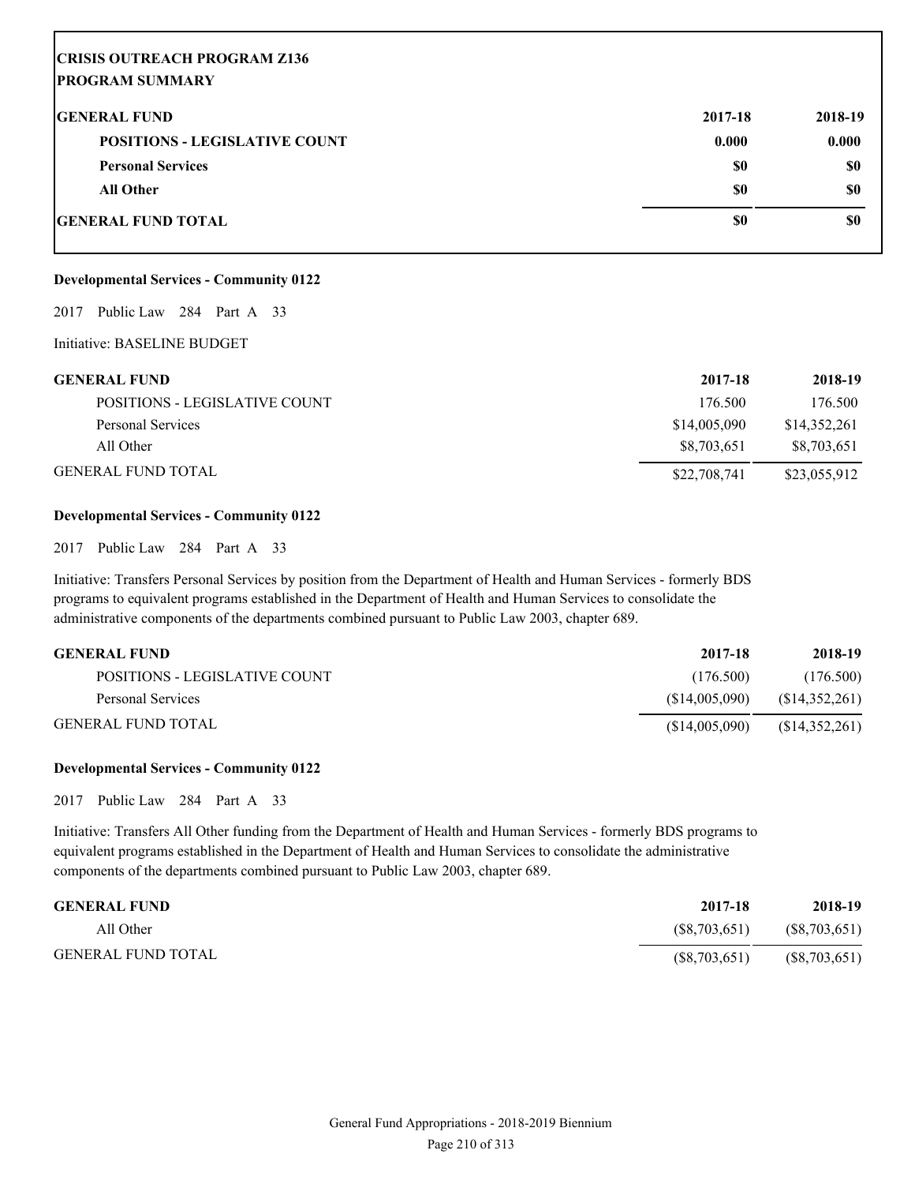**CRISIS OUTREACH PROGRAM Z136**
**PROGRAM SUMMARY**

| GENERAL FUND | 2017-18 | 2018-19 |
|---|---|---|
| POSITIONS - LEGISLATIVE COUNT | 0.000 | 0.000 |
| Personal Services | $0 | $0 |
| All Other | $0 | $0 |
| GENERAL FUND TOTAL | $0 | $0 |

**Developmental Services - Community 0122**

2017 Public Law 284 Part A 33

Initiative: BASELINE BUDGET

| GENERAL FUND | 2017-18 | 2018-19 |
|---|---|---|
| POSITIONS - LEGISLATIVE COUNT | 176.500 | 176.500 |
| Personal Services | $14,005,090 | $14,352,261 |
| All Other | $8,703,651 | $8,703,651 |
| GENERAL FUND TOTAL | $22,708,741 | $23,055,912 |

**Developmental Services - Community 0122**

2017 Public Law 284 Part A 33

Initiative: Transfers Personal Services by position from the Department of Health and Human Services - formerly BDS programs to equivalent programs established in the Department of Health and Human Services to consolidate the administrative components of the departments combined pursuant to Public Law 2003, chapter 689.

| GENERAL FUND | 2017-18 | 2018-19 |
|---|---|---|
| POSITIONS - LEGISLATIVE COUNT | (176.500) | (176.500) |
| Personal Services | ($14,005,090) | ($14,352,261) |
| GENERAL FUND TOTAL | ($14,005,090) | ($14,352,261) |

**Developmental Services - Community 0122**

2017 Public Law 284 Part A 33

Initiative: Transfers All Other funding from the Department of Health and Human Services - formerly BDS programs to equivalent programs established in the Department of Health and Human Services to consolidate the administrative components of the departments combined pursuant to Public Law 2003, chapter 689.

| GENERAL FUND | 2017-18 | 2018-19 |
|---|---|---|
| All Other | ($8,703,651) | ($8,703,651) |
| GENERAL FUND TOTAL | ($8,703,651) | ($8,703,651) |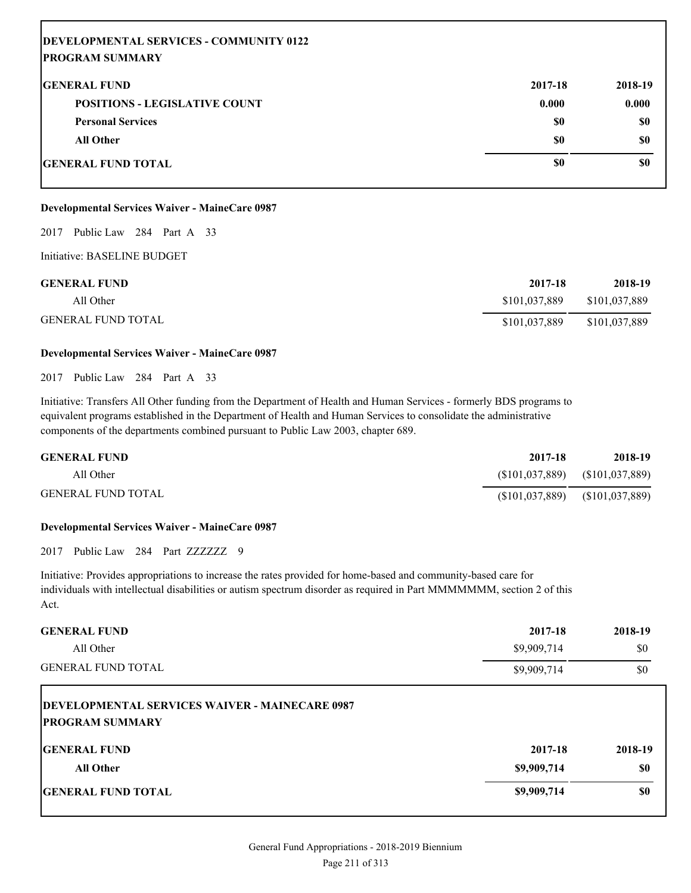| DEVELOPMENTAL SERVICES - COMMUNITY 0122 PROGRAM SUMMARY | | |
|---|---|---|
| **GENERAL FUND** | **2017-18** | **2018-19** |
| **POSITIONS - LEGISLATIVE COUNT** | **0.000** | **0.000** |
| **Personal Services** | **$0** | **$0** |
| **All Other** | **$0** | **$0** |
| **GENERAL FUND TOTAL** | **$0** | **$0** |

**Developmental Services Waiver - MaineCare 0987**

2017 Public Law 284 Part A 33

Initiative: BASELINE BUDGET

| GENERAL FUND | 2017-18 | 2018-19 |
|---|---|---|
| All Other | $101,037,889 | $101,037,889 |
| GENERAL FUND TOTAL | $101,037,889 | $101,037,889 |

**Developmental Services Waiver - MaineCare 0987**

2017 Public Law 284 Part A 33

Initiative: Transfers All Other funding from the Department of Health and Human Services - formerly BDS programs to equivalent programs established in the Department of Health and Human Services to consolidate the administrative components of the departments combined pursuant to Public Law 2003, chapter 689.

| GENERAL FUND | 2017-18 | 2018-19 |
|---|---|---|
| All Other | ($101,037,889) | ($101,037,889) |
| GENERAL FUND TOTAL | ($101,037,889) | ($101,037,889) |

**Developmental Services Waiver - MaineCare 0987**

2017 Public Law 284 Part ZZZZZZ 9

Initiative: Provides appropriations to increase the rates provided for home-based and community-based care for individuals with intellectual disabilities or autism spectrum disorder as required in Part MMMMMMM, section 2 of this Act.

| GENERAL FUND | 2017-18 | 2018-19 |
|---|---|---|
| All Other | $9,909,714 | $0 |
| GENERAL FUND TOTAL | $9,909,714 | $0 |

| DEVELOPMENTAL SERVICES WAIVER - MAINECARE 0987 PROGRAM SUMMARY | | |
|---|---|---|
| **GENERAL FUND** | **2017-18** | **2018-19** |
| **All Other** | **$9,909,714** | **$0** |
| **GENERAL FUND TOTAL** | **$9,909,714** | **$0** |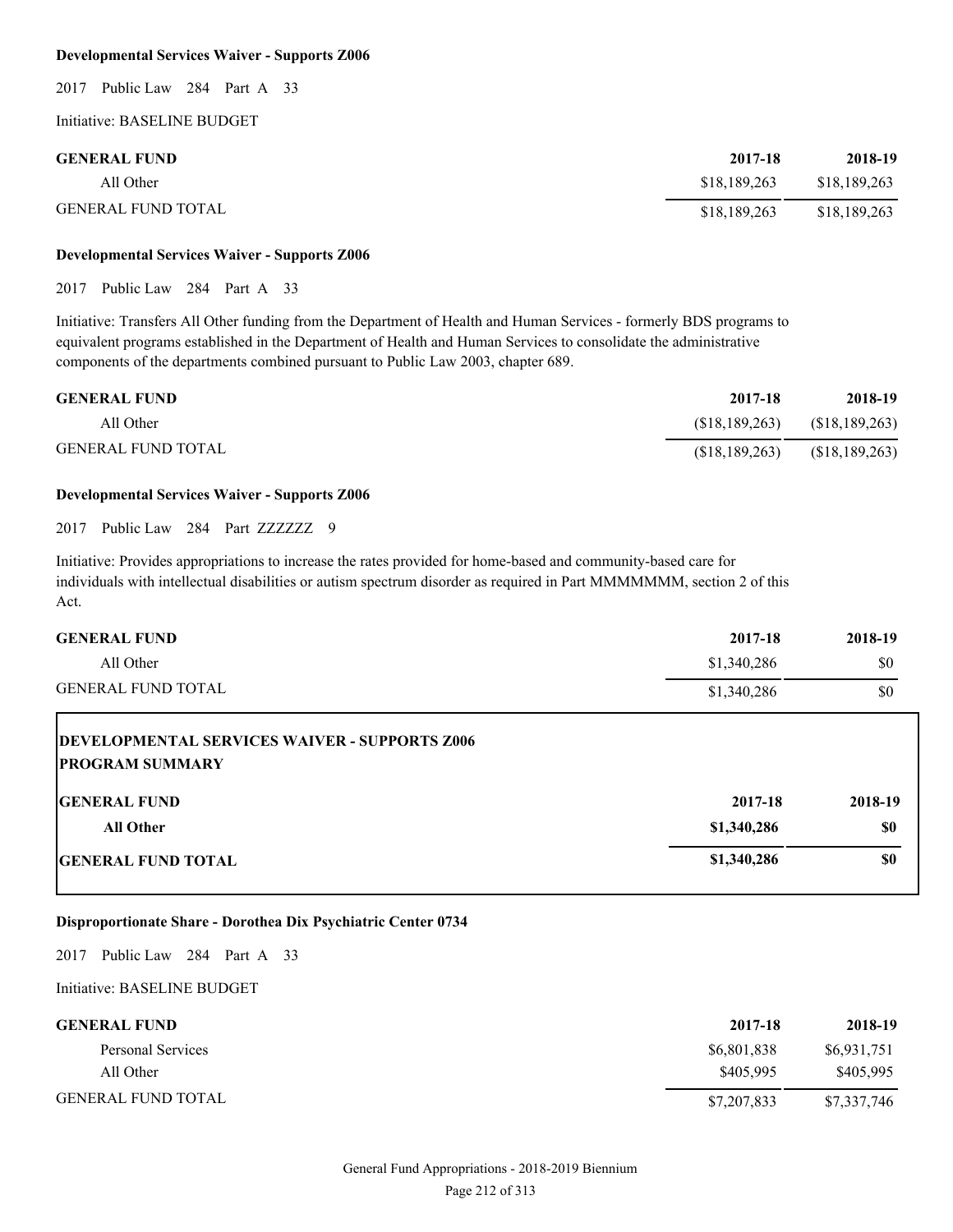**Developmental Services Waiver - Supports Z006**

2017 Public Law 284 Part A 33

Initiative: BASELINE BUDGET

| GENERAL FUND | 2017-18 | 2018-19 |
|---|---|---|
| All Other | $18,189,263 | $18,189,263 |
| GENERAL FUND TOTAL | $18,189,263 | $18,189,263 |

**Developmental Services Waiver - Supports Z006**

2017 Public Law 284 Part A 33

Initiative: Transfers All Other funding from the Department of Health and Human Services - formerly BDS programs to equivalent programs established in the Department of Health and Human Services to consolidate the administrative components of the departments combined pursuant to Public Law 2003, chapter 689.

| GENERAL FUND | 2017-18 | 2018-19 |
|---|---|---|
| All Other | ($18,189,263) | ($18,189,263) |
| GENERAL FUND TOTAL | ($18,189,263) | ($18,189,263) |

**Developmental Services Waiver - Supports Z006**

2017 Public Law 284 Part ZZZZZZ 9

Initiative: Provides appropriations to increase the rates provided for home-based and community-based care for individuals with intellectual disabilities or autism spectrum disorder as required in Part MMMMMMM, section 2 of this Act.

| GENERAL FUND | 2017-18 | 2018-19 |
|---|---|---|
| All Other | $1,340,286 | $0 |
| GENERAL FUND TOTAL | $1,340,286 | $0 |

**DEVELOPMENTAL SERVICES WAIVER - SUPPORTS Z006**
**PROGRAM SUMMARY**

| GENERAL FUND | 2017-18 | 2018-19 |
|---|---|---|
| **All Other** | **$1,340,286** | **$0** |
| **GENERAL FUND TOTAL** | **$1,340,286** | **$0** |

**Disproportionate Share - Dorothea Dix Psychiatric Center 0734**

2017 Public Law 284 Part A 33

Initiative: BASELINE BUDGET

| GENERAL FUND | 2017-18 | 2018-19 |
|---|---|---|
| Personal Services | $6,801,838 | $6,931,751 |
| All Other | $405,995 | $405,995 |
| GENERAL FUND TOTAL | $7,207,833 | $7,337,746 |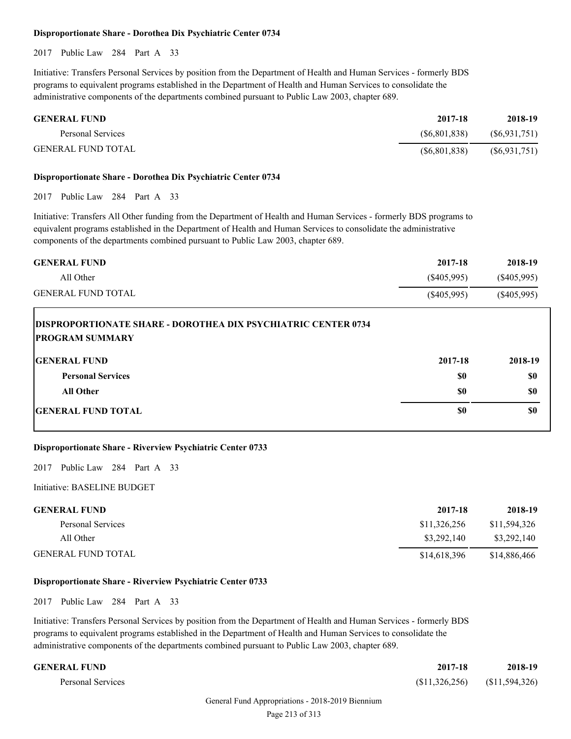**Disproportionate Share - Dorothea Dix Psychiatric Center 0734**

2017 Public Law 284 Part A 33

Initiative: Transfers Personal Services by position from the Department of Health and Human Services - formerly BDS programs to equivalent programs established in the Department of Health and Human Services to consolidate the administrative components of the departments combined pursuant to Public Law 2003, chapter 689.

| GENERAL FUND | 2017-18 | 2018-19 |
|---|---|---|
| Personal Services | ($6,801,838) | ($6,931,751) |
| GENERAL FUND TOTAL | ($6,801,838) | ($6,931,751) |

**Disproportionate Share - Dorothea Dix Psychiatric Center 0734**

2017 Public Law 284 Part A 33

Initiative: Transfers All Other funding from the Department of Health and Human Services - formerly BDS programs to equivalent programs established in the Department of Health and Human Services to consolidate the administrative components of the departments combined pursuant to Public Law 2003, chapter 689.

| GENERAL FUND | 2017-18 | 2018-19 |
|---|---|---|
| All Other | ($405,995) | ($405,995) |
| GENERAL FUND TOTAL | ($405,995) | ($405,995) |

**DISPROPORTIONATE SHARE - DOROTHEA DIX PSYCHIATRIC CENTER 0734**
**PROGRAM SUMMARY**

| GENERAL FUND | 2017-18 | 2018-19 |
|---|---|---|
| **Personal Services** | **$0** | **$0** |
| **All Other** | **$0** | **$0** |
| **GENERAL FUND TOTAL** | **$0** | **$0** |

**Disproportionate Share - Riverview Psychiatric Center 0733**

2017 Public Law 284 Part A 33

Initiative: BASELINE BUDGET

| GENERAL FUND | 2017-18 | 2018-19 |
|---|---|---|
| Personal Services | $11,326,256 | $11,594,326 |
| All Other | $3,292,140 | $3,292,140 |
| GENERAL FUND TOTAL | $14,618,396 | $14,886,466 |

**Disproportionate Share - Riverview Psychiatric Center 0733**

2017 Public Law 284 Part A 33

Initiative: Transfers Personal Services by position from the Department of Health and Human Services - formerly BDS programs to equivalent programs established in the Department of Health and Human Services to consolidate the administrative components of the departments combined pursuant to Public Law 2003, chapter 689.

| GENERAL FUND | 2017-18 | 2018-19 |
|---|---|---|
| Personal Services | ($11,326,256) | ($11,594,326) |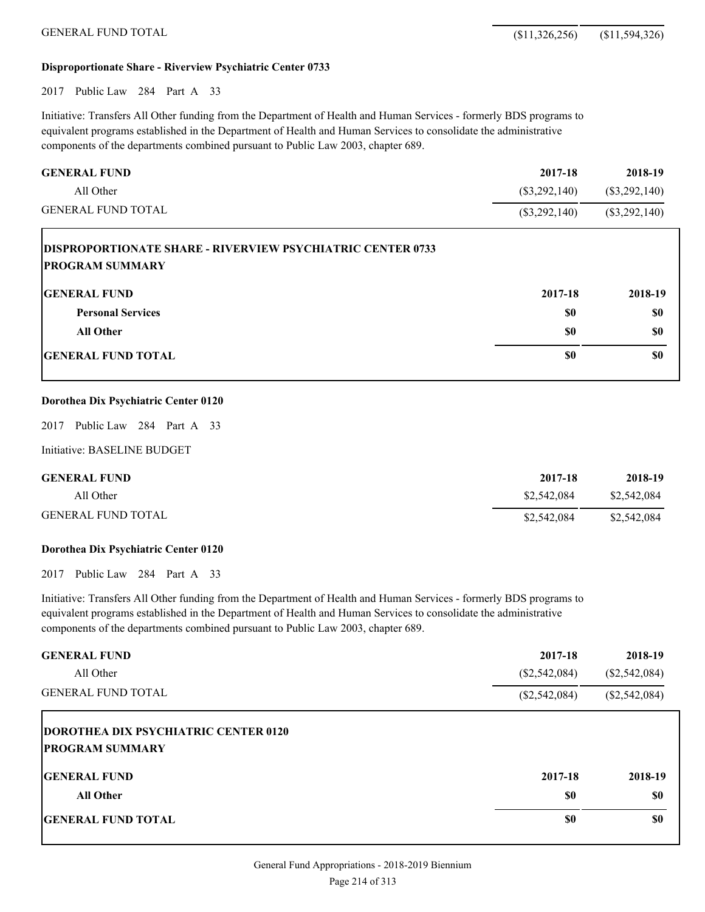| | | |
|---|---|---|
| GENERAL FUND TOTAL | ($11,326,256) | ($11,594,326) |

**Disproportionate Share - Riverview Psychiatric Center 0733**

2017 Public Law 284 Part A 33

Initiative: Transfers All Other funding from the Department of Health and Human Services - formerly BDS programs to equivalent programs established in the Department of Health and Human Services to consolidate the administrative components of the departments combined pursuant to Public Law 2003, chapter 689.

| GENERAL FUND | 2017-18 | 2018-19 |
|---|---|---|
| All Other | ($3,292,140) | ($3,292,140) |
| GENERAL FUND TOTAL | ($3,292,140) | ($3,292,140) |

**DISPROPORTIONATE SHARE - RIVERVIEW PSYCHIATRIC CENTER 0733**
**PROGRAM SUMMARY**

| GENERAL FUND | 2017-18 | 2018-19 |
|---|---|---|
| **Personal Services** | **$0** | **$0** |
| **All Other** | **$0** | **$0** |
| **GENERAL FUND TOTAL** | **$0** | **$0** |

**Dorothea Dix Psychiatric Center 0120**

2017 Public Law 284 Part A 33

Initiative: BASELINE BUDGET

| GENERAL FUND | 2017-18 | 2018-19 |
|---|---|---|
| All Other | $2,542,084 | $2,542,084 |
| GENERAL FUND TOTAL | $2,542,084 | $2,542,084 |

**Dorothea Dix Psychiatric Center 0120**

2017 Public Law 284 Part A 33

Initiative: Transfers All Other funding from the Department of Health and Human Services - formerly BDS programs to equivalent programs established in the Department of Health and Human Services to consolidate the administrative components of the departments combined pursuant to Public Law 2003, chapter 689.

| GENERAL FUND | 2017-18 | 2018-19 |
|---|---|---|
| All Other | ($2,542,084) | ($2,542,084) |
| GENERAL FUND TOTAL | ($2,542,084) | ($2,542,084) |

**DOROTHEA DIX PSYCHIATRIC CENTER 0120**
**PROGRAM SUMMARY**

| GENERAL FUND | 2017-18 | 2018-19 |
|---|---|---|
| **All Other** | **$0** | **$0** |
| **GENERAL FUND TOTAL** | **$0** | **$0** |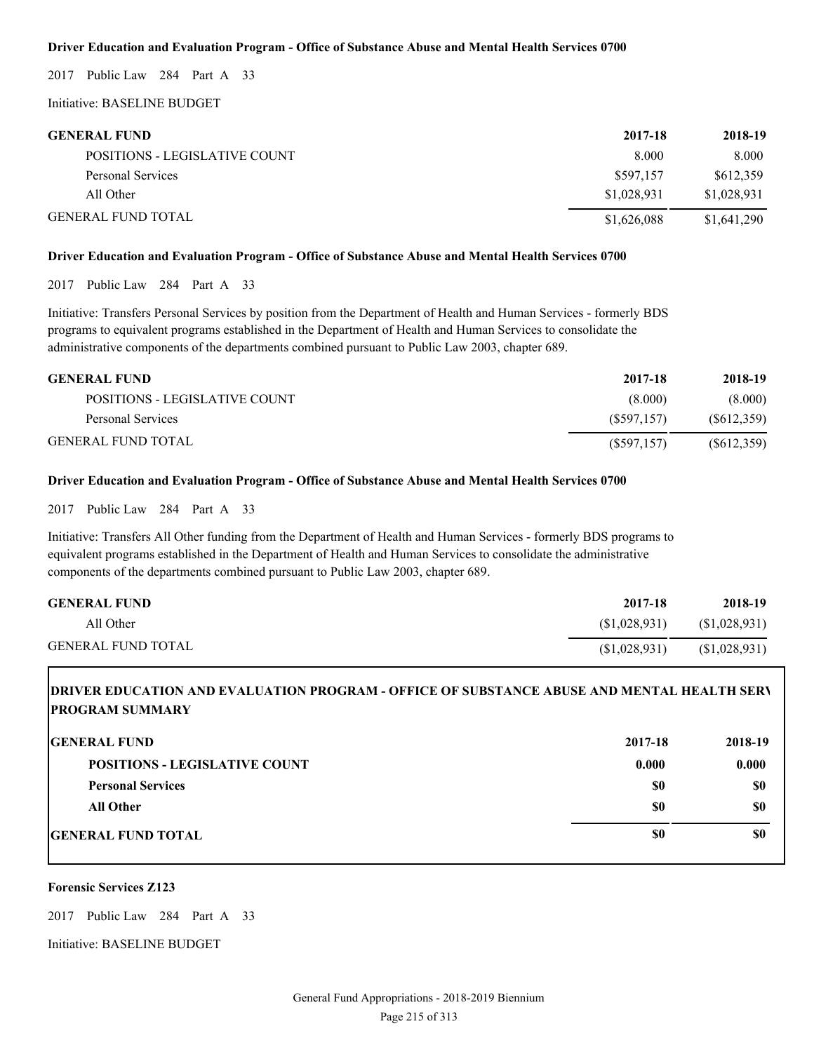**Driver Education and Evaluation Program - Office of Substance Abuse and Mental Health Services 0700**

2017 Public Law 284 Part A 33

Initiative: BASELINE BUDGET

| GENERAL FUND | 2017-18 | 2018-19 |
|---|---|---|
| POSITIONS - LEGISLATIVE COUNT | 8.000 | 8.000 |
| Personal Services | $597,157 | $612,359 |
| All Other | $1,028,931 | $1,028,931 |
| GENERAL FUND TOTAL | $1,626,088 | $1,641,290 |

**Driver Education and Evaluation Program - Office of Substance Abuse and Mental Health Services 0700**

2017 Public Law 284 Part A 33

Initiative: Transfers Personal Services by position from the Department of Health and Human Services - formerly BDS programs to equivalent programs established in the Department of Health and Human Services to consolidate the administrative components of the departments combined pursuant to Public Law 2003, chapter 689.

| GENERAL FUND | 2017-18 | 2018-19 |
|---|---|---|
| POSITIONS - LEGISLATIVE COUNT | (8.000) | (8.000) |
| Personal Services | ($597,157) | ($612,359) |
| GENERAL FUND TOTAL | ($597,157) | ($612,359) |

**Driver Education and Evaluation Program - Office of Substance Abuse and Mental Health Services 0700**

2017 Public Law 284 Part A 33

Initiative: Transfers All Other funding from the Department of Health and Human Services - formerly BDS programs to equivalent programs established in the Department of Health and Human Services to consolidate the administrative components of the departments combined pursuant to Public Law 2003, chapter 689.

| GENERAL FUND | 2017-18 | 2018-19 |
|---|---|---|
| All Other | ($1,028,931) | ($1,028,931) |
| GENERAL FUND TOTAL | ($1,028,931) | ($1,028,931) |

**DRIVER EDUCATION AND EVALUATION PROGRAM - OFFICE OF SUBSTANCE ABUSE AND MENTAL HEALTH SERV PROGRAM SUMMARY**

| GENERAL FUND | 2017-18 | 2018-19 |
|---|---|---|
| **POSITIONS - LEGISLATIVE COUNT** | **0.000** | **0.000** |
| **Personal Services** | **$0** | **$0** |
| **All Other** | **$0** | **$0** |
| **GENERAL FUND TOTAL** | **$0** | **$0** |

**Forensic Services Z123**

2017 Public Law 284 Part A 33

Initiative: BASELINE BUDGET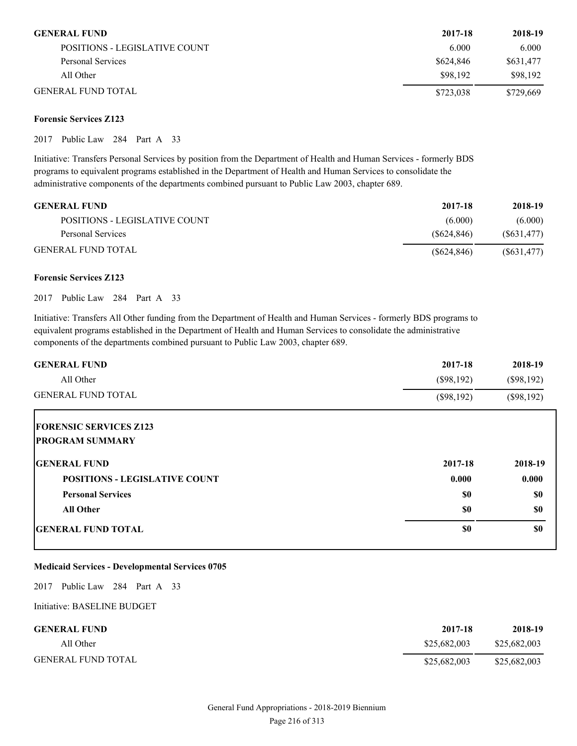| GENERAL FUND | 2017-18 | 2018-19 |
|---|---|---|
| POSITIONS - LEGISLATIVE COUNT | 6.000 | 6.000 |
| Personal Services | $624,846 | $631,477 |
| All Other | $98,192 | $98,192 |
| GENERAL FUND TOTAL | $723,038 | $729,669 |

**Forensic Services Z123**

2017 Public Law 284 Part A 33

Initiative: Transfers Personal Services by position from the Department of Health and Human Services - formerly BDS programs to equivalent programs established in the Department of Health and Human Services to consolidate the administrative components of the departments combined pursuant to Public Law 2003, chapter 689.

| GENERAL FUND | 2017-18 | 2018-19 |
|---|---|---|
| POSITIONS - LEGISLATIVE COUNT | (6.000) | (6.000) |
| Personal Services | ($624,846) | ($631,477) |
| GENERAL FUND TOTAL | ($624,846) | ($631,477) |

**Forensic Services Z123**

2017 Public Law 284 Part A 33

Initiative: Transfers All Other funding from the Department of Health and Human Services - formerly BDS programs to equivalent programs established in the Department of Health and Human Services to consolidate the administrative components of the departments combined pursuant to Public Law 2003, chapter 689.

| GENERAL FUND | 2017-18 | 2018-19 |
|---|---|---|
| All Other | ($98,192) | ($98,192) |
| GENERAL FUND TOTAL | ($98,192) | ($98,192) |

**FORENSIC SERVICES Z123**
**PROGRAM SUMMARY**

| GENERAL FUND | 2017-18 | 2018-19 |
|---|---|---|
| **POSITIONS - LEGISLATIVE COUNT** | **0.000** | **0.000** |
| **Personal Services** | **$0** | **$0** |
| **All Other** | **$0** | **$0** |
| **GENERAL FUND TOTAL** | **$0** | **$0** |

**Medicaid Services - Developmental Services 0705**

2017 Public Law 284 Part A 33

Initiative: BASELINE BUDGET

| GENERAL FUND | 2017-18 | 2018-19 |
|---|---|---|
| All Other | $25,682,003 | $25,682,003 |
| GENERAL FUND TOTAL | $25,682,003 | $25,682,003 |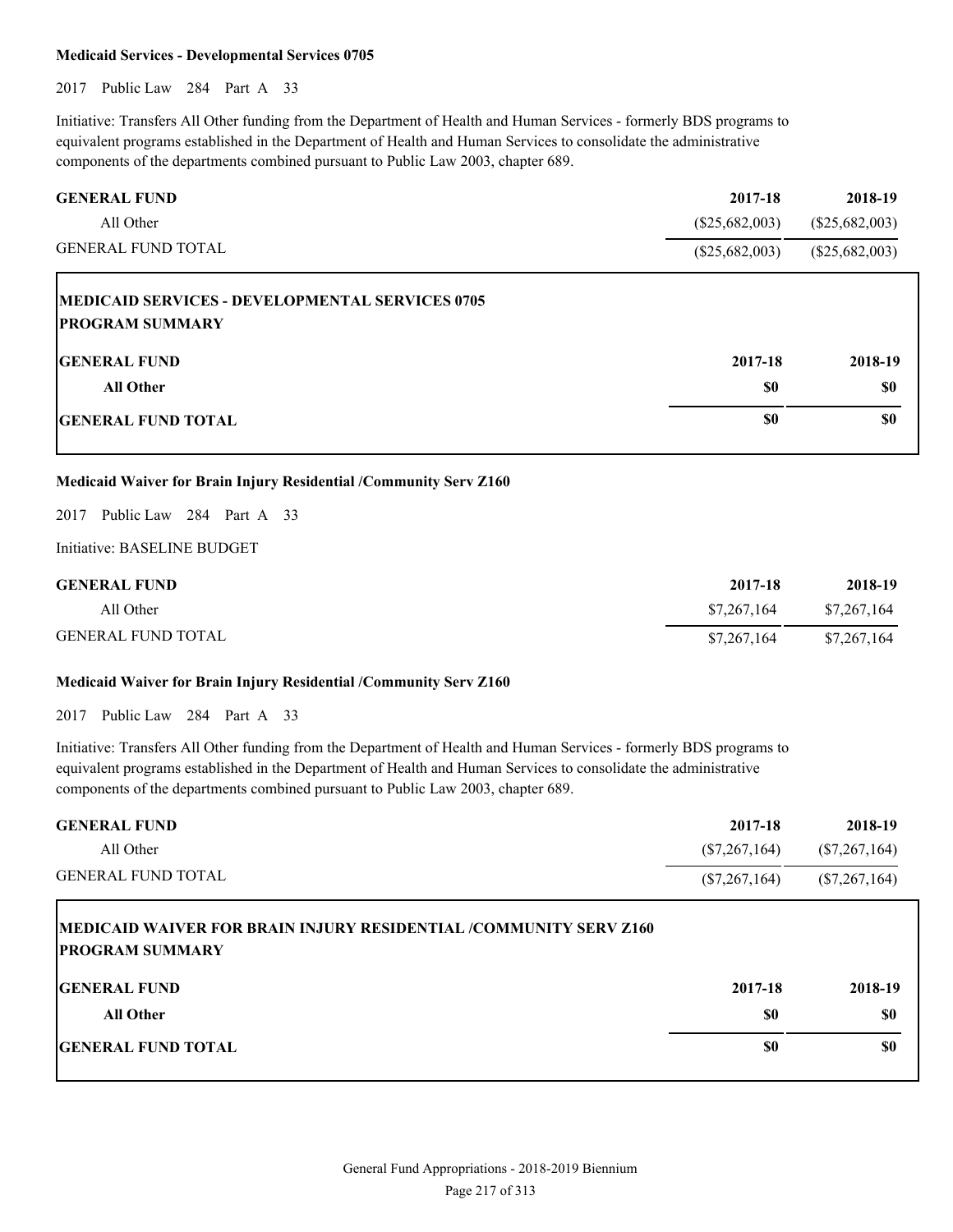**Medicaid Services - Developmental Services 0705**

2017 Public Law 284 Part A 33

Initiative: Transfers All Other funding from the Department of Health and Human Services - formerly BDS programs to equivalent programs established in the Department of Health and Human Services to consolidate the administrative components of the departments combined pursuant to Public Law 2003, chapter 689.

| GENERAL FUND | 2017-18 | 2018-19 |
|---|---|---|
| All Other | ($25,682,003) | ($25,682,003) |
| GENERAL FUND TOTAL | ($25,682,003) | ($25,682,003) |

**MEDICAID SERVICES - DEVELOPMENTAL SERVICES 0705**
**PROGRAM SUMMARY**

| GENERAL FUND | 2017-18 | 2018-19 |
|---|---|---|
| All Other | $0 | $0 |
| GENERAL FUND TOTAL | $0 | $0 |

**Medicaid Waiver for Brain Injury Residential /Community Serv Z160**

2017 Public Law 284 Part A 33

Initiative: BASELINE BUDGET

| GENERAL FUND | 2017-18 | 2018-19 |
|---|---|---|
| All Other | $7,267,164 | $7,267,164 |
| GENERAL FUND TOTAL | $7,267,164 | $7,267,164 |

**Medicaid Waiver for Brain Injury Residential /Community Serv Z160**

2017 Public Law 284 Part A 33

Initiative: Transfers All Other funding from the Department of Health and Human Services - formerly BDS programs to equivalent programs established in the Department of Health and Human Services to consolidate the administrative components of the departments combined pursuant to Public Law 2003, chapter 689.

| GENERAL FUND | 2017-18 | 2018-19 |
|---|---|---|
| All Other | ($7,267,164) | ($7,267,164) |
| GENERAL FUND TOTAL | ($7,267,164) | ($7,267,164) |

**MEDICAID WAIVER FOR BRAIN INJURY RESIDENTIAL /COMMUNITY SERV Z160**
**PROGRAM SUMMARY**

| GENERAL FUND | 2017-18 | 2018-19 |
|---|---|---|
| All Other | $0 | $0 |
| GENERAL FUND TOTAL | $0 | $0 |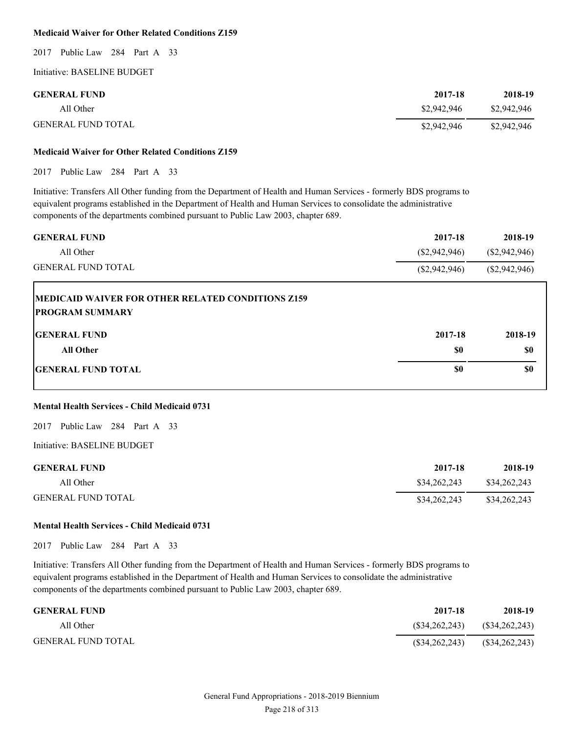**Medicaid Waiver for Other Related Conditions Z159**

2017 Public Law 284 Part A 33

Initiative: BASELINE BUDGET

| GENERAL FUND | 2017-18 | 2018-19 |
|---|---|---|
| All Other | $2,942,946 | $2,942,946 |
| GENERAL FUND TOTAL | $2,942,946 | $2,942,946 |

**Medicaid Waiver for Other Related Conditions Z159**

2017 Public Law 284 Part A 33

Initiative: Transfers All Other funding from the Department of Health and Human Services - formerly BDS programs to equivalent programs established in the Department of Health and Human Services to consolidate the administrative components of the departments combined pursuant to Public Law 2003, chapter 689.

| GENERAL FUND | 2017-18 | 2018-19 |
|---|---|---|
| All Other | ($2,942,946) | ($2,942,946) |
| GENERAL FUND TOTAL | ($2,942,946) | ($2,942,946) |

**MEDICAID WAIVER FOR OTHER RELATED CONDITIONS Z159**
**PROGRAM SUMMARY**

| GENERAL FUND | 2017-18 | 2018-19 |
|---|---|---|
| **All Other** | **$0** | **$0** |
| **GENERAL FUND TOTAL** | **$0** | **$0** |

**Mental Health Services - Child Medicaid 0731**

2017 Public Law 284 Part A 33

Initiative: BASELINE BUDGET

| GENERAL FUND | 2017-18 | 2018-19 |
|---|---|---|
| All Other | $34,262,243 | $34,262,243 |
| GENERAL FUND TOTAL | $34,262,243 | $34,262,243 |

**Mental Health Services - Child Medicaid 0731**

2017 Public Law 284 Part A 33

Initiative: Transfers All Other funding from the Department of Health and Human Services - formerly BDS programs to equivalent programs established in the Department of Health and Human Services to consolidate the administrative components of the departments combined pursuant to Public Law 2003, chapter 689.

| GENERAL FUND | 2017-18 | 2018-19 |
|---|---|---|
| All Other | ($34,262,243) | ($34,262,243) |
| GENERAL FUND TOTAL | ($34,262,243) | ($34,262,243) |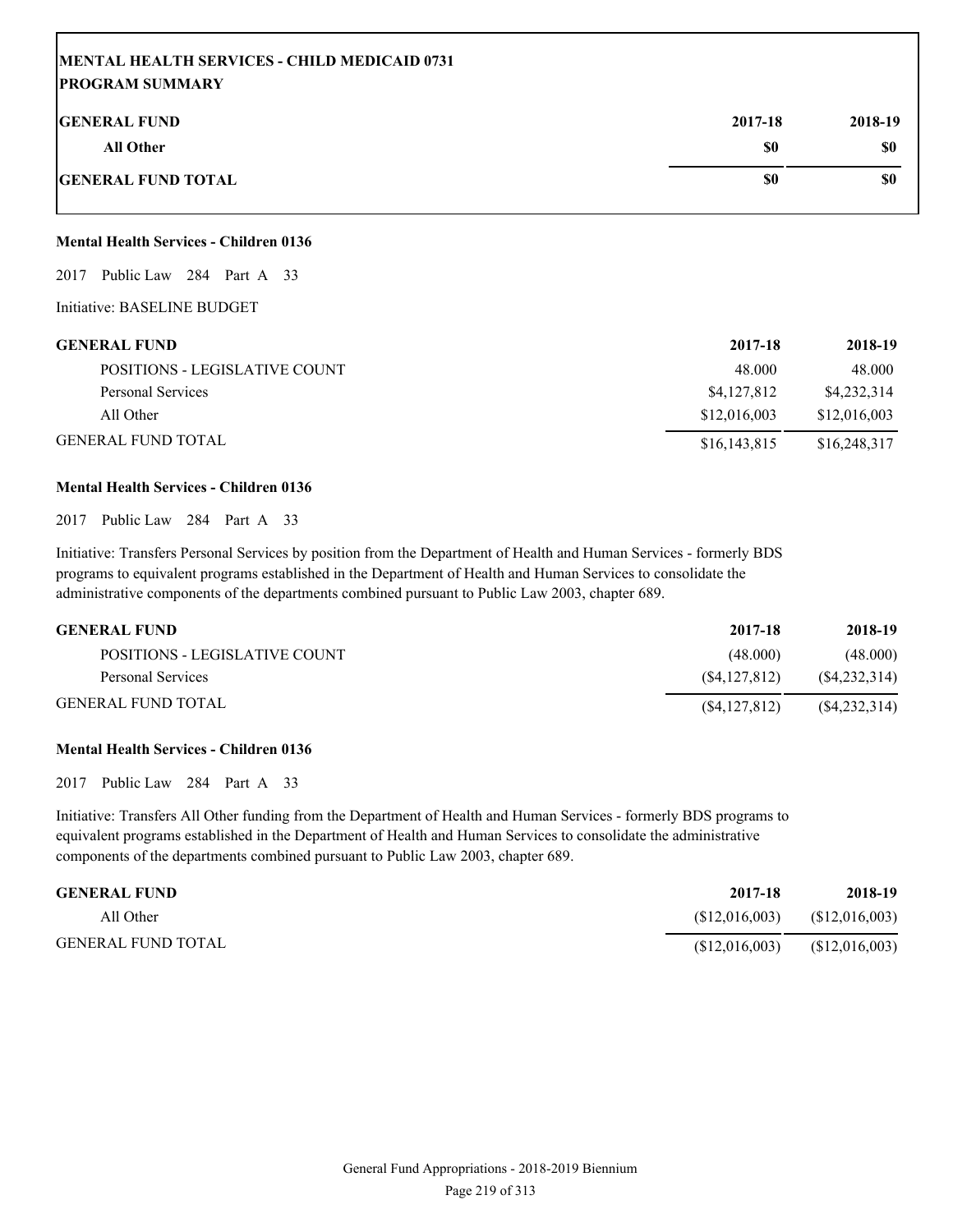## MENTAL HEALTH SERVICES - CHILD MEDICAID 0731
### PROGRAM SUMMARY

| GENERAL FUND | 2017-18 | 2018-19 |
|---|---|---|
| All Other | $0 | $0 |
| GENERAL FUND TOTAL | $0 | $0 |

**Mental Health Services - Children 0136**

2017 Public Law 284 Part A 33

Initiative: BASELINE BUDGET

| GENERAL FUND | 2017-18 | 2018-19 |
|---|---|---|
| POSITIONS - LEGISLATIVE COUNT | 48.000 | 48.000 |
| Personal Services | $4,127,812 | $4,232,314 |
| All Other | $12,016,003 | $12,016,003 |
| GENERAL FUND TOTAL | $16,143,815 | $16,248,317 |

**Mental Health Services - Children 0136**

2017 Public Law 284 Part A 33

Initiative: Transfers Personal Services by position from the Department of Health and Human Services - formerly BDS programs to equivalent programs established in the Department of Health and Human Services to consolidate the administrative components of the departments combined pursuant to Public Law 2003, chapter 689.

| GENERAL FUND | 2017-18 | 2018-19 |
|---|---|---|
| POSITIONS - LEGISLATIVE COUNT | (48.000) | (48.000) |
| Personal Services | ($4,127,812) | ($4,232,314) |
| GENERAL FUND TOTAL | ($4,127,812) | ($4,232,314) |

**Mental Health Services - Children 0136**

2017 Public Law 284 Part A 33

Initiative: Transfers All Other funding from the Department of Health and Human Services - formerly BDS programs to equivalent programs established in the Department of Health and Human Services to consolidate the administrative components of the departments combined pursuant to Public Law 2003, chapter 689.

| GENERAL FUND | 2017-18 | 2018-19 |
|---|---|---|
| All Other | ($12,016,003) | ($12,016,003) |
| GENERAL FUND TOTAL | ($12,016,003) | ($12,016,003) |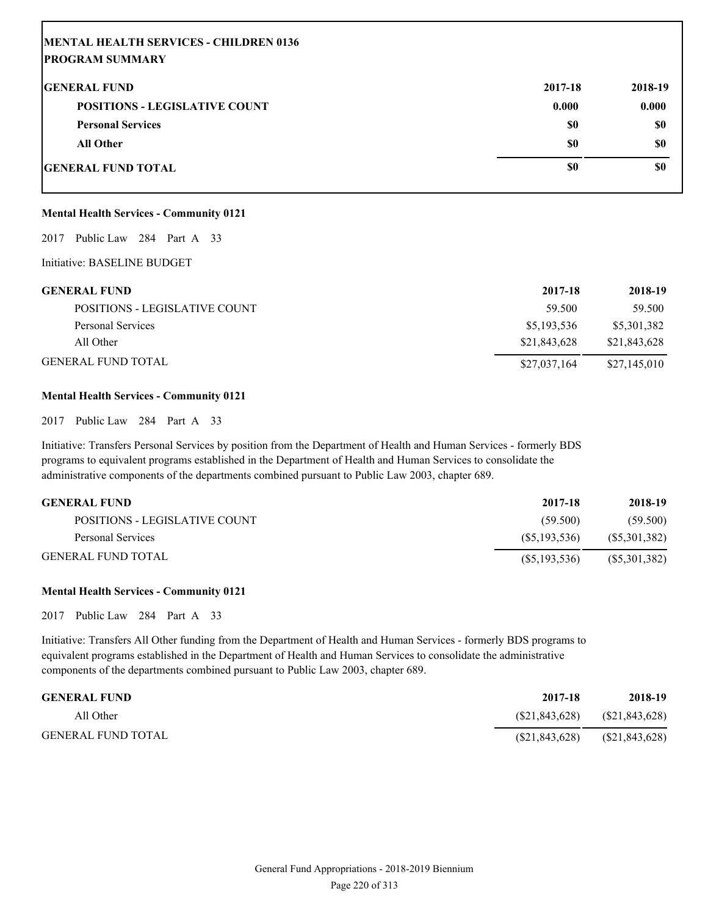## MENTAL HEALTH SERVICES - CHILDREN 0136
### PROGRAM SUMMARY

| GENERAL FUND | 2017-18 | 2018-19 |
|---|---|---|
| **POSITIONS - LEGISLATIVE COUNT** | **0.000** | **0.000** |
| **Personal Services** | **$0** | **$0** |
| **All Other** | **$0** | **$0** |
| **GENERAL FUND TOTAL** | **$0** | **$0** |

**Mental Health Services - Community 0121**

2017 Public Law 284 Part A 33

Initiative: BASELINE BUDGET

| GENERAL FUND | 2017-18 | 2018-19 |
|---|---|---|
| POSITIONS - LEGISLATIVE COUNT | 59.500 | 59.500 |
| Personal Services | $5,193,536 | $5,301,382 |
| All Other | $21,843,628 | $21,843,628 |
| GENERAL FUND TOTAL | $27,037,164 | $27,145,010 |

**Mental Health Services - Community 0121**

2017 Public Law 284 Part A 33

Initiative: Transfers Personal Services by position from the Department of Health and Human Services - formerly BDS programs to equivalent programs established in the Department of Health and Human Services to consolidate the administrative components of the departments combined pursuant to Public Law 2003, chapter 689.

| GENERAL FUND | 2017-18 | 2018-19 |
|---|---|---|
| POSITIONS - LEGISLATIVE COUNT | (59.500) | (59.500) |
| Personal Services | ($5,193,536) | ($5,301,382) |
| GENERAL FUND TOTAL | ($5,193,536) | ($5,301,382) |

**Mental Health Services - Community 0121**

2017 Public Law 284 Part A 33

Initiative: Transfers All Other funding from the Department of Health and Human Services - formerly BDS programs to equivalent programs established in the Department of Health and Human Services to consolidate the administrative components of the departments combined pursuant to Public Law 2003, chapter 689.

| GENERAL FUND | 2017-18 | 2018-19 |
|---|---|---|
| All Other | ($21,843,628) | ($21,843,628) |
| GENERAL FUND TOTAL | ($21,843,628) | ($21,843,628) |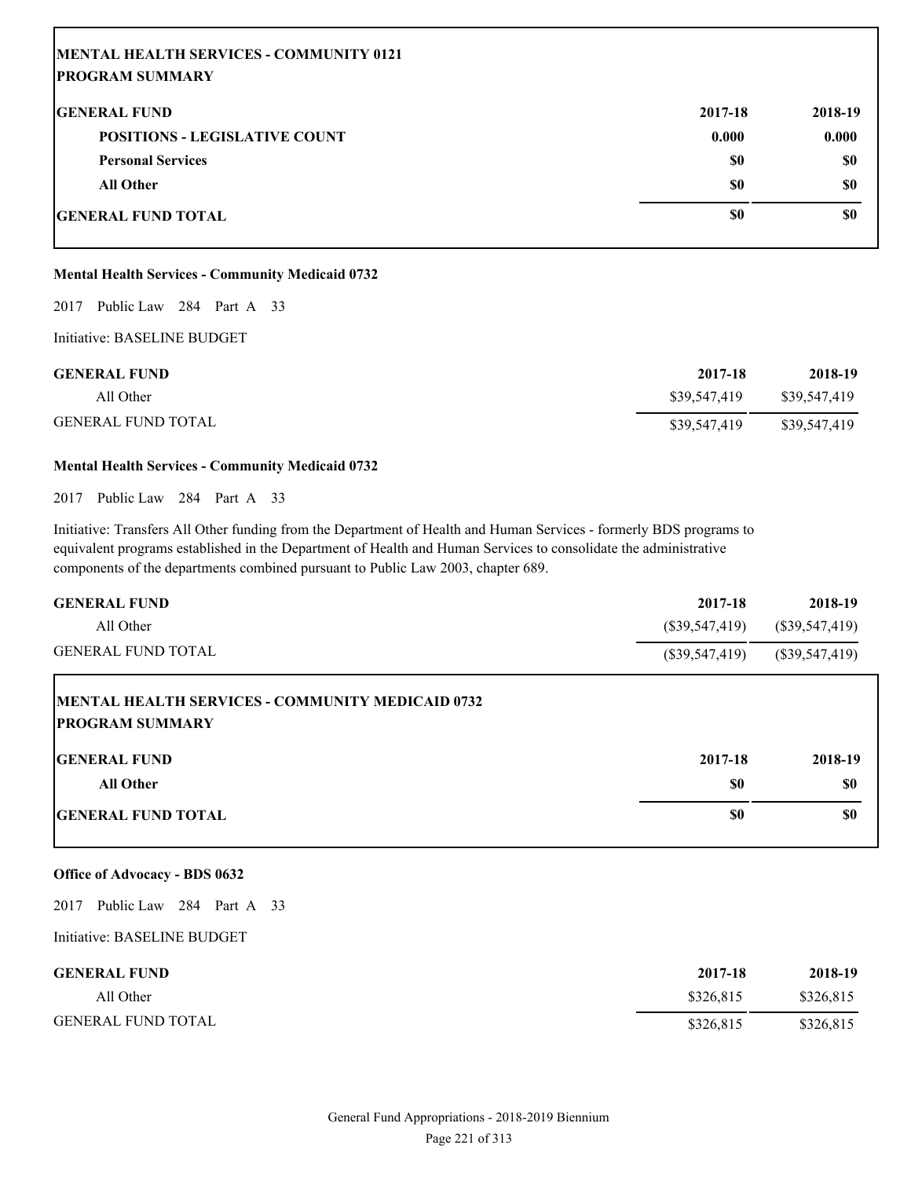**MENTAL HEALTH SERVICES - COMMUNITY 0121**
**PROGRAM SUMMARY**

| GENERAL FUND | 2017-18 | 2018-19 |
|---|---|---|
| POSITIONS - LEGISLATIVE COUNT | 0.000 | 0.000 |
| Personal Services | $0 | $0 |
| All Other | $0 | $0 |
| GENERAL FUND TOTAL | $0 | $0 |

**Mental Health Services - Community Medicaid 0732**

2017 Public Law 284 Part A 33

Initiative: BASELINE BUDGET

| GENERAL FUND | 2017-18 | 2018-19 |
|---|---|---|
| All Other | $39,547,419 | $39,547,419 |
| GENERAL FUND TOTAL | $39,547,419 | $39,547,419 |

**Mental Health Services - Community Medicaid 0732**

2017 Public Law 284 Part A 33

Initiative: Transfers All Other funding from the Department of Health and Human Services - formerly BDS programs to equivalent programs established in the Department of Health and Human Services to consolidate the administrative components of the departments combined pursuant to Public Law 2003, chapter 689.

| GENERAL FUND | 2017-18 | 2018-19 |
|---|---|---|
| All Other | ($39,547,419) | ($39,547,419) |
| GENERAL FUND TOTAL | ($39,547,419) | ($39,547,419) |

**MENTAL HEALTH SERVICES - COMMUNITY MEDICAID 0732**
**PROGRAM SUMMARY**

| GENERAL FUND | 2017-18 | 2018-19 |
|---|---|---|
| All Other | $0 | $0 |
| GENERAL FUND TOTAL | $0 | $0 |

**Office of Advocacy - BDS 0632**

2017 Public Law 284 Part A 33

Initiative: BASELINE BUDGET

| GENERAL FUND | 2017-18 | 2018-19 |
|---|---|---|
| All Other | $326,815 | $326,815 |
| GENERAL FUND TOTAL | $326,815 | $326,815 |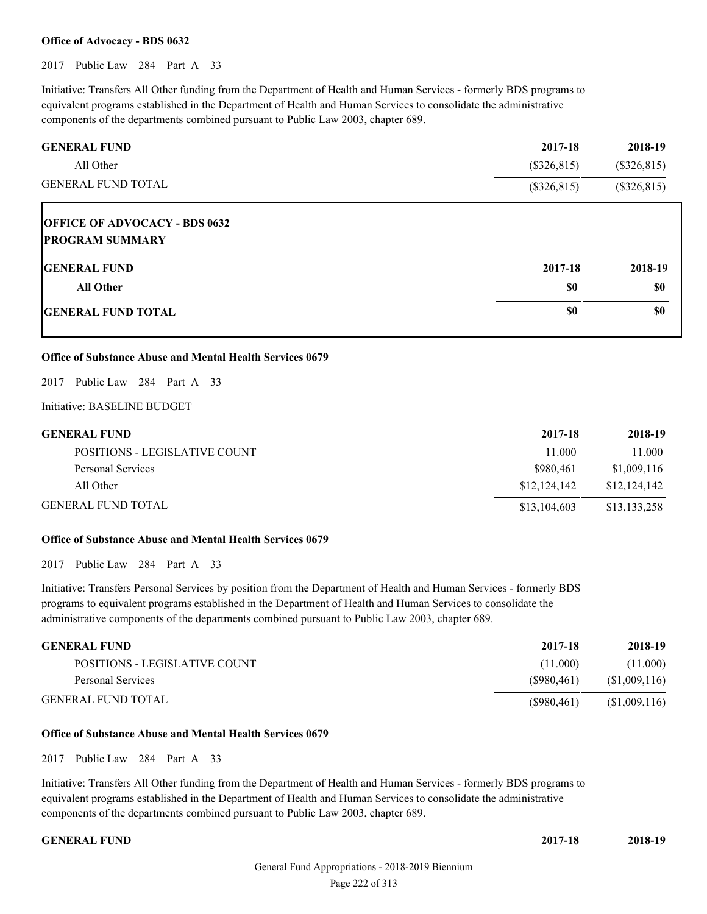**Office of Advocacy - BDS 0632**

2017 Public Law 284 Part A 33

Initiative: Transfers All Other funding from the Department of Health and Human Services - formerly BDS programs to equivalent programs established in the Department of Health and Human Services to consolidate the administrative components of the departments combined pursuant to Public Law 2003, chapter 689.

| GENERAL FUND | 2017-18 | 2018-19 |
|---|---|---|
| All Other | ($326,815) | ($326,815) |
| GENERAL FUND TOTAL | ($326,815) | ($326,815) |

**OFFICE OF ADVOCACY - BDS 0632**
**PROGRAM SUMMARY**

| GENERAL FUND | 2017-18 | 2018-19 |
|---|---|---|
| **All Other** | **$0** | **$0** |
| **GENERAL FUND TOTAL** | **$0** | **$0** |

**Office of Substance Abuse and Mental Health Services 0679**

2017 Public Law 284 Part A 33

Initiative: BASELINE BUDGET

| GENERAL FUND | 2017-18 | 2018-19 |
|---|---|---|
| POSITIONS - LEGISLATIVE COUNT | 11.000 | 11.000 |
| Personal Services | $980,461 | $1,009,116 |
| All Other | $12,124,142 | $12,124,142 |
| GENERAL FUND TOTAL | $13,104,603 | $13,133,258 |

**Office of Substance Abuse and Mental Health Services 0679**

2017 Public Law 284 Part A 33

Initiative: Transfers Personal Services by position from the Department of Health and Human Services - formerly BDS programs to equivalent programs established in the Department of Health and Human Services to consolidate the administrative components of the departments combined pursuant to Public Law 2003, chapter 689.

| GENERAL FUND | 2017-18 | 2018-19 |
|---|---|---|
| POSITIONS - LEGISLATIVE COUNT | (11.000) | (11.000) |
| Personal Services | ($980,461) | ($1,009,116) |
| GENERAL FUND TOTAL | ($980,461) | ($1,009,116) |

**Office of Substance Abuse and Mental Health Services 0679**

2017 Public Law 284 Part A 33

Initiative: Transfers All Other funding from the Department of Health and Human Services - formerly BDS programs to equivalent programs established in the Department of Health and Human Services to consolidate the administrative components of the departments combined pursuant to Public Law 2003, chapter 689.

| GENERAL FUND | 2017-18 | 2018-19 |
|---|---|---|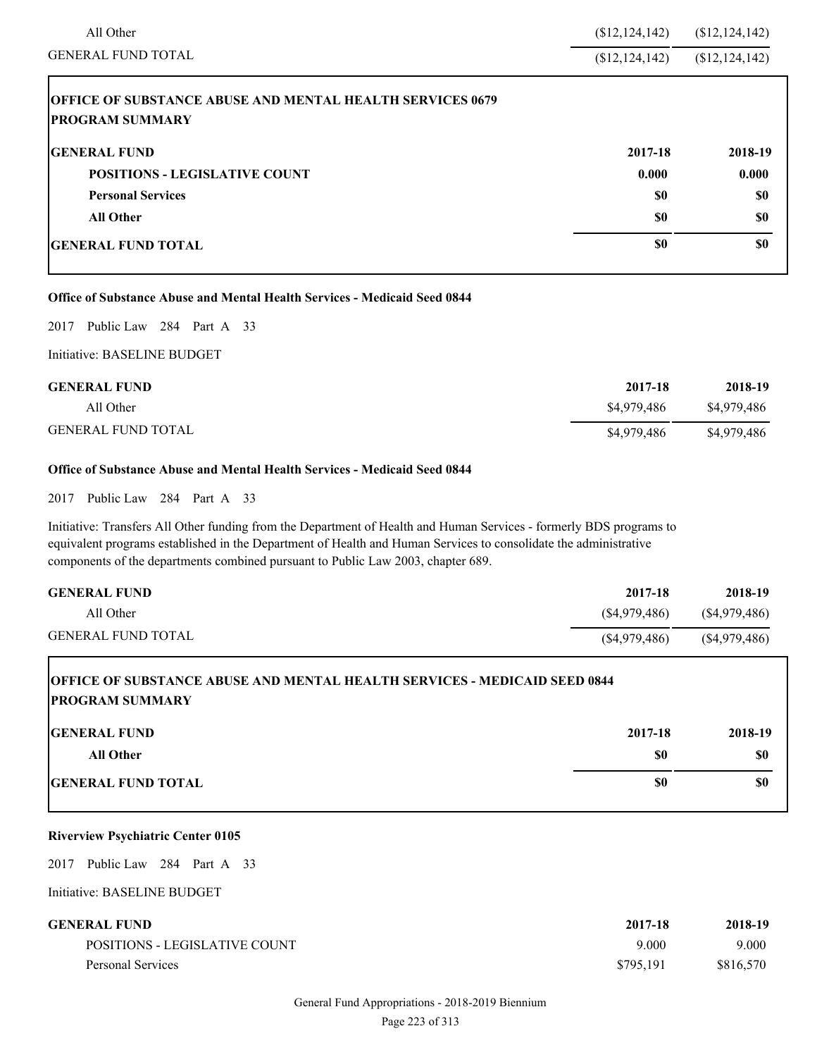| | | |
|---|---|---|
| All Other | ($12,124,142) | ($12,124,142) |
| GENERAL FUND TOTAL | ($12,124,142) | ($12,124,142) |

**OFFICE OF SUBSTANCE ABUSE AND MENTAL HEALTH SERVICES 0679**
**PROGRAM SUMMARY**

| GENERAL FUND | 2017-18 | 2018-19 |
|---|---|---|
| POSITIONS - LEGISLATIVE COUNT | 0.000 | 0.000 |
| Personal Services | $0 | $0 |
| All Other | $0 | $0 |
| GENERAL FUND TOTAL | $0 | $0 |

**Office of Substance Abuse and Mental Health Services - Medicaid Seed 0844**

2017 Public Law 284 Part A 33

Initiative: BASELINE BUDGET

| GENERAL FUND | 2017-18 | 2018-19 |
|---|---|---|
| All Other | $4,979,486 | $4,979,486 |
| GENERAL FUND TOTAL | $4,979,486 | $4,979,486 |

**Office of Substance Abuse and Mental Health Services - Medicaid Seed 0844**

2017 Public Law 284 Part A 33

Initiative: Transfers All Other funding from the Department of Health and Human Services - formerly BDS programs to equivalent programs established in the Department of Health and Human Services to consolidate the administrative components of the departments combined pursuant to Public Law 2003, chapter 689.

| GENERAL FUND | 2017-18 | 2018-19 |
|---|---|---|
| All Other | ($4,979,486) | ($4,979,486) |
| GENERAL FUND TOTAL | ($4,979,486) | ($4,979,486) |

**OFFICE OF SUBSTANCE ABUSE AND MENTAL HEALTH SERVICES - MEDICAID SEED 0844**
**PROGRAM SUMMARY**

| GENERAL FUND | 2017-18 | 2018-19 |
|---|---|---|
| All Other | $0 | $0 |
| GENERAL FUND TOTAL | $0 | $0 |

**Riverview Psychiatric Center 0105**

2017 Public Law 284 Part A 33

Initiative: BASELINE BUDGET

| GENERAL FUND | 2017-18 | 2018-19 |
|---|---|---|
| POSITIONS - LEGISLATIVE COUNT | 9.000 | 9.000 |
| Personal Services | $795,191 | $816,570 |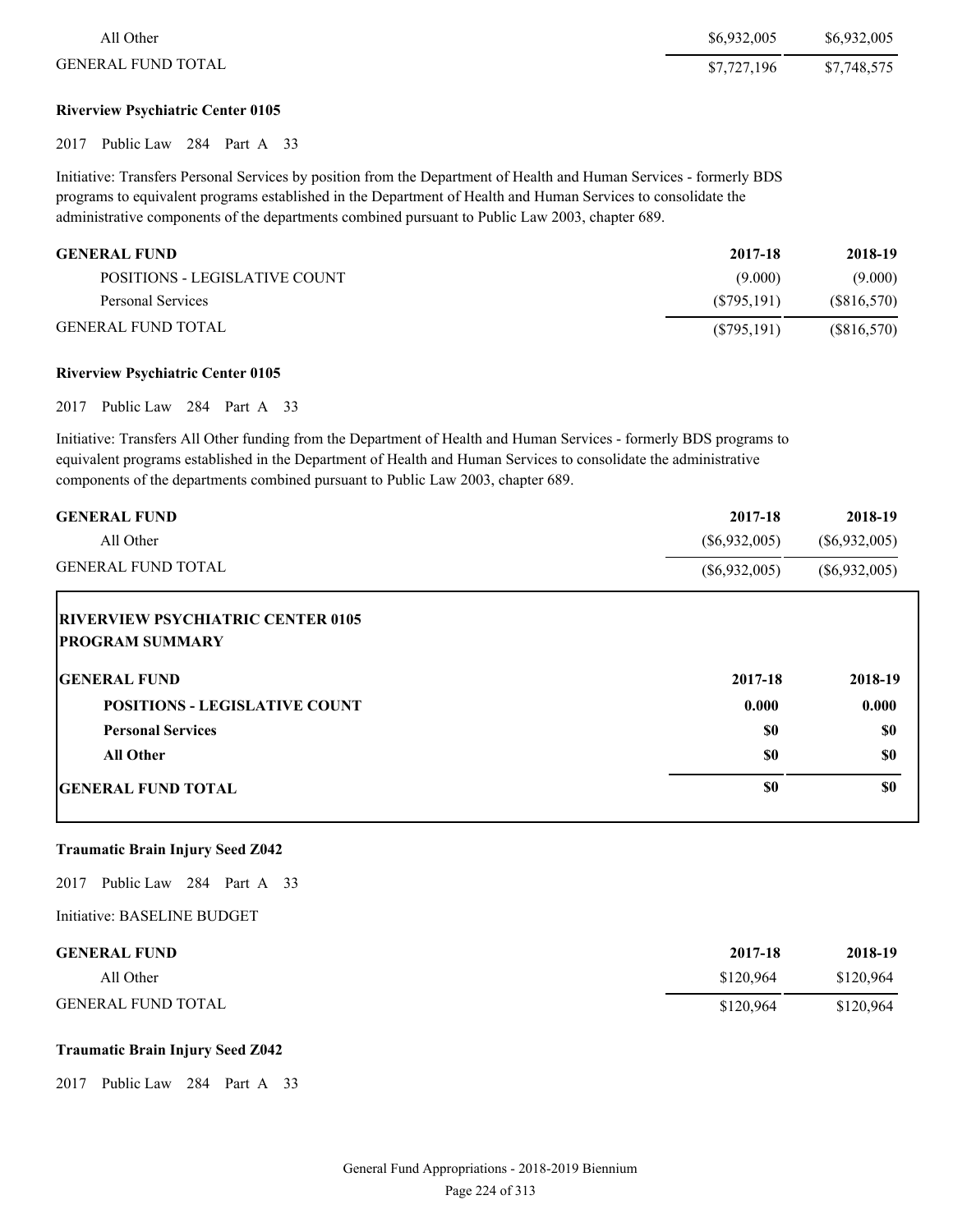| | | |
|---|---|---|
| All Other | $6,932,005 | $6,932,005 |
| GENERAL FUND TOTAL | $7,727,196 | $7,748,575 |

**Riverview Psychiatric Center 0105**

2017 Public Law 284 Part A 33

Initiative: Transfers Personal Services by position from the Department of Health and Human Services - formerly BDS programs to equivalent programs established in the Department of Health and Human Services to consolidate the administrative components of the departments combined pursuant to Public Law 2003, chapter 689.

| GENERAL FUND | 2017-18 | 2018-19 |
|---|---|---|
| POSITIONS - LEGISLATIVE COUNT | (9.000) | (9.000) |
| Personal Services | ($795,191) | ($816,570) |
| GENERAL FUND TOTAL | ($795,191) | ($816,570) |

**Riverview Psychiatric Center 0105**

2017 Public Law 284 Part A 33

Initiative: Transfers All Other funding from the Department of Health and Human Services - formerly BDS programs to equivalent programs established in the Department of Health and Human Services to consolidate the administrative components of the departments combined pursuant to Public Law 2003, chapter 689.

| GENERAL FUND | 2017-18 | 2018-19 |
|---|---|---|
| All Other | ($6,932,005) | ($6,932,005) |
| GENERAL FUND TOTAL | ($6,932,005) | ($6,932,005) |

**RIVERVIEW PSYCHIATRIC CENTER 0105**
**PROGRAM SUMMARY**

| GENERAL FUND | 2017-18 | 2018-19 |
|---|---|---|
| **POSITIONS - LEGISLATIVE COUNT** | **0.000** | **0.000** |
| **Personal Services** | **$0** | **$0** |
| **All Other** | **$0** | **$0** |
| **GENERAL FUND TOTAL** | **$0** | **$0** |

**Traumatic Brain Injury Seed Z042**

2017 Public Law 284 Part A 33

Initiative: BASELINE BUDGET

| GENERAL FUND | 2017-18 | 2018-19 |
|---|---|---|
| All Other | $120,964 | $120,964 |
| GENERAL FUND TOTAL | $120,964 | $120,964 |

**Traumatic Brain Injury Seed Z042**

2017 Public Law 284 Part A 33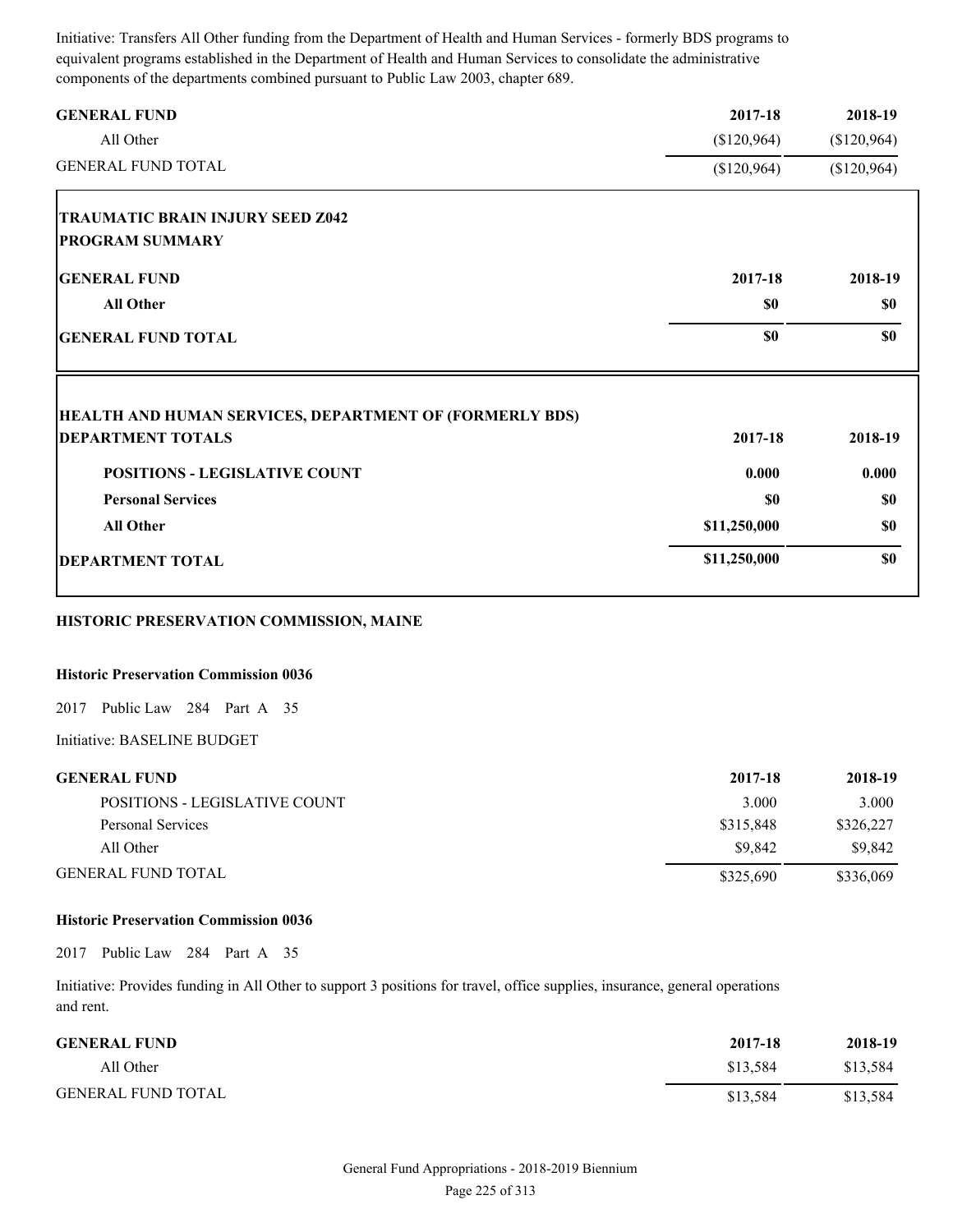Initiative: Transfers All Other funding from the Department of Health and Human Services - formerly BDS programs to equivalent programs established in the Department of Health and Human Services to consolidate the administrative components of the departments combined pursuant to Public Law 2003, chapter 689.

| GENERAL FUND | 2017-18 | 2018-19 |
|---|---|---|
| All Other | ($120,964) | ($120,964) |
| GENERAL FUND TOTAL | ($120,964) | ($120,964) |

**TRAUMATIC BRAIN INJURY SEED Z042**
**PROGRAM SUMMARY**

| GENERAL FUND | 2017-18 | 2018-19 |
|---|---|---|
| **All Other** | **$0** | **$0** |
| **GENERAL FUND TOTAL** | **$0** | **$0** |

**HEALTH AND HUMAN SERVICES, DEPARTMENT OF (FORMERLY BDS)**

| DEPARTMENT TOTALS | 2017-18 | 2018-19 |
|---|---|---|
| **POSITIONS - LEGISLATIVE COUNT** | **0.000** | **0.000** |
| **Personal Services** | **$0** | **$0** |
| **All Other** | **$11,250,000** | **$0** |
| **DEPARTMENT TOTAL** | **$11,250,000** | **$0** |

## HISTORIC PRESERVATION COMMISSION, MAINE

### Historic Preservation Commission 0036

2017 Public Law 284 Part A 35

Initiative: BASELINE BUDGET

| GENERAL FUND | 2017-18 | 2018-19 |
|---|---|---|
| POSITIONS - LEGISLATIVE COUNT | 3.000 | 3.000 |
| Personal Services | $315,848 | $326,227 |
| All Other | $9,842 | $9,842 |
| GENERAL FUND TOTAL | $325,690 | $336,069 |

### Historic Preservation Commission 0036

2017 Public Law 284 Part A 35

Initiative: Provides funding in All Other to support 3 positions for travel, office supplies, insurance, general operations and rent.

| GENERAL FUND | 2017-18 | 2018-19 |
|---|---|---|
| All Other | $13,584 | $13,584 |
| GENERAL FUND TOTAL | $13,584 | $13,584 |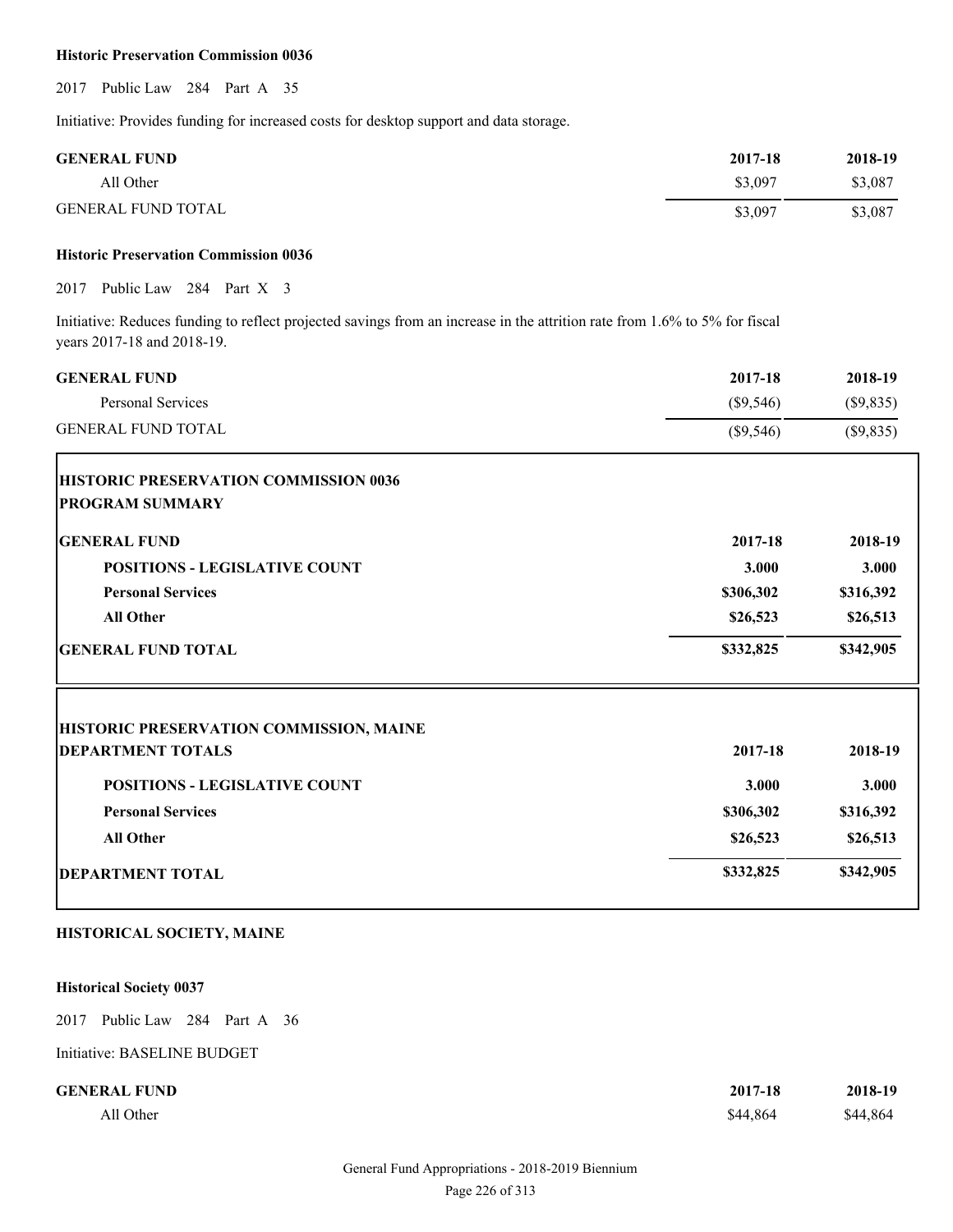**Historic Preservation Commission 0036**

2017 Public Law 284 Part A 35

Initiative: Provides funding for increased costs for desktop support and data storage.

| GENERAL FUND | 2017-18 | 2018-19 |
|---|---|---|
| All Other | $3,097 | $3,087 |
| GENERAL FUND TOTAL | $3,097 | $3,087 |

**Historic Preservation Commission 0036**

2017 Public Law 284 Part X 3

Initiative: Reduces funding to reflect projected savings from an increase in the attrition rate from 1.6% to 5% for fiscal years 2017-18 and 2018-19.

| GENERAL FUND | 2017-18 | 2018-19 |
|---|---|---|
| Personal Services | ($9,546) | ($9,835) |
| GENERAL FUND TOTAL | ($9,546) | ($9,835) |

**HISTORIC PRESERVATION COMMISSION 0036**
**PROGRAM SUMMARY**

| GENERAL FUND | 2017-18 | 2018-19 |
|---|---|---|
| **POSITIONS - LEGISLATIVE COUNT** | **3.000** | **3.000** |
| **Personal Services** | **$306,302** | **$316,392** |
| **All Other** | **$26,523** | **$26,513** |
| **GENERAL FUND TOTAL** | **$332,825** | **$342,905** |

**HISTORIC PRESERVATION COMMISSION, MAINE**

| DEPARTMENT TOTALS | 2017-18 | 2018-19 |
|---|---|---|
| **POSITIONS - LEGISLATIVE COUNT** | **3.000** | **3.000** |
| **Personal Services** | **$306,302** | **$316,392** |
| **All Other** | **$26,523** | **$26,513** |
| **DEPARTMENT TOTAL** | **$332,825** | **$342,905** |

## HISTORICAL SOCIETY, MAINE

**Historical Society 0037**

2017 Public Law 284 Part A 36

Initiative: BASELINE BUDGET

| GENERAL FUND | 2017-18 | 2018-19 |
|---|---|---|
| All Other | $44,864 | $44,864 |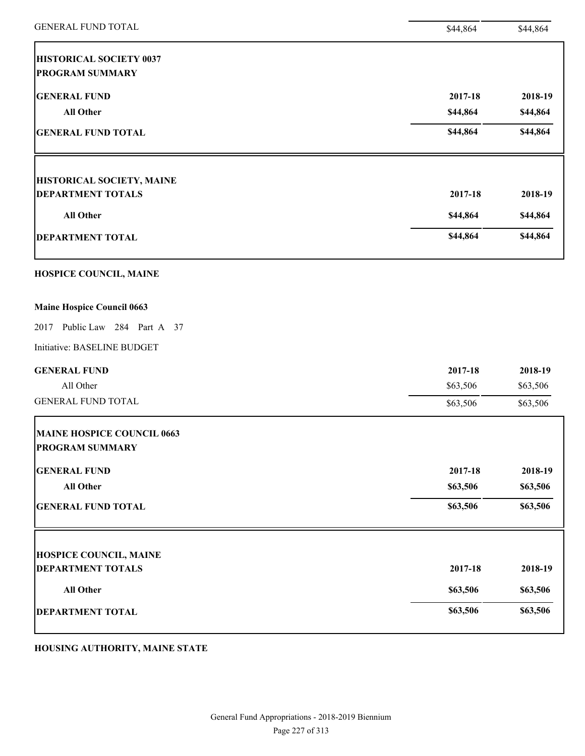| | | |
|---|---|---|
| GENERAL FUND TOTAL | $44,864 | $44,864 |

| **HISTORICAL SOCIETY 0037** | | |
|---|---|---|
| **PROGRAM SUMMARY** | | |
| **GENERAL FUND** | **2017-18** | **2018-19** |
| **All Other** | **$44,864** | **$44,864** |
| **GENERAL FUND TOTAL** | **$44,864** | **$44,864** |

| **HISTORICAL SOCIETY, MAINE** | | |
|---|---|---|
| **DEPARTMENT TOTALS** | **2017-18** | **2018-19** |
| **All Other** | **$44,864** | **$44,864** |
| **DEPARTMENT TOTAL** | **$44,864** | **$44,864** |

## HOSPICE COUNCIL, MAINE

### Maine Hospice Council 0663

2017 Public Law 284 Part A 37

Initiative: BASELINE BUDGET

| **GENERAL FUND** | **2017-18** | **2018-19** |
|---|---|---|
| All Other | $63,506 | $63,506 |
| GENERAL FUND TOTAL | $63,506 | $63,506 |

| **MAINE HOSPICE COUNCIL 0663** | | |
|---|---|---|
| **PROGRAM SUMMARY** | | |
| **GENERAL FUND** | **2017-18** | **2018-19** |
| **All Other** | **$63,506** | **$63,506** |
| **GENERAL FUND TOTAL** | **$63,506** | **$63,506** |

| **HOSPICE COUNCIL, MAINE** | | |
|---|---|---|
| **DEPARTMENT TOTALS** | **2017-18** | **2018-19** |
| **All Other** | **$63,506** | **$63,506** |
| **DEPARTMENT TOTAL** | **$63,506** | **$63,506** |

## HOUSING AUTHORITY, MAINE STATE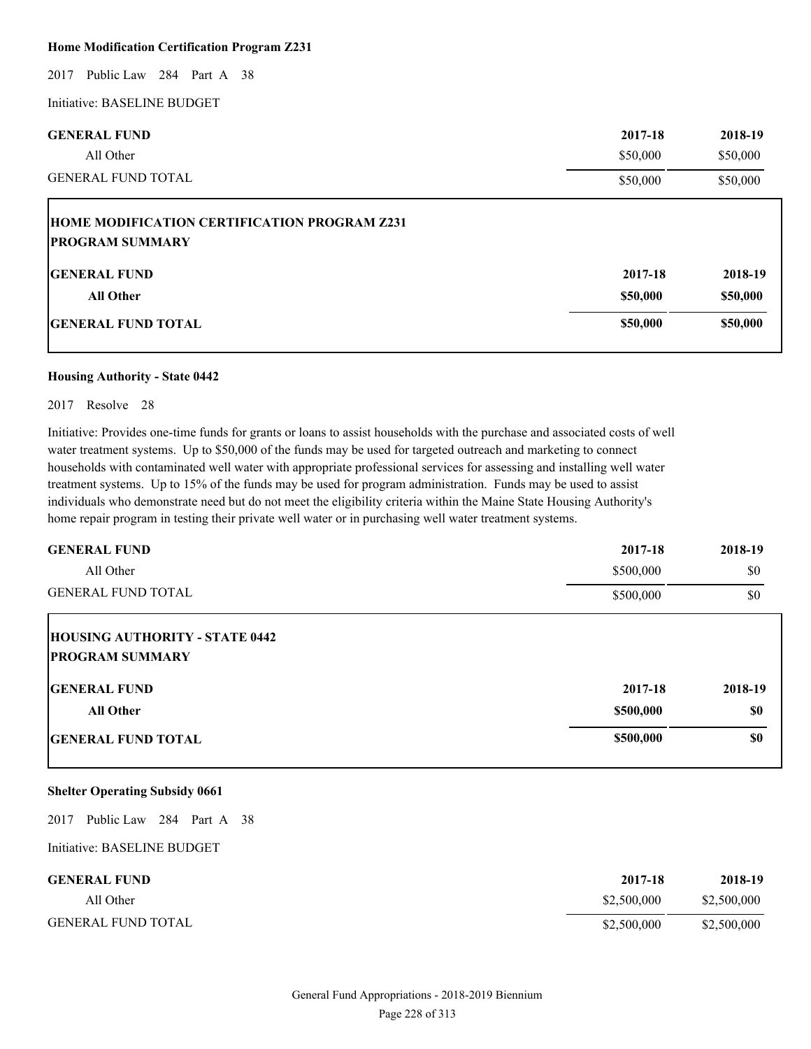**Home Modification Certification Program Z231**

2017 Public Law 284 Part A 38

Initiative: BASELINE BUDGET

| GENERAL FUND | 2017-18 | 2018-19 |
|---|---|---|
| All Other | $50,000 | $50,000 |
| GENERAL FUND TOTAL | $50,000 | $50,000 |

**HOME MODIFICATION CERTIFICATION PROGRAM Z231**
**PROGRAM SUMMARY**

| GENERAL FUND | 2017-18 | 2018-19 |
|---|---|---|
| **All Other** | **$50,000** | **$50,000** |
| **GENERAL FUND TOTAL** | **$50,000** | **$50,000** |

**Housing Authority - State 0442**

2017 Resolve 28

Initiative: Provides one-time funds for grants or loans to assist households with the purchase and associated costs of well water treatment systems. Up to $50,000 of the funds may be used for targeted outreach and marketing to connect households with contaminated well water with appropriate professional services for assessing and installing well water treatment systems. Up to 15% of the funds may be used for program administration. Funds may be used to assist individuals who demonstrate need but do not meet the eligibility criteria within the Maine State Housing Authority's home repair program in testing their private well water or in purchasing well water treatment systems.

| GENERAL FUND | 2017-18 | 2018-19 |
|---|---|---|
| All Other | $500,000 | $0 |
| GENERAL FUND TOTAL | $500,000 | $0 |

**HOUSING AUTHORITY - STATE 0442**
**PROGRAM SUMMARY**

| GENERAL FUND | 2017-18 | 2018-19 |
|---|---|---|
| **All Other** | **$500,000** | **$0** |
| **GENERAL FUND TOTAL** | **$500,000** | **$0** |

**Shelter Operating Subsidy 0661**

2017 Public Law 284 Part A 38

Initiative: BASELINE BUDGET

| GENERAL FUND | 2017-18 | 2018-19 |
|---|---|---|
| All Other | $2,500,000 | $2,500,000 |
| GENERAL FUND TOTAL | $2,500,000 | $2,500,000 |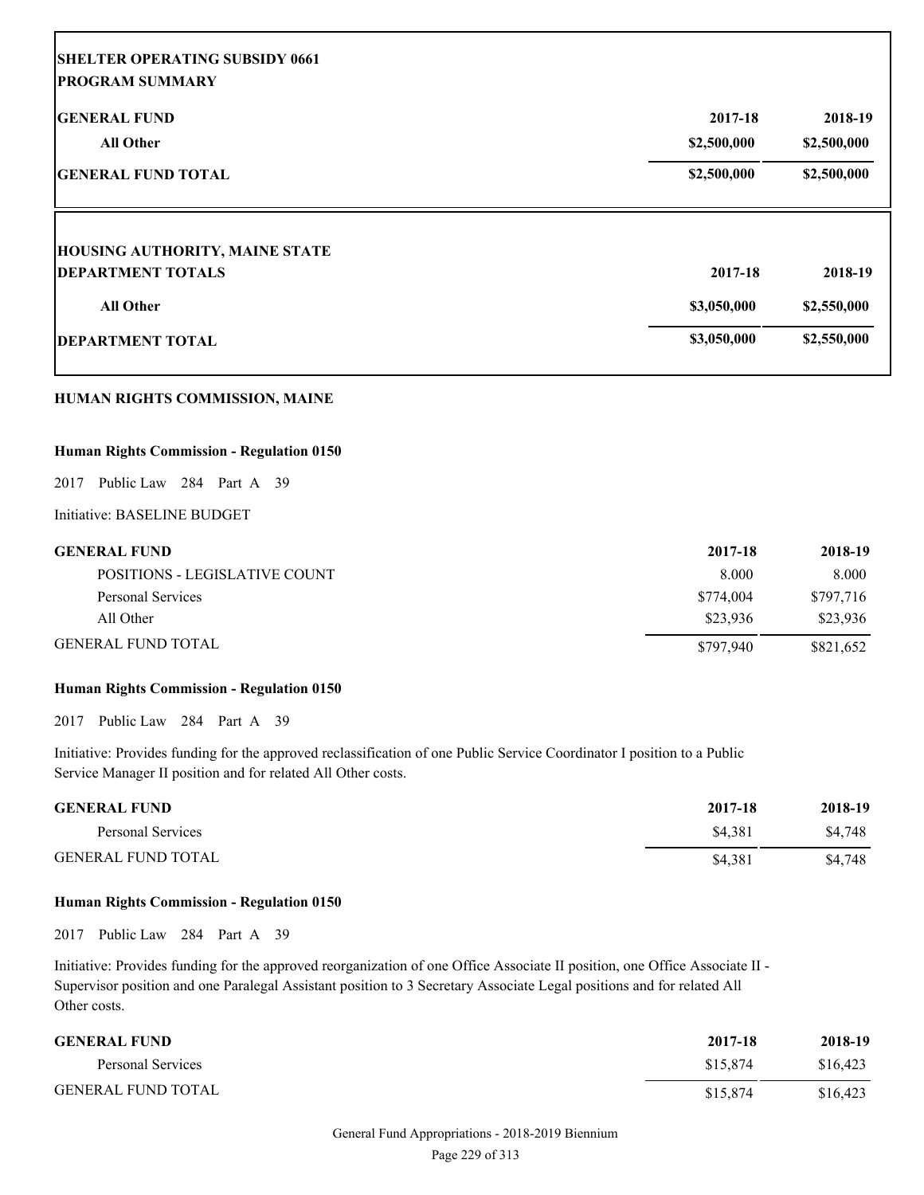| SHELTER OPERATING SUBSIDY 0661<br>PROGRAM SUMMARY | | |
|---|---|---|
| **GENERAL FUND** | **2017-18** | **2018-19** |
| **All Other** | **$2,500,000** | **$2,500,000** |
| **GENERAL FUND TOTAL** | **$2,500,000** | **$2,500,000** |

| HOUSING AUTHORITY, MAINE STATE<br>DEPARTMENT TOTALS | 2017-18 | 2018-19 |
|---|---|---|
| **All Other** | **$3,050,000** | **$2,550,000** |
| **DEPARTMENT TOTAL** | **$3,050,000** | **$2,550,000** |

## HUMAN RIGHTS COMMISSION, MAINE

### Human Rights Commission - Regulation 0150

2017 Public Law 284 Part A 39

Initiative: BASELINE BUDGET

| GENERAL FUND | 2017-18 | 2018-19 |
|---|---|---|
| POSITIONS - LEGISLATIVE COUNT | 8.000 | 8.000 |
| Personal Services | $774,004 | $797,716 |
| All Other | $23,936 | $23,936 |
| GENERAL FUND TOTAL | $797,940 | $821,652 |

### Human Rights Commission - Regulation 0150

2017 Public Law 284 Part A 39

Initiative: Provides funding for the approved reclassification of one Public Service Coordinator I position to a Public Service Manager II position and for related All Other costs.

| GENERAL FUND | 2017-18 | 2018-19 |
|---|---|---|
| Personal Services | $4,381 | $4,748 |
| GENERAL FUND TOTAL | $4,381 | $4,748 |

### Human Rights Commission - Regulation 0150

2017 Public Law 284 Part A 39

Initiative: Provides funding for the approved reorganization of one Office Associate II position, one Office Associate II - Supervisor position and one Paralegal Assistant position to 3 Secretary Associate Legal positions and for related All Other costs.

| GENERAL FUND | 2017-18 | 2018-19 |
|---|---|---|
| Personal Services | $15,874 | $16,423 |
| GENERAL FUND TOTAL | $15,874 | $16,423 |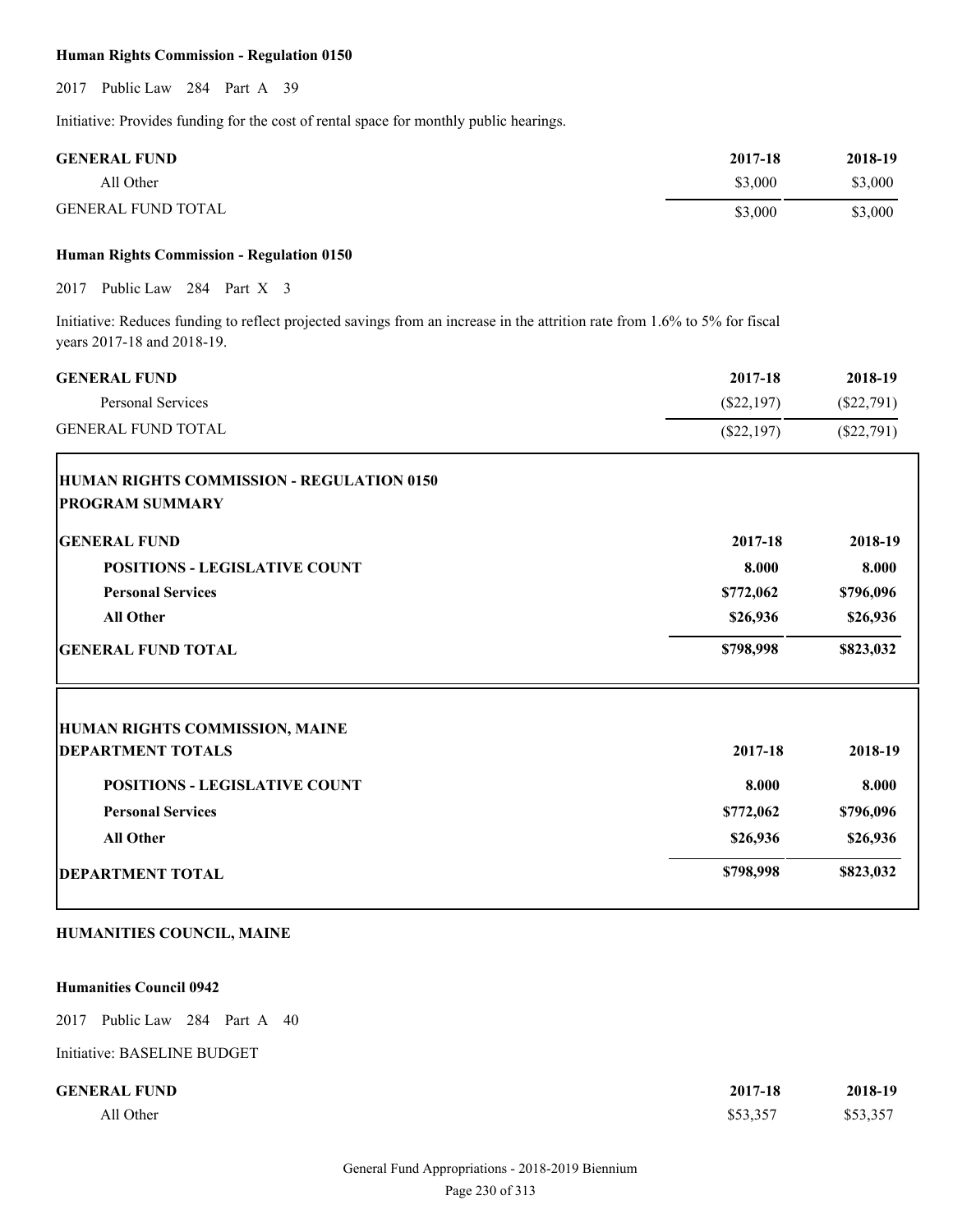**Human Rights Commission - Regulation 0150**

2017 Public Law 284 Part A 39

Initiative: Provides funding for the cost of rental space for monthly public hearings.

| GENERAL FUND | 2017-18 | 2018-19 |
| --- | --- | --- |
| All Other | $3,000 | $3,000 |
| GENERAL FUND TOTAL | $3,000 | $3,000 |

**Human Rights Commission - Regulation 0150**

2017 Public Law 284 Part X 3

Initiative: Reduces funding to reflect projected savings from an increase in the attrition rate from 1.6% to 5% for fiscal years 2017-18 and 2018-19.

| GENERAL FUND | 2017-18 | 2018-19 |
| --- | --- | --- |
| Personal Services | ($22,197) | ($22,791) |
| GENERAL FUND TOTAL | ($22,197) | ($22,791) |

**HUMAN RIGHTS COMMISSION - REGULATION 0150**
**PROGRAM SUMMARY**

| GENERAL FUND | 2017-18 | 2018-19 |
| --- | --- | --- |
| **POSITIONS - LEGISLATIVE COUNT** | **8.000** | **8.000** |
| **Personal Services** | **$772,062** | **$796,096** |
| **All Other** | **$26,936** | **$26,936** |
| **GENERAL FUND TOTAL** | **$798,998** | **$823,032** |

**HUMAN RIGHTS COMMISSION, MAINE**

| DEPARTMENT TOTALS | 2017-18 | 2018-19 |
| --- | --- | --- |
| **POSITIONS - LEGISLATIVE COUNT** | **8.000** | **8.000** |
| **Personal Services** | **$772,062** | **$796,096** |
| **All Other** | **$26,936** | **$26,936** |
| **DEPARTMENT TOTAL** | **$798,998** | **$823,032** |

## HUMANITIES COUNCIL, MAINE

**Humanities Council 0942**

2017 Public Law 284 Part A 40

Initiative: BASELINE BUDGET

| GENERAL FUND | 2017-18 | 2018-19 |
| --- | --- | --- |
| All Other | $53,357 | $53,357 |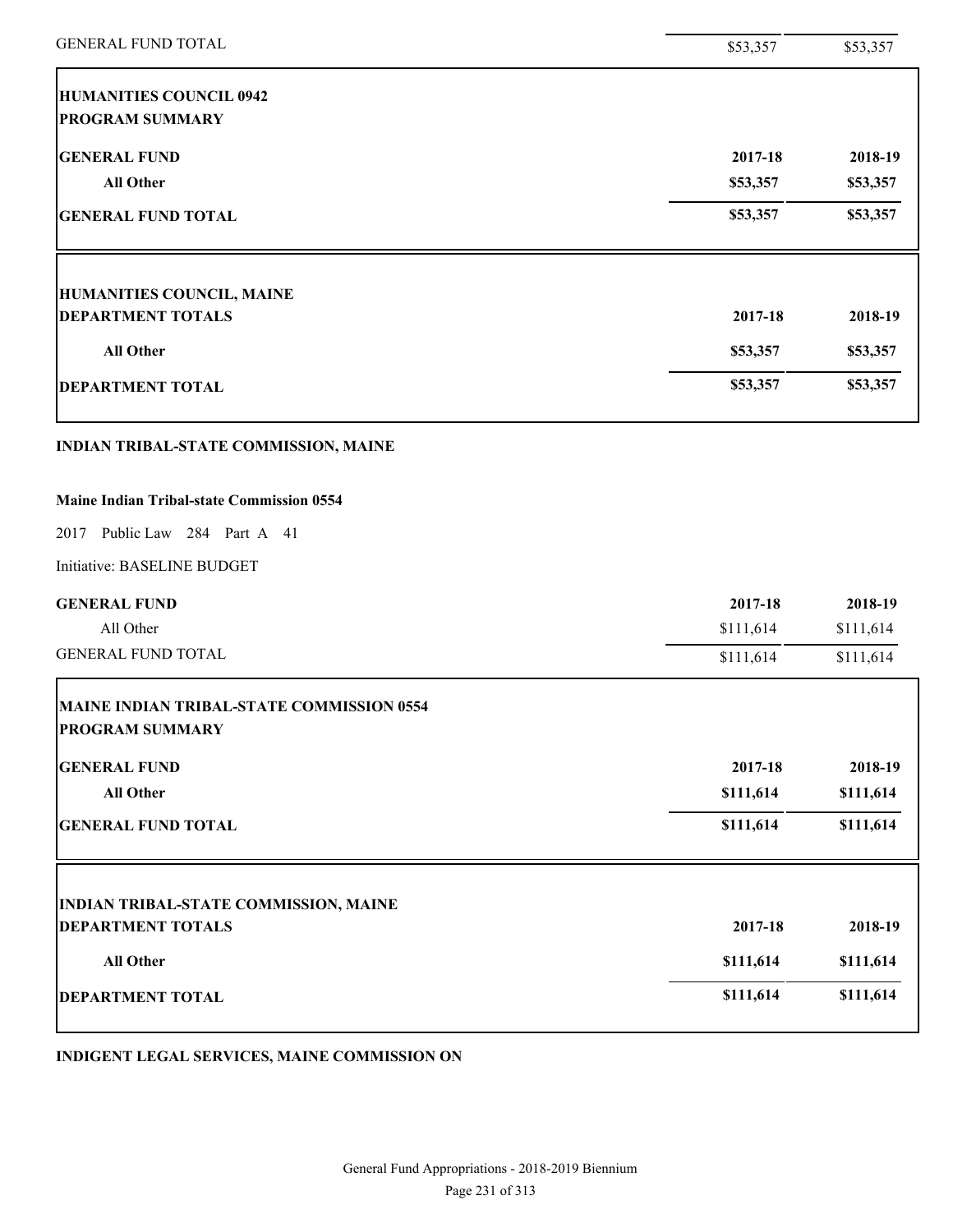| | | |
|---|---|---|
| GENERAL FUND TOTAL | $53,357 | $53,357 |

| **HUMANITIES COUNCIL 0942** | | |
|---|---|---|
| **PROGRAM SUMMARY** | | |
| **GENERAL FUND** | **2017-18** | **2018-19** |
| **All Other** | **$53,357** | **$53,357** |
| **GENERAL FUND TOTAL** | **$53,357** | **$53,357** |

| **HUMANITIES COUNCIL, MAINE** | | |
|---|---|---|
| **DEPARTMENT TOTALS** | **2017-18** | **2018-19** |
| **All Other** | **$53,357** | **$53,357** |
| **DEPARTMENT TOTAL** | **$53,357** | **$53,357** |

**INDIAN TRIBAL-STATE COMMISSION, MAINE**

**Maine Indian Tribal-state Commission 0554**

2017 Public Law 284 Part A 41

Initiative: BASELINE BUDGET

| **GENERAL FUND** | **2017-18** | **2018-19** |
|---|---|---|
| All Other | $111,614 | $111,614 |
| GENERAL FUND TOTAL | $111,614 | $111,614 |

| **MAINE INDIAN TRIBAL-STATE COMMISSION 0554** | | |
|---|---|---|
| **PROGRAM SUMMARY** | | |
| **GENERAL FUND** | **2017-18** | **2018-19** |
| **All Other** | **$111,614** | **$111,614** |
| **GENERAL FUND TOTAL** | **$111,614** | **$111,614** |

| **INDIAN TRIBAL-STATE COMMISSION, MAINE** | | |
|---|---|---|
| **DEPARTMENT TOTALS** | **2017-18** | **2018-19** |
| **All Other** | **$111,614** | **$111,614** |
| **DEPARTMENT TOTAL** | **$111,614** | **$111,614** |

**INDIGENT LEGAL SERVICES, MAINE COMMISSION ON**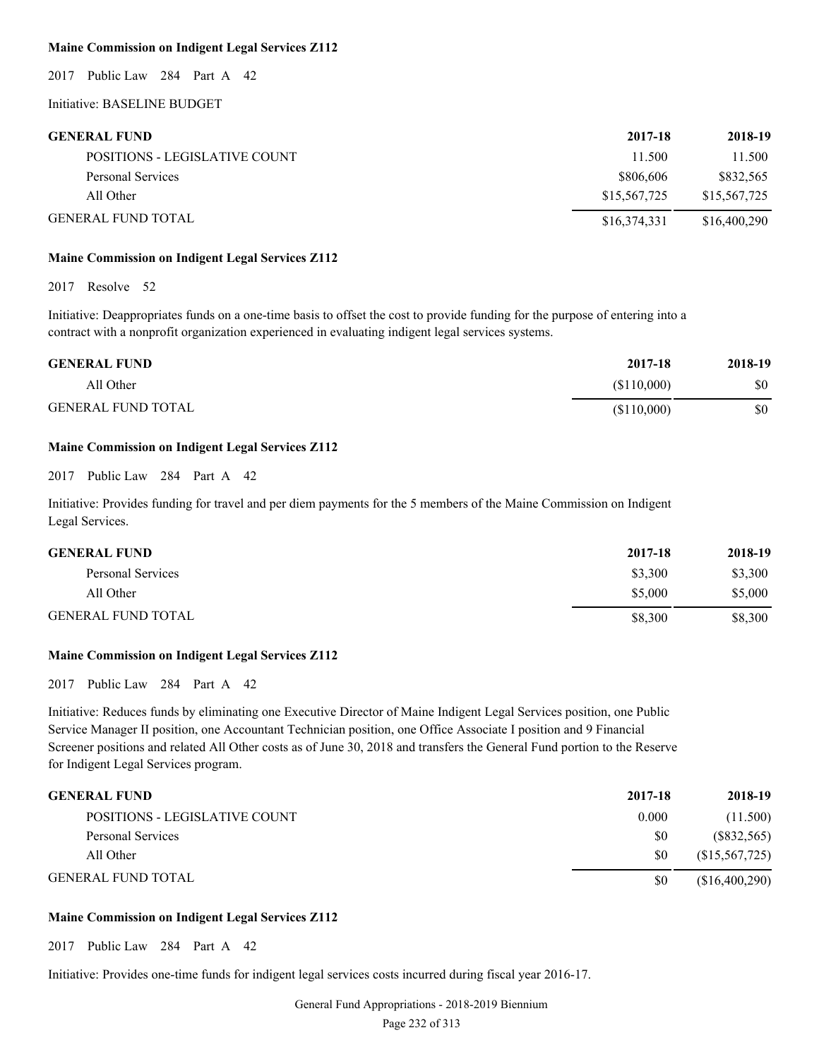**Maine Commission on Indigent Legal Services Z112**

2017 Public Law 284 Part A 42

Initiative: BASELINE BUDGET

| GENERAL FUND | 2017-18 | 2018-19 |
|---|---|---|
| POSITIONS - LEGISLATIVE COUNT | 11.500 | 11.500 |
| Personal Services | $806,606 | $832,565 |
| All Other | $15,567,725 | $15,567,725 |
| GENERAL FUND TOTAL | $16,374,331 | $16,400,290 |

**Maine Commission on Indigent Legal Services Z112**

2017 Resolve 52

Initiative: Deappropriates funds on a one-time basis to offset the cost to provide funding for the purpose of entering into a contract with a nonprofit organization experienced in evaluating indigent legal services systems.

| GENERAL FUND | 2017-18 | 2018-19 |
|---|---|---|
| All Other | ($110,000) | $0 |
| GENERAL FUND TOTAL | ($110,000) | $0 |

**Maine Commission on Indigent Legal Services Z112**

2017 Public Law 284 Part A 42

Initiative: Provides funding for travel and per diem payments for the 5 members of the Maine Commission on Indigent Legal Services.

| GENERAL FUND | 2017-18 | 2018-19 |
|---|---|---|
| Personal Services | $3,300 | $3,300 |
| All Other | $5,000 | $5,000 |
| GENERAL FUND TOTAL | $8,300 | $8,300 |

**Maine Commission on Indigent Legal Services Z112**

2017 Public Law 284 Part A 42

Initiative: Reduces funds by eliminating one Executive Director of Maine Indigent Legal Services position, one Public Service Manager II position, one Accountant Technician position, one Office Associate I position and 9 Financial Screener positions and related All Other costs as of June 30, 2018 and transfers the General Fund portion to the Reserve for Indigent Legal Services program.

| GENERAL FUND | 2017-18 | 2018-19 |
|---|---|---|
| POSITIONS - LEGISLATIVE COUNT | 0.000 | (11.500) |
| Personal Services | $0 | ($832,565) |
| All Other | $0 | ($15,567,725) |
| GENERAL FUND TOTAL | $0 | ($16,400,290) |

**Maine Commission on Indigent Legal Services Z112**

2017 Public Law 284 Part A 42

Initiative: Provides one-time funds for indigent legal services costs incurred during fiscal year 2016-17.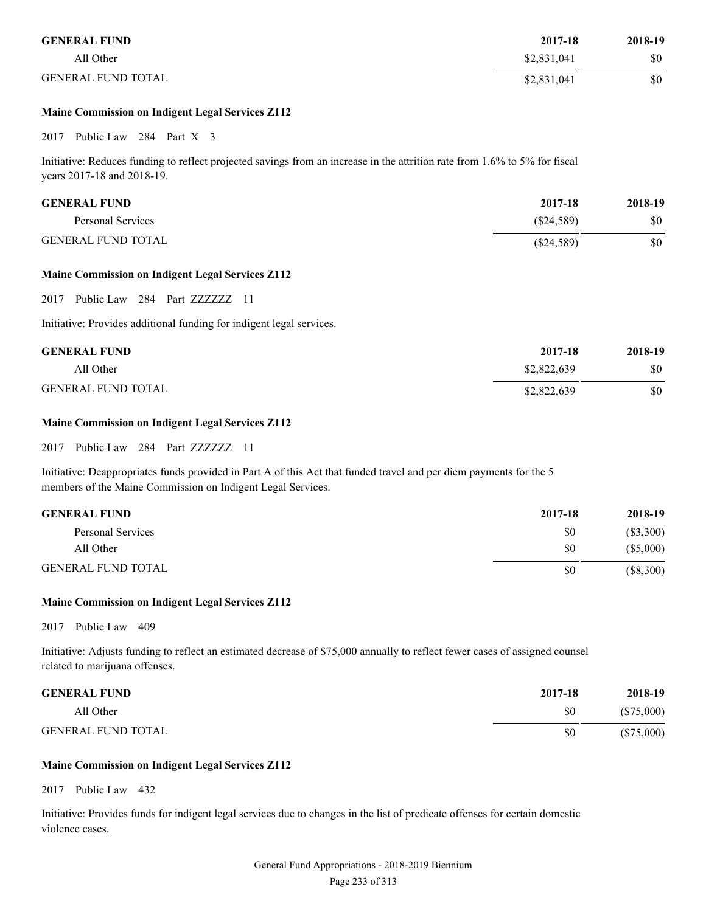| GENERAL FUND | 2017-18 | 2018-19 |
| --- | --- | --- |
| All Other | $2,831,041 | $0 |
| GENERAL FUND TOTAL | $2,831,041 | $0 |

**Maine Commission on Indigent Legal Services Z112**

2017 Public Law 284 Part X 3

Initiative: Reduces funding to reflect projected savings from an increase in the attrition rate from 1.6% to 5% for fiscal years 2017-18 and 2018-19.

| GENERAL FUND | 2017-18 | 2018-19 |
| --- | --- | --- |
| Personal Services | ($24,589) | $0 |
| GENERAL FUND TOTAL | ($24,589) | $0 |

**Maine Commission on Indigent Legal Services Z112**

2017 Public Law 284 Part ZZZZZZ 11

Initiative: Provides additional funding for indigent legal services.

| GENERAL FUND | 2017-18 | 2018-19 |
| --- | --- | --- |
| All Other | $2,822,639 | $0 |
| GENERAL FUND TOTAL | $2,822,639 | $0 |

**Maine Commission on Indigent Legal Services Z112**

2017 Public Law 284 Part ZZZZZZ 11

Initiative: Deappropriates funds provided in Part A of this Act that funded travel and per diem payments for the 5 members of the Maine Commission on Indigent Legal Services.

| GENERAL FUND | 2017-18 | 2018-19 |
| --- | --- | --- |
| Personal Services | $0 | ($3,300) |
| All Other | $0 | ($5,000) |
| GENERAL FUND TOTAL | $0 | ($8,300) |

**Maine Commission on Indigent Legal Services Z112**

2017 Public Law 409

Initiative: Adjusts funding to reflect an estimated decrease of $75,000 annually to reflect fewer cases of assigned counsel related to marijuana offenses.

| GENERAL FUND | 2017-18 | 2018-19 |
| --- | --- | --- |
| All Other | $0 | ($75,000) |
| GENERAL FUND TOTAL | $0 | ($75,000) |

**Maine Commission on Indigent Legal Services Z112**

2017 Public Law 432

Initiative: Provides funds for indigent legal services due to changes in the list of predicate offenses for certain domestic violence cases.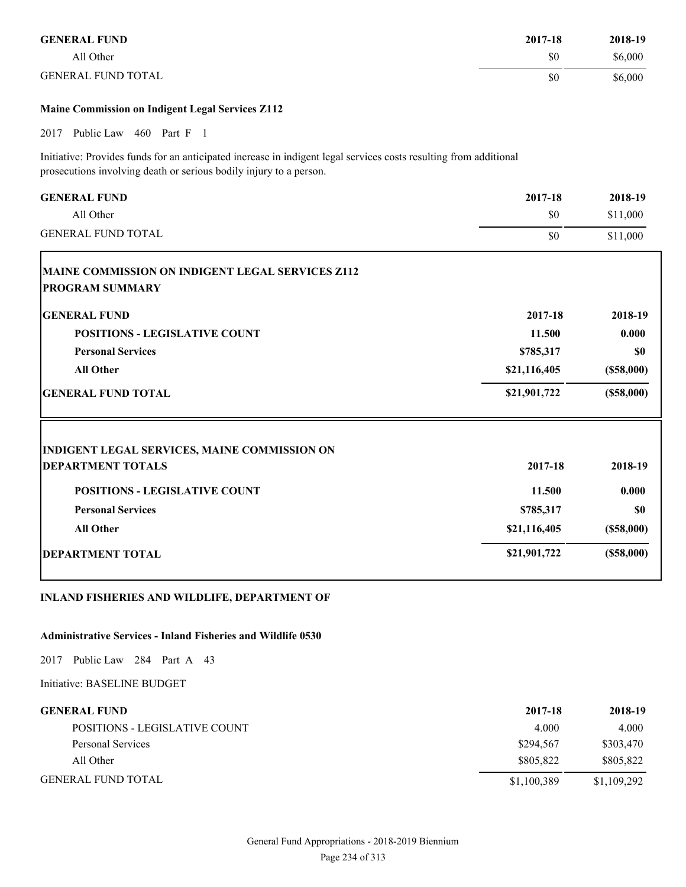| GENERAL FUND | 2017-18 | 2018-19 |
|---|---|---|
| All Other | $0 | $6,000 |
| GENERAL FUND TOTAL | $0 | $6,000 |

**Maine Commission on Indigent Legal Services Z112**

2017 Public Law 460 Part F 1

Initiative: Provides funds for an anticipated increase in indigent legal services costs resulting from additional prosecutions involving death or serious bodily injury to a person.

| GENERAL FUND | 2017-18 | 2018-19 |
|---|---|---|
| All Other | $0 | $11,000 |
| GENERAL FUND TOTAL | $0 | $11,000 |

**MAINE COMMISSION ON INDIGENT LEGAL SERVICES Z112**
**PROGRAM SUMMARY**

| GENERAL FUND | 2017-18 | 2018-19 |
|---|---|---|
| **POSITIONS - LEGISLATIVE COUNT** | **11.500** | **0.000** |
| **Personal Services** | **$785,317** | **$0** |
| **All Other** | **$21,116,405** | **($58,000)** |
| **GENERAL FUND TOTAL** | **$21,901,722** | **($58,000)** |

**INDIGENT LEGAL SERVICES, MAINE COMMISSION ON**
**DEPARTMENT TOTALS**

| | 2017-18 | 2018-19 |
|---|---|---|
| **POSITIONS - LEGISLATIVE COUNT** | **11.500** | **0.000** |
| **Personal Services** | **$785,317** | **$0** |
| **All Other** | **$21,116,405** | **($58,000)** |
| **DEPARTMENT TOTAL** | **$21,901,722** | **($58,000)** |

## INLAND FISHERIES AND WILDLIFE, DEPARTMENT OF

**Administrative Services - Inland Fisheries and Wildlife 0530**

2017 Public Law 284 Part A 43

Initiative: BASELINE BUDGET

| GENERAL FUND | 2017-18 | 2018-19 |
|---|---|---|
| POSITIONS - LEGISLATIVE COUNT | 4.000 | 4.000 |
| Personal Services | $294,567 | $303,470 |
| All Other | $805,822 | $805,822 |
| GENERAL FUND TOTAL | $1,100,389 | $1,109,292 |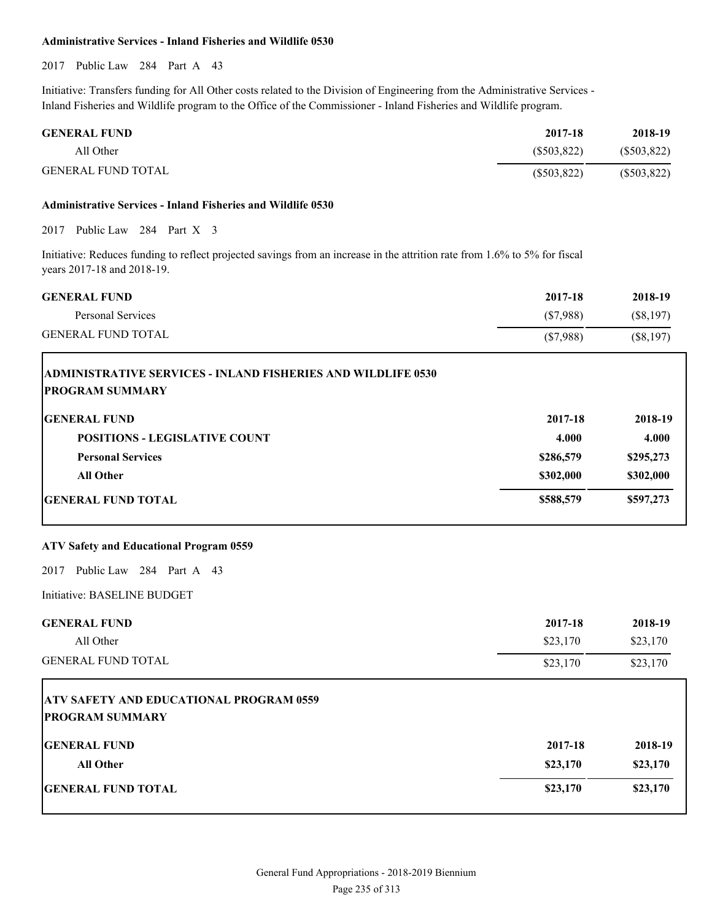**Administrative Services - Inland Fisheries and Wildlife 0530**

2017 Public Law 284 Part A 43

Initiative: Transfers funding for All Other costs related to the Division of Engineering from the Administrative Services - Inland Fisheries and Wildlife program to the Office of the Commissioner - Inland Fisheries and Wildlife program.

| GENERAL FUND | 2017-18 | 2018-19 |
|---|---|---|
| All Other | ($503,822) | ($503,822) |
| GENERAL FUND TOTAL | ($503,822) | ($503,822) |

**Administrative Services - Inland Fisheries and Wildlife 0530**

2017 Public Law 284 Part X 3

Initiative: Reduces funding to reflect projected savings from an increase in the attrition rate from 1.6% to 5% for fiscal years 2017-18 and 2018-19.

| GENERAL FUND | 2017-18 | 2018-19 |
|---|---|---|
| Personal Services | ($7,988) | ($8,197) |
| GENERAL FUND TOTAL | ($7,988) | ($8,197) |

**ADMINISTRATIVE SERVICES - INLAND FISHERIES AND WILDLIFE 0530**
**PROGRAM SUMMARY**

| GENERAL FUND | 2017-18 | 2018-19 |
|---|---|---|
| **POSITIONS - LEGISLATIVE COUNT** | **4.000** | **4.000** |
| **Personal Services** | **$286,579** | **$295,273** |
| **All Other** | **$302,000** | **$302,000** |
| **GENERAL FUND TOTAL** | **$588,579** | **$597,273** |

**ATV Safety and Educational Program 0559**

2017 Public Law 284 Part A 43

Initiative: BASELINE BUDGET

| GENERAL FUND | 2017-18 | 2018-19 |
|---|---|---|
| All Other | $23,170 | $23,170 |
| GENERAL FUND TOTAL | $23,170 | $23,170 |

**ATV SAFETY AND EDUCATIONAL PROGRAM 0559**
**PROGRAM SUMMARY**

| GENERAL FUND | 2017-18 | 2018-19 |
|---|---|---|
| **All Other** | **$23,170** | **$23,170** |
| **GENERAL FUND TOTAL** | **$23,170** | **$23,170** |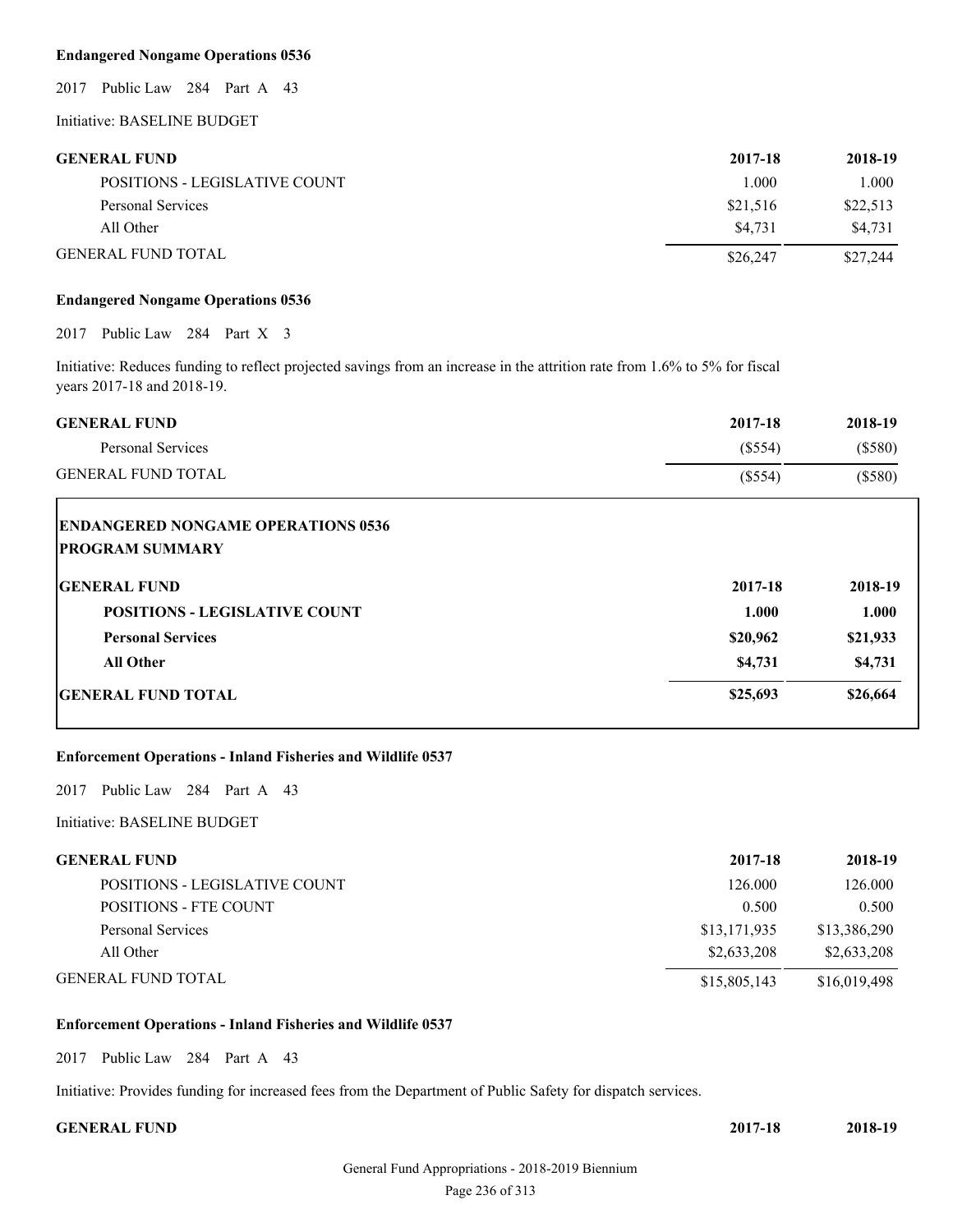**Endangered Nongame Operations 0536**

2017 Public Law 284 Part A 43

Initiative: BASELINE BUDGET

| GENERAL FUND | 2017-18 | 2018-19 |
|---|---|---|
| POSITIONS - LEGISLATIVE COUNT | 1.000 | 1.000 |
| Personal Services | $21,516 | $22,513 |
| All Other | $4,731 | $4,731 |
| GENERAL FUND TOTAL | $26,247 | $27,244 |

**Endangered Nongame Operations 0536**

2017 Public Law 284 Part X 3

Initiative: Reduces funding to reflect projected savings from an increase in the attrition rate from 1.6% to 5% for fiscal years 2017-18 and 2018-19.

| GENERAL FUND | 2017-18 | 2018-19 |
|---|---|---|
| Personal Services | ($554) | ($580) |
| GENERAL FUND TOTAL | ($554) | ($580) |

**ENDANGERED NONGAME OPERATIONS 0536**
**PROGRAM SUMMARY**

| GENERAL FUND | 2017-18 | 2018-19 |
|---|---|---|
| **POSITIONS - LEGISLATIVE COUNT** | **1.000** | **1.000** |
| **Personal Services** | **$20,962** | **$21,933** |
| **All Other** | **$4,731** | **$4,731** |
| **GENERAL FUND TOTAL** | **$25,693** | **$26,664** |

**Enforcement Operations - Inland Fisheries and Wildlife 0537**

2017 Public Law 284 Part A 43

Initiative: BASELINE BUDGET

| GENERAL FUND | 2017-18 | 2018-19 |
|---|---|---|
| POSITIONS - LEGISLATIVE COUNT | 126.000 | 126.000 |
| POSITIONS - FTE COUNT | 0.500 | 0.500 |
| Personal Services | $13,171,935 | $13,386,290 |
| All Other | $2,633,208 | $2,633,208 |
| GENERAL FUND TOTAL | $15,805,143 | $16,019,498 |

**Enforcement Operations - Inland Fisheries and Wildlife 0537**

2017 Public Law 284 Part A 43

Initiative: Provides funding for increased fees from the Department of Public Safety for dispatch services.

| GENERAL FUND | 2017-18 | 2018-19 |
|---|---|---|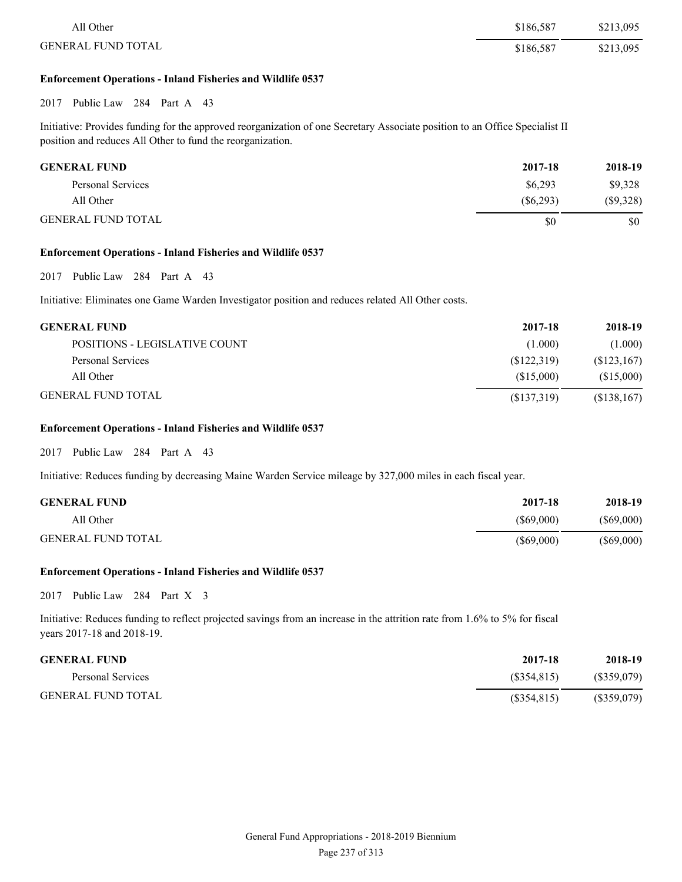| | | |
|---|---|---|
| All Other | $186,587 | $213,095 |
| GENERAL FUND TOTAL | $186,587 | $213,095 |

**Enforcement Operations - Inland Fisheries and Wildlife 0537**

2017 Public Law 284 Part A 43

Initiative: Provides funding for the approved reorganization of one Secretary Associate position to an Office Specialist II position and reduces All Other to fund the reorganization.

| GENERAL FUND | 2017-18 | 2018-19 |
|---|---|---|
| Personal Services | $6,293 | $9,328 |
| All Other | ($6,293) | ($9,328) |
| GENERAL FUND TOTAL | $0 | $0 |

**Enforcement Operations - Inland Fisheries and Wildlife 0537**

2017 Public Law 284 Part A 43

Initiative: Eliminates one Game Warden Investigator position and reduces related All Other costs.

| GENERAL FUND | 2017-18 | 2018-19 |
|---|---|---|
| POSITIONS - LEGISLATIVE COUNT | (1.000) | (1.000) |
| Personal Services | ($122,319) | ($123,167) |
| All Other | ($15,000) | ($15,000) |
| GENERAL FUND TOTAL | ($137,319) | ($138,167) |

**Enforcement Operations - Inland Fisheries and Wildlife 0537**

2017 Public Law 284 Part A 43

Initiative: Reduces funding by decreasing Maine Warden Service mileage by 327,000 miles in each fiscal year.

| GENERAL FUND | 2017-18 | 2018-19 |
|---|---|---|
| All Other | ($69,000) | ($69,000) |
| GENERAL FUND TOTAL | ($69,000) | ($69,000) |

**Enforcement Operations - Inland Fisheries and Wildlife 0537**

2017 Public Law 284 Part X 3

Initiative: Reduces funding to reflect projected savings from an increase in the attrition rate from 1.6% to 5% for fiscal years 2017-18 and 2018-19.

| GENERAL FUND | 2017-18 | 2018-19 |
|---|---|---|
| Personal Services | ($354,815) | ($359,079) |
| GENERAL FUND TOTAL | ($354,815) | ($359,079) |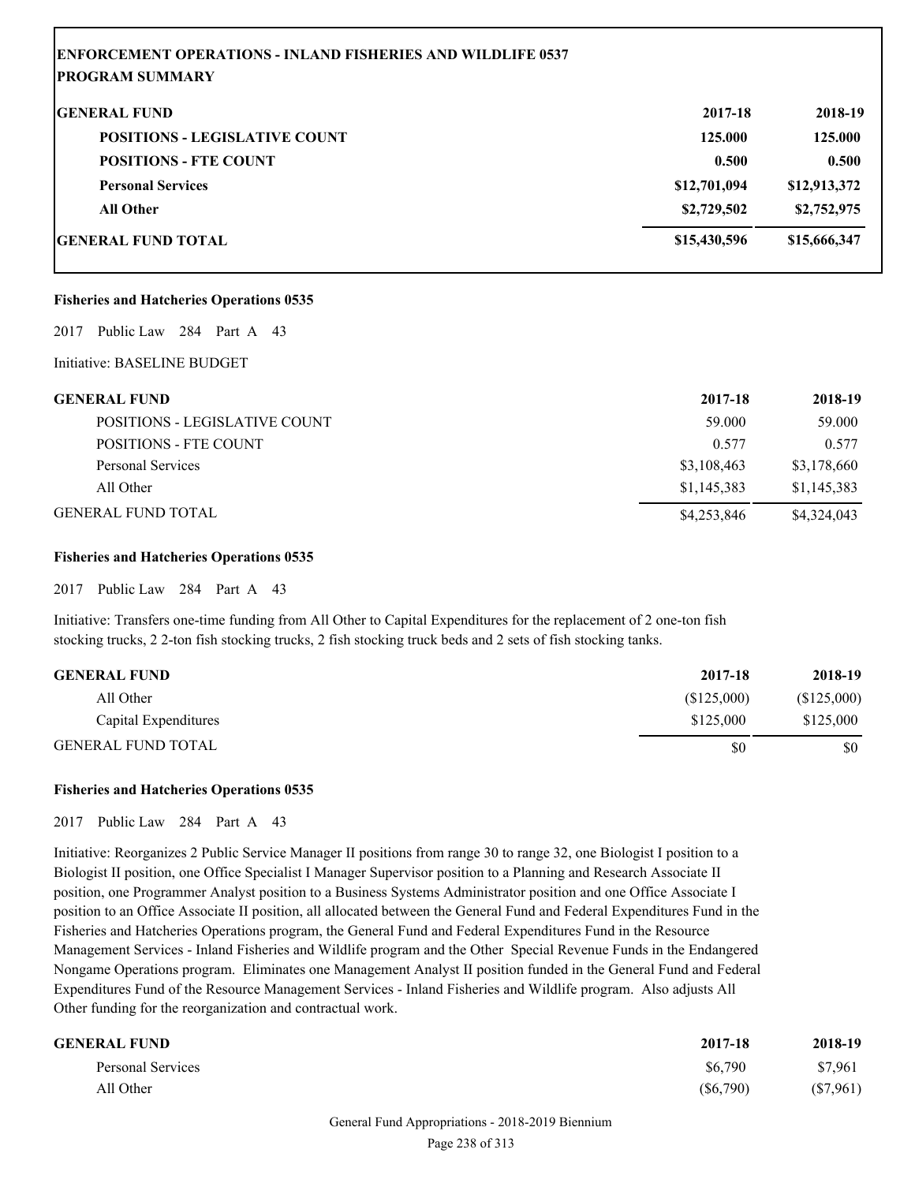## ENFORCEMENT OPERATIONS - INLAND FISHERIES AND WILDLIFE 0537
## PROGRAM SUMMARY

| GENERAL FUND | 2017-18 | 2018-19 |
|---|---|---|
| **POSITIONS - LEGISLATIVE COUNT** | **125.000** | **125.000** |
| **POSITIONS - FTE COUNT** | **0.500** | **0.500** |
| **Personal Services** | **$12,701,094** | **$12,913,372** |
| **All Other** | **$2,729,502** | **$2,752,975** |
| **GENERAL FUND TOTAL** | **$15,430,596** | **$15,666,347** |

**Fisheries and Hatcheries Operations 0535**

2017 Public Law 284 Part A 43

Initiative: BASELINE BUDGET

| GENERAL FUND | 2017-18 | 2018-19 |
|---|---|---|
| POSITIONS - LEGISLATIVE COUNT | 59.000 | 59.000 |
| POSITIONS - FTE COUNT | 0.577 | 0.577 |
| Personal Services | $3,108,463 | $3,178,660 |
| All Other | $1,145,383 | $1,145,383 |
| GENERAL FUND TOTAL | $4,253,846 | $4,324,043 |

**Fisheries and Hatcheries Operations 0535**

2017 Public Law 284 Part A 43

Initiative: Transfers one-time funding from All Other to Capital Expenditures for the replacement of 2 one-ton fish stocking trucks, 2 2-ton fish stocking trucks, 2 fish stocking truck beds and 2 sets of fish stocking tanks.

| GENERAL FUND | 2017-18 | 2018-19 |
|---|---|---|
| All Other | ($125,000) | ($125,000) |
| Capital Expenditures | $125,000 | $125,000 |
| GENERAL FUND TOTAL | $0 | $0 |

**Fisheries and Hatcheries Operations 0535**

2017 Public Law 284 Part A 43

Initiative: Reorganizes 2 Public Service Manager II positions from range 30 to range 32, one Biologist I position to a Biologist II position, one Office Specialist I Manager Supervisor position to a Planning and Research Associate II position, one Programmer Analyst position to a Business Systems Administrator position and one Office Associate I position to an Office Associate II position, all allocated between the General Fund and Federal Expenditures Fund in the Fisheries and Hatcheries Operations program, the General Fund and Federal Expenditures Fund in the Resource Management Services - Inland Fisheries and Wildlife program and the Other Special Revenue Funds in the Endangered Nongame Operations program. Eliminates one Management Analyst II position funded in the General Fund and Federal Expenditures Fund of the Resource Management Services - Inland Fisheries and Wildlife program. Also adjusts All Other funding for the reorganization and contractual work.

| GENERAL FUND | 2017-18 | 2018-19 |
|---|---|---|
| Personal Services | $6,790 | $7,961 |
| All Other | ($6,790) | ($7,961) |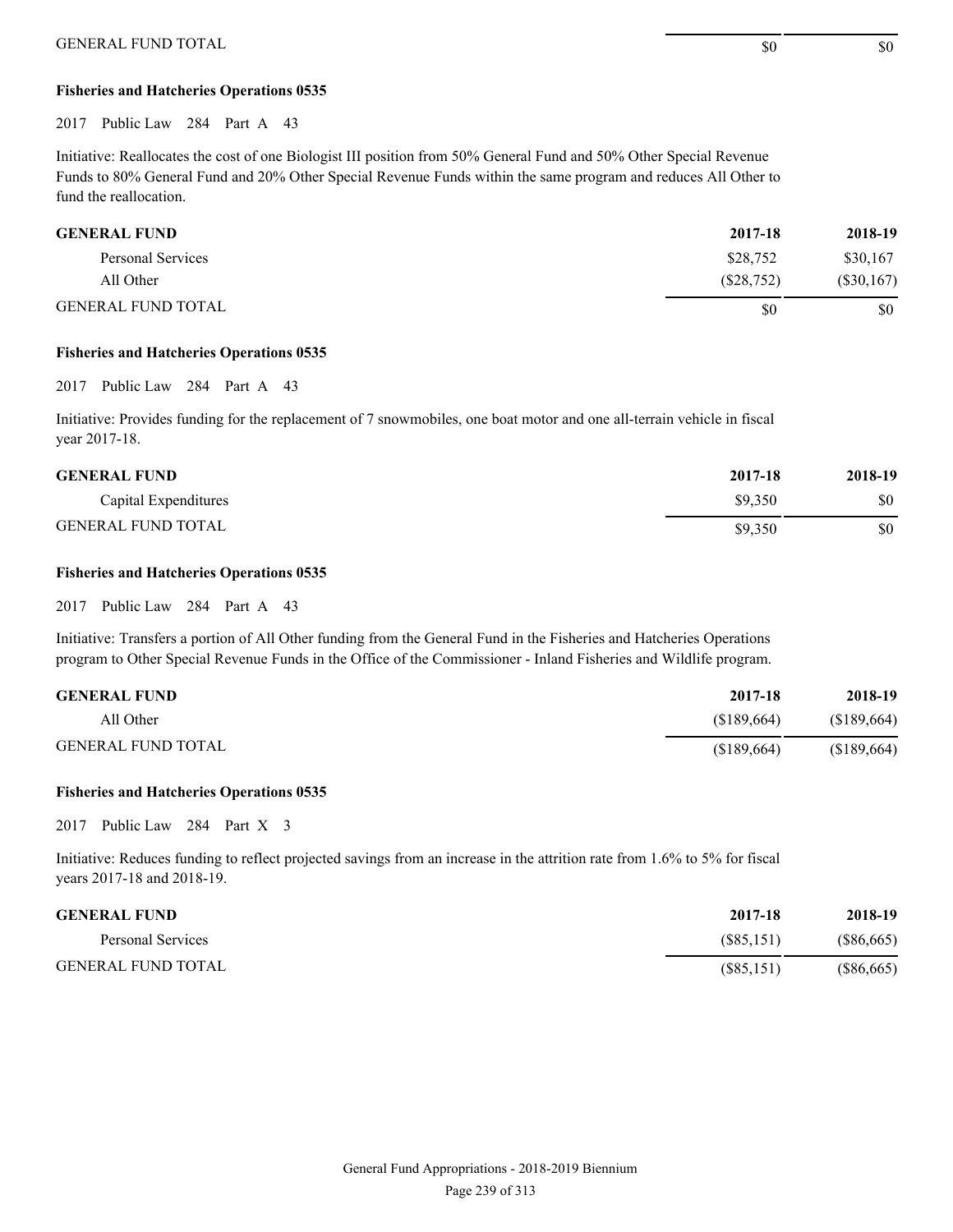| | | |
|---|---|---|
| GENERAL FUND TOTAL | $0 | $0 |

**Fisheries and Hatcheries Operations 0535**

2017 Public Law 284 Part A 43

Initiative: Reallocates the cost of one Biologist III position from 50% General Fund and 50% Other Special Revenue Funds to 80% General Fund and 20% Other Special Revenue Funds within the same program and reduces All Other to fund the reallocation.

| GENERAL FUND | 2017-18 | 2018-19 |
|---|---|---|
| Personal Services | $28,752 | $30,167 |
| All Other | ($28,752) | ($30,167) |
| GENERAL FUND TOTAL | $0 | $0 |

**Fisheries and Hatcheries Operations 0535**

2017 Public Law 284 Part A 43

Initiative: Provides funding for the replacement of 7 snowmobiles, one boat motor and one all-terrain vehicle in fiscal year 2017-18.

| GENERAL FUND | 2017-18 | 2018-19 |
|---|---|---|
| Capital Expenditures | $9,350 | $0 |
| GENERAL FUND TOTAL | $9,350 | $0 |

**Fisheries and Hatcheries Operations 0535**

2017 Public Law 284 Part A 43

Initiative: Transfers a portion of All Other funding from the General Fund in the Fisheries and Hatcheries Operations program to Other Special Revenue Funds in the Office of the Commissioner - Inland Fisheries and Wildlife program.

| GENERAL FUND | 2017-18 | 2018-19 |
|---|---|---|
| All Other | ($189,664) | ($189,664) |
| GENERAL FUND TOTAL | ($189,664) | ($189,664) |

**Fisheries and Hatcheries Operations 0535**

2017 Public Law 284 Part X 3

Initiative: Reduces funding to reflect projected savings from an increase in the attrition rate from 1.6% to 5% for fiscal years 2017-18 and 2018-19.

| GENERAL FUND | 2017-18 | 2018-19 |
|---|---|---|
| Personal Services | ($85,151) | ($86,665) |
| GENERAL FUND TOTAL | ($85,151) | ($86,665) |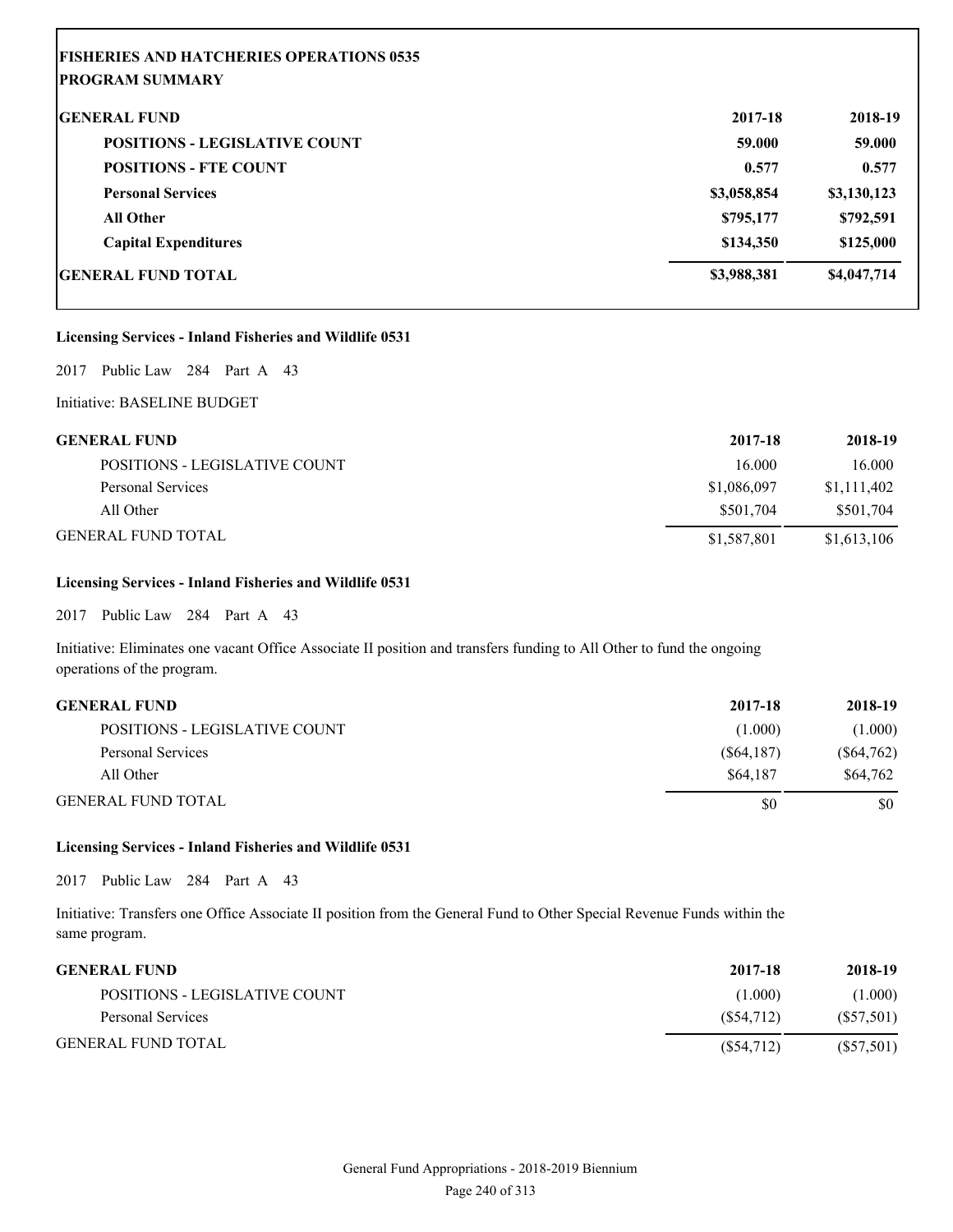**FISHERIES AND HATCHERIES OPERATIONS 0535**
**PROGRAM SUMMARY**

| GENERAL FUND | 2017-18 | 2018-19 |
|---|---|---|
| **POSITIONS - LEGISLATIVE COUNT** | **59.000** | **59.000** |
| **POSITIONS - FTE COUNT** | **0.577** | **0.577** |
| **Personal Services** | **$3,058,854** | **$3,130,123** |
| **All Other** | **$795,177** | **$792,591** |
| **Capital Expenditures** | **$134,350** | **$125,000** |
| **GENERAL FUND TOTAL** | **$3,988,381** | **$4,047,714** |

**Licensing Services - Inland Fisheries and Wildlife 0531**

2017 Public Law 284 Part A 43

Initiative: BASELINE BUDGET

| GENERAL FUND | 2017-18 | 2018-19 |
|---|---|---|
| POSITIONS - LEGISLATIVE COUNT | 16.000 | 16.000 |
| Personal Services | $1,086,097 | $1,111,402 |
| All Other | $501,704 | $501,704 |
| GENERAL FUND TOTAL | $1,587,801 | $1,613,106 |

**Licensing Services - Inland Fisheries and Wildlife 0531**

2017 Public Law 284 Part A 43

Initiative: Eliminates one vacant Office Associate II position and transfers funding to All Other to fund the ongoing operations of the program.

| GENERAL FUND | 2017-18 | 2018-19 |
|---|---|---|
| POSITIONS - LEGISLATIVE COUNT | (1.000) | (1.000) |
| Personal Services | ($64,187) | ($64,762) |
| All Other | $64,187 | $64,762 |
| GENERAL FUND TOTAL | $0 | $0 |

**Licensing Services - Inland Fisheries and Wildlife 0531**

2017 Public Law 284 Part A 43

Initiative: Transfers one Office Associate II position from the General Fund to Other Special Revenue Funds within the same program.

| GENERAL FUND | 2017-18 | 2018-19 |
|---|---|---|
| POSITIONS - LEGISLATIVE COUNT | (1.000) | (1.000) |
| Personal Services | ($54,712) | ($57,501) |
| GENERAL FUND TOTAL | ($54,712) | ($57,501) |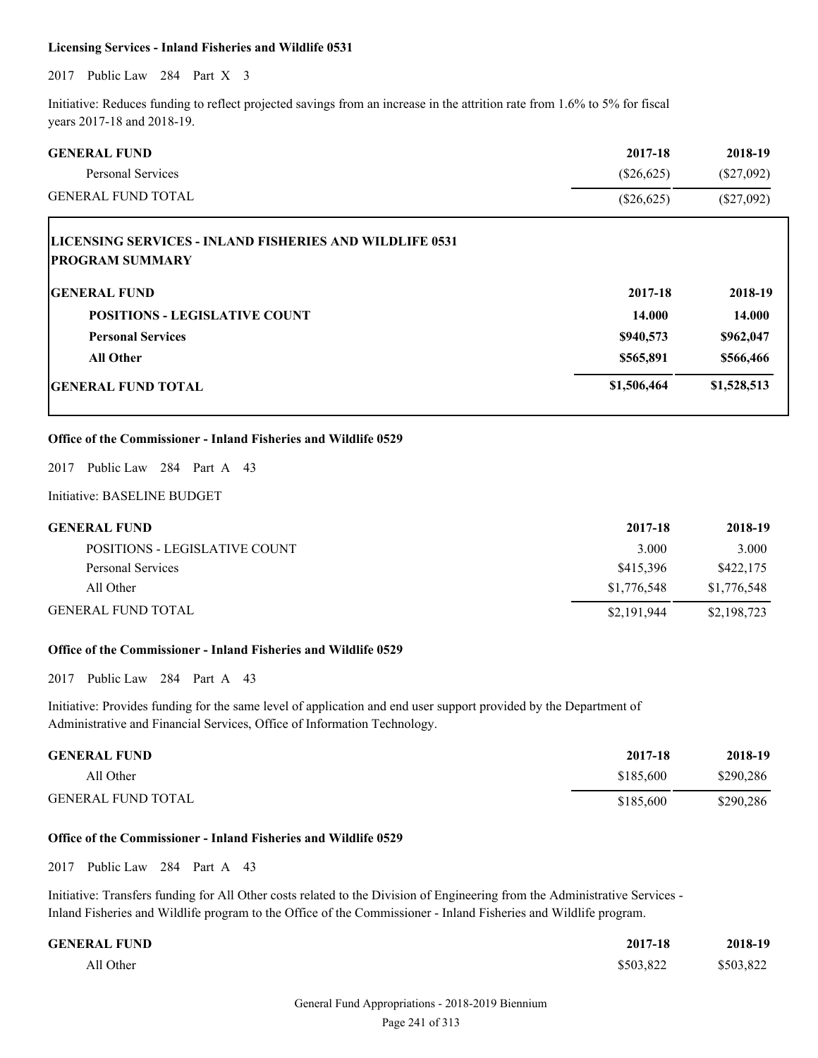**Licensing Services - Inland Fisheries and Wildlife 0531**

2017 Public Law 284 Part X 3

Initiative: Reduces funding to reflect projected savings from an increase in the attrition rate from 1.6% to 5% for fiscal years 2017-18 and 2018-19.

| GENERAL FUND | 2017-18 | 2018-19 |
|---|---|---|
| Personal Services | ($26,625) | ($27,092) |
| GENERAL FUND TOTAL | ($26,625) | ($27,092) |

**LICENSING SERVICES - INLAND FISHERIES AND WILDLIFE 0531**
**PROGRAM SUMMARY**

| GENERAL FUND | 2017-18 | 2018-19 |
|---|---|---|
| **POSITIONS - LEGISLATIVE COUNT** | **14.000** | **14.000** |
| **Personal Services** | **$940,573** | **$962,047** |
| **All Other** | **$565,891** | **$566,466** |
| **GENERAL FUND TOTAL** | **$1,506,464** | **$1,528,513** |

**Office of the Commissioner - Inland Fisheries and Wildlife 0529**

2017 Public Law 284 Part A 43

Initiative: BASELINE BUDGET

| GENERAL FUND | 2017-18 | 2018-19 |
|---|---|---|
| POSITIONS - LEGISLATIVE COUNT | 3.000 | 3.000 |
| Personal Services | $415,396 | $422,175 |
| All Other | $1,776,548 | $1,776,548 |
| GENERAL FUND TOTAL | $2,191,944 | $2,198,723 |

**Office of the Commissioner - Inland Fisheries and Wildlife 0529**

2017 Public Law 284 Part A 43

Initiative: Provides funding for the same level of application and end user support provided by the Department of Administrative and Financial Services, Office of Information Technology.

| GENERAL FUND | 2017-18 | 2018-19 |
|---|---|---|
| All Other | $185,600 | $290,286 |
| GENERAL FUND TOTAL | $185,600 | $290,286 |

**Office of the Commissioner - Inland Fisheries and Wildlife 0529**

2017 Public Law 284 Part A 43

Initiative: Transfers funding for All Other costs related to the Division of Engineering from the Administrative Services - Inland Fisheries and Wildlife program to the Office of the Commissioner - Inland Fisheries and Wildlife program.

| GENERAL FUND | 2017-18 | 2018-19 |
|---|---|---|
| All Other | $503,822 | $503,822 |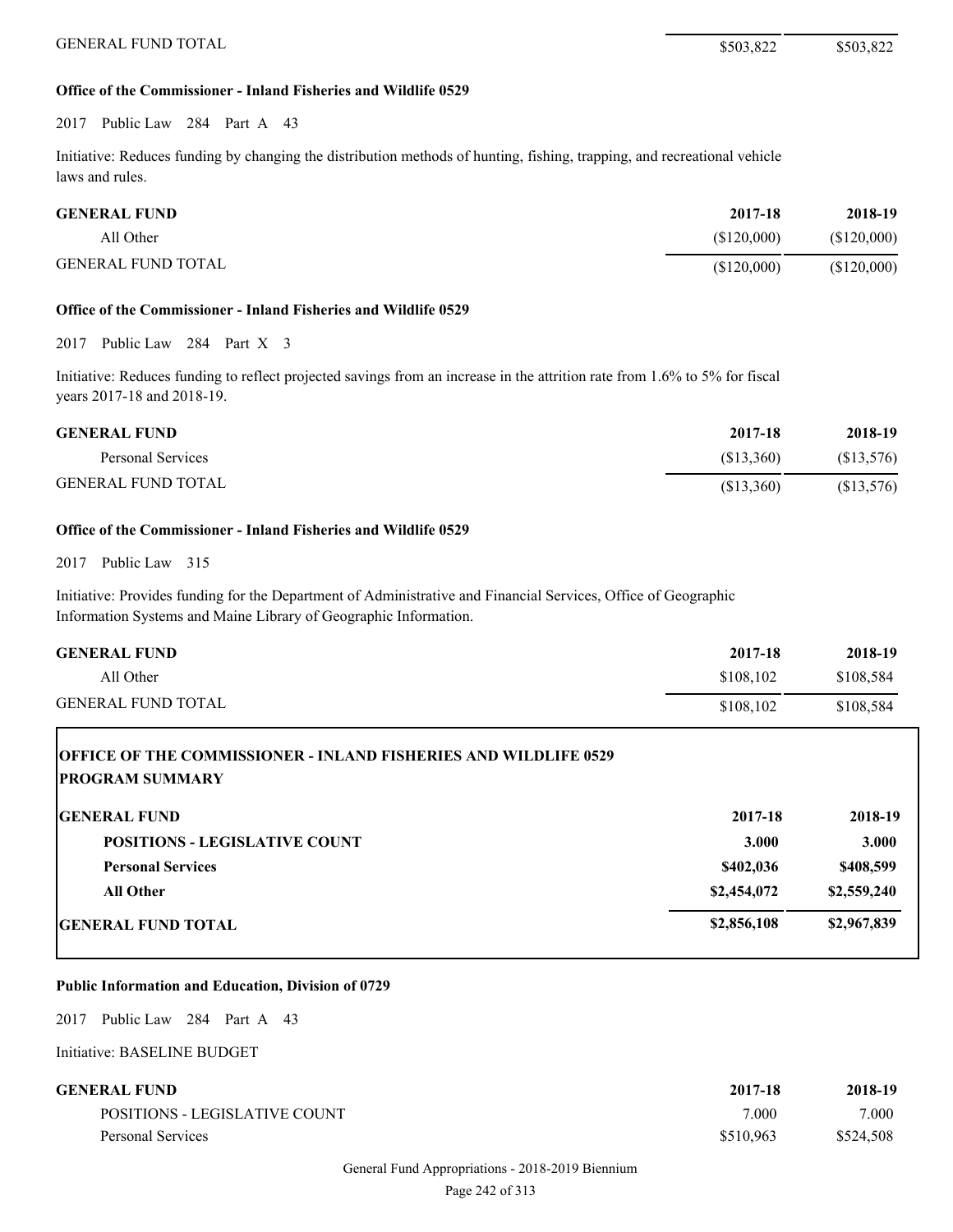| | | |
|---|---|---|
| GENERAL FUND TOTAL | $503,822 | $503,822 |

**Office of the Commissioner - Inland Fisheries and Wildlife 0529**

2017 Public Law 284 Part A 43

Initiative: Reduces funding by changing the distribution methods of hunting, fishing, trapping, and recreational vehicle laws and rules.

| GENERAL FUND | 2017-18 | 2018-19 |
|---|---|---|
| All Other | ($120,000) | ($120,000) |
| GENERAL FUND TOTAL | ($120,000) | ($120,000) |

**Office of the Commissioner - Inland Fisheries and Wildlife 0529**

2017 Public Law 284 Part X 3

Initiative: Reduces funding to reflect projected savings from an increase in the attrition rate from 1.6% to 5% for fiscal years 2017-18 and 2018-19.

| GENERAL FUND | 2017-18 | 2018-19 |
|---|---|---|
| Personal Services | ($13,360) | ($13,576) |
| GENERAL FUND TOTAL | ($13,360) | ($13,576) |

**Office of the Commissioner - Inland Fisheries and Wildlife 0529**

2017 Public Law 315

Initiative: Provides funding for the Department of Administrative and Financial Services, Office of Geographic Information Systems and Maine Library of Geographic Information.

| GENERAL FUND | 2017-18 | 2018-19 |
|---|---|---|
| All Other | $108,102 | $108,584 |
| GENERAL FUND TOTAL | $108,102 | $108,584 |

**OFFICE OF THE COMMISSIONER - INLAND FISHERIES AND WILDLIFE 0529**
**PROGRAM SUMMARY**

| GENERAL FUND | 2017-18 | 2018-19 |
|---|---|---|
| **POSITIONS - LEGISLATIVE COUNT** | **3.000** | **3.000** |
| **Personal Services** | **$402,036** | **$408,599** |
| **All Other** | **$2,454,072** | **$2,559,240** |
| **GENERAL FUND TOTAL** | **$2,856,108** | **$2,967,839** |

**Public Information and Education, Division of 0729**

2017 Public Law 284 Part A 43

Initiative: BASELINE BUDGET

| GENERAL FUND | 2017-18 | 2018-19 |
|---|---|---|
| POSITIONS - LEGISLATIVE COUNT | 7.000 | 7.000 |
| Personal Services | $510,963 | $524,508 |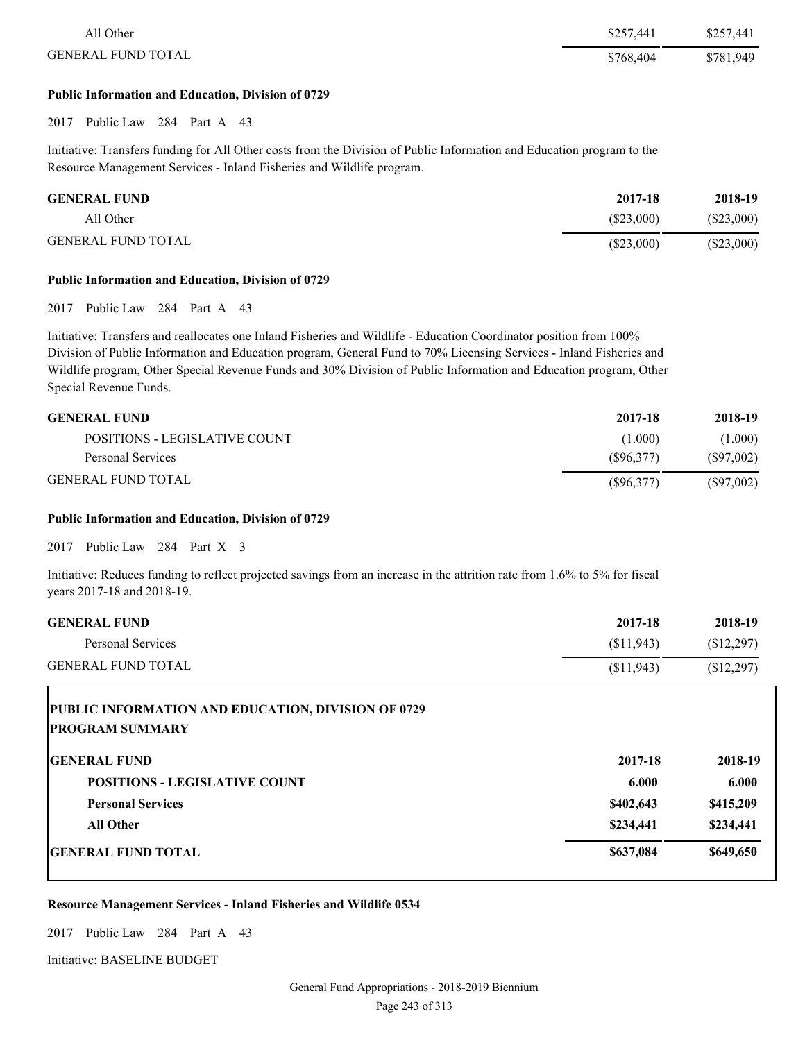| | | |
|---|---|---|
| All Other | $257,441 | $257,441 |
| GENERAL FUND TOTAL | $768,404 | $781,949 |

**Public Information and Education, Division of 0729**

2017 Public Law 284 Part A 43

Initiative: Transfers funding for All Other costs from the Division of Public Information and Education program to the Resource Management Services - Inland Fisheries and Wildlife program.

| GENERAL FUND | 2017-18 | 2018-19 |
|---|---|---|
| All Other | ($23,000) | ($23,000) |
| GENERAL FUND TOTAL | ($23,000) | ($23,000) |

**Public Information and Education, Division of 0729**

2017 Public Law 284 Part A 43

Initiative: Transfers and reallocates one Inland Fisheries and Wildlife - Education Coordinator position from 100% Division of Public Information and Education program, General Fund to 70% Licensing Services - Inland Fisheries and Wildlife program, Other Special Revenue Funds and 30% Division of Public Information and Education program, Other Special Revenue Funds.

| GENERAL FUND | 2017-18 | 2018-19 |
|---|---|---|
| POSITIONS - LEGISLATIVE COUNT | (1.000) | (1.000) |
| Personal Services | ($96,377) | ($97,002) |
| GENERAL FUND TOTAL | ($96,377) | ($97,002) |

**Public Information and Education, Division of 0729**

2017 Public Law 284 Part X 3

Initiative: Reduces funding to reflect projected savings from an increase in the attrition rate from 1.6% to 5% for fiscal years 2017-18 and 2018-19.

| GENERAL FUND | 2017-18 | 2018-19 |
|---|---|---|
| Personal Services | ($11,943) | ($12,297) |
| GENERAL FUND TOTAL | ($11,943) | ($12,297) |

**PUBLIC INFORMATION AND EDUCATION, DIVISION OF 0729**
**PROGRAM SUMMARY**

| GENERAL FUND | 2017-18 | 2018-19 |
|---|---|---|
| **POSITIONS - LEGISLATIVE COUNT** | **6.000** | **6.000** |
| **Personal Services** | **$402,643** | **$415,209** |
| **All Other** | **$234,441** | **$234,441** |
| **GENERAL FUND TOTAL** | **$637,084** | **$649,650** |

**Resource Management Services - Inland Fisheries and Wildlife 0534**

2017 Public Law 284 Part A 43

Initiative: BASELINE BUDGET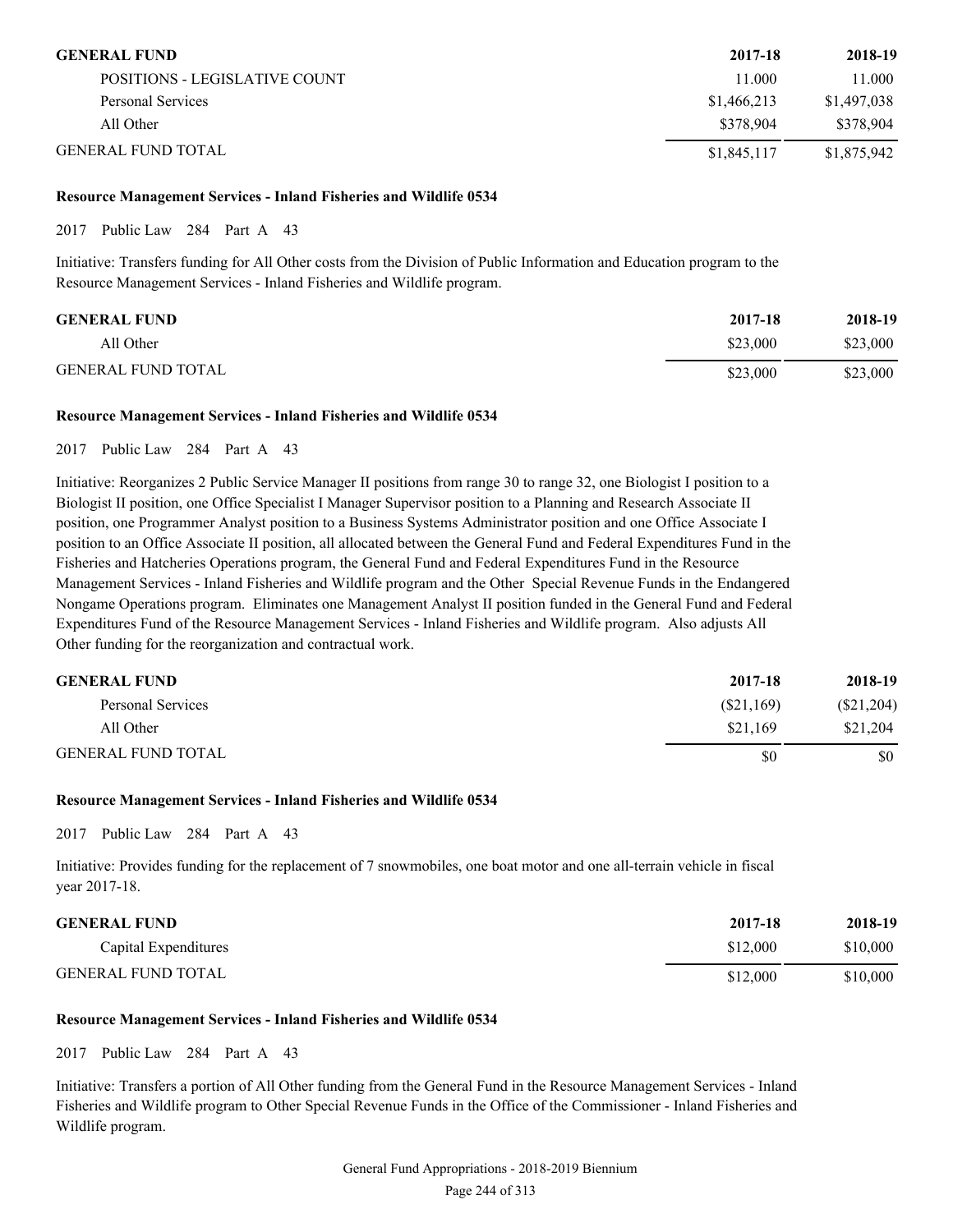| GENERAL FUND | 2017-18 | 2018-19 |
|---|---|---|
| POSITIONS - LEGISLATIVE COUNT | 11.000 | 11.000 |
| Personal Services | $1,466,213 | $1,497,038 |
| All Other | $378,904 | $378,904 |
| GENERAL FUND TOTAL | $1,845,117 | $1,875,942 |

**Resource Management Services - Inland Fisheries and Wildlife 0534**

2017 Public Law 284 Part A 43

Initiative: Transfers funding for All Other costs from the Division of Public Information and Education program to the Resource Management Services - Inland Fisheries and Wildlife program.

| GENERAL FUND | 2017-18 | 2018-19 |
|---|---|---|
| All Other | $23,000 | $23,000 |
| GENERAL FUND TOTAL | $23,000 | $23,000 |

**Resource Management Services - Inland Fisheries and Wildlife 0534**

2017 Public Law 284 Part A 43

Initiative: Reorganizes 2 Public Service Manager II positions from range 30 to range 32, one Biologist I position to a Biologist II position, one Office Specialist I Manager Supervisor position to a Planning and Research Associate II position, one Programmer Analyst position to a Business Systems Administrator position and one Office Associate I position to an Office Associate II position, all allocated between the General Fund and Federal Expenditures Fund in the Fisheries and Hatcheries Operations program, the General Fund and Federal Expenditures Fund in the Resource Management Services - Inland Fisheries and Wildlife program and the Other Special Revenue Funds in the Endangered Nongame Operations program. Eliminates one Management Analyst II position funded in the General Fund and Federal Expenditures Fund of the Resource Management Services - Inland Fisheries and Wildlife program. Also adjusts All Other funding for the reorganization and contractual work.

| GENERAL FUND | 2017-18 | 2018-19 |
|---|---|---|
| Personal Services | ($21,169) | ($21,204) |
| All Other | $21,169 | $21,204 |
| GENERAL FUND TOTAL | $0 | $0 |

**Resource Management Services - Inland Fisheries and Wildlife 0534**

2017 Public Law 284 Part A 43

Initiative: Provides funding for the replacement of 7 snowmobiles, one boat motor and one all-terrain vehicle in fiscal year 2017-18.

| GENERAL FUND | 2017-18 | 2018-19 |
|---|---|---|
| Capital Expenditures | $12,000 | $10,000 |
| GENERAL FUND TOTAL | $12,000 | $10,000 |

**Resource Management Services - Inland Fisheries and Wildlife 0534**

2017 Public Law 284 Part A 43

Initiative: Transfers a portion of All Other funding from the General Fund in the Resource Management Services - Inland Fisheries and Wildlife program to Other Special Revenue Funds in the Office of the Commissioner - Inland Fisheries and Wildlife program.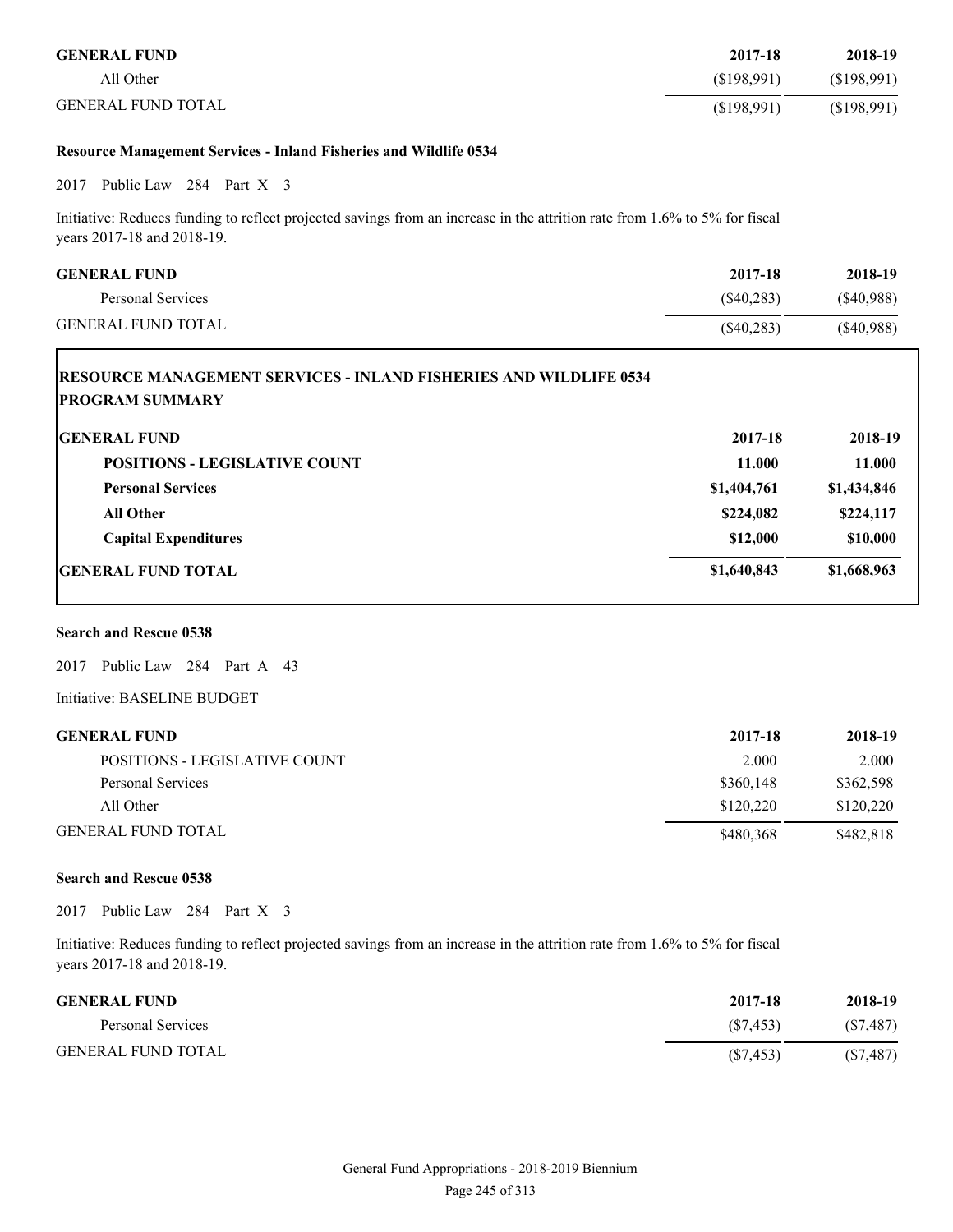| GENERAL FUND | 2017-18 | 2018-19 |
|---|---|---|
| All Other | ($198,991) | ($198,991) |
| GENERAL FUND TOTAL | ($198,991) | ($198,991) |

**Resource Management Services - Inland Fisheries and Wildlife 0534**

2017 Public Law 284 Part X 3

Initiative: Reduces funding to reflect projected savings from an increase in the attrition rate from 1.6% to 5% for fiscal years 2017-18 and 2018-19.

| GENERAL FUND | 2017-18 | 2018-19 |
|---|---|---|
| Personal Services | ($40,283) | ($40,988) |
| GENERAL FUND TOTAL | ($40,283) | ($40,988) |

**RESOURCE MANAGEMENT SERVICES - INLAND FISHERIES AND WILDLIFE 0534**
**PROGRAM SUMMARY**

| GENERAL FUND | 2017-18 | 2018-19 |
|---|---|---|
| **POSITIONS - LEGISLATIVE COUNT** | **11.000** | **11.000** |
| **Personal Services** | **$1,404,761** | **$1,434,846** |
| **All Other** | **$224,082** | **$224,117** |
| **Capital Expenditures** | **$12,000** | **$10,000** |
| **GENERAL FUND TOTAL** | **$1,640,843** | **$1,668,963** |

**Search and Rescue 0538**

2017 Public Law 284 Part A 43

Initiative: BASELINE BUDGET

| GENERAL FUND | 2017-18 | 2018-19 |
|---|---|---|
| POSITIONS - LEGISLATIVE COUNT | 2.000 | 2.000 |
| Personal Services | $360,148 | $362,598 |
| All Other | $120,220 | $120,220 |
| GENERAL FUND TOTAL | $480,368 | $482,818 |

**Search and Rescue 0538**

2017 Public Law 284 Part X 3

Initiative: Reduces funding to reflect projected savings from an increase in the attrition rate from 1.6% to 5% for fiscal years 2017-18 and 2018-19.

| GENERAL FUND | 2017-18 | 2018-19 |
|---|---|---|
| Personal Services | ($7,453) | ($7,487) |
| GENERAL FUND TOTAL | ($7,453) | ($7,487) |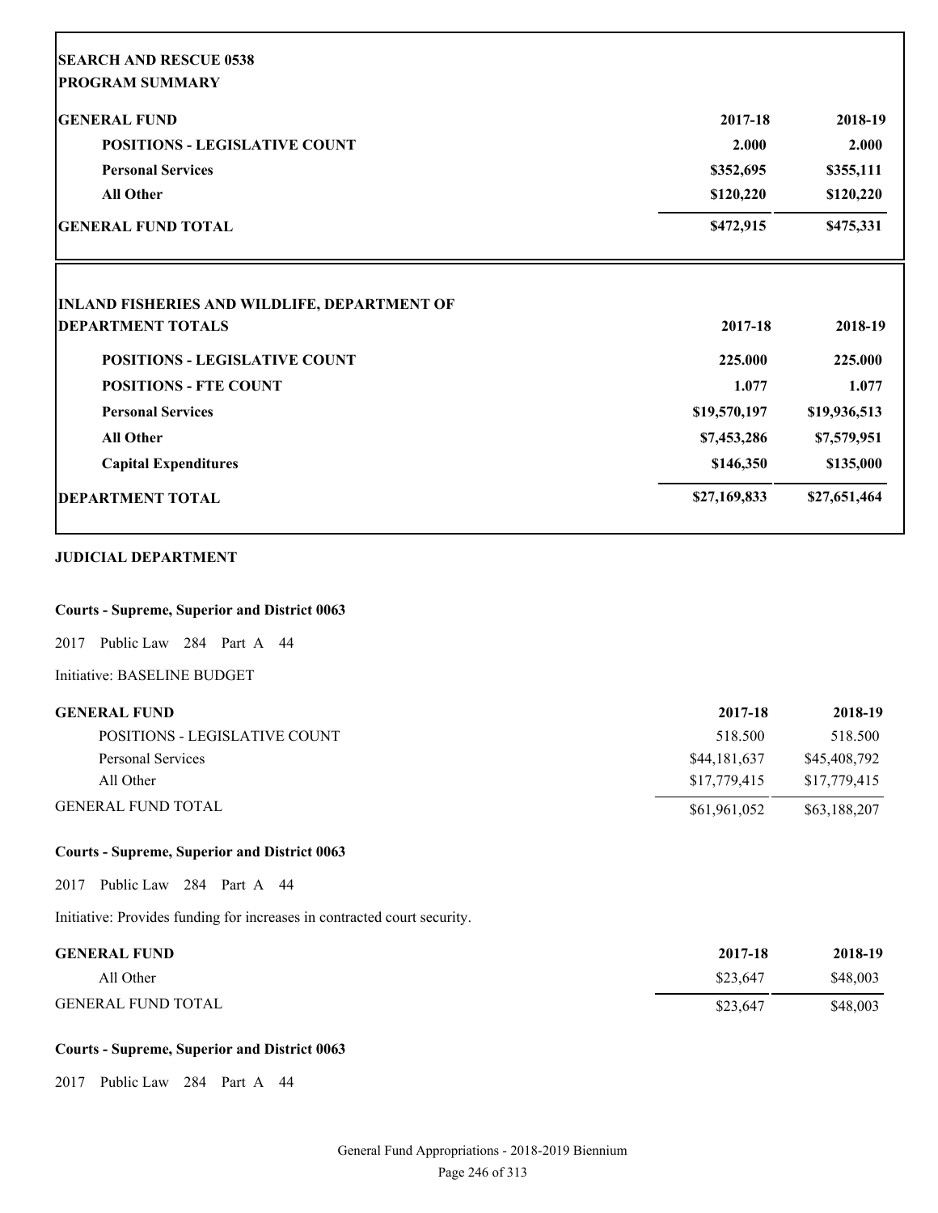**SEARCH AND RESCUE 0538**
**PROGRAM SUMMARY**

| GENERAL FUND | 2017-18 | 2018-19 |
|---|---|---|
| POSITIONS - LEGISLATIVE COUNT | 2.000 | 2.000 |
| Personal Services | $352,695 | $355,111 |
| All Other | $120,220 | $120,220 |
| GENERAL FUND TOTAL | $472,915 | $475,331 |

**INLAND FISHERIES AND WILDLIFE, DEPARTMENT OF**

| DEPARTMENT TOTALS | 2017-18 | 2018-19 |
|---|---|---|
| POSITIONS - LEGISLATIVE COUNT | 225.000 | 225.000 |
| POSITIONS - FTE COUNT | 1.077 | 1.077 |
| Personal Services | $19,570,197 | $19,936,513 |
| All Other | $7,453,286 | $7,579,951 |
| Capital Expenditures | $146,350 | $135,000 |
| DEPARTMENT TOTAL | $27,169,833 | $27,651,464 |

## JUDICIAL DEPARTMENT

**Courts - Supreme, Superior and District 0063**

2017 Public Law 284 Part A 44

Initiative: BASELINE BUDGET

| GENERAL FUND | 2017-18 | 2018-19 |
|---|---|---|
| POSITIONS - LEGISLATIVE COUNT | 518.500 | 518.500 |
| Personal Services | $44,181,637 | $45,408,792 |
| All Other | $17,779,415 | $17,779,415 |
| GENERAL FUND TOTAL | $61,961,052 | $63,188,207 |

**Courts - Supreme, Superior and District 0063**

2017 Public Law 284 Part A 44

Initiative: Provides funding for increases in contracted court security.

| GENERAL FUND | 2017-18 | 2018-19 |
|---|---|---|
| All Other | $23,647 | $48,003 |
| GENERAL FUND TOTAL | $23,647 | $48,003 |

**Courts - Supreme, Superior and District 0063**

2017 Public Law 284 Part A 44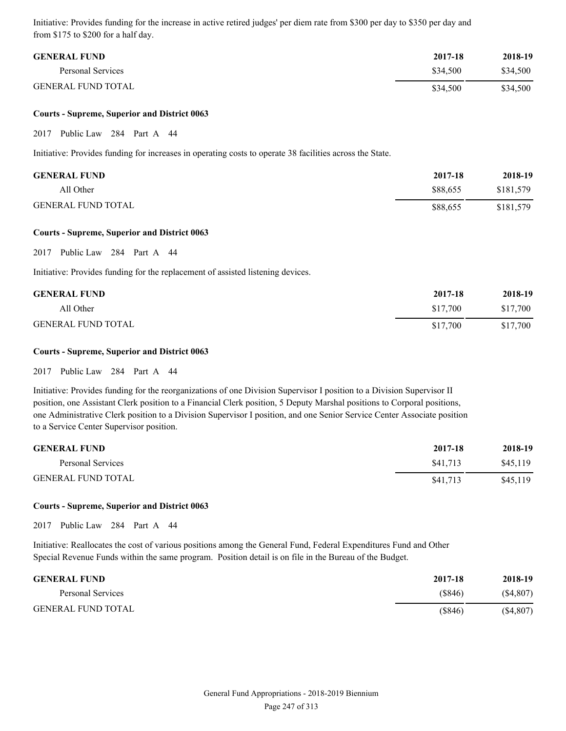Initiative: Provides funding for the increase in active retired judges' per diem rate from $300 per day to $350 per day and from $175 to $200 for a half day.

| GENERAL FUND | 2017-18 | 2018-19 |
| --- | --- | --- |
| Personal Services | $34,500 | $34,500 |
| GENERAL FUND TOTAL | $34,500 | $34,500 |

**Courts - Supreme, Superior and District 0063**

2017 Public Law 284 Part A 44

Initiative: Provides funding for increases in operating costs to operate 38 facilities across the State.

| GENERAL FUND | 2017-18 | 2018-19 |
| --- | --- | --- |
| All Other | $88,655 | $181,579 |
| GENERAL FUND TOTAL | $88,655 | $181,579 |

**Courts - Supreme, Superior and District 0063**

2017 Public Law 284 Part A 44

Initiative: Provides funding for the replacement of assisted listening devices.

| GENERAL FUND | 2017-18 | 2018-19 |
| --- | --- | --- |
| All Other | $17,700 | $17,700 |
| GENERAL FUND TOTAL | $17,700 | $17,700 |

**Courts - Supreme, Superior and District 0063**

2017 Public Law 284 Part A 44

Initiative: Provides funding for the reorganizations of one Division Supervisor I position to a Division Supervisor II position, one Assistant Clerk position to a Financial Clerk position, 5 Deputy Marshal positions to Corporal positions, one Administrative Clerk position to a Division Supervisor I position, and one Senior Service Center Associate position to a Service Center Supervisor position.

| GENERAL FUND | 2017-18 | 2018-19 |
| --- | --- | --- |
| Personal Services | $41,713 | $45,119 |
| GENERAL FUND TOTAL | $41,713 | $45,119 |

**Courts - Supreme, Superior and District 0063**

2017 Public Law 284 Part A 44

Initiative: Reallocates the cost of various positions among the General Fund, Federal Expenditures Fund and Other Special Revenue Funds within the same program. Position detail is on file in the Bureau of the Budget.

| GENERAL FUND | 2017-18 | 2018-19 |
| --- | --- | --- |
| Personal Services | ($846) | ($4,807) |
| GENERAL FUND TOTAL | ($846) | ($4,807) |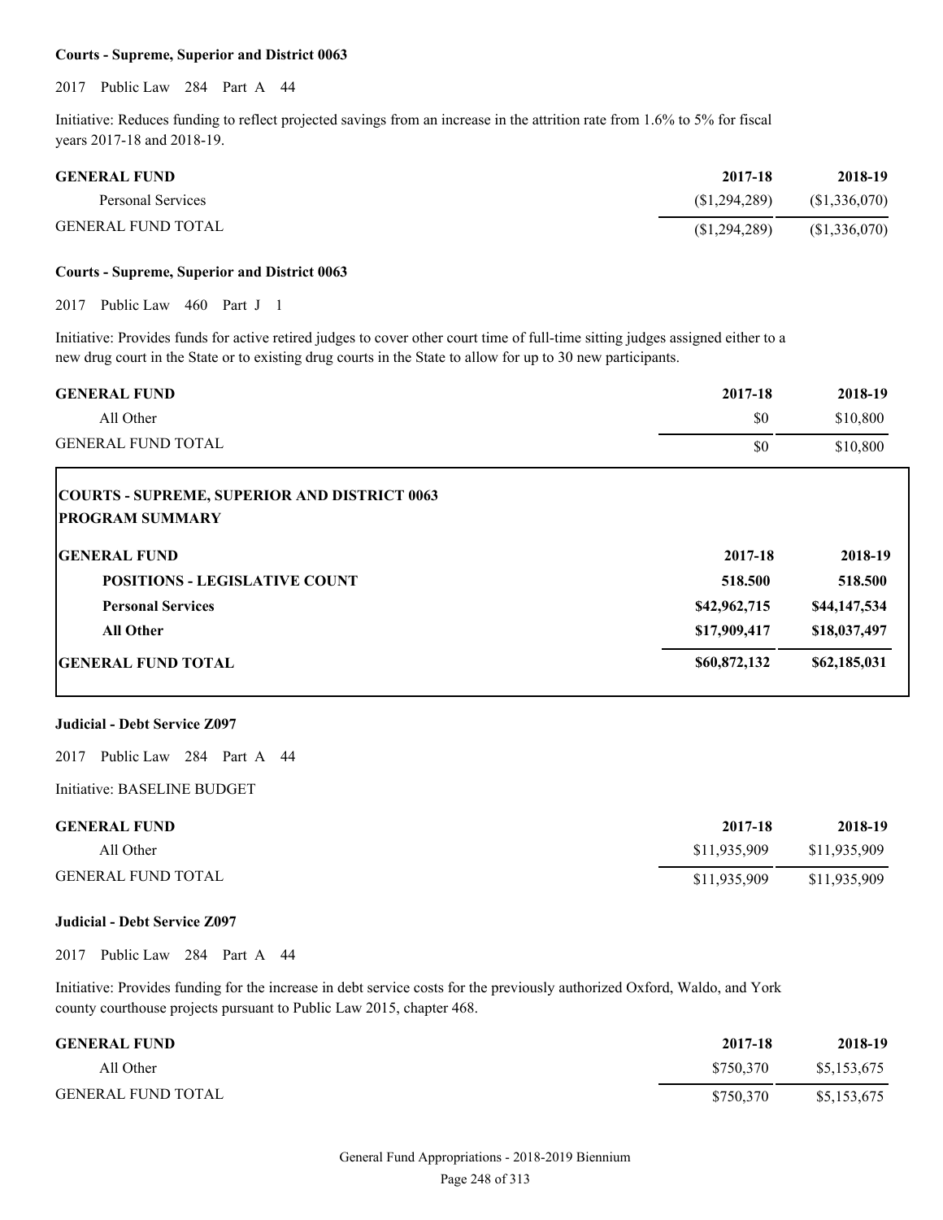**Courts - Supreme, Superior and District 0063**

2017 Public Law 284 Part A 44

Initiative: Reduces funding to reflect projected savings from an increase in the attrition rate from 1.6% to 5% for fiscal years 2017-18 and 2018-19.

| GENERAL FUND | 2017-18 | 2018-19 |
|---|---|---|
| Personal Services | ($1,294,289) | ($1,336,070) |
| GENERAL FUND TOTAL | ($1,294,289) | ($1,336,070) |

**Courts - Supreme, Superior and District 0063**

2017 Public Law 460 Part J 1

Initiative: Provides funds for active retired judges to cover other court time of full-time sitting judges assigned either to a new drug court in the State or to existing drug courts in the State to allow for up to 30 new participants.

| GENERAL FUND | 2017-18 | 2018-19 |
|---|---|---|
| All Other | $0 | $10,800 |
| GENERAL FUND TOTAL | $0 | $10,800 |

**COURTS - SUPREME, SUPERIOR AND DISTRICT 0063**
**PROGRAM SUMMARY**

| GENERAL FUND | 2017-18 | 2018-19 |
|---|---|---|
| **POSITIONS - LEGISLATIVE COUNT** | **518.500** | **518.500** |
| **Personal Services** | **$42,962,715** | **$44,147,534** |
| **All Other** | **$17,909,417** | **$18,037,497** |
| **GENERAL FUND TOTAL** | **$60,872,132** | **$62,185,031** |

**Judicial - Debt Service Z097**

2017 Public Law 284 Part A 44

Initiative: BASELINE BUDGET

| GENERAL FUND | 2017-18 | 2018-19 |
|---|---|---|
| All Other | $11,935,909 | $11,935,909 |
| GENERAL FUND TOTAL | $11,935,909 | $11,935,909 |

**Judicial - Debt Service Z097**

2017 Public Law 284 Part A 44

Initiative: Provides funding for the increase in debt service costs for the previously authorized Oxford, Waldo, and York county courthouse projects pursuant to Public Law 2015, chapter 468.

| GENERAL FUND | 2017-18 | 2018-19 |
|---|---|---|
| All Other | $750,370 | $5,153,675 |
| GENERAL FUND TOTAL | $750,370 | $5,153,675 |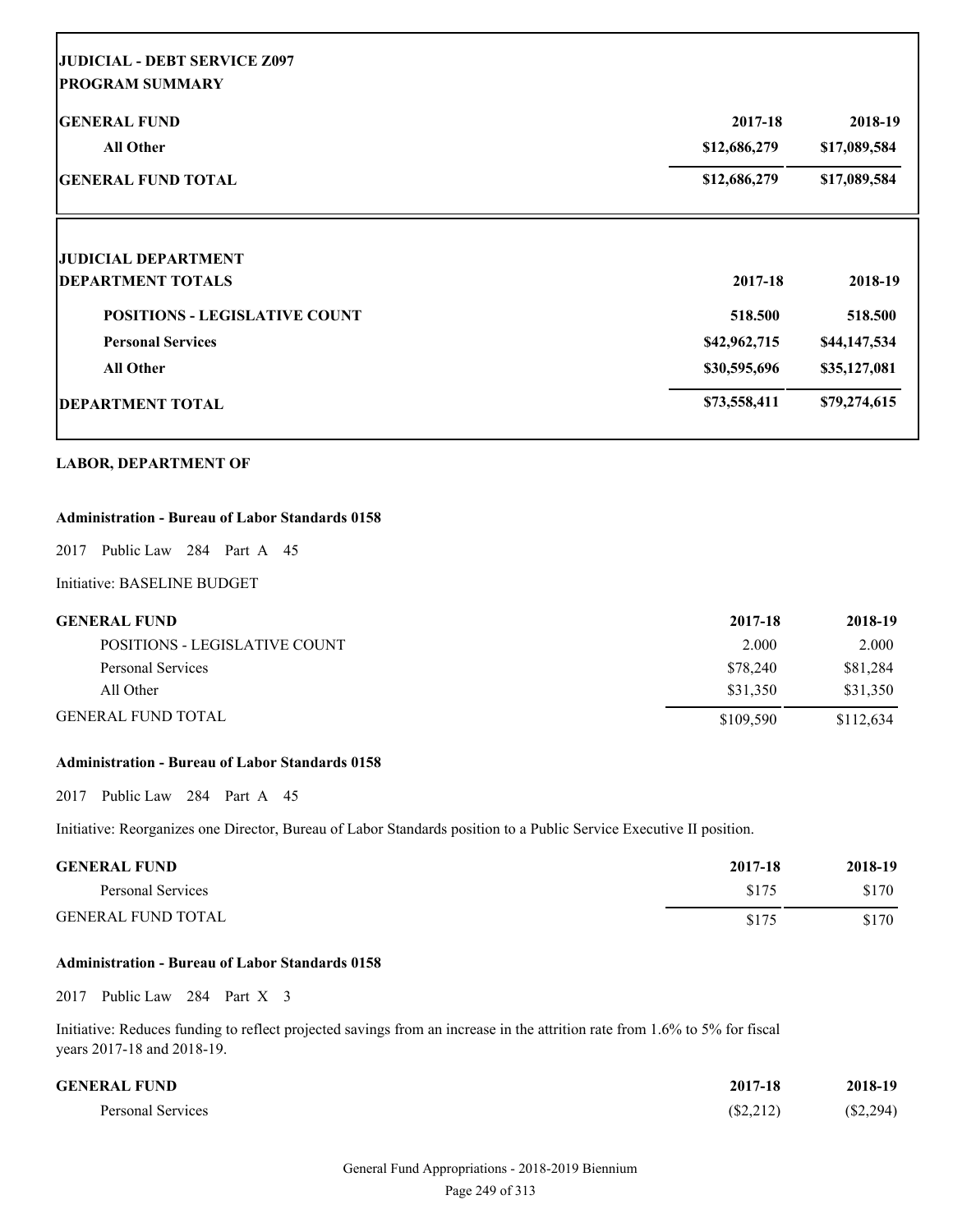**JUDICIAL - DEBT SERVICE Z097**
**PROGRAM SUMMARY**

| GENERAL FUND | 2017-18 | 2018-19 |
|---|---|---|
| All Other | $12,686,279 | $17,089,584 |
| GENERAL FUND TOTAL | $12,686,279 | $17,089,584 |

**JUDICIAL DEPARTMENT**

| DEPARTMENT TOTALS | 2017-18 | 2018-19 |
|---|---|---|
| POSITIONS - LEGISLATIVE COUNT | 518.500 | 518.500 |
| Personal Services | $42,962,715 | $44,147,534 |
| All Other | $30,595,696 | $35,127,081 |
| DEPARTMENT TOTAL | $73,558,411 | $79,274,615 |

## LABOR, DEPARTMENT OF

### Administration - Bureau of Labor Standards 0158

2017 Public Law 284 Part A 45

Initiative: BASELINE BUDGET

| GENERAL FUND | 2017-18 | 2018-19 |
|---|---|---|
| POSITIONS - LEGISLATIVE COUNT | 2.000 | 2.000 |
| Personal Services | $78,240 | $81,284 |
| All Other | $31,350 | $31,350 |
| GENERAL FUND TOTAL | $109,590 | $112,634 |

### Administration - Bureau of Labor Standards 0158

2017 Public Law 284 Part A 45

Initiative: Reorganizes one Director, Bureau of Labor Standards position to a Public Service Executive II position.

| GENERAL FUND | 2017-18 | 2018-19 |
|---|---|---|
| Personal Services | $175 | $170 |
| GENERAL FUND TOTAL | $175 | $170 |

### Administration - Bureau of Labor Standards 0158

2017 Public Law 284 Part X 3

Initiative: Reduces funding to reflect projected savings from an increase in the attrition rate from 1.6% to 5% for fiscal years 2017-18 and 2018-19.

| GENERAL FUND | 2017-18 | 2018-19 |
|---|---|---|
| Personal Services | ($2,212) | ($2,294) |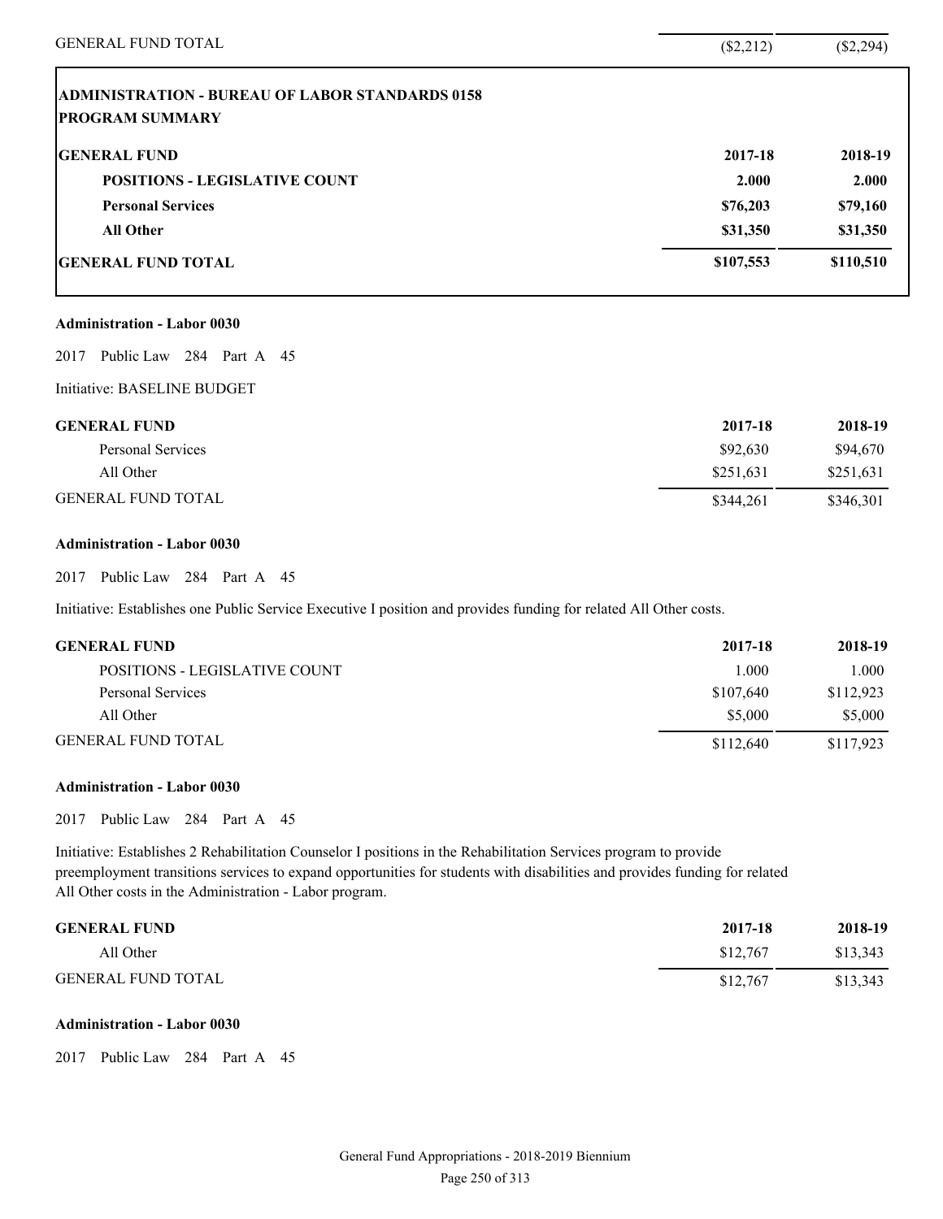| | | |
|---|---|---|
| GENERAL FUND TOTAL | ($2,212) | ($2,294) |

**ADMINISTRATION - BUREAU OF LABOR STANDARDS 0158**
**PROGRAM SUMMARY**

| GENERAL FUND | 2017-18 | 2018-19 |
|---|---|---|
| POSITIONS - LEGISLATIVE COUNT | 2.000 | 2.000 |
| Personal Services | $76,203 | $79,160 |
| All Other | $31,350 | $31,350 |
| GENERAL FUND TOTAL | $107,553 | $110,510 |

**Administration - Labor 0030**

2017 Public Law 284 Part A 45

Initiative: BASELINE BUDGET

| GENERAL FUND | 2017-18 | 2018-19 |
|---|---|---|
| Personal Services | $92,630 | $94,670 |
| All Other | $251,631 | $251,631 |
| GENERAL FUND TOTAL | $344,261 | $346,301 |

**Administration - Labor 0030**

2017 Public Law 284 Part A 45

Initiative: Establishes one Public Service Executive I position and provides funding for related All Other costs.

| GENERAL FUND | 2017-18 | 2018-19 |
|---|---|---|
| POSITIONS - LEGISLATIVE COUNT | 1.000 | 1.000 |
| Personal Services | $107,640 | $112,923 |
| All Other | $5,000 | $5,000 |
| GENERAL FUND TOTAL | $112,640 | $117,923 |

**Administration - Labor 0030**

2017 Public Law 284 Part A 45

Initiative: Establishes 2 Rehabilitation Counselor I positions in the Rehabilitation Services program to provide preemployment transitions services to expand opportunities for students with disabilities and provides funding for related All Other costs in the Administration - Labor program.

| GENERAL FUND | 2017-18 | 2018-19 |
|---|---|---|
| All Other | $12,767 | $13,343 |
| GENERAL FUND TOTAL | $12,767 | $13,343 |

**Administration - Labor 0030**

2017 Public Law 284 Part A 45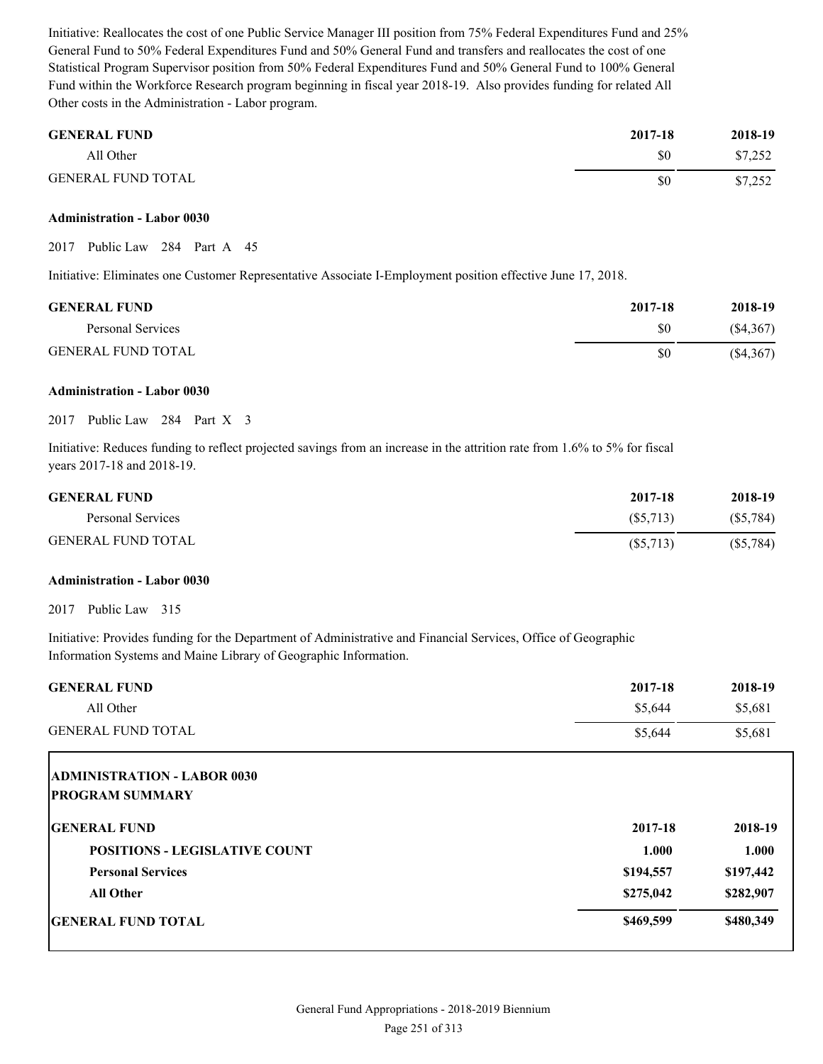Initiative: Reallocates the cost of one Public Service Manager III position from 75% Federal Expenditures Fund and 25% General Fund to 50% Federal Expenditures Fund and 50% General Fund and transfers and reallocates the cost of one Statistical Program Supervisor position from 50% Federal Expenditures Fund and 50% General Fund to 100% General Fund within the Workforce Research program beginning in fiscal year 2018-19. Also provides funding for related All Other costs in the Administration - Labor program.

| GENERAL FUND | 2017-18 | 2018-19 |
|---|---|---|
| All Other | $0 | $7,252 |
| GENERAL FUND TOTAL | $0 | $7,252 |

**Administration - Labor 0030**

2017 Public Law 284 Part A 45

Initiative: Eliminates one Customer Representative Associate I-Employment position effective June 17, 2018.

| GENERAL FUND | 2017-18 | 2018-19 |
|---|---|---|
| Personal Services | $0 | ($4,367) |
| GENERAL FUND TOTAL | $0 | ($4,367) |

**Administration - Labor 0030**

2017 Public Law 284 Part X 3

Initiative: Reduces funding to reflect projected savings from an increase in the attrition rate from 1.6% to 5% for fiscal years 2017-18 and 2018-19.

| GENERAL FUND | 2017-18 | 2018-19 |
|---|---|---|
| Personal Services | ($5,713) | ($5,784) |
| GENERAL FUND TOTAL | ($5,713) | ($5,784) |

**Administration - Labor 0030**

2017 Public Law 315

Initiative: Provides funding for the Department of Administrative and Financial Services, Office of Geographic Information Systems and Maine Library of Geographic Information.

| GENERAL FUND | 2017-18 | 2018-19 |
|---|---|---|
| All Other | $5,644 | $5,681 |
| GENERAL FUND TOTAL | $5,644 | $5,681 |

**ADMINISTRATION - LABOR 0030**
**PROGRAM SUMMARY**

| GENERAL FUND | 2017-18 | 2018-19 |
|---|---|---|
| **POSITIONS - LEGISLATIVE COUNT** | **1.000** | **1.000** |
| **Personal Services** | **$194,557** | **$197,442** |
| **All Other** | **$275,042** | **$282,907** |
| **GENERAL FUND TOTAL** | **$469,599** | **$480,349** |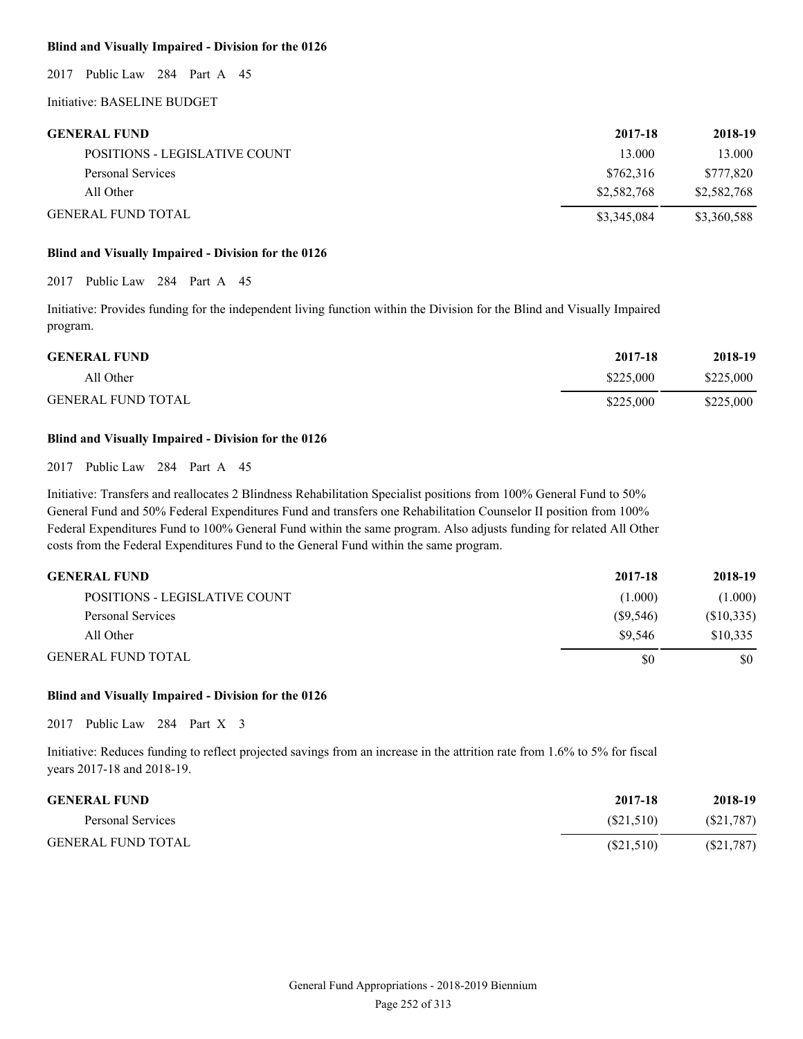**Blind and Visually Impaired - Division for the 0126**

2017 Public Law 284 Part A 45

Initiative: BASELINE BUDGET

| GENERAL FUND | 2017-18 | 2018-19 |
|---|---|---|
| POSITIONS - LEGISLATIVE COUNT | 13.000 | 13.000 |
| Personal Services | $762,316 | $777,820 |
| All Other | $2,582,768 | $2,582,768 |
| GENERAL FUND TOTAL | $3,345,084 | $3,360,588 |

**Blind and Visually Impaired - Division for the 0126**

2017 Public Law 284 Part A 45

Initiative: Provides funding for the independent living function within the Division for the Blind and Visually Impaired program.

| GENERAL FUND | 2017-18 | 2018-19 |
|---|---|---|
| All Other | $225,000 | $225,000 |
| GENERAL FUND TOTAL | $225,000 | $225,000 |

**Blind and Visually Impaired - Division for the 0126**

2017 Public Law 284 Part A 45

Initiative: Transfers and reallocates 2 Blindness Rehabilitation Specialist positions from 100% General Fund to 50% General Fund and 50% Federal Expenditures Fund and transfers one Rehabilitation Counselor II position from 100% Federal Expenditures Fund to 100% General Fund within the same program. Also adjusts funding for related All Other costs from the Federal Expenditures Fund to the General Fund within the same program.

| GENERAL FUND | 2017-18 | 2018-19 |
|---|---|---|
| POSITIONS - LEGISLATIVE COUNT | (1.000) | (1.000) |
| Personal Services | ($9,546) | ($10,335) |
| All Other | $9,546 | $10,335 |
| GENERAL FUND TOTAL | $0 | $0 |

**Blind and Visually Impaired - Division for the 0126**

2017 Public Law 284 Part X 3

Initiative: Reduces funding to reflect projected savings from an increase in the attrition rate from 1.6% to 5% for fiscal years 2017-18 and 2018-19.

| GENERAL FUND | 2017-18 | 2018-19 |
|---|---|---|
| Personal Services | ($21,510) | ($21,787) |
| GENERAL FUND TOTAL | ($21,510) | ($21,787) |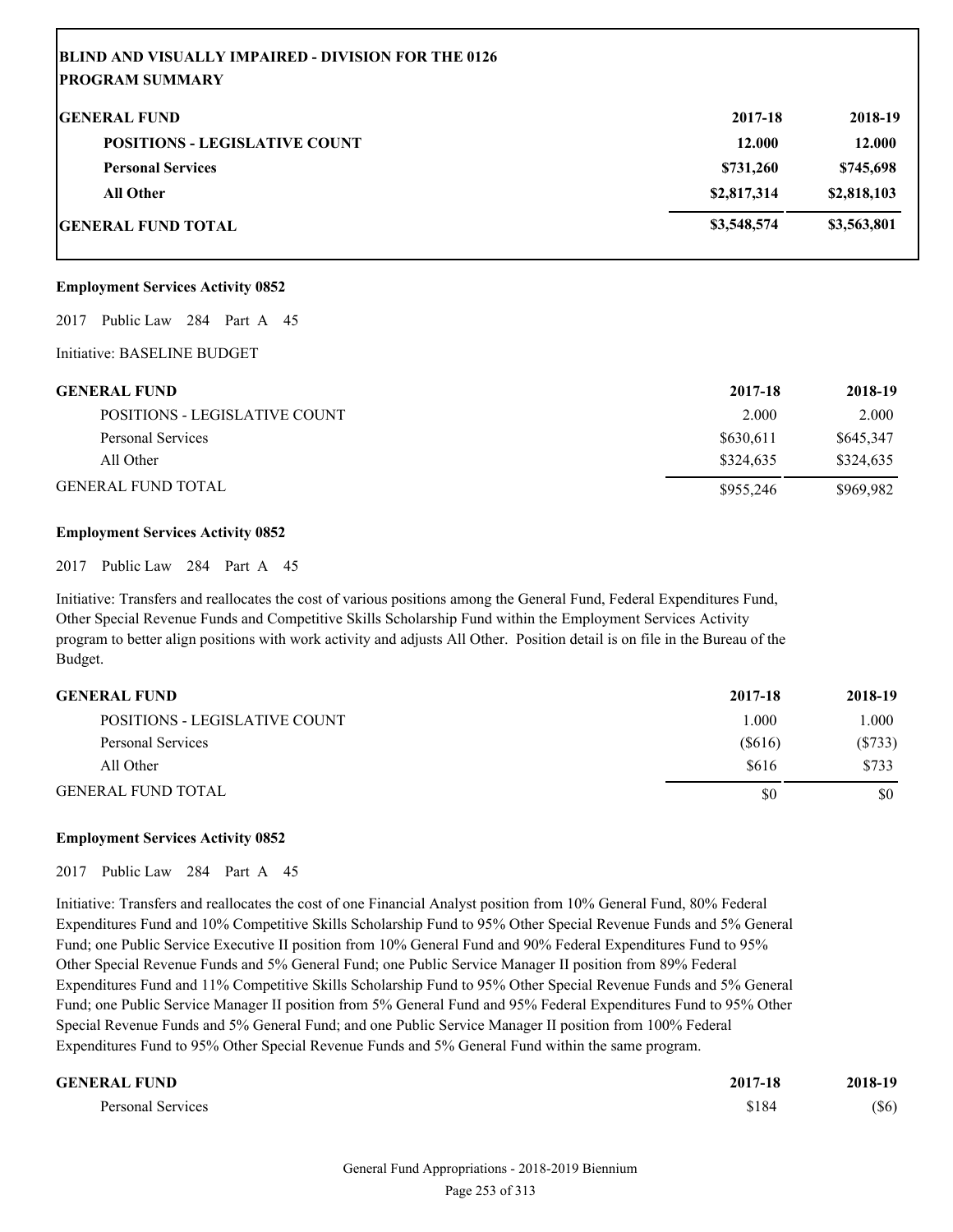## BLIND AND VISUALLY IMPAIRED - DIVISION FOR THE 0126
## PROGRAM SUMMARY

| GENERAL FUND | 2017-18 | 2018-19 |
|---|---|---|
| POSITIONS - LEGISLATIVE COUNT | 12.000 | 12.000 |
| Personal Services | $731,260 | $745,698 |
| All Other | $2,817,314 | $2,818,103 |
| GENERAL FUND TOTAL | $3,548,574 | $3,563,801 |

**Employment Services Activity 0852**

2017 Public Law 284 Part A 45

Initiative: BASELINE BUDGET

| GENERAL FUND | 2017-18 | 2018-19 |
|---|---|---|
| POSITIONS - LEGISLATIVE COUNT | 2.000 | 2.000 |
| Personal Services | $630,611 | $645,347 |
| All Other | $324,635 | $324,635 |
| GENERAL FUND TOTAL | $955,246 | $969,982 |

**Employment Services Activity 0852**

2017 Public Law 284 Part A 45

Initiative: Transfers and reallocates the cost of various positions among the General Fund, Federal Expenditures Fund, Other Special Revenue Funds and Competitive Skills Scholarship Fund within the Employment Services Activity program to better align positions with work activity and adjusts All Other. Position detail is on file in the Bureau of the Budget.

| GENERAL FUND | 2017-18 | 2018-19 |
|---|---|---|
| POSITIONS - LEGISLATIVE COUNT | 1.000 | 1.000 |
| Personal Services | ($616) | ($733) |
| All Other | $616 | $733 |
| GENERAL FUND TOTAL | $0 | $0 |

**Employment Services Activity 0852**

2017 Public Law 284 Part A 45

Initiative: Transfers and reallocates the cost of one Financial Analyst position from 10% General Fund, 80% Federal Expenditures Fund and 10% Competitive Skills Scholarship Fund to 95% Other Special Revenue Funds and 5% General Fund; one Public Service Executive II position from 10% General Fund and 90% Federal Expenditures Fund to 95% Other Special Revenue Funds and 5% General Fund; one Public Service Manager II position from 89% Federal Expenditures Fund and 11% Competitive Skills Scholarship Fund to 95% Other Special Revenue Funds and 5% General Fund; one Public Service Manager II position from 5% General Fund and 95% Federal Expenditures Fund to 95% Other Special Revenue Funds and 5% General Fund; and one Public Service Manager II position from 100% Federal Expenditures Fund to 95% Other Special Revenue Funds and 5% General Fund within the same program.

| GENERAL FUND | 2017-18 | 2018-19 |
|---|---|---|
| Personal Services | $184 | ($6) |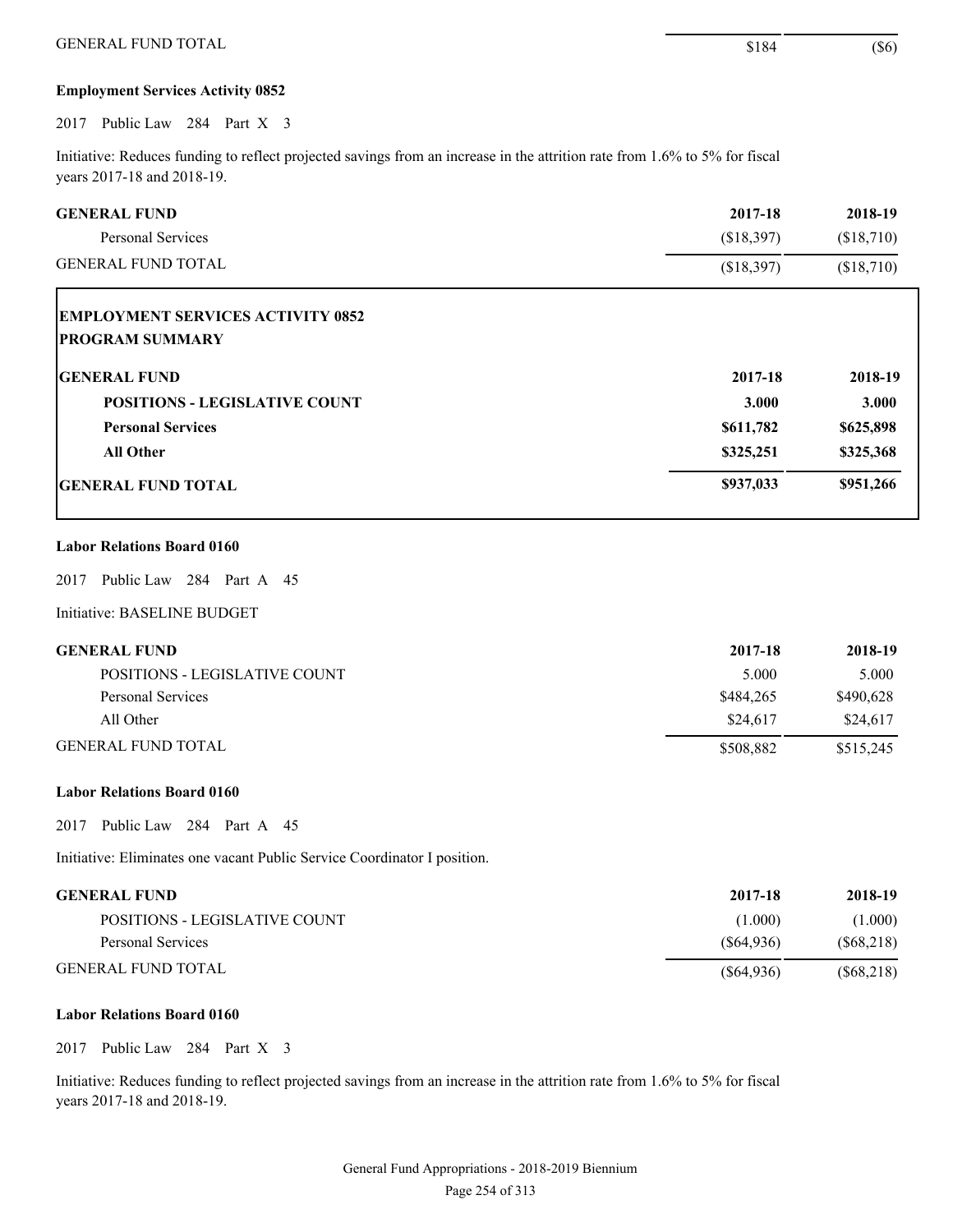| | | |
|---|---|---|
| GENERAL FUND TOTAL | $184 | ($6) |

**Employment Services Activity 0852**

2017 Public Law 284 Part X 3

Initiative: Reduces funding to reflect projected savings from an increase in the attrition rate from 1.6% to 5% for fiscal years 2017-18 and 2018-19.

| GENERAL FUND | 2017-18 | 2018-19 |
|---|---|---|
| Personal Services | ($18,397) | ($18,710) |
| GENERAL FUND TOTAL | ($18,397) | ($18,710) |

**EMPLOYMENT SERVICES ACTIVITY 0852**
**PROGRAM SUMMARY**

| GENERAL FUND | 2017-18 | 2018-19 |
|---|---|---|
| **POSITIONS - LEGISLATIVE COUNT** | **3.000** | **3.000** |
| **Personal Services** | **$611,782** | **$625,898** |
| **All Other** | **$325,251** | **$325,368** |
| **GENERAL FUND TOTAL** | **$937,033** | **$951,266** |

**Labor Relations Board 0160**

2017 Public Law 284 Part A 45

Initiative: BASELINE BUDGET

| GENERAL FUND | 2017-18 | 2018-19 |
|---|---|---|
| POSITIONS - LEGISLATIVE COUNT | 5.000 | 5.000 |
| Personal Services | $484,265 | $490,628 |
| All Other | $24,617 | $24,617 |
| GENERAL FUND TOTAL | $508,882 | $515,245 |

**Labor Relations Board 0160**

2017 Public Law 284 Part A 45

Initiative: Eliminates one vacant Public Service Coordinator I position.

| GENERAL FUND | 2017-18 | 2018-19 |
|---|---|---|
| POSITIONS - LEGISLATIVE COUNT | (1.000) | (1.000) |
| Personal Services | ($64,936) | ($68,218) |
| GENERAL FUND TOTAL | ($64,936) | ($68,218) |

**Labor Relations Board 0160**

2017 Public Law 284 Part X 3

Initiative: Reduces funding to reflect projected savings from an increase in the attrition rate from 1.6% to 5% for fiscal years 2017-18 and 2018-19.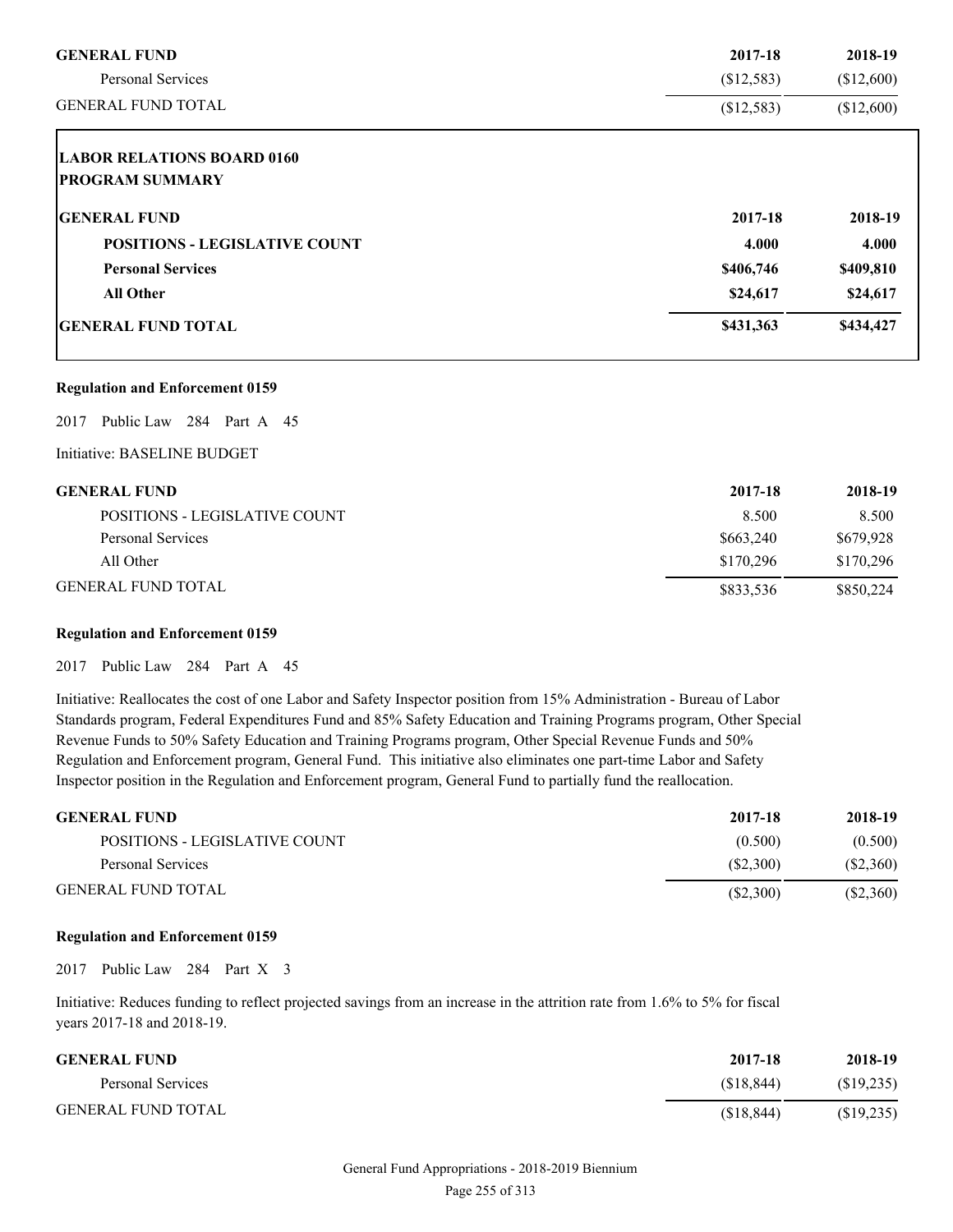| GENERAL FUND | 2017-18 | 2018-19 |
|---|---|---|
| Personal Services | ($12,583) | ($12,600) |
| GENERAL FUND TOTAL | ($12,583) | ($12,600) |

**LABOR RELATIONS BOARD 0160**
**PROGRAM SUMMARY**

| GENERAL FUND | 2017-18 | 2018-19 |
|---|---|---|
| **POSITIONS - LEGISLATIVE COUNT** | **4.000** | **4.000** |
| **Personal Services** | **$406,746** | **$409,810** |
| **All Other** | **$24,617** | **$24,617** |
| **GENERAL FUND TOTAL** | **$431,363** | **$434,427** |

**Regulation and Enforcement 0159**

2017 Public Law 284 Part A 45

Initiative: BASELINE BUDGET

| GENERAL FUND | 2017-18 | 2018-19 |
|---|---|---|
| POSITIONS - LEGISLATIVE COUNT | 8.500 | 8.500 |
| Personal Services | $663,240 | $679,928 |
| All Other | $170,296 | $170,296 |
| GENERAL FUND TOTAL | $833,536 | $850,224 |

**Regulation and Enforcement 0159**

2017 Public Law 284 Part A 45

Initiative: Reallocates the cost of one Labor and Safety Inspector position from 15% Administration - Bureau of Labor Standards program, Federal Expenditures Fund and 85% Safety Education and Training Programs program, Other Special Revenue Funds to 50% Safety Education and Training Programs program, Other Special Revenue Funds and 50% Regulation and Enforcement program, General Fund. This initiative also eliminates one part-time Labor and Safety Inspector position in the Regulation and Enforcement program, General Fund to partially fund the reallocation.

| GENERAL FUND | 2017-18 | 2018-19 |
|---|---|---|
| POSITIONS - LEGISLATIVE COUNT | (0.500) | (0.500) |
| Personal Services | ($2,300) | ($2,360) |
| GENERAL FUND TOTAL | ($2,300) | ($2,360) |

**Regulation and Enforcement 0159**

2017 Public Law 284 Part X 3

Initiative: Reduces funding to reflect projected savings from an increase in the attrition rate from 1.6% to 5% for fiscal years 2017-18 and 2018-19.

| GENERAL FUND | 2017-18 | 2018-19 |
|---|---|---|
| Personal Services | ($18,844) | ($19,235) |
| GENERAL FUND TOTAL | ($18,844) | ($19,235) |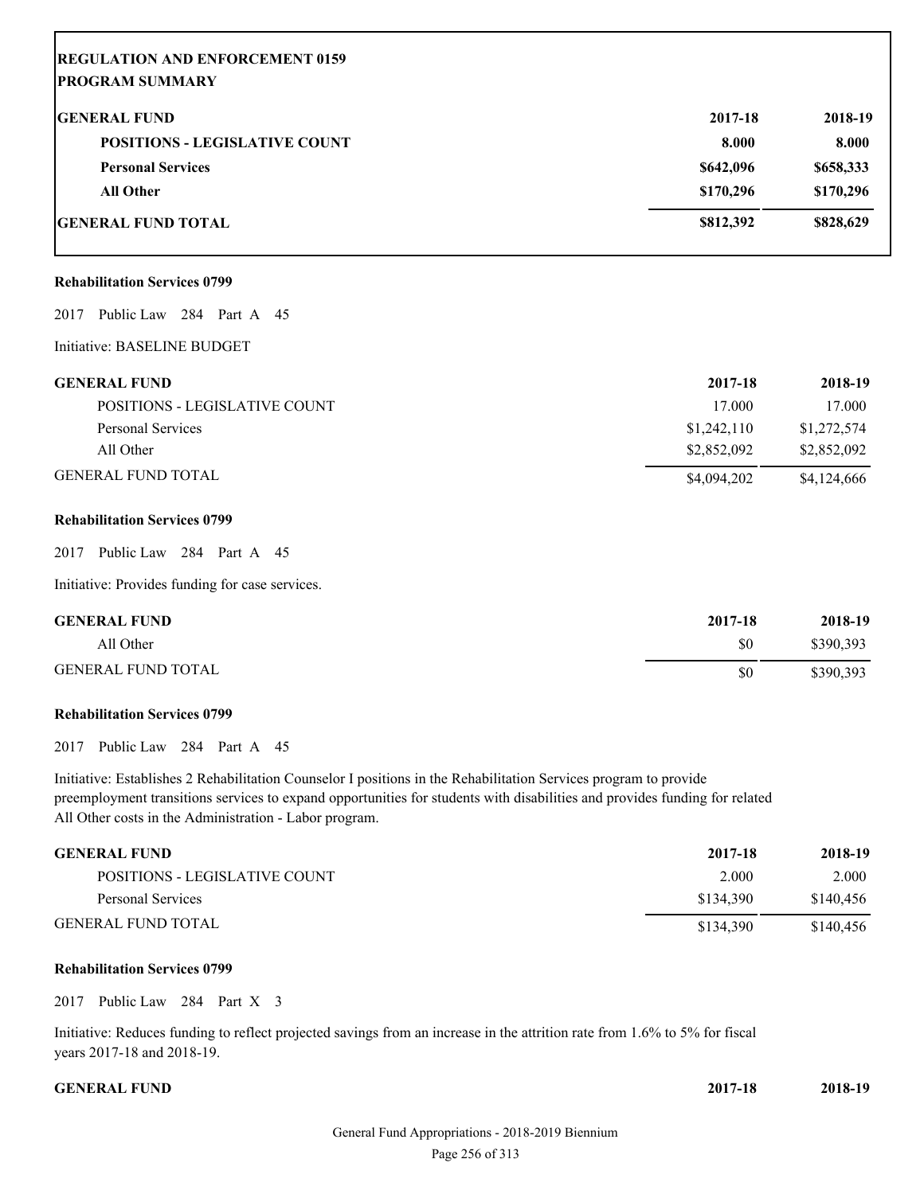**REGULATION AND ENFORCEMENT 0159**
**PROGRAM SUMMARY**

| GENERAL FUND | 2017-18 | 2018-19 |
|---|---|---|
| POSITIONS - LEGISLATIVE COUNT | 8.000 | 8.000 |
| Personal Services | $642,096 | $658,333 |
| All Other | $170,296 | $170,296 |
| GENERAL FUND TOTAL | $812,392 | $828,629 |

**Rehabilitation Services 0799**

2017 Public Law 284 Part A 45

Initiative: BASELINE BUDGET

| GENERAL FUND | 2017-18 | 2018-19 |
|---|---|---|
| POSITIONS - LEGISLATIVE COUNT | 17.000 | 17.000 |
| Personal Services | $1,242,110 | $1,272,574 |
| All Other | $2,852,092 | $2,852,092 |
| GENERAL FUND TOTAL | $4,094,202 | $4,124,666 |

**Rehabilitation Services 0799**

2017 Public Law 284 Part A 45

Initiative: Provides funding for case services.

| GENERAL FUND | 2017-18 | 2018-19 |
|---|---|---|
| All Other | $0 | $390,393 |
| GENERAL FUND TOTAL | $0 | $390,393 |

**Rehabilitation Services 0799**

2017 Public Law 284 Part A 45

Initiative: Establishes 2 Rehabilitation Counselor I positions in the Rehabilitation Services program to provide preemployment transitions services to expand opportunities for students with disabilities and provides funding for related All Other costs in the Administration - Labor program.

| GENERAL FUND | 2017-18 | 2018-19 |
|---|---|---|
| POSITIONS - LEGISLATIVE COUNT | 2.000 | 2.000 |
| Personal Services | $134,390 | $140,456 |
| GENERAL FUND TOTAL | $134,390 | $140,456 |

**Rehabilitation Services 0799**

2017 Public Law 284 Part X 3

Initiative: Reduces funding to reflect projected savings from an increase in the attrition rate from 1.6% to 5% for fiscal years 2017-18 and 2018-19.

| GENERAL FUND | 2017-18 | 2018-19 |
|---|---|---|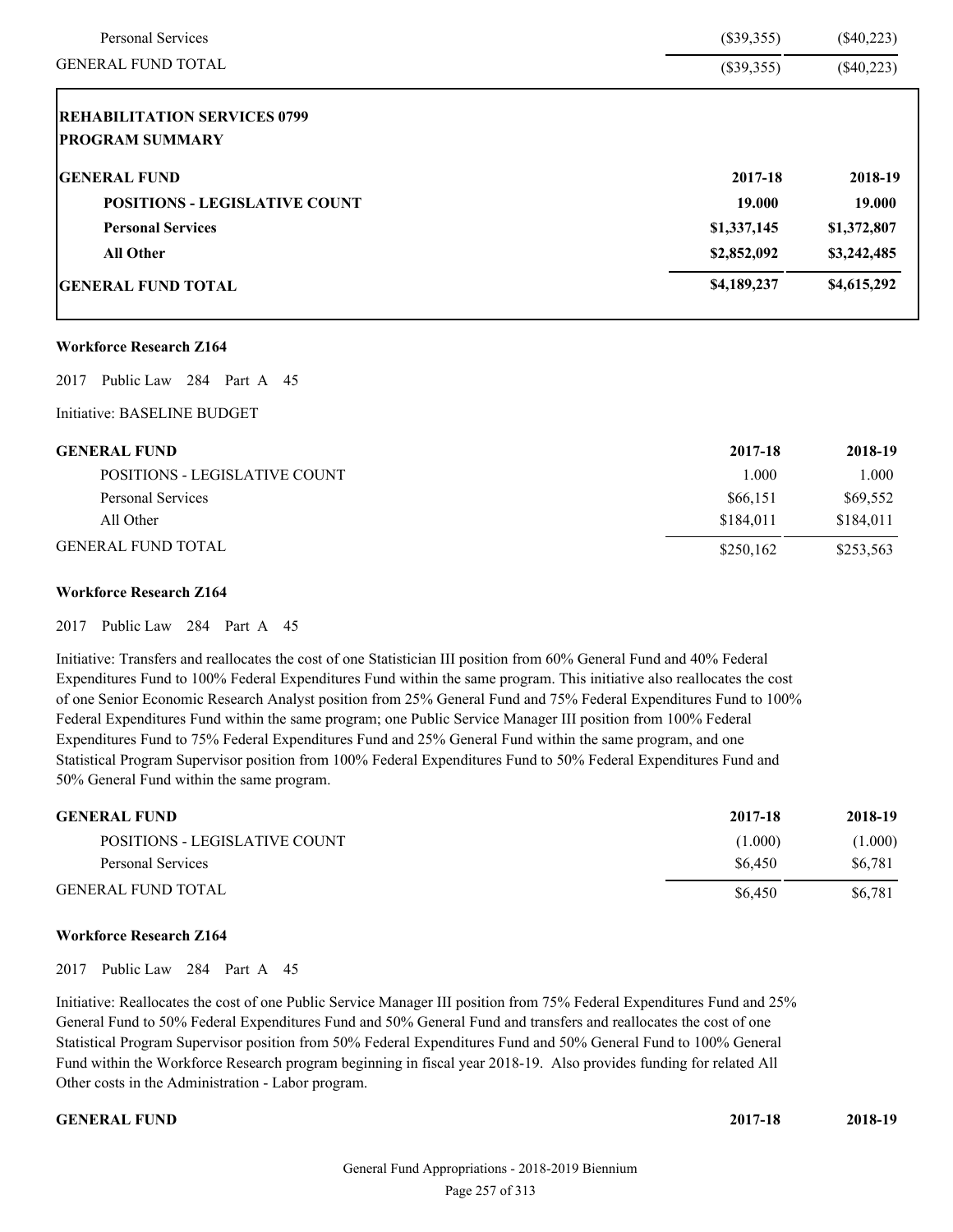| | | |
|---|---|---|
| Personal Services | ($39,355) | ($40,223) |
| GENERAL FUND TOTAL | ($39,355) | ($40,223) |

**REHABILITATION SERVICES 0799**
**PROGRAM SUMMARY**

| **GENERAL FUND** | **2017-18** | **2018-19** |
|---|---|---|
| **POSITIONS - LEGISLATIVE COUNT** | **19.000** | **19.000** |
| **Personal Services** | **$1,337,145** | **$1,372,807** |
| **All Other** | **$2,852,092** | **$3,242,485** |
| **GENERAL FUND TOTAL** | **$4,189,237** | **$4,615,292** |

**Workforce Research Z164**

2017 Public Law 284 Part A 45

Initiative: BASELINE BUDGET

| **GENERAL FUND** | **2017-18** | **2018-19** |
|---|---|---|
| POSITIONS - LEGISLATIVE COUNT | 1.000 | 1.000 |
| Personal Services | $66,151 | $69,552 |
| All Other | $184,011 | $184,011 |
| GENERAL FUND TOTAL | $250,162 | $253,563 |

**Workforce Research Z164**

2017 Public Law 284 Part A 45

Initiative: Transfers and reallocates the cost of one Statistician III position from 60% General Fund and 40% Federal Expenditures Fund to 100% Federal Expenditures Fund within the same program. This initiative also reallocates the cost of one Senior Economic Research Analyst position from 25% General Fund and 75% Federal Expenditures Fund to 100% Federal Expenditures Fund within the same program; one Public Service Manager III position from 100% Federal Expenditures Fund to 75% Federal Expenditures Fund and 25% General Fund within the same program, and one Statistical Program Supervisor position from 100% Federal Expenditures Fund to 50% Federal Expenditures Fund and 50% General Fund within the same program.

| **GENERAL FUND** | **2017-18** | **2018-19** |
|---|---|---|
| POSITIONS - LEGISLATIVE COUNT | (1.000) | (1.000) |
| Personal Services | $6,450 | $6,781 |
| GENERAL FUND TOTAL | $6,450 | $6,781 |

**Workforce Research Z164**

2017 Public Law 284 Part A 45

Initiative: Reallocates the cost of one Public Service Manager III position from 75% Federal Expenditures Fund and 25% General Fund to 50% Federal Expenditures Fund and 50% General Fund and transfers and reallocates the cost of one Statistical Program Supervisor position from 50% Federal Expenditures Fund and 50% General Fund to 100% General Fund within the Workforce Research program beginning in fiscal year 2018-19. Also provides funding for related All Other costs in the Administration - Labor program.

| **GENERAL FUND** | **2017-18** | **2018-19** |
|---|---|---|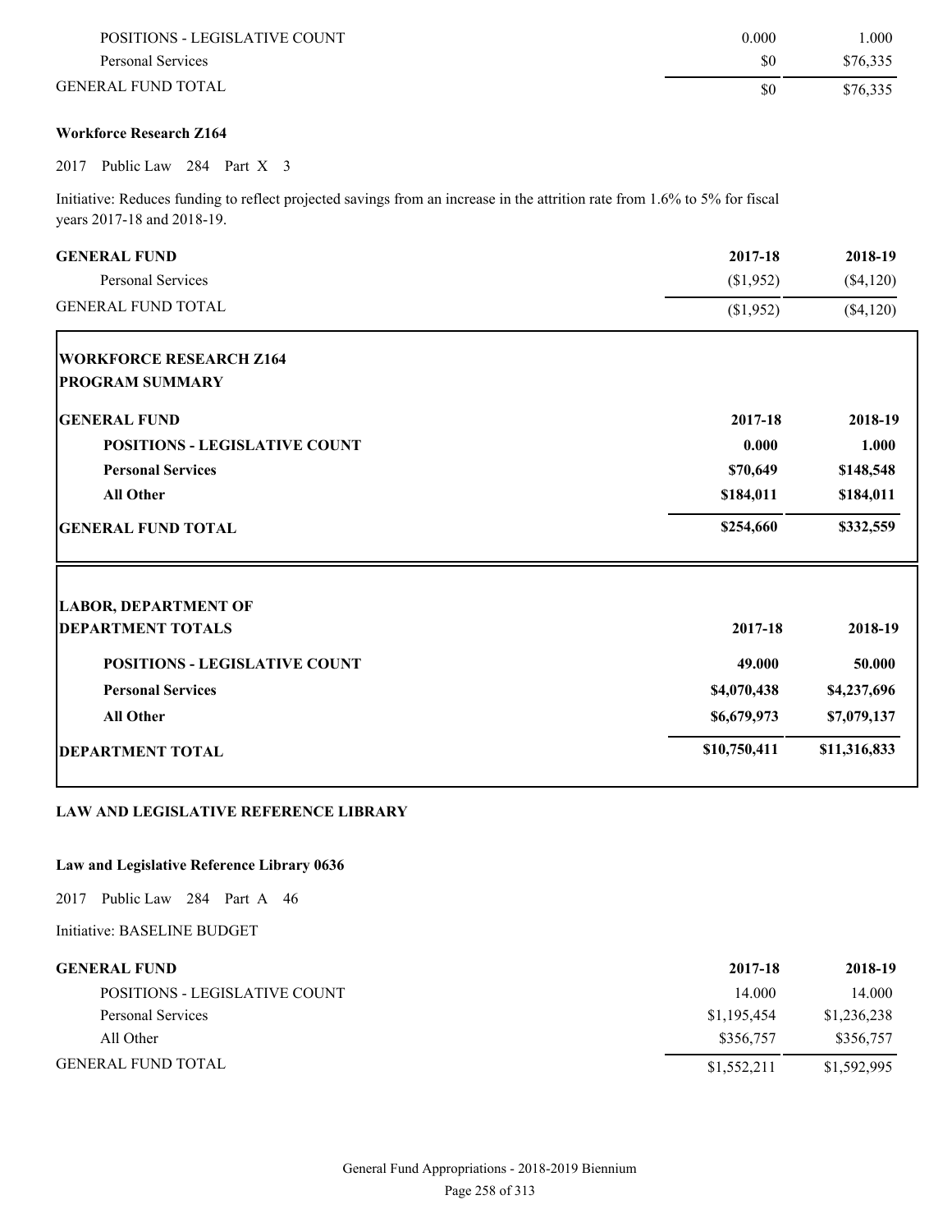| | | |
|---|---|---|
| POSITIONS - LEGISLATIVE COUNT | 0.000 | 1.000 |
| Personal Services | $0 | $76,335 |
| GENERAL FUND TOTAL | $0 | $76,335 |

**Workforce Research Z164**

2017 Public Law 284 Part X 3

Initiative: Reduces funding to reflect projected savings from an increase in the attrition rate from 1.6% to 5% for fiscal years 2017-18 and 2018-19.

| GENERAL FUND | 2017-18 | 2018-19 |
|---|---|---|
| Personal Services | ($1,952) | ($4,120) |
| GENERAL FUND TOTAL | ($1,952) | ($4,120) |

**WORKFORCE RESEARCH Z164**
**PROGRAM SUMMARY**

| GENERAL FUND | 2017-18 | 2018-19 |
|---|---|---|
| **POSITIONS - LEGISLATIVE COUNT** | **0.000** | **1.000** |
| **Personal Services** | **$70,649** | **$148,548** |
| **All Other** | **$184,011** | **$184,011** |
| **GENERAL FUND TOTAL** | **$254,660** | **$332,559** |

**LABOR, DEPARTMENT OF**
**DEPARTMENT TOTALS**

| | 2017-18 | 2018-19 |
|---|---|---|
| **POSITIONS - LEGISLATIVE COUNT** | **49.000** | **50.000** |
| **Personal Services** | **$4,070,438** | **$4,237,696** |
| **All Other** | **$6,679,973** | **$7,079,137** |
| **DEPARTMENT TOTAL** | **$10,750,411** | **$11,316,833** |

**LAW AND LEGISLATIVE REFERENCE LIBRARY**

**Law and Legislative Reference Library 0636**

2017 Public Law 284 Part A 46

Initiative: BASELINE BUDGET

| GENERAL FUND | 2017-18 | 2018-19 |
|---|---|---|
| POSITIONS - LEGISLATIVE COUNT | 14.000 | 14.000 |
| Personal Services | $1,195,454 | $1,236,238 |
| All Other | $356,757 | $356,757 |
| GENERAL FUND TOTAL | $1,552,211 | $1,592,995 |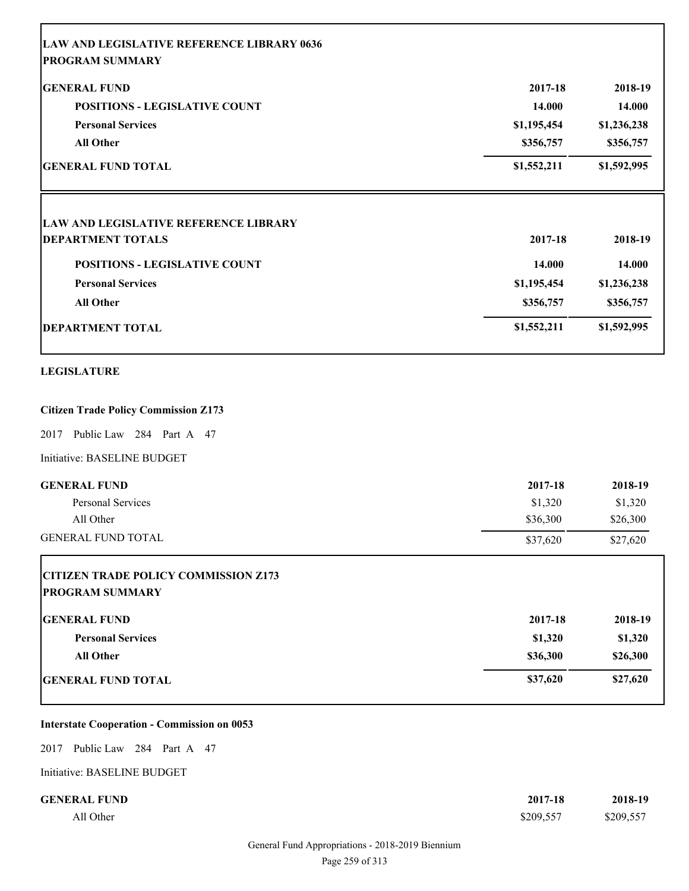| LAW AND LEGISLATIVE REFERENCE LIBRARY 0636<br>PROGRAM SUMMARY | | |
|---|---|---|
| **GENERAL FUND** | **2017-18** | **2018-19** |
| **POSITIONS - LEGISLATIVE COUNT** | **14.000** | **14.000** |
| **Personal Services** | **$1,195,454** | **$1,236,238** |
| **All Other** | **$356,757** | **$356,757** |
| **GENERAL FUND TOTAL** | **$1,552,211** | **$1,592,995** |

| LAW AND LEGISLATIVE REFERENCE LIBRARY<br>DEPARTMENT TOTALS | 2017-18 | 2018-19 |
|---|---|---|
| **POSITIONS - LEGISLATIVE COUNT** | **14.000** | **14.000** |
| **Personal Services** | **$1,195,454** | **$1,236,238** |
| **All Other** | **$356,757** | **$356,757** |
| **DEPARTMENT TOTAL** | **$1,552,211** | **$1,592,995** |

**LEGISLATURE**

**Citizen Trade Policy Commission Z173**

2017 Public Law 284 Part A 47

Initiative: BASELINE BUDGET

| GENERAL FUND | 2017-18 | 2018-19 |
|---|---|---|
| Personal Services | $1,320 | $1,320 |
| All Other | $36,300 | $26,300 |
| GENERAL FUND TOTAL | $37,620 | $27,620 |

| CITIZEN TRADE POLICY COMMISSION Z173<br>PROGRAM SUMMARY | | |
|---|---|---|
| **GENERAL FUND** | **2017-18** | **2018-19** |
| **Personal Services** | **$1,320** | **$1,320** |
| **All Other** | **$36,300** | **$26,300** |
| **GENERAL FUND TOTAL** | **$37,620** | **$27,620** |

**Interstate Cooperation - Commission on 0053**

2017 Public Law 284 Part A 47

Initiative: BASELINE BUDGET

| GENERAL FUND | 2017-18 | 2018-19 |
|---|---|---|
| All Other | $209,557 | $209,557 |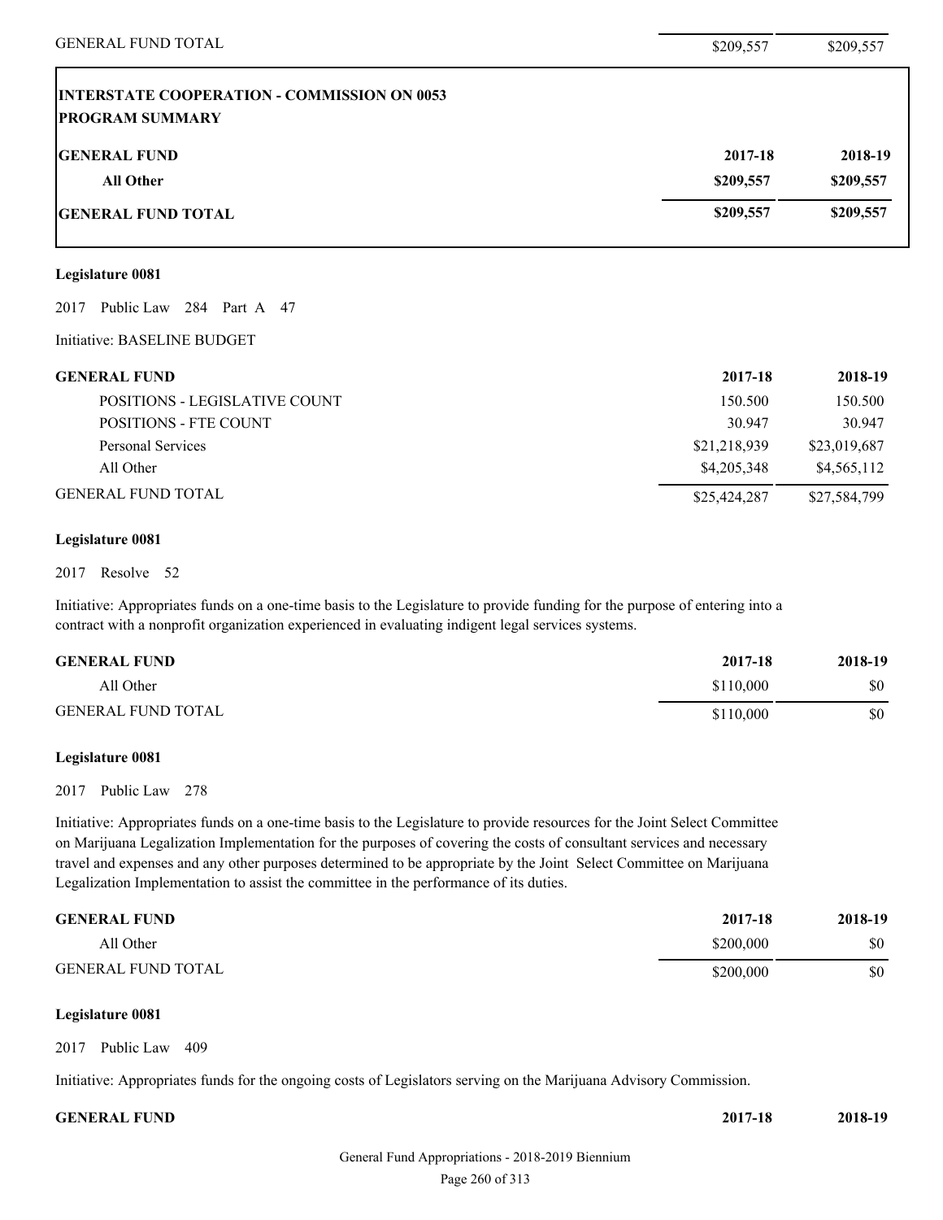| | | |
|---|---|---|
| GENERAL FUND TOTAL | $209,557 | $209,557 |

**INTERSTATE COOPERATION - COMMISSION ON 0053**
**PROGRAM SUMMARY**

| GENERAL FUND | 2017-18 | 2018-19 |
|---|---|---|
| All Other | $209,557 | $209,557 |
| GENERAL FUND TOTAL | $209,557 | $209,557 |

**Legislature 0081**

2017 Public Law 284 Part A 47

Initiative: BASELINE BUDGET

| GENERAL FUND | 2017-18 | 2018-19 |
|---|---|---|
| POSITIONS - LEGISLATIVE COUNT | 150.500 | 150.500 |
| POSITIONS - FTE COUNT | 30.947 | 30.947 |
| Personal Services | $21,218,939 | $23,019,687 |
| All Other | $4,205,348 | $4,565,112 |
| GENERAL FUND TOTAL | $25,424,287 | $27,584,799 |

**Legislature 0081**

2017 Resolve 52

Initiative: Appropriates funds on a one-time basis to the Legislature to provide funding for the purpose of entering into a contract with a nonprofit organization experienced in evaluating indigent legal services systems.

| GENERAL FUND | 2017-18 | 2018-19 |
|---|---|---|
| All Other | $110,000 | $0 |
| GENERAL FUND TOTAL | $110,000 | $0 |

**Legislature 0081**

2017 Public Law 278

Initiative: Appropriates funds on a one-time basis to the Legislature to provide resources for the Joint Select Committee on Marijuana Legalization Implementation for the purposes of covering the costs of consultant services and necessary travel and expenses and any other purposes determined to be appropriate by the Joint Select Committee on Marijuana Legalization Implementation to assist the committee in the performance of its duties.

| GENERAL FUND | 2017-18 | 2018-19 |
|---|---|---|
| All Other | $200,000 | $0 |
| GENERAL FUND TOTAL | $200,000 | $0 |

**Legislature 0081**

2017 Public Law 409

Initiative: Appropriates funds for the ongoing costs of Legislators serving on the Marijuana Advisory Commission.

| GENERAL FUND | 2017-18 | 2018-19 |
|---|---|---|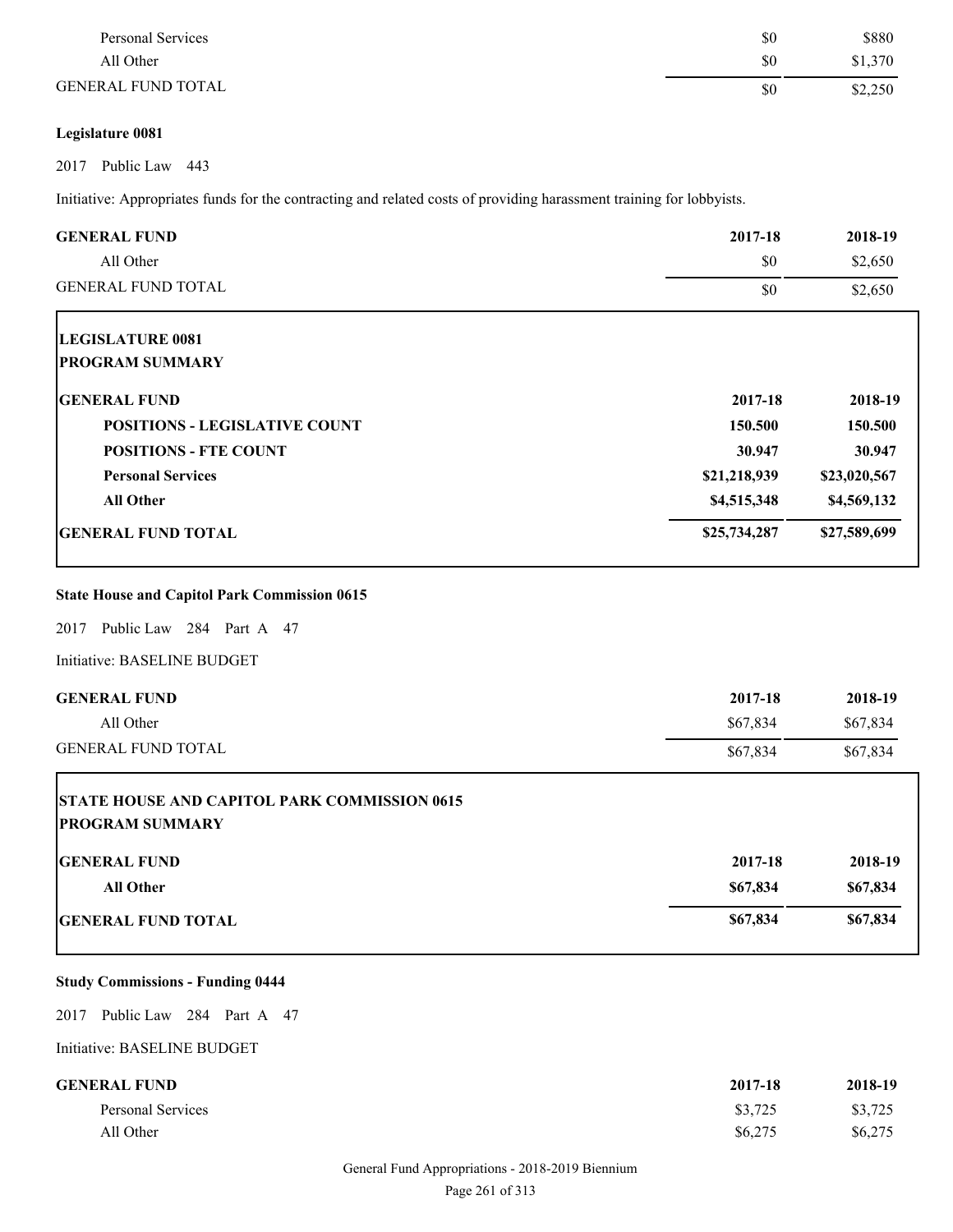| | | |
|---|---|---|
| Personal Services | $0 | $880 |
| All Other | $0 | $1,370 |
| GENERAL FUND TOTAL | $0 | $2,250 |

**Legislature 0081**

2017 Public Law 443

Initiative: Appropriates funds for the contracting and related costs of providing harassment training for lobbyists.

| GENERAL FUND | 2017-18 | 2018-19 |
|---|---|---|
| All Other | $0 | $2,650 |
| GENERAL FUND TOTAL | $0 | $2,650 |

**LEGISLATURE 0081**
**PROGRAM SUMMARY**

| GENERAL FUND | 2017-18 | 2018-19 |
|---|---|---|
| **POSITIONS - LEGISLATIVE COUNT** | **150.500** | **150.500** |
| **POSITIONS - FTE COUNT** | **30.947** | **30.947** |
| **Personal Services** | **$21,218,939** | **$23,020,567** |
| **All Other** | **$4,515,348** | **$4,569,132** |
| **GENERAL FUND TOTAL** | **$25,734,287** | **$27,589,699** |

**State House and Capitol Park Commission 0615**

2017 Public Law 284 Part A 47

Initiative: BASELINE BUDGET

| GENERAL FUND | 2017-18 | 2018-19 |
|---|---|---|
| All Other | $67,834 | $67,834 |
| GENERAL FUND TOTAL | $67,834 | $67,834 |

**STATE HOUSE AND CAPITOL PARK COMMISSION 0615**
**PROGRAM SUMMARY**

| GENERAL FUND | 2017-18 | 2018-19 |
|---|---|---|
| **All Other** | **$67,834** | **$67,834** |
| **GENERAL FUND TOTAL** | **$67,834** | **$67,834** |

**Study Commissions - Funding 0444**

2017 Public Law 284 Part A 47

Initiative: BASELINE BUDGET

| GENERAL FUND | 2017-18 | 2018-19 |
|---|---|---|
| Personal Services | $3,725 | $3,725 |
| All Other | $6,275 | $6,275 |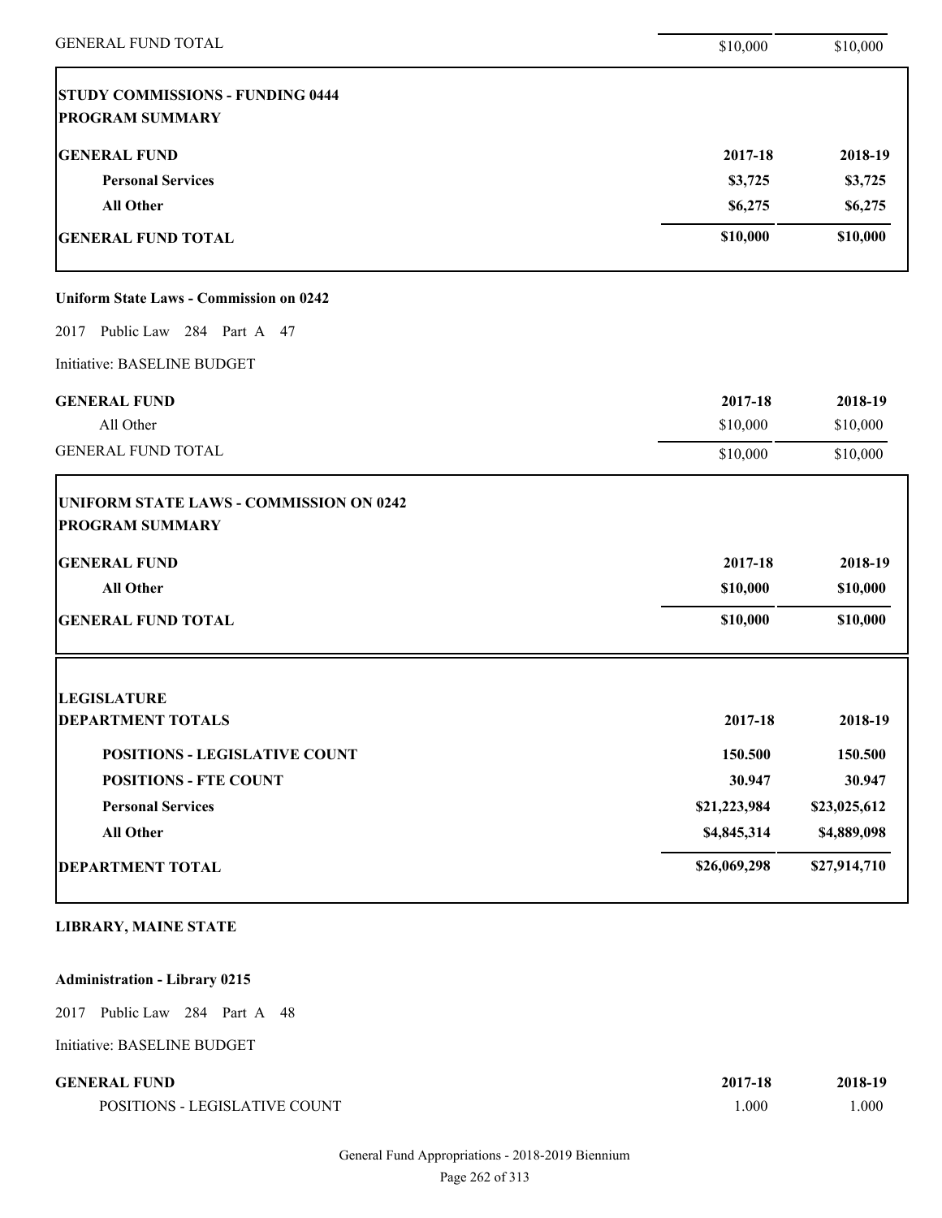| | | |
|---|---|---|
| GENERAL FUND TOTAL | $10,000 | $10,000 |

**STUDY COMMISSIONS - FUNDING 0444**
**PROGRAM SUMMARY**

| **GENERAL FUND** | **2017-18** | **2018-19** |
|---|---|---|
| **Personal Services** | **$3,725** | **$3,725** |
| **All Other** | **$6,275** | **$6,275** |
| **GENERAL FUND TOTAL** | **$10,000** | **$10,000** |

**Uniform State Laws - Commission on 0242**

2017 Public Law 284 Part A 47

Initiative: BASELINE BUDGET

| **GENERAL FUND** | **2017-18** | **2018-19** |
|---|---|---|
| All Other | $10,000 | $10,000 |
| GENERAL FUND TOTAL | $10,000 | $10,000 |

**UNIFORM STATE LAWS - COMMISSION ON 0242**
**PROGRAM SUMMARY**

| **GENERAL FUND** | **2017-18** | **2018-19** |
|---|---|---|
| **All Other** | **$10,000** | **$10,000** |
| **GENERAL FUND TOTAL** | **$10,000** | **$10,000** |

**LEGISLATURE**

| **DEPARTMENT TOTALS** | **2017-18** | **2018-19** |
|---|---|---|
| **POSITIONS - LEGISLATIVE COUNT** | **150.500** | **150.500** |
| **POSITIONS - FTE COUNT** | **30.947** | **30.947** |
| **Personal Services** | **$21,223,984** | **$23,025,612** |
| **All Other** | **$4,845,314** | **$4,889,098** |
| **DEPARTMENT TOTAL** | **$26,069,298** | **$27,914,710** |

**LIBRARY, MAINE STATE**

**Administration - Library 0215**

2017 Public Law 284 Part A 48

Initiative: BASELINE BUDGET

| **GENERAL FUND** | **2017-18** | **2018-19** |
|---|---|---|
| POSITIONS - LEGISLATIVE COUNT | 1.000 | 1.000 |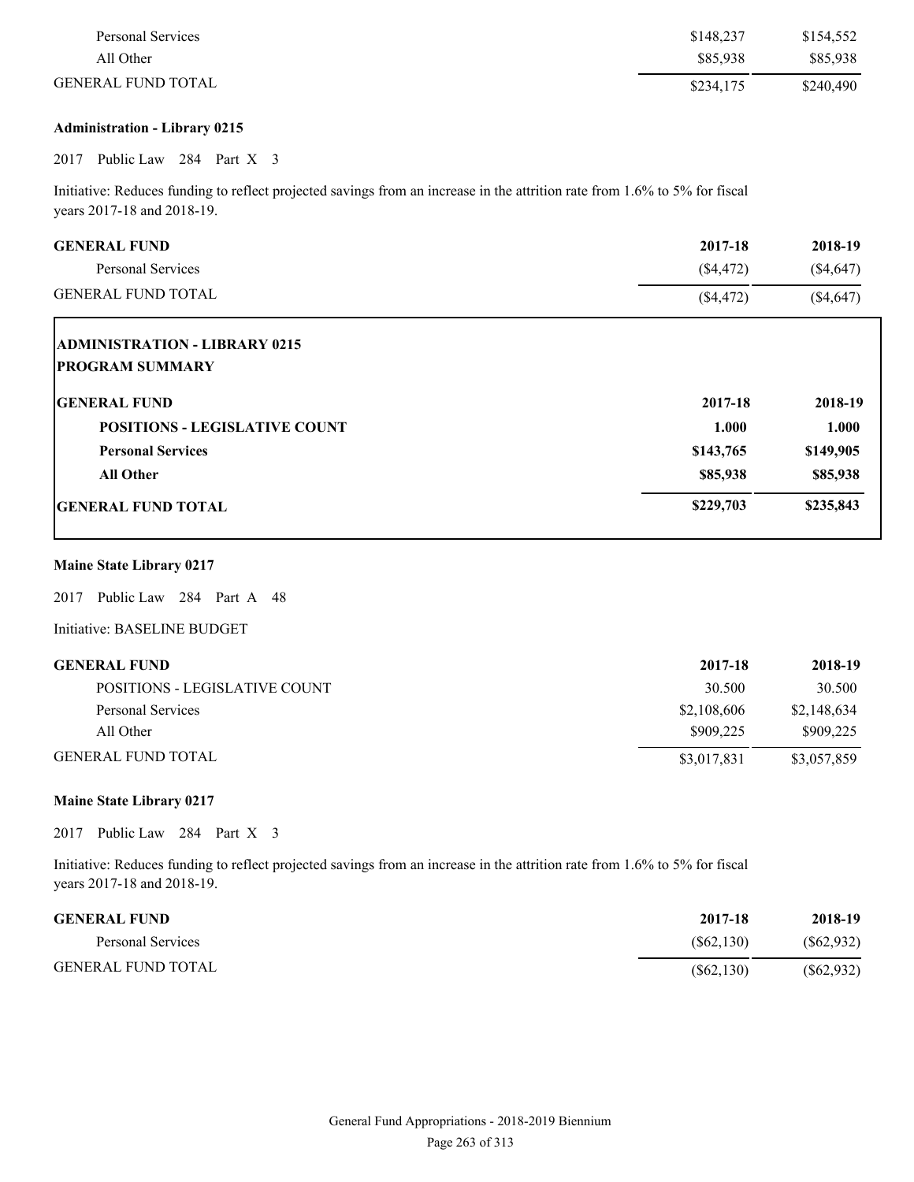| | | |
|---|---|---|
| Personal Services | $148,237 | $154,552 |
| All Other | $85,938 | $85,938 |
| GENERAL FUND TOTAL | $234,175 | $240,490 |

**Administration - Library 0215**

2017 Public Law 284 Part X 3

Initiative: Reduces funding to reflect projected savings from an increase in the attrition rate from 1.6% to 5% for fiscal years 2017-18 and 2018-19.

| GENERAL FUND | 2017-18 | 2018-19 |
|---|---|---|
| Personal Services | ($4,472) | ($4,647) |
| GENERAL FUND TOTAL | ($4,472) | ($4,647) |

**ADMINISTRATION - LIBRARY 0215**
**PROGRAM SUMMARY**

| GENERAL FUND | 2017-18 | 2018-19 |
|---|---|---|
| **POSITIONS - LEGISLATIVE COUNT** | **1.000** | **1.000** |
| **Personal Services** | **$143,765** | **$149,905** |
| **All Other** | **$85,938** | **$85,938** |
| **GENERAL FUND TOTAL** | **$229,703** | **$235,843** |

**Maine State Library 0217**

2017 Public Law 284 Part A 48

Initiative: BASELINE BUDGET

| GENERAL FUND | 2017-18 | 2018-19 |
|---|---|---|
| POSITIONS - LEGISLATIVE COUNT | 30.500 | 30.500 |
| Personal Services | $2,108,606 | $2,148,634 |
| All Other | $909,225 | $909,225 |
| GENERAL FUND TOTAL | $3,017,831 | $3,057,859 |

**Maine State Library 0217**

2017 Public Law 284 Part X 3

Initiative: Reduces funding to reflect projected savings from an increase in the attrition rate from 1.6% to 5% for fiscal years 2017-18 and 2018-19.

| GENERAL FUND | 2017-18 | 2018-19 |
|---|---|---|
| Personal Services | ($62,130) | ($62,932) |
| GENERAL FUND TOTAL | ($62,130) | ($62,932) |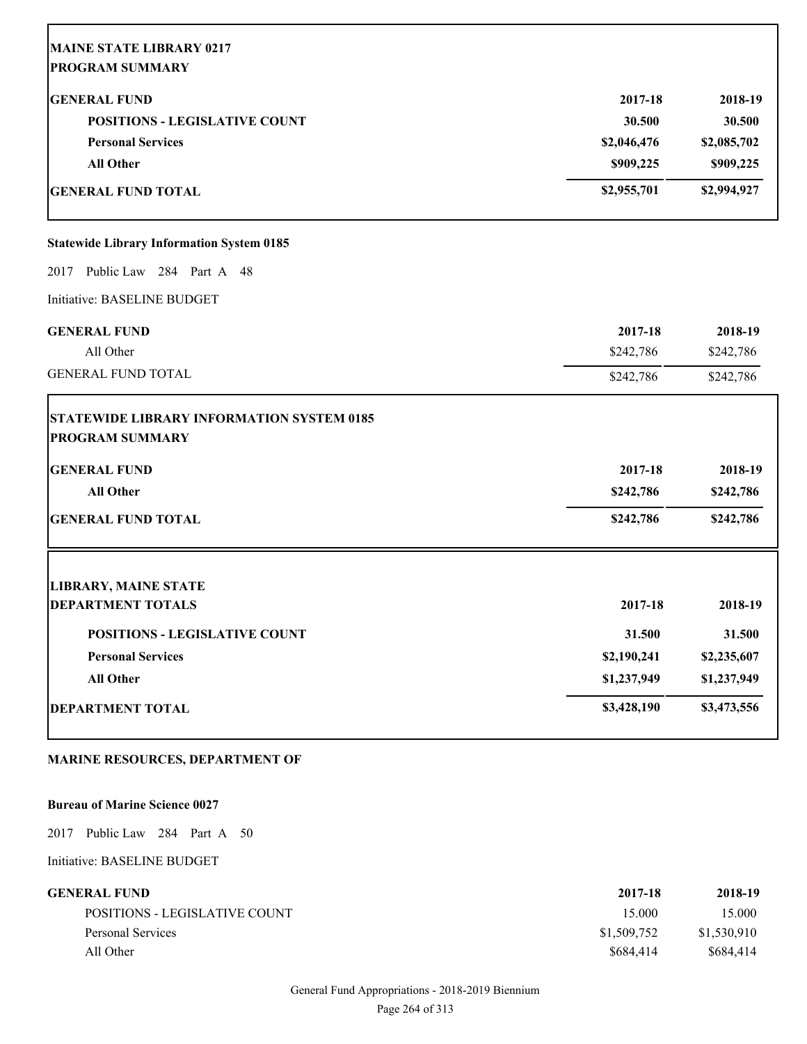**MAINE STATE LIBRARY 0217**
**PROGRAM SUMMARY**

| GENERAL FUND | 2017-18 | 2018-19 |
|---|---|---|
| POSITIONS - LEGISLATIVE COUNT | 30.500 | 30.500 |
| Personal Services | $2,046,476 | $2,085,702 |
| All Other | $909,225 | $909,225 |
| GENERAL FUND TOTAL | $2,955,701 | $2,994,927 |

**Statewide Library Information System 0185**

2017 Public Law 284 Part A 48

Initiative: BASELINE BUDGET

| GENERAL FUND | 2017-18 | 2018-19 |
|---|---|---|
| All Other | $242,786 | $242,786 |
| GENERAL FUND TOTAL | $242,786 | $242,786 |

**STATEWIDE LIBRARY INFORMATION SYSTEM 0185**
**PROGRAM SUMMARY**

| GENERAL FUND | 2017-18 | 2018-19 |
|---|---|---|
| All Other | $242,786 | $242,786 |
| GENERAL FUND TOTAL | $242,786 | $242,786 |

**LIBRARY, MAINE STATE**
**DEPARTMENT TOTALS**

| | 2017-18 | 2018-19 |
|---|---|---|
| POSITIONS - LEGISLATIVE COUNT | 31.500 | 31.500 |
| Personal Services | $2,190,241 | $2,235,607 |
| All Other | $1,237,949 | $1,237,949 |
| DEPARTMENT TOTAL | $3,428,190 | $3,473,556 |

## MARINE RESOURCES, DEPARTMENT OF

**Bureau of Marine Science 0027**

2017 Public Law 284 Part A 50

Initiative: BASELINE BUDGET

| GENERAL FUND | 2017-18 | 2018-19 |
|---|---|---|
| POSITIONS - LEGISLATIVE COUNT | 15.000 | 15.000 |
| Personal Services | $1,509,752 | $1,530,910 |
| All Other | $684,414 | $684,414 |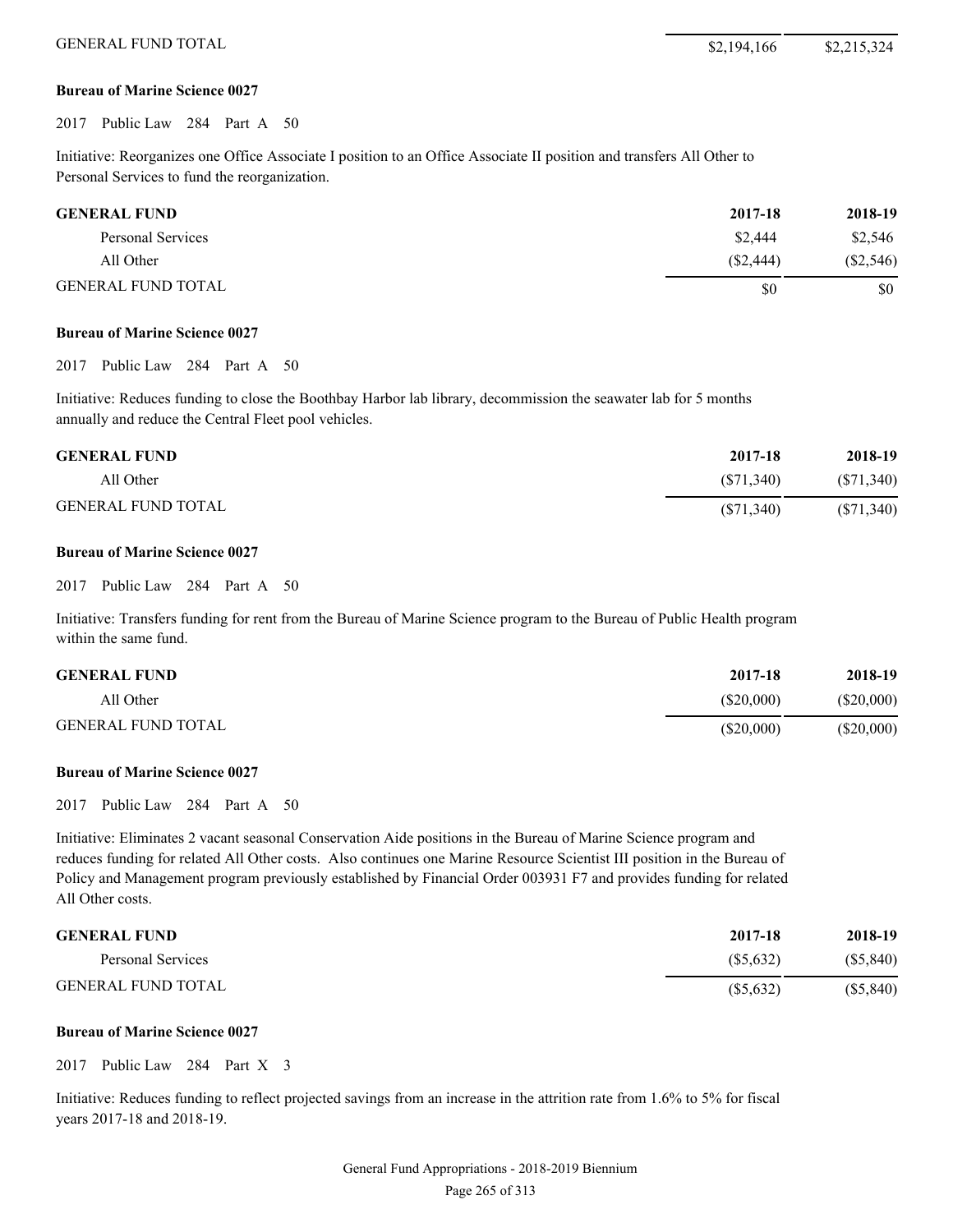| | | |
|---|---|---|
| GENERAL FUND TOTAL | $2,194,166 | $2,215,324 |

**Bureau of Marine Science 0027**

2017 Public Law 284 Part A 50

Initiative: Reorganizes one Office Associate I position to an Office Associate II position and transfers All Other to Personal Services to fund the reorganization.

| GENERAL FUND | 2017-18 | 2018-19 |
|---|---|---|
| Personal Services | $2,444 | $2,546 |
| All Other | ($2,444) | ($2,546) |
| GENERAL FUND TOTAL | $0 | $0 |

**Bureau of Marine Science 0027**

2017 Public Law 284 Part A 50

Initiative: Reduces funding to close the Boothbay Harbor lab library, decommission the seawater lab for 5 months annually and reduce the Central Fleet pool vehicles.

| GENERAL FUND | 2017-18 | 2018-19 |
|---|---|---|
| All Other | ($71,340) | ($71,340) |
| GENERAL FUND TOTAL | ($71,340) | ($71,340) |

**Bureau of Marine Science 0027**

2017 Public Law 284 Part A 50

Initiative: Transfers funding for rent from the Bureau of Marine Science program to the Bureau of Public Health program within the same fund.

| GENERAL FUND | 2017-18 | 2018-19 |
|---|---|---|
| All Other | ($20,000) | ($20,000) |
| GENERAL FUND TOTAL | ($20,000) | ($20,000) |

**Bureau of Marine Science 0027**

2017 Public Law 284 Part A 50

Initiative: Eliminates 2 vacant seasonal Conservation Aide positions in the Bureau of Marine Science program and reduces funding for related All Other costs. Also continues one Marine Resource Scientist III position in the Bureau of Policy and Management program previously established by Financial Order 003931 F7 and provides funding for related All Other costs.

| GENERAL FUND | 2017-18 | 2018-19 |
|---|---|---|
| Personal Services | ($5,632) | ($5,840) |
| GENERAL FUND TOTAL | ($5,632) | ($5,840) |

**Bureau of Marine Science 0027**

2017 Public Law 284 Part X 3

Initiative: Reduces funding to reflect projected savings from an increase in the attrition rate from 1.6% to 5% for fiscal years 2017-18 and 2018-19.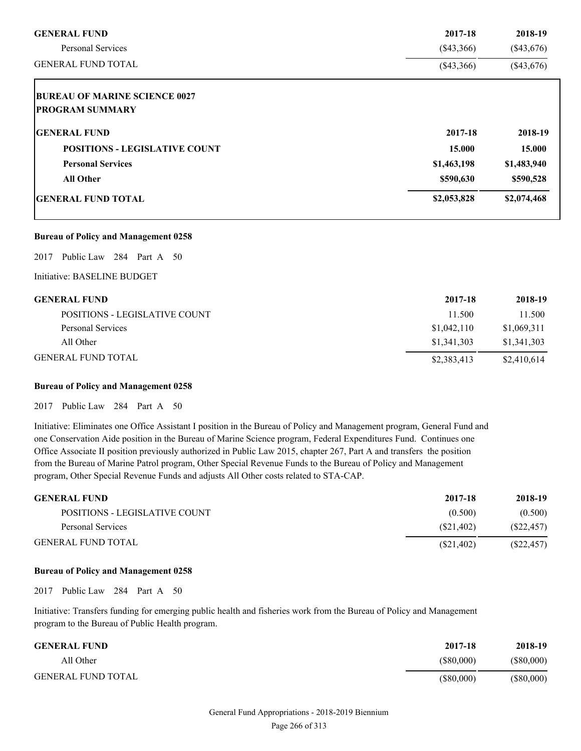| GENERAL FUND | 2017-18 | 2018-19 |
|---|---|---|
| Personal Services | ($43,366) | ($43,676) |
| GENERAL FUND TOTAL | ($43,366) | ($43,676) |

**BUREAU OF MARINE SCIENCE 0027**
**PROGRAM SUMMARY**

| GENERAL FUND | 2017-18 | 2018-19 |
|---|---|---|
| **POSITIONS - LEGISLATIVE COUNT** | **15.000** | **15.000** |
| **Personal Services** | **$1,463,198** | **$1,483,940** |
| **All Other** | **$590,630** | **$590,528** |
| **GENERAL FUND TOTAL** | **$2,053,828** | **$2,074,468** |

**Bureau of Policy and Management 0258**

2017 Public Law 284 Part A 50

Initiative: BASELINE BUDGET

| GENERAL FUND | 2017-18 | 2018-19 |
|---|---|---|
| POSITIONS - LEGISLATIVE COUNT | 11.500 | 11.500 |
| Personal Services | $1,042,110 | $1,069,311 |
| All Other | $1,341,303 | $1,341,303 |
| GENERAL FUND TOTAL | $2,383,413 | $2,410,614 |

**Bureau of Policy and Management 0258**

2017 Public Law 284 Part A 50

Initiative: Eliminates one Office Assistant I position in the Bureau of Policy and Management program, General Fund and one Conservation Aide position in the Bureau of Marine Science program, Federal Expenditures Fund. Continues one Office Associate II position previously authorized in Public Law 2015, chapter 267, Part A and transfers the position from the Bureau of Marine Patrol program, Other Special Revenue Funds to the Bureau of Policy and Management program, Other Special Revenue Funds and adjusts All Other costs related to STA-CAP.

| GENERAL FUND | 2017-18 | 2018-19 |
|---|---|---|
| POSITIONS - LEGISLATIVE COUNT | (0.500) | (0.500) |
| Personal Services | ($21,402) | ($22,457) |
| GENERAL FUND TOTAL | ($21,402) | ($22,457) |

**Bureau of Policy and Management 0258**

2017 Public Law 284 Part A 50

Initiative: Transfers funding for emerging public health and fisheries work from the Bureau of Policy and Management program to the Bureau of Public Health program.

| GENERAL FUND | 2017-18 | 2018-19 |
|---|---|---|
| All Other | ($80,000) | ($80,000) |
| GENERAL FUND TOTAL | ($80,000) | ($80,000) |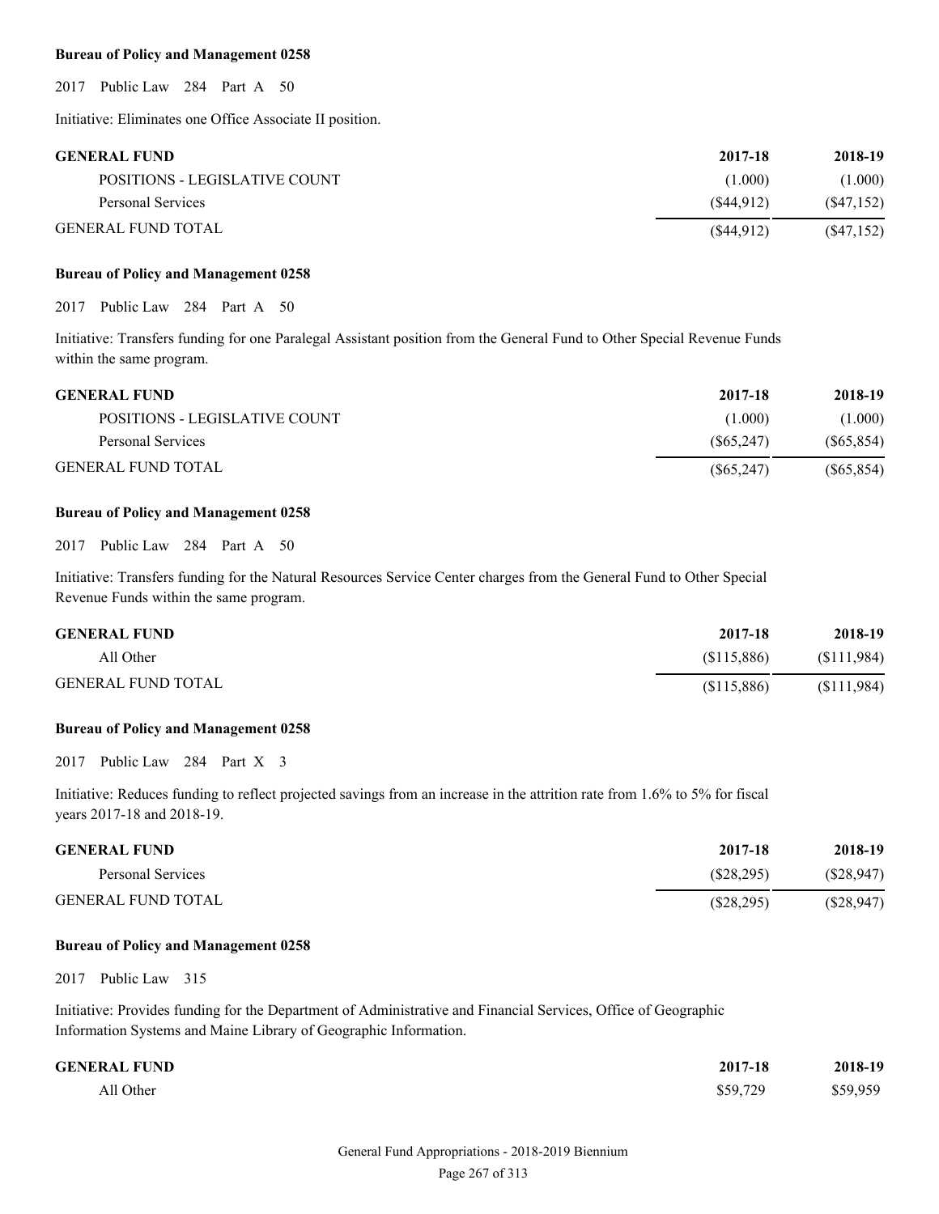**Bureau of Policy and Management 0258**

2017 Public Law 284 Part A 50

Initiative: Eliminates one Office Associate II position.

| GENERAL FUND | 2017-18 | 2018-19 |
|---|---|---|
| POSITIONS - LEGISLATIVE COUNT | (1.000) | (1.000) |
| Personal Services | ($44,912) | ($47,152) |
| GENERAL FUND TOTAL | ($44,912) | ($47,152) |

**Bureau of Policy and Management 0258**

2017 Public Law 284 Part A 50

Initiative: Transfers funding for one Paralegal Assistant position from the General Fund to Other Special Revenue Funds within the same program.

| GENERAL FUND | 2017-18 | 2018-19 |
|---|---|---|
| POSITIONS - LEGISLATIVE COUNT | (1.000) | (1.000) |
| Personal Services | ($65,247) | ($65,854) |
| GENERAL FUND TOTAL | ($65,247) | ($65,854) |

**Bureau of Policy and Management 0258**

2017 Public Law 284 Part A 50

Initiative: Transfers funding for the Natural Resources Service Center charges from the General Fund to Other Special Revenue Funds within the same program.

| GENERAL FUND | 2017-18 | 2018-19 |
|---|---|---|
| All Other | ($115,886) | ($111,984) |
| GENERAL FUND TOTAL | ($115,886) | ($111,984) |

**Bureau of Policy and Management 0258**

2017 Public Law 284 Part X 3

Initiative: Reduces funding to reflect projected savings from an increase in the attrition rate from 1.6% to 5% for fiscal years 2017-18 and 2018-19.

| GENERAL FUND | 2017-18 | 2018-19 |
|---|---|---|
| Personal Services | ($28,295) | ($28,947) |
| GENERAL FUND TOTAL | ($28,295) | ($28,947) |

**Bureau of Policy and Management 0258**

2017 Public Law 315

Initiative: Provides funding for the Department of Administrative and Financial Services, Office of Geographic Information Systems and Maine Library of Geographic Information.

| GENERAL FUND | 2017-18 | 2018-19 |
|---|---|---|
| All Other | $59,729 | $59,959 |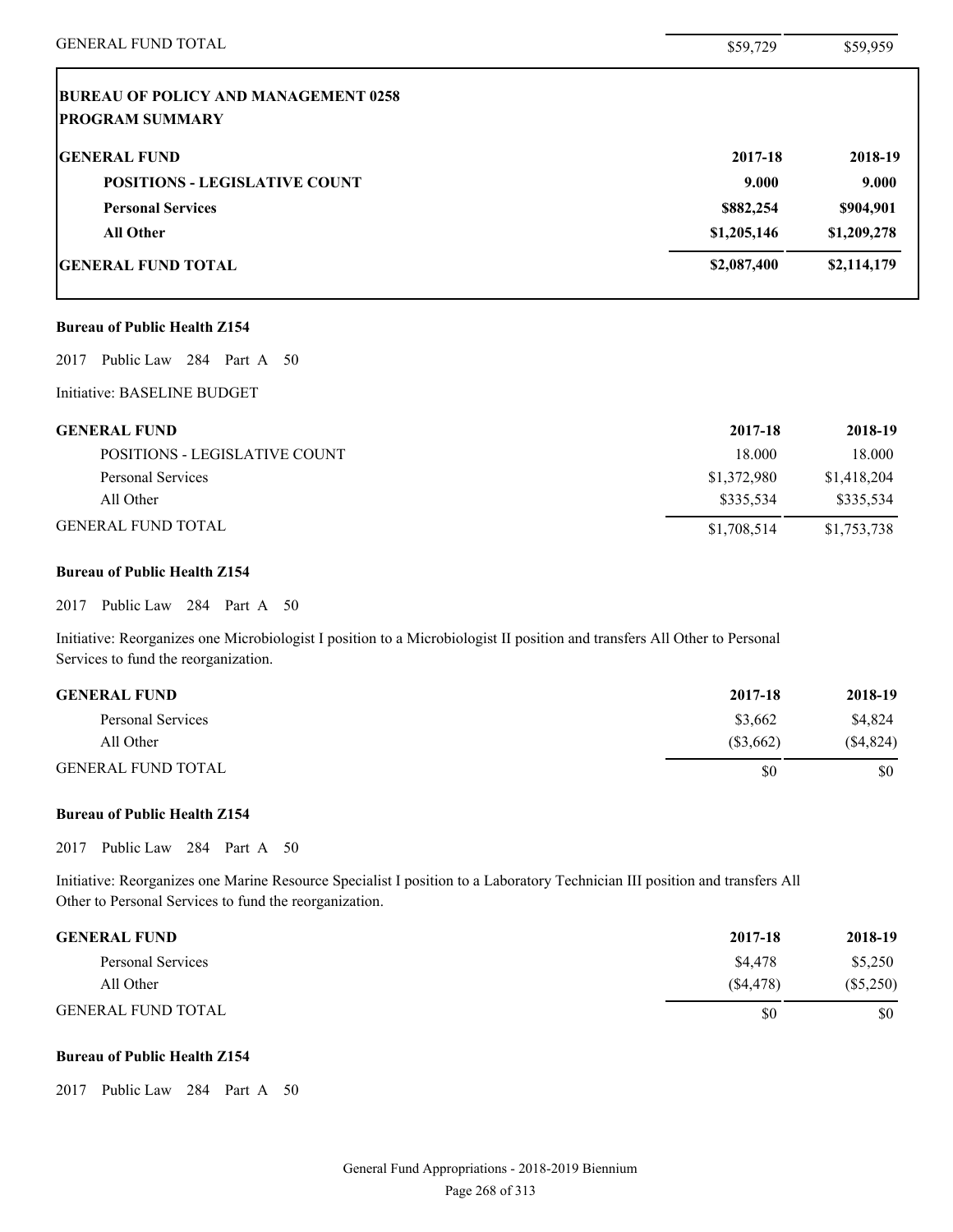| | | |
|---|---|---|
| GENERAL FUND TOTAL | $59,729 | $59,959 |

**BUREAU OF POLICY AND MANAGEMENT 0258**
**PROGRAM SUMMARY**

| GENERAL FUND | 2017-18 | 2018-19 |
|---|---|---|
| **POSITIONS - LEGISLATIVE COUNT** | **9.000** | **9.000** |
| **Personal Services** | **$882,254** | **$904,901** |
| **All Other** | **$1,205,146** | **$1,209,278** |
| **GENERAL FUND TOTAL** | **$2,087,400** | **$2,114,179** |

**Bureau of Public Health Z154**

2017 Public Law 284 Part A 50

Initiative: BASELINE BUDGET

| GENERAL FUND | 2017-18 | 2018-19 |
|---|---|---|
| POSITIONS - LEGISLATIVE COUNT | 18.000 | 18.000 |
| Personal Services | $1,372,980 | $1,418,204 |
| All Other | $335,534 | $335,534 |
| GENERAL FUND TOTAL | $1,708,514 | $1,753,738 |

**Bureau of Public Health Z154**

2017 Public Law 284 Part A 50

Initiative: Reorganizes one Microbiologist I position to a Microbiologist II position and transfers All Other to Personal Services to fund the reorganization.

| GENERAL FUND | 2017-18 | 2018-19 |
|---|---|---|
| Personal Services | $3,662 | $4,824 |
| All Other | ($3,662) | ($4,824) |
| GENERAL FUND TOTAL | $0 | $0 |

**Bureau of Public Health Z154**

2017 Public Law 284 Part A 50

Initiative: Reorganizes one Marine Resource Specialist I position to a Laboratory Technician III position and transfers All Other to Personal Services to fund the reorganization.

| GENERAL FUND | 2017-18 | 2018-19 |
|---|---|---|
| Personal Services | $4,478 | $5,250 |
| All Other | ($4,478) | ($5,250) |
| GENERAL FUND TOTAL | $0 | $0 |

**Bureau of Public Health Z154**

2017 Public Law 284 Part A 50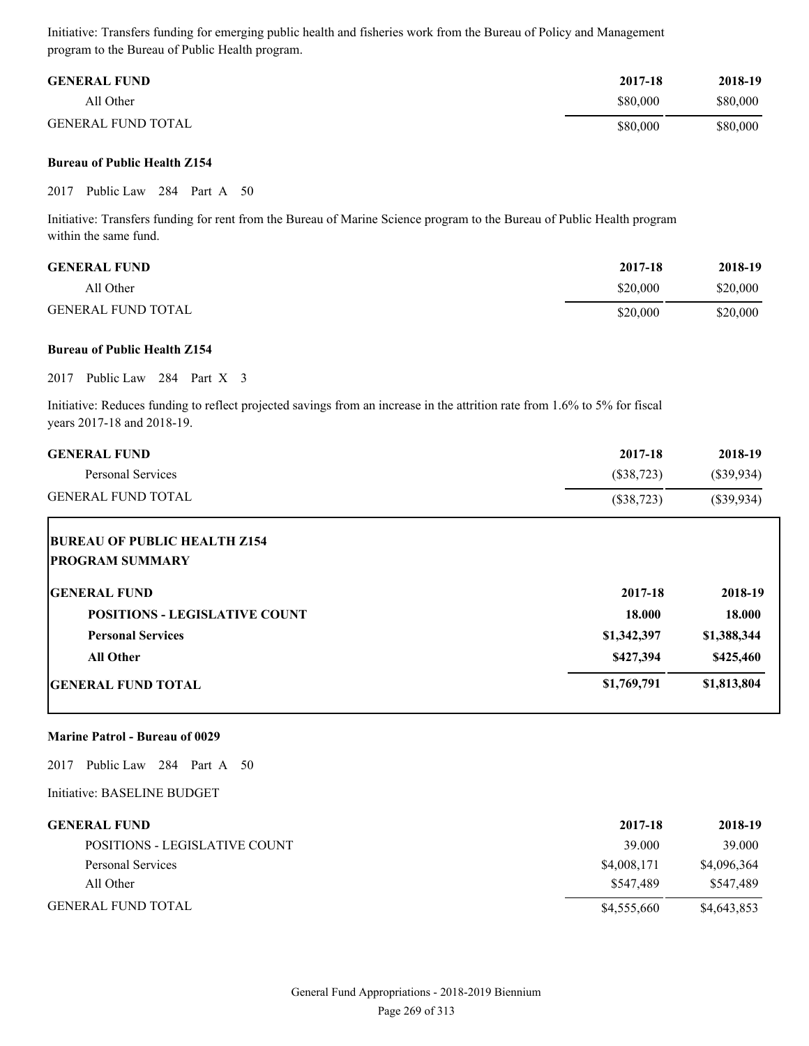Initiative: Transfers funding for emerging public health and fisheries work from the Bureau of Policy and Management program to the Bureau of Public Health program.

| GENERAL FUND | 2017-18 | 2018-19 |
|---|---|---|
| All Other | $80,000 | $80,000 |
| GENERAL FUND TOTAL | $80,000 | $80,000 |

**Bureau of Public Health Z154**

2017 Public Law 284 Part A 50

Initiative: Transfers funding for rent from the Bureau of Marine Science program to the Bureau of Public Health program within the same fund.

| GENERAL FUND | 2017-18 | 2018-19 |
|---|---|---|
| All Other | $20,000 | $20,000 |
| GENERAL FUND TOTAL | $20,000 | $20,000 |

**Bureau of Public Health Z154**

2017 Public Law 284 Part X 3

Initiative: Reduces funding to reflect projected savings from an increase in the attrition rate from 1.6% to 5% for fiscal years 2017-18 and 2018-19.

| GENERAL FUND | 2017-18 | 2018-19 |
|---|---|---|
| Personal Services | ($38,723) | ($39,934) |
| GENERAL FUND TOTAL | ($38,723) | ($39,934) |

**BUREAU OF PUBLIC HEALTH Z154**
**PROGRAM SUMMARY**

| GENERAL FUND | 2017-18 | 2018-19 |
|---|---|---|
| **POSITIONS - LEGISLATIVE COUNT** | **18.000** | **18.000** |
| **Personal Services** | **$1,342,397** | **$1,388,344** |
| **All Other** | **$427,394** | **$425,460** |
| **GENERAL FUND TOTAL** | **$1,769,791** | **$1,813,804** |

**Marine Patrol - Bureau of 0029**

2017 Public Law 284 Part A 50

Initiative: BASELINE BUDGET

| GENERAL FUND | 2017-18 | 2018-19 |
|---|---|---|
| POSITIONS - LEGISLATIVE COUNT | 39.000 | 39.000 |
| Personal Services | $4,008,171 | $4,096,364 |
| All Other | $547,489 | $547,489 |
| GENERAL FUND TOTAL | $4,555,660 | $4,643,853 |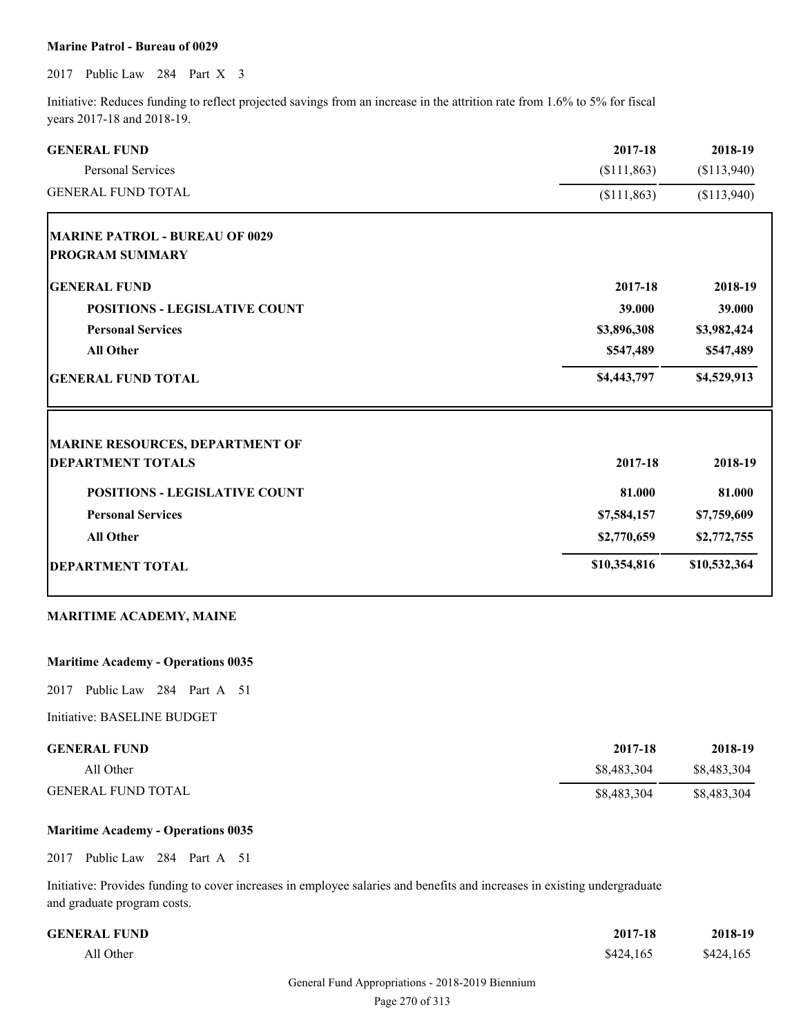**Marine Patrol - Bureau of 0029**

2017 Public Law 284 Part X 3

Initiative: Reduces funding to reflect projected savings from an increase in the attrition rate from 1.6% to 5% for fiscal years 2017-18 and 2018-19.

| GENERAL FUND | 2017-18 | 2018-19 |
|---|---|---|
| Personal Services | ($111,863) | ($113,940) |
| GENERAL FUND TOTAL | ($111,863) | ($113,940) |

**MARINE PATROL - BUREAU OF 0029**
**PROGRAM SUMMARY**

| GENERAL FUND | 2017-18 | 2018-19 |
|---|---|---|
| **POSITIONS - LEGISLATIVE COUNT** | **39.000** | **39.000** |
| **Personal Services** | **$3,896,308** | **$3,982,424** |
| **All Other** | **$547,489** | **$547,489** |
| **GENERAL FUND TOTAL** | **$4,443,797** | **$4,529,913** |

**MARINE RESOURCES, DEPARTMENT OF**
**DEPARTMENT TOTALS**

| | 2017-18 | 2018-19 |
|---|---|---|
| **POSITIONS - LEGISLATIVE COUNT** | **81.000** | **81.000** |
| **Personal Services** | **$7,584,157** | **$7,759,609** |
| **All Other** | **$2,770,659** | **$2,772,755** |
| **DEPARTMENT TOTAL** | **$10,354,816** | **$10,532,364** |

## MARITIME ACADEMY, MAINE

**Maritime Academy - Operations 0035**

2017 Public Law 284 Part A 51

Initiative: BASELINE BUDGET

| GENERAL FUND | 2017-18 | 2018-19 |
|---|---|---|
| All Other | $8,483,304 | $8,483,304 |
| GENERAL FUND TOTAL | $8,483,304 | $8,483,304 |

**Maritime Academy - Operations 0035**

2017 Public Law 284 Part A 51

Initiative: Provides funding to cover increases in employee salaries and benefits and increases in existing undergraduate and graduate program costs.

| GENERAL FUND | 2017-18 | 2018-19 |
|---|---|---|
| All Other | $424,165 | $424,165 |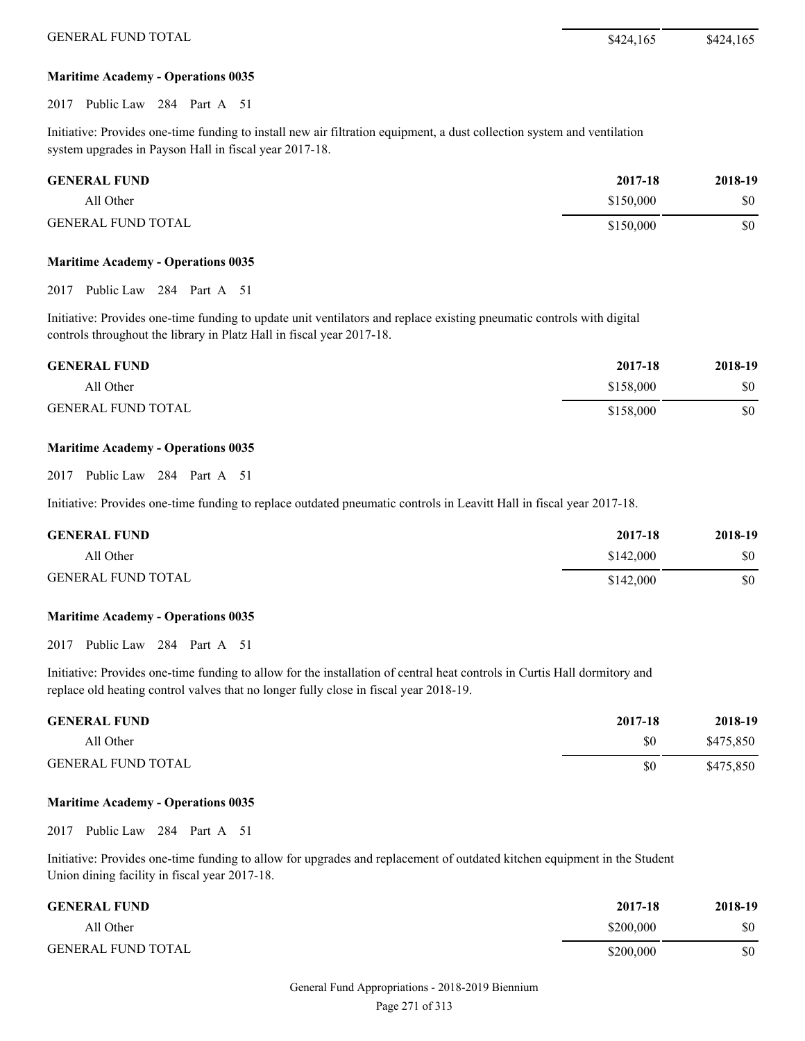| | | |
|---|---|---|
| GENERAL FUND TOTAL | $424,165 | $424,165 |

**Maritime Academy - Operations 0035**

2017 Public Law 284 Part A 51

Initiative: Provides one-time funding to install new air filtration equipment, a dust collection system and ventilation system upgrades in Payson Hall in fiscal year 2017-18.

| GENERAL FUND | 2017-18 | 2018-19 |
|---|---|---|
| All Other | $150,000 | $0 |
| GENERAL FUND TOTAL | $150,000 | $0 |

**Maritime Academy - Operations 0035**

2017 Public Law 284 Part A 51

Initiative: Provides one-time funding to update unit ventilators and replace existing pneumatic controls with digital controls throughout the library in Platz Hall in fiscal year 2017-18.

| GENERAL FUND | 2017-18 | 2018-19 |
|---|---|---|
| All Other | $158,000 | $0 |
| GENERAL FUND TOTAL | $158,000 | $0 |

**Maritime Academy - Operations 0035**

2017 Public Law 284 Part A 51

Initiative: Provides one-time funding to replace outdated pneumatic controls in Leavitt Hall in fiscal year 2017-18.

| GENERAL FUND | 2017-18 | 2018-19 |
|---|---|---|
| All Other | $142,000 | $0 |
| GENERAL FUND TOTAL | $142,000 | $0 |

**Maritime Academy - Operations 0035**

2017 Public Law 284 Part A 51

Initiative: Provides one-time funding to allow for the installation of central heat controls in Curtis Hall dormitory and replace old heating control valves that no longer fully close in fiscal year 2018-19.

| GENERAL FUND | 2017-18 | 2018-19 |
|---|---|---|
| All Other | $0 | $475,850 |
| GENERAL FUND TOTAL | $0 | $475,850 |

**Maritime Academy - Operations 0035**

2017 Public Law 284 Part A 51

Initiative: Provides one-time funding to allow for upgrades and replacement of outdated kitchen equipment in the Student Union dining facility in fiscal year 2017-18.

| GENERAL FUND | 2017-18 | 2018-19 |
|---|---|---|
| All Other | $200,000 | $0 |
| GENERAL FUND TOTAL | $200,000 | $0 |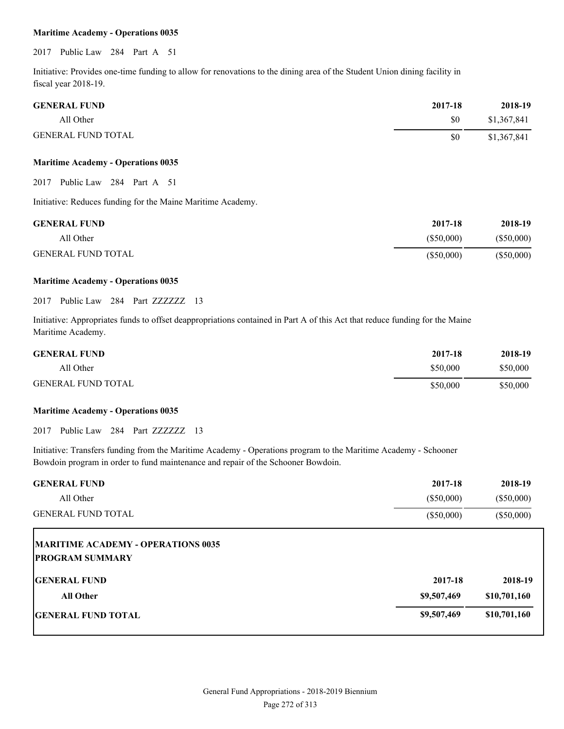**Maritime Academy - Operations 0035**

2017 Public Law 284 Part A 51

Initiative: Provides one-time funding to allow for renovations to the dining area of the Student Union dining facility in fiscal year 2018-19.

| GENERAL FUND | 2017-18 | 2018-19 |
|---|---|---|
| All Other | $0 | $1,367,841 |
| GENERAL FUND TOTAL | $0 | $1,367,841 |

**Maritime Academy - Operations 0035**

2017 Public Law 284 Part A 51

Initiative: Reduces funding for the Maine Maritime Academy.

| GENERAL FUND | 2017-18 | 2018-19 |
|---|---|---|
| All Other | ($50,000) | ($50,000) |
| GENERAL FUND TOTAL | ($50,000) | ($50,000) |

**Maritime Academy - Operations 0035**

2017 Public Law 284 Part ZZZZZZ 13

Initiative: Appropriates funds to offset deappropriations contained in Part A of this Act that reduce funding for the Maine Maritime Academy.

| GENERAL FUND | 2017-18 | 2018-19 |
|---|---|---|
| All Other | $50,000 | $50,000 |
| GENERAL FUND TOTAL | $50,000 | $50,000 |

**Maritime Academy - Operations 0035**

2017 Public Law 284 Part ZZZZZZ 13

Initiative: Transfers funding from the Maritime Academy - Operations program to the Maritime Academy - Schooner Bowdoin program in order to fund maintenance and repair of the Schooner Bowdoin.

| GENERAL FUND | 2017-18 | 2018-19 |
|---|---|---|
| All Other | ($50,000) | ($50,000) |
| GENERAL FUND TOTAL | ($50,000) | ($50,000) |

**MARITIME ACADEMY - OPERATIONS 0035**
**PROGRAM SUMMARY**

| GENERAL FUND | 2017-18 | 2018-19 |
|---|---|---|
| **All Other** | **$9,507,469** | **$10,701,160** |
| **GENERAL FUND TOTAL** | **$9,507,469** | **$10,701,160** |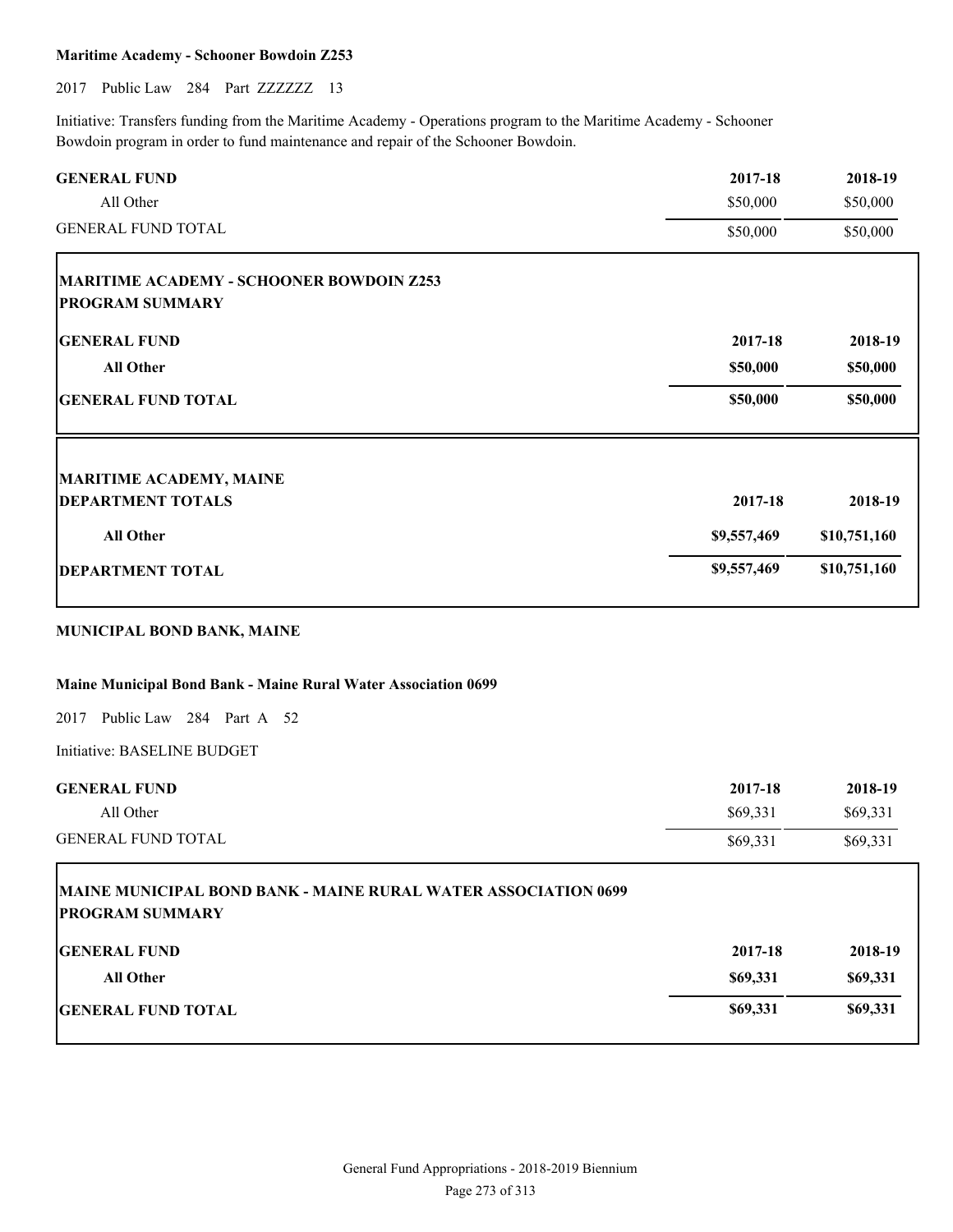**Maritime Academy - Schooner Bowdoin Z253**

2017 Public Law 284 Part ZZZZZZ 13

Initiative: Transfers funding from the Maritime Academy - Operations program to the Maritime Academy - Schooner Bowdoin program in order to fund maintenance and repair of the Schooner Bowdoin.

| GENERAL FUND | 2017-18 | 2018-19 |
|---|---|---|
| All Other | $50,000 | $50,000 |
| GENERAL FUND TOTAL | $50,000 | $50,000 |

**MARITIME ACADEMY - SCHOONER BOWDOIN Z253**
**PROGRAM SUMMARY**

| **GENERAL FUND** | **2017-18** | **2018-19** |
|---|---|---|
| **All Other** | **$50,000** | **$50,000** |
| **GENERAL FUND TOTAL** | **$50,000** | **$50,000** |

**MARITIME ACADEMY, MAINE**

| **DEPARTMENT TOTALS** | **2017-18** | **2018-19** |
|---|---|---|
| **All Other** | **$9,557,469** | **$10,751,160** |
| **DEPARTMENT TOTAL** | **$9,557,469** | **$10,751,160** |

## MUNICIPAL BOND BANK, MAINE

**Maine Municipal Bond Bank - Maine Rural Water Association 0699**

2017 Public Law 284 Part A 52

Initiative: BASELINE BUDGET

| GENERAL FUND | 2017-18 | 2018-19 |
|---|---|---|
| All Other | $69,331 | $69,331 |
| GENERAL FUND TOTAL | $69,331 | $69,331 |

**MAINE MUNICIPAL BOND BANK - MAINE RURAL WATER ASSOCIATION 0699**
**PROGRAM SUMMARY**

| **GENERAL FUND** | **2017-18** | **2018-19** |
|---|---|---|
| **All Other** | **$69,331** | **$69,331** |
| **GENERAL FUND TOTAL** | **$69,331** | **$69,331** |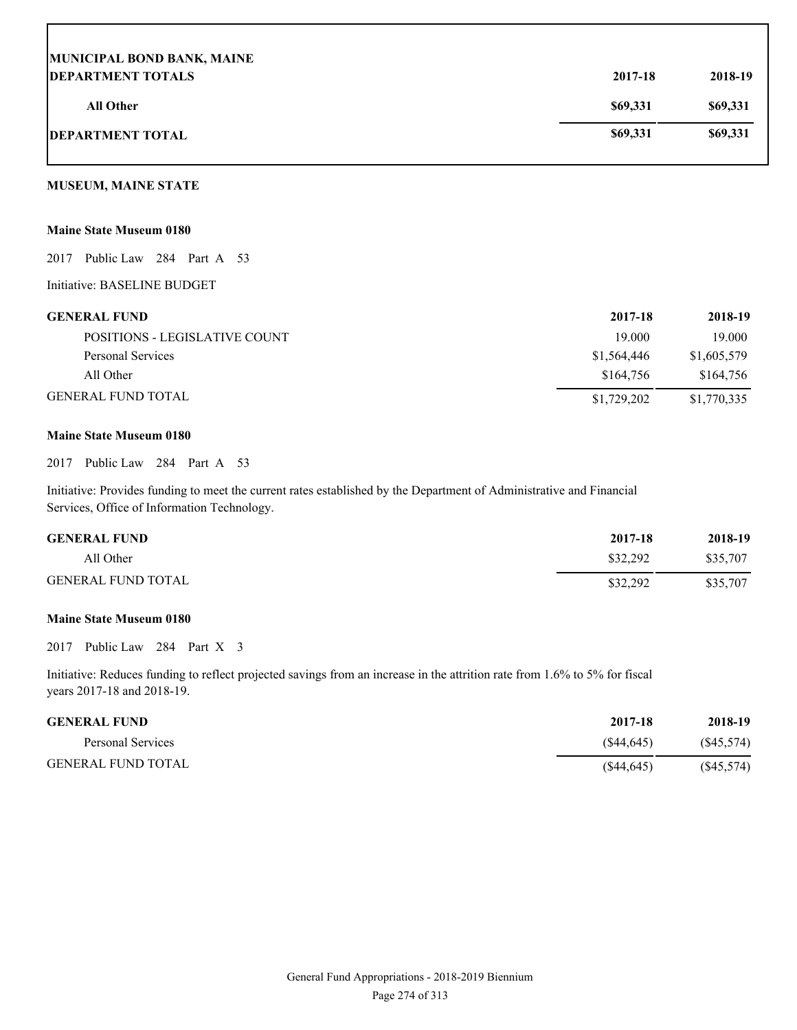| MUNICIPAL BOND BANK, MAINE<br>DEPARTMENT TOTALS | 2017-18 | 2018-19 |
| --- | --- | --- |
| **All Other** | **$69,331** | **$69,331** |
| **DEPARTMENT TOTAL** | **$69,331** | **$69,331** |

**MUSEUM, MAINE STATE**

**Maine State Museum 0180**

2017 Public Law 284 Part A 53

Initiative: BASELINE BUDGET

| GENERAL FUND | 2017-18 | 2018-19 |
| --- | --- | --- |
| POSITIONS - LEGISLATIVE COUNT | 19.000 | 19.000 |
| Personal Services | $1,564,446 | $1,605,579 |
| All Other | $164,756 | $164,756 |
| GENERAL FUND TOTAL | $1,729,202 | $1,770,335 |

**Maine State Museum 0180**

2017 Public Law 284 Part A 53

Initiative: Provides funding to meet the current rates established by the Department of Administrative and Financial Services, Office of Information Technology.

| GENERAL FUND | 2017-18 | 2018-19 |
| --- | --- | --- |
| All Other | $32,292 | $35,707 |
| GENERAL FUND TOTAL | $32,292 | $35,707 |

**Maine State Museum 0180**

2017 Public Law 284 Part X 3

Initiative: Reduces funding to reflect projected savings from an increase in the attrition rate from 1.6% to 5% for fiscal years 2017-18 and 2018-19.

| GENERAL FUND | 2017-18 | 2018-19 |
| --- | --- | --- |
| Personal Services | ($44,645) | ($45,574) |
| GENERAL FUND TOTAL | ($44,645) | ($45,574) |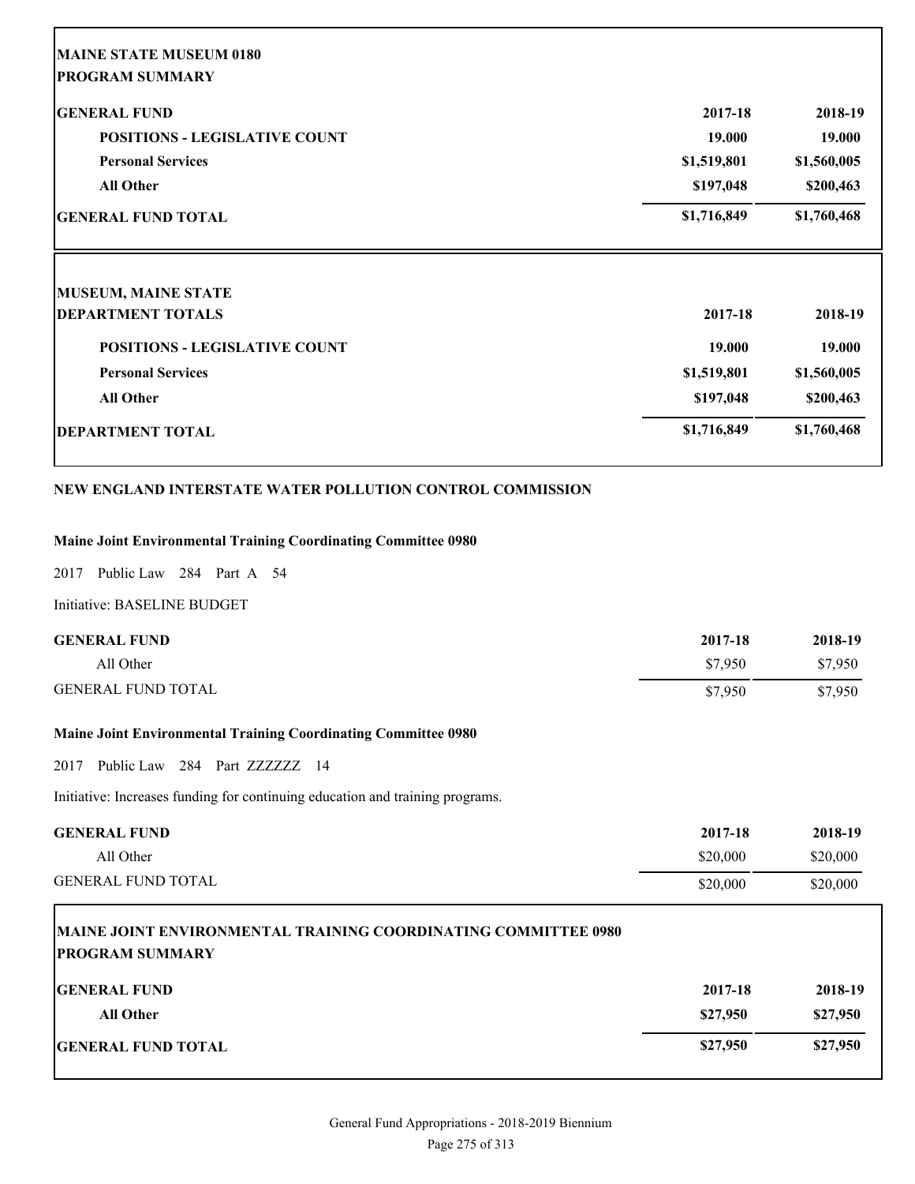| **MAINE STATE MUSEUM 0180** | | |
|---|---|---|
| **PROGRAM SUMMARY** | | |
| **GENERAL FUND** | **2017-18** | **2018-19** |
| **POSITIONS - LEGISLATIVE COUNT** | **19.000** | **19.000** |
| **Personal Services** | **$1,519,801** | **$1,560,005** |
| **All Other** | **$197,048** | **$200,463** |
| **GENERAL FUND TOTAL** | **$1,716,849** | **$1,760,468** |

| **MUSEUM, MAINE STATE** | | |
|---|---|---|
| **DEPARTMENT TOTALS** | **2017-18** | **2018-19** |
| **POSITIONS - LEGISLATIVE COUNT** | **19.000** | **19.000** |
| **Personal Services** | **$1,519,801** | **$1,560,005** |
| **All Other** | **$197,048** | **$200,463** |
| **DEPARTMENT TOTAL** | **$1,716,849** | **$1,760,468** |

## NEW ENGLAND INTERSTATE WATER POLLUTION CONTROL COMMISSION

### Maine Joint Environmental Training Coordinating Committee 0980

2017 Public Law 284 Part A 54

Initiative: BASELINE BUDGET

| **GENERAL FUND** | **2017-18** | **2018-19** |
|---|---|---|
| All Other | $7,950 | $7,950 |
| GENERAL FUND TOTAL | $7,950 | $7,950 |

### Maine Joint Environmental Training Coordinating Committee 0980

2017 Public Law 284 Part ZZZZZZ 14

Initiative: Increases funding for continuing education and training programs.

| **GENERAL FUND** | **2017-18** | **2018-19** |
|---|---|---|
| All Other | $20,000 | $20,000 |
| GENERAL FUND TOTAL | $20,000 | $20,000 |

| **MAINE JOINT ENVIRONMENTAL TRAINING COORDINATING COMMITTEE 0980** | | |
|---|---|---|
| **PROGRAM SUMMARY** | | |
| **GENERAL FUND** | **2017-18** | **2018-19** |
| **All Other** | **$27,950** | **$27,950** |
| **GENERAL FUND TOTAL** | **$27,950** | **$27,950** |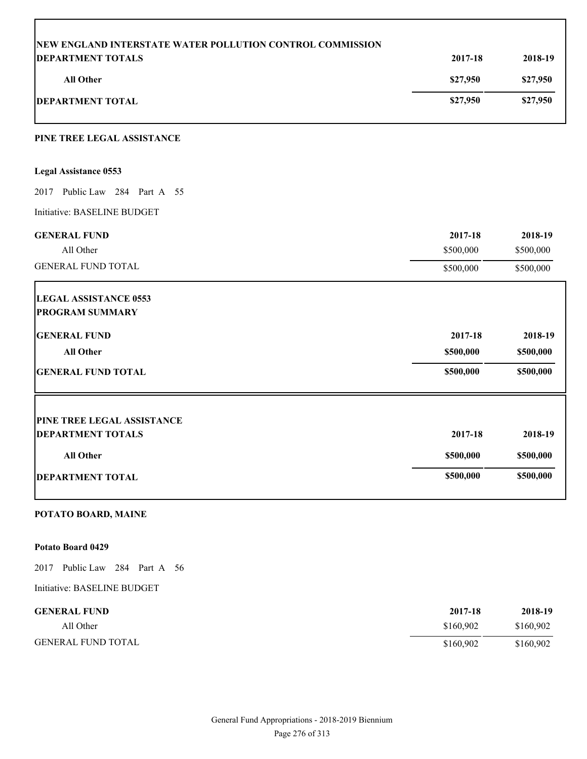| NEW ENGLAND INTERSTATE WATER POLLUTION CONTROL COMMISSION DEPARTMENT TOTALS | 2017-18 | 2018-19 |
|---|---|---|
| **All Other** | **$27,950** | **$27,950** |
| **DEPARTMENT TOTAL** | **$27,950** | **$27,950** |

## PINE TREE LEGAL ASSISTANCE

### Legal Assistance 0553

2017 Public Law 284 Part A 55

Initiative: BASELINE BUDGET

| GENERAL FUND | 2017-18 | 2018-19 |
|---|---|---|
| All Other | $500,000 | $500,000 |
| GENERAL FUND TOTAL | $500,000 | $500,000 |

| LEGAL ASSISTANCE 0553 PROGRAM SUMMARY | | |
|---|---|---|
| **GENERAL FUND** | **2017-18** | **2018-19** |
| **All Other** | **$500,000** | **$500,000** |
| **GENERAL FUND TOTAL** | **$500,000** | **$500,000** |

| PINE TREE LEGAL ASSISTANCE DEPARTMENT TOTALS | 2017-18 | 2018-19 |
|---|---|---|
| **All Other** | **$500,000** | **$500,000** |
| **DEPARTMENT TOTAL** | **$500,000** | **$500,000** |

## POTATO BOARD, MAINE

### Potato Board 0429

2017 Public Law 284 Part A 56

Initiative: BASELINE BUDGET

| GENERAL FUND | 2017-18 | 2018-19 |
|---|---|---|
| All Other | $160,902 | $160,902 |
| GENERAL FUND TOTAL | $160,902 | $160,902 |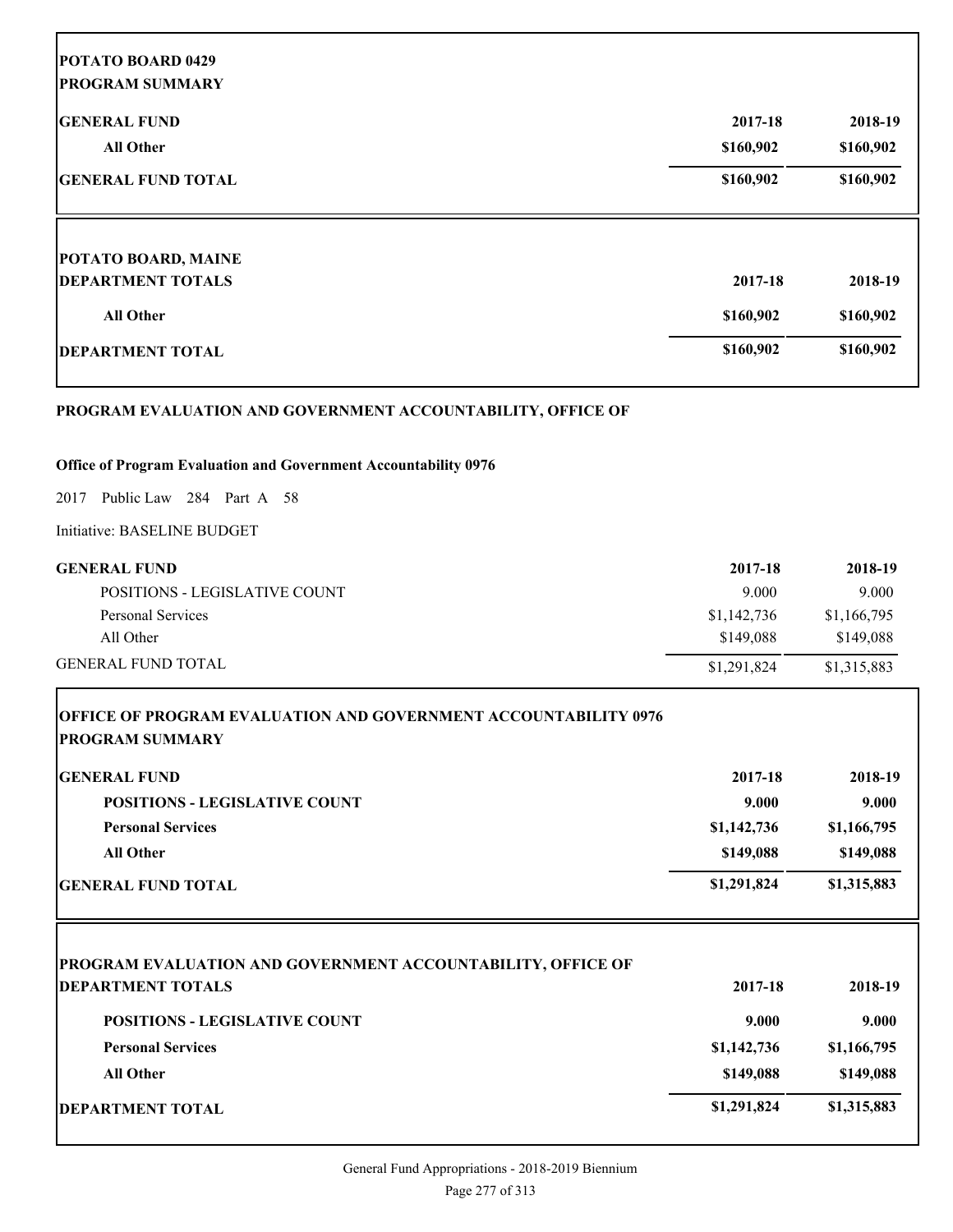| POTATO BOARD 0429 PROGRAM SUMMARY | | |
|---|---|---|
| **GENERAL FUND** | **2017-18** | **2018-19** |
| **All Other** | **$160,902** | **$160,902** |
| **GENERAL FUND TOTAL** | **$160,902** | **$160,902** |

| POTATO BOARD, MAINE DEPARTMENT TOTALS | 2017-18 | 2018-19 |
|---|---|---|
| **All Other** | **$160,902** | **$160,902** |
| **DEPARTMENT TOTAL** | **$160,902** | **$160,902** |

## PROGRAM EVALUATION AND GOVERNMENT ACCOUNTABILITY, OFFICE OF

### Office of Program Evaluation and Government Accountability 0976

2017 Public Law 284 Part A 58

Initiative: BASELINE BUDGET

| GENERAL FUND | 2017-18 | 2018-19 |
|---|---|---|
| POSITIONS - LEGISLATIVE COUNT | 9.000 | 9.000 |
| Personal Services | $1,142,736 | $1,166,795 |
| All Other | $149,088 | $149,088 |
| GENERAL FUND TOTAL | $1,291,824 | $1,315,883 |

| OFFICE OF PROGRAM EVALUATION AND GOVERNMENT ACCOUNTABILITY 0976 PROGRAM SUMMARY | | |
|---|---|---|
| **GENERAL FUND** | **2017-18** | **2018-19** |
| **POSITIONS - LEGISLATIVE COUNT** | **9.000** | **9.000** |
| **Personal Services** | **$1,142,736** | **$1,166,795** |
| **All Other** | **$149,088** | **$149,088** |
| **GENERAL FUND TOTAL** | **$1,291,824** | **$1,315,883** |

| PROGRAM EVALUATION AND GOVERNMENT ACCOUNTABILITY, OFFICE OF DEPARTMENT TOTALS | 2017-18 | 2018-19 |
|---|---|---|
| **POSITIONS - LEGISLATIVE COUNT** | **9.000** | **9.000** |
| **Personal Services** | **$1,142,736** | **$1,166,795** |
| **All Other** | **$149,088** | **$149,088** |
| **DEPARTMENT TOTAL** | **$1,291,824** | **$1,315,883** |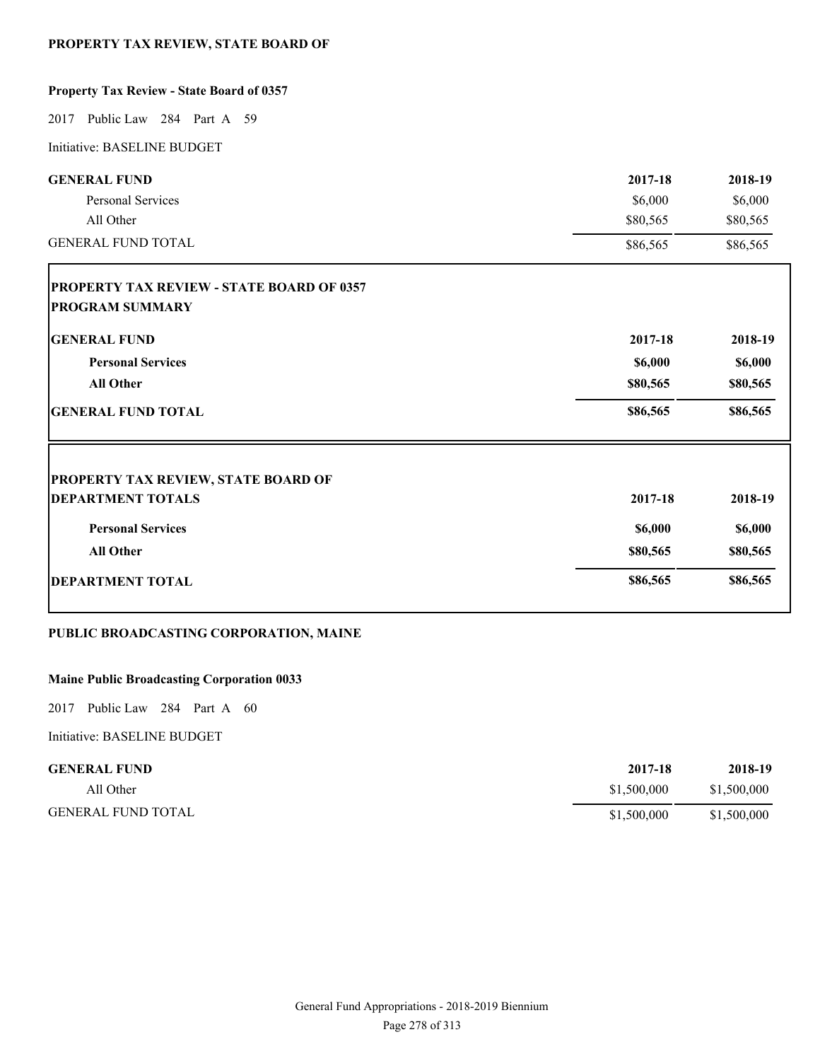## PROPERTY TAX REVIEW, STATE BOARD OF

### Property Tax Review - State Board of 0357

2017 Public Law 284 Part A 59

Initiative: BASELINE BUDGET

| GENERAL FUND | 2017-18 | 2018-19 |
|---|---|---|
| Personal Services | $6,000 | $6,000 |
| All Other | $80,565 | $80,565 |
| GENERAL FUND TOTAL | $86,565 | $86,565 |

**PROPERTY TAX REVIEW - STATE BOARD OF 0357**
**PROGRAM SUMMARY**

| GENERAL FUND | 2017-18 | 2018-19 |
|---|---|---|
| **Personal Services** | **$6,000** | **$6,000** |
| **All Other** | **$80,565** | **$80,565** |
| **GENERAL FUND TOTAL** | **$86,565** | **$86,565** |

**PROPERTY TAX REVIEW, STATE BOARD OF**

| DEPARTMENT TOTALS | 2017-18 | 2018-19 |
|---|---|---|
| **Personal Services** | **$6,000** | **$6,000** |
| **All Other** | **$80,565** | **$80,565** |
| **DEPARTMENT TOTAL** | **$86,565** | **$86,565** |

## PUBLIC BROADCASTING CORPORATION, MAINE

### Maine Public Broadcasting Corporation 0033

2017 Public Law 284 Part A 60

Initiative: BASELINE BUDGET

| GENERAL FUND | 2017-18 | 2018-19 |
|---|---|---|
| All Other | $1,500,000 | $1,500,000 |
| GENERAL FUND TOTAL | $1,500,000 | $1,500,000 |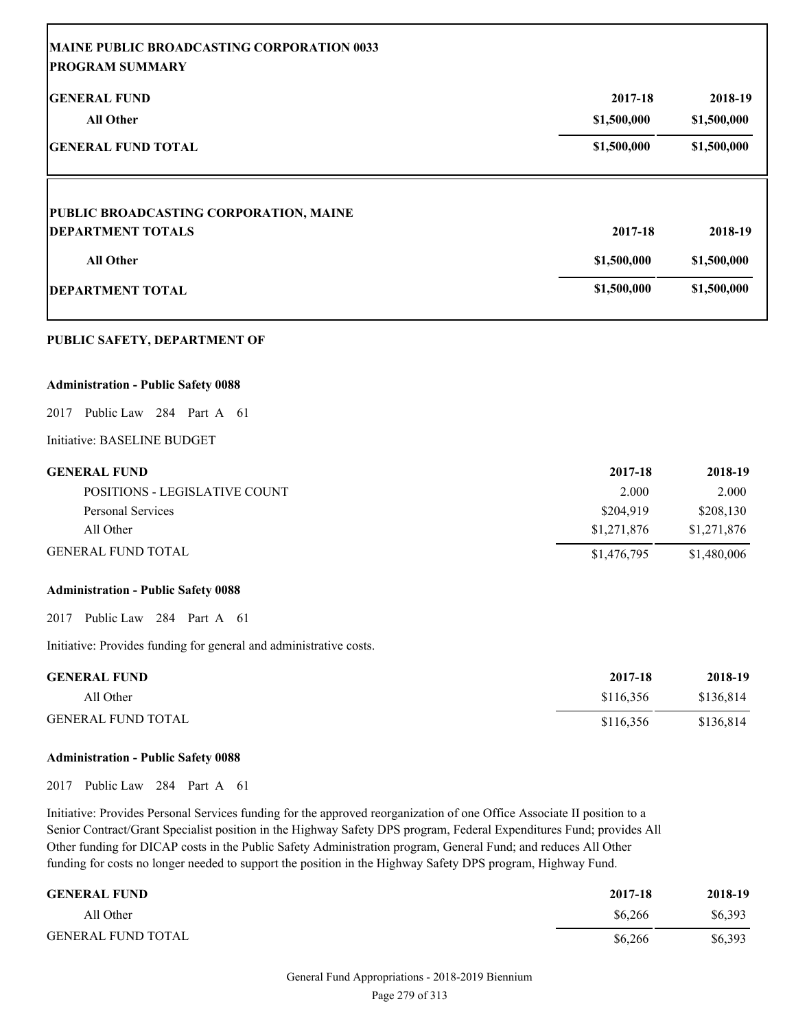| **MAINE PUBLIC BROADCASTING CORPORATION 0033** | | |
|---|---|---|
| **PROGRAM SUMMARY** | | |
| **GENERAL FUND** | **2017-18** | **2018-19** |
| **All Other** | **$1,500,000** | **$1,500,000** |
| **GENERAL FUND TOTAL** | **$1,500,000** | **$1,500,000** |

| **PUBLIC BROADCASTING CORPORATION, MAINE** | | |
|---|---|---|
| **DEPARTMENT TOTALS** | **2017-18** | **2018-19** |
| **All Other** | **$1,500,000** | **$1,500,000** |
| **DEPARTMENT TOTAL** | **$1,500,000** | **$1,500,000** |

**PUBLIC SAFETY, DEPARTMENT OF**

**Administration - Public Safety 0088**

2017 Public Law 284 Part A 61

Initiative: BASELINE BUDGET

| **GENERAL FUND** | **2017-18** | **2018-19** |
|---|---|---|
| POSITIONS - LEGISLATIVE COUNT | 2.000 | 2.000 |
| Personal Services | $204,919 | $208,130 |
| All Other | $1,271,876 | $1,271,876 |
| GENERAL FUND TOTAL | $1,476,795 | $1,480,006 |

**Administration - Public Safety 0088**

2017 Public Law 284 Part A 61

Initiative: Provides funding for general and administrative costs.

| **GENERAL FUND** | **2017-18** | **2018-19** |
|---|---|---|
| All Other | $116,356 | $136,814 |
| GENERAL FUND TOTAL | $116,356 | $136,814 |

**Administration - Public Safety 0088**

2017 Public Law 284 Part A 61

Initiative: Provides Personal Services funding for the approved reorganization of one Office Associate II position to a Senior Contract/Grant Specialist position in the Highway Safety DPS program, Federal Expenditures Fund; provides All Other funding for DICAP costs in the Public Safety Administration program, General Fund; and reduces All Other funding for costs no longer needed to support the position in the Highway Safety DPS program, Highway Fund.

| **GENERAL FUND** | **2017-18** | **2018-19** |
|---|---|---|
| All Other | $6,266 | $6,393 |
| GENERAL FUND TOTAL | $6,266 | $6,393 |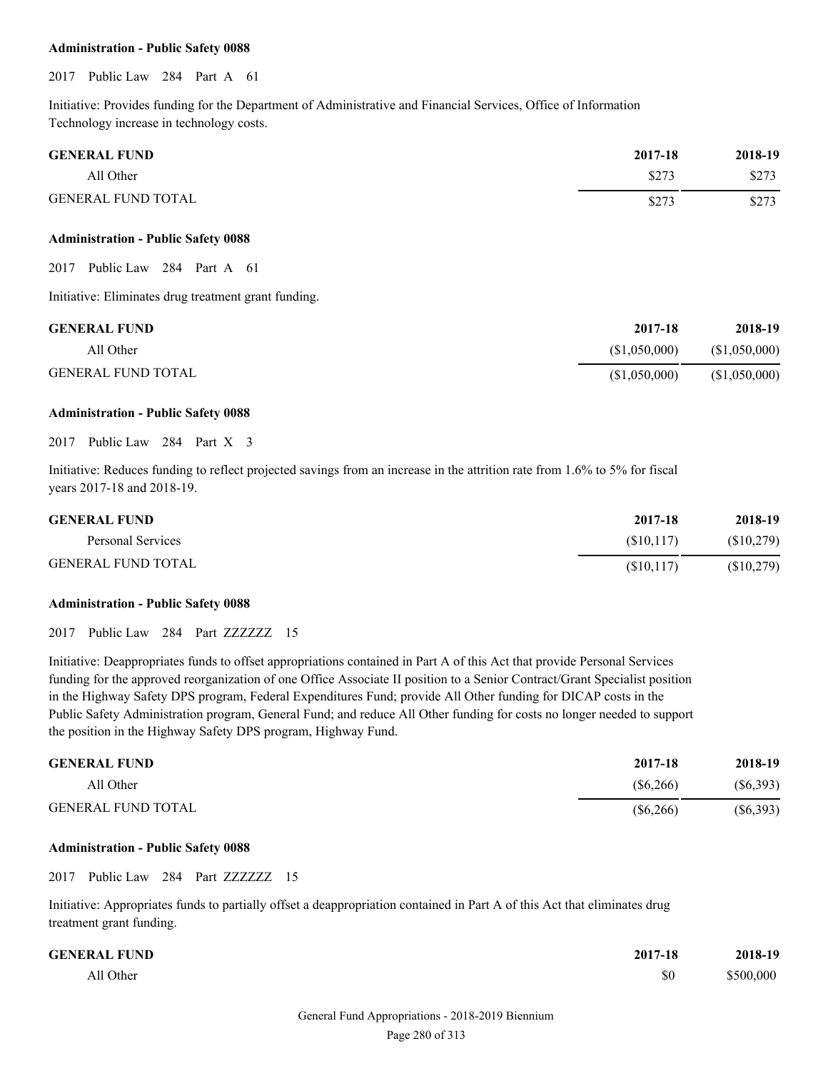**Administration - Public Safety 0088**

2017 Public Law 284 Part A 61

Initiative: Provides funding for the Department of Administrative and Financial Services, Office of Information Technology increase in technology costs.

| GENERAL FUND | 2017-18 | 2018-19 |
|---|---|---|
| All Other | $273 | $273 |
| GENERAL FUND TOTAL | $273 | $273 |

**Administration - Public Safety 0088**

2017 Public Law 284 Part A 61

Initiative: Eliminates drug treatment grant funding.

| GENERAL FUND | 2017-18 | 2018-19 |
|---|---|---|
| All Other | ($1,050,000) | ($1,050,000) |
| GENERAL FUND TOTAL | ($1,050,000) | ($1,050,000) |

**Administration - Public Safety 0088**

2017 Public Law 284 Part X 3

Initiative: Reduces funding to reflect projected savings from an increase in the attrition rate from 1.6% to 5% for fiscal years 2017-18 and 2018-19.

| GENERAL FUND | 2017-18 | 2018-19 |
|---|---|---|
| Personal Services | ($10,117) | ($10,279) |
| GENERAL FUND TOTAL | ($10,117) | ($10,279) |

**Administration - Public Safety 0088**

2017 Public Law 284 Part ZZZZZZ 15

Initiative: Deappropriates funds to offset appropriations contained in Part A of this Act that provide Personal Services funding for the approved reorganization of one Office Associate II position to a Senior Contract/Grant Specialist position in the Highway Safety DPS program, Federal Expenditures Fund; provide All Other funding for DICAP costs in the Public Safety Administration program, General Fund; and reduce All Other funding for costs no longer needed to support the position in the Highway Safety DPS program, Highway Fund.

| GENERAL FUND | 2017-18 | 2018-19 |
|---|---|---|
| All Other | ($6,266) | ($6,393) |
| GENERAL FUND TOTAL | ($6,266) | ($6,393) |

**Administration - Public Safety 0088**

2017 Public Law 284 Part ZZZZZZ 15

Initiative: Appropriates funds to partially offset a deappropriation contained in Part A of this Act that eliminates drug treatment grant funding.

| GENERAL FUND | 2017-18 | 2018-19 |
|---|---|---|
| All Other | $0 | $500,000 |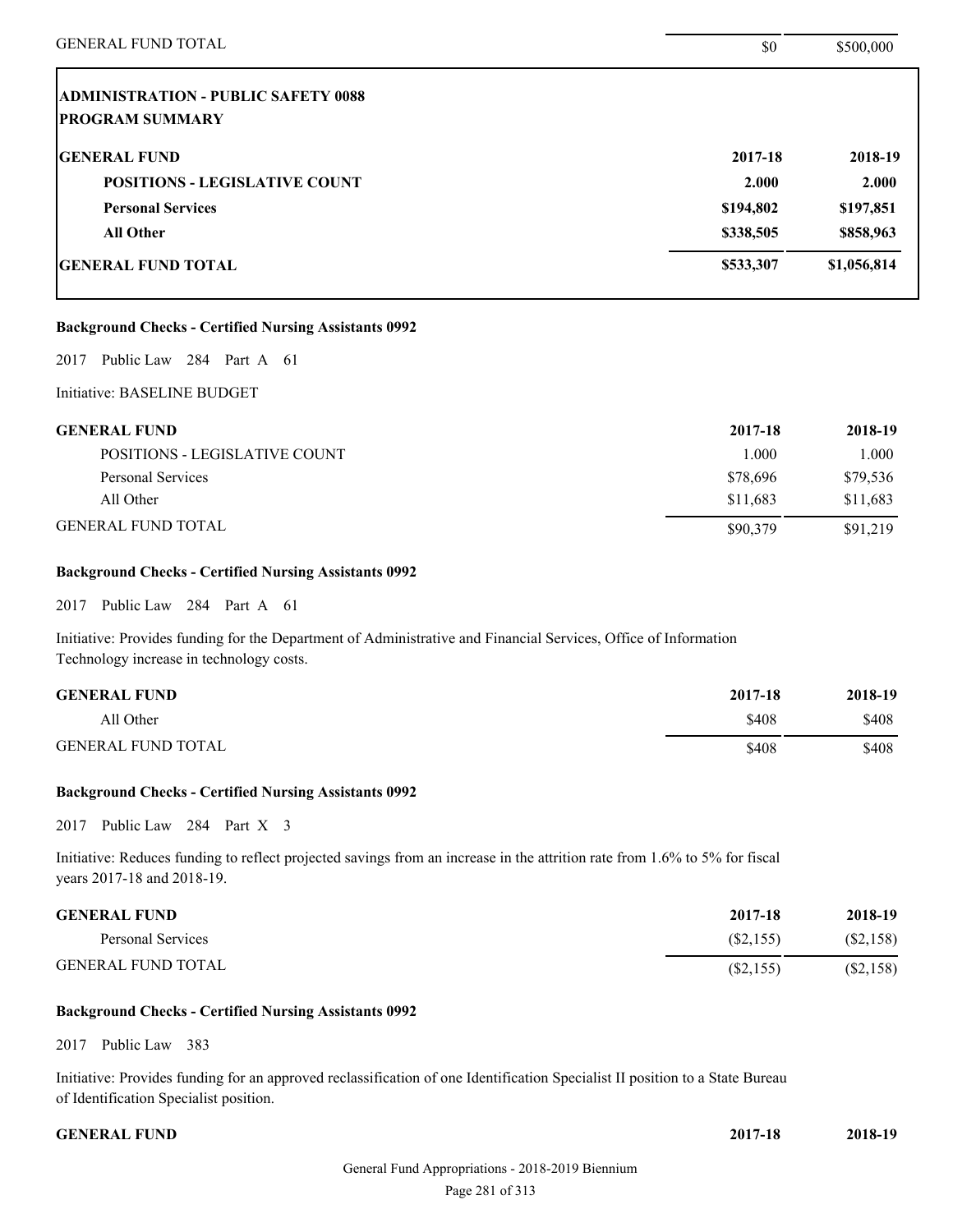| | | |
|---|---|---|
| GENERAL FUND TOTAL | $0 | $500,000 |

**ADMINISTRATION - PUBLIC SAFETY 0088**
**PROGRAM SUMMARY**

| GENERAL FUND | 2017-18 | 2018-19 |
|---|---|---|
| POSITIONS - LEGISLATIVE COUNT | 2.000 | 2.000 |
| Personal Services | $194,802 | $197,851 |
| All Other | $338,505 | $858,963 |
| GENERAL FUND TOTAL | $533,307 | $1,056,814 |

**Background Checks - Certified Nursing Assistants 0992**

2017 Public Law 284 Part A 61

Initiative: BASELINE BUDGET

| GENERAL FUND | 2017-18 | 2018-19 |
|---|---|---|
| POSITIONS - LEGISLATIVE COUNT | 1.000 | 1.000 |
| Personal Services | $78,696 | $79,536 |
| All Other | $11,683 | $11,683 |
| GENERAL FUND TOTAL | $90,379 | $91,219 |

**Background Checks - Certified Nursing Assistants 0992**

2017 Public Law 284 Part A 61

Initiative: Provides funding for the Department of Administrative and Financial Services, Office of Information Technology increase in technology costs.

| GENERAL FUND | 2017-18 | 2018-19 |
|---|---|---|
| All Other | $408 | $408 |
| GENERAL FUND TOTAL | $408 | $408 |

**Background Checks - Certified Nursing Assistants 0992**

2017 Public Law 284 Part X 3

Initiative: Reduces funding to reflect projected savings from an increase in the attrition rate from 1.6% to 5% for fiscal years 2017-18 and 2018-19.

| GENERAL FUND | 2017-18 | 2018-19 |
|---|---|---|
| Personal Services | ($2,155) | ($2,158) |
| GENERAL FUND TOTAL | ($2,155) | ($2,158) |

**Background Checks - Certified Nursing Assistants 0992**

2017 Public Law 383

Initiative: Provides funding for an approved reclassification of one Identification Specialist II position to a State Bureau of Identification Specialist position.

| GENERAL FUND | 2017-18 | 2018-19 |
|---|---|---|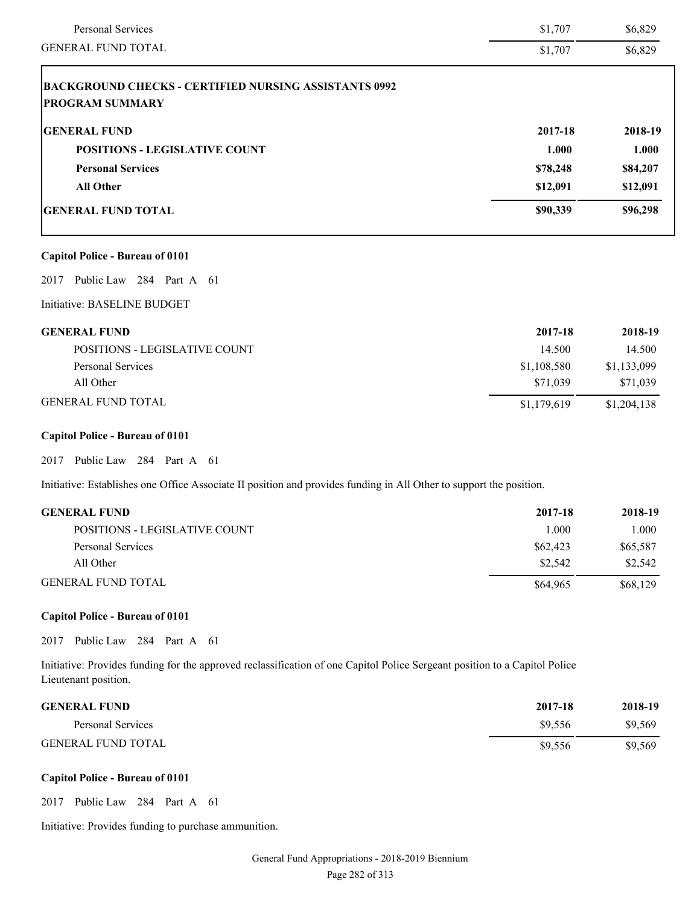| | | |
|---|---|---|
| Personal Services | $1,707 | $6,829 |
| GENERAL FUND TOTAL | $1,707 | $6,829 |

**BACKGROUND CHECKS - CERTIFIED NURSING ASSISTANTS 0992**
**PROGRAM SUMMARY**

| GENERAL FUND | 2017-18 | 2018-19 |
|---|---|---|
| **POSITIONS - LEGISLATIVE COUNT** | **1.000** | **1.000** |
| **Personal Services** | **$78,248** | **$84,207** |
| **All Other** | **$12,091** | **$12,091** |
| **GENERAL FUND TOTAL** | **$90,339** | **$96,298** |

**Capitol Police - Bureau of 0101**

2017 Public Law 284 Part A 61

Initiative: BASELINE BUDGET

| GENERAL FUND | 2017-18 | 2018-19 |
|---|---|---|
| POSITIONS - LEGISLATIVE COUNT | 14.500 | 14.500 |
| Personal Services | $1,108,580 | $1,133,099 |
| All Other | $71,039 | $71,039 |
| GENERAL FUND TOTAL | $1,179,619 | $1,204,138 |

**Capitol Police - Bureau of 0101**

2017 Public Law 284 Part A 61

Initiative: Establishes one Office Associate II position and provides funding in All Other to support the position.

| GENERAL FUND | 2017-18 | 2018-19 |
|---|---|---|
| POSITIONS - LEGISLATIVE COUNT | 1.000 | 1.000 |
| Personal Services | $62,423 | $65,587 |
| All Other | $2,542 | $2,542 |
| GENERAL FUND TOTAL | $64,965 | $68,129 |

**Capitol Police - Bureau of 0101**

2017 Public Law 284 Part A 61

Initiative: Provides funding for the approved reclassification of one Capitol Police Sergeant position to a Capitol Police Lieutenant position.

| GENERAL FUND | 2017-18 | 2018-19 |
|---|---|---|
| Personal Services | $9,556 | $9,569 |
| GENERAL FUND TOTAL | $9,556 | $9,569 |

**Capitol Police - Bureau of 0101**

2017 Public Law 284 Part A 61

Initiative: Provides funding to purchase ammunition.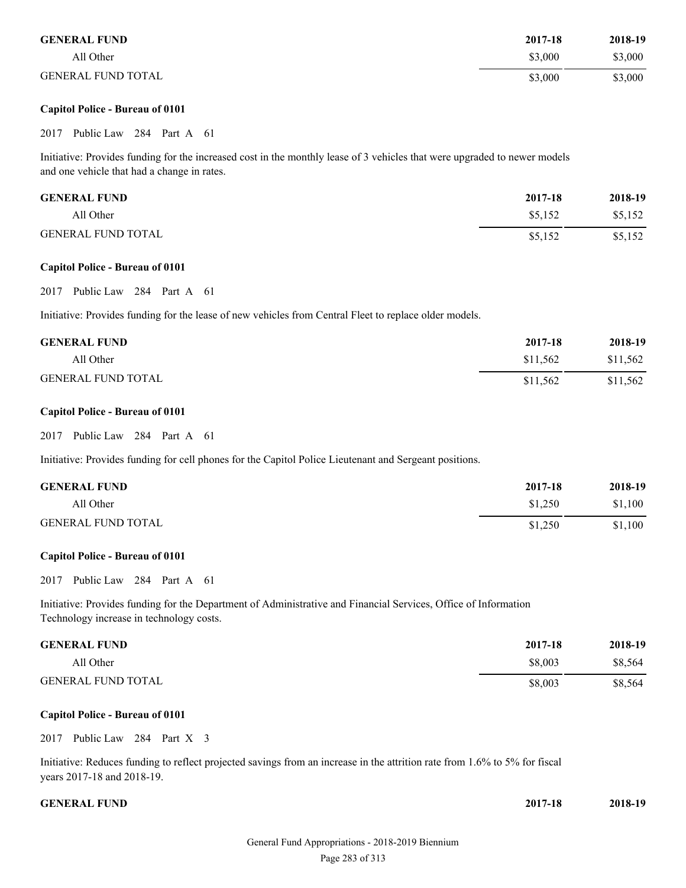| GENERAL FUND | 2017-18 | 2018-19 |
|---|---|---|
| All Other | $3,000 | $3,000 |
| GENERAL FUND TOTAL | $3,000 | $3,000 |

**Capitol Police - Bureau of 0101**

2017 Public Law 284 Part A 61

Initiative: Provides funding for the increased cost in the monthly lease of 3 vehicles that were upgraded to newer models and one vehicle that had a change in rates.

| GENERAL FUND | 2017-18 | 2018-19 |
|---|---|---|
| All Other | $5,152 | $5,152 |
| GENERAL FUND TOTAL | $5,152 | $5,152 |

**Capitol Police - Bureau of 0101**

2017 Public Law 284 Part A 61

Initiative: Provides funding for the lease of new vehicles from Central Fleet to replace older models.

| GENERAL FUND | 2017-18 | 2018-19 |
|---|---|---|
| All Other | $11,562 | $11,562 |
| GENERAL FUND TOTAL | $11,562 | $11,562 |

**Capitol Police - Bureau of 0101**

2017 Public Law 284 Part A 61

Initiative: Provides funding for cell phones for the Capitol Police Lieutenant and Sergeant positions.

| GENERAL FUND | 2017-18 | 2018-19 |
|---|---|---|
| All Other | $1,250 | $1,100 |
| GENERAL FUND TOTAL | $1,250 | $1,100 |

**Capitol Police - Bureau of 0101**

2017 Public Law 284 Part A 61

Initiative: Provides funding for the Department of Administrative and Financial Services, Office of Information Technology increase in technology costs.

| GENERAL FUND | 2017-18 | 2018-19 |
|---|---|---|
| All Other | $8,003 | $8,564 |
| GENERAL FUND TOTAL | $8,003 | $8,564 |

**Capitol Police - Bureau of 0101**

2017 Public Law 284 Part X 3

Initiative: Reduces funding to reflect projected savings from an increase in the attrition rate from 1.6% to 5% for fiscal years 2017-18 and 2018-19.

| GENERAL FUND | 2017-18 | 2018-19 |
|---|---|---|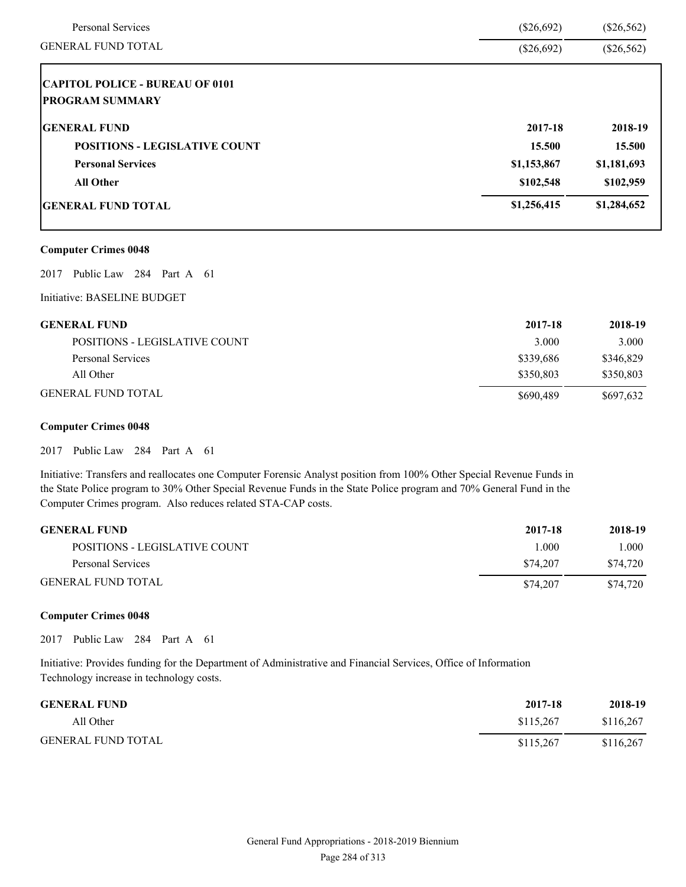| | | |
|---|---|---|
| Personal Services | ($26,692) | ($26,562) |
| GENERAL FUND TOTAL | ($26,692) | ($26,562) |

**CAPITOL POLICE - BUREAU OF 0101**
**PROGRAM SUMMARY**

| **GENERAL FUND** | **2017-18** | **2018-19** |
|---|---|---|
| **POSITIONS - LEGISLATIVE COUNT** | **15.500** | **15.500** |
| **Personal Services** | **$1,153,867** | **$1,181,693** |
| **All Other** | **$102,548** | **$102,959** |
| **GENERAL FUND TOTAL** | **$1,256,415** | **$1,284,652** |

**Computer Crimes 0048**

2017 Public Law 284 Part A 61

Initiative: BASELINE BUDGET

| **GENERAL FUND** | **2017-18** | **2018-19** |
|---|---|---|
| POSITIONS - LEGISLATIVE COUNT | 3.000 | 3.000 |
| Personal Services | $339,686 | $346,829 |
| All Other | $350,803 | $350,803 |
| GENERAL FUND TOTAL | $690,489 | $697,632 |

**Computer Crimes 0048**

2017 Public Law 284 Part A 61

Initiative: Transfers and reallocates one Computer Forensic Analyst position from 100% Other Special Revenue Funds in the State Police program to 30% Other Special Revenue Funds in the State Police program and 70% General Fund in the Computer Crimes program. Also reduces related STA-CAP costs.

| **GENERAL FUND** | **2017-18** | **2018-19** |
|---|---|---|
| POSITIONS - LEGISLATIVE COUNT | 1.000 | 1.000 |
| Personal Services | $74,207 | $74,720 |
| GENERAL FUND TOTAL | $74,207 | $74,720 |

**Computer Crimes 0048**

2017 Public Law 284 Part A 61

Initiative: Provides funding for the Department of Administrative and Financial Services, Office of Information Technology increase in technology costs.

| **GENERAL FUND** | **2017-18** | **2018-19** |
|---|---|---|
| All Other | $115,267 | $116,267 |
| GENERAL FUND TOTAL | $115,267 | $116,267 |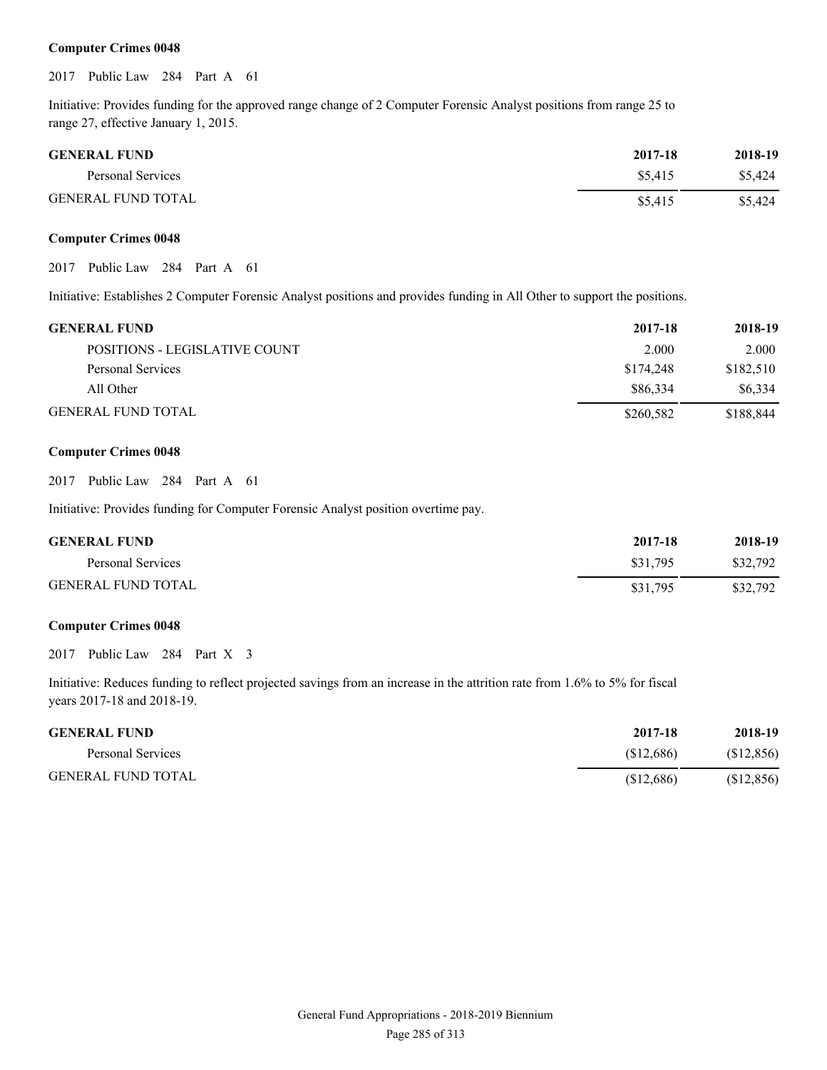**Computer Crimes 0048**

2017 Public Law 284 Part A 61

Initiative: Provides funding for the approved range change of 2 Computer Forensic Analyst positions from range 25 to range 27, effective January 1, 2015.

| GENERAL FUND | 2017-18 | 2018-19 |
|---|---|---|
| Personal Services | $5,415 | $5,424 |
| GENERAL FUND TOTAL | $5,415 | $5,424 |

**Computer Crimes 0048**

2017 Public Law 284 Part A 61

Initiative: Establishes 2 Computer Forensic Analyst positions and provides funding in All Other to support the positions.

| GENERAL FUND | 2017-18 | 2018-19 |
|---|---|---|
| POSITIONS - LEGISLATIVE COUNT | 2.000 | 2.000 |
| Personal Services | $174,248 | $182,510 |
| All Other | $86,334 | $6,334 |
| GENERAL FUND TOTAL | $260,582 | $188,844 |

**Computer Crimes 0048**

2017 Public Law 284 Part A 61

Initiative: Provides funding for Computer Forensic Analyst position overtime pay.

| GENERAL FUND | 2017-18 | 2018-19 |
|---|---|---|
| Personal Services | $31,795 | $32,792 |
| GENERAL FUND TOTAL | $31,795 | $32,792 |

**Computer Crimes 0048**

2017 Public Law 284 Part X 3

Initiative: Reduces funding to reflect projected savings from an increase in the attrition rate from 1.6% to 5% for fiscal years 2017-18 and 2018-19.

| GENERAL FUND | 2017-18 | 2018-19 |
|---|---|---|
| Personal Services | ($12,686) | ($12,856) |
| GENERAL FUND TOTAL | ($12,686) | ($12,856) |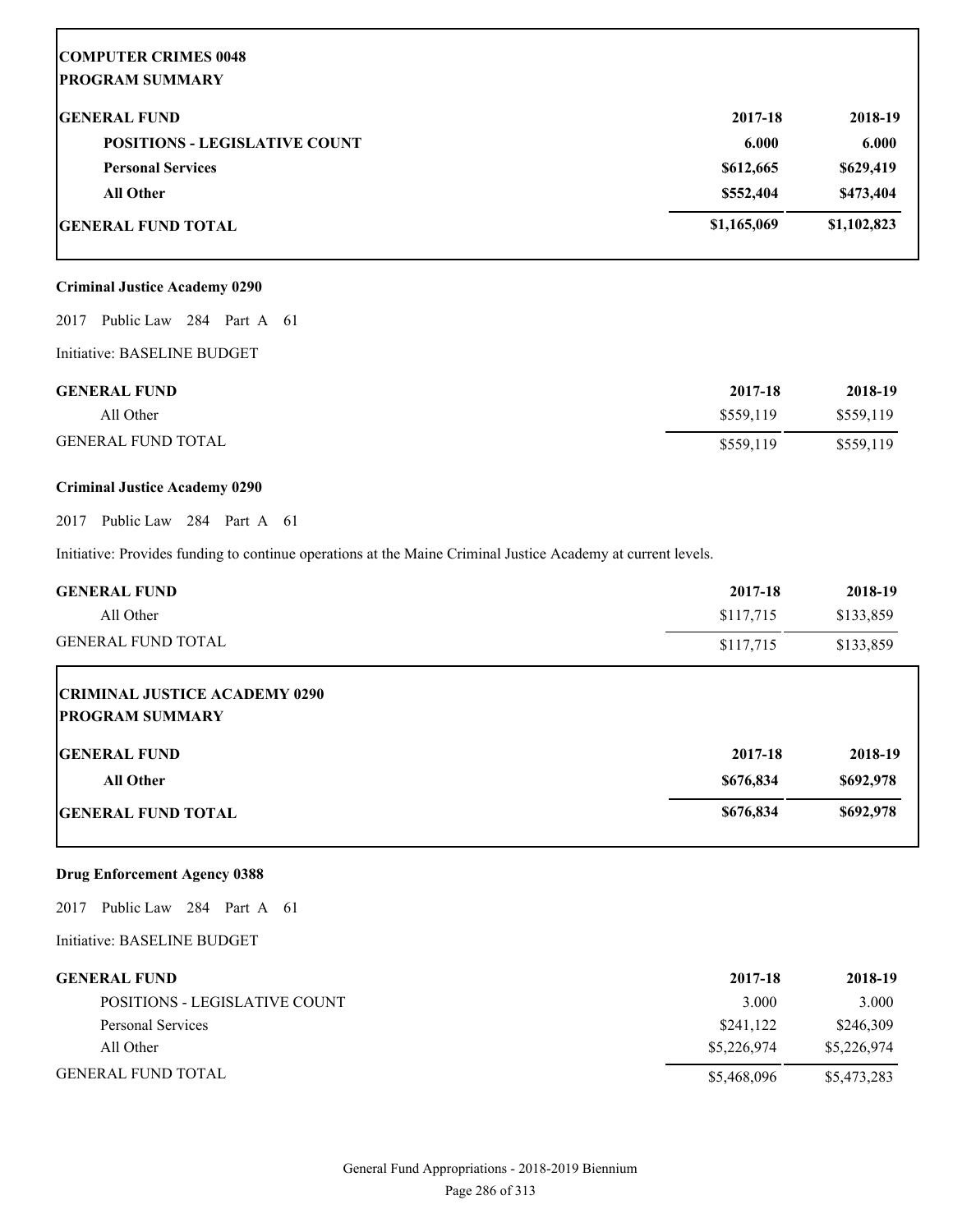**COMPUTER CRIMES 0048**
**PROGRAM SUMMARY**

| GENERAL FUND | 2017-18 | 2018-19 |
|---|---|---|
| POSITIONS - LEGISLATIVE COUNT | 6.000 | 6.000 |
| Personal Services | $612,665 | $629,419 |
| All Other | $552,404 | $473,404 |
| GENERAL FUND TOTAL | $1,165,069 | $1,102,823 |

**Criminal Justice Academy 0290**

2017 Public Law 284 Part A 61

Initiative: BASELINE BUDGET

| GENERAL FUND | 2017-18 | 2018-19 |
|---|---|---|
| All Other | $559,119 | $559,119 |
| GENERAL FUND TOTAL | $559,119 | $559,119 |

**Criminal Justice Academy 0290**

2017 Public Law 284 Part A 61

Initiative: Provides funding to continue operations at the Maine Criminal Justice Academy at current levels.

| GENERAL FUND | 2017-18 | 2018-19 |
|---|---|---|
| All Other | $117,715 | $133,859 |
| GENERAL FUND TOTAL | $117,715 | $133,859 |

**CRIMINAL JUSTICE ACADEMY 0290**
**PROGRAM SUMMARY**

| GENERAL FUND | 2017-18 | 2018-19 |
|---|---|---|
| All Other | $676,834 | $692,978 |
| GENERAL FUND TOTAL | $676,834 | $692,978 |

**Drug Enforcement Agency 0388**

2017 Public Law 284 Part A 61

Initiative: BASELINE BUDGET

| GENERAL FUND | 2017-18 | 2018-19 |
|---|---|---|
| POSITIONS - LEGISLATIVE COUNT | 3.000 | 3.000 |
| Personal Services | $241,122 | $246,309 |
| All Other | $5,226,974 | $5,226,974 |
| GENERAL FUND TOTAL | $5,468,096 | $5,473,283 |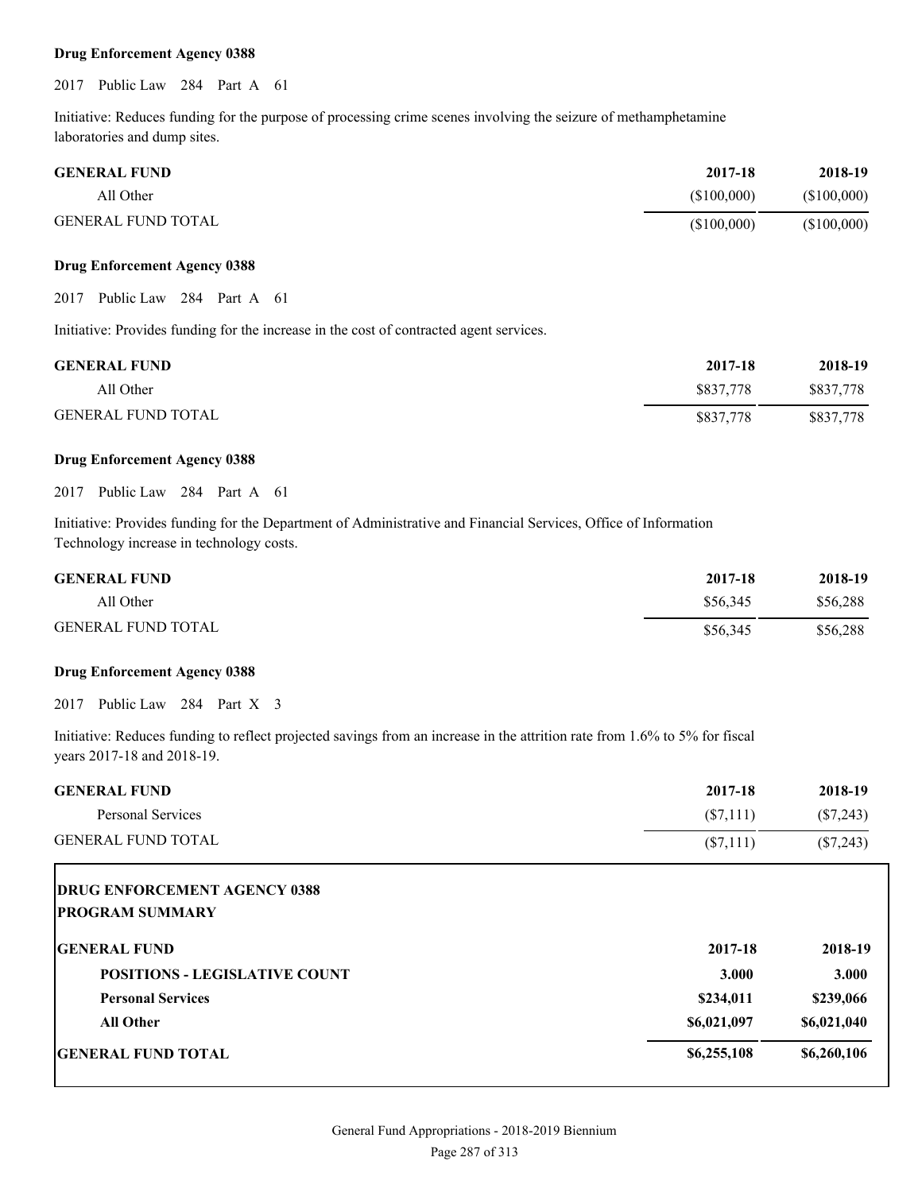**Drug Enforcement Agency 0388**

2017 Public Law 284 Part A 61

Initiative: Reduces funding for the purpose of processing crime scenes involving the seizure of methamphetamine laboratories and dump sites.

| GENERAL FUND | 2017-18 | 2018-19 |
|---|---|---|
| All Other | ($100,000) | ($100,000) |
| GENERAL FUND TOTAL | ($100,000) | ($100,000) |

**Drug Enforcement Agency 0388**

2017 Public Law 284 Part A 61

Initiative: Provides funding for the increase in the cost of contracted agent services.

| GENERAL FUND | 2017-18 | 2018-19 |
|---|---|---|
| All Other | $837,778 | $837,778 |
| GENERAL FUND TOTAL | $837,778 | $837,778 |

**Drug Enforcement Agency 0388**

2017 Public Law 284 Part A 61

Initiative: Provides funding for the Department of Administrative and Financial Services, Office of Information Technology increase in technology costs.

| GENERAL FUND | 2017-18 | 2018-19 |
|---|---|---|
| All Other | $56,345 | $56,288 |
| GENERAL FUND TOTAL | $56,345 | $56,288 |

**Drug Enforcement Agency 0388**

2017 Public Law 284 Part X 3

Initiative: Reduces funding to reflect projected savings from an increase in the attrition rate from 1.6% to 5% for fiscal years 2017-18 and 2018-19.

| GENERAL FUND | 2017-18 | 2018-19 |
|---|---|---|
| Personal Services | ($7,111) | ($7,243) |
| GENERAL FUND TOTAL | ($7,111) | ($7,243) |

**DRUG ENFORCEMENT AGENCY 0388**
**PROGRAM SUMMARY**

| GENERAL FUND | 2017-18 | 2018-19 |
|---|---|---|
| **POSITIONS - LEGISLATIVE COUNT** | **3.000** | **3.000** |
| **Personal Services** | **$234,011** | **$239,066** |
| **All Other** | **$6,021,097** | **$6,021,040** |
| **GENERAL FUND TOTAL** | **$6,255,108** | **$6,260,106** |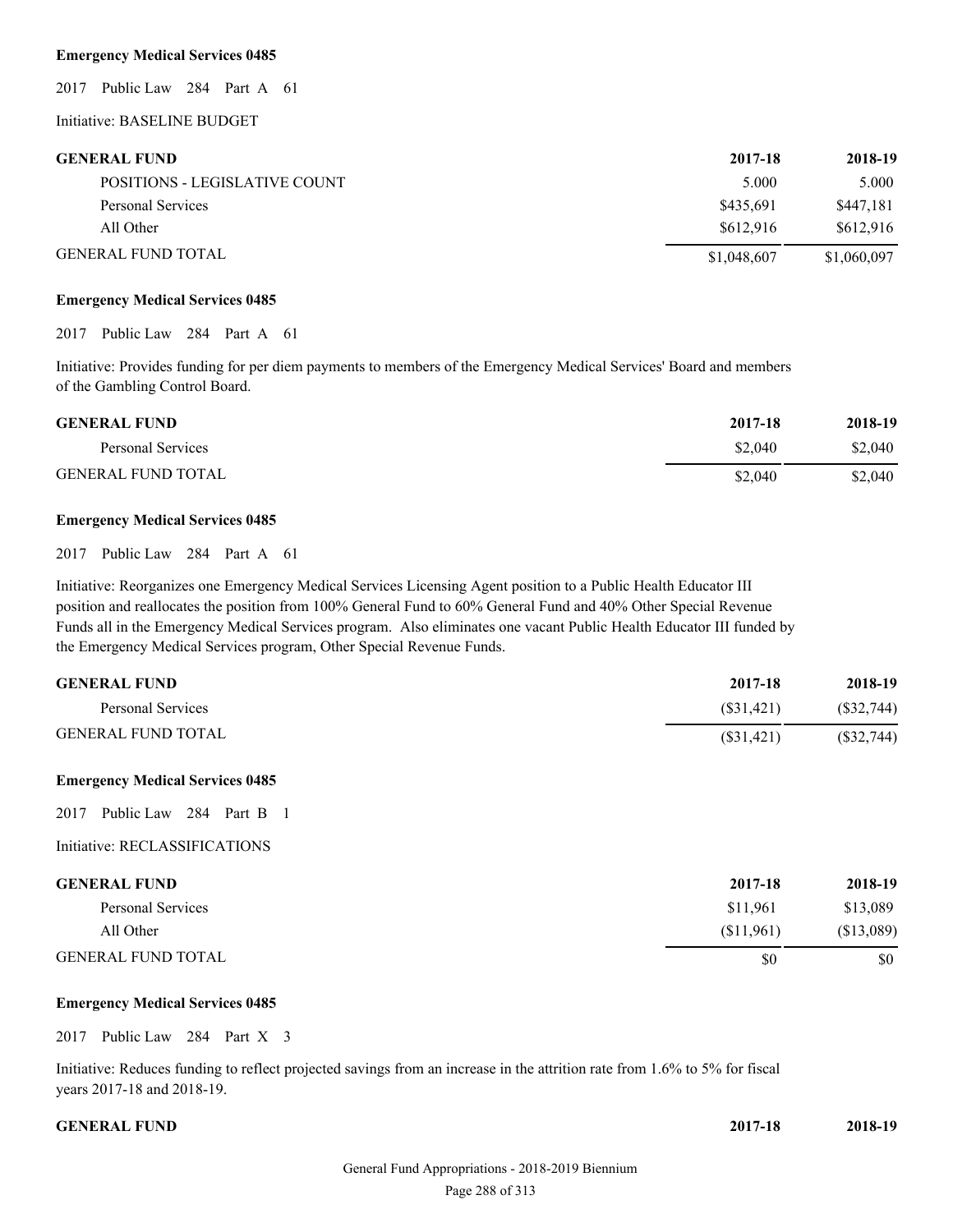**Emergency Medical Services 0485**

2017 Public Law 284 Part A 61

Initiative: BASELINE BUDGET

| GENERAL FUND | 2017-18 | 2018-19 |
|---|---|---|
| POSITIONS - LEGISLATIVE COUNT | 5.000 | 5.000 |
| Personal Services | $435,691 | $447,181 |
| All Other | $612,916 | $612,916 |
| GENERAL FUND TOTAL | $1,048,607 | $1,060,097 |

**Emergency Medical Services 0485**

2017 Public Law 284 Part A 61

Initiative: Provides funding for per diem payments to members of the Emergency Medical Services' Board and members of the Gambling Control Board.

| GENERAL FUND | 2017-18 | 2018-19 |
|---|---|---|
| Personal Services | $2,040 | $2,040 |
| GENERAL FUND TOTAL | $2,040 | $2,040 |

**Emergency Medical Services 0485**

2017 Public Law 284 Part A 61

Initiative: Reorganizes one Emergency Medical Services Licensing Agent position to a Public Health Educator III position and reallocates the position from 100% General Fund to 60% General Fund and 40% Other Special Revenue Funds all in the Emergency Medical Services program. Also eliminates one vacant Public Health Educator III funded by the Emergency Medical Services program, Other Special Revenue Funds.

| GENERAL FUND | 2017-18 | 2018-19 |
|---|---|---|
| Personal Services | ($31,421) | ($32,744) |
| GENERAL FUND TOTAL | ($31,421) | ($32,744) |

**Emergency Medical Services 0485**

2017 Public Law 284 Part B 1

Initiative: RECLASSIFICATIONS

| GENERAL FUND | 2017-18 | 2018-19 |
|---|---|---|
| Personal Services | $11,961 | $13,089 |
| All Other | ($11,961) | ($13,089) |
| GENERAL FUND TOTAL | $0 | $0 |

**Emergency Medical Services 0485**

2017 Public Law 284 Part X 3

Initiative: Reduces funding to reflect projected savings from an increase in the attrition rate from 1.6% to 5% for fiscal years 2017-18 and 2018-19.

| GENERAL FUND | 2017-18 | 2018-19 |
|---|---|---|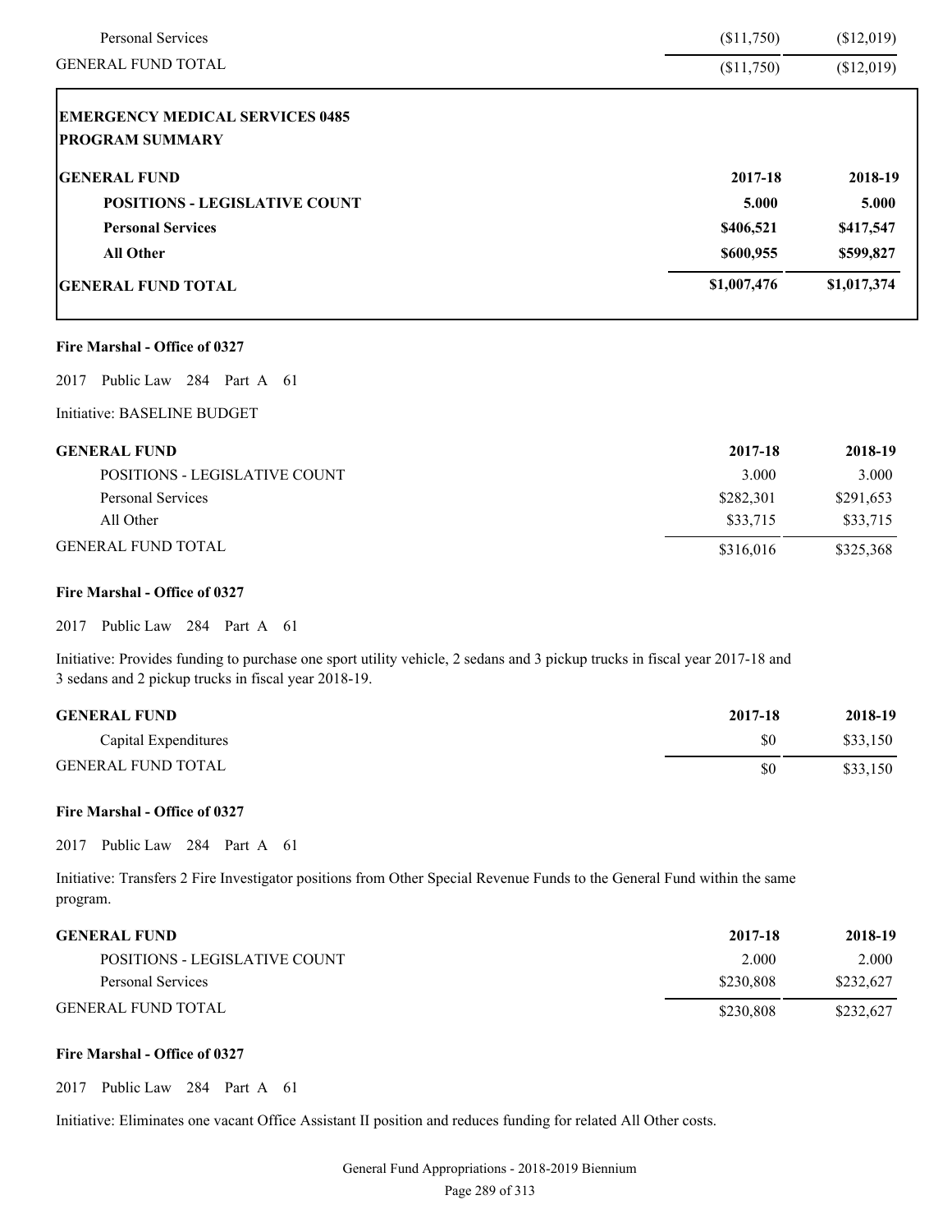| | | |
|---|---|---|
| Personal Services | ($11,750) | ($12,019) |
| GENERAL FUND TOTAL | ($11,750) | ($12,019) |

**EMERGENCY MEDICAL SERVICES 0485**
**PROGRAM SUMMARY**

| GENERAL FUND | 2017-18 | 2018-19 |
|---|---|---|
| **POSITIONS - LEGISLATIVE COUNT** | **5.000** | **5.000** |
| **Personal Services** | **$406,521** | **$417,547** |
| **All Other** | **$600,955** | **$599,827** |
| **GENERAL FUND TOTAL** | **$1,007,476** | **$1,017,374** |

**Fire Marshal - Office of 0327**

2017 Public Law 284 Part A 61

Initiative: BASELINE BUDGET

| GENERAL FUND | 2017-18 | 2018-19 |
|---|---|---|
| POSITIONS - LEGISLATIVE COUNT | 3.000 | 3.000 |
| Personal Services | $282,301 | $291,653 |
| All Other | $33,715 | $33,715 |
| GENERAL FUND TOTAL | $316,016 | $325,368 |

**Fire Marshal - Office of 0327**

2017 Public Law 284 Part A 61

Initiative: Provides funding to purchase one sport utility vehicle, 2 sedans and 3 pickup trucks in fiscal year 2017-18 and 3 sedans and 2 pickup trucks in fiscal year 2018-19.

| GENERAL FUND | 2017-18 | 2018-19 |
|---|---|---|
| Capital Expenditures | $0 | $33,150 |
| GENERAL FUND TOTAL | $0 | $33,150 |

**Fire Marshal - Office of 0327**

2017 Public Law 284 Part A 61

Initiative: Transfers 2 Fire Investigator positions from Other Special Revenue Funds to the General Fund within the same program.

| GENERAL FUND | 2017-18 | 2018-19 |
|---|---|---|
| POSITIONS - LEGISLATIVE COUNT | 2.000 | 2.000 |
| Personal Services | $230,808 | $232,627 |
| GENERAL FUND TOTAL | $230,808 | $232,627 |

**Fire Marshal - Office of 0327**

2017 Public Law 284 Part A 61

Initiative: Eliminates one vacant Office Assistant II position and reduces funding for related All Other costs.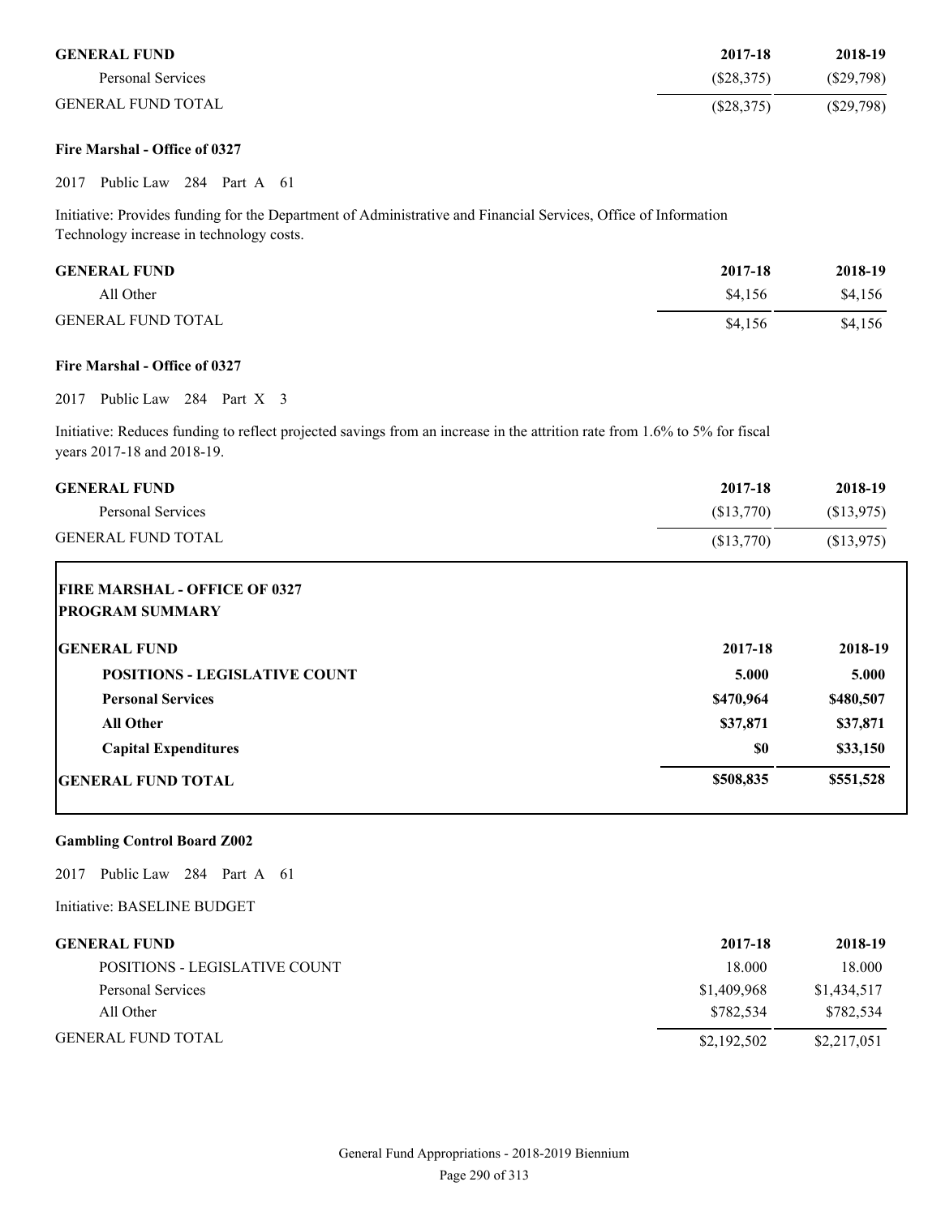| GENERAL FUND | 2017-18 | 2018-19 |
|---|---|---|
| Personal Services | ($28,375) | ($29,798) |
| GENERAL FUND TOTAL | ($28,375) | ($29,798) |

**Fire Marshal - Office of 0327**

2017 Public Law 284 Part A 61

Initiative: Provides funding for the Department of Administrative and Financial Services, Office of Information Technology increase in technology costs.

| GENERAL FUND | 2017-18 | 2018-19 |
|---|---|---|
| All Other | $4,156 | $4,156 |
| GENERAL FUND TOTAL | $4,156 | $4,156 |

**Fire Marshal - Office of 0327**

2017 Public Law 284 Part X 3

Initiative: Reduces funding to reflect projected savings from an increase in the attrition rate from 1.6% to 5% for fiscal years 2017-18 and 2018-19.

| GENERAL FUND | 2017-18 | 2018-19 |
|---|---|---|
| Personal Services | ($13,770) | ($13,975) |
| GENERAL FUND TOTAL | ($13,770) | ($13,975) |

**FIRE MARSHAL - OFFICE OF 0327**
**PROGRAM SUMMARY**

| GENERAL FUND | 2017-18 | 2018-19 |
|---|---|---|
| **POSITIONS - LEGISLATIVE COUNT** | **5.000** | **5.000** |
| **Personal Services** | **$470,964** | **$480,507** |
| **All Other** | **$37,871** | **$37,871** |
| **Capital Expenditures** | **$0** | **$33,150** |
| **GENERAL FUND TOTAL** | **$508,835** | **$551,528** |

**Gambling Control Board Z002**

2017 Public Law 284 Part A 61

Initiative: BASELINE BUDGET

| GENERAL FUND | 2017-18 | 2018-19 |
|---|---|---|
| POSITIONS - LEGISLATIVE COUNT | 18.000 | 18.000 |
| Personal Services | $1,409,968 | $1,434,517 |
| All Other | $782,534 | $782,534 |
| GENERAL FUND TOTAL | $2,192,502 | $2,217,051 |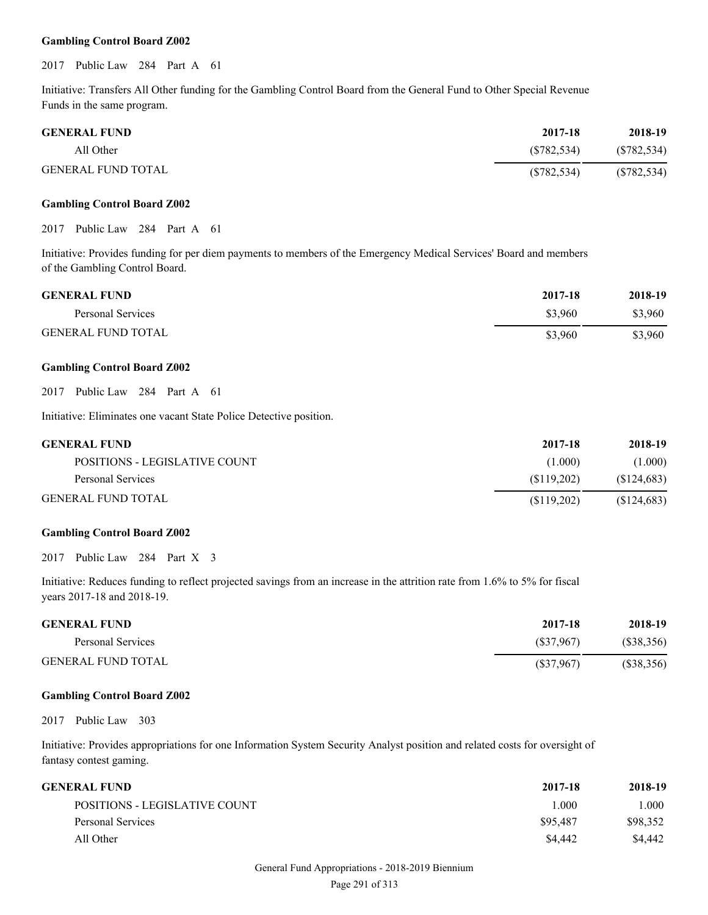**Gambling Control Board Z002**

2017 Public Law 284 Part A 61

Initiative: Transfers All Other funding for the Gambling Control Board from the General Fund to Other Special Revenue Funds in the same program.

| GENERAL FUND | 2017-18 | 2018-19 |
|---|---|---|
| All Other | ($782,534) | ($782,534) |
| GENERAL FUND TOTAL | ($782,534) | ($782,534) |

**Gambling Control Board Z002**

2017 Public Law 284 Part A 61

Initiative: Provides funding for per diem payments to members of the Emergency Medical Services' Board and members of the Gambling Control Board.

| GENERAL FUND | 2017-18 | 2018-19 |
|---|---|---|
| Personal Services | $3,960 | $3,960 |
| GENERAL FUND TOTAL | $3,960 | $3,960 |

**Gambling Control Board Z002**

2017 Public Law 284 Part A 61

Initiative: Eliminates one vacant State Police Detective position.

| GENERAL FUND | 2017-18 | 2018-19 |
|---|---|---|
| POSITIONS - LEGISLATIVE COUNT | (1.000) | (1.000) |
| Personal Services | ($119,202) | ($124,683) |
| GENERAL FUND TOTAL | ($119,202) | ($124,683) |

**Gambling Control Board Z002**

2017 Public Law 284 Part X 3

Initiative: Reduces funding to reflect projected savings from an increase in the attrition rate from 1.6% to 5% for fiscal years 2017-18 and 2018-19.

| GENERAL FUND | 2017-18 | 2018-19 |
|---|---|---|
| Personal Services | ($37,967) | ($38,356) |
| GENERAL FUND TOTAL | ($37,967) | ($38,356) |

**Gambling Control Board Z002**

2017 Public Law 303

Initiative: Provides appropriations for one Information System Security Analyst position and related costs for oversight of fantasy contest gaming.

| GENERAL FUND | 2017-18 | 2018-19 |
|---|---|---|
| POSITIONS - LEGISLATIVE COUNT | 1.000 | 1.000 |
| Personal Services | $95,487 | $98,352 |
| All Other | $4,442 | $4,442 |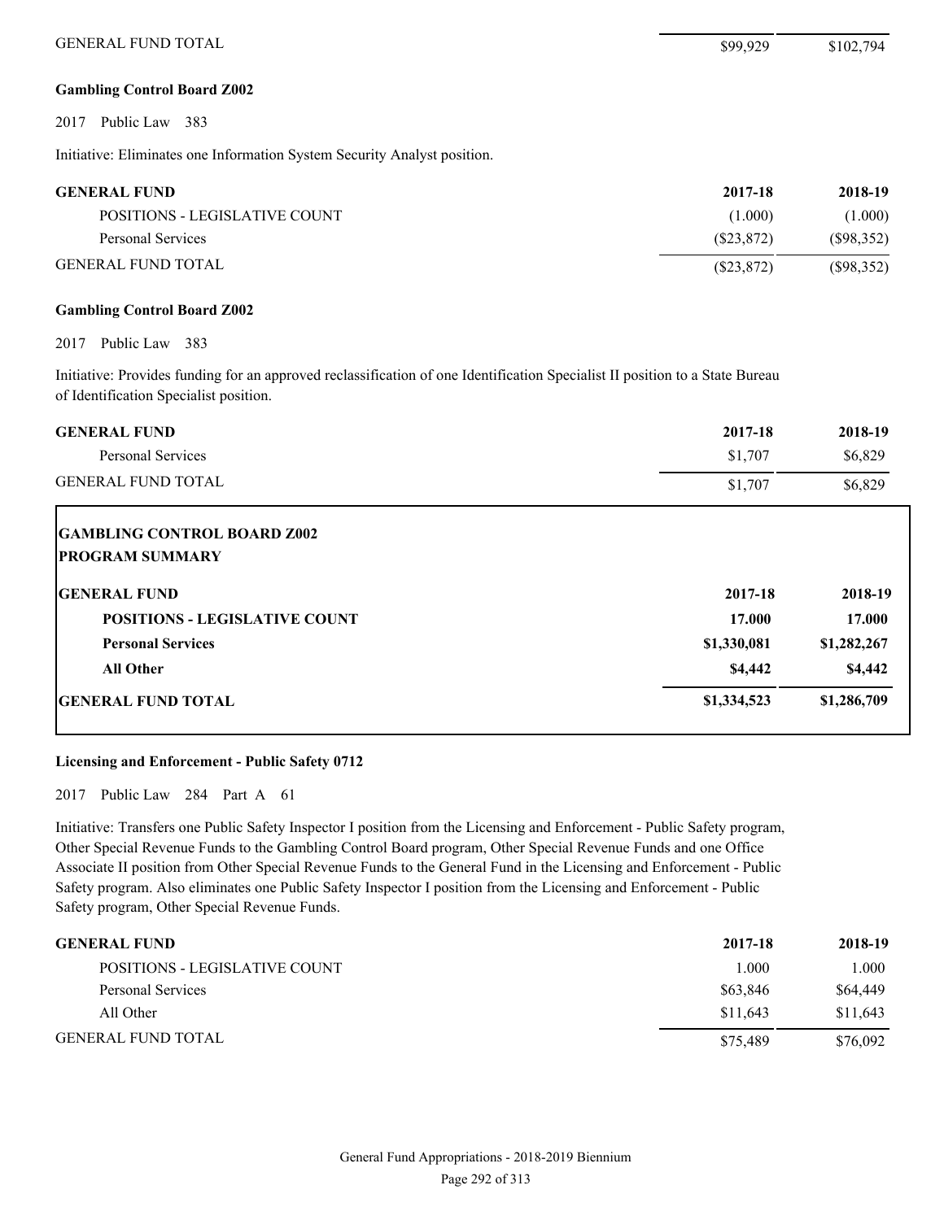| | | |
|---|---|---|
| GENERAL FUND TOTAL | $99,929 | $102,794 |

**Gambling Control Board Z002**

2017 Public Law 383

Initiative: Eliminates one Information System Security Analyst position.

| GENERAL FUND | 2017-18 | 2018-19 |
|---|---|---|
| POSITIONS - LEGISLATIVE COUNT | (1.000) | (1.000) |
| Personal Services | ($23,872) | ($98,352) |
| GENERAL FUND TOTAL | ($23,872) | ($98,352) |

**Gambling Control Board Z002**

2017 Public Law 383

Initiative: Provides funding for an approved reclassification of one Identification Specialist II position to a State Bureau of Identification Specialist position.

| GENERAL FUND | 2017-18 | 2018-19 |
|---|---|---|
| Personal Services | $1,707 | $6,829 |
| GENERAL FUND TOTAL | $1,707 | $6,829 |

**GAMBLING CONTROL BOARD Z002**
**PROGRAM SUMMARY**

| **GENERAL FUND** | **2017-18** | **2018-19** |
|---|---|---|
| **POSITIONS - LEGISLATIVE COUNT** | **17.000** | **17.000** |
| **Personal Services** | **$1,330,081** | **$1,282,267** |
| **All Other** | **$4,442** | **$4,442** |
| **GENERAL FUND TOTAL** | **$1,334,523** | **$1,286,709** |

**Licensing and Enforcement - Public Safety 0712**

2017 Public Law 284 Part A 61

Initiative: Transfers one Public Safety Inspector I position from the Licensing and Enforcement - Public Safety program, Other Special Revenue Funds to the Gambling Control Board program, Other Special Revenue Funds and one Office Associate II position from Other Special Revenue Funds to the General Fund in the Licensing and Enforcement - Public Safety program. Also eliminates one Public Safety Inspector I position from the Licensing and Enforcement - Public Safety program, Other Special Revenue Funds.

| GENERAL FUND | 2017-18 | 2018-19 |
|---|---|---|
| POSITIONS - LEGISLATIVE COUNT | 1.000 | 1.000 |
| Personal Services | $63,846 | $64,449 |
| All Other | $11,643 | $11,643 |
| GENERAL FUND TOTAL | $75,489 | $76,092 |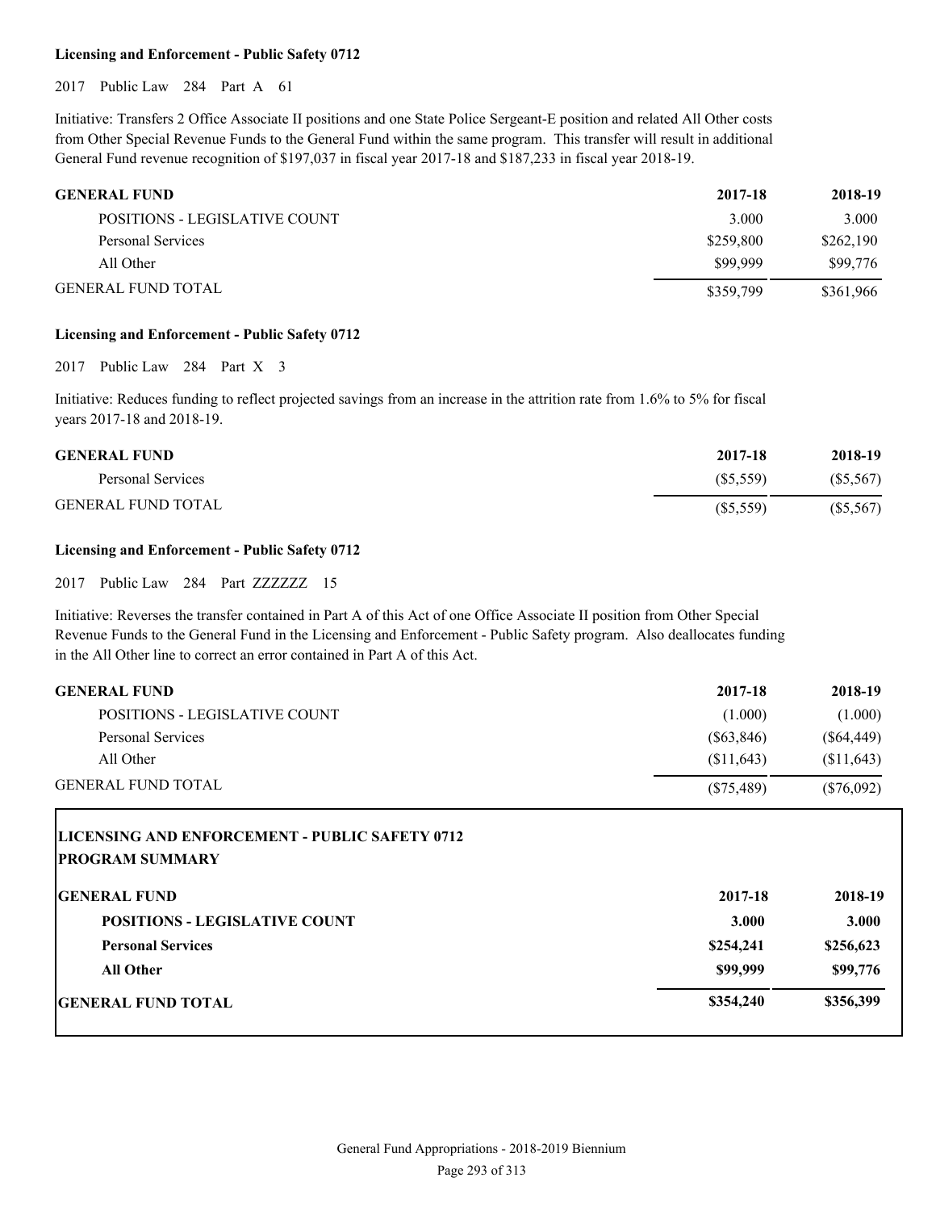**Licensing and Enforcement - Public Safety 0712**

2017 Public Law 284 Part A 61

Initiative: Transfers 2 Office Associate II positions and one State Police Sergeant-E position and related All Other costs from Other Special Revenue Funds to the General Fund within the same program. This transfer will result in additional General Fund revenue recognition of $197,037 in fiscal year 2017-18 and $187,233 in fiscal year 2018-19.

| GENERAL FUND | 2017-18 | 2018-19 |
|---|---|---|
| POSITIONS - LEGISLATIVE COUNT | 3.000 | 3.000 |
| Personal Services | $259,800 | $262,190 |
| All Other | $99,999 | $99,776 |
| GENERAL FUND TOTAL | $359,799 | $361,966 |

**Licensing and Enforcement - Public Safety 0712**

2017 Public Law 284 Part X 3

Initiative: Reduces funding to reflect projected savings from an increase in the attrition rate from 1.6% to 5% for fiscal years 2017-18 and 2018-19.

| GENERAL FUND | 2017-18 | 2018-19 |
|---|---|---|
| Personal Services | ($5,559) | ($5,567) |
| GENERAL FUND TOTAL | ($5,559) | ($5,567) |

**Licensing and Enforcement - Public Safety 0712**

2017 Public Law 284 Part ZZZZZZ 15

Initiative: Reverses the transfer contained in Part A of this Act of one Office Associate II position from Other Special Revenue Funds to the General Fund in the Licensing and Enforcement - Public Safety program. Also deallocates funding in the All Other line to correct an error contained in Part A of this Act.

| GENERAL FUND | 2017-18 | 2018-19 |
|---|---|---|
| POSITIONS - LEGISLATIVE COUNT | (1.000) | (1.000) |
| Personal Services | ($63,846) | ($64,449) |
| All Other | ($11,643) | ($11,643) |
| GENERAL FUND TOTAL | ($75,489) | ($76,092) |

**LICENSING AND ENFORCEMENT - PUBLIC SAFETY 0712**
**PROGRAM SUMMARY**

| GENERAL FUND | 2017-18 | 2018-19 |
|---|---|---|
| **POSITIONS - LEGISLATIVE COUNT** | **3.000** | **3.000** |
| **Personal Services** | **$254,241** | **$256,623** |
| **All Other** | **$99,999** | **$99,776** |
| **GENERAL FUND TOTAL** | **$354,240** | **$356,399** |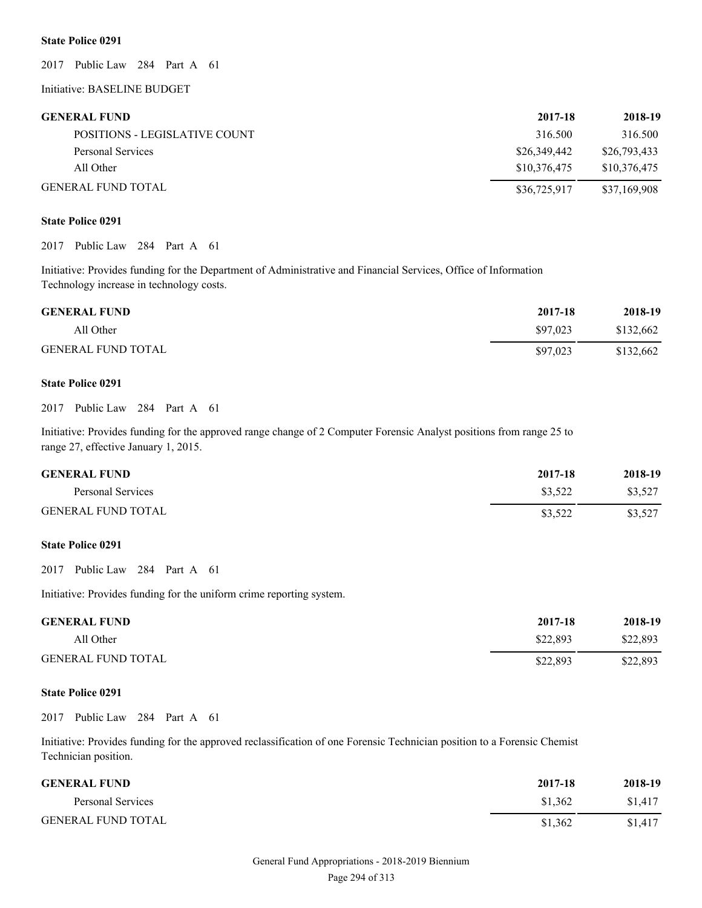**State Police 0291**

2017 Public Law 284 Part A 61

Initiative: BASELINE BUDGET

| GENERAL FUND | 2017-18 | 2018-19 |
|---|---|---|
| POSITIONS - LEGISLATIVE COUNT | 316.500 | 316.500 |
| Personal Services | $26,349,442 | $26,793,433 |
| All Other | $10,376,475 | $10,376,475 |
| GENERAL FUND TOTAL | $36,725,917 | $37,169,908 |

**State Police 0291**

2017 Public Law 284 Part A 61

Initiative: Provides funding for the Department of Administrative and Financial Services, Office of Information Technology increase in technology costs.

| GENERAL FUND | 2017-18 | 2018-19 |
|---|---|---|
| All Other | $97,023 | $132,662 |
| GENERAL FUND TOTAL | $97,023 | $132,662 |

**State Police 0291**

2017 Public Law 284 Part A 61

Initiative: Provides funding for the approved range change of 2 Computer Forensic Analyst positions from range 25 to range 27, effective January 1, 2015.

| GENERAL FUND | 2017-18 | 2018-19 |
|---|---|---|
| Personal Services | $3,522 | $3,527 |
| GENERAL FUND TOTAL | $3,522 | $3,527 |

**State Police 0291**

2017 Public Law 284 Part A 61

Initiative: Provides funding for the uniform crime reporting system.

| GENERAL FUND | 2017-18 | 2018-19 |
|---|---|---|
| All Other | $22,893 | $22,893 |
| GENERAL FUND TOTAL | $22,893 | $22,893 |

**State Police 0291**

2017 Public Law 284 Part A 61

Initiative: Provides funding for the approved reclassification of one Forensic Technician position to a Forensic Chemist Technician position.

| GENERAL FUND | 2017-18 | 2018-19 |
|---|---|---|
| Personal Services | $1,362 | $1,417 |
| GENERAL FUND TOTAL | $1,362 | $1,417 |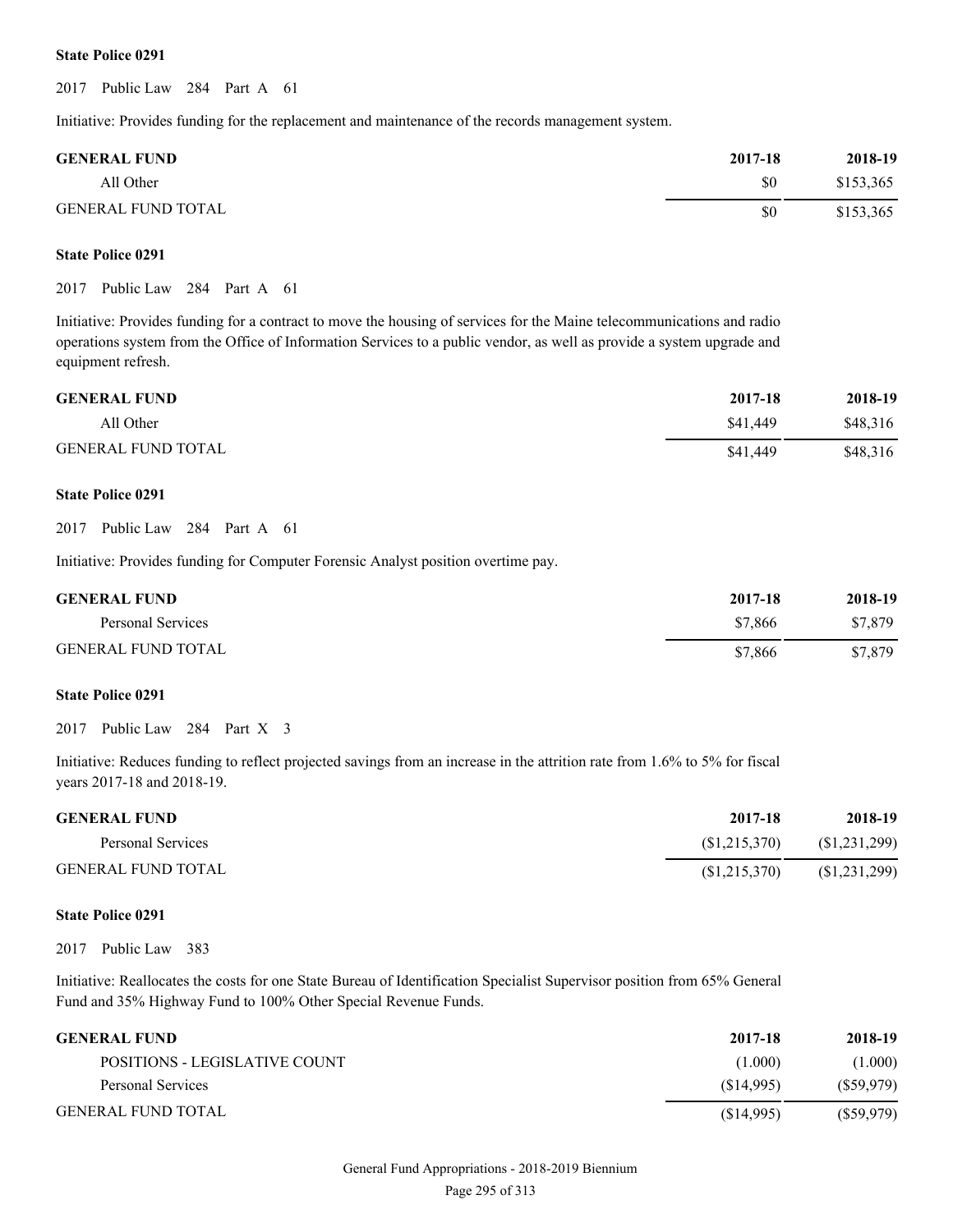**State Police 0291**

2017 Public Law 284 Part A 61

Initiative: Provides funding for the replacement and maintenance of the records management system.

| GENERAL FUND | 2017-18 | 2018-19 |
|---|---|---|
| All Other | $0 | $153,365 |
| GENERAL FUND TOTAL | $0 | $153,365 |

**State Police 0291**

2017 Public Law 284 Part A 61

Initiative: Provides funding for a contract to move the housing of services for the Maine telecommunications and radio operations system from the Office of Information Services to a public vendor, as well as provide a system upgrade and equipment refresh.

| GENERAL FUND | 2017-18 | 2018-19 |
|---|---|---|
| All Other | $41,449 | $48,316 |
| GENERAL FUND TOTAL | $41,449 | $48,316 |

**State Police 0291**

2017 Public Law 284 Part A 61

Initiative: Provides funding for Computer Forensic Analyst position overtime pay.

| GENERAL FUND | 2017-18 | 2018-19 |
|---|---|---|
| Personal Services | $7,866 | $7,879 |
| GENERAL FUND TOTAL | $7,866 | $7,879 |

**State Police 0291**

2017 Public Law 284 Part X 3

Initiative: Reduces funding to reflect projected savings from an increase in the attrition rate from 1.6% to 5% for fiscal years 2017-18 and 2018-19.

| GENERAL FUND | 2017-18 | 2018-19 |
|---|---|---|
| Personal Services | ($1,215,370) | ($1,231,299) |
| GENERAL FUND TOTAL | ($1,215,370) | ($1,231,299) |

**State Police 0291**

2017 Public Law 383

Initiative: Reallocates the costs for one State Bureau of Identification Specialist Supervisor position from 65% General Fund and 35% Highway Fund to 100% Other Special Revenue Funds.

| GENERAL FUND | 2017-18 | 2018-19 |
|---|---|---|
| POSITIONS - LEGISLATIVE COUNT | (1.000) | (1.000) |
| Personal Services | ($14,995) | ($59,979) |
| GENERAL FUND TOTAL | ($14,995) | ($59,979) |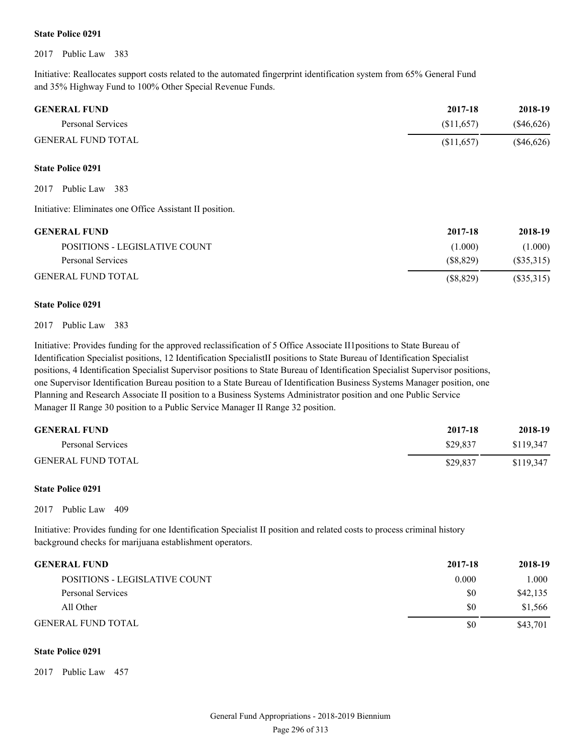**State Police 0291**

2017 Public Law 383

Initiative: Reallocates support costs related to the automated fingerprint identification system from 65% General Fund and 35% Highway Fund to 100% Other Special Revenue Funds.

| GENERAL FUND | 2017-18 | 2018-19 |
| --- | --- | --- |
| Personal Services | ($11,657) | ($46,626) |
| GENERAL FUND TOTAL | ($11,657) | ($46,626) |

**State Police 0291**

2017 Public Law 383

Initiative: Eliminates one Office Assistant II position.

| GENERAL FUND | 2017-18 | 2018-19 |
| --- | --- | --- |
| POSITIONS - LEGISLATIVE COUNT | (1.000) | (1.000) |
| Personal Services | ($8,829) | ($35,315) |
| GENERAL FUND TOTAL | ($8,829) | ($35,315) |

**State Police 0291**

2017 Public Law 383

Initiative: Provides funding for the approved reclassification of 5 Office Associate II1positions to State Bureau of Identification Specialist positions, 12 Identification SpecialistII positions to State Bureau of Identification Specialist positions, 4 Identification Specialist Supervisor positions to State Bureau of Identification Specialist Supervisor positions, one Supervisor Identification Bureau position to a State Bureau of Identification Business Systems Manager position, one Planning and Research Associate II position to a Business Systems Administrator position and one Public Service Manager II Range 30 position to a Public Service Manager II Range 32 position.

| GENERAL FUND | 2017-18 | 2018-19 |
| --- | --- | --- |
| Personal Services | $29,837 | $119,347 |
| GENERAL FUND TOTAL | $29,837 | $119,347 |

**State Police 0291**

2017 Public Law 409

Initiative: Provides funding for one Identification Specialist II position and related costs to process criminal history background checks for marijuana establishment operators.

| GENERAL FUND | 2017-18 | 2018-19 |
| --- | --- | --- |
| POSITIONS - LEGISLATIVE COUNT | 0.000 | 1.000 |
| Personal Services | $0 | $42,135 |
| All Other | $0 | $1,566 |
| GENERAL FUND TOTAL | $0 | $43,701 |

**State Police 0291**

2017 Public Law 457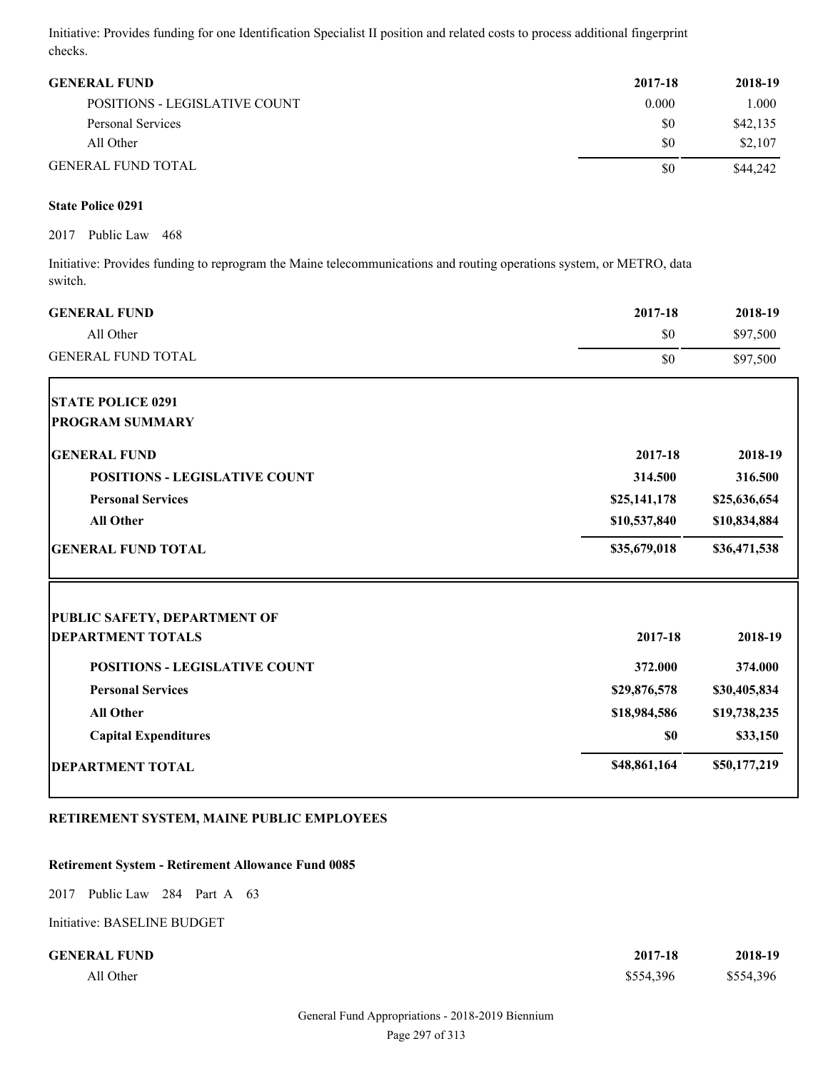Initiative: Provides funding for one Identification Specialist II position and related costs to process additional fingerprint checks.

| GENERAL FUND | 2017-18 | 2018-19 |
|---|---|---|
| POSITIONS - LEGISLATIVE COUNT | 0.000 | 1.000 |
| Personal Services | $0 | $42,135 |
| All Other | $0 | $2,107 |
| GENERAL FUND TOTAL | $0 | $44,242 |

**State Police 0291**

2017 Public Law 468

Initiative: Provides funding to reprogram the Maine telecommunications and routing operations system, or METRO, data switch.

| GENERAL FUND | 2017-18 | 2018-19 |
|---|---|---|
| All Other | $0 | $97,500 |
| GENERAL FUND TOTAL | $0 | $97,500 |

**STATE POLICE 0291**
**PROGRAM SUMMARY**

| GENERAL FUND | 2017-18 | 2018-19 |
|---|---|---|
| **POSITIONS - LEGISLATIVE COUNT** | **314.500** | **316.500** |
| **Personal Services** | **$25,141,178** | **$25,636,654** |
| **All Other** | **$10,537,840** | **$10,834,884** |
| **GENERAL FUND TOTAL** | **$35,679,018** | **$36,471,538** |

**PUBLIC SAFETY, DEPARTMENT OF**

| DEPARTMENT TOTALS | 2017-18 | 2018-19 |
|---|---|---|
| **POSITIONS - LEGISLATIVE COUNT** | **372.000** | **374.000** |
| **Personal Services** | **$29,876,578** | **$30,405,834** |
| **All Other** | **$18,984,586** | **$19,738,235** |
| **Capital Expenditures** | **$0** | **$33,150** |
| **DEPARTMENT TOTAL** | **$48,861,164** | **$50,177,219** |

## RETIREMENT SYSTEM, MAINE PUBLIC EMPLOYEES

**Retirement System - Retirement Allowance Fund 0085**

2017 Public Law 284 Part A 63

Initiative: BASELINE BUDGET

| GENERAL FUND | 2017-18 | 2018-19 |
|---|---|---|
| All Other | $554,396 | $554,396 |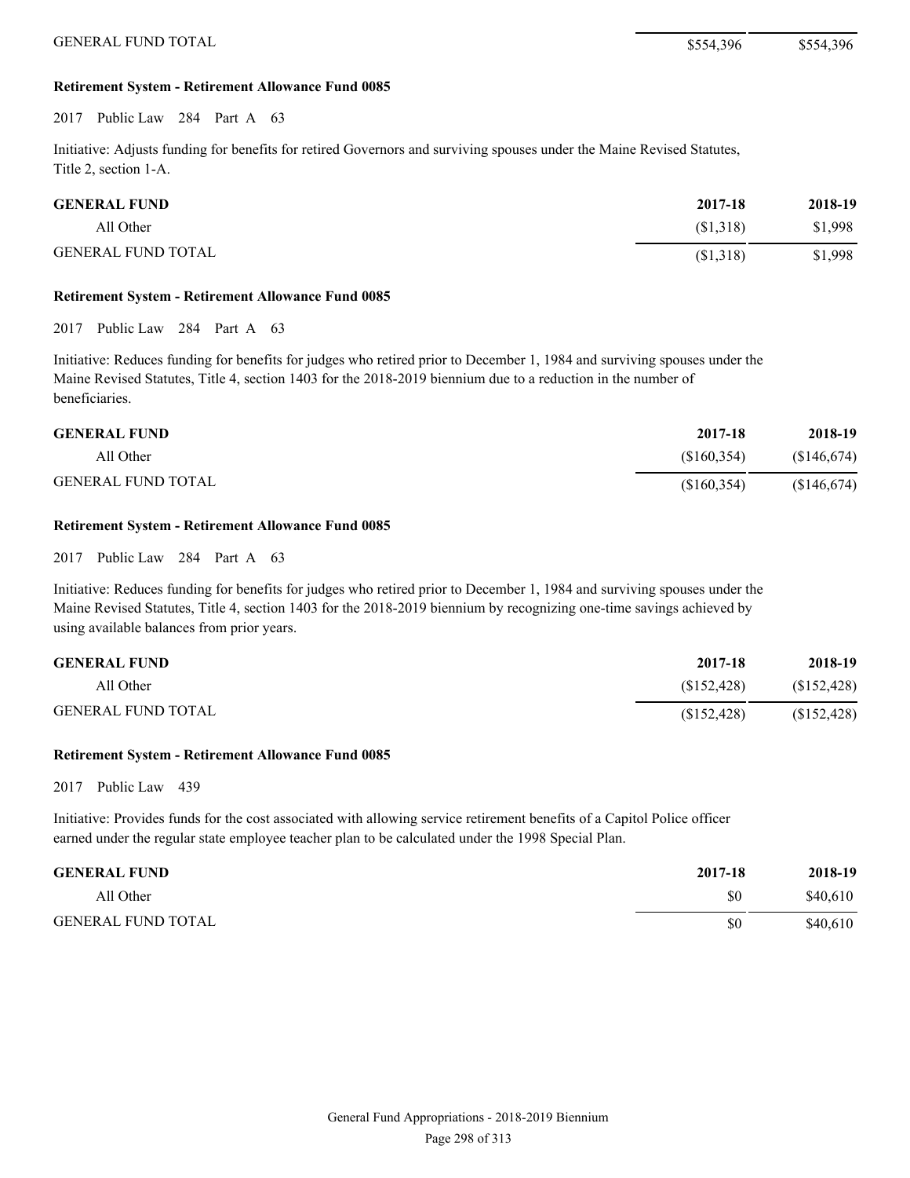| | | |
|---|---|---|
| GENERAL FUND TOTAL | $554,396 | $554,396 |

**Retirement System - Retirement Allowance Fund 0085**

2017 Public Law 284 Part A 63

Initiative: Adjusts funding for benefits for retired Governors and surviving spouses under the Maine Revised Statutes, Title 2, section 1-A.

| GENERAL FUND | 2017-18 | 2018-19 |
|---|---|---|
| All Other | ($1,318) | $1,998 |
| GENERAL FUND TOTAL | ($1,318) | $1,998 |

**Retirement System - Retirement Allowance Fund 0085**

2017 Public Law 284 Part A 63

Initiative: Reduces funding for benefits for judges who retired prior to December 1, 1984 and surviving spouses under the Maine Revised Statutes, Title 4, section 1403 for the 2018-2019 biennium due to a reduction in the number of beneficiaries.

| GENERAL FUND | 2017-18 | 2018-19 |
|---|---|---|
| All Other | ($160,354) | ($146,674) |
| GENERAL FUND TOTAL | ($160,354) | ($146,674) |

**Retirement System - Retirement Allowance Fund 0085**

2017 Public Law 284 Part A 63

Initiative: Reduces funding for benefits for judges who retired prior to December 1, 1984 and surviving spouses under the Maine Revised Statutes, Title 4, section 1403 for the 2018-2019 biennium by recognizing one-time savings achieved by using available balances from prior years.

| GENERAL FUND | 2017-18 | 2018-19 |
|---|---|---|
| All Other | ($152,428) | ($152,428) |
| GENERAL FUND TOTAL | ($152,428) | ($152,428) |

**Retirement System - Retirement Allowance Fund 0085**

2017 Public Law 439

Initiative: Provides funds for the cost associated with allowing service retirement benefits of a Capitol Police officer earned under the regular state employee teacher plan to be calculated under the 1998 Special Plan.

| GENERAL FUND | 2017-18 | 2018-19 |
|---|---|---|
| All Other | $0 | $40,610 |
| GENERAL FUND TOTAL | $0 | $40,610 |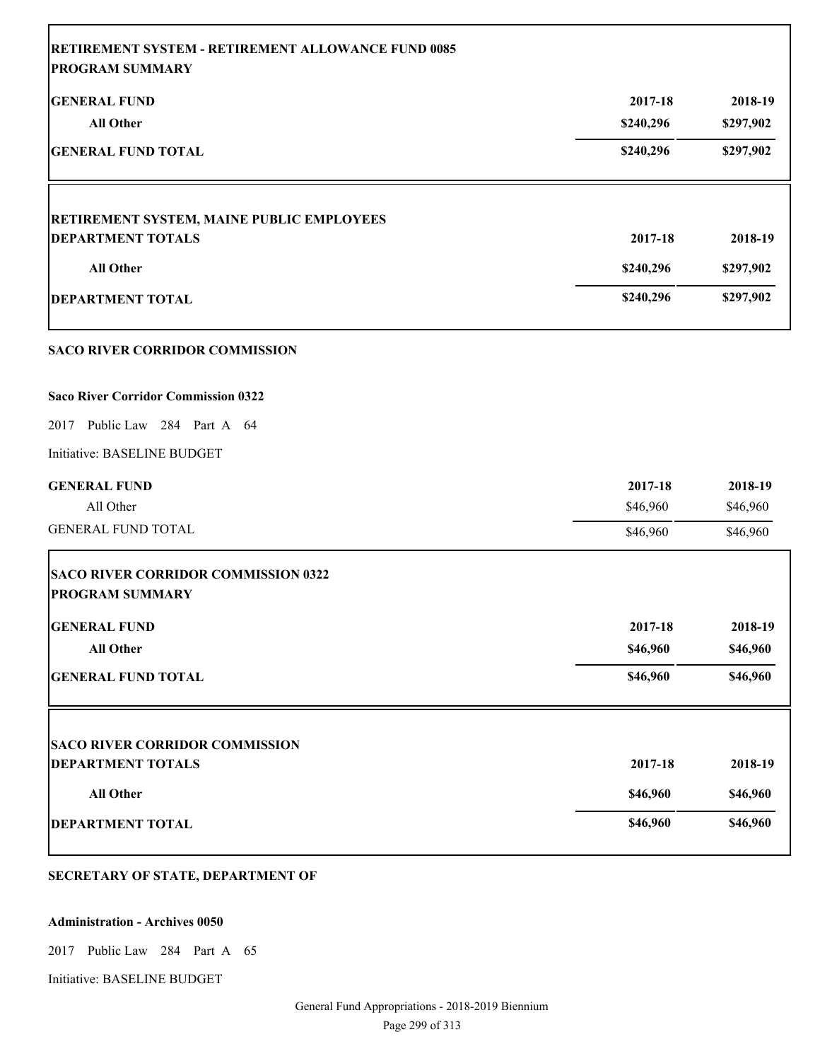| **RETIREMENT SYSTEM - RETIREMENT ALLOWANCE FUND 0085** | | |
|---|---|---|
| **PROGRAM SUMMARY** | | |
| **GENERAL FUND** | **2017-18** | **2018-19** |
| **All Other** | **$240,296** | **$297,902** |
| **GENERAL FUND TOTAL** | **$240,296** | **$297,902** |

| **RETIREMENT SYSTEM, MAINE PUBLIC EMPLOYEES** | | |
|---|---|---|
| **DEPARTMENT TOTALS** | **2017-18** | **2018-19** |
| **All Other** | **$240,296** | **$297,902** |
| **DEPARTMENT TOTAL** | **$240,296** | **$297,902** |

## SACO RIVER CORRIDOR COMMISSION

### Saco River Corridor Commission 0322

2017 Public Law 284 Part A 64

Initiative: BASELINE BUDGET

| GENERAL FUND | 2017-18 | 2018-19 |
|---|---|---|
| All Other | $46,960 | $46,960 |
| GENERAL FUND TOTAL | $46,960 | $46,960 |

| **SACO RIVER CORRIDOR COMMISSION 0322** | | |
|---|---|---|
| **PROGRAM SUMMARY** | | |
| **GENERAL FUND** | **2017-18** | **2018-19** |
| **All Other** | **$46,960** | **$46,960** |
| **GENERAL FUND TOTAL** | **$46,960** | **$46,960** |

| **SACO RIVER CORRIDOR COMMISSION** | | |
|---|---|---|
| **DEPARTMENT TOTALS** | **2017-18** | **2018-19** |
| **All Other** | **$46,960** | **$46,960** |
| **DEPARTMENT TOTAL** | **$46,960** | **$46,960** |

## SECRETARY OF STATE, DEPARTMENT OF

### Administration - Archives 0050

2017 Public Law 284 Part A 65

Initiative: BASELINE BUDGET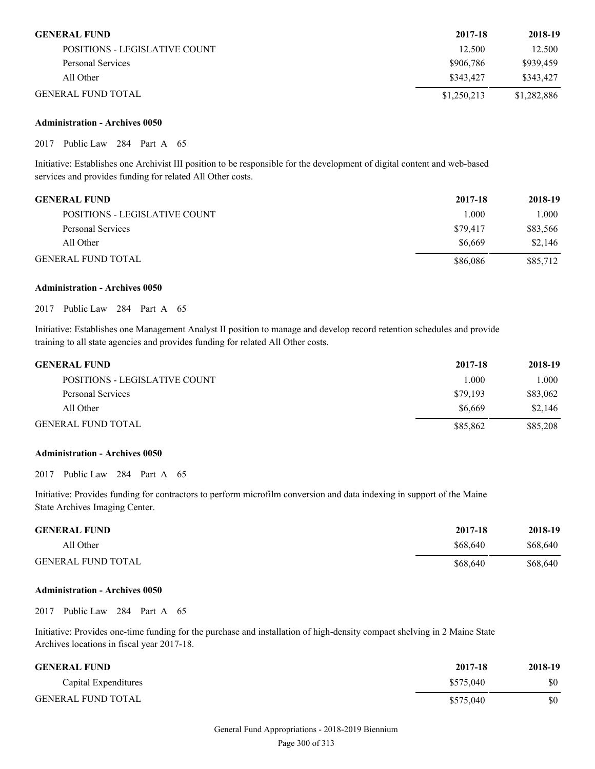| GENERAL FUND | 2017-18 | 2018-19 |
|---|---|---|
| POSITIONS - LEGISLATIVE COUNT | 12.500 | 12.500 |
| Personal Services | $906,786 | $939,459 |
| All Other | $343,427 | $343,427 |
| GENERAL FUND TOTAL | $1,250,213 | $1,282,886 |

**Administration - Archives 0050**

2017 Public Law 284 Part A 65

Initiative: Establishes one Archivist III position to be responsible for the development of digital content and web-based services and provides funding for related All Other costs.

| GENERAL FUND | 2017-18 | 2018-19 |
|---|---|---|
| POSITIONS - LEGISLATIVE COUNT | 1.000 | 1.000 |
| Personal Services | $79,417 | $83,566 |
| All Other | $6,669 | $2,146 |
| GENERAL FUND TOTAL | $86,086 | $85,712 |

**Administration - Archives 0050**

2017 Public Law 284 Part A 65

Initiative: Establishes one Management Analyst II position to manage and develop record retention schedules and provide training to all state agencies and provides funding for related All Other costs.

| GENERAL FUND | 2017-18 | 2018-19 |
|---|---|---|
| POSITIONS - LEGISLATIVE COUNT | 1.000 | 1.000 |
| Personal Services | $79,193 | $83,062 |
| All Other | $6,669 | $2,146 |
| GENERAL FUND TOTAL | $85,862 | $85,208 |

**Administration - Archives 0050**

2017 Public Law 284 Part A 65

Initiative: Provides funding for contractors to perform microfilm conversion and data indexing in support of the Maine State Archives Imaging Center.

| GENERAL FUND | 2017-18 | 2018-19 |
|---|---|---|
| All Other | $68,640 | $68,640 |
| GENERAL FUND TOTAL | $68,640 | $68,640 |

**Administration - Archives 0050**

2017 Public Law 284 Part A 65

Initiative: Provides one-time funding for the purchase and installation of high-density compact shelving in 2 Maine State Archives locations in fiscal year 2017-18.

| GENERAL FUND | 2017-18 | 2018-19 |
|---|---|---|
| Capital Expenditures | $575,040 | $0 |
| GENERAL FUND TOTAL | $575,040 | $0 |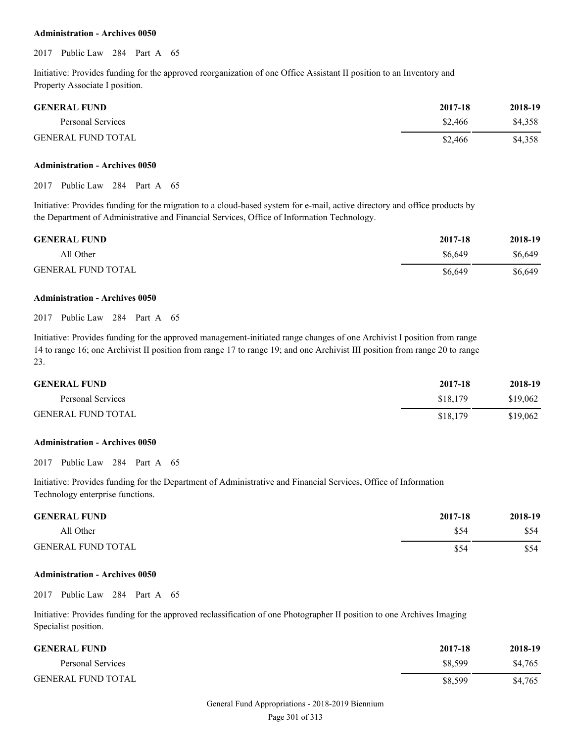**Administration - Archives 0050**

2017 Public Law 284 Part A 65

Initiative: Provides funding for the approved reorganization of one Office Assistant II position to an Inventory and Property Associate I position.

| GENERAL FUND | 2017-18 | 2018-19 |
|---|---|---|
| Personal Services | $2,466 | $4,358 |
| GENERAL FUND TOTAL | $2,466 | $4,358 |

**Administration - Archives 0050**

2017 Public Law 284 Part A 65

Initiative: Provides funding for the migration to a cloud-based system for e-mail, active directory and office products by the Department of Administrative and Financial Services, Office of Information Technology.

| GENERAL FUND | 2017-18 | 2018-19 |
|---|---|---|
| All Other | $6,649 | $6,649 |
| GENERAL FUND TOTAL | $6,649 | $6,649 |

**Administration - Archives 0050**

2017 Public Law 284 Part A 65

Initiative: Provides funding for the approved management-initiated range changes of one Archivist I position from range 14 to range 16; one Archivist II position from range 17 to range 19; and one Archivist III position from range 20 to range 23.

| GENERAL FUND | 2017-18 | 2018-19 |
|---|---|---|
| Personal Services | $18,179 | $19,062 |
| GENERAL FUND TOTAL | $18,179 | $19,062 |

**Administration - Archives 0050**

2017 Public Law 284 Part A 65

Initiative: Provides funding for the Department of Administrative and Financial Services, Office of Information Technology enterprise functions.

| GENERAL FUND | 2017-18 | 2018-19 |
|---|---|---|
| All Other | $54 | $54 |
| GENERAL FUND TOTAL | $54 | $54 |

**Administration - Archives 0050**

2017 Public Law 284 Part A 65

Initiative: Provides funding for the approved reclassification of one Photographer II position to one Archives Imaging Specialist position.

| GENERAL FUND | 2017-18 | 2018-19 |
|---|---|---|
| Personal Services | $8,599 | $4,765 |
| GENERAL FUND TOTAL | $8,599 | $4,765 |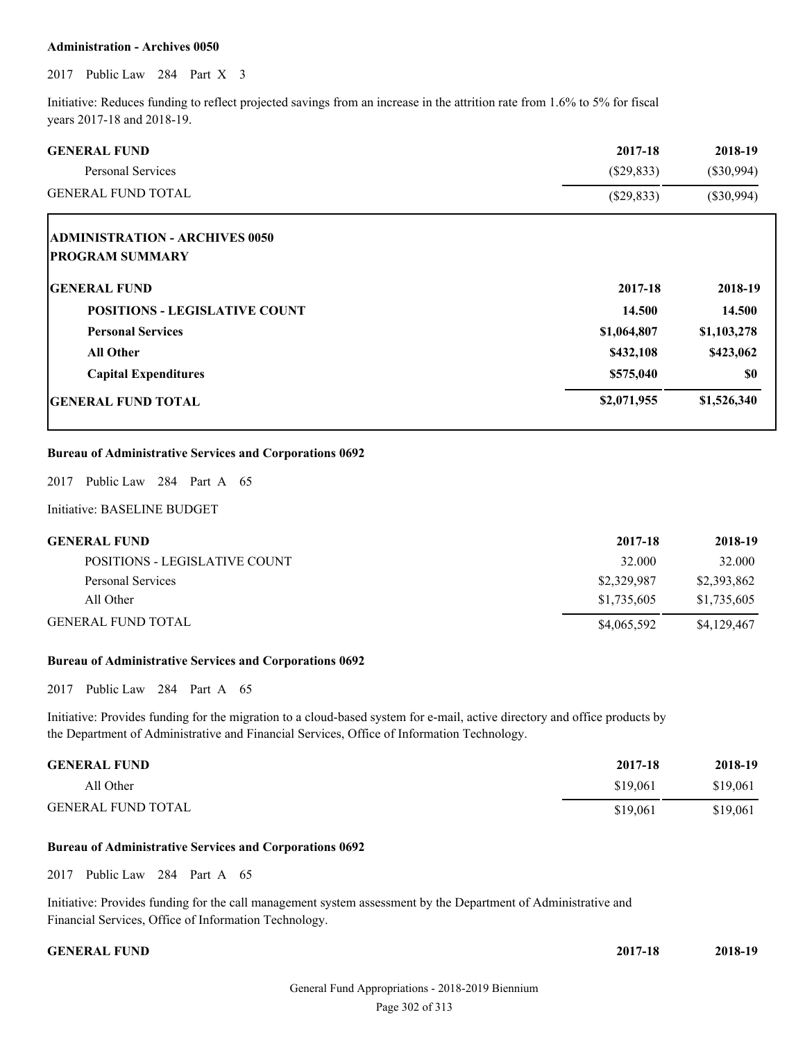**Administration - Archives 0050**

2017 Public Law 284 Part X 3

Initiative: Reduces funding to reflect projected savings from an increase in the attrition rate from 1.6% to 5% for fiscal years 2017-18 and 2018-19.

| GENERAL FUND | 2017-18 | 2018-19 |
|---|---|---|
| Personal Services | ($29,833) | ($30,994) |
| GENERAL FUND TOTAL | ($29,833) | ($30,994) |

**ADMINISTRATION - ARCHIVES 0050**
**PROGRAM SUMMARY**

| GENERAL FUND | 2017-18 | 2018-19 |
|---|---|---|
| **POSITIONS - LEGISLATIVE COUNT** | **14.500** | **14.500** |
| **Personal Services** | **$1,064,807** | **$1,103,278** |
| **All Other** | **$432,108** | **$423,062** |
| **Capital Expenditures** | **$575,040** | **$0** |
| **GENERAL FUND TOTAL** | **$2,071,955** | **$1,526,340** |

**Bureau of Administrative Services and Corporations 0692**

2017 Public Law 284 Part A 65

Initiative: BASELINE BUDGET

| GENERAL FUND | 2017-18 | 2018-19 |
|---|---|---|
| POSITIONS - LEGISLATIVE COUNT | 32.000 | 32.000 |
| Personal Services | $2,329,987 | $2,393,862 |
| All Other | $1,735,605 | $1,735,605 |
| GENERAL FUND TOTAL | $4,065,592 | $4,129,467 |

**Bureau of Administrative Services and Corporations 0692**

2017 Public Law 284 Part A 65

Initiative: Provides funding for the migration to a cloud-based system for e-mail, active directory and office products by the Department of Administrative and Financial Services, Office of Information Technology.

| GENERAL FUND | 2017-18 | 2018-19 |
|---|---|---|
| All Other | $19,061 | $19,061 |
| GENERAL FUND TOTAL | $19,061 | $19,061 |

**Bureau of Administrative Services and Corporations 0692**

2017 Public Law 284 Part A 65

Initiative: Provides funding for the call management system assessment by the Department of Administrative and Financial Services, Office of Information Technology.

| GENERAL FUND | 2017-18 | 2018-19 |
|---|---|---|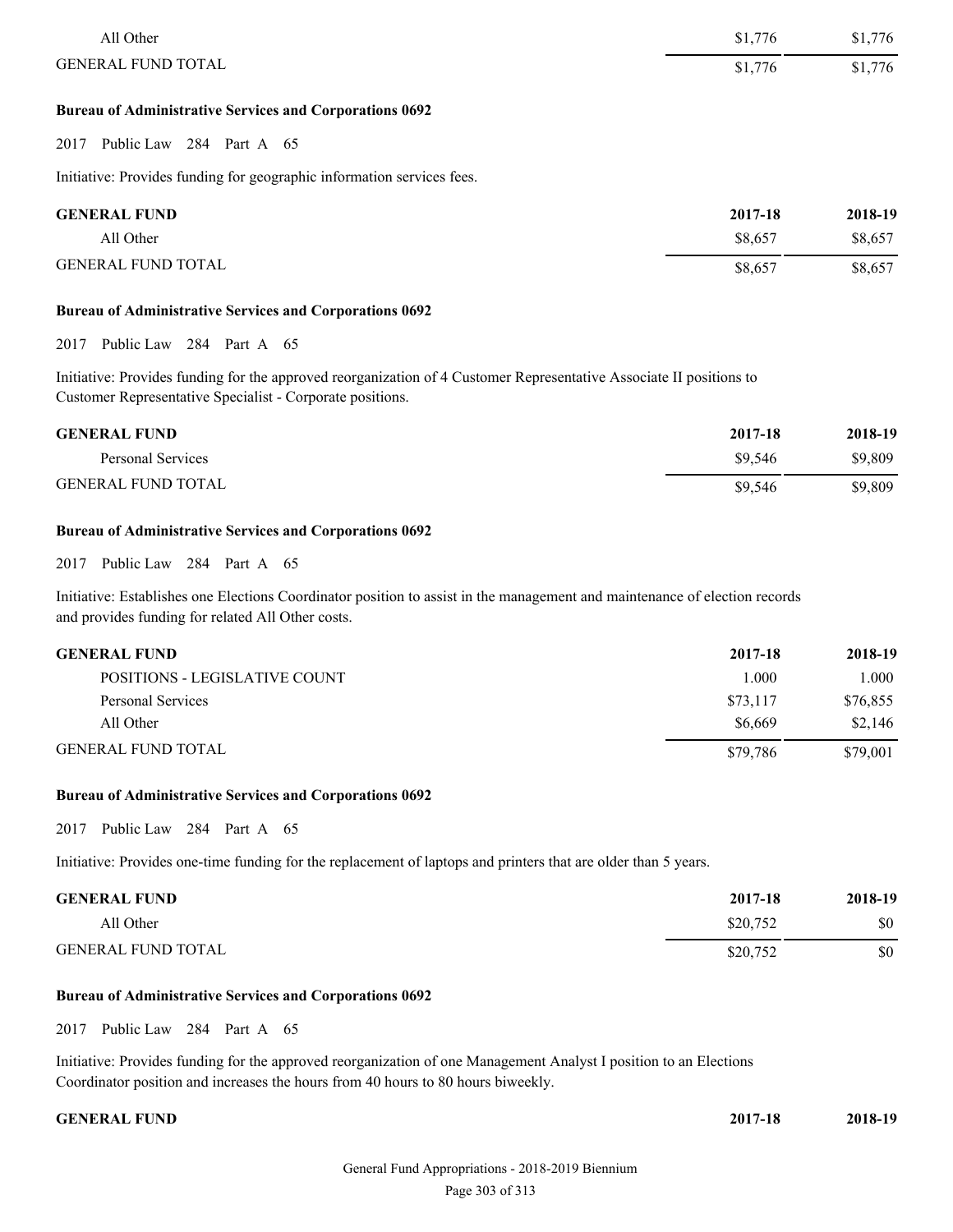| | | |
|---|---|---|
| All Other | $1,776 | $1,776 |
| GENERAL FUND TOTAL | $1,776 | $1,776 |

**Bureau of Administrative Services and Corporations 0692**

2017 Public Law 284 Part A 65

Initiative: Provides funding for geographic information services fees.

| GENERAL FUND | 2017-18 | 2018-19 |
|---|---|---|
| All Other | $8,657 | $8,657 |
| GENERAL FUND TOTAL | $8,657 | $8,657 |

**Bureau of Administrative Services and Corporations 0692**

2017 Public Law 284 Part A 65

Initiative: Provides funding for the approved reorganization of 4 Customer Representative Associate II positions to Customer Representative Specialist - Corporate positions.

| GENERAL FUND | 2017-18 | 2018-19 |
|---|---|---|
| Personal Services | $9,546 | $9,809 |
| GENERAL FUND TOTAL | $9,546 | $9,809 |

**Bureau of Administrative Services and Corporations 0692**

2017 Public Law 284 Part A 65

Initiative: Establishes one Elections Coordinator position to assist in the management and maintenance of election records and provides funding for related All Other costs.

| GENERAL FUND | 2017-18 | 2018-19 |
|---|---|---|
| POSITIONS - LEGISLATIVE COUNT | 1.000 | 1.000 |
| Personal Services | $73,117 | $76,855 |
| All Other | $6,669 | $2,146 |
| GENERAL FUND TOTAL | $79,786 | $79,001 |

**Bureau of Administrative Services and Corporations 0692**

2017 Public Law 284 Part A 65

Initiative: Provides one-time funding for the replacement of laptops and printers that are older than 5 years.

| GENERAL FUND | 2017-18 | 2018-19 |
|---|---|---|
| All Other | $20,752 | $0 |
| GENERAL FUND TOTAL | $20,752 | $0 |

**Bureau of Administrative Services and Corporations 0692**

2017 Public Law 284 Part A 65

Initiative: Provides funding for the approved reorganization of one Management Analyst I position to an Elections Coordinator position and increases the hours from 40 hours to 80 hours biweekly.

| GENERAL FUND | 2017-18 | 2018-19 |
|---|---|---|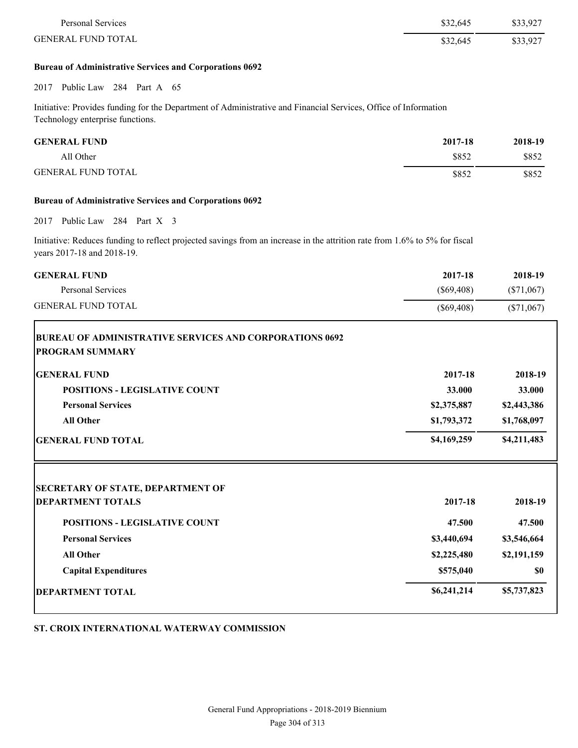| | | |
|---|---|---|
| Personal Services | \$32,645 | \$33,927 |
| GENERAL FUND TOTAL | \$32,645 | \$33,927 |

**Bureau of Administrative Services and Corporations 0692**

2017 Public Law 284 Part A 65

Initiative: Provides funding for the Department of Administrative and Financial Services, Office of Information Technology enterprise functions.

| GENERAL FUND | 2017-18 | 2018-19 |
|---|---|---|
| All Other | \$852 | \$852 |
| GENERAL FUND TOTAL | \$852 | \$852 |

**Bureau of Administrative Services and Corporations 0692**

2017 Public Law 284 Part X 3

Initiative: Reduces funding to reflect projected savings from an increase in the attrition rate from 1.6% to 5% for fiscal years 2017-18 and 2018-19.

| GENERAL FUND | 2017-18 | 2018-19 |
|---|---|---|
| Personal Services | (\$69,408) | (\$71,067) |
| GENERAL FUND TOTAL | (\$69,408) | (\$71,067) |

**BUREAU OF ADMINISTRATIVE SERVICES AND CORPORATIONS 0692**
**PROGRAM SUMMARY**

| GENERAL FUND | 2017-18 | 2018-19 |
|---|---|---|
| POSITIONS - LEGISLATIVE COUNT | 33.000 | 33.000 |
| Personal Services | \$2,375,887 | \$2,443,386 |
| All Other | \$1,793,372 | \$1,768,097 |
| GENERAL FUND TOTAL | \$4,169,259 | \$4,211,483 |

**SECRETARY OF STATE, DEPARTMENT OF**

| DEPARTMENT TOTALS | 2017-18 | 2018-19 |
|---|---|---|
| POSITIONS - LEGISLATIVE COUNT | 47.500 | 47.500 |
| Personal Services | \$3,440,694 | \$3,546,664 |
| All Other | \$2,225,480 | \$2,191,159 |
| Capital Expenditures | \$575,040 | \$0 |
| DEPARTMENT TOTAL | \$6,241,214 | \$5,737,823 |

## ST. CROIX INTERNATIONAL WATERWAY COMMISSION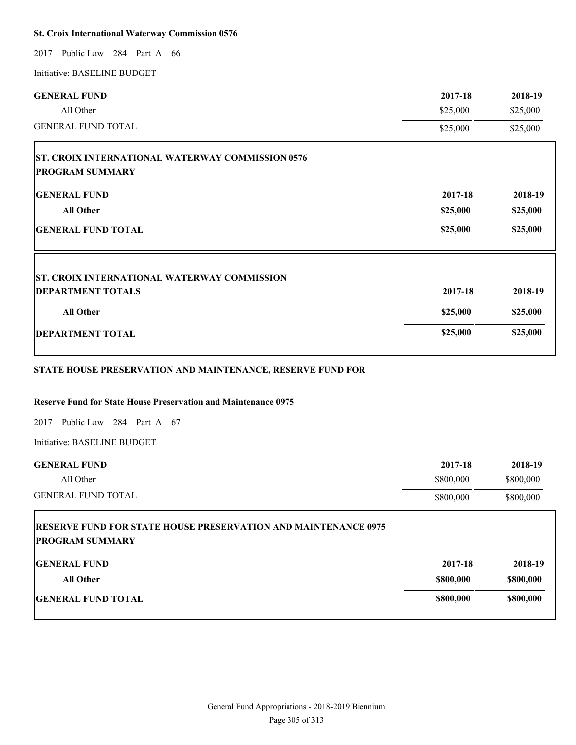**St. Croix International Waterway Commission 0576**

2017 Public Law 284 Part A 66

Initiative: BASELINE BUDGET

| GENERAL FUND | 2017-18 | 2018-19 |
|---|---|---|
| All Other | $25,000 | $25,000 |
| GENERAL FUND TOTAL | $25,000 | $25,000 |

| ST. CROIX INTERNATIONAL WATERWAY COMMISSION 0576 PROGRAM SUMMARY | | |
|---|---|---|
| **GENERAL FUND** | **2017-18** | **2018-19** |
| **All Other** | **$25,000** | **$25,000** |
| **GENERAL FUND TOTAL** | **$25,000** | **$25,000** |

| ST. CROIX INTERNATIONAL WATERWAY COMMISSION DEPARTMENT TOTALS | 2017-18 | 2018-19 |
|---|---|---|
| **All Other** | **$25,000** | **$25,000** |
| **DEPARTMENT TOTAL** | **$25,000** | **$25,000** |

**STATE HOUSE PRESERVATION AND MAINTENANCE, RESERVE FUND FOR**

**Reserve Fund for State House Preservation and Maintenance 0975**

2017 Public Law 284 Part A 67

Initiative: BASELINE BUDGET

| GENERAL FUND | 2017-18 | 2018-19 |
|---|---|---|
| All Other | $800,000 | $800,000 |
| GENERAL FUND TOTAL | $800,000 | $800,000 |

| RESERVE FUND FOR STATE HOUSE PRESERVATION AND MAINTENANCE 0975 PROGRAM SUMMARY | | |
|---|---|---|
| **GENERAL FUND** | **2017-18** | **2018-19** |
| **All Other** | **$800,000** | **$800,000** |
| **GENERAL FUND TOTAL** | **$800,000** | **$800,000** |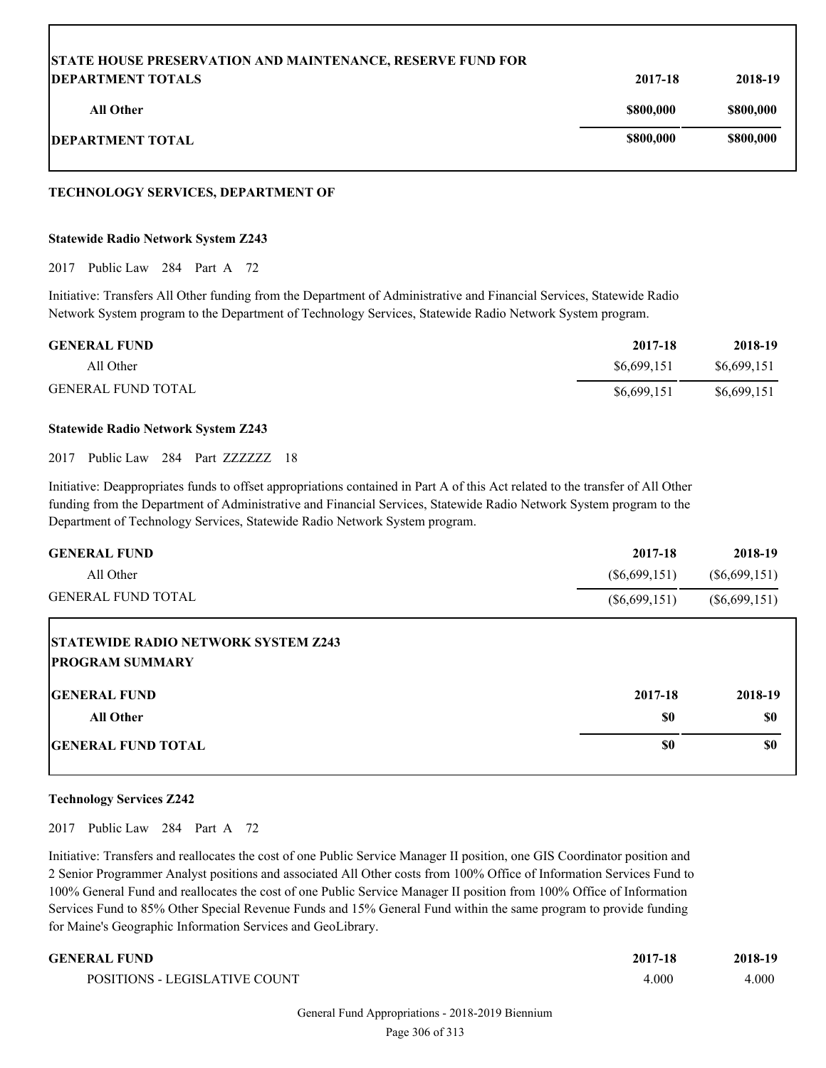| STATE HOUSE PRESERVATION AND MAINTENANCE, RESERVE FUND FOR DEPARTMENT TOTALS | 2017-18 | 2018-19 |
|---|---|---|
| **All Other** | **$800,000** | **$800,000** |
| **DEPARTMENT TOTAL** | **$800,000** | **$800,000** |

**TECHNOLOGY SERVICES, DEPARTMENT OF**

**Statewide Radio Network System Z243**

2017 Public Law 284 Part A 72

Initiative: Transfers All Other funding from the Department of Administrative and Financial Services, Statewide Radio Network System program to the Department of Technology Services, Statewide Radio Network System program.

| GENERAL FUND | 2017-18 | 2018-19 |
|---|---|---|
| All Other | $6,699,151 | $6,699,151 |
| GENERAL FUND TOTAL | $6,699,151 | $6,699,151 |

**Statewide Radio Network System Z243**

2017 Public Law 284 Part ZZZZZZ 18

Initiative: Deappropriates funds to offset appropriations contained in Part A of this Act related to the transfer of All Other funding from the Department of Administrative and Financial Services, Statewide Radio Network System program to the Department of Technology Services, Statewide Radio Network System program.

| GENERAL FUND | 2017-18 | 2018-19 |
|---|---|---|
| All Other | ($6,699,151) | ($6,699,151) |
| GENERAL FUND TOTAL | ($6,699,151) | ($6,699,151) |

**STATEWIDE RADIO NETWORK SYSTEM Z243**
**PROGRAM SUMMARY**

| GENERAL FUND | 2017-18 | 2018-19 |
|---|---|---|
| **All Other** | **$0** | **$0** |
| **GENERAL FUND TOTAL** | **$0** | **$0** |

**Technology Services Z242**

2017 Public Law 284 Part A 72

Initiative: Transfers and reallocates the cost of one Public Service Manager II position, one GIS Coordinator position and 2 Senior Programmer Analyst positions and associated All Other costs from 100% Office of Information Services Fund to 100% General Fund and reallocates the cost of one Public Service Manager II position from 100% Office of Information Services Fund to 85% Other Special Revenue Funds and 15% General Fund within the same program to provide funding for Maine's Geographic Information Services and GeoLibrary.

| GENERAL FUND | 2017-18 | 2018-19 |
|---|---|---|
| POSITIONS - LEGISLATIVE COUNT | 4.000 | 4.000 |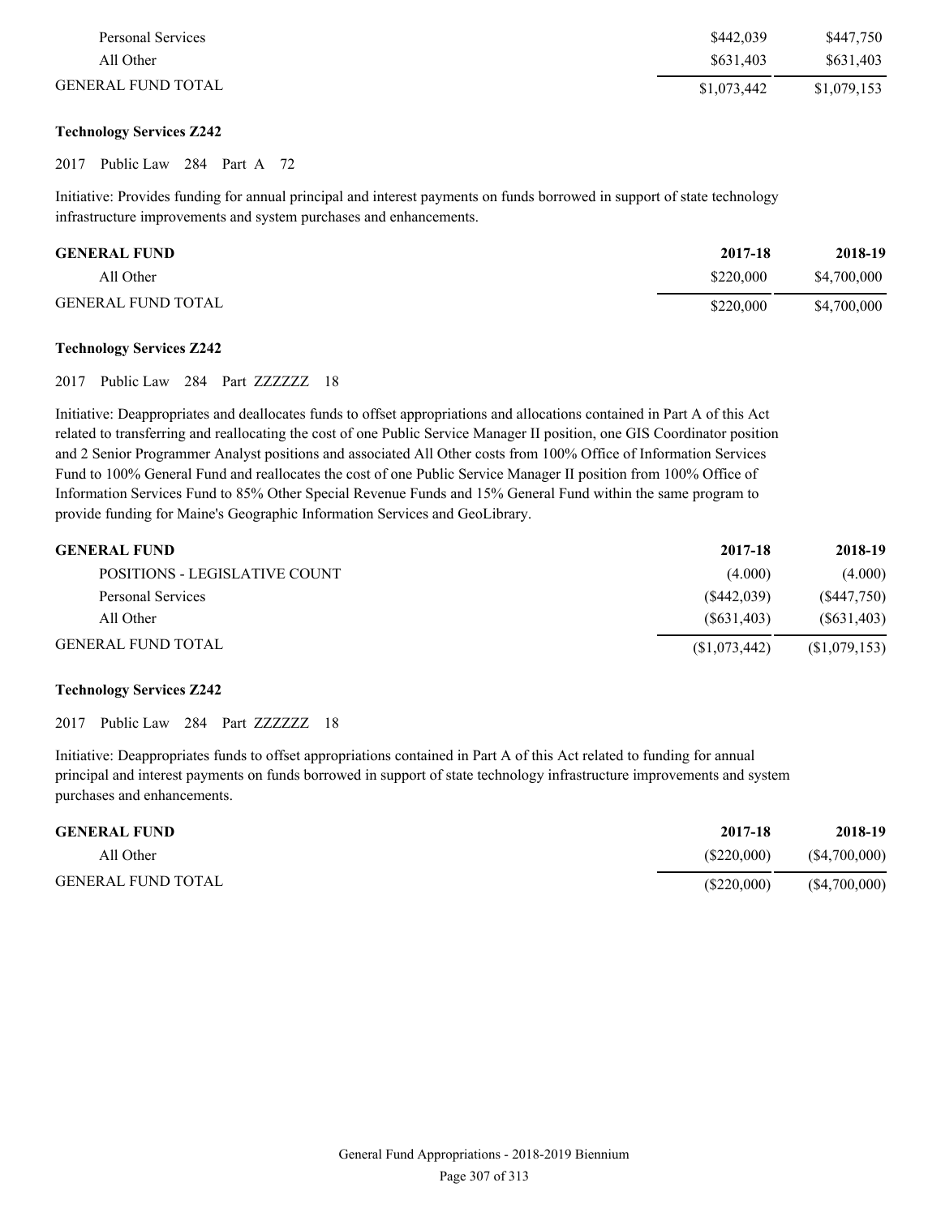| | | |
|---|---|---|
| Personal Services | \$442,039 | \$447,750 |
| All Other | \$631,403 | \$631,403 |
| GENERAL FUND TOTAL | \$1,073,442 | \$1,079,153 |

**Technology Services Z242**

2017 Public Law 284 Part A 72

Initiative: Provides funding for annual principal and interest payments on funds borrowed in support of state technology infrastructure improvements and system purchases and enhancements.

| GENERAL FUND | 2017-18 | 2018-19 |
|---|---|---|
| All Other | \$220,000 | \$4,700,000 |
| GENERAL FUND TOTAL | \$220,000 | \$4,700,000 |

**Technology Services Z242**

2017 Public Law 284 Part ZZZZZZ 18

Initiative: Deappropriates and deallocates funds to offset appropriations and allocations contained in Part A of this Act related to transferring and reallocating the cost of one Public Service Manager II position, one GIS Coordinator position and 2 Senior Programmer Analyst positions and associated All Other costs from 100% Office of Information Services Fund to 100% General Fund and reallocates the cost of one Public Service Manager II position from 100% Office of Information Services Fund to 85% Other Special Revenue Funds and 15% General Fund within the same program to provide funding for Maine's Geographic Information Services and GeoLibrary.

| GENERAL FUND | 2017-18 | 2018-19 |
|---|---|---|
| POSITIONS - LEGISLATIVE COUNT | (4.000) | (4.000) |
| Personal Services | (\$442,039) | (\$447,750) |
| All Other | (\$631,403) | (\$631,403) |
| GENERAL FUND TOTAL | (\$1,073,442) | (\$1,079,153) |

**Technology Services Z242**

2017 Public Law 284 Part ZZZZZZ 18

Initiative: Deappropriates funds to offset appropriations contained in Part A of this Act related to funding for annual principal and interest payments on funds borrowed in support of state technology infrastructure improvements and system purchases and enhancements.

| GENERAL FUND | 2017-18 | 2018-19 |
|---|---|---|
| All Other | (\$220,000) | (\$4,700,000) |
| GENERAL FUND TOTAL | (\$220,000) | (\$4,700,000) |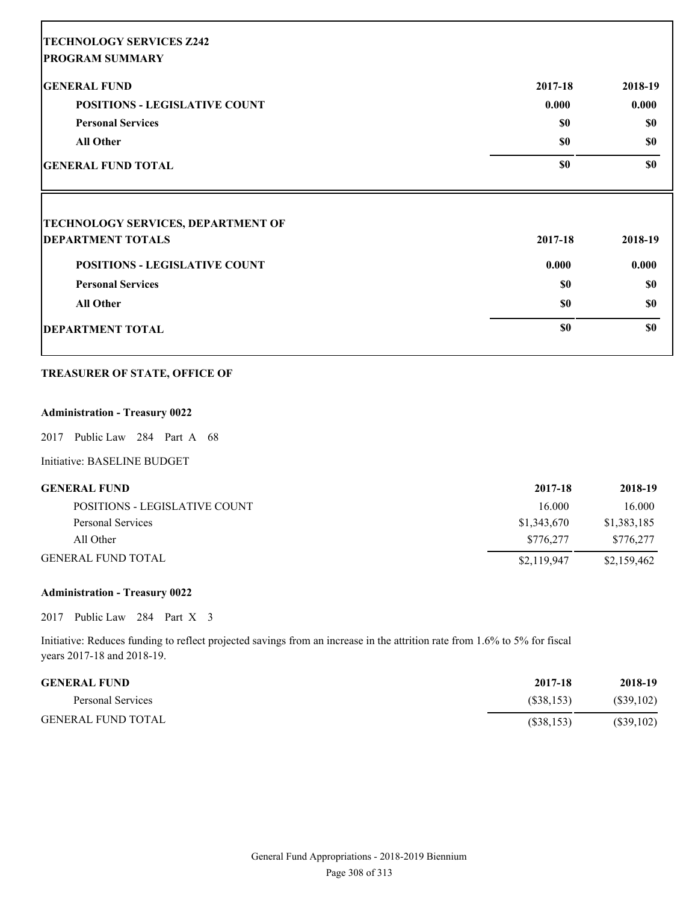## TECHNOLOGY SERVICES Z242

### PROGRAM SUMMARY

| GENERAL FUND | 2017-18 | 2018-19 |
|---|---|---|
| POSITIONS - LEGISLATIVE COUNT | 0.000 | 0.000 |
| Personal Services | $0 | $0 |
| All Other | $0 | $0 |
| GENERAL FUND TOTAL | $0 | $0 |

## TECHNOLOGY SERVICES, DEPARTMENT OF

| DEPARTMENT TOTALS | 2017-18 | 2018-19 |
|---|---|---|
| POSITIONS - LEGISLATIVE COUNT | 0.000 | 0.000 |
| Personal Services | $0 | $0 |
| All Other | $0 | $0 |
| DEPARTMENT TOTAL | $0 | $0 |

## TREASURER OF STATE, OFFICE OF

### Administration - Treasury 0022

2017 Public Law 284 Part A 68

Initiative: BASELINE BUDGET

| GENERAL FUND | 2017-18 | 2018-19 |
|---|---|---|
| POSITIONS - LEGISLATIVE COUNT | 16.000 | 16.000 |
| Personal Services | $1,343,670 | $1,383,185 |
| All Other | $776,277 | $776,277 |
| GENERAL FUND TOTAL | $2,119,947 | $2,159,462 |

### Administration - Treasury 0022

2017 Public Law 284 Part X 3

Initiative: Reduces funding to reflect projected savings from an increase in the attrition rate from 1.6% to 5% for fiscal years 2017-18 and 2018-19.

| GENERAL FUND | 2017-18 | 2018-19 |
|---|---|---|
| Personal Services | ($38,153) | ($39,102) |
| GENERAL FUND TOTAL | ($38,153) | ($39,102) |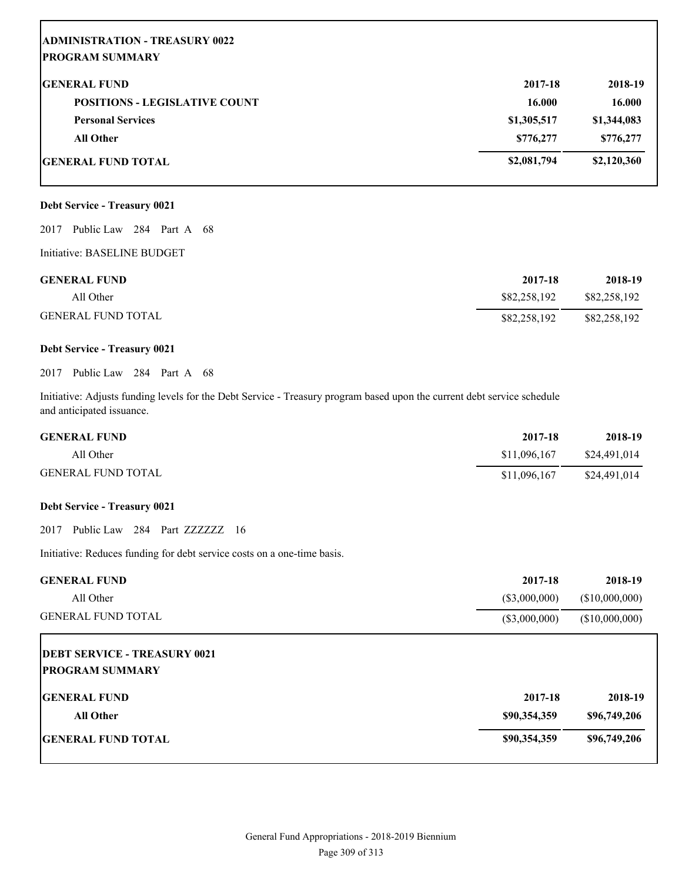| ADMINISTRATION - TREASURY 0022 | | |
|---|---|---|
| **PROGRAM SUMMARY** | | |
| **GENERAL FUND** | **2017-18** | **2018-19** |
| **POSITIONS - LEGISLATIVE COUNT** | **16.000** | **16.000** |
| **Personal Services** | **$1,305,517** | **$1,344,083** |
| **All Other** | **$776,277** | **$776,277** |
| **GENERAL FUND TOTAL** | **$2,081,794** | **$2,120,360** |

**Debt Service - Treasury 0021**

2017 Public Law 284 Part A 68

Initiative: BASELINE BUDGET

| GENERAL FUND | 2017-18 | 2018-19 |
|---|---|---|
| All Other | $82,258,192 | $82,258,192 |
| GENERAL FUND TOTAL | $82,258,192 | $82,258,192 |

**Debt Service - Treasury 0021**

2017 Public Law 284 Part A 68

Initiative: Adjusts funding levels for the Debt Service - Treasury program based upon the current debt service schedule and anticipated issuance.

| GENERAL FUND | 2017-18 | 2018-19 |
|---|---|---|
| All Other | $11,096,167 | $24,491,014 |
| GENERAL FUND TOTAL | $11,096,167 | $24,491,014 |

**Debt Service - Treasury 0021**

2017 Public Law 284 Part ZZZZZZ 16

Initiative: Reduces funding for debt service costs on a one-time basis.

| GENERAL FUND | 2017-18 | 2018-19 |
|---|---|---|
| All Other | ($3,000,000) | ($10,000,000) |
| GENERAL FUND TOTAL | ($3,000,000) | ($10,000,000) |

| DEBT SERVICE - TREASURY 0021 | | |
|---|---|---|
| **PROGRAM SUMMARY** | | |
| **GENERAL FUND** | **2017-18** | **2018-19** |
| **All Other** | **$90,354,359** | **$96,749,206** |
| **GENERAL FUND TOTAL** | **$90,354,359** | **$96,749,206** |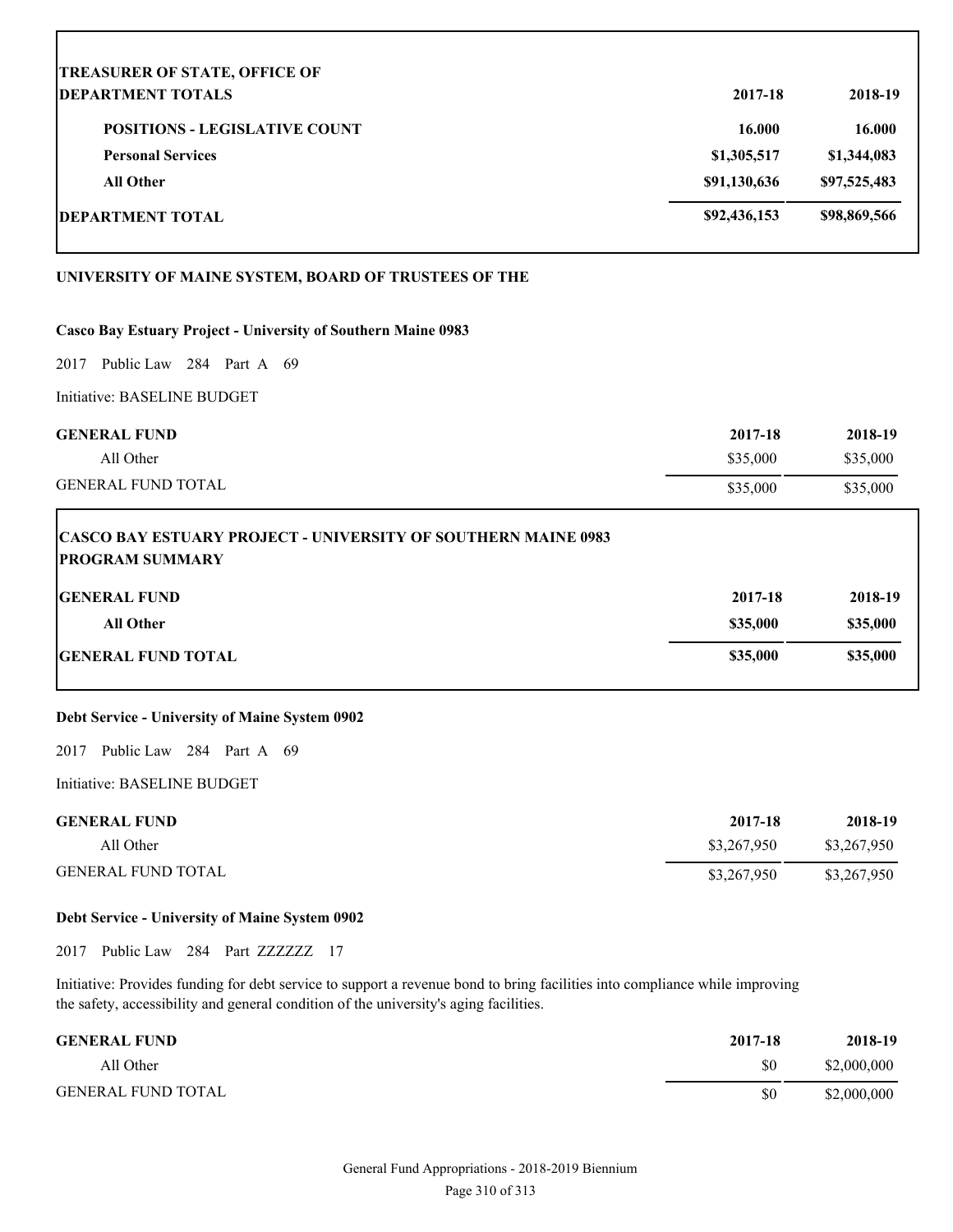| TREASURER OF STATE, OFFICE OF<br>DEPARTMENT TOTALS | 2017-18 | 2018-19 |
|---|---|---|
| **POSITIONS - LEGISLATIVE COUNT** | **16.000** | **16.000** |
| **Personal Services** | **$1,305,517** | **$1,344,083** |
| **All Other** | **$91,130,636** | **$97,525,483** |
| **DEPARTMENT TOTAL** | **$92,436,153** | **$98,869,566** |

**UNIVERSITY OF MAINE SYSTEM, BOARD OF TRUSTEES OF THE**

**Casco Bay Estuary Project - University of Southern Maine 0983**

2017 Public Law 284 Part A 69

Initiative: BASELINE BUDGET

| GENERAL FUND | 2017-18 | 2018-19 |
|---|---|---|
| All Other | $35,000 | $35,000 |
| GENERAL FUND TOTAL | $35,000 | $35,000 |

| CASCO BAY ESTUARY PROJECT - UNIVERSITY OF SOUTHERN MAINE 0983<br>PROGRAM SUMMARY | | |
|---|---|---|
| **GENERAL FUND** | **2017-18** | **2018-19** |
| **All Other** | **$35,000** | **$35,000** |
| **GENERAL FUND TOTAL** | **$35,000** | **$35,000** |

**Debt Service - University of Maine System 0902**

2017 Public Law 284 Part A 69

Initiative: BASELINE BUDGET

| GENERAL FUND | 2017-18 | 2018-19 |
|---|---|---|
| All Other | $3,267,950 | $3,267,950 |
| GENERAL FUND TOTAL | $3,267,950 | $3,267,950 |

**Debt Service - University of Maine System 0902**

2017 Public Law 284 Part ZZZZZZ 17

Initiative: Provides funding for debt service to support a revenue bond to bring facilities into compliance while improving the safety, accessibility and general condition of the university's aging facilities.

| GENERAL FUND | 2017-18 | 2018-19 |
|---|---|---|
| All Other | $0 | $2,000,000 |
| GENERAL FUND TOTAL | $0 | $2,000,000 |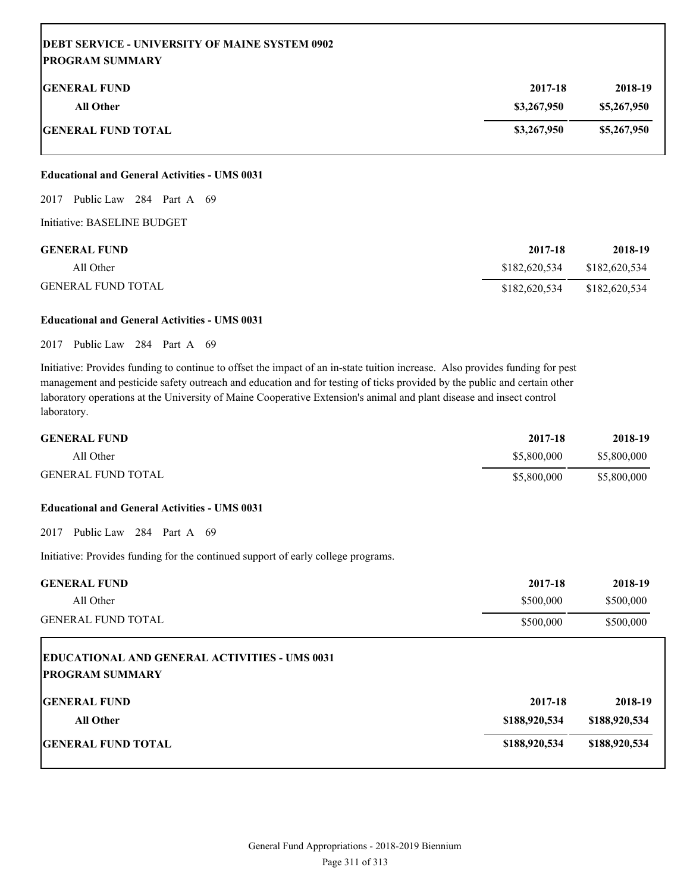**DEBT SERVICE - UNIVERSITY OF MAINE SYSTEM 0902**
**PROGRAM SUMMARY**

| GENERAL FUND | 2017-18 | 2018-19 |
|---|---|---|
| All Other | $3,267,950 | $5,267,950 |
| GENERAL FUND TOTAL | $3,267,950 | $5,267,950 |

**Educational and General Activities - UMS 0031**

2017 Public Law 284 Part A 69

Initiative: BASELINE BUDGET

| GENERAL FUND | 2017-18 | 2018-19 |
|---|---|---|
| All Other | $182,620,534 | $182,620,534 |
| GENERAL FUND TOTAL | $182,620,534 | $182,620,534 |

**Educational and General Activities - UMS 0031**

2017 Public Law 284 Part A 69

Initiative: Provides funding to continue to offset the impact of an in-state tuition increase. Also provides funding for pest management and pesticide safety outreach and education and for testing of ticks provided by the public and certain other laboratory operations at the University of Maine Cooperative Extension's animal and plant disease and insect control laboratory.

| GENERAL FUND | 2017-18 | 2018-19 |
|---|---|---|
| All Other | $5,800,000 | $5,800,000 |
| GENERAL FUND TOTAL | $5,800,000 | $5,800,000 |

**Educational and General Activities - UMS 0031**

2017 Public Law 284 Part A 69

Initiative: Provides funding for the continued support of early college programs.

| GENERAL FUND | 2017-18 | 2018-19 |
|---|---|---|
| All Other | $500,000 | $500,000 |
| GENERAL FUND TOTAL | $500,000 | $500,000 |

**EDUCATIONAL AND GENERAL ACTIVITIES - UMS 0031**
**PROGRAM SUMMARY**

| GENERAL FUND | 2017-18 | 2018-19 |
|---|---|---|
| All Other | $188,920,534 | $188,920,534 |
| GENERAL FUND TOTAL | $188,920,534 | $188,920,534 |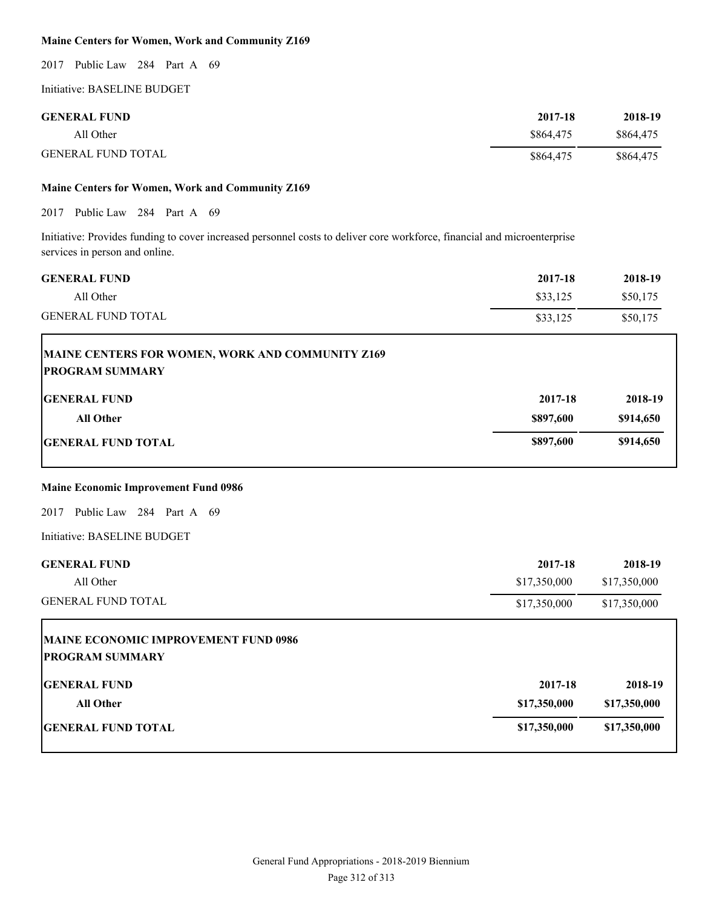**Maine Centers for Women, Work and Community Z169**

2017 Public Law 284 Part A 69

Initiative: BASELINE BUDGET

| GENERAL FUND | 2017-18 | 2018-19 |
|---|---|---|
| All Other | $864,475 | $864,475 |
| GENERAL FUND TOTAL | $864,475 | $864,475 |

**Maine Centers for Women, Work and Community Z169**

2017 Public Law 284 Part A 69

Initiative: Provides funding to cover increased personnel costs to deliver core workforce, financial and microenterprise services in person and online.

| GENERAL FUND | 2017-18 | 2018-19 |
|---|---|---|
| All Other | $33,125 | $50,175 |
| GENERAL FUND TOTAL | $33,125 | $50,175 |

**MAINE CENTERS FOR WOMEN, WORK AND COMMUNITY Z169**
**PROGRAM SUMMARY**

| GENERAL FUND | 2017-18 | 2018-19 |
|---|---|---|
| **All Other** | **$897,600** | **$914,650** |
| **GENERAL FUND TOTAL** | **$897,600** | **$914,650** |

**Maine Economic Improvement Fund 0986**

2017 Public Law 284 Part A 69

Initiative: BASELINE BUDGET

| GENERAL FUND | 2017-18 | 2018-19 |
|---|---|---|
| All Other | $17,350,000 | $17,350,000 |
| GENERAL FUND TOTAL | $17,350,000 | $17,350,000 |

**MAINE ECONOMIC IMPROVEMENT FUND 0986**
**PROGRAM SUMMARY**

| GENERAL FUND | 2017-18 | 2018-19 |
|---|---|---|
| **All Other** | **$17,350,000** | **$17,350,000** |
| **GENERAL FUND TOTAL** | **$17,350,000** | **$17,350,000** |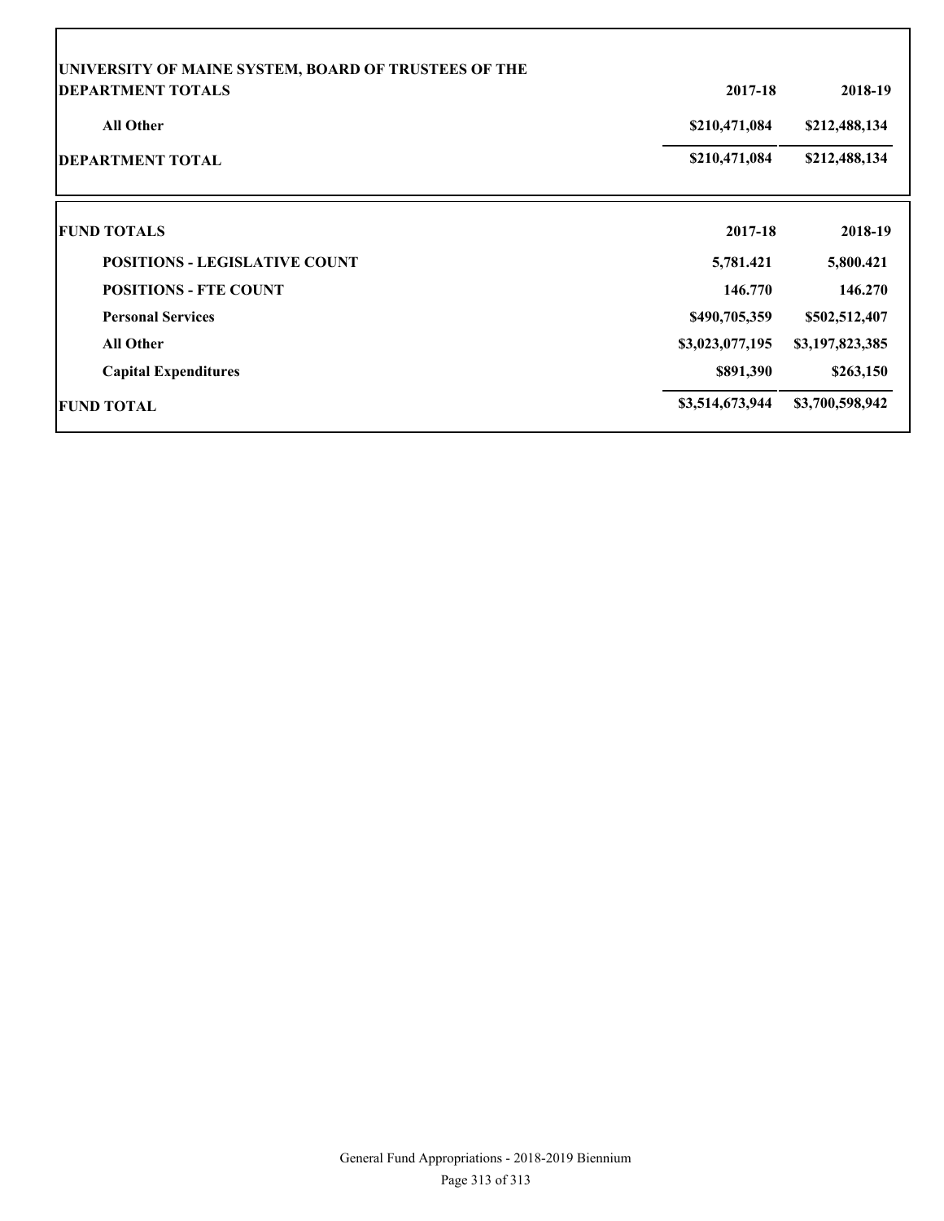## UNIVERSITY OF MAINE SYSTEM, BOARD OF TRUSTEES OF THE

| DEPARTMENT TOTALS | 2017-18 | 2018-19 |
| --- | --- | --- |
| All Other | $210,471,084 | $212,488,134 |
| DEPARTMENT TOTAL | $210,471,084 | $212,488,134 |

| FUND TOTALS | 2017-18 | 2018-19 |
| --- | --- | --- |
| POSITIONS - LEGISLATIVE COUNT | 5,781.421 | 5,800.421 |
| POSITIONS - FTE COUNT | 146.770 | 146.270 |
| Personal Services | $490,705,359 | $502,512,407 |
| All Other | $3,023,077,195 | $3,197,823,385 |
| Capital Expenditures | $891,390 | $263,150 |
| FUND TOTAL | $3,514,673,944 | $3,700,598,942 |